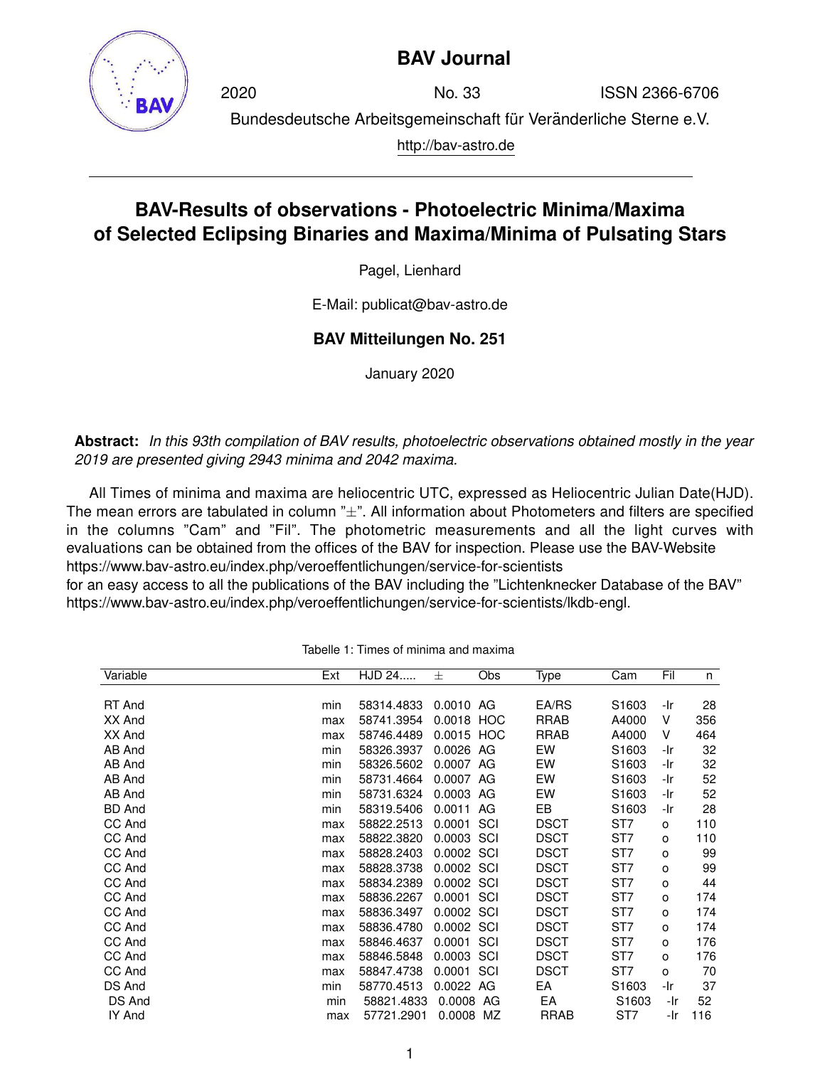# BAV Journal

2020 No. 33 ISSN 2366-6706

Bundesdeutsche Arbeitsgemeinschaft für Veränderliche Sterne e.V.

http://bav-astro.de

## BAV-Results of observations - Photoelectric Minima/Maxima of Selected Eclipsing Binaries and Maxima/Minima of Pulsating Stars

Pagel, Lienhard

E-Mail: publicat@bav-astro.de

**BAV Mitteilungen No. 251**

January 2020

**Abstract:** *In this 93th compilation of BAV results, photoelectric observations obtained mostly in the year 2019 are presented giving 2943 minima and 2042 maxima.*

All Times of minima and maxima are heliocentric UTC, expressed as Heliocentric Julian Date(HJD). The mean errors are tabulated in column "±". All information about Photometers and filters are specified in the columns "Cam" and "Fil". The photometric measurements and all the light curves with evaluations can be obtained from the offices of the BAV for inspection. Please use the BAV-Website https://www.bav-astro.eu/index.php/veroeffentlichungen/service-for-scientists for an easy access to all the publications of the BAV including the "Lichtenknecker Database of the BAV" https://www.bav-astro.eu/index.php/veroeffentlichungen/service-for-scientists/lkdb-engl.

Tabelle 1: Times of minima and maxima

| Variable | Ext | HJD 24..... | ± | Obs | Type | Cam | Fil | n |
|---|---|---|---|---|---|---|---|---|
| RT And | min | 58314.4833 | 0.0010 | AG | EA/RS | S1603 | -Ir | 28 |
| XX And | max | 58741.3954 | 0.0018 | HOC | RRAB | A4000 | V | 356 |
| XX And | max | 58746.4489 | 0.0015 | HOC | RRAB | A4000 | V | 464 |
| AB And | min | 58326.3937 | 0.0026 | AG | EW | S1603 | -Ir | 32 |
| AB And | min | 58326.5602 | 0.0007 | AG | EW | S1603 | -Ir | 32 |
| AB And | min | 58731.4664 | 0.0007 | AG | EW | S1603 | -Ir | 52 |
| AB And | min | 58731.6324 | 0.0003 | AG | EW | S1603 | -Ir | 52 |
| BD And | min | 58319.5406 | 0.0011 | AG | EB | S1603 | -Ir | 28 |
| CC And | max | 58822.2513 | 0.0001 | SCI | DSCT | ST7 | o | 110 |
| CC And | max | 58822.3820 | 0.0003 | SCI | DSCT | ST7 | o | 110 |
| CC And | max | 58828.2403 | 0.0002 | SCI | DSCT | ST7 | o | 99 |
| CC And | max | 58828.3738 | 0.0002 | SCI | DSCT | ST7 | o | 99 |
| CC And | max | 58834.2389 | 0.0002 | SCI | DSCT | ST7 | o | 44 |
| CC And | max | 58836.2267 | 0.0001 | SCI | DSCT | ST7 | o | 174 |
| CC And | max | 58836.3497 | 0.0002 | SCI | DSCT | ST7 | o | 174 |
| CC And | max | 58836.4780 | 0.0002 | SCI | DSCT | ST7 | o | 174 |
| CC And | max | 58846.4637 | 0.0001 | SCI | DSCT | ST7 | o | 176 |
| CC And | max | 58846.5848 | 0.0003 | SCI | DSCT | ST7 | o | 176 |
| CC And | max | 58847.4738 | 0.0001 | SCI | DSCT | ST7 | o | 70 |
| DS And | min | 58770.4513 | 0.0022 | AG | EA | S1603 | -Ir | 37 |
| DS And | min | 58821.4833 | 0.0008 | AG | EA | S1603 | -Ir | 52 |
| IY And | max | 57721.2901 | 0.0008 | MZ | RRAB | ST7 | -Ir | 116 |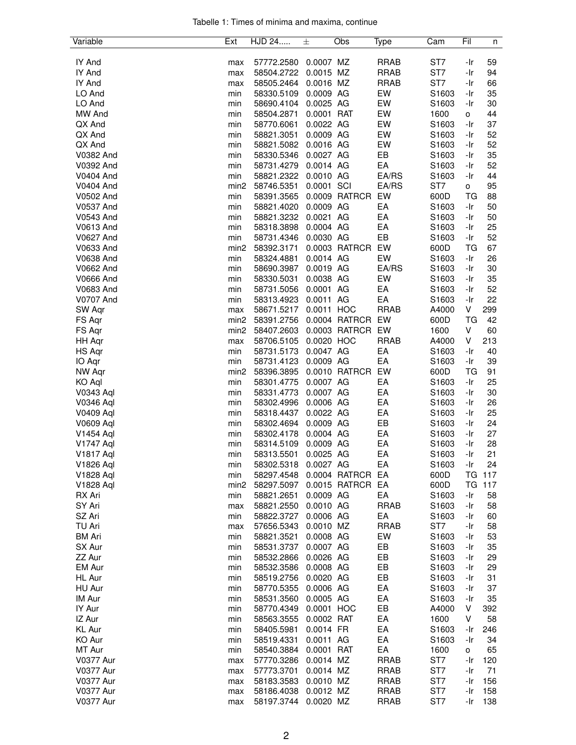Tabelle 1: Times of minima and maxima, continue

| Variable | Ext | HJD 24..... | ± | Obs | Type | Cam | Fil | n |
|---|---|---|---|---|---|---|---|---|
| IY And | max | 57772.2580 | 0.0007 | MZ | RRAB | ST7 | -Ir | 59 |
| IY And | max | 58504.2722 | 0.0015 | MZ | RRAB | ST7 | -Ir | 94 |
| IY And | max | 58505.2464 | 0.0016 | MZ | RRAB | ST7 | -Ir | 66 |
| LO And | min | 58330.5109 | 0.0009 | AG | EW | S1603 | -Ir | 35 |
| LO And | min | 58690.4104 | 0.0025 | AG | EW | S1603 | -Ir | 30 |
| MW And | min | 58504.2871 | 0.0001 | RAT | EW | 1600 | o | 44 |
| QX And | min | 58770.6061 | 0.0022 | AG | EW | S1603 | -Ir | 37 |
| QX And | min | 58821.3051 | 0.0009 | AG | EW | S1603 | -Ir | 52 |
| QX And | min | 58821.5082 | 0.0016 | AG | EW | S1603 | -Ir | 52 |
| V0382 And | min | 58330.5346 | 0.0027 | AG | EB | S1603 | -Ir | 35 |
| V0392 And | min | 58731.4279 | 0.0014 | AG | EA | S1603 | -Ir | 52 |
| V0404 And | min | 58821.2322 | 0.0010 | AG | EA/RS | S1603 | -Ir | 44 |
| V0404 And | min2 | 58746.5351 | 0.0001 | SCI | EA/RS | ST7 | o | 95 |
| V0502 And | min | 58391.3565 | 0.0009 | RATRCR | EW | 600D | TG | 88 |
| V0537 And | min | 58821.4020 | 0.0009 | AG | EA | S1603 | -Ir | 50 |
| V0543 And | min | 58821.3232 | 0.0021 | AG | EA | S1603 | -Ir | 50 |
| V0613 And | min | 58318.3898 | 0.0004 | AG | EA | S1603 | -Ir | 25 |
| V0627 And | min | 58731.4346 | 0.0030 | AG | EB | S1603 | -Ir | 52 |
| V0633 And | min2 | 58392.3171 | 0.0003 | RATRCR | EW | 600D | TG | 67 |
| V0638 And | min | 58324.4881 | 0.0014 | AG | EW | S1603 | -Ir | 26 |
| V0662 And | min | 58690.3987 | 0.0019 | AG | EA/RS | S1603 | -Ir | 30 |
| V0666 And | min | 58330.5031 | 0.0038 | AG | EW | S1603 | -Ir | 35 |
| V0683 And | min | 58731.5056 | 0.0001 | AG | EA | S1603 | -Ir | 52 |
| V0707 And | min | 58313.4923 | 0.0011 | AG | EA | S1603 | -Ir | 22 |
| SW Aqr | max | 58671.5217 | 0.0011 | HOC | RRAB | A4000 | V | 299 |
| FS Aqr | min2 | 58391.2756 | 0.0004 | RATRCR | EW | 600D | TG | 42 |
| FS Aqr | min2 | 58407.2603 | 0.0003 | RATRCR | EW | 1600 | V | 60 |
| HH Aqr | max | 58706.5105 | 0.0020 | HOC | RRAB | A4000 | V | 213 |
| HS Aqr | min | 58731.5173 | 0.0047 | AG | EA | S1603 | -Ir | 40 |
| IO Aqr | min | 58731.4123 | 0.0009 | AG | EA | S1603 | -Ir | 39 |
| NW Aqr | min2 | 58396.3895 | 0.0010 | RATRCR | EW | 600D | TG | 91 |
| KO Aql | min | 58301.4775 | 0.0007 | AG | EA | S1603 | -Ir | 25 |
| V0343 Aql | min | 58331.4773 | 0.0007 | AG | EA | S1603 | -Ir | 30 |
| V0346 Aql | min | 58302.4996 | 0.0006 | AG | EA | S1603 | -Ir | 26 |
| V0409 Aql | min | 58318.4437 | 0.0022 | AG | EA | S1603 | -Ir | 25 |
| V0609 Aql | min | 58302.4694 | 0.0009 | AG | EB | S1603 | -Ir | 24 |
| V1454 Aql | min | 58302.4178 | 0.0004 | AG | EA | S1603 | -Ir | 27 |
| V1747 Aql | min | 58314.5109 | 0.0009 | AG | EA | S1603 | -Ir | 28 |
| V1817 Aql | min | 58313.5501 | 0.0025 | AG | EA | S1603 | -Ir | 21 |
| V1826 Aql | min | 58302.5318 | 0.0027 | AG | EA | S1603 | -Ir | 24 |
| V1828 Aql | min | 58297.4548 | 0.0004 | RATRCR | EA | 600D | TG | 117 |
| V1828 Aql | min2 | 58297.5097 | 0.0015 | RATRCR | EA | 600D | TG | 117 |
| RX Ari | min | 58821.2651 | 0.0009 | AG | EA | S1603 | -Ir | 58 |
| SY Ari | max | 58821.2550 | 0.0010 | AG | RRAB | S1603 | -Ir | 58 |
| SZ Ari | min | 58822.3727 | 0.0006 | AG | EA | S1603 | -Ir | 60 |
| TU Ari | max | 57656.5343 | 0.0010 | MZ | RRAB | ST7 | -Ir | 58 |
| BM Ari | min | 58821.3521 | 0.0008 | AG | EW | S1603 | -Ir | 53 |
| SX Aur | min | 58531.3737 | 0.0007 | AG | EB | S1603 | -Ir | 35 |
| ZZ Aur | min | 58532.2866 | 0.0026 | AG | EB | S1603 | -Ir | 29 |
| EM Aur | min | 58532.3586 | 0.0008 | AG | EB | S1603 | -Ir | 29 |
| HL Aur | min | 58519.2756 | 0.0020 | AG | EB | S1603 | -Ir | 31 |
| HU Aur | min | 58770.5355 | 0.0006 | AG | EA | S1603 | -Ir | 37 |
| IM Aur | min | 58531.3560 | 0.0005 | AG | EA | S1603 | -Ir | 35 |
| IY Aur | min | 58770.4349 | 0.0001 | HOC | EB | A4000 | V | 392 |
| IZ Aur | min | 58563.3555 | 0.0002 | RAT | EA | 1600 | V | 58 |
| KL Aur | min | 58405.5981 | 0.0014 | FR | EA | S1603 | -Ir | 246 |
| KO Aur | min | 58519.4331 | 0.0011 | AG | EA | S1603 | -Ir | 34 |
| MT Aur | min | 58540.3884 | 0.0001 | RAT | EA | 1600 | o | 65 |
| V0377 Aur | max | 57770.3286 | 0.0014 | MZ | RRAB | ST7 | -Ir | 120 |
| V0377 Aur | max | 57773.3701 | 0.0014 | MZ | RRAB | ST7 | -Ir | 71 |
| V0377 Aur | max | 58183.3583 | 0.0010 | MZ | RRAB | ST7 | -Ir | 156 |
| V0377 Aur | max | 58186.4038 | 0.0012 | MZ | RRAB | ST7 | -Ir | 158 |
| V0377 Aur | max | 58197.3744 | 0.0020 | MZ | RRAB | ST7 | -Ir | 138 |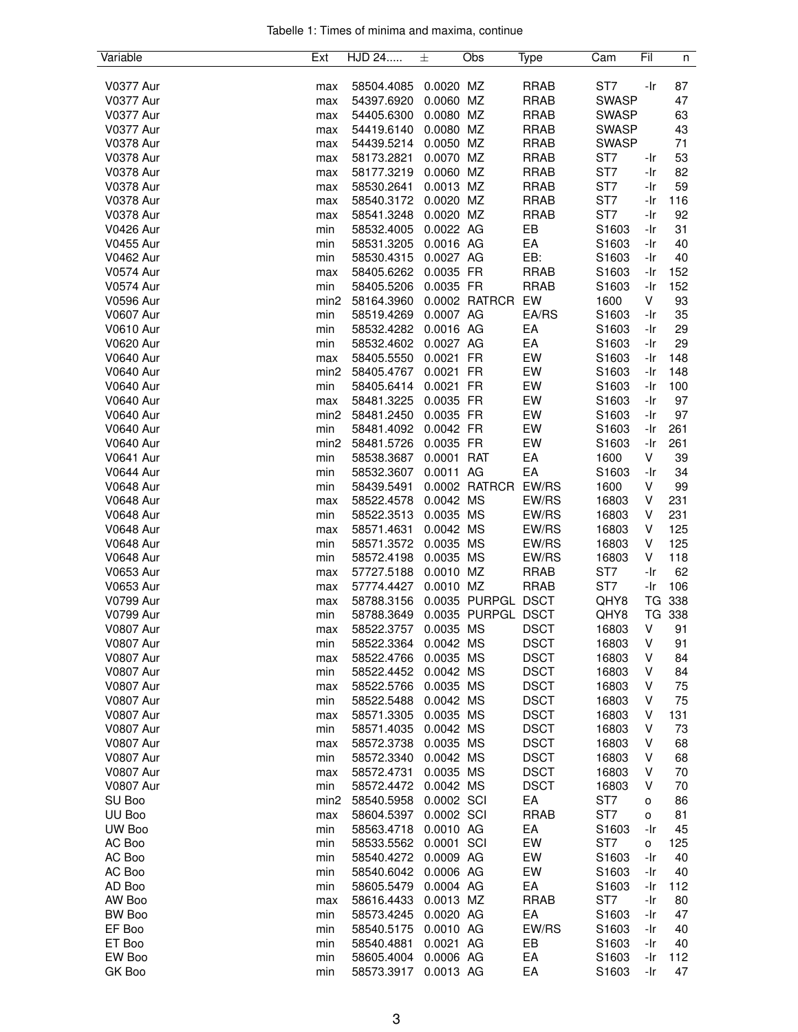Tabelle 1: Times of minima and maxima, continue

| Variable | Ext | HJD 24..... | ± | Obs | Type | Cam | Fil | n |
|---|---|---|---|---|---|---|---|---|
| V0377 Aur | max | 58504.4085 | 0.0020 | MZ | RRAB | ST7 | -Ir | 87 |
| V0377 Aur | max | 54397.6920 | 0.0060 | MZ | RRAB | SWASP | | 47 |
| V0377 Aur | max | 54405.6300 | 0.0080 | MZ | RRAB | SWASP | | 63 |
| V0377 Aur | max | 54419.6140 | 0.0080 | MZ | RRAB | SWASP | | 43 |
| V0378 Aur | max | 54439.5214 | 0.0050 | MZ | RRAB | SWASP | | 71 |
| V0378 Aur | max | 58173.2821 | 0.0070 | MZ | RRAB | ST7 | -Ir | 53 |
| V0378 Aur | max | 58177.3219 | 0.0060 | MZ | RRAB | ST7 | -Ir | 82 |
| V0378 Aur | max | 58530.2641 | 0.0013 | MZ | RRAB | ST7 | -Ir | 59 |
| V0378 Aur | max | 58540.3172 | 0.0020 | MZ | RRAB | ST7 | -Ir | 116 |
| V0378 Aur | max | 58541.3248 | 0.0020 | MZ | RRAB | ST7 | -Ir | 92 |
| V0426 Aur | min | 58532.4005 | 0.0022 | AG | EB | S1603 | -Ir | 31 |
| V0455 Aur | min | 58531.3205 | 0.0016 | AG | EA | S1603 | -Ir | 40 |
| V0462 Aur | min | 58530.4315 | 0.0027 | AG | EB: | S1603 | -Ir | 40 |
| V0574 Aur | max | 58405.6262 | 0.0035 | FR | RRAB | S1603 | -Ir | 152 |
| V0574 Aur | min | 58405.5206 | 0.0035 | FR | RRAB | S1603 | -Ir | 152 |
| V0596 Aur | min2 | 58164.3960 | 0.0002 | RATRCR | EW | 1600 | V | 93 |
| V0607 Aur | min | 58519.4269 | 0.0007 | AG | EA/RS | S1603 | -Ir | 35 |
| V0610 Aur | min | 58532.4282 | 0.0016 | AG | EA | S1603 | -Ir | 29 |
| V0620 Aur | min | 58532.4602 | 0.0027 | AG | EA | S1603 | -Ir | 29 |
| V0640 Aur | max | 58405.5550 | 0.0021 | FR | EW | S1603 | -Ir | 148 |
| V0640 Aur | min2 | 58405.4767 | 0.0021 | FR | EW | S1603 | -Ir | 148 |
| V0640 Aur | min | 58405.6414 | 0.0021 | FR | EW | S1603 | -Ir | 100 |
| V0640 Aur | max | 58481.3225 | 0.0035 | FR | EW | S1603 | -Ir | 97 |
| V0640 Aur | min2 | 58481.2450 | 0.0035 | FR | EW | S1603 | -Ir | 97 |
| V0640 Aur | min | 58481.4092 | 0.0042 | FR | EW | S1603 | -Ir | 261 |
| V0640 Aur | min2 | 58481.5726 | 0.0035 | FR | EW | S1603 | -Ir | 261 |
| V0641 Aur | min | 58538.3687 | 0.0001 | RAT | EA | 1600 | V | 39 |
| V0644 Aur | min | 58532.3607 | 0.0011 | AG | EA | S1603 | -Ir | 34 |
| V0648 Aur | min | 58439.5491 | 0.0002 | RATRCR | EW/RS | 1600 | V | 99 |
| V0648 Aur | max | 58522.4578 | 0.0042 | MS | EW/RS | 16803 | V | 231 |
| V0648 Aur | min | 58522.3513 | 0.0035 | MS | EW/RS | 16803 | V | 231 |
| V0648 Aur | max | 58571.4631 | 0.0042 | MS | EW/RS | 16803 | V | 125 |
| V0648 Aur | min | 58571.3572 | 0.0035 | MS | EW/RS | 16803 | V | 125 |
| V0648 Aur | min | 58572.4198 | 0.0035 | MS | EW/RS | 16803 | V | 118 |
| V0653 Aur | max | 57727.5188 | 0.0010 | MZ | RRAB | ST7 | -Ir | 62 |
| V0653 Aur | max | 57774.4427 | 0.0010 | MZ | RRAB | ST7 | -Ir | 106 |
| V0799 Aur | max | 58788.3156 | 0.0035 | PURPGL | DSCT | QHY8 | TG | 338 |
| V0799 Aur | min | 58788.3649 | 0.0035 | PURPGL | DSCT | QHY8 | TG | 338 |
| V0807 Aur | max | 58522.3757 | 0.0035 | MS | DSCT | 16803 | V | 91 |
| V0807 Aur | min | 58522.3364 | 0.0042 | MS | DSCT | 16803 | V | 91 |
| V0807 Aur | max | 58522.4766 | 0.0035 | MS | DSCT | 16803 | V | 84 |
| V0807 Aur | min | 58522.4452 | 0.0042 | MS | DSCT | 16803 | V | 84 |
| V0807 Aur | max | 58522.5766 | 0.0035 | MS | DSCT | 16803 | V | 75 |
| V0807 Aur | min | 58522.5488 | 0.0042 | MS | DSCT | 16803 | V | 75 |
| V0807 Aur | max | 58571.3305 | 0.0035 | MS | DSCT | 16803 | V | 131 |
| V0807 Aur | min | 58571.4035 | 0.0042 | MS | DSCT | 16803 | V | 73 |
| V0807 Aur | max | 58572.3738 | 0.0035 | MS | DSCT | 16803 | V | 68 |
| V0807 Aur | min | 58572.3340 | 0.0042 | MS | DSCT | 16803 | V | 68 |
| V0807 Aur | max | 58572.4731 | 0.0035 | MS | DSCT | 16803 | V | 70 |
| V0807 Aur | min | 58572.4472 | 0.0042 | MS | DSCT | 16803 | V | 70 |
| SU Boo | min2 | 58540.5958 | 0.0002 | SCI | EA | ST7 | o | 86 |
| UU Boo | max | 58604.5397 | 0.0002 | SCI | RRAB | ST7 | o | 81 |
| UW Boo | min | 58563.4718 | 0.0010 | AG | EA | S1603 | -Ir | 45 |
| AC Boo | min | 58533.5562 | 0.0001 | SCI | EW | ST7 | o | 125 |
| AC Boo | min | 58540.4272 | 0.0009 | AG | EW | S1603 | -Ir | 40 |
| AC Boo | min | 58540.6042 | 0.0006 | AG | EW | S1603 | -Ir | 40 |
| AD Boo | min | 58605.5479 | 0.0004 | AG | EA | S1603 | -Ir | 112 |
| AW Boo | max | 58616.4433 | 0.0013 | MZ | RRAB | ST7 | -Ir | 80 |
| BW Boo | min | 58573.4245 | 0.0020 | AG | EA | S1603 | -Ir | 47 |
| EF Boo | min | 58540.5175 | 0.0010 | AG | EW/RS | S1603 | -Ir | 40 |
| ET Boo | min | 58540.4881 | 0.0021 | AG | EB | S1603 | -Ir | 40 |
| EW Boo | min | 58605.4004 | 0.0006 | AG | EA | S1603 | -Ir | 112 |
| GK Boo | min | 58573.3917 | 0.0013 | AG | EA | S1603 | -Ir | 47 |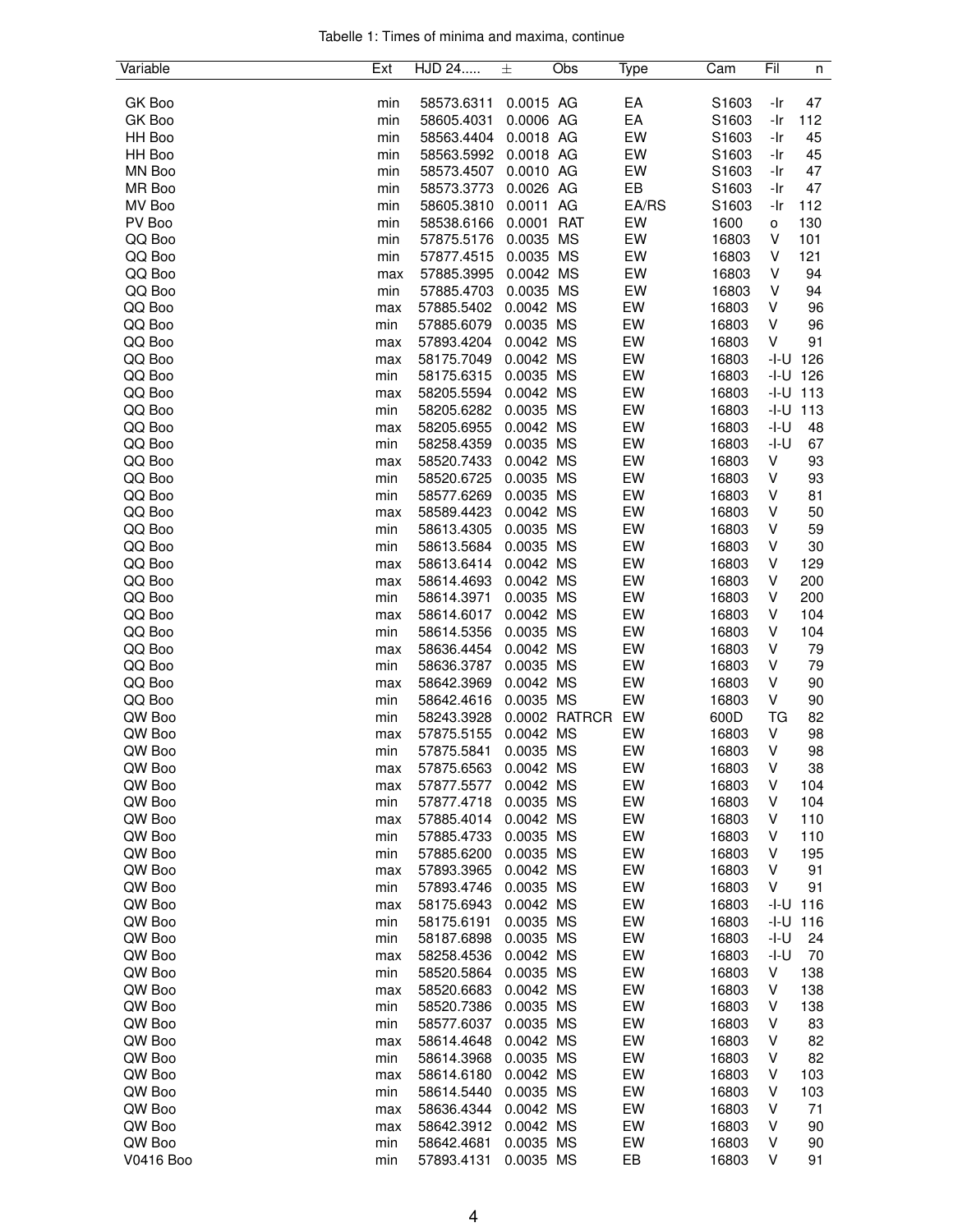Tabelle 1: Times of minima and maxima, continue

| Variable | Ext | HJD 24..... | ± | Obs | Type | Cam | Fil | n |
|---|---|---|---|---|---|---|---|---|
| GK Boo | min | 58573.6311 | 0.0015 | AG | EA | S1603 | -Ir | 47 |
| GK Boo | min | 58605.4031 | 0.0006 | AG | EA | S1603 | -Ir | 112 |
| HH Boo | min | 58563.4404 | 0.0018 | AG | EW | S1603 | -Ir | 45 |
| HH Boo | min | 58563.5992 | 0.0018 | AG | EW | S1603 | -Ir | 45 |
| MN Boo | min | 58573.4507 | 0.0010 | AG | EW | S1603 | -Ir | 47 |
| MR Boo | min | 58573.3773 | 0.0026 | AG | EB | S1603 | -Ir | 47 |
| MV Boo | min | 58605.3810 | 0.0011 | AG | EA/RS | S1603 | -Ir | 112 |
| PV Boo | min | 58538.6166 | 0.0001 | RAT | EW | 1600 | o | 130 |
| QQ Boo | min | 57875.5176 | 0.0035 | MS | EW | 16803 | V | 101 |
| QQ Boo | min | 57877.4515 | 0.0035 | MS | EW | 16803 | V | 121 |
| QQ Boo | max | 57885.3995 | 0.0042 | MS | EW | 16803 | V | 94 |
| QQ Boo | min | 57885.4703 | 0.0035 | MS | EW | 16803 | V | 94 |
| QQ Boo | max | 57885.5402 | 0.0042 | MS | EW | 16803 | V | 96 |
| QQ Boo | min | 57885.6079 | 0.0035 | MS | EW | 16803 | V | 96 |
| QQ Boo | max | 57893.4204 | 0.0042 | MS | EW | 16803 | V | 91 |
| QQ Boo | max | 58175.7049 | 0.0042 | MS | EW | 16803 | -I-U | 126 |
| QQ Boo | min | 58175.6315 | 0.0035 | MS | EW | 16803 | -I-U | 126 |
| QQ Boo | max | 58205.5594 | 0.0042 | MS | EW | 16803 | -I-U | 113 |
| QQ Boo | min | 58205.6282 | 0.0035 | MS | EW | 16803 | -I-U | 113 |
| QQ Boo | max | 58205.6955 | 0.0042 | MS | EW | 16803 | -I-U | 48 |
| QQ Boo | min | 58258.4359 | 0.0035 | MS | EW | 16803 | -I-U | 67 |
| QQ Boo | max | 58520.7433 | 0.0042 | MS | EW | 16803 | V | 93 |
| QQ Boo | min | 58520.6725 | 0.0035 | MS | EW | 16803 | V | 93 |
| QQ Boo | min | 58577.6269 | 0.0035 | MS | EW | 16803 | V | 81 |
| QQ Boo | max | 58589.4423 | 0.0042 | MS | EW | 16803 | V | 50 |
| QQ Boo | min | 58613.4305 | 0.0035 | MS | EW | 16803 | V | 59 |
| QQ Boo | min | 58613.5684 | 0.0035 | MS | EW | 16803 | V | 30 |
| QQ Boo | max | 58613.6414 | 0.0042 | MS | EW | 16803 | V | 129 |
| QQ Boo | max | 58614.4693 | 0.0042 | MS | EW | 16803 | V | 200 |
| QQ Boo | min | 58614.3971 | 0.0035 | MS | EW | 16803 | V | 200 |
| QQ Boo | max | 58614.6017 | 0.0042 | MS | EW | 16803 | V | 104 |
| QQ Boo | min | 58614.5356 | 0.0035 | MS | EW | 16803 | V | 104 |
| QQ Boo | max | 58636.4454 | 0.0042 | MS | EW | 16803 | V | 79 |
| QQ Boo | min | 58636.3787 | 0.0035 | MS | EW | 16803 | V | 79 |
| QQ Boo | max | 58642.3969 | 0.0042 | MS | EW | 16803 | V | 90 |
| QQ Boo | min | 58642.4616 | 0.0035 | MS | EW | 16803 | V | 90 |
| QW Boo | min | 58243.3928 | 0.0002 | RATRCR | EW | 600D | TG | 82 |
| QW Boo | max | 57875.5155 | 0.0042 | MS | EW | 16803 | V | 98 |
| QW Boo | min | 57875.5841 | 0.0035 | MS | EW | 16803 | V | 98 |
| QW Boo | max | 57875.6563 | 0.0042 | MS | EW | 16803 | V | 38 |
| QW Boo | max | 57877.5577 | 0.0042 | MS | EW | 16803 | V | 104 |
| QW Boo | min | 57877.4718 | 0.0035 | MS | EW | 16803 | V | 104 |
| QW Boo | max | 57885.4014 | 0.0042 | MS | EW | 16803 | V | 110 |
| QW Boo | min | 57885.4733 | 0.0035 | MS | EW | 16803 | V | 110 |
| QW Boo | min | 57885.6200 | 0.0035 | MS | EW | 16803 | V | 195 |
| QW Boo | max | 57893.3965 | 0.0042 | MS | EW | 16803 | V | 91 |
| QW Boo | min | 57893.4746 | 0.0035 | MS | EW | 16803 | V | 91 |
| QW Boo | max | 58175.6943 | 0.0042 | MS | EW | 16803 | -I-U | 116 |
| QW Boo | min | 58175.6191 | 0.0035 | MS | EW | 16803 | -I-U | 116 |
| QW Boo | min | 58187.6898 | 0.0035 | MS | EW | 16803 | -I-U | 24 |
| QW Boo | max | 58258.4536 | 0.0042 | MS | EW | 16803 | -I-U | 70 |
| QW Boo | min | 58520.5864 | 0.0035 | MS | EW | 16803 | V | 138 |
| QW Boo | max | 58520.6683 | 0.0042 | MS | EW | 16803 | V | 138 |
| QW Boo | min | 58520.7386 | 0.0035 | MS | EW | 16803 | V | 138 |
| QW Boo | min | 58577.6037 | 0.0035 | MS | EW | 16803 | V | 83 |
| QW Boo | max | 58614.4648 | 0.0042 | MS | EW | 16803 | V | 82 |
| QW Boo | min | 58614.3968 | 0.0035 | MS | EW | 16803 | V | 82 |
| QW Boo | max | 58614.6180 | 0.0042 | MS | EW | 16803 | V | 103 |
| QW Boo | min | 58614.5440 | 0.0035 | MS | EW | 16803 | V | 103 |
| QW Boo | max | 58636.4344 | 0.0042 | MS | EW | 16803 | V | 71 |
| QW Boo | max | 58642.3912 | 0.0042 | MS | EW | 16803 | V | 90 |
| QW Boo | min | 58642.4681 | 0.0035 | MS | EW | 16803 | V | 90 |
| V0416 Boo | min | 57893.4131 | 0.0035 | MS | EB | 16803 | V | 91 |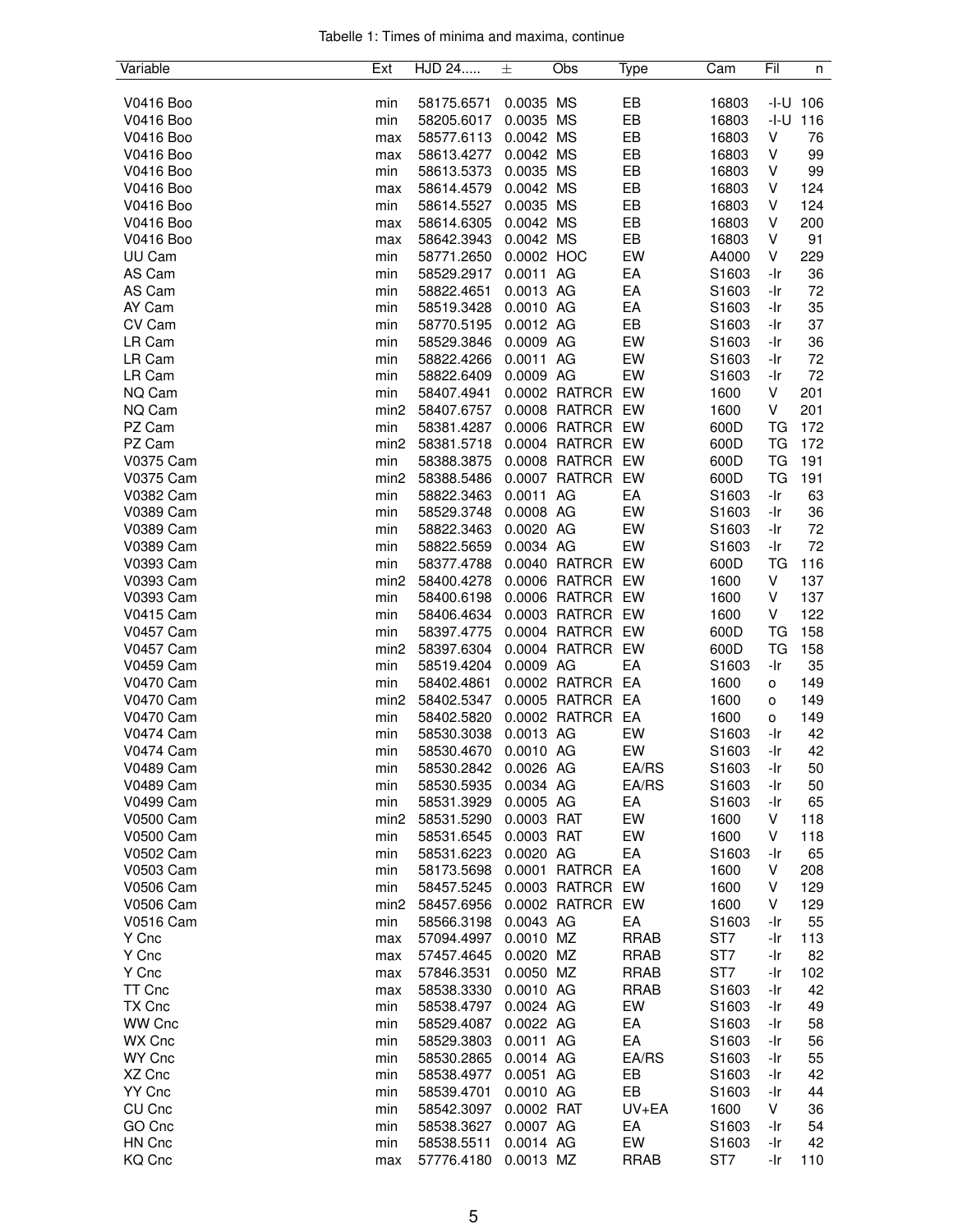Tabelle 1: Times of minima and maxima, continue

| Variable | Ext | HJD 24..... | ± | Obs | Type | Cam | Fil | n |
|---|---|---|---|---|---|---|---|---|
| V0416 Boo | min | 58175.6571 | 0.0035 | MS | EB | 16803 | -I-U | 106 |
| V0416 Boo | min | 58205.6017 | 0.0035 | MS | EB | 16803 | -I-U | 116 |
| V0416 Boo | max | 58577.6113 | 0.0042 | MS | EB | 16803 | V | 76 |
| V0416 Boo | max | 58613.4277 | 0.0042 | MS | EB | 16803 | V | 99 |
| V0416 Boo | min | 58613.5373 | 0.0035 | MS | EB | 16803 | V | 99 |
| V0416 Boo | max | 58614.4579 | 0.0042 | MS | EB | 16803 | V | 124 |
| V0416 Boo | min | 58614.5527 | 0.0035 | MS | EB | 16803 | V | 124 |
| V0416 Boo | max | 58614.6305 | 0.0042 | MS | EB | 16803 | V | 200 |
| V0416 Boo | max | 58642.3943 | 0.0042 | MS | EB | 16803 | V | 91 |
| UU Cam | min | 58771.2650 | 0.0002 | HOC | EW | A4000 | V | 229 |
| AS Cam | min | 58529.2917 | 0.0011 | AG | EA | S1603 | -Ir | 36 |
| AS Cam | min | 58822.4651 | 0.0013 | AG | EA | S1603 | -Ir | 72 |
| AY Cam | min | 58519.3428 | 0.0010 | AG | EA | S1603 | -Ir | 35 |
| CV Cam | min | 58770.5195 | 0.0012 | AG | EB | S1603 | -Ir | 37 |
| LR Cam | min | 58529.3846 | 0.0009 | AG | EW | S1603 | -Ir | 36 |
| LR Cam | min | 58822.4266 | 0.0011 | AG | EW | S1603 | -Ir | 72 |
| LR Cam | min | 58822.6409 | 0.0009 | AG | EW | S1603 | -Ir | 72 |
| NQ Cam | min | 58407.4941 | 0.0002 | RATRCR | EW | 1600 | V | 201 |
| NQ Cam | min2 | 58407.6757 | 0.0008 | RATRCR | EW | 1600 | V | 201 |
| PZ Cam | min | 58381.4287 | 0.0006 | RATRCR | EW | 600D | TG | 172 |
| PZ Cam | min2 | 58381.5718 | 0.0004 | RATRCR | EW | 600D | TG | 172 |
| V0375 Cam | min | 58388.3875 | 0.0008 | RATRCR | EW | 600D | TG | 191 |
| V0375 Cam | min2 | 58388.5486 | 0.0007 | RATRCR | EW | 600D | TG | 191 |
| V0382 Cam | min | 58822.3463 | 0.0011 | AG | EA | S1603 | -Ir | 63 |
| V0389 Cam | min | 58529.3748 | 0.0008 | AG | EW | S1603 | -Ir | 36 |
| V0389 Cam | min | 58822.3463 | 0.0020 | AG | EW | S1603 | -Ir | 72 |
| V0389 Cam | min | 58822.5659 | 0.0034 | AG | EW | S1603 | -Ir | 72 |
| V0393 Cam | min | 58377.4788 | 0.0040 | RATRCR | EW | 600D | TG | 116 |
| V0393 Cam | min2 | 58400.4278 | 0.0006 | RATRCR | EW | 1600 | V | 137 |
| V0393 Cam | min | 58400.6198 | 0.0006 | RATRCR | EW | 1600 | V | 137 |
| V0415 Cam | min | 58406.4634 | 0.0003 | RATRCR | EW | 1600 | V | 122 |
| V0457 Cam | min | 58397.4775 | 0.0004 | RATRCR | EW | 600D | TG | 158 |
| V0457 Cam | min2 | 58397.6304 | 0.0004 | RATRCR | EW | 600D | TG | 158 |
| V0459 Cam | min | 58519.4204 | 0.0009 | AG | EA | S1603 | -Ir | 35 |
| V0470 Cam | min | 58402.4861 | 0.0002 | RATRCR | EA | 1600 | o | 149 |
| V0470 Cam | min2 | 58402.5347 | 0.0005 | RATRCR | EA | 1600 | o | 149 |
| V0470 Cam | min | 58402.5820 | 0.0002 | RATRCR | EA | 1600 | o | 149 |
| V0474 Cam | min | 58530.3038 | 0.0013 | AG | EW | S1603 | -Ir | 42 |
| V0474 Cam | min | 58530.4670 | 0.0010 | AG | EW | S1603 | -Ir | 42 |
| V0489 Cam | min | 58530.2842 | 0.0026 | AG | EA/RS | S1603 | -Ir | 50 |
| V0489 Cam | min | 58530.5935 | 0.0034 | AG | EA/RS | S1603 | -Ir | 50 |
| V0499 Cam | min | 58531.3929 | 0.0005 | AG | EA | S1603 | -Ir | 65 |
| V0500 Cam | min2 | 58531.5290 | 0.0003 | RAT | EW | 1600 | V | 118 |
| V0500 Cam | min | 58531.6545 | 0.0003 | RAT | EW | 1600 | V | 118 |
| V0502 Cam | min | 58531.6223 | 0.0020 | AG | EA | S1603 | -Ir | 65 |
| V0503 Cam | min | 58173.5698 | 0.0001 | RATRCR | EA | 1600 | V | 208 |
| V0506 Cam | min | 58457.5245 | 0.0003 | RATRCR | EW | 1600 | V | 129 |
| V0506 Cam | min2 | 58457.6956 | 0.0002 | RATRCR | EW | 1600 | V | 129 |
| V0516 Cam | min | 58566.3198 | 0.0043 | AG | EA | S1603 | -Ir | 55 |
| Y Cnc | max | 57094.4997 | 0.0010 | MZ | RRAB | ST7 | -Ir | 113 |
| Y Cnc | max | 57457.4645 | 0.0020 | MZ | RRAB | ST7 | -Ir | 82 |
| Y Cnc | max | 57846.3531 | 0.0050 | MZ | RRAB | ST7 | -Ir | 102 |
| TT Cnc | max | 58538.3330 | 0.0010 | AG | RRAB | S1603 | -Ir | 42 |
| TX Cnc | min | 58538.4797 | 0.0024 | AG | EW | S1603 | -Ir | 49 |
| WW Cnc | min | 58529.4087 | 0.0022 | AG | EA | S1603 | -Ir | 58 |
| WX Cnc | min | 58529.3803 | 0.0011 | AG | EA | S1603 | -Ir | 56 |
| WY Cnc | min | 58530.2865 | 0.0014 | AG | EA/RS | S1603 | -Ir | 55 |
| XZ Cnc | min | 58538.4977 | 0.0051 | AG | EB | S1603 | -Ir | 42 |
| YY Cnc | min | 58539.4701 | 0.0010 | AG | EB | S1603 | -Ir | 44 |
| CU Cnc | min | 58542.3097 | 0.0002 | RAT | UV+EA | 1600 | V | 36 |
| GO Cnc | min | 58538.3627 | 0.0007 | AG | EA | S1603 | -Ir | 54 |
| HN Cnc | min | 58538.5511 | 0.0014 | AG | EW | S1603 | -Ir | 42 |
| KQ Cnc | max | 57776.4180 | 0.0013 | MZ | RRAB | ST7 | -Ir | 110 |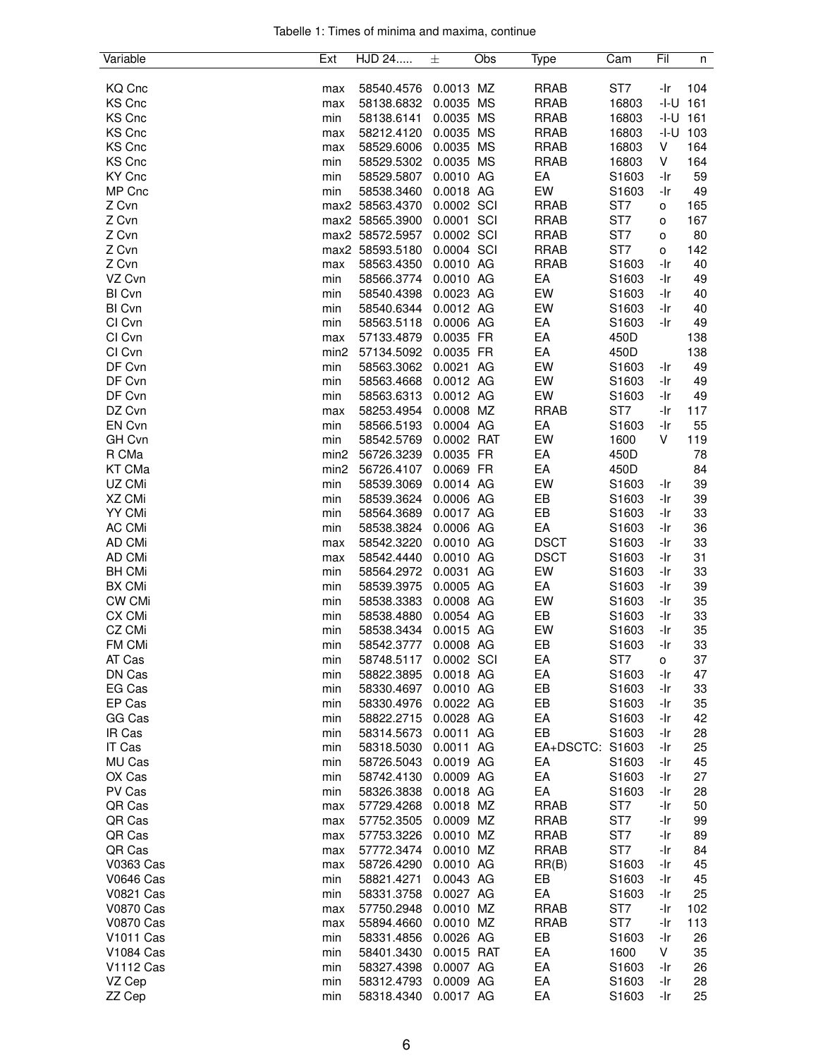Tabelle 1: Times of minima and maxima, continue

| Variable | Ext | HJD 24..... | ± | Obs | Type | Cam | Fil | n |
|---|---|---|---|---|---|---|---|---|
| KQ Cnc | max | 58540.4576 | 0.0013 | MZ | RRAB | ST7 | -Ir | 104 |
| KS Cnc | max | 58138.6832 | 0.0035 | MS | RRAB | 16803 | -I-U | 161 |
| KS Cnc | min | 58138.6141 | 0.0035 | MS | RRAB | 16803 | -I-U | 161 |
| KS Cnc | max | 58212.4120 | 0.0035 | MS | RRAB | 16803 | -I-U | 103 |
| KS Cnc | max | 58529.6006 | 0.0035 | MS | RRAB | 16803 | V | 164 |
| KS Cnc | min | 58529.5302 | 0.0035 | MS | RRAB | 16803 | V | 164 |
| KY Cnc | min | 58529.5807 | 0.0010 | AG | EA | S1603 | -Ir | 59 |
| MP Cnc | min | 58538.3460 | 0.0018 | AG | EW | S1603 | -Ir | 49 |
| Z Cvn | max2 | 58563.4370 | 0.0002 | SCI | RRAB | ST7 | o | 165 |
| Z Cvn | max2 | 58565.3900 | 0.0001 | SCI | RRAB | ST7 | o | 167 |
| Z Cvn | max2 | 58572.5957 | 0.0002 | SCI | RRAB | ST7 | o | 80 |
| Z Cvn | max2 | 58593.5180 | 0.0004 | SCI | RRAB | ST7 | o | 142 |
| Z Cvn | max | 58563.4350 | 0.0010 | AG | RRAB | S1603 | -Ir | 40 |
| VZ Cvn | min | 58566.3774 | 0.0010 | AG | EA | S1603 | -Ir | 49 |
| BI Cvn | min | 58540.4398 | 0.0023 | AG | EW | S1603 | -Ir | 40 |
| BI Cvn | min | 58540.6344 | 0.0012 | AG | EW | S1603 | -Ir | 40 |
| CI Cvn | min | 58563.5118 | 0.0006 | AG | EA | S1603 | -Ir | 49 |
| CI Cvn | max | 57133.4879 | 0.0035 | FR | EA | 450D | | 138 |
| CI Cvn | min2 | 57134.5092 | 0.0035 | FR | EA | 450D | | 138 |
| DF Cvn | min | 58563.3062 | 0.0021 | AG | EW | S1603 | -Ir | 49 |
| DF Cvn | min | 58563.4668 | 0.0012 | AG | EW | S1603 | -Ir | 49 |
| DF Cvn | min | 58563.6313 | 0.0012 | AG | EW | S1603 | -Ir | 49 |
| DZ Cvn | max | 58253.4954 | 0.0008 | MZ | RRAB | ST7 | -Ir | 117 |
| EN Cvn | min | 58566.5193 | 0.0004 | AG | EA | S1603 | -Ir | 55 |
| GH Cvn | min | 58542.5769 | 0.0002 | RAT | EW | 1600 | V | 119 |
| R CMa | min2 | 56726.3239 | 0.0035 | FR | EA | 450D | | 78 |
| KT CMa | min2 | 56726.4107 | 0.0069 | FR | EA | 450D | | 84 |
| UZ CMi | min | 58539.3069 | 0.0014 | AG | EW | S1603 | -Ir | 39 |
| XZ CMi | min | 58539.3624 | 0.0006 | AG | EB | S1603 | -Ir | 39 |
| YY CMi | min | 58564.3689 | 0.0017 | AG | EB | S1603 | -Ir | 33 |
| AC CMi | min | 58538.3824 | 0.0006 | AG | EA | S1603 | -Ir | 36 |
| AD CMi | max | 58542.3220 | 0.0010 | AG | DSCT | S1603 | -Ir | 33 |
| AD CMi | max | 58542.4440 | 0.0010 | AG | DSCT | S1603 | -Ir | 31 |
| BH CMi | min | 58564.2972 | 0.0031 | AG | EW | S1603 | -Ir | 33 |
| BX CMi | min | 58539.3975 | 0.0005 | AG | EA | S1603 | -Ir | 39 |
| CW CMi | min | 58538.3383 | 0.0008 | AG | EW | S1603 | -Ir | 35 |
| CX CMi | min | 58538.4880 | 0.0054 | AG | EB | S1603 | -Ir | 33 |
| CZ CMi | min | 58538.3434 | 0.0015 | AG | EW | S1603 | -Ir | 35 |
| FM CMi | min | 58542.3777 | 0.0008 | AG | EB | S1603 | -Ir | 33 |
| AT Cas | min | 58748.5117 | 0.0002 | SCI | EA | ST7 | o | 37 |
| DN Cas | min | 58822.3895 | 0.0018 | AG | EA | S1603 | -Ir | 47 |
| EG Cas | min | 58330.4697 | 0.0010 | AG | EB | S1603 | -Ir | 33 |
| EP Cas | min | 58330.4976 | 0.0022 | AG | EB | S1603 | -Ir | 35 |
| GG Cas | min | 58822.2715 | 0.0028 | AG | EA | S1603 | -Ir | 42 |
| IR Cas | min | 58314.5673 | 0.0011 | AG | EB | S1603 | -Ir | 28 |
| IT Cas | min | 58318.5030 | 0.0011 | AG | EA+DSCTC: | S1603 | -Ir | 25 |
| MU Cas | min | 58726.5043 | 0.0019 | AG | EA | S1603 | -Ir | 45 |
| OX Cas | min | 58742.4130 | 0.0009 | AG | EA | S1603 | -Ir | 27 |
| PV Cas | min | 58326.3838 | 0.0018 | AG | EA | S1603 | -Ir | 28 |
| QR Cas | max | 57729.4268 | 0.0018 | MZ | RRAB | ST7 | -Ir | 50 |
| QR Cas | max | 57752.3505 | 0.0009 | MZ | RRAB | ST7 | -Ir | 99 |
| QR Cas | max | 57753.3226 | 0.0010 | MZ | RRAB | ST7 | -Ir | 89 |
| QR Cas | max | 57772.3474 | 0.0010 | MZ | RRAB | ST7 | -Ir | 84 |
| V0363 Cas | max | 58726.4290 | 0.0010 | AG | RR(B) | S1603 | -Ir | 45 |
| V0646 Cas | min | 58821.4271 | 0.0043 | AG | EB | S1603 | -Ir | 45 |
| V0821 Cas | min | 58331.3758 | 0.0027 | AG | EA | S1603 | -Ir | 25 |
| V0870 Cas | max | 57750.2948 | 0.0010 | MZ | RRAB | ST7 | -Ir | 102 |
| V0870 Cas | max | 55894.4660 | 0.0010 | MZ | RRAB | ST7 | -Ir | 113 |
| V1011 Cas | min | 58331.4856 | 0.0026 | AG | EB | S1603 | -Ir | 26 |
| V1084 Cas | min | 58401.3430 | 0.0015 | RAT | EA | 1600 | V | 35 |
| V1112 Cas | min | 58327.4398 | 0.0007 | AG | EA | S1603 | -Ir | 26 |
| VZ Cep | min | 58312.4793 | 0.0009 | AG | EA | S1603 | -Ir | 28 |
| ZZ Cep | min | 58318.4340 | 0.0017 | AG | EA | S1603 | -Ir | 25 |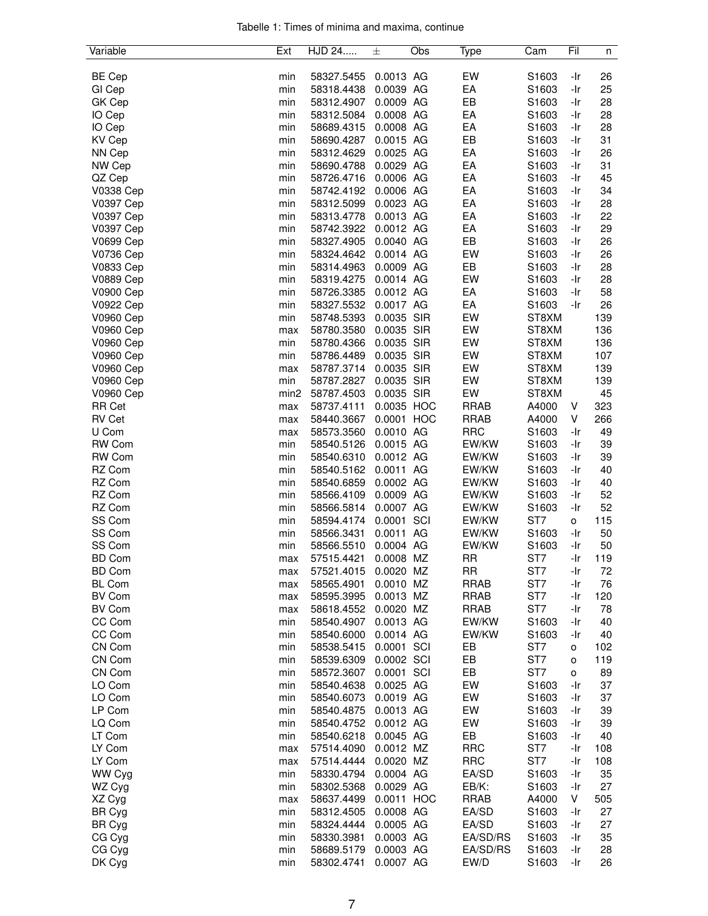Tabelle 1: Times of minima and maxima, continue

| Variable | Ext | HJD 24..... | ± | Obs | Type | Cam | Fil | n |
|---|---|---|---|---|---|---|---|---|
| BE Cep | min | 58327.5455 | 0.0013 | AG | EW | S1603 | -Ir | 26 |
| GI Cep | min | 58318.4438 | 0.0039 | AG | EA | S1603 | -Ir | 25 |
| GK Cep | min | 58312.4907 | 0.0009 | AG | EB | S1603 | -Ir | 28 |
| IO Cep | min | 58312.5084 | 0.0008 | AG | EA | S1603 | -Ir | 28 |
| IO Cep | min | 58689.4315 | 0.0008 | AG | EA | S1603 | -Ir | 28 |
| KV Cep | min | 58690.4287 | 0.0015 | AG | EB | S1603 | -Ir | 31 |
| NN Cep | min | 58312.4629 | 0.0025 | AG | EA | S1603 | -Ir | 26 |
| NW Cep | min | 58690.4788 | 0.0029 | AG | EA | S1603 | -Ir | 31 |
| QZ Cep | min | 58726.4716 | 0.0006 | AG | EA | S1603 | -Ir | 45 |
| V0338 Cep | min | 58742.4192 | 0.0006 | AG | EA | S1603 | -Ir | 34 |
| V0397 Cep | min | 58312.5099 | 0.0023 | AG | EA | S1603 | -Ir | 28 |
| V0397 Cep | min | 58313.4778 | 0.0013 | AG | EA | S1603 | -Ir | 22 |
| V0397 Cep | min | 58742.3922 | 0.0012 | AG | EA | S1603 | -Ir | 29 |
| V0699 Cep | min | 58327.4905 | 0.0040 | AG | EB | S1603 | -Ir | 26 |
| V0736 Cep | min | 58324.4642 | 0.0014 | AG | EW | S1603 | -Ir | 26 |
| V0833 Cep | min | 58314.4963 | 0.0009 | AG | EB | S1603 | -Ir | 28 |
| V0889 Cep | min | 58319.4275 | 0.0014 | AG | EW | S1603 | -Ir | 28 |
| V0900 Cep | min | 58726.3385 | 0.0012 | AG | EA | S1603 | -Ir | 58 |
| V0922 Cep | min | 58327.5532 | 0.0017 | AG | EA | S1603 | -Ir | 26 |
| V0960 Cep | min | 58748.5393 | 0.0035 | SIR | EW | ST8XM | | 139 |
| V0960 Cep | max | 58780.3580 | 0.0035 | SIR | EW | ST8XM | | 136 |
| V0960 Cep | min | 58780.4366 | 0.0035 | SIR | EW | ST8XM | | 136 |
| V0960 Cep | min | 58786.4489 | 0.0035 | SIR | EW | ST8XM | | 107 |
| V0960 Cep | max | 58787.3714 | 0.0035 | SIR | EW | ST8XM | | 139 |
| V0960 Cep | min | 58787.2827 | 0.0035 | SIR | EW | ST8XM | | 139 |
| V0960 Cep | min2 | 58787.4503 | 0.0035 | SIR | EW | ST8XM | | 45 |
| RR Cet | max | 58737.4111 | 0.0035 | HOC | RRAB | A4000 | V | 323 |
| RV Cet | max | 58440.3667 | 0.0001 | HOC | RRAB | A4000 | V | 266 |
| U Com | max | 58573.3560 | 0.0010 | AG | RRC | S1603 | -Ir | 49 |
| RW Com | min | 58540.5126 | 0.0015 | AG | EW/KW | S1603 | -Ir | 39 |
| RW Com | min | 58540.6310 | 0.0012 | AG | EW/KW | S1603 | -Ir | 39 |
| RZ Com | min | 58540.5162 | 0.0011 | AG | EW/KW | S1603 | -Ir | 40 |
| RZ Com | min | 58540.6859 | 0.0002 | AG | EW/KW | S1603 | -Ir | 40 |
| RZ Com | min | 58566.4109 | 0.0009 | AG | EW/KW | S1603 | -Ir | 52 |
| RZ Com | min | 58566.5814 | 0.0007 | AG | EW/KW | S1603 | -Ir | 52 |
| SS Com | min | 58594.4174 | 0.0001 | SCI | EW/KW | ST7 | o | 115 |
| SS Com | min | 58566.3431 | 0.0011 | AG | EW/KW | S1603 | -Ir | 50 |
| SS Com | min | 58566.5510 | 0.0004 | AG | EW/KW | S1603 | -Ir | 50 |
| BD Com | max | 57515.4421 | 0.0008 | MZ | RR | ST7 | -Ir | 119 |
| BD Com | max | 57521.4015 | 0.0020 | MZ | RR | ST7 | -Ir | 72 |
| BL Com | max | 58565.4901 | 0.0010 | MZ | RRAB | ST7 | -Ir | 76 |
| BV Com | max | 58595.3995 | 0.0013 | MZ | RRAB | ST7 | -Ir | 120 |
| BV Com | max | 58618.4552 | 0.0020 | MZ | RRAB | ST7 | -Ir | 78 |
| CC Com | min | 58540.4907 | 0.0013 | AG | EW/KW | S1603 | -Ir | 40 |
| CC Com | min | 58540.6000 | 0.0014 | AG | EW/KW | S1603 | -Ir | 40 |
| CN Com | min | 58538.5415 | 0.0001 | SCI | EB | ST7 | o | 102 |
| CN Com | min | 58539.6309 | 0.0002 | SCI | EB | ST7 | o | 119 |
| CN Com | min | 58572.3607 | 0.0001 | SCI | EB | ST7 | o | 89 |
| LO Com | min | 58540.4638 | 0.0025 | AG | EW | S1603 | -Ir | 37 |
| LO Com | min | 58540.6073 | 0.0019 | AG | EW | S1603 | -Ir | 37 |
| LP Com | min | 58540.4875 | 0.0013 | AG | EW | S1603 | -Ir | 39 |
| LQ Com | min | 58540.4752 | 0.0012 | AG | EW | S1603 | -Ir | 39 |
| LT Com | min | 58540.6218 | 0.0045 | AG | EB | S1603 | -Ir | 40 |
| LY Com | max | 57514.4090 | 0.0012 | MZ | RRC | ST7 | -Ir | 108 |
| LY Com | max | 57514.4444 | 0.0020 | MZ | RRC | ST7 | -Ir | 108 |
| WW Cyg | min | 58330.4794 | 0.0004 | AG | EA/SD | S1603 | -Ir | 35 |
| WZ Cyg | min | 58302.5368 | 0.0029 | AG | EB/K: | S1603 | -Ir | 27 |
| XZ Cyg | max | 58637.4499 | 0.0011 | HOC | RRAB | A4000 | V | 505 |
| BR Cyg | min | 58312.4505 | 0.0008 | AG | EA/SD | S1603 | -Ir | 27 |
| BR Cyg | min | 58324.4444 | 0.0005 | AG | EA/SD | S1603 | -Ir | 27 |
| CG Cyg | min | 58330.3981 | 0.0003 | AG | EA/SD/RS | S1603 | -Ir | 35 |
| CG Cyg | min | 58689.5179 | 0.0003 | AG | EA/SD/RS | S1603 | -Ir | 28 |
| DK Cyg | min | 58302.4741 | 0.0007 | AG | EW/D | S1603 | -Ir | 26 |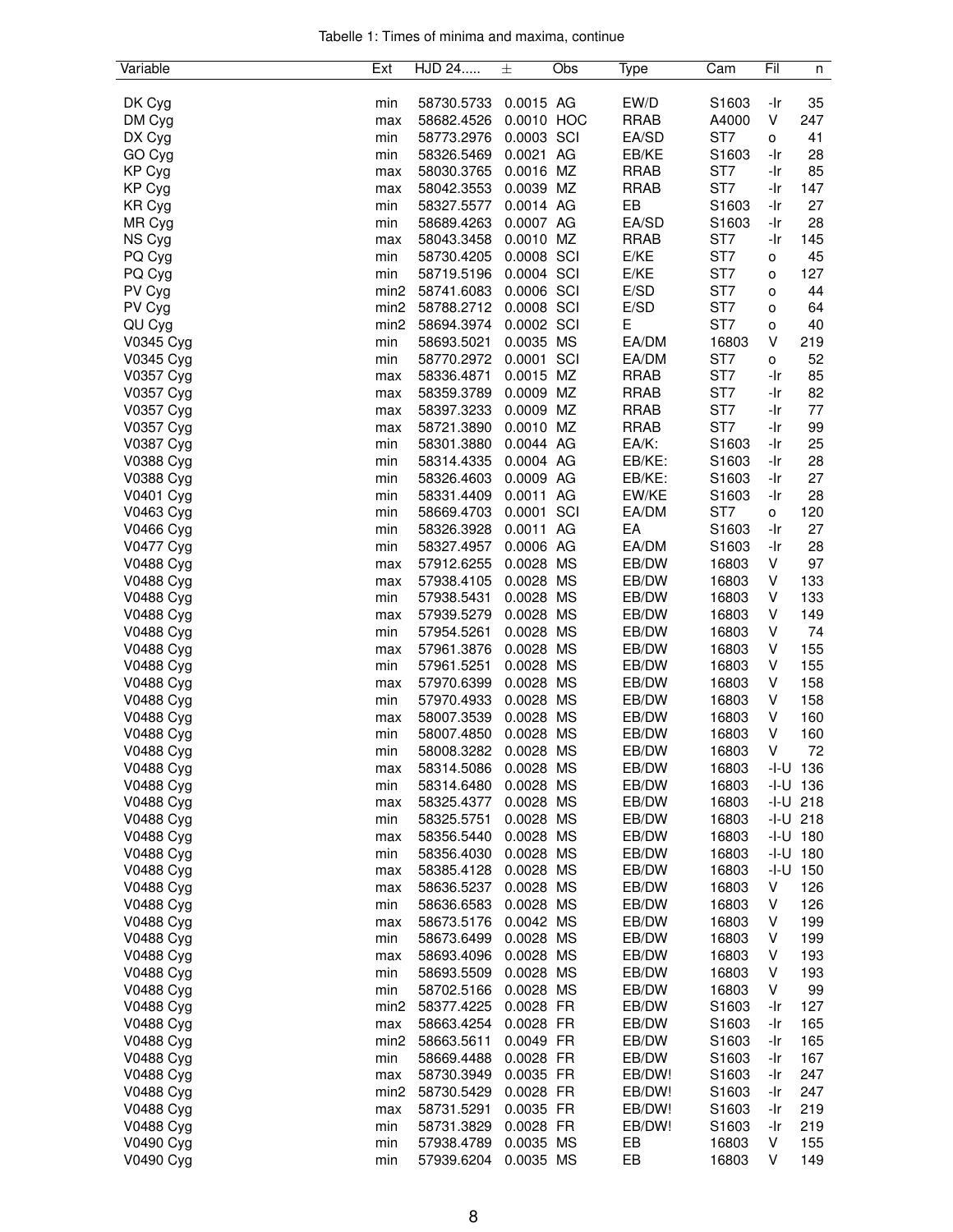Tabelle 1: Times of minima and maxima, continue

| Variable | Ext | HJD 24..... | ± | Obs | Type | Cam | Fil | n |
|---|---|---|---|---|---|---|---|---|
| DK Cyg | min | 58730.5733 | 0.0015 | AG | EW/D | S1603 | -Ir | 35 |
| DM Cyg | max | 58682.4526 | 0.0010 | HOC | RRAB | A4000 | V | 247 |
| DX Cyg | min | 58773.2976 | 0.0003 | SCI | EA/SD | ST7 | o | 41 |
| GO Cyg | min | 58326.5469 | 0.0021 | AG | EB/KE | S1603 | -Ir | 28 |
| KP Cyg | max | 58030.3765 | 0.0016 | MZ | RRAB | ST7 | -Ir | 85 |
| KP Cyg | max | 58042.3553 | 0.0039 | MZ | RRAB | ST7 | -Ir | 147 |
| KR Cyg | min | 58327.5577 | 0.0014 | AG | EB | S1603 | -Ir | 27 |
| MR Cyg | min | 58689.4263 | 0.0007 | AG | EA/SD | S1603 | -Ir | 28 |
| NS Cyg | max | 58043.3458 | 0.0010 | MZ | RRAB | ST7 | -Ir | 145 |
| PQ Cyg | min | 58730.4205 | 0.0008 | SCI | E/KE | ST7 | o | 45 |
| PQ Cyg | min | 58719.5196 | 0.0004 | SCI | E/KE | ST7 | o | 127 |
| PV Cyg | min2 | 58741.6083 | 0.0006 | SCI | E/SD | ST7 | o | 44 |
| PV Cyg | min2 | 58788.2712 | 0.0008 | SCI | E/SD | ST7 | o | 64 |
| QU Cyg | min2 | 58694.3974 | 0.0002 | SCI | E | ST7 | o | 40 |
| V0345 Cyg | min | 58693.5021 | 0.0035 | MS | EA/DM | 16803 | V | 219 |
| V0345 Cyg | min | 58770.2972 | 0.0001 | SCI | EA/DM | ST7 | o | 52 |
| V0357 Cyg | max | 58336.4871 | 0.0015 | MZ | RRAB | ST7 | -Ir | 85 |
| V0357 Cyg | max | 58359.3789 | 0.0009 | MZ | RRAB | ST7 | -Ir | 82 |
| V0357 Cyg | max | 58397.3233 | 0.0009 | MZ | RRAB | ST7 | -Ir | 77 |
| V0357 Cyg | max | 58721.3890 | 0.0010 | MZ | RRAB | ST7 | -Ir | 99 |
| V0387 Cyg | min | 58301.3880 | 0.0044 | AG | EA/K: | S1603 | -Ir | 25 |
| V0388 Cyg | min | 58314.4335 | 0.0004 | AG | EB/KE: | S1603 | -Ir | 28 |
| V0388 Cyg | min | 58326.4603 | 0.0009 | AG | EB/KE: | S1603 | -Ir | 27 |
| V0401 Cyg | min | 58331.4409 | 0.0011 | AG | EW/KE | S1603 | -Ir | 28 |
| V0463 Cyg | min | 58669.4703 | 0.0001 | SCI | EA/DM | ST7 | o | 120 |
| V0466 Cyg | min | 58326.3928 | 0.0011 | AG | EA | S1603 | -Ir | 27 |
| V0477 Cyg | min | 58327.4957 | 0.0006 | AG | EA/DM | S1603 | -Ir | 28 |
| V0488 Cyg | max | 57912.6255 | 0.0028 | MS | EB/DW | 16803 | V | 97 |
| V0488 Cyg | max | 57938.4105 | 0.0028 | MS | EB/DW | 16803 | V | 133 |
| V0488 Cyg | min | 57938.5431 | 0.0028 | MS | EB/DW | 16803 | V | 133 |
| V0488 Cyg | max | 57939.5279 | 0.0028 | MS | EB/DW | 16803 | V | 149 |
| V0488 Cyg | min | 57954.5261 | 0.0028 | MS | EB/DW | 16803 | V | 74 |
| V0488 Cyg | max | 57961.3876 | 0.0028 | MS | EB/DW | 16803 | V | 155 |
| V0488 Cyg | min | 57961.5251 | 0.0028 | MS | EB/DW | 16803 | V | 155 |
| V0488 Cyg | max | 57970.6399 | 0.0028 | MS | EB/DW | 16803 | V | 158 |
| V0488 Cyg | min | 57970.4933 | 0.0028 | MS | EB/DW | 16803 | V | 158 |
| V0488 Cyg | max | 58007.3539 | 0.0028 | MS | EB/DW | 16803 | V | 160 |
| V0488 Cyg | min | 58007.4850 | 0.0028 | MS | EB/DW | 16803 | V | 160 |
| V0488 Cyg | min | 58008.3282 | 0.0028 | MS | EB/DW | 16803 | V | 72 |
| V0488 Cyg | max | 58314.5086 | 0.0028 | MS | EB/DW | 16803 | -I-U | 136 |
| V0488 Cyg | min | 58314.6480 | 0.0028 | MS | EB/DW | 16803 | -I-U | 136 |
| V0488 Cyg | max | 58325.4377 | 0.0028 | MS | EB/DW | 16803 | -I-U | 218 |
| V0488 Cyg | min | 58325.5751 | 0.0028 | MS | EB/DW | 16803 | -I-U | 218 |
| V0488 Cyg | max | 58356.5440 | 0.0028 | MS | EB/DW | 16803 | -I-U | 180 |
| V0488 Cyg | min | 58356.4030 | 0.0028 | MS | EB/DW | 16803 | -I-U | 180 |
| V0488 Cyg | max | 58385.4128 | 0.0028 | MS | EB/DW | 16803 | -I-U | 150 |
| V0488 Cyg | max | 58636.5237 | 0.0028 | MS | EB/DW | 16803 | V | 126 |
| V0488 Cyg | min | 58636.6583 | 0.0028 | MS | EB/DW | 16803 | V | 126 |
| V0488 Cyg | max | 58673.5176 | 0.0042 | MS | EB/DW | 16803 | V | 199 |
| V0488 Cyg | min | 58673.6499 | 0.0028 | MS | EB/DW | 16803 | V | 199 |
| V0488 Cyg | max | 58693.4096 | 0.0028 | MS | EB/DW | 16803 | V | 193 |
| V0488 Cyg | min | 58693.5509 | 0.0028 | MS | EB/DW | 16803 | V | 193 |
| V0488 Cyg | min | 58702.5166 | 0.0028 | MS | EB/DW | 16803 | V | 99 |
| V0488 Cyg | min2 | 58377.4225 | 0.0028 | FR | EB/DW | S1603 | -Ir | 127 |
| V0488 Cyg | max | 58663.4254 | 0.0028 | FR | EB/DW | S1603 | -Ir | 165 |
| V0488 Cyg | min2 | 58663.5611 | 0.0049 | FR | EB/DW | S1603 | -Ir | 165 |
| V0488 Cyg | min | 58669.4488 | 0.0028 | FR | EB/DW | S1603 | -Ir | 167 |
| V0488 Cyg | max | 58730.3949 | 0.0035 | FR | EB/DW! | S1603 | -Ir | 247 |
| V0488 Cyg | min2 | 58730.5429 | 0.0028 | FR | EB/DW! | S1603 | -Ir | 247 |
| V0488 Cyg | max | 58731.5291 | 0.0035 | FR | EB/DW! | S1603 | -Ir | 219 |
| V0488 Cyg | min | 58731.3829 | 0.0028 | FR | EB/DW! | S1603 | -Ir | 219 |
| V0490 Cyg | min | 57938.4789 | 0.0035 | MS | EB | 16803 | V | 155 |
| V0490 Cyg | min | 57939.6204 | 0.0035 | MS | EB | 16803 | V | 149 |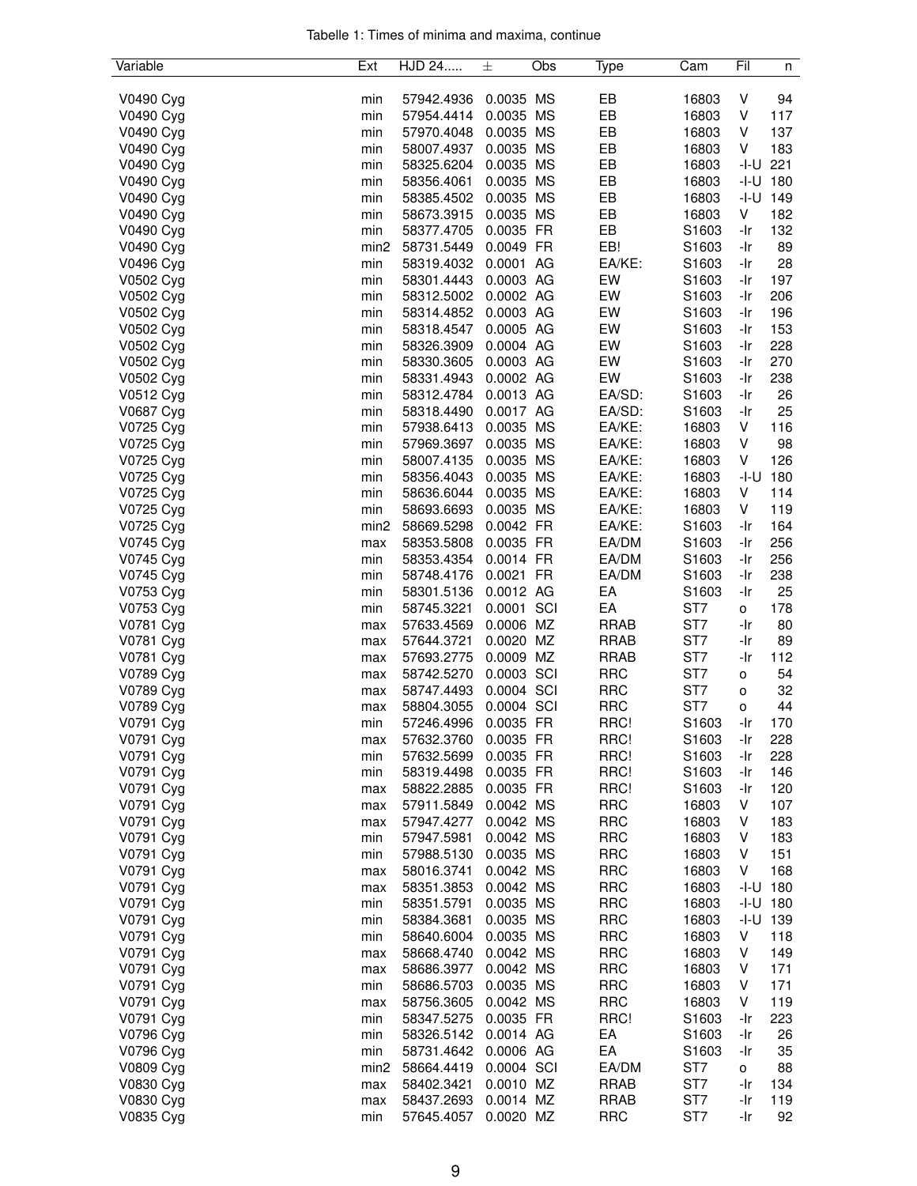Tabelle 1: Times of minima and maxima, continue

| Variable | Ext | HJD 24..... | ± | Obs | Type | Cam | Fil | n |
|---|---|---|---|---|---|---|---|---|
| V0490 Cyg | min | 57942.4936 | 0.0035 | MS | EB | 16803 | V | 94 |
| V0490 Cyg | min | 57954.4414 | 0.0035 | MS | EB | 16803 | V | 117 |
| V0490 Cyg | min | 57970.4048 | 0.0035 | MS | EB | 16803 | V | 137 |
| V0490 Cyg | min | 58007.4937 | 0.0035 | MS | EB | 16803 | V | 183 |
| V0490 Cyg | min | 58325.6204 | 0.0035 | MS | EB | 16803 | -I-U | 221 |
| V0490 Cyg | min | 58356.4061 | 0.0035 | MS | EB | 16803 | -I-U | 180 |
| V0490 Cyg | min | 58385.4502 | 0.0035 | MS | EB | 16803 | -I-U | 149 |
| V0490 Cyg | min | 58673.3915 | 0.0035 | MS | EB | 16803 | V | 182 |
| V0490 Cyg | min | 58377.4705 | 0.0035 | FR | EB | S1603 | -Ir | 132 |
| V0490 Cyg | min2 | 58731.5449 | 0.0049 | FR | EB! | S1603 | -Ir | 89 |
| V0496 Cyg | min | 58319.4032 | 0.0001 | AG | EA/KE: | S1603 | -Ir | 28 |
| V0502 Cyg | min | 58301.4443 | 0.0003 | AG | EW | S1603 | -Ir | 197 |
| V0502 Cyg | min | 58312.5002 | 0.0002 | AG | EW | S1603 | -Ir | 206 |
| V0502 Cyg | min | 58314.4852 | 0.0003 | AG | EW | S1603 | -Ir | 196 |
| V0502 Cyg | min | 58318.4547 | 0.0005 | AG | EW | S1603 | -Ir | 153 |
| V0502 Cyg | min | 58326.3909 | 0.0004 | AG | EW | S1603 | -Ir | 228 |
| V0502 Cyg | min | 58330.3605 | 0.0003 | AG | EW | S1603 | -Ir | 270 |
| V0502 Cyg | min | 58331.4943 | 0.0002 | AG | EW | S1603 | -Ir | 238 |
| V0512 Cyg | min | 58312.4784 | 0.0013 | AG | EA/SD: | S1603 | -Ir | 26 |
| V0687 Cyg | min | 58318.4490 | 0.0017 | AG | EA/SD: | S1603 | -Ir | 25 |
| V0725 Cyg | min | 57938.6413 | 0.0035 | MS | EA/KE: | 16803 | V | 116 |
| V0725 Cyg | min | 57969.3697 | 0.0035 | MS | EA/KE: | 16803 | V | 98 |
| V0725 Cyg | min | 58007.4135 | 0.0035 | MS | EA/KE: | 16803 | V | 126 |
| V0725 Cyg | min | 58356.4043 | 0.0035 | MS | EA/KE: | 16803 | -I-U | 180 |
| V0725 Cyg | min | 58636.6044 | 0.0035 | MS | EA/KE: | 16803 | V | 114 |
| V0725 Cyg | min | 58693.6693 | 0.0035 | MS | EA/KE: | 16803 | V | 119 |
| V0725 Cyg | min2 | 58669.5298 | 0.0042 | FR | EA/KE: | S1603 | -Ir | 164 |
| V0745 Cyg | max | 58353.5808 | 0.0035 | FR | EA/DM | S1603 | -Ir | 256 |
| V0745 Cyg | min | 58353.4354 | 0.0014 | FR | EA/DM | S1603 | -Ir | 256 |
| V0745 Cyg | min | 58748.4176 | 0.0021 | FR | EA/DM | S1603 | -Ir | 238 |
| V0753 Cyg | min | 58301.5136 | 0.0012 | AG | EA | S1603 | -Ir | 25 |
| V0753 Cyg | min | 58745.3221 | 0.0001 | SCI | EA | ST7 | o | 178 |
| V0781 Cyg | max | 57633.4569 | 0.0006 | MZ | RRAB | ST7 | -Ir | 80 |
| V0781 Cyg | max | 57644.3721 | 0.0020 | MZ | RRAB | ST7 | -Ir | 89 |
| V0781 Cyg | max | 57693.2775 | 0.0009 | MZ | RRAB | ST7 | -Ir | 112 |
| V0789 Cyg | max | 58742.5270 | 0.0003 | SCI | RRC | ST7 | o | 54 |
| V0789 Cyg | max | 58747.4493 | 0.0004 | SCI | RRC | ST7 | o | 32 |
| V0789 Cyg | max | 58804.3055 | 0.0004 | SCI | RRC | ST7 | o | 44 |
| V0791 Cyg | min | 57246.4996 | 0.0035 | FR | RRC! | S1603 | -Ir | 170 |
| V0791 Cyg | max | 57632.3760 | 0.0035 | FR | RRC! | S1603 | -Ir | 228 |
| V0791 Cyg | min | 57632.5699 | 0.0035 | FR | RRC! | S1603 | -Ir | 228 |
| V0791 Cyg | min | 58319.4498 | 0.0035 | FR | RRC! | S1603 | -Ir | 146 |
| V0791 Cyg | max | 58822.2885 | 0.0035 | FR | RRC! | S1603 | -Ir | 120 |
| V0791 Cyg | max | 57911.5849 | 0.0042 | MS | RRC | 16803 | V | 107 |
| V0791 Cyg | max | 57947.4277 | 0.0042 | MS | RRC | 16803 | V | 183 |
| V0791 Cyg | min | 57947.5981 | 0.0042 | MS | RRC | 16803 | V | 183 |
| V0791 Cyg | min | 57988.5130 | 0.0035 | MS | RRC | 16803 | V | 151 |
| V0791 Cyg | max | 58016.3741 | 0.0042 | MS | RRC | 16803 | V | 168 |
| V0791 Cyg | max | 58351.3853 | 0.0042 | MS | RRC | 16803 | -I-U | 180 |
| V0791 Cyg | min | 58351.5791 | 0.0035 | MS | RRC | 16803 | -I-U | 180 |
| V0791 Cyg | min | 58384.3681 | 0.0035 | MS | RRC | 16803 | -I-U | 139 |
| V0791 Cyg | min | 58640.6004 | 0.0035 | MS | RRC | 16803 | V | 118 |
| V0791 Cyg | max | 58668.4740 | 0.0042 | MS | RRC | 16803 | V | 149 |
| V0791 Cyg | max | 58686.3977 | 0.0042 | MS | RRC | 16803 | V | 171 |
| V0791 Cyg | min | 58686.5703 | 0.0035 | MS | RRC | 16803 | V | 171 |
| V0791 Cyg | max | 58756.3605 | 0.0042 | MS | RRC | 16803 | V | 119 |
| V0791 Cyg | min | 58347.5275 | 0.0035 | FR | RRC! | S1603 | -Ir | 223 |
| V0796 Cyg | min | 58326.5142 | 0.0014 | AG | EA | S1603 | -Ir | 26 |
| V0796 Cyg | min | 58731.4642 | 0.0006 | AG | EA | S1603 | -Ir | 35 |
| V0809 Cyg | min2 | 58664.4419 | 0.0004 | SCI | EA/DM | ST7 | o | 88 |
| V0830 Cyg | max | 58402.3421 | 0.0010 | MZ | RRAB | ST7 | -Ir | 134 |
| V0830 Cyg | max | 58437.2693 | 0.0014 | MZ | RRAB | ST7 | -Ir | 119 |
| V0835 Cyg | min | 57645.4057 | 0.0020 | MZ | RRC | ST7 | -Ir | 92 |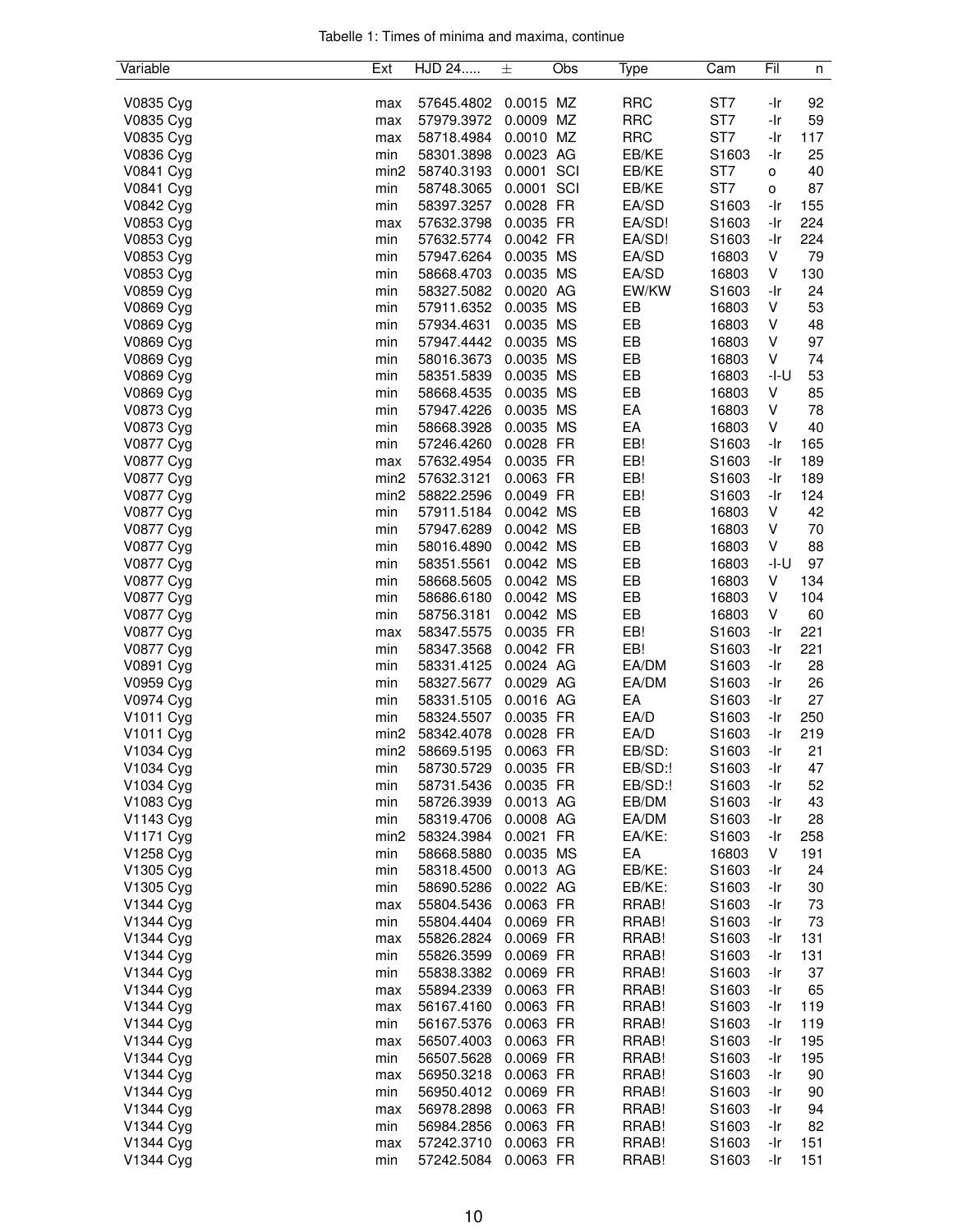Tabelle 1: Times of minima and maxima, continue

| Variable | Ext | HJD 24..... | ± | Obs | Type | Cam | Fil | n |
|---|---|---|---|---|---|---|---|---|
| V0835 Cyg | max | 57645.4802 | 0.0015 | MZ | RRC | ST7 | -Ir | 92 |
| V0835 Cyg | max | 57979.3972 | 0.0009 | MZ | RRC | ST7 | -Ir | 59 |
| V0835 Cyg | max | 58718.4984 | 0.0010 | MZ | RRC | ST7 | -Ir | 117 |
| V0836 Cyg | min | 58301.3898 | 0.0023 | AG | EB/KE | S1603 | -Ir | 25 |
| V0841 Cyg | min2 | 58740.3193 | 0.0001 | SCI | EB/KE | ST7 | o | 40 |
| V0841 Cyg | min | 58748.3065 | 0.0001 | SCI | EB/KE | ST7 | o | 87 |
| V0842 Cyg | min | 58397.3257 | 0.0028 | FR | EA/SD | S1603 | -Ir | 155 |
| V0853 Cyg | max | 57632.3798 | 0.0035 | FR | EA/SD! | S1603 | -Ir | 224 |
| V0853 Cyg | min | 57632.5774 | 0.0042 | FR | EA/SD! | S1603 | -Ir | 224 |
| V0853 Cyg | min | 57947.6264 | 0.0035 | MS | EA/SD | 16803 | V | 79 |
| V0853 Cyg | min | 58668.4703 | 0.0035 | MS | EA/SD | 16803 | V | 130 |
| V0859 Cyg | min | 58327.5082 | 0.0020 | AG | EW/KW | S1603 | -Ir | 24 |
| V0869 Cyg | min | 57911.6352 | 0.0035 | MS | EB | 16803 | V | 53 |
| V0869 Cyg | min | 57934.4631 | 0.0035 | MS | EB | 16803 | V | 48 |
| V0869 Cyg | min | 57947.4442 | 0.0035 | MS | EB | 16803 | V | 97 |
| V0869 Cyg | min | 58016.3673 | 0.0035 | MS | EB | 16803 | V | 74 |
| V0869 Cyg | min | 58351.5839 | 0.0035 | MS | EB | 16803 | -I-U | 53 |
| V0869 Cyg | min | 58668.4535 | 0.0035 | MS | EB | 16803 | V | 85 |
| V0873 Cyg | min | 57947.4226 | 0.0035 | MS | EA | 16803 | V | 78 |
| V0873 Cyg | min | 58668.3928 | 0.0035 | MS | EA | 16803 | V | 40 |
| V0877 Cyg | min | 57246.4260 | 0.0028 | FR | EB! | S1603 | -Ir | 165 |
| V0877 Cyg | max | 57632.4954 | 0.0035 | FR | EB! | S1603 | -Ir | 189 |
| V0877 Cyg | min2 | 57632.3121 | 0.0063 | FR | EB! | S1603 | -Ir | 189 |
| V0877 Cyg | min2 | 58822.2596 | 0.0049 | FR | EB! | S1603 | -Ir | 124 |
| V0877 Cyg | min | 57911.5184 | 0.0042 | MS | EB | 16803 | V | 42 |
| V0877 Cyg | min | 57947.6289 | 0.0042 | MS | EB | 16803 | V | 70 |
| V0877 Cyg | min | 58016.4890 | 0.0042 | MS | EB | 16803 | V | 88 |
| V0877 Cyg | min | 58351.5561 | 0.0042 | MS | EB | 16803 | -I-U | 97 |
| V0877 Cyg | min | 58668.5605 | 0.0042 | MS | EB | 16803 | V | 134 |
| V0877 Cyg | min | 58686.6180 | 0.0042 | MS | EB | 16803 | V | 104 |
| V0877 Cyg | min | 58756.3181 | 0.0042 | MS | EB | 16803 | V | 60 |
| V0877 Cyg | max | 58347.5575 | 0.0035 | FR | EB! | S1603 | -Ir | 221 |
| V0877 Cyg | min | 58347.3568 | 0.0042 | FR | EB! | S1603 | -Ir | 221 |
| V0891 Cyg | min | 58331.4125 | 0.0024 | AG | EA/DM | S1603 | -Ir | 28 |
| V0959 Cyg | min | 58327.5677 | 0.0029 | AG | EA/DM | S1603 | -Ir | 26 |
| V0974 Cyg | min | 58331.5105 | 0.0016 | AG | EA | S1603 | -Ir | 27 |
| V1011 Cyg | min | 58324.5507 | 0.0035 | FR | EA/D | S1603 | -Ir | 250 |
| V1011 Cyg | min2 | 58342.4078 | 0.0028 | FR | EA/D | S1603 | -Ir | 219 |
| V1034 Cyg | min2 | 58669.5195 | 0.0063 | FR | EB/SD: | S1603 | -Ir | 21 |
| V1034 Cyg | min | 58730.5729 | 0.0035 | FR | EB/SD:! | S1603 | -Ir | 47 |
| V1034 Cyg | min | 58731.5436 | 0.0035 | FR | EB/SD:! | S1603 | -Ir | 52 |
| V1083 Cyg | min | 58726.3939 | 0.0013 | AG | EB/DM | S1603 | -Ir | 43 |
| V1143 Cyg | min | 58319.4706 | 0.0008 | AG | EA/DM | S1603 | -Ir | 28 |
| V1171 Cyg | min2 | 58324.3984 | 0.0021 | FR | EA/KE: | S1603 | -Ir | 258 |
| V1258 Cyg | min | 58668.5880 | 0.0035 | MS | EA | 16803 | V | 191 |
| V1305 Cyg | min | 58318.4500 | 0.0013 | AG | EB/KE: | S1603 | -Ir | 24 |
| V1305 Cyg | min | 58690.5286 | 0.0022 | AG | EB/KE: | S1603 | -Ir | 30 |
| V1344 Cyg | max | 55804.5436 | 0.0063 | FR | RRAB! | S1603 | -Ir | 73 |
| V1344 Cyg | min | 55804.4404 | 0.0069 | FR | RRAB! | S1603 | -Ir | 73 |
| V1344 Cyg | max | 55826.2824 | 0.0069 | FR | RRAB! | S1603 | -Ir | 131 |
| V1344 Cyg | min | 55826.3599 | 0.0069 | FR | RRAB! | S1603 | -Ir | 131 |
| V1344 Cyg | min | 55838.3382 | 0.0069 | FR | RRAB! | S1603 | -Ir | 37 |
| V1344 Cyg | max | 55894.2339 | 0.0063 | FR | RRAB! | S1603 | -Ir | 65 |
| V1344 Cyg | max | 56167.4160 | 0.0063 | FR | RRAB! | S1603 | -Ir | 119 |
| V1344 Cyg | min | 56167.5376 | 0.0063 | FR | RRAB! | S1603 | -Ir | 119 |
| V1344 Cyg | max | 56507.4003 | 0.0063 | FR | RRAB! | S1603 | -Ir | 195 |
| V1344 Cyg | min | 56507.5628 | 0.0069 | FR | RRAB! | S1603 | -Ir | 195 |
| V1344 Cyg | max | 56950.3218 | 0.0063 | FR | RRAB! | S1603 | -Ir | 90 |
| V1344 Cyg | min | 56950.4012 | 0.0069 | FR | RRAB! | S1603 | -Ir | 90 |
| V1344 Cyg | max | 56978.2898 | 0.0063 | FR | RRAB! | S1603 | -Ir | 94 |
| V1344 Cyg | min | 56984.2856 | 0.0063 | FR | RRAB! | S1603 | -Ir | 82 |
| V1344 Cyg | max | 57242.3710 | 0.0063 | FR | RRAB! | S1603 | -Ir | 151 |
| V1344 Cyg | min | 57242.5084 | 0.0063 | FR | RRAB! | S1603 | -Ir | 151 |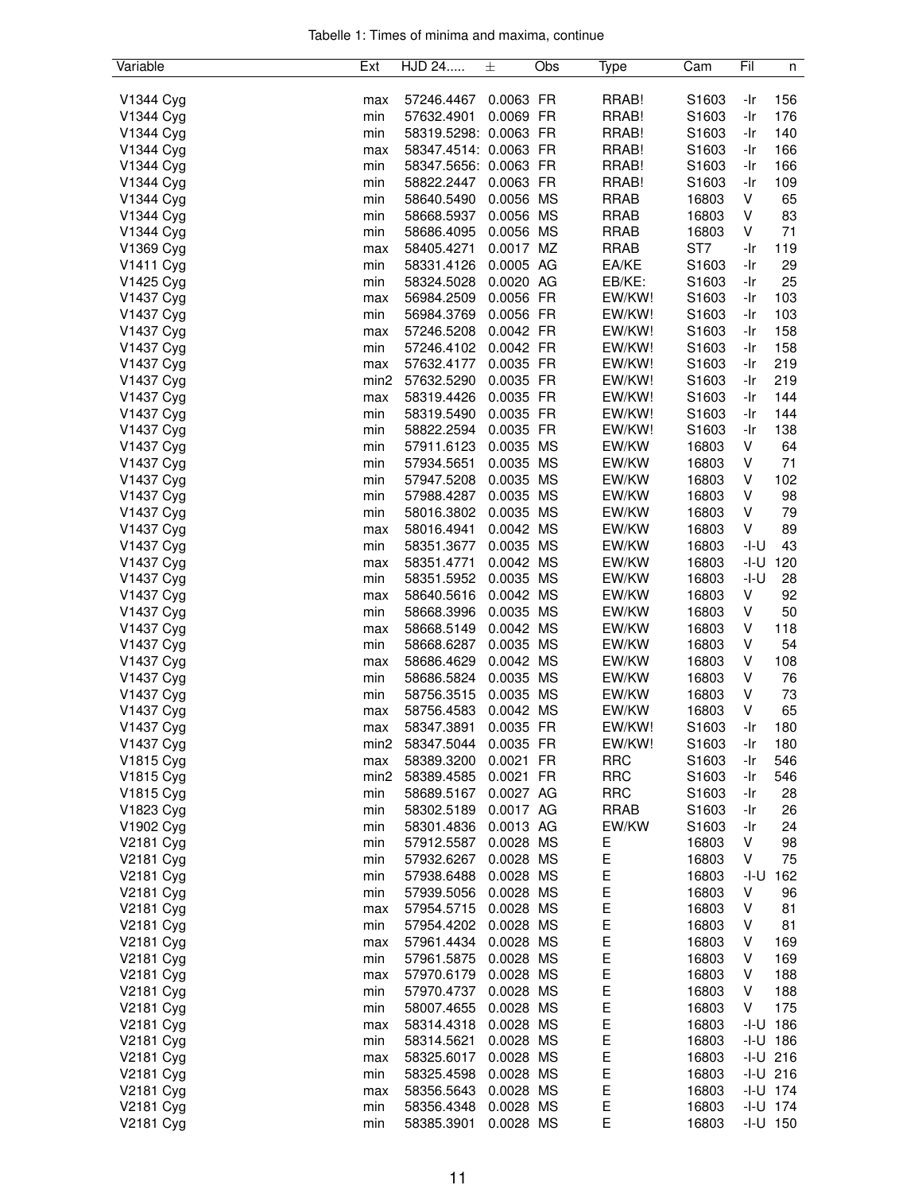Tabelle 1: Times of minima and maxima, continue

| Variable | Ext | HJD 24..... | ± | Obs | Type | Cam | Fil | n |
|---|---|---|---|---|---|---|---|---|
| V1344 Cyg | max | 57246.4467 | 0.0063 | FR | RRAB! | S1603 | -Ir | 156 |
| V1344 Cyg | min | 57632.4901 | 0.0069 | FR | RRAB! | S1603 | -Ir | 176 |
| V1344 Cyg | min | 58319.5298: | 0.0063 | FR | RRAB! | S1603 | -Ir | 140 |
| V1344 Cyg | max | 58347.4514: | 0.0063 | FR | RRAB! | S1603 | -Ir | 166 |
| V1344 Cyg | min | 58347.5656: | 0.0063 | FR | RRAB! | S1603 | -Ir | 166 |
| V1344 Cyg | min | 58822.2447 | 0.0063 | FR | RRAB! | S1603 | -Ir | 109 |
| V1344 Cyg | min | 58640.5490 | 0.0056 | MS | RRAB | 16803 | V | 65 |
| V1344 Cyg | min | 58668.5937 | 0.0056 | MS | RRAB | 16803 | V | 83 |
| V1344 Cyg | min | 58686.4095 | 0.0056 | MS | RRAB | 16803 | V | 71 |
| V1369 Cyg | max | 58405.4271 | 0.0017 | MZ | RRAB | ST7 | -Ir | 119 |
| V1411 Cyg | min | 58331.4126 | 0.0005 | AG | EA/KE | S1603 | -Ir | 29 |
| V1425 Cyg | min | 58324.5028 | 0.0020 | AG | EB/KE: | S1603 | -Ir | 25 |
| V1437 Cyg | max | 56984.2509 | 0.0056 | FR | EW/KW! | S1603 | -Ir | 103 |
| V1437 Cyg | min | 56984.3769 | 0.0056 | FR | EW/KW! | S1603 | -Ir | 103 |
| V1437 Cyg | max | 57246.5208 | 0.0042 | FR | EW/KW! | S1603 | -Ir | 158 |
| V1437 Cyg | min | 57246.4102 | 0.0042 | FR | EW/KW! | S1603 | -Ir | 158 |
| V1437 Cyg | max | 57632.4177 | 0.0035 | FR | EW/KW! | S1603 | -Ir | 219 |
| V1437 Cyg | min2 | 57632.5290 | 0.0035 | FR | EW/KW! | S1603 | -Ir | 219 |
| V1437 Cyg | max | 58319.4426 | 0.0035 | FR | EW/KW! | S1603 | -Ir | 144 |
| V1437 Cyg | min | 58319.5490 | 0.0035 | FR | EW/KW! | S1603 | -Ir | 144 |
| V1437 Cyg | min | 58822.2594 | 0.0035 | FR | EW/KW! | S1603 | -Ir | 138 |
| V1437 Cyg | min | 57911.6123 | 0.0035 | MS | EW/KW | 16803 | V | 64 |
| V1437 Cyg | min | 57934.5651 | 0.0035 | MS | EW/KW | 16803 | V | 71 |
| V1437 Cyg | min | 57947.5208 | 0.0035 | MS | EW/KW | 16803 | V | 102 |
| V1437 Cyg | min | 57988.4287 | 0.0035 | MS | EW/KW | 16803 | V | 98 |
| V1437 Cyg | min | 58016.3802 | 0.0035 | MS | EW/KW | 16803 | V | 79 |
| V1437 Cyg | max | 58016.4941 | 0.0042 | MS | EW/KW | 16803 | V | 89 |
| V1437 Cyg | min | 58351.3677 | 0.0035 | MS | EW/KW | 16803 | -I-U | 43 |
| V1437 Cyg | max | 58351.4771 | 0.0042 | MS | EW/KW | 16803 | -I-U | 120 |
| V1437 Cyg | min | 58351.5952 | 0.0035 | MS | EW/KW | 16803 | -I-U | 28 |
| V1437 Cyg | max | 58640.5616 | 0.0042 | MS | EW/KW | 16803 | V | 92 |
| V1437 Cyg | min | 58668.3996 | 0.0035 | MS | EW/KW | 16803 | V | 50 |
| V1437 Cyg | max | 58668.5149 | 0.0042 | MS | EW/KW | 16803 | V | 118 |
| V1437 Cyg | min | 58668.6287 | 0.0035 | MS | EW/KW | 16803 | V | 54 |
| V1437 Cyg | max | 58686.4629 | 0.0042 | MS | EW/KW | 16803 | V | 108 |
| V1437 Cyg | min | 58686.5824 | 0.0035 | MS | EW/KW | 16803 | V | 76 |
| V1437 Cyg | min | 58756.3515 | 0.0035 | MS | EW/KW | 16803 | V | 73 |
| V1437 Cyg | max | 58756.4583 | 0.0042 | MS | EW/KW | 16803 | V | 65 |
| V1437 Cyg | max | 58347.3891 | 0.0035 | FR | EW/KW! | S1603 | -Ir | 180 |
| V1437 Cyg | min2 | 58347.5044 | 0.0035 | FR | EW/KW! | S1603 | -Ir | 180 |
| V1815 Cyg | max | 58389.3200 | 0.0021 | FR | RRC | S1603 | -Ir | 546 |
| V1815 Cyg | min2 | 58389.4585 | 0.0021 | FR | RRC | S1603 | -Ir | 546 |
| V1815 Cyg | min | 58689.5167 | 0.0027 | AG | RRC | S1603 | -Ir | 28 |
| V1823 Cyg | min | 58302.5189 | 0.0017 | AG | RRAB | S1603 | -Ir | 26 |
| V1902 Cyg | min | 58301.4836 | 0.0013 | AG | EW/KW | S1603 | -Ir | 24 |
| V2181 Cyg | min | 57912.5587 | 0.0028 | MS | E | 16803 | V | 98 |
| V2181 Cyg | min | 57932.6267 | 0.0028 | MS | E | 16803 | V | 75 |
| V2181 Cyg | min | 57938.6488 | 0.0028 | MS | E | 16803 | -I-U | 162 |
| V2181 Cyg | min | 57939.5056 | 0.0028 | MS | E | 16803 | V | 96 |
| V2181 Cyg | max | 57954.5715 | 0.0028 | MS | E | 16803 | V | 81 |
| V2181 Cyg | min | 57954.4202 | 0.0028 | MS | E | 16803 | V | 81 |
| V2181 Cyg | max | 57961.4434 | 0.0028 | MS | E | 16803 | V | 169 |
| V2181 Cyg | min | 57961.5875 | 0.0028 | MS | E | 16803 | V | 169 |
| V2181 Cyg | max | 57970.6179 | 0.0028 | MS | E | 16803 | V | 188 |
| V2181 Cyg | min | 57970.4737 | 0.0028 | MS | E | 16803 | V | 188 |
| V2181 Cyg | min | 58007.4655 | 0.0028 | MS | E | 16803 | V | 175 |
| V2181 Cyg | max | 58314.4318 | 0.0028 | MS | E | 16803 | -I-U | 186 |
| V2181 Cyg | min | 58314.5621 | 0.0028 | MS | E | 16803 | -I-U | 186 |
| V2181 Cyg | max | 58325.6017 | 0.0028 | MS | E | 16803 | -I-U | 216 |
| V2181 Cyg | min | 58325.4598 | 0.0028 | MS | E | 16803 | -I-U | 216 |
| V2181 Cyg | max | 58356.5643 | 0.0028 | MS | E | 16803 | -I-U | 174 |
| V2181 Cyg | min | 58356.4348 | 0.0028 | MS | E | 16803 | -I-U | 174 |
| V2181 Cyg | min | 58385.3901 | 0.0028 | MS | E | 16803 | -I-U | 150 |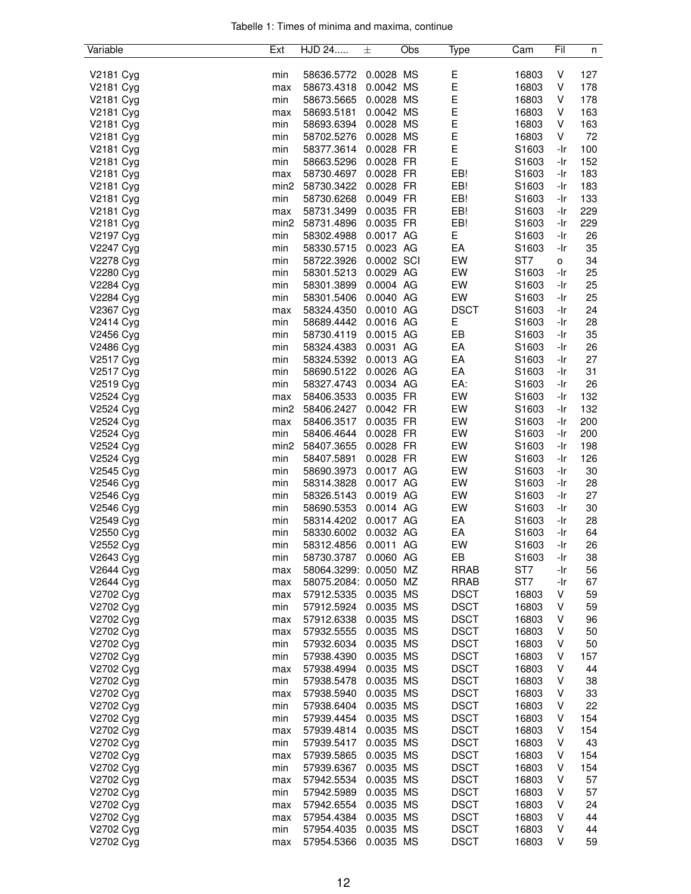Tabelle 1: Times of minima and maxima, continue

| Variable | Ext | HJD 24..... | ± | Obs | Type | Cam | Fil | n |
|---|---|---|---|---|---|---|---|---|
| V2181 Cyg | min | 58636.5772 | 0.0028 | MS | E | 16803 | V | 127 |
| V2181 Cyg | max | 58673.4318 | 0.0042 | MS | E | 16803 | V | 178 |
| V2181 Cyg | min | 58673.5665 | 0.0028 | MS | E | 16803 | V | 178 |
| V2181 Cyg | max | 58693.5181 | 0.0042 | MS | E | 16803 | V | 163 |
| V2181 Cyg | min | 58693.6394 | 0.0028 | MS | E | 16803 | V | 163 |
| V2181 Cyg | min | 58702.5276 | 0.0028 | MS | E | 16803 | V | 72 |
| V2181 Cyg | min | 58377.3614 | 0.0028 | FR | E | S1603 | -Ir | 100 |
| V2181 Cyg | min | 58663.5296 | 0.0028 | FR | E | S1603 | -Ir | 152 |
| V2181 Cyg | max | 58730.4697 | 0.0028 | FR | EB! | S1603 | -Ir | 183 |
| V2181 Cyg | min2 | 58730.3422 | 0.0028 | FR | EB! | S1603 | -Ir | 183 |
| V2181 Cyg | min | 58730.6268 | 0.0049 | FR | EB! | S1603 | -Ir | 133 |
| V2181 Cyg | max | 58731.3499 | 0.0035 | FR | EB! | S1603 | -Ir | 229 |
| V2181 Cyg | min2 | 58731.4896 | 0.0035 | FR | EB! | S1603 | -Ir | 229 |
| V2197 Cyg | min | 58302.4988 | 0.0017 | AG | E | S1603 | -Ir | 26 |
| V2247 Cyg | min | 58330.5715 | 0.0023 | AG | EA | S1603 | -Ir | 35 |
| V2278 Cyg | min | 58722.3926 | 0.0002 | SCI | EW | ST7 | o | 34 |
| V2280 Cyg | min | 58301.5213 | 0.0029 | AG | EW | S1603 | -Ir | 25 |
| V2284 Cyg | min | 58301.3899 | 0.0004 | AG | EW | S1603 | -Ir | 25 |
| V2284 Cyg | min | 58301.5406 | 0.0040 | AG | EW | S1603 | -Ir | 25 |
| V2367 Cyg | max | 58324.4350 | 0.0010 | AG | DSCT | S1603 | -Ir | 24 |
| V2414 Cyg | min | 58689.4442 | 0.0016 | AG | E | S1603 | -Ir | 28 |
| V2456 Cyg | min | 58730.4119 | 0.0015 | AG | EB | S1603 | -Ir | 35 |
| V2486 Cyg | min | 58324.4383 | 0.0031 | AG | EA | S1603 | -Ir | 26 |
| V2517 Cyg | min | 58324.5392 | 0.0013 | AG | EA | S1603 | -Ir | 27 |
| V2517 Cyg | min | 58690.5122 | 0.0026 | AG | EA | S1603 | -Ir | 31 |
| V2519 Cyg | min | 58327.4743 | 0.0034 | AG | EA: | S1603 | -Ir | 26 |
| V2524 Cyg | max | 58406.3533 | 0.0035 | FR | EW | S1603 | -Ir | 132 |
| V2524 Cyg | min2 | 58406.2427 | 0.0042 | FR | EW | S1603 | -Ir | 132 |
| V2524 Cyg | max | 58406.3517 | 0.0035 | FR | EW | S1603 | -Ir | 200 |
| V2524 Cyg | min | 58406.4644 | 0.0028 | FR | EW | S1603 | -Ir | 200 |
| V2524 Cyg | min2 | 58407.3655 | 0.0028 | FR | EW | S1603 | -Ir | 198 |
| V2524 Cyg | min | 58407.5891 | 0.0028 | FR | EW | S1603 | -Ir | 126 |
| V2545 Cyg | min | 58690.3973 | 0.0017 | AG | EW | S1603 | -Ir | 30 |
| V2546 Cyg | min | 58314.3828 | 0.0017 | AG | EW | S1603 | -Ir | 28 |
| V2546 Cyg | min | 58326.5143 | 0.0019 | AG | EW | S1603 | -Ir | 27 |
| V2546 Cyg | min | 58690.5353 | 0.0014 | AG | EW | S1603 | -Ir | 30 |
| V2549 Cyg | min | 58314.4202 | 0.0017 | AG | EA | S1603 | -Ir | 28 |
| V2550 Cyg | min | 58330.6002 | 0.0032 | AG | EA | S1603 | -Ir | 64 |
| V2552 Cyg | min | 58312.4856 | 0.0011 | AG | EW | S1603 | -Ir | 26 |
| V2643 Cyg | min | 58730.3787 | 0.0060 | AG | EB | S1603 | -Ir | 38 |
| V2644 Cyg | max | 58064.3299: | 0.0050 | MZ | RRAB | ST7 | -Ir | 56 |
| V2644 Cyg | max | 58075.2084: | 0.0050 | MZ | RRAB | ST7 | -Ir | 67 |
| V2702 Cyg | max | 57912.5335 | 0.0035 | MS | DSCT | 16803 | V | 59 |
| V2702 Cyg | min | 57912.5924 | 0.0035 | MS | DSCT | 16803 | V | 59 |
| V2702 Cyg | max | 57912.6338 | 0.0035 | MS | DSCT | 16803 | V | 96 |
| V2702 Cyg | max | 57932.5555 | 0.0035 | MS | DSCT | 16803 | V | 50 |
| V2702 Cyg | min | 57932.6034 | 0.0035 | MS | DSCT | 16803 | V | 50 |
| V2702 Cyg | min | 57938.4390 | 0.0035 | MS | DSCT | 16803 | V | 157 |
| V2702 Cyg | max | 57938.4994 | 0.0035 | MS | DSCT | 16803 | V | 44 |
| V2702 Cyg | min | 57938.5478 | 0.0035 | MS | DSCT | 16803 | V | 38 |
| V2702 Cyg | max | 57938.5940 | 0.0035 | MS | DSCT | 16803 | V | 33 |
| V2702 Cyg | min | 57938.6404 | 0.0035 | MS | DSCT | 16803 | V | 22 |
| V2702 Cyg | min | 57939.4454 | 0.0035 | MS | DSCT | 16803 | V | 154 |
| V2702 Cyg | max | 57939.4814 | 0.0035 | MS | DSCT | 16803 | V | 154 |
| V2702 Cyg | min | 57939.5417 | 0.0035 | MS | DSCT | 16803 | V | 43 |
| V2702 Cyg | max | 57939.5865 | 0.0035 | MS | DSCT | 16803 | V | 154 |
| V2702 Cyg | min | 57939.6367 | 0.0035 | MS | DSCT | 16803 | V | 154 |
| V2702 Cyg | max | 57942.5534 | 0.0035 | MS | DSCT | 16803 | V | 57 |
| V2702 Cyg | min | 57942.5989 | 0.0035 | MS | DSCT | 16803 | V | 57 |
| V2702 Cyg | max | 57942.6554 | 0.0035 | MS | DSCT | 16803 | V | 24 |
| V2702 Cyg | max | 57954.4384 | 0.0035 | MS | DSCT | 16803 | V | 44 |
| V2702 Cyg | min | 57954.4035 | 0.0035 | MS | DSCT | 16803 | V | 44 |
| V2702 Cyg | max | 57954.5366 | 0.0035 | MS | DSCT | 16803 | V | 59 |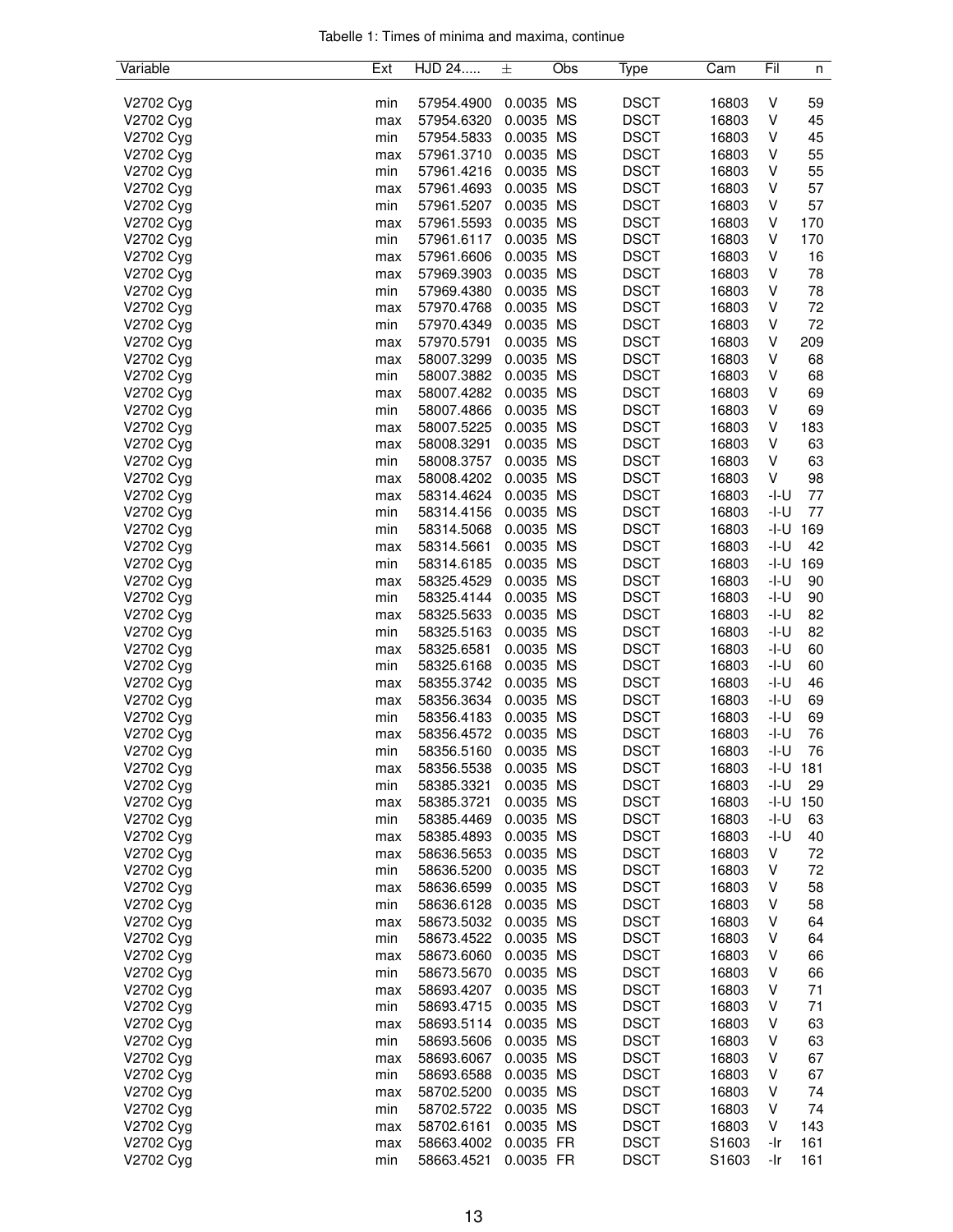Tabelle 1: Times of minima and maxima, continue

| Variable | Ext | HJD 24..... | ± | Obs | Type | Cam | Fil | n |
|---|---|---|---|---|---|---|---|---|
| V2702 Cyg | min | 57954.4900 | 0.0035 | MS | DSCT | 16803 | V | 59 |
| V2702 Cyg | max | 57954.6320 | 0.0035 | MS | DSCT | 16803 | V | 45 |
| V2702 Cyg | min | 57954.5833 | 0.0035 | MS | DSCT | 16803 | V | 45 |
| V2702 Cyg | max | 57961.3710 | 0.0035 | MS | DSCT | 16803 | V | 55 |
| V2702 Cyg | min | 57961.4216 | 0.0035 | MS | DSCT | 16803 | V | 55 |
| V2702 Cyg | max | 57961.4693 | 0.0035 | MS | DSCT | 16803 | V | 57 |
| V2702 Cyg | min | 57961.5207 | 0.0035 | MS | DSCT | 16803 | V | 57 |
| V2702 Cyg | max | 57961.5593 | 0.0035 | MS | DSCT | 16803 | V | 170 |
| V2702 Cyg | min | 57961.6117 | 0.0035 | MS | DSCT | 16803 | V | 170 |
| V2702 Cyg | max | 57961.6606 | 0.0035 | MS | DSCT | 16803 | V | 16 |
| V2702 Cyg | max | 57969.3903 | 0.0035 | MS | DSCT | 16803 | V | 78 |
| V2702 Cyg | min | 57969.4380 | 0.0035 | MS | DSCT | 16803 | V | 78 |
| V2702 Cyg | max | 57970.4768 | 0.0035 | MS | DSCT | 16803 | V | 72 |
| V2702 Cyg | min | 57970.4349 | 0.0035 | MS | DSCT | 16803 | V | 72 |
| V2702 Cyg | max | 57970.5791 | 0.0035 | MS | DSCT | 16803 | V | 209 |
| V2702 Cyg | max | 58007.3299 | 0.0035 | MS | DSCT | 16803 | V | 68 |
| V2702 Cyg | min | 58007.3882 | 0.0035 | MS | DSCT | 16803 | V | 68 |
| V2702 Cyg | max | 58007.4282 | 0.0035 | MS | DSCT | 16803 | V | 69 |
| V2702 Cyg | min | 58007.4866 | 0.0035 | MS | DSCT | 16803 | V | 69 |
| V2702 Cyg | max | 58007.5225 | 0.0035 | MS | DSCT | 16803 | V | 183 |
| V2702 Cyg | max | 58008.3291 | 0.0035 | MS | DSCT | 16803 | V | 63 |
| V2702 Cyg | min | 58008.3757 | 0.0035 | MS | DSCT | 16803 | V | 63 |
| V2702 Cyg | max | 58008.4202 | 0.0035 | MS | DSCT | 16803 | V | 98 |
| V2702 Cyg | max | 58314.4624 | 0.0035 | MS | DSCT | 16803 | -I-U | 77 |
| V2702 Cyg | min | 58314.4156 | 0.0035 | MS | DSCT | 16803 | -I-U | 77 |
| V2702 Cyg | min | 58314.5068 | 0.0035 | MS | DSCT | 16803 | -I-U | 169 |
| V2702 Cyg | max | 58314.5661 | 0.0035 | MS | DSCT | 16803 | -I-U | 42 |
| V2702 Cyg | min | 58314.6185 | 0.0035 | MS | DSCT | 16803 | -I-U | 169 |
| V2702 Cyg | max | 58325.4529 | 0.0035 | MS | DSCT | 16803 | -I-U | 90 |
| V2702 Cyg | min | 58325.4144 | 0.0035 | MS | DSCT | 16803 | -I-U | 90 |
| V2702 Cyg | max | 58325.5633 | 0.0035 | MS | DSCT | 16803 | -I-U | 82 |
| V2702 Cyg | min | 58325.5163 | 0.0035 | MS | DSCT | 16803 | -I-U | 82 |
| V2702 Cyg | max | 58325.6581 | 0.0035 | MS | DSCT | 16803 | -I-U | 60 |
| V2702 Cyg | min | 58325.6168 | 0.0035 | MS | DSCT | 16803 | -I-U | 60 |
| V2702 Cyg | max | 58355.3742 | 0.0035 | MS | DSCT | 16803 | -I-U | 46 |
| V2702 Cyg | max | 58356.3634 | 0.0035 | MS | DSCT | 16803 | -I-U | 69 |
| V2702 Cyg | min | 58356.4183 | 0.0035 | MS | DSCT | 16803 | -I-U | 69 |
| V2702 Cyg | max | 58356.4572 | 0.0035 | MS | DSCT | 16803 | -I-U | 76 |
| V2702 Cyg | min | 58356.5160 | 0.0035 | MS | DSCT | 16803 | -I-U | 76 |
| V2702 Cyg | max | 58356.5538 | 0.0035 | MS | DSCT | 16803 | -I-U | 181 |
| V2702 Cyg | min | 58385.3321 | 0.0035 | MS | DSCT | 16803 | -I-U | 29 |
| V2702 Cyg | max | 58385.3721 | 0.0035 | MS | DSCT | 16803 | -I-U | 150 |
| V2702 Cyg | min | 58385.4469 | 0.0035 | MS | DSCT | 16803 | -I-U | 63 |
| V2702 Cyg | max | 58385.4893 | 0.0035 | MS | DSCT | 16803 | -I-U | 40 |
| V2702 Cyg | max | 58636.5653 | 0.0035 | MS | DSCT | 16803 | V | 72 |
| V2702 Cyg | min | 58636.5200 | 0.0035 | MS | DSCT | 16803 | V | 72 |
| V2702 Cyg | max | 58636.6599 | 0.0035 | MS | DSCT | 16803 | V | 58 |
| V2702 Cyg | min | 58636.6128 | 0.0035 | MS | DSCT | 16803 | V | 58 |
| V2702 Cyg | max | 58673.5032 | 0.0035 | MS | DSCT | 16803 | V | 64 |
| V2702 Cyg | min | 58673.4522 | 0.0035 | MS | DSCT | 16803 | V | 64 |
| V2702 Cyg | max | 58673.6060 | 0.0035 | MS | DSCT | 16803 | V | 66 |
| V2702 Cyg | min | 58673.5670 | 0.0035 | MS | DSCT | 16803 | V | 66 |
| V2702 Cyg | max | 58693.4207 | 0.0035 | MS | DSCT | 16803 | V | 71 |
| V2702 Cyg | min | 58693.4715 | 0.0035 | MS | DSCT | 16803 | V | 71 |
| V2702 Cyg | max | 58693.5114 | 0.0035 | MS | DSCT | 16803 | V | 63 |
| V2702 Cyg | min | 58693.5606 | 0.0035 | MS | DSCT | 16803 | V | 63 |
| V2702 Cyg | max | 58693.6067 | 0.0035 | MS | DSCT | 16803 | V | 67 |
| V2702 Cyg | min | 58693.6588 | 0.0035 | MS | DSCT | 16803 | V | 67 |
| V2702 Cyg | max | 58702.5200 | 0.0035 | MS | DSCT | 16803 | V | 74 |
| V2702 Cyg | min | 58702.5722 | 0.0035 | MS | DSCT | 16803 | V | 74 |
| V2702 Cyg | max | 58702.6161 | 0.0035 | MS | DSCT | 16803 | V | 143 |
| V2702 Cyg | max | 58663.4002 | 0.0035 | FR | DSCT | S1603 | -Ir | 161 |
| V2702 Cyg | min | 58663.4521 | 0.0035 | FR | DSCT | S1603 | -Ir | 161 |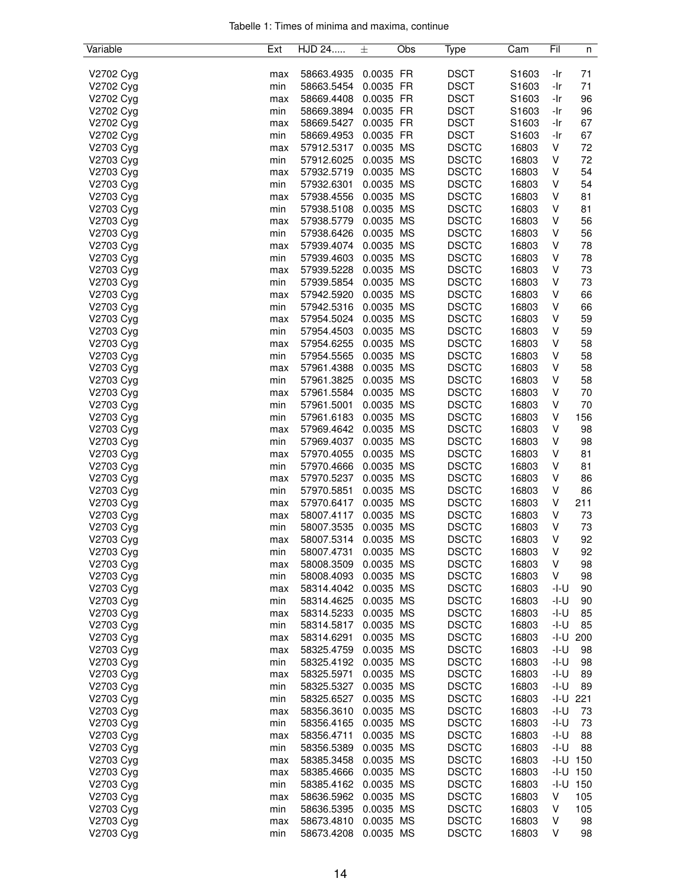Tabelle 1: Times of minima and maxima, continue

| Variable | Ext | HJD 24..... | ± | Obs | Type | Cam | Fil | n |
|---|---|---|---|---|---|---|---|---|
| V2702 Cyg | max | 58663.4935 | 0.0035 | FR | DSCT | S1603 | -Ir | 71 |
| V2702 Cyg | min | 58663.5454 | 0.0035 | FR | DSCT | S1603 | -Ir | 71 |
| V2702 Cyg | max | 58669.4408 | 0.0035 | FR | DSCT | S1603 | -Ir | 96 |
| V2702 Cyg | min | 58669.3894 | 0.0035 | FR | DSCT | S1603 | -Ir | 96 |
| V2702 Cyg | max | 58669.5427 | 0.0035 | FR | DSCT | S1603 | -Ir | 67 |
| V2702 Cyg | min | 58669.4953 | 0.0035 | FR | DSCT | S1603 | -Ir | 67 |
| V2703 Cyg | max | 57912.5317 | 0.0035 | MS | DSCTC | 16803 | V | 72 |
| V2703 Cyg | min | 57912.6025 | 0.0035 | MS | DSCTC | 16803 | V | 72 |
| V2703 Cyg | max | 57932.5719 | 0.0035 | MS | DSCTC | 16803 | V | 54 |
| V2703 Cyg | min | 57932.6301 | 0.0035 | MS | DSCTC | 16803 | V | 54 |
| V2703 Cyg | max | 57938.4556 | 0.0035 | MS | DSCTC | 16803 | V | 81 |
| V2703 Cyg | min | 57938.5108 | 0.0035 | MS | DSCTC | 16803 | V | 81 |
| V2703 Cyg | max | 57938.5779 | 0.0035 | MS | DSCTC | 16803 | V | 56 |
| V2703 Cyg | min | 57938.6426 | 0.0035 | MS | DSCTC | 16803 | V | 56 |
| V2703 Cyg | max | 57939.4074 | 0.0035 | MS | DSCTC | 16803 | V | 78 |
| V2703 Cyg | min | 57939.4603 | 0.0035 | MS | DSCTC | 16803 | V | 78 |
| V2703 Cyg | max | 57939.5228 | 0.0035 | MS | DSCTC | 16803 | V | 73 |
| V2703 Cyg | min | 57939.5854 | 0.0035 | MS | DSCTC | 16803 | V | 73 |
| V2703 Cyg | max | 57942.5920 | 0.0035 | MS | DSCTC | 16803 | V | 66 |
| V2703 Cyg | min | 57942.5316 | 0.0035 | MS | DSCTC | 16803 | V | 66 |
| V2703 Cyg | max | 57954.5024 | 0.0035 | MS | DSCTC | 16803 | V | 59 |
| V2703 Cyg | min | 57954.4503 | 0.0035 | MS | DSCTC | 16803 | V | 59 |
| V2703 Cyg | max | 57954.6255 | 0.0035 | MS | DSCTC | 16803 | V | 58 |
| V2703 Cyg | min | 57954.5565 | 0.0035 | MS | DSCTC | 16803 | V | 58 |
| V2703 Cyg | max | 57961.4388 | 0.0035 | MS | DSCTC | 16803 | V | 58 |
| V2703 Cyg | min | 57961.3825 | 0.0035 | MS | DSCTC | 16803 | V | 58 |
| V2703 Cyg | max | 57961.5584 | 0.0035 | MS | DSCTC | 16803 | V | 70 |
| V2703 Cyg | min | 57961.5001 | 0.0035 | MS | DSCTC | 16803 | V | 70 |
| V2703 Cyg | min | 57961.6183 | 0.0035 | MS | DSCTC | 16803 | V | 156 |
| V2703 Cyg | max | 57969.4642 | 0.0035 | MS | DSCTC | 16803 | V | 98 |
| V2703 Cyg | min | 57969.4037 | 0.0035 | MS | DSCTC | 16803 | V | 98 |
| V2703 Cyg | max | 57970.4055 | 0.0035 | MS | DSCTC | 16803 | V | 81 |
| V2703 Cyg | min | 57970.4666 | 0.0035 | MS | DSCTC | 16803 | V | 81 |
| V2703 Cyg | max | 57970.5237 | 0.0035 | MS | DSCTC | 16803 | V | 86 |
| V2703 Cyg | min | 57970.5851 | 0.0035 | MS | DSCTC | 16803 | V | 86 |
| V2703 Cyg | max | 57970.6417 | 0.0035 | MS | DSCTC | 16803 | V | 211 |
| V2703 Cyg | max | 58007.4117 | 0.0035 | MS | DSCTC | 16803 | V | 73 |
| V2703 Cyg | min | 58007.3535 | 0.0035 | MS | DSCTC | 16803 | V | 73 |
| V2703 Cyg | max | 58007.5314 | 0.0035 | MS | DSCTC | 16803 | V | 92 |
| V2703 Cyg | min | 58007.4731 | 0.0035 | MS | DSCTC | 16803 | V | 92 |
| V2703 Cyg | max | 58008.3509 | 0.0035 | MS | DSCTC | 16803 | V | 98 |
| V2703 Cyg | min | 58008.4093 | 0.0035 | MS | DSCTC | 16803 | V | 98 |
| V2703 Cyg | max | 58314.4042 | 0.0035 | MS | DSCTC | 16803 | -I-U | 90 |
| V2703 Cyg | min | 58314.4625 | 0.0035 | MS | DSCTC | 16803 | -I-U | 90 |
| V2703 Cyg | max | 58314.5233 | 0.0035 | MS | DSCTC | 16803 | -I-U | 85 |
| V2703 Cyg | min | 58314.5817 | 0.0035 | MS | DSCTC | 16803 | -I-U | 85 |
| V2703 Cyg | max | 58314.6291 | 0.0035 | MS | DSCTC | 16803 | -I-U | 200 |
| V2703 Cyg | max | 58325.4759 | 0.0035 | MS | DSCTC | 16803 | -I-U | 98 |
| V2703 Cyg | min | 58325.4192 | 0.0035 | MS | DSCTC | 16803 | -I-U | 98 |
| V2703 Cyg | max | 58325.5971 | 0.0035 | MS | DSCTC | 16803 | -I-U | 89 |
| V2703 Cyg | min | 58325.5327 | 0.0035 | MS | DSCTC | 16803 | -I-U | 89 |
| V2703 Cyg | min | 58325.6527 | 0.0035 | MS | DSCTC | 16803 | -I-U | 221 |
| V2703 Cyg | max | 58356.3610 | 0.0035 | MS | DSCTC | 16803 | -I-U | 73 |
| V2703 Cyg | min | 58356.4165 | 0.0035 | MS | DSCTC | 16803 | -I-U | 73 |
| V2703 Cyg | max | 58356.4711 | 0.0035 | MS | DSCTC | 16803 | -I-U | 88 |
| V2703 Cyg | min | 58356.5389 | 0.0035 | MS | DSCTC | 16803 | -I-U | 88 |
| V2703 Cyg | max | 58385.3458 | 0.0035 | MS | DSCTC | 16803 | -I-U | 150 |
| V2703 Cyg | max | 58385.4666 | 0.0035 | MS | DSCTC | 16803 | -I-U | 150 |
| V2703 Cyg | min | 58385.4162 | 0.0035 | MS | DSCTC | 16803 | -I-U | 150 |
| V2703 Cyg | max | 58636.5962 | 0.0035 | MS | DSCTC | 16803 | V | 105 |
| V2703 Cyg | min | 58636.5395 | 0.0035 | MS | DSCTC | 16803 | V | 105 |
| V2703 Cyg | max | 58673.4810 | 0.0035 | MS | DSCTC | 16803 | V | 98 |
| V2703 Cyg | min | 58673.4208 | 0.0035 | MS | DSCTC | 16803 | V | 98 |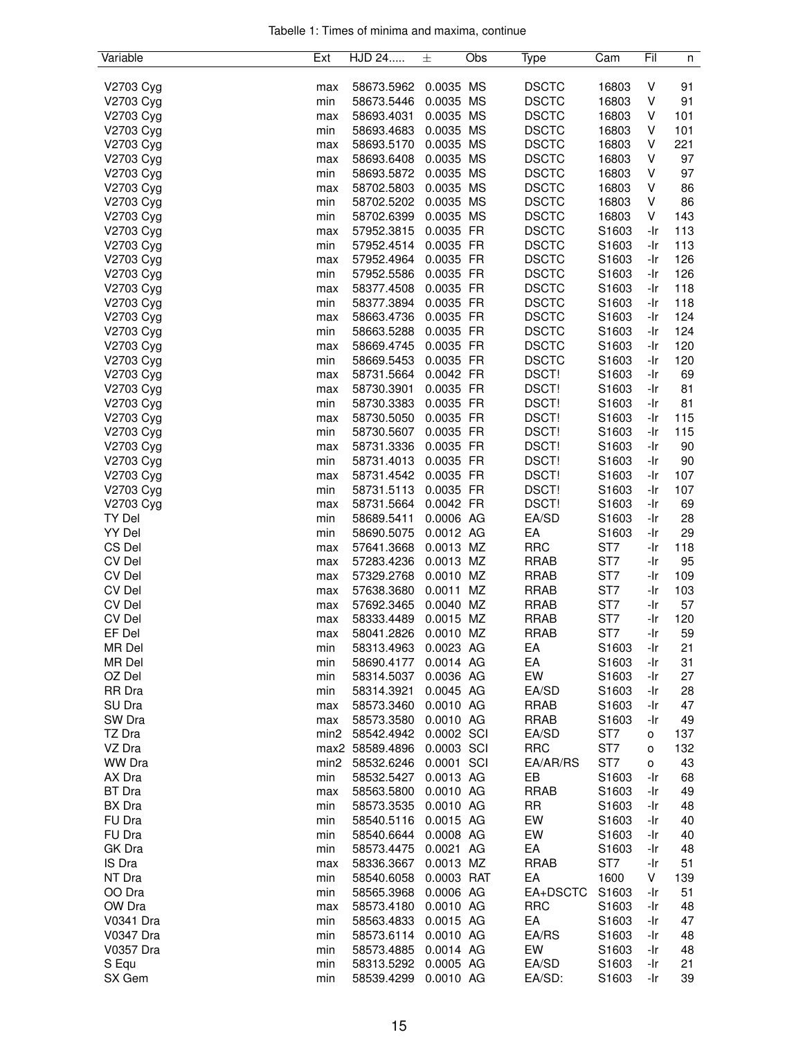Tabelle 1: Times of minima and maxima, continue

| Variable | Ext | HJD 24..... | ± | Obs | Type | Cam | Fil | n |
|---|---|---|---|---|---|---|---|---|
| V2703 Cyg | max | 58673.5962 | 0.0035 | MS | DSCTC | 16803 | V | 91 |
| V2703 Cyg | min | 58673.5446 | 0.0035 | MS | DSCTC | 16803 | V | 91 |
| V2703 Cyg | max | 58693.4031 | 0.0035 | MS | DSCTC | 16803 | V | 101 |
| V2703 Cyg | min | 58693.4683 | 0.0035 | MS | DSCTC | 16803 | V | 101 |
| V2703 Cyg | max | 58693.5170 | 0.0035 | MS | DSCTC | 16803 | V | 221 |
| V2703 Cyg | max | 58693.6408 | 0.0035 | MS | DSCTC | 16803 | V | 97 |
| V2703 Cyg | min | 58693.5872 | 0.0035 | MS | DSCTC | 16803 | V | 97 |
| V2703 Cyg | max | 58702.5803 | 0.0035 | MS | DSCTC | 16803 | V | 86 |
| V2703 Cyg | min | 58702.5202 | 0.0035 | MS | DSCTC | 16803 | V | 86 |
| V2703 Cyg | min | 58702.6399 | 0.0035 | MS | DSCTC | 16803 | V | 143 |
| V2703 Cyg | max | 57952.3815 | 0.0035 | FR | DSCTC | S1603 | -Ir | 113 |
| V2703 Cyg | min | 57952.4514 | 0.0035 | FR | DSCTC | S1603 | -Ir | 113 |
| V2703 Cyg | max | 57952.4964 | 0.0035 | FR | DSCTC | S1603 | -Ir | 126 |
| V2703 Cyg | min | 57952.5586 | 0.0035 | FR | DSCTC | S1603 | -Ir | 126 |
| V2703 Cyg | max | 58377.4508 | 0.0035 | FR | DSCTC | S1603 | -Ir | 118 |
| V2703 Cyg | min | 58377.3894 | 0.0035 | FR | DSCTC | S1603 | -Ir | 118 |
| V2703 Cyg | max | 58663.4736 | 0.0035 | FR | DSCTC | S1603 | -Ir | 124 |
| V2703 Cyg | min | 58663.5288 | 0.0035 | FR | DSCTC | S1603 | -Ir | 124 |
| V2703 Cyg | max | 58669.4745 | 0.0035 | FR | DSCTC | S1603 | -Ir | 120 |
| V2703 Cyg | min | 58669.5453 | 0.0035 | FR | DSCTC | S1603 | -Ir | 120 |
| V2703 Cyg | max | 58731.5664 | 0.0042 | FR | DSCT! | S1603 | -Ir | 69 |
| V2703 Cyg | max | 58730.3901 | 0.0035 | FR | DSCT! | S1603 | -Ir | 81 |
| V2703 Cyg | min | 58730.3383 | 0.0035 | FR | DSCT! | S1603 | -Ir | 81 |
| V2703 Cyg | max | 58730.5050 | 0.0035 | FR | DSCT! | S1603 | -Ir | 115 |
| V2703 Cyg | min | 58730.5607 | 0.0035 | FR | DSCT! | S1603 | -Ir | 115 |
| V2703 Cyg | max | 58731.3336 | 0.0035 | FR | DSCT! | S1603 | -Ir | 90 |
| V2703 Cyg | min | 58731.4013 | 0.0035 | FR | DSCT! | S1603 | -Ir | 90 |
| V2703 Cyg | max | 58731.4542 | 0.0035 | FR | DSCT! | S1603 | -Ir | 107 |
| V2703 Cyg | min | 58731.5113 | 0.0035 | FR | DSCT! | S1603 | -Ir | 107 |
| V2703 Cyg | max | 58731.5664 | 0.0042 | FR | DSCT! | S1603 | -Ir | 69 |
| TY Del | min | 58689.5411 | 0.0006 | AG | EA/SD | S1603 | -Ir | 28 |
| YY Del | min | 58690.5075 | 0.0012 | AG | EA | S1603 | -Ir | 29 |
| CS Del | max | 57641.3668 | 0.0013 | MZ | RRC | ST7 | -Ir | 118 |
| CV Del | max | 57283.4236 | 0.0013 | MZ | RRAB | ST7 | -Ir | 95 |
| CV Del | max | 57329.2768 | 0.0010 | MZ | RRAB | ST7 | -Ir | 109 |
| CV Del | max | 57638.3680 | 0.0011 | MZ | RRAB | ST7 | -Ir | 103 |
| CV Del | max | 57692.3465 | 0.0040 | MZ | RRAB | ST7 | -Ir | 57 |
| CV Del | max | 58333.4489 | 0.0015 | MZ | RRAB | ST7 | -Ir | 120 |
| EF Del | max | 58041.2826 | 0.0010 | MZ | RRAB | ST7 | -Ir | 59 |
| MR Del | min | 58313.4963 | 0.0023 | AG | EA | S1603 | -Ir | 21 |
| MR Del | min | 58690.4177 | 0.0014 | AG | EA | S1603 | -Ir | 31 |
| OZ Del | min | 58314.5037 | 0.0036 | AG | EW | S1603 | -Ir | 27 |
| RR Dra | min | 58314.3921 | 0.0045 | AG | EA/SD | S1603 | -Ir | 28 |
| SU Dra | max | 58573.3460 | 0.0010 | AG | RRAB | S1603 | -Ir | 47 |
| SW Dra | max | 58573.3580 | 0.0010 | AG | RRAB | S1603 | -Ir | 49 |
| TZ Dra | min2 | 58542.4942 | 0.0002 | SCI | EA/SD | ST7 | o | 137 |
| VZ Dra | max2 | 58589.4896 | 0.0003 | SCI | RRC | ST7 | o | 132 |
| WW Dra | min2 | 58532.6246 | 0.0001 | SCI | EA/AR/RS | ST7 | o | 43 |
| AX Dra | min | 58532.5427 | 0.0013 | AG | EB | S1603 | -Ir | 68 |
| BT Dra | max | 58563.5800 | 0.0010 | AG | RRAB | S1603 | -Ir | 49 |
| BX Dra | min | 58573.3535 | 0.0010 | AG | RR | S1603 | -Ir | 48 |
| FU Dra | min | 58540.5116 | 0.0015 | AG | EW | S1603 | -Ir | 40 |
| FU Dra | min | 58540.6644 | 0.0008 | AG | EW | S1603 | -Ir | 40 |
| GK Dra | min | 58573.4475 | 0.0021 | AG | EA | S1603 | -Ir | 48 |
| IS Dra | max | 58336.3667 | 0.0013 | MZ | RRAB | ST7 | -Ir | 51 |
| NT Dra | min | 58540.6058 | 0.0003 | RAT | EA | 1600 | V | 139 |
| OO Dra | min | 58565.3968 | 0.0006 | AG | EA+DSCTC | S1603 | -Ir | 51 |
| OW Dra | max | 58573.4180 | 0.0010 | AG | RRC | S1603 | -Ir | 48 |
| V0341 Dra | min | 58563.4833 | 0.0015 | AG | EA | S1603 | -Ir | 47 |
| V0347 Dra | min | 58573.6114 | 0.0010 | AG | EA/RS | S1603 | -Ir | 48 |
| V0357 Dra | min | 58573.4885 | 0.0014 | AG | EW | S1603 | -Ir | 48 |
| S Equ | min | 58313.5292 | 0.0005 | AG | EA/SD | S1603 | -Ir | 21 |
| SX Gem | min | 58539.4299 | 0.0010 | AG | EA/SD: | S1603 | -Ir | 39 |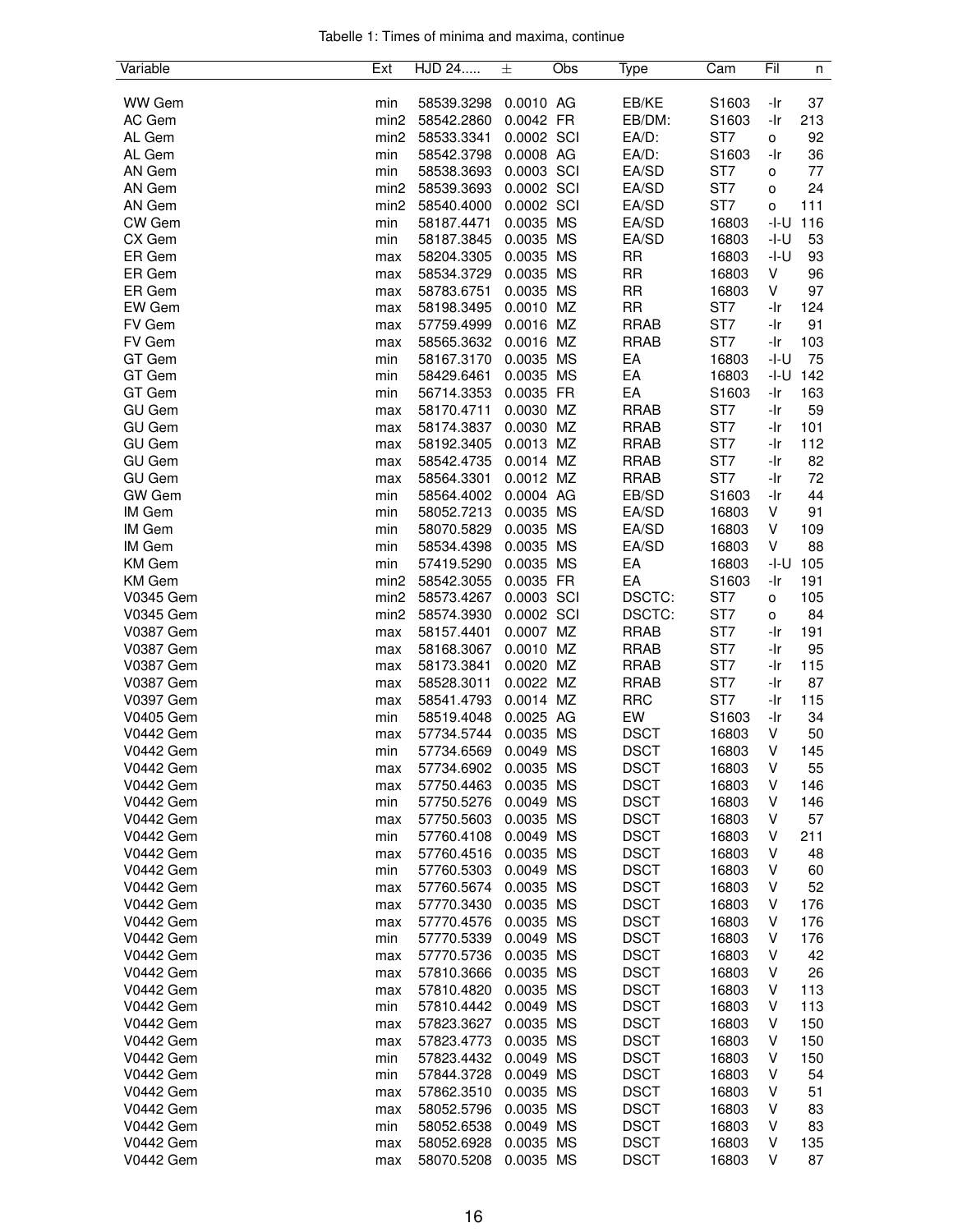Tabelle 1: Times of minima and maxima, continue

| Variable | Ext | HJD 24..... | ± | Obs | Type | Cam | Fil | n |
|---|---|---|---|---|---|---|---|---|
| WW Gem | min | 58539.3298 | 0.0010 | AG | EB/KE | S1603 | -Ir | 37 |
| AC Gem | min2 | 58542.2860 | 0.0042 | FR | EB/DM: | S1603 | -Ir | 213 |
| AL Gem | min2 | 58533.3341 | 0.0002 | SCI | EA/D: | ST7 | o | 92 |
| AL Gem | min | 58542.3798 | 0.0008 | AG | EA/D: | S1603 | -Ir | 36 |
| AN Gem | min | 58538.3693 | 0.0003 | SCI | EA/SD | ST7 | o | 77 |
| AN Gem | min2 | 58539.3693 | 0.0002 | SCI | EA/SD | ST7 | o | 24 |
| AN Gem | min2 | 58540.4000 | 0.0002 | SCI | EA/SD | ST7 | o | 111 |
| CW Gem | min | 58187.4471 | 0.0035 | MS | EA/SD | 16803 | -I-U | 116 |
| CX Gem | min | 58187.3845 | 0.0035 | MS | EA/SD | 16803 | -I-U | 53 |
| ER Gem | max | 58204.3305 | 0.0035 | MS | RR | 16803 | -I-U | 93 |
| ER Gem | max | 58534.3729 | 0.0035 | MS | RR | 16803 | V | 96 |
| ER Gem | max | 58783.6751 | 0.0035 | MS | RR | 16803 | V | 97 |
| EW Gem | max | 58198.3495 | 0.0010 | MZ | RR | ST7 | -Ir | 124 |
| FV Gem | max | 57759.4999 | 0.0016 | MZ | RRAB | ST7 | -Ir | 91 |
| FV Gem | max | 58565.3632 | 0.0016 | MZ | RRAB | ST7 | -Ir | 103 |
| GT Gem | min | 58167.3170 | 0.0035 | MS | EA | 16803 | -I-U | 75 |
| GT Gem | min | 58429.6461 | 0.0035 | MS | EA | 16803 | -I-U | 142 |
| GT Gem | min | 56714.3353 | 0.0035 | FR | EA | S1603 | -Ir | 163 |
| GU Gem | max | 58170.4711 | 0.0030 | MZ | RRAB | ST7 | -Ir | 59 |
| GU Gem | max | 58174.3837 | 0.0030 | MZ | RRAB | ST7 | -Ir | 101 |
| GU Gem | max | 58192.3405 | 0.0013 | MZ | RRAB | ST7 | -Ir | 112 |
| GU Gem | max | 58542.4735 | 0.0014 | MZ | RRAB | ST7 | -Ir | 82 |
| GU Gem | max | 58564.3301 | 0.0012 | MZ | RRAB | ST7 | -Ir | 72 |
| GW Gem | min | 58564.4002 | 0.0004 | AG | EB/SD | S1603 | -Ir | 44 |
| IM Gem | min | 58052.7213 | 0.0035 | MS | EA/SD | 16803 | V | 91 |
| IM Gem | min | 58070.5829 | 0.0035 | MS | EA/SD | 16803 | V | 109 |
| IM Gem | min | 58534.4398 | 0.0035 | MS | EA/SD | 16803 | V | 88 |
| KM Gem | min | 57419.5290 | 0.0035 | MS | EA | 16803 | -I-U | 105 |
| KM Gem | min2 | 58542.3055 | 0.0035 | FR | EA | S1603 | -Ir | 191 |
| V0345 Gem | min2 | 58573.4267 | 0.0003 | SCI | DSCTC: | ST7 | o | 105 |
| V0345 Gem | min2 | 58574.3930 | 0.0002 | SCI | DSCTC: | ST7 | o | 84 |
| V0387 Gem | max | 58157.4401 | 0.0007 | MZ | RRAB | ST7 | -Ir | 191 |
| V0387 Gem | max | 58168.3067 | 0.0010 | MZ | RRAB | ST7 | -Ir | 95 |
| V0387 Gem | max | 58173.3841 | 0.0020 | MZ | RRAB | ST7 | -Ir | 115 |
| V0387 Gem | max | 58528.3011 | 0.0022 | MZ | RRAB | ST7 | -Ir | 87 |
| V0397 Gem | max | 58541.4793 | 0.0014 | MZ | RRC | ST7 | -Ir | 115 |
| V0405 Gem | min | 58519.4048 | 0.0025 | AG | EW | S1603 | -Ir | 34 |
| V0442 Gem | max | 57734.5744 | 0.0035 | MS | DSCT | 16803 | V | 50 |
| V0442 Gem | min | 57734.6569 | 0.0049 | MS | DSCT | 16803 | V | 145 |
| V0442 Gem | max | 57734.6902 | 0.0035 | MS | DSCT | 16803 | V | 55 |
| V0442 Gem | max | 57750.4463 | 0.0035 | MS | DSCT | 16803 | V | 146 |
| V0442 Gem | min | 57750.5276 | 0.0049 | MS | DSCT | 16803 | V | 146 |
| V0442 Gem | max | 57750.5603 | 0.0035 | MS | DSCT | 16803 | V | 57 |
| V0442 Gem | min | 57760.4108 | 0.0049 | MS | DSCT | 16803 | V | 211 |
| V0442 Gem | max | 57760.4516 | 0.0035 | MS | DSCT | 16803 | V | 48 |
| V0442 Gem | min | 57760.5303 | 0.0049 | MS | DSCT | 16803 | V | 60 |
| V0442 Gem | max | 57760.5674 | 0.0035 | MS | DSCT | 16803 | V | 52 |
| V0442 Gem | max | 57770.3430 | 0.0035 | MS | DSCT | 16803 | V | 176 |
| V0442 Gem | max | 57770.4576 | 0.0035 | MS | DSCT | 16803 | V | 176 |
| V0442 Gem | min | 57770.5339 | 0.0049 | MS | DSCT | 16803 | V | 176 |
| V0442 Gem | max | 57770.5736 | 0.0035 | MS | DSCT | 16803 | V | 42 |
| V0442 Gem | max | 57810.3666 | 0.0035 | MS | DSCT | 16803 | V | 26 |
| V0442 Gem | max | 57810.4820 | 0.0035 | MS | DSCT | 16803 | V | 113 |
| V0442 Gem | min | 57810.4442 | 0.0049 | MS | DSCT | 16803 | V | 113 |
| V0442 Gem | max | 57823.3627 | 0.0035 | MS | DSCT | 16803 | V | 150 |
| V0442 Gem | max | 57823.4773 | 0.0035 | MS | DSCT | 16803 | V | 150 |
| V0442 Gem | min | 57823.4432 | 0.0049 | MS | DSCT | 16803 | V | 150 |
| V0442 Gem | min | 57844.3728 | 0.0049 | MS | DSCT | 16803 | V | 54 |
| V0442 Gem | max | 57862.3510 | 0.0035 | MS | DSCT | 16803 | V | 51 |
| V0442 Gem | max | 58052.5796 | 0.0035 | MS | DSCT | 16803 | V | 83 |
| V0442 Gem | min | 58052.6538 | 0.0049 | MS | DSCT | 16803 | V | 83 |
| V0442 Gem | max | 58052.6928 | 0.0035 | MS | DSCT | 16803 | V | 135 |
| V0442 Gem | max | 58070.5208 | 0.0035 | MS | DSCT | 16803 | V | 87 |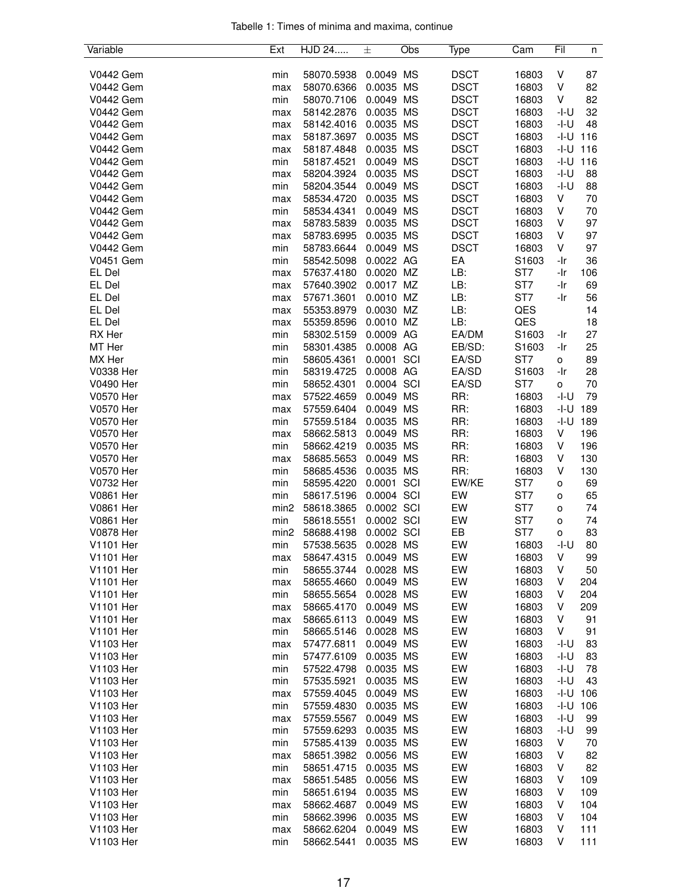Tabelle 1: Times of minima and maxima, continue

| Variable | Ext | HJD 24..... | ± | Obs | Type | Cam | Fil | n |
|---|---|---|---|---|---|---|---|---|
| V0442 Gem | min | 58070.5938 | 0.0049 | MS | DSCT | 16803 | V | 87 |
| V0442 Gem | max | 58070.6366 | 0.0035 | MS | DSCT | 16803 | V | 82 |
| V0442 Gem | min | 58070.7106 | 0.0049 | MS | DSCT | 16803 | V | 82 |
| V0442 Gem | max | 58142.2876 | 0.0035 | MS | DSCT | 16803 | -I-U | 32 |
| V0442 Gem | max | 58142.4016 | 0.0035 | MS | DSCT | 16803 | -I-U | 48 |
| V0442 Gem | max | 58187.3697 | 0.0035 | MS | DSCT | 16803 | -I-U | 116 |
| V0442 Gem | max | 58187.4848 | 0.0035 | MS | DSCT | 16803 | -I-U | 116 |
| V0442 Gem | min | 58187.4521 | 0.0049 | MS | DSCT | 16803 | -I-U | 116 |
| V0442 Gem | max | 58204.3924 | 0.0035 | MS | DSCT | 16803 | -I-U | 88 |
| V0442 Gem | min | 58204.3544 | 0.0049 | MS | DSCT | 16803 | -I-U | 88 |
| V0442 Gem | max | 58534.4720 | 0.0035 | MS | DSCT | 16803 | V | 70 |
| V0442 Gem | min | 58534.4341 | 0.0049 | MS | DSCT | 16803 | V | 70 |
| V0442 Gem | max | 58783.5839 | 0.0035 | MS | DSCT | 16803 | V | 97 |
| V0442 Gem | max | 58783.6995 | 0.0035 | MS | DSCT | 16803 | V | 97 |
| V0442 Gem | min | 58783.6644 | 0.0049 | MS | DSCT | 16803 | V | 97 |
| V0451 Gem | min | 58542.5098 | 0.0022 | AG | EA | S1603 | -Ir | 36 |
| EL Del | max | 57637.4180 | 0.0020 | MZ | LB: | ST7 | -Ir | 106 |
| EL Del | max | 57640.3902 | 0.0017 | MZ | LB: | ST7 | -Ir | 69 |
| EL Del | max | 57671.3601 | 0.0010 | MZ | LB: | ST7 | -Ir | 56 |
| EL Del | max | 55353.8979 | 0.0030 | MZ | LB: | QES | | 14 |
| EL Del | max | 55359.8596 | 0.0010 | MZ | LB: | QES | | 18 |
| RX Her | min | 58302.5159 | 0.0009 | AG | EA/DM | S1603 | -Ir | 27 |
| MT Her | min | 58301.4385 | 0.0008 | AG | EB/SD: | S1603 | -Ir | 25 |
| MX Her | min | 58605.4361 | 0.0001 | SCI | EA/SD | ST7 | o | 89 |
| V0338 Her | min | 58319.4725 | 0.0008 | AG | EA/SD | S1603 | -Ir | 28 |
| V0490 Her | min | 58652.4301 | 0.0004 | SCI | EA/SD | ST7 | o | 70 |
| V0570 Her | max | 57522.4659 | 0.0049 | MS | RR: | 16803 | -I-U | 79 |
| V0570 Her | max | 57559.6404 | 0.0049 | MS | RR: | 16803 | -I-U | 189 |
| V0570 Her | min | 57559.5184 | 0.0035 | MS | RR: | 16803 | -I-U | 189 |
| V0570 Her | max | 58662.5813 | 0.0049 | MS | RR: | 16803 | V | 196 |
| V0570 Her | min | 58662.4219 | 0.0035 | MS | RR: | 16803 | V | 196 |
| V0570 Her | max | 58685.5653 | 0.0049 | MS | RR: | 16803 | V | 130 |
| V0570 Her | min | 58685.4536 | 0.0035 | MS | RR: | 16803 | V | 130 |
| V0732 Her | min | 58595.4220 | 0.0001 | SCI | EW/KE | ST7 | o | 69 |
| V0861 Her | min | 58617.5196 | 0.0004 | SCI | EW | ST7 | o | 65 |
| V0861 Her | min2 | 58618.3865 | 0.0002 | SCI | EW | ST7 | o | 74 |
| V0861 Her | min | 58618.5551 | 0.0002 | SCI | EW | ST7 | o | 74 |
| V0878 Her | min2 | 58688.4198 | 0.0002 | SCI | EB | ST7 | o | 83 |
| V1101 Her | min | 57538.5635 | 0.0028 | MS | EW | 16803 | -I-U | 80 |
| V1101 Her | max | 58647.4315 | 0.0049 | MS | EW | 16803 | V | 99 |
| V1101 Her | min | 58655.3744 | 0.0028 | MS | EW | 16803 | V | 50 |
| V1101 Her | max | 58655.4660 | 0.0049 | MS | EW | 16803 | V | 204 |
| V1101 Her | min | 58655.5654 | 0.0028 | MS | EW | 16803 | V | 204 |
| V1101 Her | max | 58665.4170 | 0.0049 | MS | EW | 16803 | V | 209 |
| V1101 Her | max | 58665.6113 | 0.0049 | MS | EW | 16803 | V | 91 |
| V1101 Her | min | 58665.5146 | 0.0028 | MS | EW | 16803 | V | 91 |
| V1103 Her | max | 57477.6811 | 0.0049 | MS | EW | 16803 | -I-U | 83 |
| V1103 Her | min | 57477.6109 | 0.0035 | MS | EW | 16803 | -I-U | 83 |
| V1103 Her | min | 57522.4798 | 0.0035 | MS | EW | 16803 | -I-U | 78 |
| V1103 Her | min | 57535.5921 | 0.0035 | MS | EW | 16803 | -I-U | 43 |
| V1103 Her | max | 57559.4045 | 0.0049 | MS | EW | 16803 | -I-U | 106 |
| V1103 Her | min | 57559.4830 | 0.0035 | MS | EW | 16803 | -I-U | 106 |
| V1103 Her | max | 57559.5567 | 0.0049 | MS | EW | 16803 | -I-U | 99 |
| V1103 Her | min | 57559.6293 | 0.0035 | MS | EW | 16803 | -I-U | 99 |
| V1103 Her | min | 57585.4139 | 0.0035 | MS | EW | 16803 | V | 70 |
| V1103 Her | max | 58651.3982 | 0.0056 | MS | EW | 16803 | V | 82 |
| V1103 Her | min | 58651.4715 | 0.0035 | MS | EW | 16803 | V | 82 |
| V1103 Her | max | 58651.5485 | 0.0056 | MS | EW | 16803 | V | 109 |
| V1103 Her | min | 58651.6194 | 0.0035 | MS | EW | 16803 | V | 109 |
| V1103 Her | max | 58662.4687 | 0.0049 | MS | EW | 16803 | V | 104 |
| V1103 Her | min | 58662.3996 | 0.0035 | MS | EW | 16803 | V | 104 |
| V1103 Her | max | 58662.6204 | 0.0049 | MS | EW | 16803 | V | 111 |
| V1103 Her | min | 58662.5441 | 0.0035 | MS | EW | 16803 | V | 111 |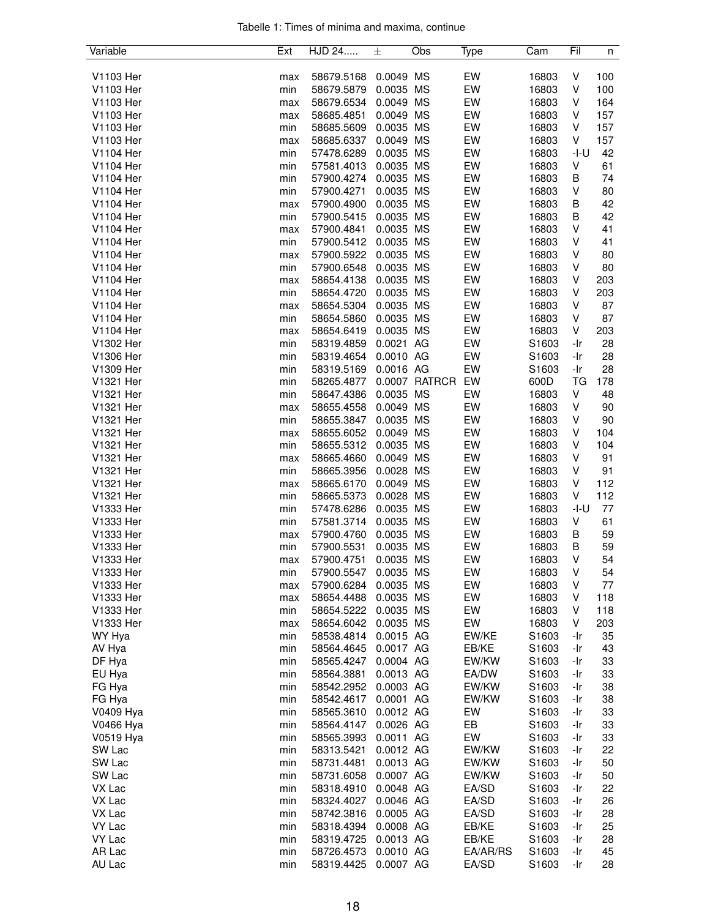Tabelle 1: Times of minima and maxima, continue

| Variable | Ext | HJD 24..... | ± | Obs | Type | Cam | Fil | n |
|---|---|---|---|---|---|---|---|---|
| V1103 Her | max | 58679.5168 | 0.0049 | MS | EW | 16803 | V | 100 |
| V1103 Her | min | 58679.5879 | 0.0035 | MS | EW | 16803 | V | 100 |
| V1103 Her | max | 58679.6534 | 0.0049 | MS | EW | 16803 | V | 164 |
| V1103 Her | max | 58685.4851 | 0.0049 | MS | EW | 16803 | V | 157 |
| V1103 Her | min | 58685.5609 | 0.0035 | MS | EW | 16803 | V | 157 |
| V1103 Her | max | 58685.6337 | 0.0049 | MS | EW | 16803 | V | 157 |
| V1104 Her | min | 57478.6289 | 0.0035 | MS | EW | 16803 | -I-U | 42 |
| V1104 Her | min | 57581.4013 | 0.0035 | MS | EW | 16803 | V | 61 |
| V1104 Her | min | 57900.4274 | 0.0035 | MS | EW | 16803 | B | 74 |
| V1104 Her | min | 57900.4271 | 0.0035 | MS | EW | 16803 | V | 80 |
| V1104 Her | max | 57900.4900 | 0.0035 | MS | EW | 16803 | B | 42 |
| V1104 Her | min | 57900.5415 | 0.0035 | MS | EW | 16803 | B | 42 |
| V1104 Her | max | 57900.4841 | 0.0035 | MS | EW | 16803 | V | 41 |
| V1104 Her | min | 57900.5412 | 0.0035 | MS | EW | 16803 | V | 41 |
| V1104 Her | max | 57900.5922 | 0.0035 | MS | EW | 16803 | V | 80 |
| V1104 Her | min | 57900.6548 | 0.0035 | MS | EW | 16803 | V | 80 |
| V1104 Her | max | 58654.4138 | 0.0035 | MS | EW | 16803 | V | 203 |
| V1104 Her | min | 58654.4720 | 0.0035 | MS | EW | 16803 | V | 203 |
| V1104 Her | max | 58654.5304 | 0.0035 | MS | EW | 16803 | V | 87 |
| V1104 Her | min | 58654.5860 | 0.0035 | MS | EW | 16803 | V | 87 |
| V1104 Her | max | 58654.6419 | 0.0035 | MS | EW | 16803 | V | 203 |
| V1302 Her | min | 58319.4859 | 0.0021 | AG | EW | S1603 | -Ir | 28 |
| V1306 Her | min | 58319.4654 | 0.0010 | AG | EW | S1603 | -Ir | 28 |
| V1309 Her | min | 58319.5169 | 0.0016 | AG | EW | S1603 | -Ir | 28 |
| V1321 Her | min | 58265.4877 | 0.0007 | RATRCR | EW | 600D | TG | 178 |
| V1321 Her | min | 58647.4386 | 0.0035 | MS | EW | 16803 | V | 48 |
| V1321 Her | max | 58655.4558 | 0.0049 | MS | EW | 16803 | V | 90 |
| V1321 Her | min | 58655.3847 | 0.0035 | MS | EW | 16803 | V | 90 |
| V1321 Her | max | 58655.6052 | 0.0049 | MS | EW | 16803 | V | 104 |
| V1321 Her | min | 58655.5312 | 0.0035 | MS | EW | 16803 | V | 104 |
| V1321 Her | max | 58665.4660 | 0.0049 | MS | EW | 16803 | V | 91 |
| V1321 Her | min | 58665.3956 | 0.0028 | MS | EW | 16803 | V | 91 |
| V1321 Her | max | 58665.6170 | 0.0049 | MS | EW | 16803 | V | 112 |
| V1321 Her | min | 58665.5373 | 0.0028 | MS | EW | 16803 | V | 112 |
| V1333 Her | min | 57478.6286 | 0.0035 | MS | EW | 16803 | -I-U | 77 |
| V1333 Her | min | 57581.3714 | 0.0035 | MS | EW | 16803 | V | 61 |
| V1333 Her | max | 57900.4760 | 0.0035 | MS | EW | 16803 | B | 59 |
| V1333 Her | min | 57900.5531 | 0.0035 | MS | EW | 16803 | B | 59 |
| V1333 Her | max | 57900.4751 | 0.0035 | MS | EW | 16803 | V | 54 |
| V1333 Her | min | 57900.5547 | 0.0035 | MS | EW | 16803 | V | 54 |
| V1333 Her | max | 57900.6284 | 0.0035 | MS | EW | 16803 | V | 77 |
| V1333 Her | max | 58654.4488 | 0.0035 | MS | EW | 16803 | V | 118 |
| V1333 Her | min | 58654.5222 | 0.0035 | MS | EW | 16803 | V | 118 |
| V1333 Her | max | 58654.6042 | 0.0035 | MS | EW | 16803 | V | 203 |
| WY Hya | min | 58538.4814 | 0.0015 | AG | EW/KE | S1603 | -Ir | 35 |
| AV Hya | min | 58564.4645 | 0.0017 | AG | EB/KE | S1603 | -Ir | 43 |
| DF Hya | min | 58565.4247 | 0.0004 | AG | EW/KW | S1603 | -Ir | 33 |
| EU Hya | min | 58564.3881 | 0.0013 | AG | EA/DW | S1603 | -Ir | 33 |
| FG Hya | min | 58542.2952 | 0.0003 | AG | EW/KW | S1603 | -Ir | 38 |
| FG Hya | min | 58542.4617 | 0.0001 | AG | EW/KW | S1603 | -Ir | 38 |
| V0409 Hya | min | 58565.3610 | 0.0012 | AG | EW | S1603 | -Ir | 33 |
| V0466 Hya | min | 58564.4147 | 0.0026 | AG | EB | S1603 | -Ir | 33 |
| V0519 Hya | min | 58565.3993 | 0.0011 | AG | EW | S1603 | -Ir | 33 |
| SW Lac | min | 58313.5421 | 0.0012 | AG | EW/KW | S1603 | -Ir | 22 |
| SW Lac | min | 58731.4481 | 0.0013 | AG | EW/KW | S1603 | -Ir | 50 |
| SW Lac | min | 58731.6058 | 0.0007 | AG | EW/KW | S1603 | -Ir | 50 |
| VX Lac | min | 58318.4910 | 0.0048 | AG | EA/SD | S1603 | -Ir | 22 |
| VX Lac | min | 58324.4027 | 0.0046 | AG | EA/SD | S1603 | -Ir | 26 |
| VX Lac | min | 58742.3816 | 0.0005 | AG | EA/SD | S1603 | -Ir | 28 |
| VY Lac | min | 58318.4394 | 0.0008 | AG | EB/KE | S1603 | -Ir | 25 |
| VY Lac | min | 58319.4725 | 0.0013 | AG | EB/KE | S1603 | -Ir | 28 |
| AR Lac | min | 58726.4573 | 0.0010 | AG | EA/AR/RS | S1603 | -Ir | 45 |
| AU Lac | min | 58319.4425 | 0.0007 | AG | EA/SD | S1603 | -Ir | 28 |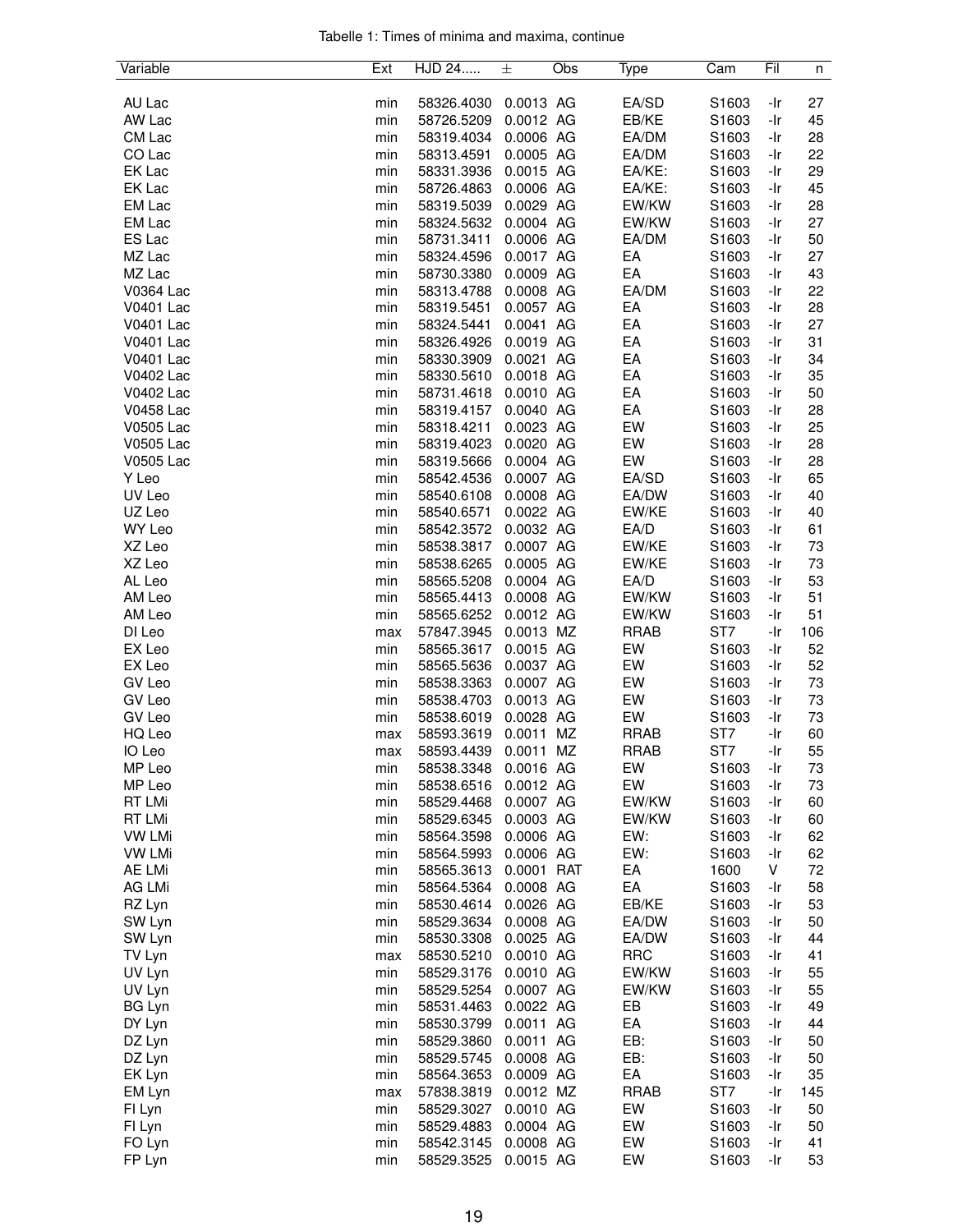Tabelle 1: Times of minima and maxima, continue

| Variable | Ext | HJD 24..... | ± | Obs | Type | Cam | Fil | n |
|---|---|---|---|---|---|---|---|---|
| AU Lac | min | 58326.4030 | 0.0013 | AG | EA/SD | S1603 | -Ir | 27 |
| AW Lac | min | 58726.5209 | 0.0012 | AG | EB/KE | S1603 | -Ir | 45 |
| CM Lac | min | 58319.4034 | 0.0006 | AG | EA/DM | S1603 | -Ir | 28 |
| CO Lac | min | 58313.4591 | 0.0005 | AG | EA/DM | S1603 | -Ir | 22 |
| EK Lac | min | 58331.3936 | 0.0015 | AG | EA/KE: | S1603 | -Ir | 29 |
| EK Lac | min | 58726.4863 | 0.0006 | AG | EA/KE: | S1603 | -Ir | 45 |
| EM Lac | min | 58319.5039 | 0.0029 | AG | EW/KW | S1603 | -Ir | 28 |
| EM Lac | min | 58324.5632 | 0.0004 | AG | EW/KW | S1603 | -Ir | 27 |
| ES Lac | min | 58731.3411 | 0.0006 | AG | EA/DM | S1603 | -Ir | 50 |
| MZ Lac | min | 58324.4596 | 0.0017 | AG | EA | S1603 | -Ir | 27 |
| MZ Lac | min | 58730.3380 | 0.0009 | AG | EA | S1603 | -Ir | 43 |
| V0364 Lac | min | 58313.4788 | 0.0008 | AG | EA/DM | S1603 | -Ir | 22 |
| V0401 Lac | min | 58319.5451 | 0.0057 | AG | EA | S1603 | -Ir | 28 |
| V0401 Lac | min | 58324.5441 | 0.0041 | AG | EA | S1603 | -Ir | 27 |
| V0401 Lac | min | 58326.4926 | 0.0019 | AG | EA | S1603 | -Ir | 31 |
| V0401 Lac | min | 58330.3909 | 0.0021 | AG | EA | S1603 | -Ir | 34 |
| V0402 Lac | min | 58330.5610 | 0.0018 | AG | EA | S1603 | -Ir | 35 |
| V0402 Lac | min | 58731.4618 | 0.0010 | AG | EA | S1603 | -Ir | 50 |
| V0458 Lac | min | 58319.4157 | 0.0040 | AG | EA | S1603 | -Ir | 28 |
| V0505 Lac | min | 58318.4211 | 0.0023 | AG | EW | S1603 | -Ir | 25 |
| V0505 Lac | min | 58319.4023 | 0.0020 | AG | EW | S1603 | -Ir | 28 |
| V0505 Lac | min | 58319.5666 | 0.0004 | AG | EW | S1603 | -Ir | 28 |
| Y Leo | min | 58542.4536 | 0.0007 | AG | EA/SD | S1603 | -Ir | 65 |
| UV Leo | min | 58540.6108 | 0.0008 | AG | EA/DW | S1603 | -Ir | 40 |
| UZ Leo | min | 58540.6571 | 0.0022 | AG | EW/KE | S1603 | -Ir | 40 |
| WY Leo | min | 58542.3572 | 0.0032 | AG | EA/D | S1603 | -Ir | 61 |
| XZ Leo | min | 58538.3817 | 0.0007 | AG | EW/KE | S1603 | -Ir | 73 |
| XZ Leo | min | 58538.6265 | 0.0005 | AG | EW/KE | S1603 | -Ir | 73 |
| AL Leo | min | 58565.5208 | 0.0004 | AG | EA/D | S1603 | -Ir | 53 |
| AM Leo | min | 58565.4413 | 0.0008 | AG | EW/KW | S1603 | -Ir | 51 |
| AM Leo | min | 58565.6252 | 0.0012 | AG | EW/KW | S1603 | -Ir | 51 |
| DI Leo | max | 57847.3945 | 0.0013 | MZ | RRAB | ST7 | -Ir | 106 |
| EX Leo | min | 58565.3617 | 0.0015 | AG | EW | S1603 | -Ir | 52 |
| EX Leo | min | 58565.5636 | 0.0037 | AG | EW | S1603 | -Ir | 52 |
| GV Leo | min | 58538.3363 | 0.0007 | AG | EW | S1603 | -Ir | 73 |
| GV Leo | min | 58538.4703 | 0.0013 | AG | EW | S1603 | -Ir | 73 |
| GV Leo | min | 58538.6019 | 0.0028 | AG | EW | S1603 | -Ir | 73 |
| HQ Leo | max | 58593.3619 | 0.0011 | MZ | RRAB | ST7 | -Ir | 60 |
| IO Leo | max | 58593.4439 | 0.0011 | MZ | RRAB | ST7 | -Ir | 55 |
| MP Leo | min | 58538.3348 | 0.0016 | AG | EW | S1603 | -Ir | 73 |
| MP Leo | min | 58538.6516 | 0.0012 | AG | EW | S1603 | -Ir | 73 |
| RT LMi | min | 58529.4468 | 0.0007 | AG | EW/KW | S1603 | -Ir | 60 |
| RT LMi | min | 58529.6345 | 0.0003 | AG | EW/KW | S1603 | -Ir | 60 |
| VW LMi | min | 58564.3598 | 0.0006 | AG | EW: | S1603 | -Ir | 62 |
| VW LMi | min | 58564.5993 | 0.0006 | AG | EW: | S1603 | -Ir | 62 |
| AE LMi | min | 58565.3613 | 0.0001 | RAT | EA | 1600 | V | 72 |
| AG LMi | min | 58564.5364 | 0.0008 | AG | EA | S1603 | -Ir | 58 |
| RZ Lyn | min | 58530.4614 | 0.0026 | AG | EB/KE | S1603 | -Ir | 53 |
| SW Lyn | min | 58529.3634 | 0.0008 | AG | EA/DW | S1603 | -Ir | 50 |
| SW Lyn | min | 58530.3308 | 0.0025 | AG | EA/DW | S1603 | -Ir | 44 |
| TV Lyn | max | 58530.5210 | 0.0010 | AG | RRC | S1603 | -Ir | 41 |
| UV Lyn | min | 58529.3176 | 0.0010 | AG | EW/KW | S1603 | -Ir | 55 |
| UV Lyn | min | 58529.5254 | 0.0007 | AG | EW/KW | S1603 | -Ir | 55 |
| BG Lyn | min | 58531.4463 | 0.0022 | AG | EB | S1603 | -Ir | 49 |
| DY Lyn | min | 58530.3799 | 0.0011 | AG | EA | S1603 | -Ir | 44 |
| DZ Lyn | min | 58529.3860 | 0.0011 | AG | EB: | S1603 | -Ir | 50 |
| DZ Lyn | min | 58529.5745 | 0.0008 | AG | EB: | S1603 | -Ir | 50 |
| EK Lyn | min | 58564.3653 | 0.0009 | AG | EA | S1603 | -Ir | 35 |
| EM Lyn | max | 57838.3819 | 0.0012 | MZ | RRAB | ST7 | -Ir | 145 |
| FI Lyn | min | 58529.3027 | 0.0010 | AG | EW | S1603 | -Ir | 50 |
| FI Lyn | min | 58529.4883 | 0.0004 | AG | EW | S1603 | -Ir | 50 |
| FO Lyn | min | 58542.3145 | 0.0008 | AG | EW | S1603 | -Ir | 41 |
| FP Lyn | min | 58529.3525 | 0.0015 | AG | EW | S1603 | -Ir | 53 |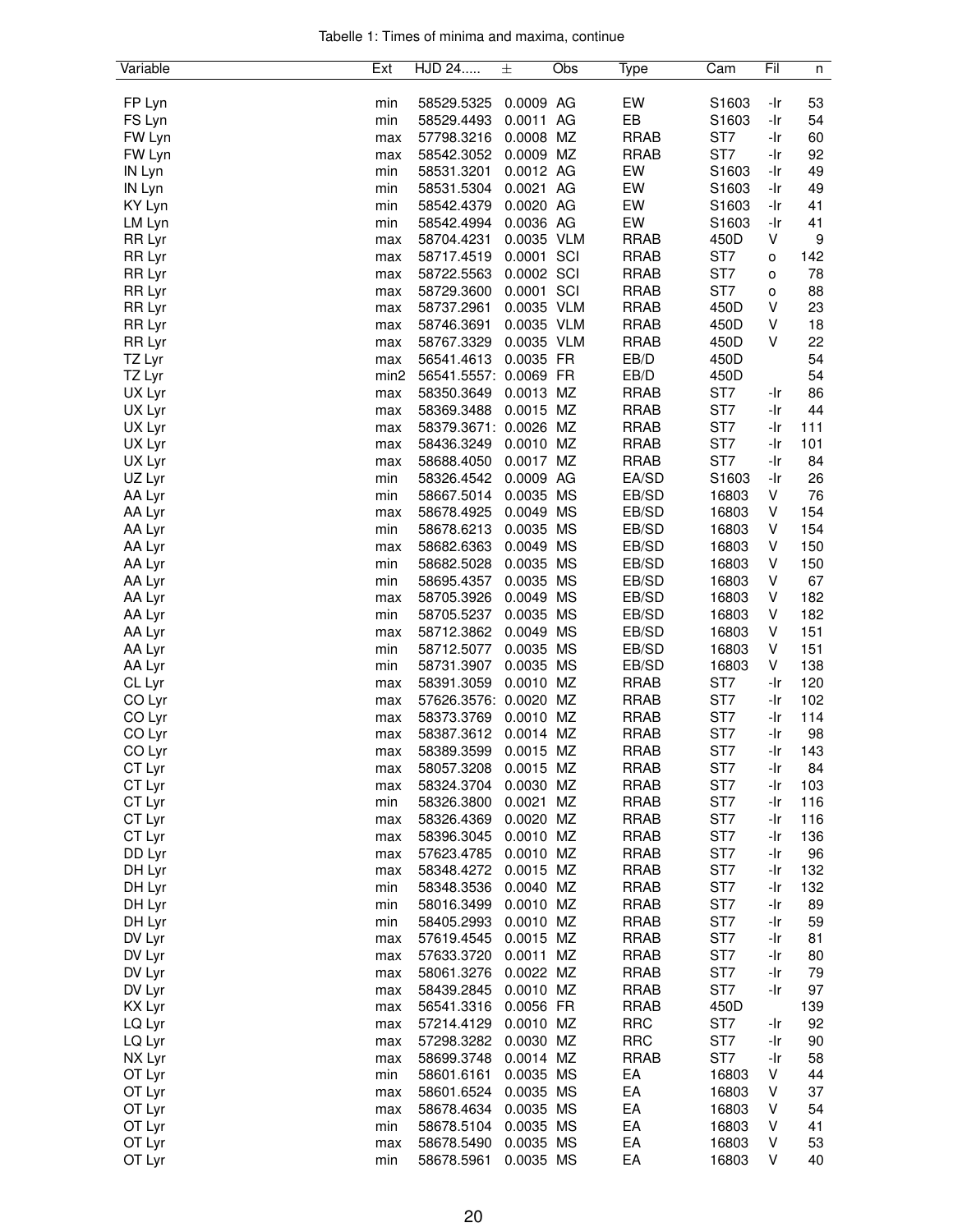Tabelle 1: Times of minima and maxima, continue

| Variable | Ext | HJD 24..... | ± | Obs | Type | Cam | Fil | n |
|---|---|---|---|---|---|---|---|---|
| FP Lyn | min | 58529.5325 | 0.0009 | AG | EW | S1603 | -Ir | 53 |
| FS Lyn | min | 58529.4493 | 0.0011 | AG | EB | S1603 | -Ir | 54 |
| FW Lyn | max | 57798.3216 | 0.0008 | MZ | RRAB | ST7 | -Ir | 60 |
| FW Lyn | max | 58542.3052 | 0.0009 | MZ | RRAB | ST7 | -Ir | 92 |
| IN Lyn | min | 58531.3201 | 0.0012 | AG | EW | S1603 | -Ir | 49 |
| IN Lyn | min | 58531.5304 | 0.0021 | AG | EW | S1603 | -Ir | 49 |
| KY Lyn | min | 58542.4379 | 0.0020 | AG | EW | S1603 | -Ir | 41 |
| LM Lyn | min | 58542.4994 | 0.0036 | AG | EW | S1603 | -Ir | 41 |
| RR Lyr | max | 58704.4231 | 0.0035 | VLM | RRAB | 450D | V | 9 |
| RR Lyr | max | 58717.4519 | 0.0001 | SCI | RRAB | ST7 | o | 142 |
| RR Lyr | max | 58722.5563 | 0.0002 | SCI | RRAB | ST7 | o | 78 |
| RR Lyr | max | 58729.3600 | 0.0001 | SCI | RRAB | ST7 | o | 88 |
| RR Lyr | max | 58737.2961 | 0.0035 | VLM | RRAB | 450D | V | 23 |
| RR Lyr | max | 58746.3691 | 0.0035 | VLM | RRAB | 450D | V | 18 |
| RR Lyr | max | 58767.3329 | 0.0035 | VLM | RRAB | 450D | V | 22 |
| TZ Lyr | max | 56541.4613 | 0.0035 | FR | EB/D | 450D | | 54 |
| TZ Lyr | min2 | 56541.5557: | 0.0069 | FR | EB/D | 450D | | 54 |
| UX Lyr | max | 58350.3649 | 0.0013 | MZ | RRAB | ST7 | -Ir | 86 |
| UX Lyr | max | 58369.3488 | 0.0015 | MZ | RRAB | ST7 | -Ir | 44 |
| UX Lyr | max | 58379.3671: | 0.0026 | MZ | RRAB | ST7 | -Ir | 111 |
| UX Lyr | max | 58436.3249 | 0.0010 | MZ | RRAB | ST7 | -Ir | 101 |
| UX Lyr | max | 58688.4050 | 0.0017 | MZ | RRAB | ST7 | -Ir | 84 |
| UZ Lyr | min | 58326.4542 | 0.0009 | AG | EA/SD | S1603 | -Ir | 26 |
| AA Lyr | min | 58667.5014 | 0.0035 | MS | EB/SD | 16803 | V | 76 |
| AA Lyr | max | 58678.4925 | 0.0049 | MS | EB/SD | 16803 | V | 154 |
| AA Lyr | min | 58678.6213 | 0.0035 | MS | EB/SD | 16803 | V | 154 |
| AA Lyr | max | 58682.6363 | 0.0049 | MS | EB/SD | 16803 | V | 150 |
| AA Lyr | min | 58682.5028 | 0.0035 | MS | EB/SD | 16803 | V | 150 |
| AA Lyr | min | 58695.4357 | 0.0035 | MS | EB/SD | 16803 | V | 67 |
| AA Lyr | max | 58705.3926 | 0.0049 | MS | EB/SD | 16803 | V | 182 |
| AA Lyr | min | 58705.5237 | 0.0035 | MS | EB/SD | 16803 | V | 182 |
| AA Lyr | max | 58712.3862 | 0.0049 | MS | EB/SD | 16803 | V | 151 |
| AA Lyr | min | 58712.5077 | 0.0035 | MS | EB/SD | 16803 | V | 151 |
| AA Lyr | min | 58731.3907 | 0.0035 | MS | EB/SD | 16803 | V | 138 |
| CL Lyr | max | 58391.3059 | 0.0010 | MZ | RRAB | ST7 | -Ir | 120 |
| CO Lyr | max | 57626.3576: | 0.0020 | MZ | RRAB | ST7 | -Ir | 102 |
| CO Lyr | max | 58373.3769 | 0.0010 | MZ | RRAB | ST7 | -Ir | 114 |
| CO Lyr | max | 58387.3612 | 0.0014 | MZ | RRAB | ST7 | -Ir | 98 |
| CO Lyr | max | 58389.3599 | 0.0015 | MZ | RRAB | ST7 | -Ir | 143 |
| CT Lyr | max | 58057.3208 | 0.0015 | MZ | RRAB | ST7 | -Ir | 84 |
| CT Lyr | max | 58324.3704 | 0.0030 | MZ | RRAB | ST7 | -Ir | 103 |
| CT Lyr | min | 58326.3800 | 0.0021 | MZ | RRAB | ST7 | -Ir | 116 |
| CT Lyr | max | 58326.4369 | 0.0020 | MZ | RRAB | ST7 | -Ir | 116 |
| CT Lyr | max | 58396.3045 | 0.0010 | MZ | RRAB | ST7 | -Ir | 136 |
| DD Lyr | max | 57623.4785 | 0.0010 | MZ | RRAB | ST7 | -Ir | 96 |
| DH Lyr | max | 58348.4272 | 0.0015 | MZ | RRAB | ST7 | -Ir | 132 |
| DH Lyr | min | 58348.3536 | 0.0040 | MZ | RRAB | ST7 | -Ir | 132 |
| DH Lyr | min | 58016.3499 | 0.0010 | MZ | RRAB | ST7 | -Ir | 89 |
| DH Lyr | min | 58405.2993 | 0.0010 | MZ | RRAB | ST7 | -Ir | 59 |
| DV Lyr | max | 57619.4545 | 0.0015 | MZ | RRAB | ST7 | -Ir | 81 |
| DV Lyr | max | 57633.3720 | 0.0011 | MZ | RRAB | ST7 | -Ir | 80 |
| DV Lyr | max | 58061.3276 | 0.0022 | MZ | RRAB | ST7 | -Ir | 79 |
| DV Lyr | max | 58439.2845 | 0.0010 | MZ | RRAB | ST7 | -Ir | 97 |
| KX Lyr | max | 56541.3316 | 0.0056 | FR | RRAB | 450D | | 139 |
| LQ Lyr | max | 57214.4129 | 0.0010 | MZ | RRC | ST7 | -Ir | 92 |
| LQ Lyr | max | 57298.3282 | 0.0030 | MZ | RRC | ST7 | -Ir | 90 |
| NX Lyr | max | 58699.3748 | 0.0014 | MZ | RRAB | ST7 | -Ir | 58 |
| OT Lyr | min | 58601.6161 | 0.0035 | MS | EA | 16803 | V | 44 |
| OT Lyr | max | 58601.6524 | 0.0035 | MS | EA | 16803 | V | 37 |
| OT Lyr | max | 58678.4634 | 0.0035 | MS | EA | 16803 | V | 54 |
| OT Lyr | min | 58678.5104 | 0.0035 | MS | EA | 16803 | V | 41 |
| OT Lyr | max | 58678.5490 | 0.0035 | MS | EA | 16803 | V | 53 |
| OT Lyr | min | 58678.5961 | 0.0035 | MS | EA | 16803 | V | 40 |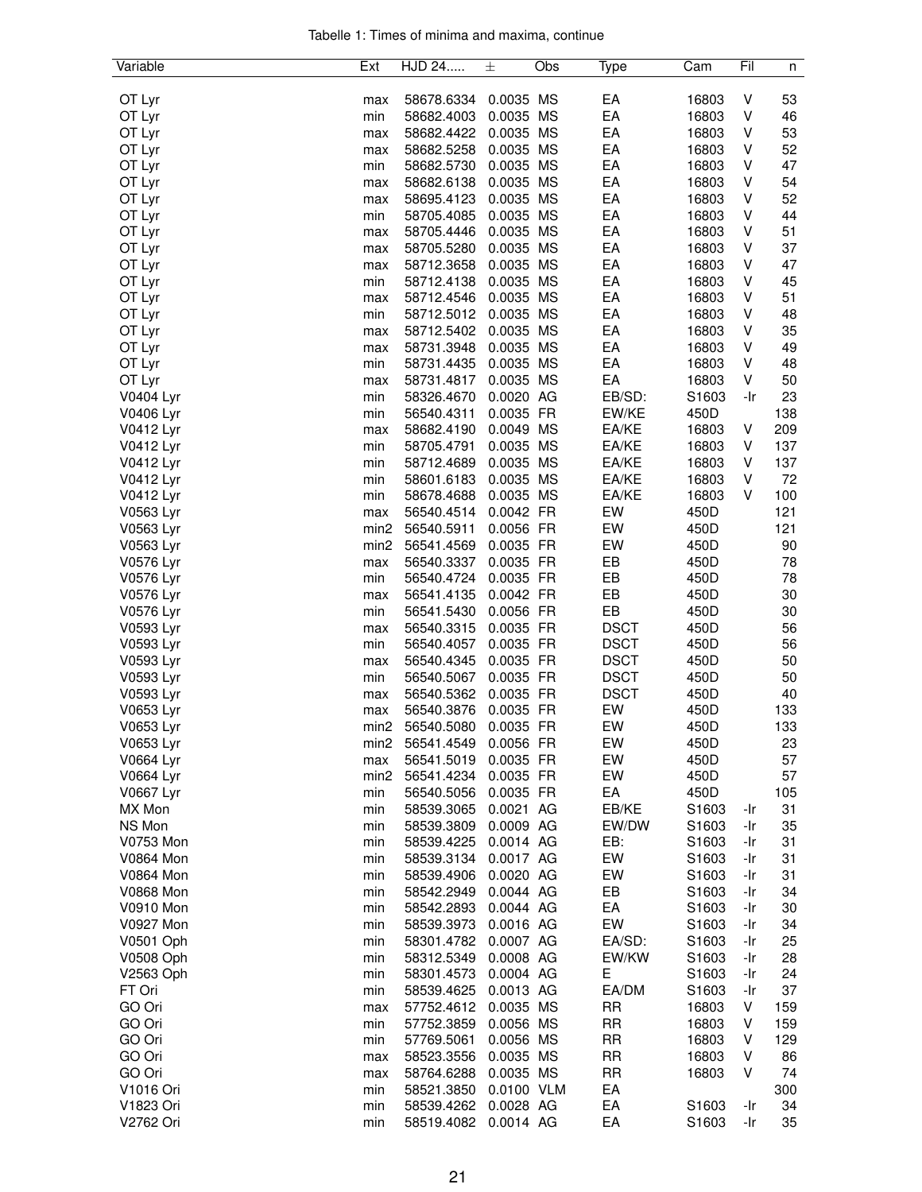Tabelle 1: Times of minima and maxima, continue

| Variable | Ext | HJD 24..... | ± | Obs | Type | Cam | Fil | n |
|---|---|---|---|---|---|---|---|---|
| OT Lyr | max | 58678.6334 | 0.0035 | MS | EA | 16803 | V | 53 |
| OT Lyr | min | 58682.4003 | 0.0035 | MS | EA | 16803 | V | 46 |
| OT Lyr | max | 58682.4422 | 0.0035 | MS | EA | 16803 | V | 53 |
| OT Lyr | max | 58682.5258 | 0.0035 | MS | EA | 16803 | V | 52 |
| OT Lyr | min | 58682.5730 | 0.0035 | MS | EA | 16803 | V | 47 |
| OT Lyr | max | 58682.6138 | 0.0035 | MS | EA | 16803 | V | 54 |
| OT Lyr | max | 58695.4123 | 0.0035 | MS | EA | 16803 | V | 52 |
| OT Lyr | min | 58705.4085 | 0.0035 | MS | EA | 16803 | V | 44 |
| OT Lyr | max | 58705.4446 | 0.0035 | MS | EA | 16803 | V | 51 |
| OT Lyr | max | 58705.5280 | 0.0035 | MS | EA | 16803 | V | 37 |
| OT Lyr | max | 58712.3658 | 0.0035 | MS | EA | 16803 | V | 47 |
| OT Lyr | min | 58712.4138 | 0.0035 | MS | EA | 16803 | V | 45 |
| OT Lyr | max | 58712.4546 | 0.0035 | MS | EA | 16803 | V | 51 |
| OT Lyr | min | 58712.5012 | 0.0035 | MS | EA | 16803 | V | 48 |
| OT Lyr | max | 58712.5402 | 0.0035 | MS | EA | 16803 | V | 35 |
| OT Lyr | max | 58731.3948 | 0.0035 | MS | EA | 16803 | V | 49 |
| OT Lyr | min | 58731.4435 | 0.0035 | MS | EA | 16803 | V | 48 |
| OT Lyr | max | 58731.4817 | 0.0035 | MS | EA | 16803 | V | 50 |
| V0404 Lyr | min | 58326.4670 | 0.0020 | AG | EB/SD: | S1603 | -Ir | 23 |
| V0406 Lyr | min | 56540.4311 | 0.0035 | FR | EW/KE | 450D | | 138 |
| V0412 Lyr | max | 58682.4190 | 0.0049 | MS | EA/KE | 16803 | V | 209 |
| V0412 Lyr | min | 58705.4791 | 0.0035 | MS | EA/KE | 16803 | V | 137 |
| V0412 Lyr | min | 58712.4689 | 0.0035 | MS | EA/KE | 16803 | V | 137 |
| V0412 Lyr | min | 58601.6183 | 0.0035 | MS | EA/KE | 16803 | V | 72 |
| V0412 Lyr | min | 58678.4688 | 0.0035 | MS | EA/KE | 16803 | V | 100 |
| V0563 Lyr | max | 56540.4514 | 0.0042 | FR | EW | 450D | | 121 |
| V0563 Lyr | min2 | 56540.5911 | 0.0056 | FR | EW | 450D | | 121 |
| V0563 Lyr | min2 | 56541.4569 | 0.0035 | FR | EW | 450D | | 90 |
| V0576 Lyr | max | 56540.3337 | 0.0035 | FR | EB | 450D | | 78 |
| V0576 Lyr | min | 56540.4724 | 0.0035 | FR | EB | 450D | | 78 |
| V0576 Lyr | max | 56541.4135 | 0.0042 | FR | EB | 450D | | 30 |
| V0576 Lyr | min | 56541.5430 | 0.0056 | FR | EB | 450D | | 30 |
| V0593 Lyr | max | 56540.3315 | 0.0035 | FR | DSCT | 450D | | 56 |
| V0593 Lyr | min | 56540.4057 | 0.0035 | FR | DSCT | 450D | | 56 |
| V0593 Lyr | max | 56540.4345 | 0.0035 | FR | DSCT | 450D | | 50 |
| V0593 Lyr | min | 56540.5067 | 0.0035 | FR | DSCT | 450D | | 50 |
| V0593 Lyr | max | 56540.5362 | 0.0035 | FR | DSCT | 450D | | 40 |
| V0653 Lyr | max | 56540.3876 | 0.0035 | FR | EW | 450D | | 133 |
| V0653 Lyr | min2 | 56540.5080 | 0.0035 | FR | EW | 450D | | 133 |
| V0653 Lyr | min2 | 56541.4549 | 0.0056 | FR | EW | 450D | | 23 |
| V0664 Lyr | max | 56541.5019 | 0.0035 | FR | EW | 450D | | 57 |
| V0664 Lyr | min2 | 56541.4234 | 0.0035 | FR | EW | 450D | | 57 |
| V0667 Lyr | min | 56540.5056 | 0.0035 | FR | EA | 450D | | 105 |
| MX Mon | min | 58539.3065 | 0.0021 | AG | EB/KE | S1603 | -Ir | 31 |
| NS Mon | min | 58539.3809 | 0.0009 | AG | EW/DW | S1603 | -Ir | 35 |
| V0753 Mon | min | 58539.4225 | 0.0014 | AG | EB: | S1603 | -Ir | 31 |
| V0864 Mon | min | 58539.3134 | 0.0017 | AG | EW | S1603 | -Ir | 31 |
| V0864 Mon | min | 58539.4906 | 0.0020 | AG | EW | S1603 | -Ir | 31 |
| V0868 Mon | min | 58542.2949 | 0.0044 | AG | EB | S1603 | -Ir | 34 |
| V0910 Mon | min | 58542.2893 | 0.0044 | AG | EA | S1603 | -Ir | 30 |
| V0927 Mon | min | 58539.3973 | 0.0016 | AG | EW | S1603 | -Ir | 34 |
| V0501 Oph | min | 58301.4782 | 0.0007 | AG | EA/SD: | S1603 | -Ir | 25 |
| V0508 Oph | min | 58312.5349 | 0.0008 | AG | EW/KW | S1603 | -Ir | 28 |
| V2563 Oph | min | 58301.4573 | 0.0004 | AG | E | S1603 | -Ir | 24 |
| FT Ori | min | 58539.4625 | 0.0013 | AG | EA/DM | S1603 | -Ir | 37 |
| GO Ori | max | 57752.4612 | 0.0035 | MS | RR | 16803 | V | 159 |
| GO Ori | min | 57752.3859 | 0.0056 | MS | RR | 16803 | V | 159 |
| GO Ori | min | 57769.5061 | 0.0056 | MS | RR | 16803 | V | 129 |
| GO Ori | max | 58523.3556 | 0.0035 | MS | RR | 16803 | V | 86 |
| GO Ori | max | 58764.6288 | 0.0035 | MS | RR | 16803 | V | 74 |
| V1016 Ori | min | 58521.3850 | 0.0100 | VLM | EA | | | 300 |
| V1823 Ori | min | 58539.4262 | 0.0028 | AG | EA | S1603 | -Ir | 34 |
| V2762 Ori | min | 58519.4082 | 0.0014 | AG | EA | S1603 | -Ir | 35 |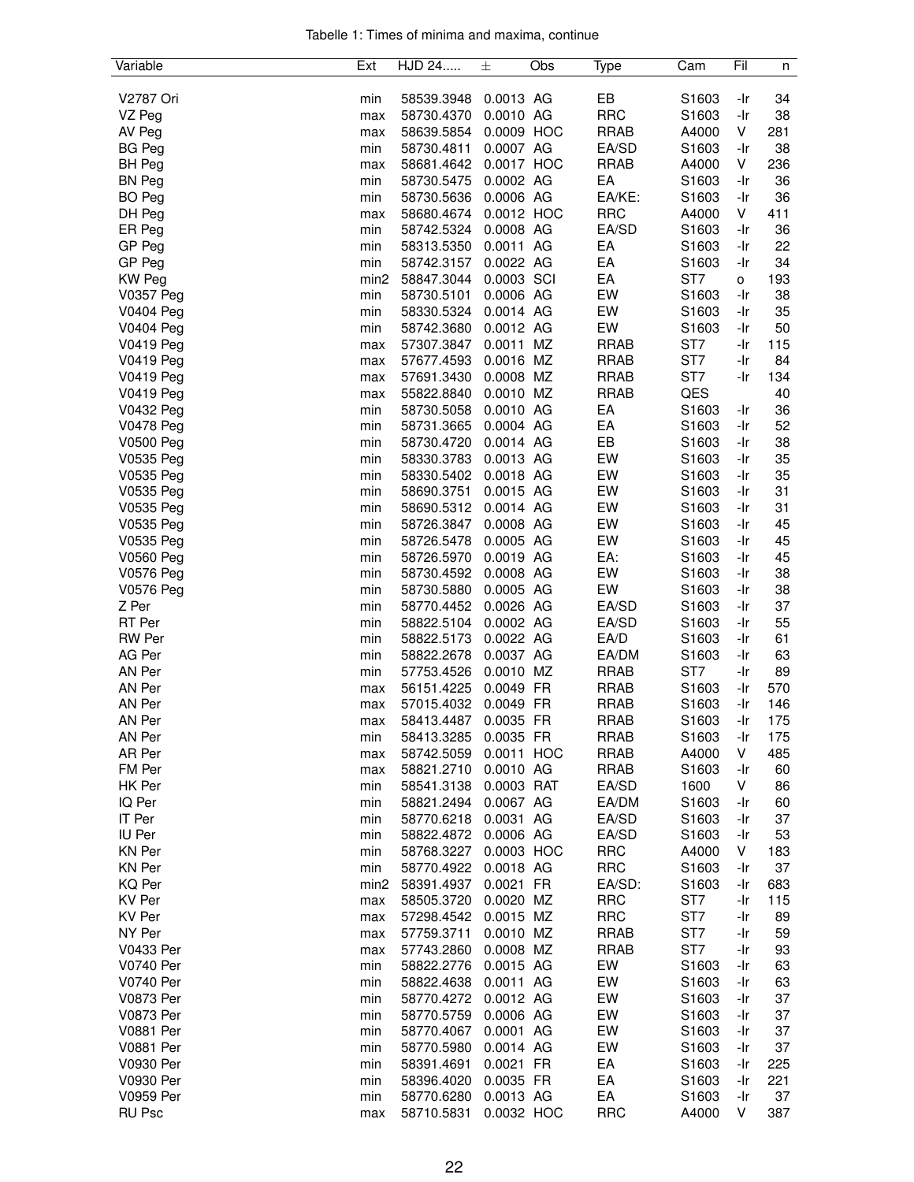Tabelle 1: Times of minima and maxima, continue

| Variable | Ext | HJD 24..... | ± | Obs | Type | Cam | Fil | n |
|---|---|---|---|---|---|---|---|---|
| V2787 Ori | min | 58539.3948 | 0.0013 | AG | EB | S1603 | -Ir | 34 |
| VZ Peg | max | 58730.4370 | 0.0010 | AG | RRC | S1603 | -Ir | 38 |
| AV Peg | max | 58639.5854 | 0.0009 | HOC | RRAB | A4000 | V | 281 |
| BG Peg | min | 58730.4811 | 0.0007 | AG | EA/SD | S1603 | -Ir | 38 |
| BH Peg | max | 58681.4642 | 0.0017 | HOC | RRAB | A4000 | V | 236 |
| BN Peg | min | 58730.5475 | 0.0002 | AG | EA | S1603 | -Ir | 36 |
| BO Peg | min | 58730.5636 | 0.0006 | AG | EA/KE: | S1603 | -Ir | 36 |
| DH Peg | max | 58680.4674 | 0.0012 | HOC | RRC | A4000 | V | 411 |
| ER Peg | min | 58742.5324 | 0.0008 | AG | EA/SD | S1603 | -Ir | 36 |
| GP Peg | min | 58313.5350 | 0.0011 | AG | EA | S1603 | -Ir | 22 |
| GP Peg | min | 58742.3157 | 0.0022 | AG | EA | S1603 | -Ir | 34 |
| KW Peg | min2 | 58847.3044 | 0.0003 | SCI | EA | ST7 | o | 193 |
| V0357 Peg | min | 58730.5101 | 0.0006 | AG | EW | S1603 | -Ir | 38 |
| V0404 Peg | min | 58330.5324 | 0.0014 | AG | EW | S1603 | -Ir | 35 |
| V0404 Peg | min | 58742.3680 | 0.0012 | AG | EW | S1603 | -Ir | 50 |
| V0419 Peg | max | 57307.3847 | 0.0011 | MZ | RRAB | ST7 | -Ir | 115 |
| V0419 Peg | max | 57677.4593 | 0.0016 | MZ | RRAB | ST7 | -Ir | 84 |
| V0419 Peg | max | 57691.3430 | 0.0008 | MZ | RRAB | ST7 | -Ir | 134 |
| V0419 Peg | max | 55822.8840 | 0.0010 | MZ | RRAB | QES | | 40 |
| V0432 Peg | min | 58730.5058 | 0.0010 | AG | EA | S1603 | -Ir | 36 |
| V0478 Peg | min | 58731.3665 | 0.0004 | AG | EA | S1603 | -Ir | 52 |
| V0500 Peg | min | 58730.4720 | 0.0014 | AG | EB | S1603 | -Ir | 38 |
| V0535 Peg | min | 58330.3783 | 0.0013 | AG | EW | S1603 | -Ir | 35 |
| V0535 Peg | min | 58330.5402 | 0.0018 | AG | EW | S1603 | -Ir | 35 |
| V0535 Peg | min | 58690.3751 | 0.0015 | AG | EW | S1603 | -Ir | 31 |
| V0535 Peg | min | 58690.5312 | 0.0014 | AG | EW | S1603 | -Ir | 31 |
| V0535 Peg | min | 58726.3847 | 0.0008 | AG | EW | S1603 | -Ir | 45 |
| V0535 Peg | min | 58726.5478 | 0.0005 | AG | EW | S1603 | -Ir | 45 |
| V0560 Peg | min | 58726.5970 | 0.0019 | AG | EA: | S1603 | -Ir | 45 |
| V0576 Peg | min | 58730.4592 | 0.0008 | AG | EW | S1603 | -Ir | 38 |
| V0576 Peg | min | 58730.5880 | 0.0005 | AG | EW | S1603 | -Ir | 38 |
| Z Per | min | 58770.4452 | 0.0026 | AG | EA/SD | S1603 | -Ir | 37 |
| RT Per | min | 58822.5104 | 0.0002 | AG | EA/SD | S1603 | -Ir | 55 |
| RW Per | min | 58822.5173 | 0.0022 | AG | EA/D | S1603 | -Ir | 61 |
| AG Per | min | 58822.2678 | 0.0037 | AG | EA/DM | S1603 | -Ir | 63 |
| AN Per | min | 57753.4526 | 0.0010 | MZ | RRAB | ST7 | -Ir | 89 |
| AN Per | max | 56151.4225 | 0.0049 | FR | RRAB | S1603 | -Ir | 570 |
| AN Per | max | 57015.4032 | 0.0049 | FR | RRAB | S1603 | -Ir | 146 |
| AN Per | max | 58413.4487 | 0.0035 | FR | RRAB | S1603 | -Ir | 175 |
| AN Per | min | 58413.3285 | 0.0035 | FR | RRAB | S1603 | -Ir | 175 |
| AR Per | max | 58742.5059 | 0.0011 | HOC | RRAB | A4000 | V | 485 |
| FM Per | max | 58821.2710 | 0.0010 | AG | RRAB | S1603 | -Ir | 60 |
| HK Per | min | 58541.3138 | 0.0003 | RAT | EA/SD | 1600 | V | 86 |
| IQ Per | min | 58821.2494 | 0.0067 | AG | EA/DM | S1603 | -Ir | 60 |
| IT Per | min | 58770.6218 | 0.0031 | AG | EA/SD | S1603 | -Ir | 37 |
| IU Per | min | 58822.4872 | 0.0006 | AG | EA/SD | S1603 | -Ir | 53 |
| KN Per | min | 58768.3227 | 0.0003 | HOC | RRC | A4000 | V | 183 |
| KN Per | min | 58770.4922 | 0.0018 | AG | RRC | S1603 | -Ir | 37 |
| KQ Per | min2 | 58391.4937 | 0.0021 | FR | EA/SD: | S1603 | -Ir | 683 |
| KV Per | max | 58505.3720 | 0.0020 | MZ | RRC | ST7 | -Ir | 115 |
| KV Per | max | 57298.4542 | 0.0015 | MZ | RRC | ST7 | -Ir | 89 |
| NY Per | max | 57759.3711 | 0.0010 | MZ | RRAB | ST7 | -Ir | 59 |
| V0433 Per | max | 57743.2860 | 0.0008 | MZ | RRAB | ST7 | -Ir | 93 |
| V0740 Per | min | 58822.2776 | 0.0015 | AG | EW | S1603 | -Ir | 63 |
| V0740 Per | min | 58822.4638 | 0.0011 | AG | EW | S1603 | -Ir | 63 |
| V0873 Per | min | 58770.4272 | 0.0012 | AG | EW | S1603 | -Ir | 37 |
| V0873 Per | min | 58770.5759 | 0.0006 | AG | EW | S1603 | -Ir | 37 |
| V0881 Per | min | 58770.4067 | 0.0001 | AG | EW | S1603 | -Ir | 37 |
| V0881 Per | min | 58770.5980 | 0.0014 | AG | EW | S1603 | -Ir | 37 |
| V0930 Per | min | 58391.4691 | 0.0021 | FR | EA | S1603 | -Ir | 225 |
| V0930 Per | min | 58396.4020 | 0.0035 | FR | EA | S1603 | -Ir | 221 |
| V0959 Per | min | 58770.6280 | 0.0013 | AG | EA | S1603 | -Ir | 37 |
| RU Psc | max | 58710.5831 | 0.0032 | HOC | RRC | A4000 | V | 387 |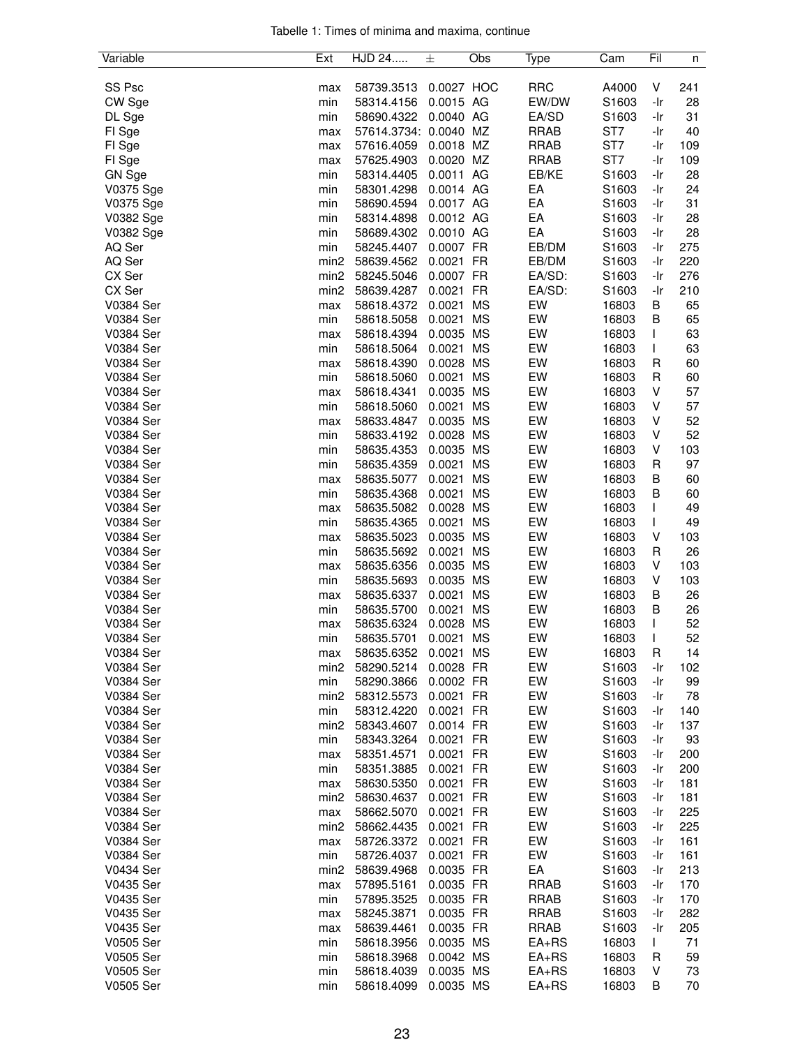Tabelle 1: Times of minima and maxima, continue

| Variable | Ext | HJD 24..... | ± | Obs | Type | Cam | Fil | n |
|---|---|---|---|---|---|---|---|---|
| SS Psc | max | 58739.3513 | 0.0027 | HOC | RRC | A4000 | V | 241 |
| CW Sge | min | 58314.4156 | 0.0015 | AG | EW/DW | S1603 | -Ir | 28 |
| DL Sge | min | 58690.4322 | 0.0040 | AG | EA/SD | S1603 | -Ir | 31 |
| FI Sge | max | 57614.3734: | 0.0040 | MZ | RRAB | ST7 | -Ir | 40 |
| FI Sge | max | 57616.4059 | 0.0018 | MZ | RRAB | ST7 | -Ir | 109 |
| FI Sge | max | 57625.4903 | 0.0020 | MZ | RRAB | ST7 | -Ir | 109 |
| GN Sge | min | 58314.4405 | 0.0011 | AG | EB/KE | S1603 | -Ir | 28 |
| V0375 Sge | min | 58301.4298 | 0.0014 | AG | EA | S1603 | -Ir | 24 |
| V0375 Sge | min | 58690.4594 | 0.0017 | AG | EA | S1603 | -Ir | 31 |
| V0382 Sge | min | 58314.4898 | 0.0012 | AG | EA | S1603 | -Ir | 28 |
| V0382 Sge | min | 58689.4302 | 0.0010 | AG | EA | S1603 | -Ir | 28 |
| AQ Ser | min | 58245.4407 | 0.0007 | FR | EB/DM | S1603 | -Ir | 275 |
| AQ Ser | min2 | 58639.4562 | 0.0021 | FR | EB/DM | S1603 | -Ir | 220 |
| CX Ser | min2 | 58245.5046 | 0.0007 | FR | EA/SD: | S1603 | -Ir | 276 |
| CX Ser | min2 | 58639.4287 | 0.0021 | FR | EA/SD: | S1603 | -Ir | 210 |
| V0384 Ser | max | 58618.4372 | 0.0021 | MS | EW | 16803 | B | 65 |
| V0384 Ser | min | 58618.5058 | 0.0021 | MS | EW | 16803 | B | 65 |
| V0384 Ser | max | 58618.4394 | 0.0035 | MS | EW | 16803 | I | 63 |
| V0384 Ser | min | 58618.5064 | 0.0021 | MS | EW | 16803 | I | 63 |
| V0384 Ser | max | 58618.4390 | 0.0028 | MS | EW | 16803 | R | 60 |
| V0384 Ser | min | 58618.5060 | 0.0021 | MS | EW | 16803 | R | 60 |
| V0384 Ser | max | 58618.4341 | 0.0035 | MS | EW | 16803 | V | 57 |
| V0384 Ser | min | 58618.5060 | 0.0021 | MS | EW | 16803 | V | 57 |
| V0384 Ser | max | 58633.4847 | 0.0035 | MS | EW | 16803 | V | 52 |
| V0384 Ser | min | 58633.4192 | 0.0028 | MS | EW | 16803 | V | 52 |
| V0384 Ser | min | 58635.4353 | 0.0035 | MS | EW | 16803 | V | 103 |
| V0384 Ser | min | 58635.4359 | 0.0021 | MS | EW | 16803 | R | 97 |
| V0384 Ser | max | 58635.5077 | 0.0021 | MS | EW | 16803 | B | 60 |
| V0384 Ser | min | 58635.4368 | 0.0021 | MS | EW | 16803 | B | 60 |
| V0384 Ser | max | 58635.5082 | 0.0028 | MS | EW | 16803 | I | 49 |
| V0384 Ser | min | 58635.4365 | 0.0021 | MS | EW | 16803 | I | 49 |
| V0384 Ser | max | 58635.5023 | 0.0035 | MS | EW | 16803 | V | 103 |
| V0384 Ser | min | 58635.5692 | 0.0021 | MS | EW | 16803 | R | 26 |
| V0384 Ser | max | 58635.6356 | 0.0035 | MS | EW | 16803 | V | 103 |
| V0384 Ser | min | 58635.5693 | 0.0035 | MS | EW | 16803 | V | 103 |
| V0384 Ser | max | 58635.6337 | 0.0021 | MS | EW | 16803 | B | 26 |
| V0384 Ser | min | 58635.5700 | 0.0021 | MS | EW | 16803 | B | 26 |
| V0384 Ser | max | 58635.6324 | 0.0028 | MS | EW | 16803 | I | 52 |
| V0384 Ser | min | 58635.5701 | 0.0021 | MS | EW | 16803 | I | 52 |
| V0384 Ser | max | 58635.6352 | 0.0021 | MS | EW | 16803 | R | 14 |
| V0384 Ser | min2 | 58290.5214 | 0.0028 | FR | EW | S1603 | -Ir | 102 |
| V0384 Ser | min | 58290.3866 | 0.0002 | FR | EW | S1603 | -Ir | 99 |
| V0384 Ser | min2 | 58312.5573 | 0.0021 | FR | EW | S1603 | -Ir | 78 |
| V0384 Ser | min | 58312.4220 | 0.0021 | FR | EW | S1603 | -Ir | 140 |
| V0384 Ser | min2 | 58343.4607 | 0.0014 | FR | EW | S1603 | -Ir | 137 |
| V0384 Ser | min | 58343.3264 | 0.0021 | FR | EW | S1603 | -Ir | 93 |
| V0384 Ser | max | 58351.4571 | 0.0021 | FR | EW | S1603 | -Ir | 200 |
| V0384 Ser | min | 58351.3885 | 0.0021 | FR | EW | S1603 | -Ir | 200 |
| V0384 Ser | max | 58630.5350 | 0.0021 | FR | EW | S1603 | -Ir | 181 |
| V0384 Ser | min2 | 58630.4637 | 0.0021 | FR | EW | S1603 | -Ir | 181 |
| V0384 Ser | max | 58662.5070 | 0.0021 | FR | EW | S1603 | -Ir | 225 |
| V0384 Ser | min2 | 58662.4435 | 0.0021 | FR | EW | S1603 | -Ir | 225 |
| V0384 Ser | max | 58726.3372 | 0.0021 | FR | EW | S1603 | -Ir | 161 |
| V0384 Ser | min | 58726.4037 | 0.0021 | FR | EW | S1603 | -Ir | 161 |
| V0434 Ser | min2 | 58639.4968 | 0.0035 | FR | EA | S1603 | -Ir | 213 |
| V0435 Ser | max | 57895.5161 | 0.0035 | FR | RRAB | S1603 | -Ir | 170 |
| V0435 Ser | min | 57895.3525 | 0.0035 | FR | RRAB | S1603 | -Ir | 170 |
| V0435 Ser | max | 58245.3871 | 0.0035 | FR | RRAB | S1603 | -Ir | 282 |
| V0435 Ser | max | 58639.4461 | 0.0035 | FR | RRAB | S1603 | -Ir | 205 |
| V0505 Ser | min | 58618.3956 | 0.0035 | MS | EA+RS | 16803 | I | 71 |
| V0505 Ser | min | 58618.3968 | 0.0042 | MS | EA+RS | 16803 | R | 59 |
| V0505 Ser | min | 58618.4039 | 0.0035 | MS | EA+RS | 16803 | V | 73 |
| V0505 Ser | min | 58618.4099 | 0.0035 | MS | EA+RS | 16803 | B | 70 |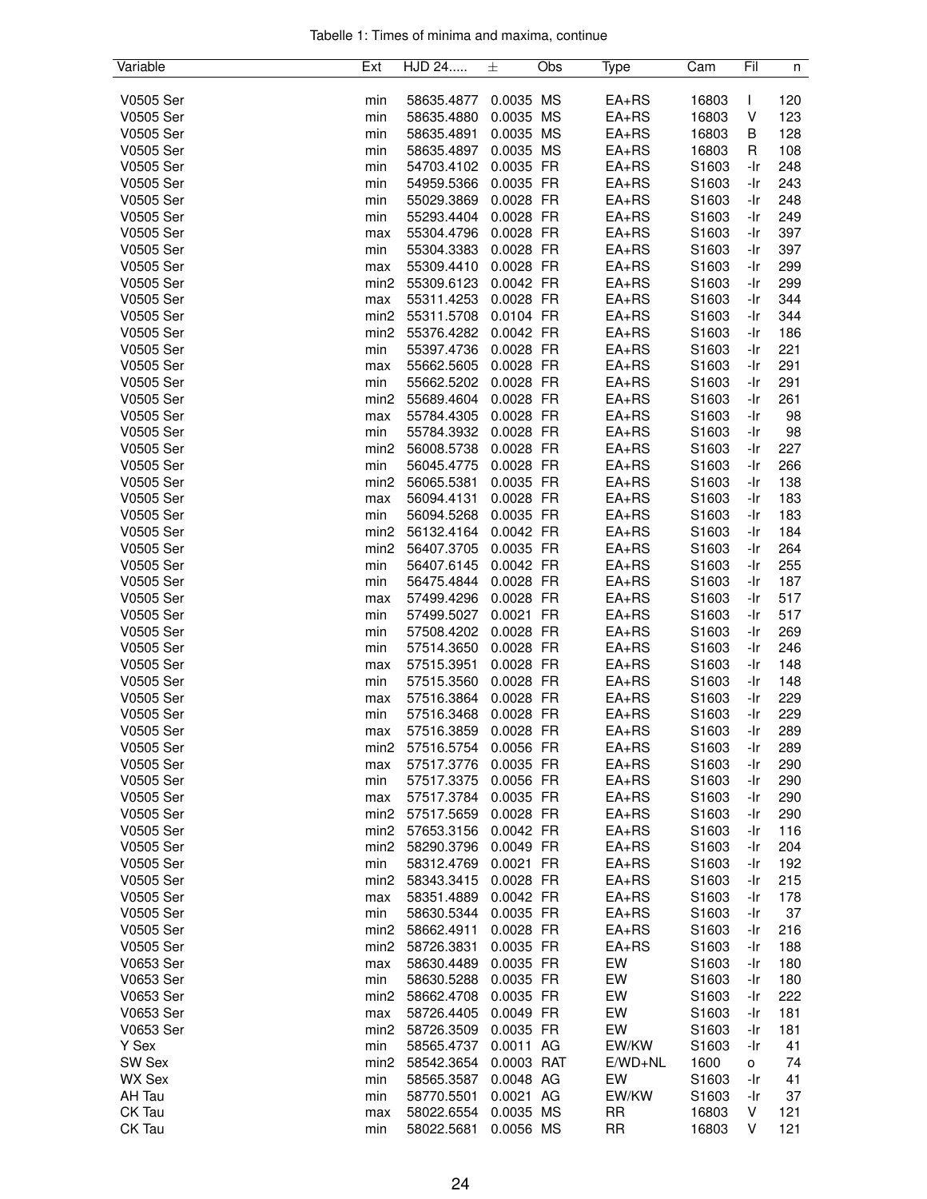Tabelle 1: Times of minima and maxima, continue

| Variable | Ext | HJD 24..... | ± | Obs | Type | Cam | Fil | n |
|---|---|---|---|---|---|---|---|---|
| V0505 Ser | min | 58635.4877 | 0.0035 | MS | EA+RS | 16803 | I | 120 |
| V0505 Ser | min | 58635.4880 | 0.0035 | MS | EA+RS | 16803 | V | 123 |
| V0505 Ser | min | 58635.4891 | 0.0035 | MS | EA+RS | 16803 | B | 128 |
| V0505 Ser | min | 58635.4897 | 0.0035 | MS | EA+RS | 16803 | R | 108 |
| V0505 Ser | min | 54703.4102 | 0.0035 | FR | EA+RS | S1603 | -Ir | 248 |
| V0505 Ser | min | 54959.5366 | 0.0035 | FR | EA+RS | S1603 | -Ir | 243 |
| V0505 Ser | min | 55029.3869 | 0.0028 | FR | EA+RS | S1603 | -Ir | 248 |
| V0505 Ser | min | 55293.4404 | 0.0028 | FR | EA+RS | S1603 | -Ir | 249 |
| V0505 Ser | max | 55304.4796 | 0.0028 | FR | EA+RS | S1603 | -Ir | 397 |
| V0505 Ser | min | 55304.3383 | 0.0028 | FR | EA+RS | S1603 | -Ir | 397 |
| V0505 Ser | max | 55309.4410 | 0.0028 | FR | EA+RS | S1603 | -Ir | 299 |
| V0505 Ser | min2 | 55309.6123 | 0.0042 | FR | EA+RS | S1603 | -Ir | 299 |
| V0505 Ser | max | 55311.4253 | 0.0028 | FR | EA+RS | S1603 | -Ir | 344 |
| V0505 Ser | min2 | 55311.5708 | 0.0104 | FR | EA+RS | S1603 | -Ir | 344 |
| V0505 Ser | min2 | 55376.4282 | 0.0042 | FR | EA+RS | S1603 | -Ir | 186 |
| V0505 Ser | min | 55397.4736 | 0.0028 | FR | EA+RS | S1603 | -Ir | 221 |
| V0505 Ser | max | 55662.5605 | 0.0028 | FR | EA+RS | S1603 | -Ir | 291 |
| V0505 Ser | min | 55662.5202 | 0.0028 | FR | EA+RS | S1603 | -Ir | 291 |
| V0505 Ser | min2 | 55689.4604 | 0.0028 | FR | EA+RS | S1603 | -Ir | 261 |
| V0505 Ser | max | 55784.4305 | 0.0028 | FR | EA+RS | S1603 | -Ir | 98 |
| V0505 Ser | min | 55784.3932 | 0.0028 | FR | EA+RS | S1603 | -Ir | 98 |
| V0505 Ser | min2 | 56008.5738 | 0.0028 | FR | EA+RS | S1603 | -Ir | 227 |
| V0505 Ser | min | 56045.4775 | 0.0028 | FR | EA+RS | S1603 | -Ir | 266 |
| V0505 Ser | min2 | 56065.5381 | 0.0035 | FR | EA+RS | S1603 | -Ir | 138 |
| V0505 Ser | max | 56094.4131 | 0.0028 | FR | EA+RS | S1603 | -Ir | 183 |
| V0505 Ser | min | 56094.5268 | 0.0035 | FR | EA+RS | S1603 | -Ir | 183 |
| V0505 Ser | min2 | 56132.4164 | 0.0042 | FR | EA+RS | S1603 | -Ir | 184 |
| V0505 Ser | min2 | 56407.3705 | 0.0035 | FR | EA+RS | S1603 | -Ir | 264 |
| V0505 Ser | min | 56407.6145 | 0.0042 | FR | EA+RS | S1603 | -Ir | 255 |
| V0505 Ser | min | 56475.4844 | 0.0028 | FR | EA+RS | S1603 | -Ir | 187 |
| V0505 Ser | max | 57499.4296 | 0.0028 | FR | EA+RS | S1603 | -Ir | 517 |
| V0505 Ser | min | 57499.5027 | 0.0021 | FR | EA+RS | S1603 | -Ir | 517 |
| V0505 Ser | min | 57508.4202 | 0.0028 | FR | EA+RS | S1603 | -Ir | 269 |
| V0505 Ser | min | 57514.3650 | 0.0028 | FR | EA+RS | S1603 | -Ir | 246 |
| V0505 Ser | max | 57515.3951 | 0.0028 | FR | EA+RS | S1603 | -Ir | 148 |
| V0505 Ser | min | 57515.3560 | 0.0028 | FR | EA+RS | S1603 | -Ir | 148 |
| V0505 Ser | max | 57516.3864 | 0.0028 | FR | EA+RS | S1603 | -Ir | 229 |
| V0505 Ser | min | 57516.3468 | 0.0028 | FR | EA+RS | S1603 | -Ir | 229 |
| V0505 Ser | max | 57516.3859 | 0.0028 | FR | EA+RS | S1603 | -Ir | 289 |
| V0505 Ser | min2 | 57516.5754 | 0.0056 | FR | EA+RS | S1603 | -Ir | 289 |
| V0505 Ser | max | 57517.3776 | 0.0035 | FR | EA+RS | S1603 | -Ir | 290 |
| V0505 Ser | min | 57517.3375 | 0.0056 | FR | EA+RS | S1603 | -Ir | 290 |
| V0505 Ser | max | 57517.3784 | 0.0035 | FR | EA+RS | S1603 | -Ir | 290 |
| V0505 Ser | min2 | 57517.5659 | 0.0028 | FR | EA+RS | S1603 | -Ir | 290 |
| V0505 Ser | min2 | 57653.3156 | 0.0042 | FR | EA+RS | S1603 | -Ir | 116 |
| V0505 Ser | min2 | 58290.3796 | 0.0049 | FR | EA+RS | S1603 | -Ir | 204 |
| V0505 Ser | min | 58312.4769 | 0.0021 | FR | EA+RS | S1603 | -Ir | 192 |
| V0505 Ser | min2 | 58343.3415 | 0.0028 | FR | EA+RS | S1603 | -Ir | 215 |
| V0505 Ser | max | 58351.4889 | 0.0042 | FR | EA+RS | S1603 | -Ir | 178 |
| V0505 Ser | min | 58630.5344 | 0.0035 | FR | EA+RS | S1603 | -Ir | 37 |
| V0505 Ser | min2 | 58662.4911 | 0.0028 | FR | EA+RS | S1603 | -Ir | 216 |
| V0505 Ser | min2 | 58726.3831 | 0.0035 | FR | EA+RS | S1603 | -Ir | 188 |
| V0653 Ser | max | 58630.4489 | 0.0035 | FR | EW | S1603 | -Ir | 180 |
| V0653 Ser | min | 58630.5288 | 0.0035 | FR | EW | S1603 | -Ir | 180 |
| V0653 Ser | min2 | 58662.4708 | 0.0035 | FR | EW | S1603 | -Ir | 222 |
| V0653 Ser | max | 58726.4405 | 0.0049 | FR | EW | S1603 | -Ir | 181 |
| V0653 Ser | min2 | 58726.3509 | 0.0035 | FR | EW | S1603 | -Ir | 181 |
| Y Sex | min | 58565.4737 | 0.0011 | AG | EW/KW | S1603 | -Ir | 41 |
| SW Sex | min2 | 58542.3654 | 0.0003 | RAT | E/WD+NL | 1600 | o | 74 |
| WX Sex | min | 58565.3587 | 0.0048 | AG | EW | S1603 | -Ir | 41 |
| AH Tau | min | 58770.5501 | 0.0021 | AG | EW/KW | S1603 | -Ir | 37 |
| CK Tau | max | 58022.6554 | 0.0035 | MS | RR | 16803 | V | 121 |
| CK Tau | min | 58022.5681 | 0.0056 | MS | RR | 16803 | V | 121 |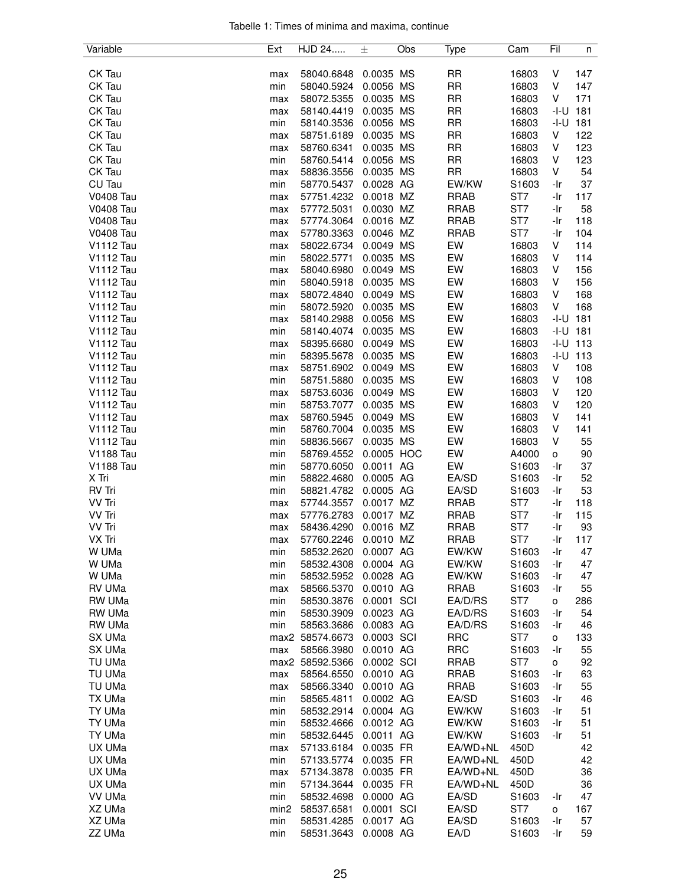Tabelle 1: Times of minima and maxima, continue

| Variable | Ext | HJD 24..... | ± | Obs | Type | Cam | Fil | n |
|---|---|---|---|---|---|---|---|---|
| CK Tau | max | 58040.6848 | 0.0035 | MS | RR | 16803 | V | 147 |
| CK Tau | min | 58040.5924 | 0.0056 | MS | RR | 16803 | V | 147 |
| CK Tau | max | 58072.5355 | 0.0035 | MS | RR | 16803 | V | 171 |
| CK Tau | max | 58140.4419 | 0.0035 | MS | RR | 16803 | -I-U | 181 |
| CK Tau | min | 58140.3536 | 0.0056 | MS | RR | 16803 | -I-U | 181 |
| CK Tau | max | 58751.6189 | 0.0035 | MS | RR | 16803 | V | 122 |
| CK Tau | max | 58760.6341 | 0.0035 | MS | RR | 16803 | V | 123 |
| CK Tau | min | 58760.5414 | 0.0056 | MS | RR | 16803 | V | 123 |
| CK Tau | max | 58836.3556 | 0.0035 | MS | RR | 16803 | V | 54 |
| CU Tau | min | 58770.5437 | 0.0028 | AG | EW/KW | S1603 | -Ir | 37 |
| V0408 Tau | max | 57751.4232 | 0.0018 | MZ | RRAB | ST7 | -Ir | 117 |
| V0408 Tau | max | 57772.5031 | 0.0030 | MZ | RRAB | ST7 | -Ir | 58 |
| V0408 Tau | max | 57774.3064 | 0.0016 | MZ | RRAB | ST7 | -Ir | 118 |
| V0408 Tau | max | 57780.3363 | 0.0046 | MZ | RRAB | ST7 | -Ir | 104 |
| V1112 Tau | max | 58022.6734 | 0.0049 | MS | EW | 16803 | V | 114 |
| V1112 Tau | min | 58022.5771 | 0.0035 | MS | EW | 16803 | V | 114 |
| V1112 Tau | max | 58040.6980 | 0.0049 | MS | EW | 16803 | V | 156 |
| V1112 Tau | min | 58040.5918 | 0.0035 | MS | EW | 16803 | V | 156 |
| V1112 Tau | max | 58072.4840 | 0.0049 | MS | EW | 16803 | V | 168 |
| V1112 Tau | min | 58072.5920 | 0.0035 | MS | EW | 16803 | V | 168 |
| V1112 Tau | max | 58140.2988 | 0.0056 | MS | EW | 16803 | -I-U | 181 |
| V1112 Tau | min | 58140.4074 | 0.0035 | MS | EW | 16803 | -I-U | 181 |
| V1112 Tau | max | 58395.6680 | 0.0049 | MS | EW | 16803 | -I-U | 113 |
| V1112 Tau | min | 58395.5678 | 0.0035 | MS | EW | 16803 | -I-U | 113 |
| V1112 Tau | max | 58751.6902 | 0.0049 | MS | EW | 16803 | V | 108 |
| V1112 Tau | min | 58751.5880 | 0.0035 | MS | EW | 16803 | V | 108 |
| V1112 Tau | max | 58753.6036 | 0.0049 | MS | EW | 16803 | V | 120 |
| V1112 Tau | min | 58753.7077 | 0.0035 | MS | EW | 16803 | V | 120 |
| V1112 Tau | max | 58760.5945 | 0.0049 | MS | EW | 16803 | V | 141 |
| V1112 Tau | min | 58760.7004 | 0.0035 | MS | EW | 16803 | V | 141 |
| V1112 Tau | min | 58836.5667 | 0.0035 | MS | EW | 16803 | V | 55 |
| V1188 Tau | min | 58769.4552 | 0.0005 | HOC | EW | A4000 | o | 90 |
| V1188 Tau | min | 58770.6050 | 0.0011 | AG | EW | S1603 | -Ir | 37 |
| X Tri | min | 58822.4680 | 0.0005 | AG | EA/SD | S1603 | -Ir | 52 |
| RV Tri | min | 58821.4782 | 0.0005 | AG | EA/SD | S1603 | -Ir | 53 |
| VV Tri | max | 57744.3557 | 0.0017 | MZ | RRAB | ST7 | -Ir | 118 |
| VV Tri | max | 57776.2783 | 0.0017 | MZ | RRAB | ST7 | -Ir | 115 |
| VV Tri | max | 58436.4290 | 0.0016 | MZ | RRAB | ST7 | -Ir | 93 |
| VX Tri | max | 57760.2246 | 0.0010 | MZ | RRAB | ST7 | -Ir | 117 |
| W UMa | min | 58532.2620 | 0.0007 | AG | EW/KW | S1603 | -Ir | 47 |
| W UMa | min | 58532.4308 | 0.0004 | AG | EW/KW | S1603 | -Ir | 47 |
| W UMa | min | 58532.5952 | 0.0028 | AG | EW/KW | S1603 | -Ir | 47 |
| RV UMa | max | 58566.5370 | 0.0010 | AG | RRAB | S1603 | -Ir | 55 |
| RW UMa | min | 58530.3876 | 0.0001 | SCI | EA/D/RS | ST7 | o | 286 |
| RW UMa | min | 58530.3909 | 0.0023 | AG | EA/D/RS | S1603 | -Ir | 54 |
| RW UMa | min | 58563.3686 | 0.0083 | AG | EA/D/RS | S1603 | -Ir | 46 |
| SX UMa | max2 | 58574.6673 | 0.0003 | SCI | RRC | ST7 | o | 133 |
| SX UMa | max | 58566.3980 | 0.0010 | AG | RRC | S1603 | -Ir | 55 |
| TU UMa | max2 | 58592.5366 | 0.0002 | SCI | RRAB | ST7 | o | 92 |
| TU UMa | max | 58564.6550 | 0.0010 | AG | RRAB | S1603 | -Ir | 63 |
| TU UMa | max | 58566.3340 | 0.0010 | AG | RRAB | S1603 | -Ir | 55 |
| TX UMa | min | 58565.4811 | 0.0002 | AG | EA/SD | S1603 | -Ir | 46 |
| TY UMa | min | 58532.2914 | 0.0004 | AG | EW/KW | S1603 | -Ir | 51 |
| TY UMa | min | 58532.4666 | 0.0012 | AG | EW/KW | S1603 | -Ir | 51 |
| TY UMa | min | 58532.6445 | 0.0011 | AG | EW/KW | S1603 | -Ir | 51 |
| UX UMa | max | 57133.6184 | 0.0035 | FR | EA/WD+NL | 450D | | 42 |
| UX UMa | min | 57133.5774 | 0.0035 | FR | EA/WD+NL | 450D | | 42 |
| UX UMa | max | 57134.3878 | 0.0035 | FR | EA/WD+NL | 450D | | 36 |
| UX UMa | min | 57134.3644 | 0.0035 | FR | EA/WD+NL | 450D | | 36 |
| VV UMa | min | 58532.4698 | 0.0000 | AG | EA/SD | S1603 | -Ir | 47 |
| XZ UMa | min2 | 58537.6581 | 0.0001 | SCI | EA/SD | ST7 | o | 167 |
| XZ UMa | min | 58531.4285 | 0.0017 | AG | EA/SD | S1603 | -Ir | 57 |
| ZZ UMa | min | 58531.3643 | 0.0008 | AG | EA/D | S1603 | -Ir | 59 |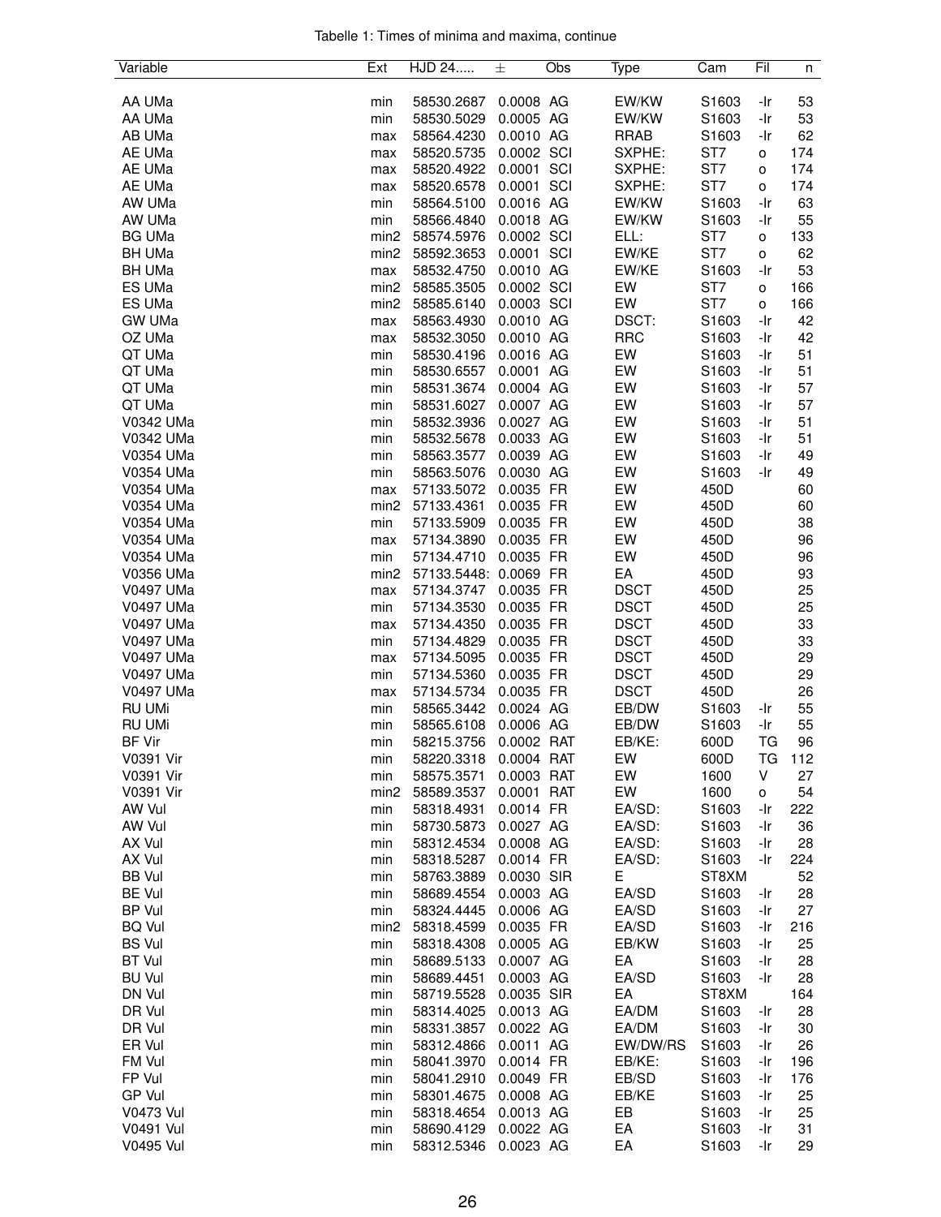Tabelle 1: Times of minima and maxima, continue

| Variable | Ext | HJD 24..... | ± | Obs | Type | Cam | Fil | n |
|---|---|---|---|---|---|---|---|---|
| AA UMa | min | 58530.2687 | 0.0008 | AG | EW/KW | S1603 | -Ir | 53 |
| AA UMa | min | 58530.5029 | 0.0005 | AG | EW/KW | S1603 | -Ir | 53 |
| AB UMa | max | 58564.4230 | 0.0010 | AG | RRAB | S1603 | -Ir | 62 |
| AE UMa | max | 58520.5735 | 0.0002 | SCI | SXPHE: | ST7 | o | 174 |
| AE UMa | max | 58520.4922 | 0.0001 | SCI | SXPHE: | ST7 | o | 174 |
| AE UMa | max | 58520.6578 | 0.0001 | SCI | SXPHE: | ST7 | o | 174 |
| AW UMa | min | 58564.5100 | 0.0016 | AG | EW/KW | S1603 | -Ir | 63 |
| AW UMa | min | 58566.4840 | 0.0018 | AG | EW/KW | S1603 | -Ir | 55 |
| BG UMa | min2 | 58574.5976 | 0.0002 | SCI | ELL: | ST7 | o | 133 |
| BH UMa | min2 | 58592.3653 | 0.0001 | SCI | EW/KE | ST7 | o | 62 |
| BH UMa | max | 58532.4750 | 0.0010 | AG | EW/KE | S1603 | -Ir | 53 |
| ES UMa | min2 | 58585.3505 | 0.0002 | SCI | EW | ST7 | o | 166 |
| ES UMa | min2 | 58585.6140 | 0.0003 | SCI | EW | ST7 | o | 166 |
| GW UMa | max | 58563.4930 | 0.0010 | AG | DSCT: | S1603 | -Ir | 42 |
| OZ UMa | max | 58532.3050 | 0.0010 | AG | RRC | S1603 | -Ir | 42 |
| QT UMa | min | 58530.4196 | 0.0016 | AG | EW | S1603 | -Ir | 51 |
| QT UMa | min | 58530.6557 | 0.0001 | AG | EW | S1603 | -Ir | 51 |
| QT UMa | min | 58531.3674 | 0.0004 | AG | EW | S1603 | -Ir | 57 |
| QT UMa | min | 58531.6027 | 0.0007 | AG | EW | S1603 | -Ir | 57 |
| V0342 UMa | min | 58532.3936 | 0.0027 | AG | EW | S1603 | -Ir | 51 |
| V0342 UMa | min | 58532.5678 | 0.0033 | AG | EW | S1603 | -Ir | 51 |
| V0354 UMa | min | 58563.3577 | 0.0039 | AG | EW | S1603 | -Ir | 49 |
| V0354 UMa | min | 58563.5076 | 0.0030 | AG | EW | S1603 | -Ir | 49 |
| V0354 UMa | max | 57133.5072 | 0.0035 | FR | EW | 450D | | 60 |
| V0354 UMa | min2 | 57133.4361 | 0.0035 | FR | EW | 450D | | 60 |
| V0354 UMa | min | 57133.5909 | 0.0035 | FR | EW | 450D | | 38 |
| V0354 UMa | max | 57134.3890 | 0.0035 | FR | EW | 450D | | 96 |
| V0354 UMa | min | 57134.4710 | 0.0035 | FR | EW | 450D | | 96 |
| V0356 UMa | min2 | 57133.5448: | 0.0069 | FR | EA | 450D | | 93 |
| V0497 UMa | max | 57134.3747 | 0.0035 | FR | DSCT | 450D | | 25 |
| V0497 UMa | min | 57134.3530 | 0.0035 | FR | DSCT | 450D | | 25 |
| V0497 UMa | max | 57134.4350 | 0.0035 | FR | DSCT | 450D | | 33 |
| V0497 UMa | min | 57134.4829 | 0.0035 | FR | DSCT | 450D | | 33 |
| V0497 UMa | max | 57134.5095 | 0.0035 | FR | DSCT | 450D | | 29 |
| V0497 UMa | min | 57134.5360 | 0.0035 | FR | DSCT | 450D | | 29 |
| V0497 UMa | max | 57134.5734 | 0.0035 | FR | DSCT | 450D | | 26 |
| RU UMi | min | 58565.3442 | 0.0024 | AG | EB/DW | S1603 | -Ir | 55 |
| RU UMi | min | 58565.6108 | 0.0006 | AG | EB/DW | S1603 | -Ir | 55 |
| BF Vir | min | 58215.3756 | 0.0002 | RAT | EB/KE: | 600D | TG | 96 |
| V0391 Vir | min | 58220.3318 | 0.0004 | RAT | EW | 600D | TG | 112 |
| V0391 Vir | min | 58575.3571 | 0.0003 | RAT | EW | 1600 | V | 27 |
| V0391 Vir | min2 | 58589.3537 | 0.0001 | RAT | EW | 1600 | o | 54 |
| AW Vul | min | 58318.4931 | 0.0014 | FR | EA/SD: | S1603 | -Ir | 222 |
| AW Vul | min | 58730.5873 | 0.0027 | AG | EA/SD: | S1603 | -Ir | 36 |
| AX Vul | min | 58312.4534 | 0.0008 | AG | EA/SD: | S1603 | -Ir | 28 |
| AX Vul | min | 58318.5287 | 0.0014 | FR | EA/SD: | S1603 | -Ir | 224 |
| BB Vul | min | 58763.3889 | 0.0030 | SIR | E | ST8XM | | 52 |
| BE Vul | min | 58689.4554 | 0.0003 | AG | EA/SD | S1603 | -Ir | 28 |
| BP Vul | min | 58324.4445 | 0.0006 | AG | EA/SD | S1603 | -Ir | 27 |
| BQ Vul | min2 | 58318.4599 | 0.0035 | FR | EA/SD | S1603 | -Ir | 216 |
| BS Vul | min | 58318.4308 | 0.0005 | AG | EB/KW | S1603 | -Ir | 25 |
| BT Vul | min | 58689.5133 | 0.0007 | AG | EA | S1603 | -Ir | 28 |
| BU Vul | min | 58689.4451 | 0.0003 | AG | EA/SD | S1603 | -Ir | 28 |
| DN Vul | min | 58719.5528 | 0.0035 | SIR | EA | ST8XM | | 164 |
| DR Vul | min | 58314.4025 | 0.0013 | AG | EA/DM | S1603 | -Ir | 28 |
| DR Vul | min | 58331.3857 | 0.0022 | AG | EA/DM | S1603 | -Ir | 30 |
| ER Vul | min | 58312.4866 | 0.0011 | AG | EW/DW/RS | S1603 | -Ir | 26 |
| FM Vul | min | 58041.3970 | 0.0014 | FR | EB/KE: | S1603 | -Ir | 196 |
| FP Vul | min | 58041.2910 | 0.0049 | FR | EB/SD | S1603 | -Ir | 176 |
| GP Vul | min | 58301.4675 | 0.0008 | AG | EB/KE | S1603 | -Ir | 25 |
| V0473 Vul | min | 58318.4654 | 0.0013 | AG | EB | S1603 | -Ir | 25 |
| V0491 Vul | min | 58690.4129 | 0.0022 | AG | EA | S1603 | -Ir | 31 |
| V0495 Vul | min | 58312.5346 | 0.0023 | AG | EA | S1603 | -Ir | 29 |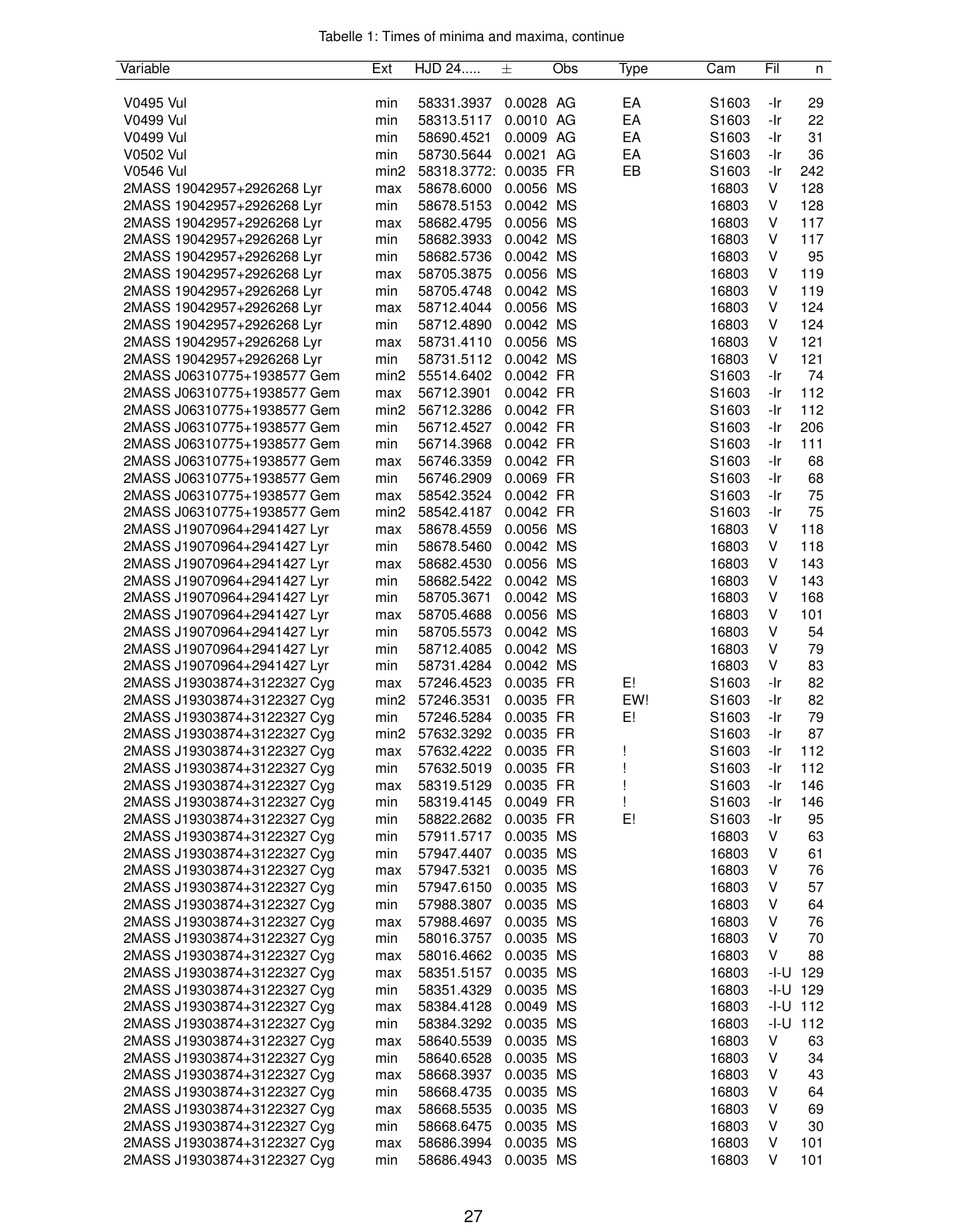Tabelle 1: Times of minima and maxima, continue

| Variable | Ext | HJD 24..... | ± | Obs | Type | Cam | Fil | n |
|---|---|---|---|---|---|---|---|---|
| V0495 Vul | min | 58331.3937 | 0.0028 | AG | EA | S1603 | -Ir | 29 |
| V0499 Vul | min | 58313.5117 | 0.0010 | AG | EA | S1603 | -Ir | 22 |
| V0499 Vul | min | 58690.4521 | 0.0009 | AG | EA | S1603 | -Ir | 31 |
| V0502 Vul | min | 58730.5644 | 0.0021 | AG | EA | S1603 | -Ir | 36 |
| V0546 Vul | min2 | 58318.3772: | 0.0035 | FR | EB | S1603 | -Ir | 242 |
| 2MASS 19042957+2926268 Lyr | max | 58678.6000 | 0.0056 | MS | | 16803 | V | 128 |
| 2MASS 19042957+2926268 Lyr | min | 58678.5153 | 0.0042 | MS | | 16803 | V | 128 |
| 2MASS 19042957+2926268 Lyr | max | 58682.4795 | 0.0056 | MS | | 16803 | V | 117 |
| 2MASS 19042957+2926268 Lyr | min | 58682.3933 | 0.0042 | MS | | 16803 | V | 117 |
| 2MASS 19042957+2926268 Lyr | min | 58682.5736 | 0.0042 | MS | | 16803 | V | 95 |
| 2MASS 19042957+2926268 Lyr | max | 58705.3875 | 0.0056 | MS | | 16803 | V | 119 |
| 2MASS 19042957+2926268 Lyr | min | 58705.4748 | 0.0042 | MS | | 16803 | V | 119 |
| 2MASS 19042957+2926268 Lyr | max | 58712.4044 | 0.0056 | MS | | 16803 | V | 124 |
| 2MASS 19042957+2926268 Lyr | min | 58712.4890 | 0.0042 | MS | | 16803 | V | 124 |
| 2MASS 19042957+2926268 Lyr | max | 58731.4110 | 0.0056 | MS | | 16803 | V | 121 |
| 2MASS 19042957+2926268 Lyr | min | 58731.5112 | 0.0042 | MS | | 16803 | V | 121 |
| 2MASS J06310775+1938577 Gem | min2 | 55514.6402 | 0.0042 | FR | | S1603 | -Ir | 74 |
| 2MASS J06310775+1938577 Gem | max | 56712.3901 | 0.0042 | FR | | S1603 | -Ir | 112 |
| 2MASS J06310775+1938577 Gem | min2 | 56712.3286 | 0.0042 | FR | | S1603 | -Ir | 112 |
| 2MASS J06310775+1938577 Gem | min | 56712.4527 | 0.0042 | FR | | S1603 | -Ir | 206 |
| 2MASS J06310775+1938577 Gem | min | 56714.3968 | 0.0042 | FR | | S1603 | -Ir | 111 |
| 2MASS J06310775+1938577 Gem | max | 56746.3359 | 0.0042 | FR | | S1603 | -Ir | 68 |
| 2MASS J06310775+1938577 Gem | min | 56746.2909 | 0.0069 | FR | | S1603 | -Ir | 68 |
| 2MASS J06310775+1938577 Gem | max | 58542.3524 | 0.0042 | FR | | S1603 | -Ir | 75 |
| 2MASS J06310775+1938577 Gem | min2 | 58542.4187 | 0.0042 | FR | | S1603 | -Ir | 75 |
| 2MASS J19070964+2941427 Lyr | max | 58678.4559 | 0.0056 | MS | | 16803 | V | 118 |
| 2MASS J19070964+2941427 Lyr | min | 58678.5460 | 0.0042 | MS | | 16803 | V | 118 |
| 2MASS J19070964+2941427 Lyr | max | 58682.4530 | 0.0056 | MS | | 16803 | V | 143 |
| 2MASS J19070964+2941427 Lyr | min | 58682.5422 | 0.0042 | MS | | 16803 | V | 143 |
| 2MASS J19070964+2941427 Lyr | min | 58705.3671 | 0.0042 | MS | | 16803 | V | 168 |
| 2MASS J19070964+2941427 Lyr | max | 58705.4688 | 0.0056 | MS | | 16803 | V | 101 |
| 2MASS J19070964+2941427 Lyr | min | 58705.5573 | 0.0042 | MS | | 16803 | V | 54 |
| 2MASS J19070964+2941427 Lyr | min | 58712.4085 | 0.0042 | MS | | 16803 | V | 79 |
| 2MASS J19070964+2941427 Lyr | min | 58731.4284 | 0.0042 | MS | | 16803 | V | 83 |
| 2MASS J19303874+3122327 Cyg | max | 57246.4523 | 0.0035 | FR | E! | S1603 | -Ir | 82 |
| 2MASS J19303874+3122327 Cyg | min2 | 57246.3531 | 0.0035 | FR | EW! | S1603 | -Ir | 82 |
| 2MASS J19303874+3122327 Cyg | min | 57246.5284 | 0.0035 | FR | E! | S1603 | -Ir | 79 |
| 2MASS J19303874+3122327 Cyg | min2 | 57632.3292 | 0.0035 | FR | | S1603 | -Ir | 87 |
| 2MASS J19303874+3122327 Cyg | max | 57632.4222 | 0.0035 | FR | ! | S1603 | -Ir | 112 |
| 2MASS J19303874+3122327 Cyg | min | 57632.5019 | 0.0035 | FR | ! | S1603 | -Ir | 112 |
| 2MASS J19303874+3122327 Cyg | max | 58319.5129 | 0.0035 | FR | ! | S1603 | -Ir | 146 |
| 2MASS J19303874+3122327 Cyg | min | 58319.4145 | 0.0049 | FR | ! | S1603 | -Ir | 146 |
| 2MASS J19303874+3122327 Cyg | min | 58822.2682 | 0.0035 | FR | E! | S1603 | -Ir | 95 |
| 2MASS J19303874+3122327 Cyg | min | 57911.5717 | 0.0035 | MS | | 16803 | V | 63 |
| 2MASS J19303874+3122327 Cyg | min | 57947.4407 | 0.0035 | MS | | 16803 | V | 61 |
| 2MASS J19303874+3122327 Cyg | max | 57947.5321 | 0.0035 | MS | | 16803 | V | 76 |
| 2MASS J19303874+3122327 Cyg | min | 57947.6150 | 0.0035 | MS | | 16803 | V | 57 |
| 2MASS J19303874+3122327 Cyg | min | 57988.3807 | 0.0035 | MS | | 16803 | V | 64 |
| 2MASS J19303874+3122327 Cyg | max | 57988.4697 | 0.0035 | MS | | 16803 | V | 76 |
| 2MASS J19303874+3122327 Cyg | min | 58016.3757 | 0.0035 | MS | | 16803 | V | 70 |
| 2MASS J19303874+3122327 Cyg | max | 58016.4662 | 0.0035 | MS | | 16803 | V | 88 |
| 2MASS J19303874+3122327 Cyg | max | 58351.5157 | 0.0035 | MS | | 16803 | -I-U | 129 |
| 2MASS J19303874+3122327 Cyg | min | 58351.4329 | 0.0035 | MS | | 16803 | -I-U | 129 |
| 2MASS J19303874+3122327 Cyg | max | 58384.4128 | 0.0049 | MS | | 16803 | -I-U | 112 |
| 2MASS J19303874+3122327 Cyg | min | 58384.3292 | 0.0035 | MS | | 16803 | -I-U | 112 |
| 2MASS J19303874+3122327 Cyg | max | 58640.5539 | 0.0035 | MS | | 16803 | V | 63 |
| 2MASS J19303874+3122327 Cyg | min | 58640.6528 | 0.0035 | MS | | 16803 | V | 34 |
| 2MASS J19303874+3122327 Cyg | max | 58668.3937 | 0.0035 | MS | | 16803 | V | 43 |
| 2MASS J19303874+3122327 Cyg | min | 58668.4735 | 0.0035 | MS | | 16803 | V | 64 |
| 2MASS J19303874+3122327 Cyg | max | 58668.5535 | 0.0035 | MS | | 16803 | V | 69 |
| 2MASS J19303874+3122327 Cyg | min | 58668.6475 | 0.0035 | MS | | 16803 | V | 30 |
| 2MASS J19303874+3122327 Cyg | max | 58686.3994 | 0.0035 | MS | | 16803 | V | 101 |
| 2MASS J19303874+3122327 Cyg | min | 58686.4943 | 0.0035 | MS | | 16803 | V | 101 |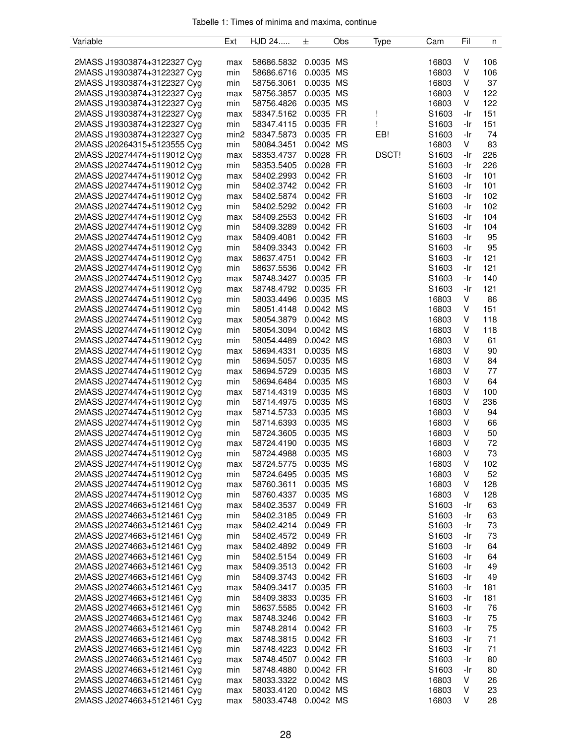Tabelle 1: Times of minima and maxima, continue

| Variable | Ext | HJD 24..... | ± | Obs | Type | Cam | Fil | n |
|---|---|---|---|---|---|---|---|---|
| 2MASS J19303874+3122327 Cyg | max | 58686.5832 | 0.0035 | MS | | 16803 | V | 106 |
| 2MASS J19303874+3122327 Cyg | min | 58686.6716 | 0.0035 | MS | | 16803 | V | 106 |
| 2MASS J19303874+3122327 Cyg | min | 58756.3061 | 0.0035 | MS | | 16803 | V | 37 |
| 2MASS J19303874+3122327 Cyg | max | 58756.3857 | 0.0035 | MS | | 16803 | V | 122 |
| 2MASS J19303874+3122327 Cyg | min | 58756.4826 | 0.0035 | MS | | 16803 | V | 122 |
| 2MASS J19303874+3122327 Cyg | max | 58347.5162 | 0.0035 | FR | ! | S1603 | -Ir | 151 |
| 2MASS J19303874+3122327 Cyg | min | 58347.4115 | 0.0035 | FR | ! | S1603 | -Ir | 151 |
| 2MASS J19303874+3122327 Cyg | min2 | 58347.5873 | 0.0035 | FR | EB! | S1603 | -Ir | 74 |
| 2MASS J20264315+5123555 Cyg | min | 58084.3451 | 0.0042 | MS | | 16803 | V | 83 |
| 2MASS J20274474+5119012 Cyg | max | 58353.4737 | 0.0028 | FR | DSCT! | S1603 | -Ir | 226 |
| 2MASS J20274474+5119012 Cyg | min | 58353.5405 | 0.0028 | FR | | S1603 | -Ir | 226 |
| 2MASS J20274474+5119012 Cyg | max | 58402.2993 | 0.0042 | FR | | S1603 | -Ir | 101 |
| 2MASS J20274474+5119012 Cyg | min | 58402.3742 | 0.0042 | FR | | S1603 | -Ir | 101 |
| 2MASS J20274474+5119012 Cyg | max | 58402.5874 | 0.0042 | FR | | S1603 | -Ir | 102 |
| 2MASS J20274474+5119012 Cyg | min | 58402.5292 | 0.0042 | FR | | S1603 | -Ir | 102 |
| 2MASS J20274474+5119012 Cyg | max | 58409.2553 | 0.0042 | FR | | S1603 | -Ir | 104 |
| 2MASS J20274474+5119012 Cyg | min | 58409.3289 | 0.0042 | FR | | S1603 | -Ir | 104 |
| 2MASS J20274474+5119012 Cyg | max | 58409.4081 | 0.0042 | FR | | S1603 | -Ir | 95 |
| 2MASS J20274474+5119012 Cyg | min | 58409.3343 | 0.0042 | FR | | S1603 | -Ir | 95 |
| 2MASS J20274474+5119012 Cyg | max | 58637.4751 | 0.0042 | FR | | S1603 | -Ir | 121 |
| 2MASS J20274474+5119012 Cyg | min | 58637.5536 | 0.0042 | FR | | S1603 | -Ir | 121 |
| 2MASS J20274474+5119012 Cyg | max | 58748.3427 | 0.0035 | FR | | S1603 | -Ir | 140 |
| 2MASS J20274474+5119012 Cyg | max | 58748.4792 | 0.0035 | FR | | S1603 | -Ir | 121 |
| 2MASS J20274474+5119012 Cyg | min | 58033.4496 | 0.0035 | MS | | 16803 | V | 86 |
| 2MASS J20274474+5119012 Cyg | min | 58051.4148 | 0.0042 | MS | | 16803 | V | 151 |
| 2MASS J20274474+5119012 Cyg | max | 58054.3879 | 0.0042 | MS | | 16803 | V | 118 |
| 2MASS J20274474+5119012 Cyg | min | 58054.3094 | 0.0042 | MS | | 16803 | V | 118 |
| 2MASS J20274474+5119012 Cyg | min | 58054.4489 | 0.0042 | MS | | 16803 | V | 61 |
| 2MASS J20274474+5119012 Cyg | max | 58694.4331 | 0.0035 | MS | | 16803 | V | 90 |
| 2MASS J20274474+5119012 Cyg | min | 58694.5057 | 0.0035 | MS | | 16803 | V | 84 |
| 2MASS J20274474+5119012 Cyg | max | 58694.5729 | 0.0035 | MS | | 16803 | V | 77 |
| 2MASS J20274474+5119012 Cyg | min | 58694.6484 | 0.0035 | MS | | 16803 | V | 64 |
| 2MASS J20274474+5119012 Cyg | max | 58714.4319 | 0.0035 | MS | | 16803 | V | 100 |
| 2MASS J20274474+5119012 Cyg | min | 58714.4975 | 0.0035 | MS | | 16803 | V | 236 |
| 2MASS J20274474+5119012 Cyg | max | 58714.5733 | 0.0035 | MS | | 16803 | V | 94 |
| 2MASS J20274474+5119012 Cyg | min | 58714.6393 | 0.0035 | MS | | 16803 | V | 66 |
| 2MASS J20274474+5119012 Cyg | min | 58724.3605 | 0.0035 | MS | | 16803 | V | 50 |
| 2MASS J20274474+5119012 Cyg | max | 58724.4190 | 0.0035 | MS | | 16803 | V | 72 |
| 2MASS J20274474+5119012 Cyg | min | 58724.4988 | 0.0035 | MS | | 16803 | V | 73 |
| 2MASS J20274474+5119012 Cyg | max | 58724.5775 | 0.0035 | MS | | 16803 | V | 102 |
| 2MASS J20274474+5119012 Cyg | min | 58724.6495 | 0.0035 | MS | | 16803 | V | 52 |
| 2MASS J20274474+5119012 Cyg | max | 58760.3611 | 0.0035 | MS | | 16803 | V | 128 |
| 2MASS J20274474+5119012 Cyg | min | 58760.4337 | 0.0035 | MS | | 16803 | V | 128 |
| 2MASS J20274663+5121461 Cyg | max | 58402.3537 | 0.0049 | FR | | S1603 | -Ir | 63 |
| 2MASS J20274663+5121461 Cyg | min | 58402.3185 | 0.0049 | FR | | S1603 | -Ir | 63 |
| 2MASS J20274663+5121461 Cyg | max | 58402.4214 | 0.0049 | FR | | S1603 | -Ir | 73 |
| 2MASS J20274663+5121461 Cyg | min | 58402.4572 | 0.0049 | FR | | S1603 | -Ir | 73 |
| 2MASS J20274663+5121461 Cyg | max | 58402.4892 | 0.0049 | FR | | S1603 | -Ir | 64 |
| 2MASS J20274663+5121461 Cyg | min | 58402.5154 | 0.0049 | FR | | S1603 | -Ir | 64 |
| 2MASS J20274663+5121461 Cyg | max | 58409.3513 | 0.0042 | FR | | S1603 | -Ir | 49 |
| 2MASS J20274663+5121461 Cyg | min | 58409.3743 | 0.0042 | FR | | S1603 | -Ir | 49 |
| 2MASS J20274663+5121461 Cyg | max | 58409.3417 | 0.0035 | FR | | S1603 | -Ir | 181 |
| 2MASS J20274663+5121461 Cyg | min | 58409.3833 | 0.0035 | FR | | S1603 | -Ir | 181 |
| 2MASS J20274663+5121461 Cyg | min | 58637.5585 | 0.0042 | FR | | S1603 | -Ir | 76 |
| 2MASS J20274663+5121461 Cyg | max | 58748.3246 | 0.0042 | FR | | S1603 | -Ir | 75 |
| 2MASS J20274663+5121461 Cyg | min | 58748.2814 | 0.0042 | FR | | S1603 | -Ir | 75 |
| 2MASS J20274663+5121461 Cyg | max | 58748.3815 | 0.0042 | FR | | S1603 | -Ir | 71 |
| 2MASS J20274663+5121461 Cyg | min | 58748.4223 | 0.0042 | FR | | S1603 | -Ir | 71 |
| 2MASS J20274663+5121461 Cyg | max | 58748.4507 | 0.0042 | FR | | S1603 | -Ir | 80 |
| 2MASS J20274663+5121461 Cyg | min | 58748.4880 | 0.0042 | FR | | S1603 | -Ir | 80 |
| 2MASS J20274663+5121461 Cyg | max | 58033.3322 | 0.0042 | MS | | 16803 | V | 26 |
| 2MASS J20274663+5121461 Cyg | max | 58033.4120 | 0.0042 | MS | | 16803 | V | 23 |
| 2MASS J20274663+5121461 Cyg | max | 58033.4748 | 0.0042 | MS | | 16803 | V | 28 |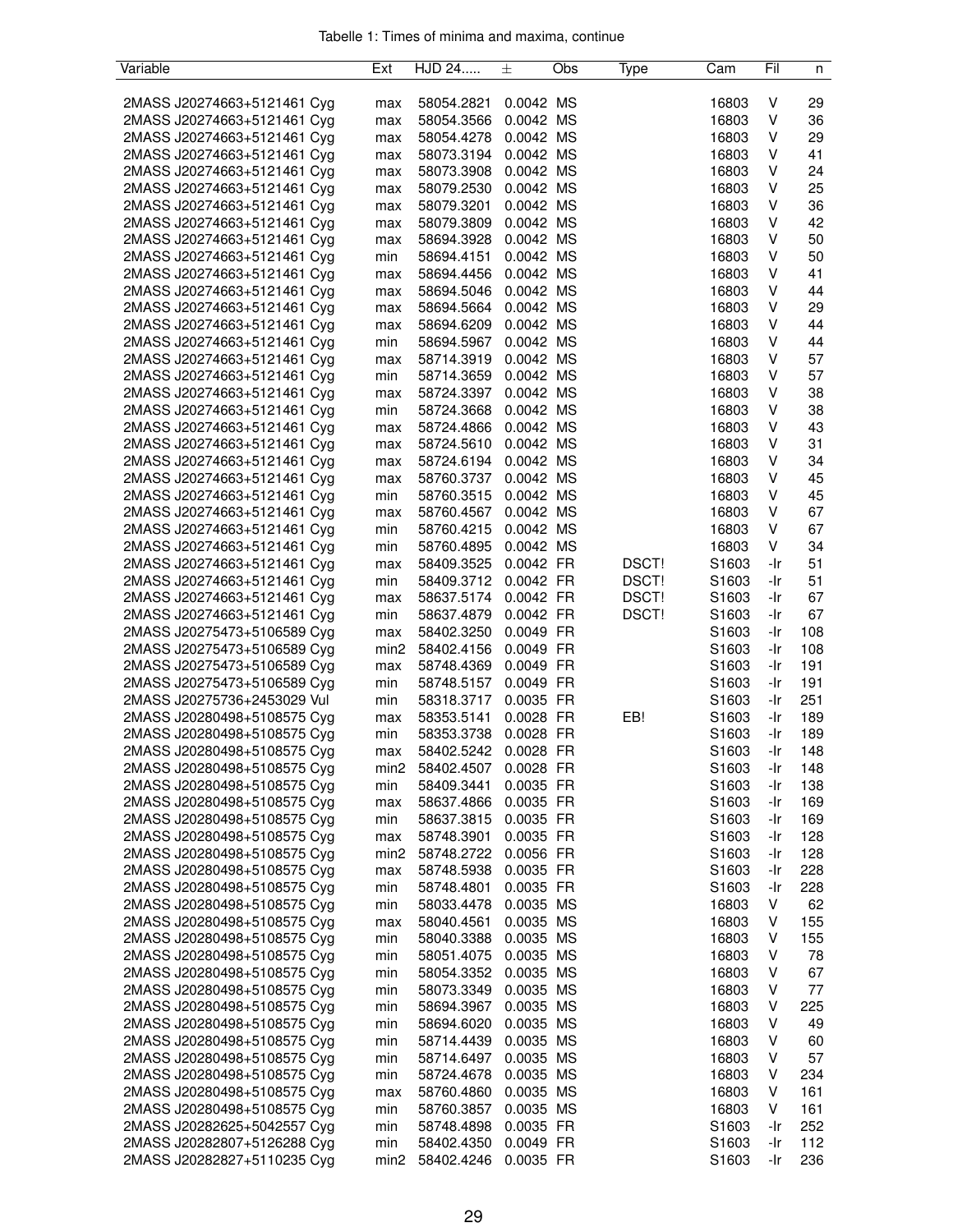Tabelle 1: Times of minima and maxima, continue

| Variable | Ext | HJD 24..... | ± | Obs | Type | Cam | Fil | n |
|---|---|---|---|---|---|---|---|---|
| 2MASS J20274663+5121461 Cyg | max | 58054.2821 | 0.0042 | MS | | 16803 | V | 29 |
| 2MASS J20274663+5121461 Cyg | max | 58054.3566 | 0.0042 | MS | | 16803 | V | 36 |
| 2MASS J20274663+5121461 Cyg | max | 58054.4278 | 0.0042 | MS | | 16803 | V | 29 |
| 2MASS J20274663+5121461 Cyg | max | 58073.3194 | 0.0042 | MS | | 16803 | V | 41 |
| 2MASS J20274663+5121461 Cyg | max | 58073.3908 | 0.0042 | MS | | 16803 | V | 24 |
| 2MASS J20274663+5121461 Cyg | max | 58079.2530 | 0.0042 | MS | | 16803 | V | 25 |
| 2MASS J20274663+5121461 Cyg | max | 58079.3201 | 0.0042 | MS | | 16803 | V | 36 |
| 2MASS J20274663+5121461 Cyg | max | 58079.3809 | 0.0042 | MS | | 16803 | V | 42 |
| 2MASS J20274663+5121461 Cyg | max | 58694.3928 | 0.0042 | MS | | 16803 | V | 50 |
| 2MASS J20274663+5121461 Cyg | min | 58694.4151 | 0.0042 | MS | | 16803 | V | 50 |
| 2MASS J20274663+5121461 Cyg | max | 58694.4456 | 0.0042 | MS | | 16803 | V | 41 |
| 2MASS J20274663+5121461 Cyg | max | 58694.5046 | 0.0042 | MS | | 16803 | V | 44 |
| 2MASS J20274663+5121461 Cyg | max | 58694.5664 | 0.0042 | MS | | 16803 | V | 29 |
| 2MASS J20274663+5121461 Cyg | max | 58694.6209 | 0.0042 | MS | | 16803 | V | 44 |
| 2MASS J20274663+5121461 Cyg | min | 58694.5967 | 0.0042 | MS | | 16803 | V | 44 |
| 2MASS J20274663+5121461 Cyg | max | 58714.3919 | 0.0042 | MS | | 16803 | V | 57 |
| 2MASS J20274663+5121461 Cyg | min | 58714.3659 | 0.0042 | MS | | 16803 | V | 57 |
| 2MASS J20274663+5121461 Cyg | max | 58724.3397 | 0.0042 | MS | | 16803 | V | 38 |
| 2MASS J20274663+5121461 Cyg | min | 58724.3668 | 0.0042 | MS | | 16803 | V | 38 |
| 2MASS J20274663+5121461 Cyg | max | 58724.4866 | 0.0042 | MS | | 16803 | V | 43 |
| 2MASS J20274663+5121461 Cyg | max | 58724.5610 | 0.0042 | MS | | 16803 | V | 31 |
| 2MASS J20274663+5121461 Cyg | max | 58724.6194 | 0.0042 | MS | | 16803 | V | 34 |
| 2MASS J20274663+5121461 Cyg | max | 58760.3737 | 0.0042 | MS | | 16803 | V | 45 |
| 2MASS J20274663+5121461 Cyg | min | 58760.3515 | 0.0042 | MS | | 16803 | V | 45 |
| 2MASS J20274663+5121461 Cyg | max | 58760.4567 | 0.0042 | MS | | 16803 | V | 67 |
| 2MASS J20274663+5121461 Cyg | min | 58760.4215 | 0.0042 | MS | | 16803 | V | 67 |
| 2MASS J20274663+5121461 Cyg | min | 58760.4895 | 0.0042 | MS | | 16803 | V | 34 |
| 2MASS J20274663+5121461 Cyg | max | 58409.3525 | 0.0042 | FR | DSCT! | S1603 | -Ir | 51 |
| 2MASS J20274663+5121461 Cyg | min | 58409.3712 | 0.0042 | FR | DSCT! | S1603 | -Ir | 51 |
| 2MASS J20274663+5121461 Cyg | max | 58637.5174 | 0.0042 | FR | DSCT! | S1603 | -Ir | 67 |
| 2MASS J20274663+5121461 Cyg | min | 58637.4879 | 0.0042 | FR | DSCT! | S1603 | -Ir | 67 |
| 2MASS J20275473+5106589 Cyg | max | 58402.3250 | 0.0049 | FR | | S1603 | -Ir | 108 |
| 2MASS J20275473+5106589 Cyg | min2 | 58402.4156 | 0.0049 | FR | | S1603 | -Ir | 108 |
| 2MASS J20275473+5106589 Cyg | max | 58748.4369 | 0.0049 | FR | | S1603 | -Ir | 191 |
| 2MASS J20275473+5106589 Cyg | min | 58748.5157 | 0.0049 | FR | | S1603 | -Ir | 191 |
| 2MASS J20275736+2453029 Vul | min | 58318.3717 | 0.0035 | FR | | S1603 | -Ir | 251 |
| 2MASS J20280498+5108575 Cyg | max | 58353.5141 | 0.0028 | FR | EB! | S1603 | -Ir | 189 |
| 2MASS J20280498+5108575 Cyg | min | 58353.3738 | 0.0028 | FR | | S1603 | -Ir | 189 |
| 2MASS J20280498+5108575 Cyg | max | 58402.5242 | 0.0028 | FR | | S1603 | -Ir | 148 |
| 2MASS J20280498+5108575 Cyg | min2 | 58402.4507 | 0.0028 | FR | | S1603 | -Ir | 148 |
| 2MASS J20280498+5108575 Cyg | min | 58409.3441 | 0.0035 | FR | | S1603 | -Ir | 138 |
| 2MASS J20280498+5108575 Cyg | max | 58637.4866 | 0.0035 | FR | | S1603 | -Ir | 169 |
| 2MASS J20280498+5108575 Cyg | min | 58637.3815 | 0.0035 | FR | | S1603 | -Ir | 169 |
| 2MASS J20280498+5108575 Cyg | max | 58748.3901 | 0.0035 | FR | | S1603 | -Ir | 128 |
| 2MASS J20280498+5108575 Cyg | min2 | 58748.2722 | 0.0056 | FR | | S1603 | -Ir | 128 |
| 2MASS J20280498+5108575 Cyg | max | 58748.5938 | 0.0035 | FR | | S1603 | -Ir | 228 |
| 2MASS J20280498+5108575 Cyg | min | 58748.4801 | 0.0035 | FR | | S1603 | -Ir | 228 |
| 2MASS J20280498+5108575 Cyg | min | 58033.4478 | 0.0035 | MS | | 16803 | V | 62 |
| 2MASS J20280498+5108575 Cyg | max | 58040.4561 | 0.0035 | MS | | 16803 | V | 155 |
| 2MASS J20280498+5108575 Cyg | min | 58040.3388 | 0.0035 | MS | | 16803 | V | 155 |
| 2MASS J20280498+5108575 Cyg | min | 58051.4075 | 0.0035 | MS | | 16803 | V | 78 |
| 2MASS J20280498+5108575 Cyg | min | 58054.3352 | 0.0035 | MS | | 16803 | V | 67 |
| 2MASS J20280498+5108575 Cyg | min | 58073.3349 | 0.0035 | MS | | 16803 | V | 77 |
| 2MASS J20280498+5108575 Cyg | min | 58694.3967 | 0.0035 | MS | | 16803 | V | 225 |
| 2MASS J20280498+5108575 Cyg | min | 58694.6020 | 0.0035 | MS | | 16803 | V | 49 |
| 2MASS J20280498+5108575 Cyg | min | 58714.4439 | 0.0035 | MS | | 16803 | V | 60 |
| 2MASS J20280498+5108575 Cyg | min | 58714.6497 | 0.0035 | MS | | 16803 | V | 57 |
| 2MASS J20280498+5108575 Cyg | min | 58724.4678 | 0.0035 | MS | | 16803 | V | 234 |
| 2MASS J20280498+5108575 Cyg | max | 58760.4860 | 0.0035 | MS | | 16803 | V | 161 |
| 2MASS J20280498+5108575 Cyg | min | 58760.3857 | 0.0035 | MS | | 16803 | V | 161 |
| 2MASS J20282625+5042557 Cyg | min | 58748.4898 | 0.0035 | FR | | S1603 | -Ir | 252 |
| 2MASS J20282807+5126288 Cyg | min | 58402.4350 | 0.0049 | FR | | S1603 | -Ir | 112 |
| 2MASS J20282827+5110235 Cyg | min2 | 58402.4246 | 0.0035 | FR | | S1603 | -Ir | 236 |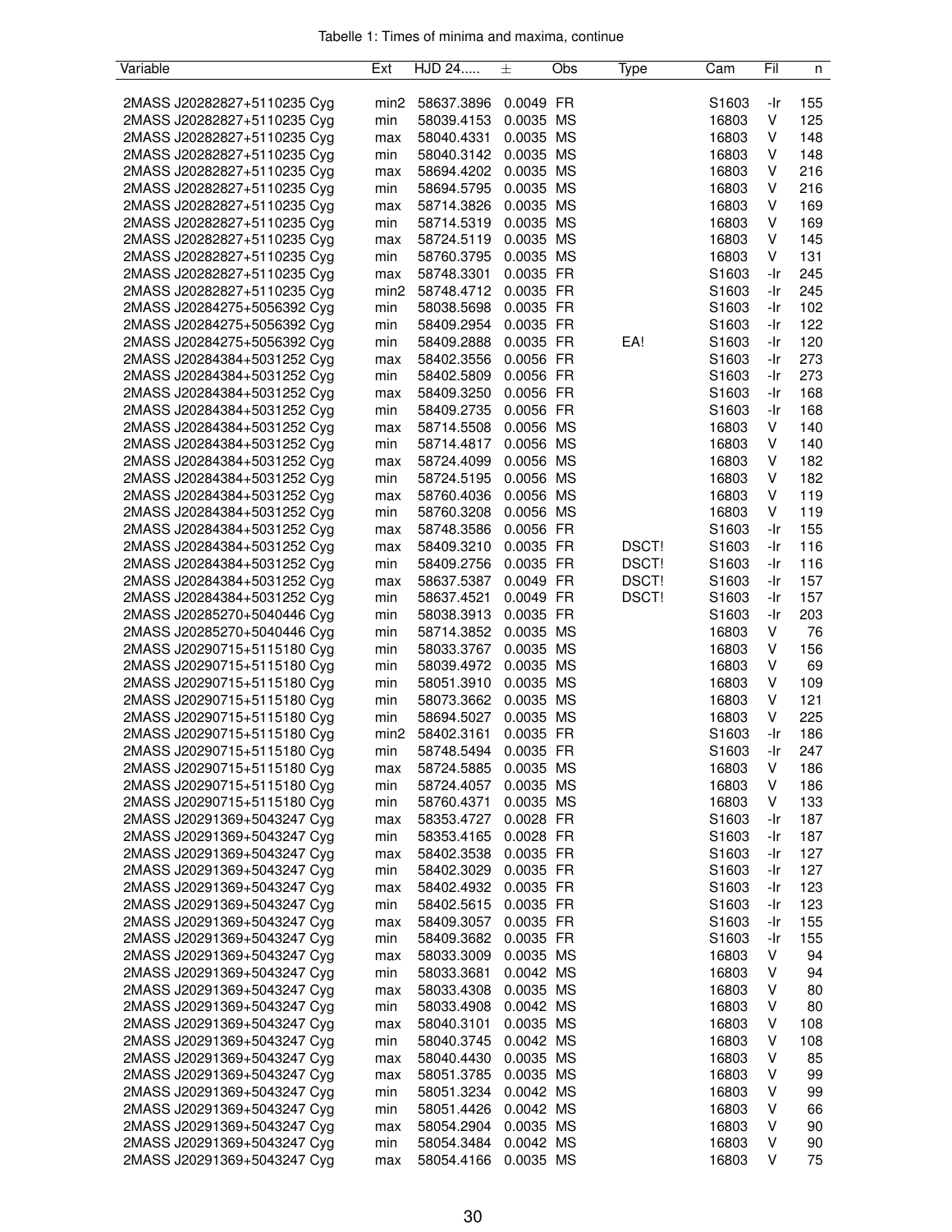Tabelle 1: Times of minima and maxima, continue

| Variable | Ext | HJD 24..... | ± | Obs | Type | Cam | Fil | n |
|---|---|---|---|---|---|---|---|---|
| 2MASS J20282827+5110235 Cyg | min2 | 58637.3896 | 0.0049 | FR | | S1603 | -Ir | 155 |
| 2MASS J20282827+5110235 Cyg | min | 58039.4153 | 0.0035 | MS | | 16803 | V | 125 |
| 2MASS J20282827+5110235 Cyg | max | 58040.4331 | 0.0035 | MS | | 16803 | V | 148 |
| 2MASS J20282827+5110235 Cyg | min | 58040.3142 | 0.0035 | MS | | 16803 | V | 148 |
| 2MASS J20282827+5110235 Cyg | max | 58694.4202 | 0.0035 | MS | | 16803 | V | 216 |
| 2MASS J20282827+5110235 Cyg | min | 58694.5795 | 0.0035 | MS | | 16803 | V | 216 |
| 2MASS J20282827+5110235 Cyg | max | 58714.3826 | 0.0035 | MS | | 16803 | V | 169 |
| 2MASS J20282827+5110235 Cyg | min | 58714.5319 | 0.0035 | MS | | 16803 | V | 169 |
| 2MASS J20282827+5110235 Cyg | max | 58724.5119 | 0.0035 | MS | | 16803 | V | 145 |
| 2MASS J20282827+5110235 Cyg | min | 58760.3795 | 0.0035 | MS | | 16803 | V | 131 |
| 2MASS J20282827+5110235 Cyg | max | 58748.3301 | 0.0035 | FR | | S1603 | -Ir | 245 |
| 2MASS J20282827+5110235 Cyg | min2 | 58748.4712 | 0.0035 | FR | | S1603 | -Ir | 245 |
| 2MASS J20284275+5056392 Cyg | min | 58038.5698 | 0.0035 | FR | | S1603 | -Ir | 102 |
| 2MASS J20284275+5056392 Cyg | min | 58409.2954 | 0.0035 | FR | | S1603 | -Ir | 122 |
| 2MASS J20284275+5056392 Cyg | min | 58409.2888 | 0.0035 | FR | EA! | S1603 | -Ir | 120 |
| 2MASS J20284384+5031252 Cyg | max | 58402.3556 | 0.0056 | FR | | S1603 | -Ir | 273 |
| 2MASS J20284384+5031252 Cyg | min | 58402.5809 | 0.0056 | FR | | S1603 | -Ir | 273 |
| 2MASS J20284384+5031252 Cyg | max | 58409.3250 | 0.0056 | FR | | S1603 | -Ir | 168 |
| 2MASS J20284384+5031252 Cyg | min | 58409.2735 | 0.0056 | FR | | S1603 | -Ir | 168 |
| 2MASS J20284384+5031252 Cyg | max | 58714.5508 | 0.0056 | MS | | 16803 | V | 140 |
| 2MASS J20284384+5031252 Cyg | min | 58714.4817 | 0.0056 | MS | | 16803 | V | 140 |
| 2MASS J20284384+5031252 Cyg | max | 58724.4099 | 0.0056 | MS | | 16803 | V | 182 |
| 2MASS J20284384+5031252 Cyg | min | 58724.5195 | 0.0056 | MS | | 16803 | V | 182 |
| 2MASS J20284384+5031252 Cyg | max | 58760.4036 | 0.0056 | MS | | 16803 | V | 119 |
| 2MASS J20284384+5031252 Cyg | min | 58760.3208 | 0.0056 | MS | | 16803 | V | 119 |
| 2MASS J20284384+5031252 Cyg | max | 58748.3586 | 0.0056 | FR | | S1603 | -Ir | 155 |
| 2MASS J20284384+5031252 Cyg | max | 58409.3210 | 0.0035 | FR | DSCT! | S1603 | -Ir | 116 |
| 2MASS J20284384+5031252 Cyg | min | 58409.2756 | 0.0035 | FR | DSCT! | S1603 | -Ir | 116 |
| 2MASS J20284384+5031252 Cyg | max | 58637.5387 | 0.0049 | FR | DSCT! | S1603 | -Ir | 157 |
| 2MASS J20284384+5031252 Cyg | min | 58637.4521 | 0.0049 | FR | DSCT! | S1603 | -Ir | 157 |
| 2MASS J20285270+5040446 Cyg | min | 58038.3913 | 0.0035 | FR | | S1603 | -Ir | 203 |
| 2MASS J20285270+5040446 Cyg | min | 58714.3852 | 0.0035 | MS | | 16803 | V | 76 |
| 2MASS J20290715+5115180 Cyg | min | 58033.3767 | 0.0035 | MS | | 16803 | V | 156 |
| 2MASS J20290715+5115180 Cyg | min | 58039.4972 | 0.0035 | MS | | 16803 | V | 69 |
| 2MASS J20290715+5115180 Cyg | min | 58051.3910 | 0.0035 | MS | | 16803 | V | 109 |
| 2MASS J20290715+5115180 Cyg | min | 58073.3662 | 0.0035 | MS | | 16803 | V | 121 |
| 2MASS J20290715+5115180 Cyg | min | 58694.5027 | 0.0035 | MS | | 16803 | V | 225 |
| 2MASS J20290715+5115180 Cyg | min2 | 58402.3161 | 0.0035 | FR | | S1603 | -Ir | 186 |
| 2MASS J20290715+5115180 Cyg | min | 58748.5494 | 0.0035 | FR | | S1603 | -Ir | 247 |
| 2MASS J20290715+5115180 Cyg | max | 58724.5885 | 0.0035 | MS | | 16803 | V | 186 |
| 2MASS J20290715+5115180 Cyg | min | 58724.4057 | 0.0035 | MS | | 16803 | V | 186 |
| 2MASS J20290715+5115180 Cyg | min | 58760.4371 | 0.0035 | MS | | 16803 | V | 133 |
| 2MASS J20291369+5043247 Cyg | max | 58353.4727 | 0.0028 | FR | | S1603 | -Ir | 187 |
| 2MASS J20291369+5043247 Cyg | min | 58353.4165 | 0.0028 | FR | | S1603 | -Ir | 187 |
| 2MASS J20291369+5043247 Cyg | max | 58402.3538 | 0.0035 | FR | | S1603 | -Ir | 127 |
| 2MASS J20291369+5043247 Cyg | min | 58402.3029 | 0.0035 | FR | | S1603 | -Ir | 127 |
| 2MASS J20291369+5043247 Cyg | max | 58402.4932 | 0.0035 | FR | | S1603 | -Ir | 123 |
| 2MASS J20291369+5043247 Cyg | min | 58402.5615 | 0.0035 | FR | | S1603 | -Ir | 123 |
| 2MASS J20291369+5043247 Cyg | max | 58409.3057 | 0.0035 | FR | | S1603 | -Ir | 155 |
| 2MASS J20291369+5043247 Cyg | min | 58409.3682 | 0.0035 | FR | | S1603 | -Ir | 155 |
| 2MASS J20291369+5043247 Cyg | max | 58033.3009 | 0.0035 | MS | | 16803 | V | 94 |
| 2MASS J20291369+5043247 Cyg | min | 58033.3681 | 0.0042 | MS | | 16803 | V | 94 |
| 2MASS J20291369+5043247 Cyg | max | 58033.4308 | 0.0035 | MS | | 16803 | V | 80 |
| 2MASS J20291369+5043247 Cyg | min | 58033.4908 | 0.0042 | MS | | 16803 | V | 80 |
| 2MASS J20291369+5043247 Cyg | max | 58040.3101 | 0.0035 | MS | | 16803 | V | 108 |
| 2MASS J20291369+5043247 Cyg | min | 58040.3745 | 0.0042 | MS | | 16803 | V | 108 |
| 2MASS J20291369+5043247 Cyg | max | 58040.4430 | 0.0035 | MS | | 16803 | V | 85 |
| 2MASS J20291369+5043247 Cyg | max | 58051.3785 | 0.0035 | MS | | 16803 | V | 99 |
| 2MASS J20291369+5043247 Cyg | min | 58051.3234 | 0.0042 | MS | | 16803 | V | 99 |
| 2MASS J20291369+5043247 Cyg | min | 58051.4426 | 0.0042 | MS | | 16803 | V | 66 |
| 2MASS J20291369+5043247 Cyg | max | 58054.2904 | 0.0035 | MS | | 16803 | V | 90 |
| 2MASS J20291369+5043247 Cyg | min | 58054.3484 | 0.0042 | MS | | 16803 | V | 90 |
| 2MASS J20291369+5043247 Cyg | max | 58054.4166 | 0.0035 | MS | | 16803 | V | 75 |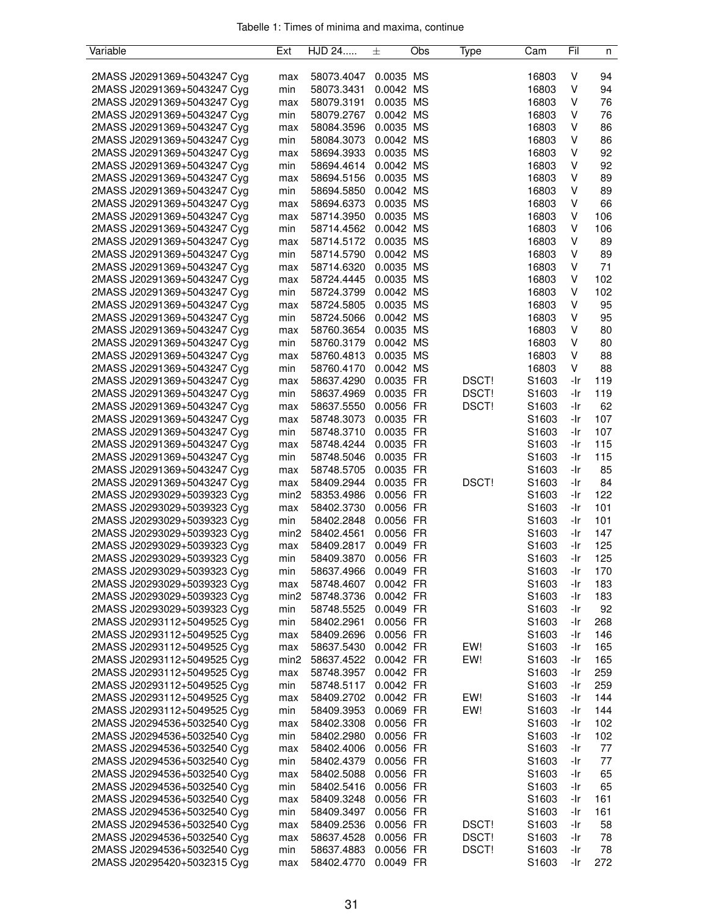Tabelle 1: Times of minima and maxima, continue

| Variable | Ext | HJD 24..... | ± | Obs | Type | Cam | Fil | n |
|---|---|---|---|---|---|---|---|---|
| 2MASS J20291369+5043247 Cyg | max | 58073.4047 | 0.0035 | MS | | 16803 | V | 94 |
| 2MASS J20291369+5043247 Cyg | min | 58073.3431 | 0.0042 | MS | | 16803 | V | 94 |
| 2MASS J20291369+5043247 Cyg | max | 58079.3191 | 0.0035 | MS | | 16803 | V | 76 |
| 2MASS J20291369+5043247 Cyg | min | 58079.2767 | 0.0042 | MS | | 16803 | V | 76 |
| 2MASS J20291369+5043247 Cyg | max | 58084.3596 | 0.0035 | MS | | 16803 | V | 86 |
| 2MASS J20291369+5043247 Cyg | min | 58084.3073 | 0.0042 | MS | | 16803 | V | 86 |
| 2MASS J20291369+5043247 Cyg | max | 58694.3933 | 0.0035 | MS | | 16803 | V | 92 |
| 2MASS J20291369+5043247 Cyg | min | 58694.4614 | 0.0042 | MS | | 16803 | V | 92 |
| 2MASS J20291369+5043247 Cyg | max | 58694.5156 | 0.0035 | MS | | 16803 | V | 89 |
| 2MASS J20291369+5043247 Cyg | min | 58694.5850 | 0.0042 | MS | | 16803 | V | 89 |
| 2MASS J20291369+5043247 Cyg | max | 58694.6373 | 0.0035 | MS | | 16803 | V | 66 |
| 2MASS J20291369+5043247 Cyg | max | 58714.3950 | 0.0035 | MS | | 16803 | V | 106 |
| 2MASS J20291369+5043247 Cyg | min | 58714.4562 | 0.0042 | MS | | 16803 | V | 106 |
| 2MASS J20291369+5043247 Cyg | max | 58714.5172 | 0.0035 | MS | | 16803 | V | 89 |
| 2MASS J20291369+5043247 Cyg | min | 58714.5790 | 0.0042 | MS | | 16803 | V | 89 |
| 2MASS J20291369+5043247 Cyg | max | 58714.6320 | 0.0035 | MS | | 16803 | V | 71 |
| 2MASS J20291369+5043247 Cyg | max | 58724.4445 | 0.0035 | MS | | 16803 | V | 102 |
| 2MASS J20291369+5043247 Cyg | min | 58724.3799 | 0.0042 | MS | | 16803 | V | 102 |
| 2MASS J20291369+5043247 Cyg | max | 58724.5805 | 0.0035 | MS | | 16803 | V | 95 |
| 2MASS J20291369+5043247 Cyg | min | 58724.5066 | 0.0042 | MS | | 16803 | V | 95 |
| 2MASS J20291369+5043247 Cyg | max | 58760.3654 | 0.0035 | MS | | 16803 | V | 80 |
| 2MASS J20291369+5043247 Cyg | min | 58760.3179 | 0.0042 | MS | | 16803 | V | 80 |
| 2MASS J20291369+5043247 Cyg | max | 58760.4813 | 0.0035 | MS | | 16803 | V | 88 |
| 2MASS J20291369+5043247 Cyg | min | 58760.4170 | 0.0042 | MS | | 16803 | V | 88 |
| 2MASS J20291369+5043247 Cyg | max | 58637.4290 | 0.0035 | FR | DSCT! | S1603 | -Ir | 119 |
| 2MASS J20291369+5043247 Cyg | min | 58637.4969 | 0.0035 | FR | DSCT! | S1603 | -Ir | 119 |
| 2MASS J20291369+5043247 Cyg | max | 58637.5550 | 0.0056 | FR | DSCT! | S1603 | -Ir | 62 |
| 2MASS J20291369+5043247 Cyg | max | 58748.3073 | 0.0035 | FR | | S1603 | -Ir | 107 |
| 2MASS J20291369+5043247 Cyg | min | 58748.3710 | 0.0035 | FR | | S1603 | -Ir | 107 |
| 2MASS J20291369+5043247 Cyg | max | 58748.4244 | 0.0035 | FR | | S1603 | -Ir | 115 |
| 2MASS J20291369+5043247 Cyg | min | 58748.5046 | 0.0035 | FR | | S1603 | -Ir | 115 |
| 2MASS J20291369+5043247 Cyg | max | 58748.5705 | 0.0035 | FR | | S1603 | -Ir | 85 |
| 2MASS J20291369+5043247 Cyg | max | 58409.2944 | 0.0035 | FR | DSCT! | S1603 | -Ir | 84 |
| 2MASS J20293029+5039323 Cyg | min2 | 58353.4986 | 0.0056 | FR | | S1603 | -Ir | 122 |
| 2MASS J20293029+5039323 Cyg | max | 58402.3730 | 0.0056 | FR | | S1603 | -Ir | 101 |
| 2MASS J20293029+5039323 Cyg | min | 58402.2848 | 0.0056 | FR | | S1603 | -Ir | 101 |
| 2MASS J20293029+5039323 Cyg | min2 | 58402.4561 | 0.0056 | FR | | S1603 | -Ir | 147 |
| 2MASS J20293029+5039323 Cyg | max | 58409.2817 | 0.0049 | FR | | S1603 | -Ir | 125 |
| 2MASS J20293029+5039323 Cyg | min | 58409.3870 | 0.0056 | FR | | S1603 | -Ir | 125 |
| 2MASS J20293029+5039323 Cyg | min | 58637.4966 | 0.0049 | FR | | S1603 | -Ir | 170 |
| 2MASS J20293029+5039323 Cyg | max | 58748.4607 | 0.0042 | FR | | S1603 | -Ir | 183 |
| 2MASS J20293029+5039323 Cyg | min2 | 58748.3736 | 0.0042 | FR | | S1603 | -Ir | 183 |
| 2MASS J20293029+5039323 Cyg | min | 58748.5525 | 0.0049 | FR | | S1603 | -Ir | 92 |
| 2MASS J20293112+5049525 Cyg | min | 58402.2961 | 0.0056 | FR | | S1603 | -Ir | 268 |
| 2MASS J20293112+5049525 Cyg | max | 58409.2696 | 0.0056 | FR | | S1603 | -Ir | 146 |
| 2MASS J20293112+5049525 Cyg | max | 58637.5430 | 0.0042 | FR | EW! | S1603 | -Ir | 165 |
| 2MASS J20293112+5049525 Cyg | min2 | 58637.4522 | 0.0042 | FR | EW! | S1603 | -Ir | 165 |
| 2MASS J20293112+5049525 Cyg | max | 58748.3957 | 0.0042 | FR | | S1603 | -Ir | 259 |
| 2MASS J20293112+5049525 Cyg | min | 58748.5117 | 0.0042 | FR | | S1603 | -Ir | 259 |
| 2MASS J20293112+5049525 Cyg | max | 58409.2702 | 0.0042 | FR | EW! | S1603 | -Ir | 144 |
| 2MASS J20293112+5049525 Cyg | min | 58409.3953 | 0.0069 | FR | EW! | S1603 | -Ir | 144 |
| 2MASS J20294536+5032540 Cyg | max | 58402.3308 | 0.0056 | FR | | S1603 | -Ir | 102 |
| 2MASS J20294536+5032540 Cyg | min | 58402.2980 | 0.0056 | FR | | S1603 | -Ir | 102 |
| 2MASS J20294536+5032540 Cyg | max | 58402.4006 | 0.0056 | FR | | S1603 | -Ir | 77 |
| 2MASS J20294536+5032540 Cyg | min | 58402.4379 | 0.0056 | FR | | S1603 | -Ir | 77 |
| 2MASS J20294536+5032540 Cyg | max | 58402.5088 | 0.0056 | FR | | S1603 | -Ir | 65 |
| 2MASS J20294536+5032540 Cyg | min | 58402.5416 | 0.0056 | FR | | S1603 | -Ir | 65 |
| 2MASS J20294536+5032540 Cyg | max | 58409.3248 | 0.0056 | FR | | S1603 | -Ir | 161 |
| 2MASS J20294536+5032540 Cyg | min | 58409.3497 | 0.0056 | FR | | S1603 | -Ir | 161 |
| 2MASS J20294536+5032540 Cyg | max | 58409.2536 | 0.0056 | FR | DSCT! | S1603 | -Ir | 58 |
| 2MASS J20294536+5032540 Cyg | max | 58637.4528 | 0.0056 | FR | DSCT! | S1603 | -Ir | 78 |
| 2MASS J20294536+5032540 Cyg | min | 58637.4883 | 0.0056 | FR | DSCT! | S1603 | -Ir | 78 |
| 2MASS J20295420+5032315 Cyg | max | 58402.4770 | 0.0049 | FR | | S1603 | -Ir | 272 |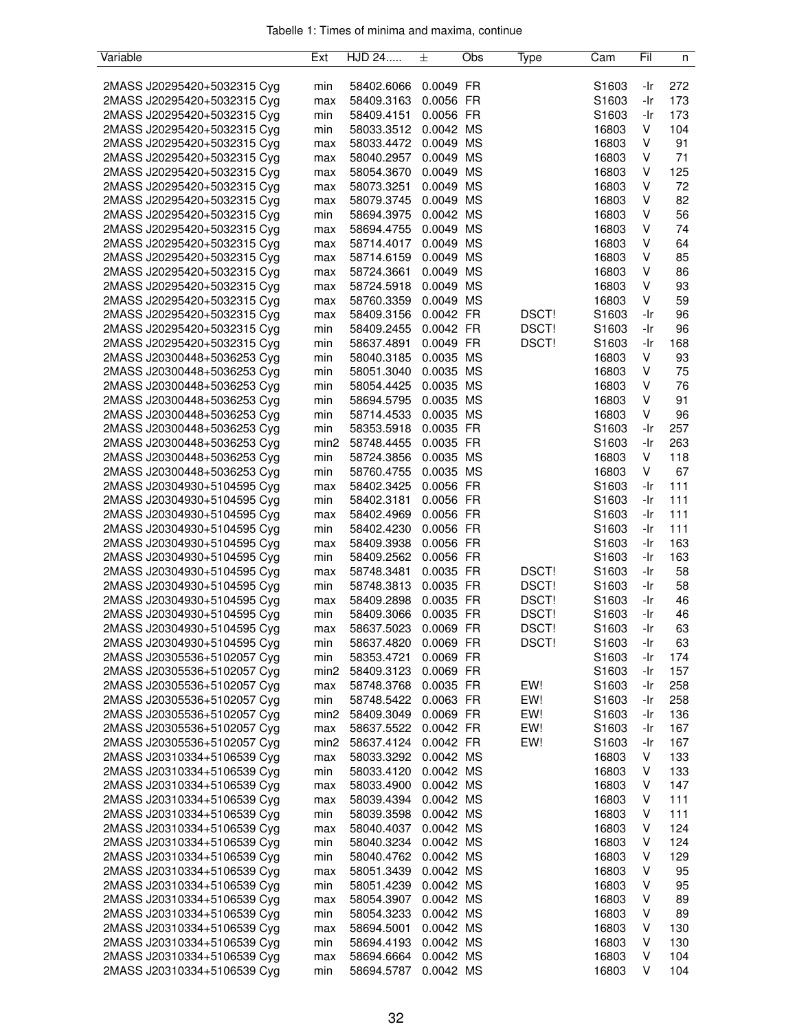Tabelle 1: Times of minima and maxima, continue

| Variable | Ext | HJD 24..... | ± | Obs | Type | Cam | Fil | n |
|---|---|---|---|---|---|---|---|---|
| 2MASS J20295420+5032315 Cyg | min | 58402.6066 | 0.0049 | FR | | S1603 | -Ir | 272 |
| 2MASS J20295420+5032315 Cyg | max | 58409.3163 | 0.0056 | FR | | S1603 | -Ir | 173 |
| 2MASS J20295420+5032315 Cyg | min | 58409.4151 | 0.0056 | FR | | S1603 | -Ir | 173 |
| 2MASS J20295420+5032315 Cyg | min | 58033.3512 | 0.0042 | MS | | 16803 | V | 104 |
| 2MASS J20295420+5032315 Cyg | max | 58033.4472 | 0.0049 | MS | | 16803 | V | 91 |
| 2MASS J20295420+5032315 Cyg | max | 58040.2957 | 0.0049 | MS | | 16803 | V | 71 |
| 2MASS J20295420+5032315 Cyg | max | 58054.3670 | 0.0049 | MS | | 16803 | V | 125 |
| 2MASS J20295420+5032315 Cyg | max | 58073.3251 | 0.0049 | MS | | 16803 | V | 72 |
| 2MASS J20295420+5032315 Cyg | max | 58079.3745 | 0.0049 | MS | | 16803 | V | 82 |
| 2MASS J20295420+5032315 Cyg | min | 58694.3975 | 0.0042 | MS | | 16803 | V | 56 |
| 2MASS J20295420+5032315 Cyg | max | 58694.4755 | 0.0049 | MS | | 16803 | V | 74 |
| 2MASS J20295420+5032315 Cyg | max | 58714.4017 | 0.0049 | MS | | 16803 | V | 64 |
| 2MASS J20295420+5032315 Cyg | max | 58714.6159 | 0.0049 | MS | | 16803 | V | 85 |
| 2MASS J20295420+5032315 Cyg | max | 58724.3661 | 0.0049 | MS | | 16803 | V | 86 |
| 2MASS J20295420+5032315 Cyg | max | 58724.5918 | 0.0049 | MS | | 16803 | V | 93 |
| 2MASS J20295420+5032315 Cyg | max | 58760.3359 | 0.0049 | MS | | 16803 | V | 59 |
| 2MASS J20295420+5032315 Cyg | max | 58409.3156 | 0.0042 | FR | DSCT! | S1603 | -Ir | 96 |
| 2MASS J20295420+5032315 Cyg | min | 58409.2455 | 0.0042 | FR | DSCT! | S1603 | -Ir | 96 |
| 2MASS J20295420+5032315 Cyg | min | 58637.4891 | 0.0049 | FR | DSCT! | S1603 | -Ir | 168 |
| 2MASS J20300448+5036253 Cyg | min | 58040.3185 | 0.0035 | MS | | 16803 | V | 93 |
| 2MASS J20300448+5036253 Cyg | min | 58051.3040 | 0.0035 | MS | | 16803 | V | 75 |
| 2MASS J20300448+5036253 Cyg | min | 58054.4425 | 0.0035 | MS | | 16803 | V | 76 |
| 2MASS J20300448+5036253 Cyg | min | 58694.5795 | 0.0035 | MS | | 16803 | V | 91 |
| 2MASS J20300448+5036253 Cyg | min | 58714.4533 | 0.0035 | MS | | 16803 | V | 96 |
| 2MASS J20300448+5036253 Cyg | min | 58353.5918 | 0.0035 | FR | | S1603 | -Ir | 257 |
| 2MASS J20300448+5036253 Cyg | min2 | 58748.4455 | 0.0035 | FR | | S1603 | -Ir | 263 |
| 2MASS J20300448+5036253 Cyg | min | 58724.3856 | 0.0035 | MS | | 16803 | V | 118 |
| 2MASS J20300448+5036253 Cyg | min | 58760.4755 | 0.0035 | MS | | 16803 | V | 67 |
| 2MASS J20304930+5104595 Cyg | max | 58402.3425 | 0.0056 | FR | | S1603 | -Ir | 111 |
| 2MASS J20304930+5104595 Cyg | min | 58402.3181 | 0.0056 | FR | | S1603 | -Ir | 111 |
| 2MASS J20304930+5104595 Cyg | max | 58402.4969 | 0.0056 | FR | | S1603 | -Ir | 111 |
| 2MASS J20304930+5104595 Cyg | min | 58402.4230 | 0.0056 | FR | | S1603 | -Ir | 111 |
| 2MASS J20304930+5104595 Cyg | max | 58409.3938 | 0.0056 | FR | | S1603 | -Ir | 163 |
| 2MASS J20304930+5104595 Cyg | min | 58409.2562 | 0.0056 | FR | | S1603 | -Ir | 163 |
| 2MASS J20304930+5104595 Cyg | max | 58748.3481 | 0.0035 | FR | DSCT! | S1603 | -Ir | 58 |
| 2MASS J20304930+5104595 Cyg | min | 58748.3813 | 0.0035 | FR | DSCT! | S1603 | -Ir | 58 |
| 2MASS J20304930+5104595 Cyg | max | 58409.2898 | 0.0035 | FR | DSCT! | S1603 | -Ir | 46 |
| 2MASS J20304930+5104595 Cyg | min | 58409.3066 | 0.0035 | FR | DSCT! | S1603 | -Ir | 46 |
| 2MASS J20304930+5104595 Cyg | max | 58637.5023 | 0.0069 | FR | DSCT! | S1603 | -Ir | 63 |
| 2MASS J20304930+5104595 Cyg | min | 58637.4820 | 0.0069 | FR | DSCT! | S1603 | -Ir | 63 |
| 2MASS J20305536+5102057 Cyg | min | 58353.4721 | 0.0069 | FR | | S1603 | -Ir | 174 |
| 2MASS J20305536+5102057 Cyg | min2 | 58409.3123 | 0.0069 | FR | | S1603 | -Ir | 157 |
| 2MASS J20305536+5102057 Cyg | max | 58748.3768 | 0.0035 | FR | EW! | S1603 | -Ir | 258 |
| 2MASS J20305536+5102057 Cyg | min | 58748.5422 | 0.0063 | FR | EW! | S1603 | -Ir | 258 |
| 2MASS J20305536+5102057 Cyg | min2 | 58409.3049 | 0.0069 | FR | EW! | S1603 | -Ir | 136 |
| 2MASS J20305536+5102057 Cyg | max | 58637.5522 | 0.0042 | FR | EW! | S1603 | -Ir | 167 |
| 2MASS J20305536+5102057 Cyg | min2 | 58637.4124 | 0.0042 | FR | EW! | S1603 | -Ir | 167 |
| 2MASS J20310334+5106539 Cyg | max | 58033.3292 | 0.0042 | MS | | 16803 | V | 133 |
| 2MASS J20310334+5106539 Cyg | min | 58033.4120 | 0.0042 | MS | | 16803 | V | 133 |
| 2MASS J20310334+5106539 Cyg | max | 58033.4900 | 0.0042 | MS | | 16803 | V | 147 |
| 2MASS J20310334+5106539 Cyg | max | 58039.4394 | 0.0042 | MS | | 16803 | V | 111 |
| 2MASS J20310334+5106539 Cyg | min | 58039.3598 | 0.0042 | MS | | 16803 | V | 111 |
| 2MASS J20310334+5106539 Cyg | max | 58040.4037 | 0.0042 | MS | | 16803 | V | 124 |
| 2MASS J20310334+5106539 Cyg | min | 58040.3234 | 0.0042 | MS | | 16803 | V | 124 |
| 2MASS J20310334+5106539 Cyg | min | 58040.4762 | 0.0042 | MS | | 16803 | V | 129 |
| 2MASS J20310334+5106539 Cyg | max | 58051.3439 | 0.0042 | MS | | 16803 | V | 95 |
| 2MASS J20310334+5106539 Cyg | min | 58051.4239 | 0.0042 | MS | | 16803 | V | 95 |
| 2MASS J20310334+5106539 Cyg | max | 58054.3907 | 0.0042 | MS | | 16803 | V | 89 |
| 2MASS J20310334+5106539 Cyg | min | 58054.3233 | 0.0042 | MS | | 16803 | V | 89 |
| 2MASS J20310334+5106539 Cyg | max | 58694.5001 | 0.0042 | MS | | 16803 | V | 130 |
| 2MASS J20310334+5106539 Cyg | min | 58694.4193 | 0.0042 | MS | | 16803 | V | 130 |
| 2MASS J20310334+5106539 Cyg | max | 58694.6664 | 0.0042 | MS | | 16803 | V | 104 |
| 2MASS J20310334+5106539 Cyg | min | 58694.5787 | 0.0042 | MS | | 16803 | V | 104 |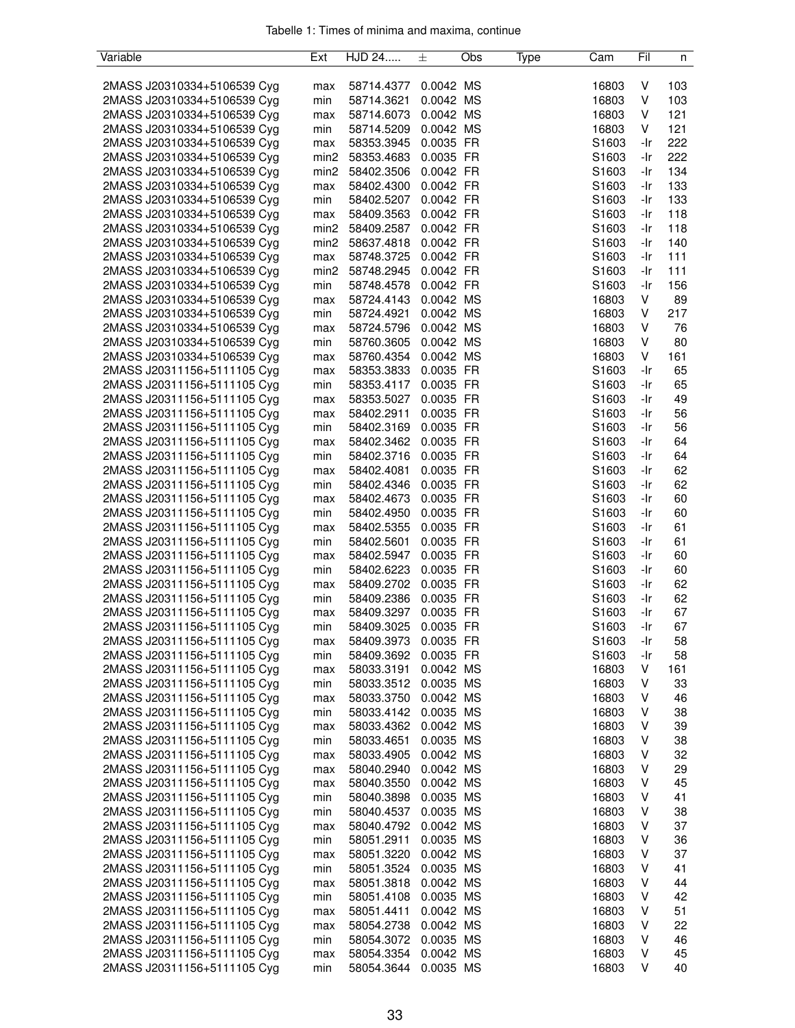Tabelle 1: Times of minima and maxima, continue

| Variable | Ext | HJD 24..... | ± | Obs | Type | Cam | Fil | n |
|---|---|---|---|---|---|---|---|---|
| 2MASS J20310334+5106539 Cyg | max | 58714.4377 | 0.0042 | MS | | 16803 | V | 103 |
| 2MASS J20310334+5106539 Cyg | min | 58714.3621 | 0.0042 | MS | | 16803 | V | 103 |
| 2MASS J20310334+5106539 Cyg | max | 58714.6073 | 0.0042 | MS | | 16803 | V | 121 |
| 2MASS J20310334+5106539 Cyg | min | 58714.5209 | 0.0042 | MS | | 16803 | V | 121 |
| 2MASS J20310334+5106539 Cyg | max | 58353.3945 | 0.0035 | FR | | S1603 | -Ir | 222 |
| 2MASS J20310334+5106539 Cyg | min2 | 58353.4683 | 0.0035 | FR | | S1603 | -Ir | 222 |
| 2MASS J20310334+5106539 Cyg | min2 | 58402.3506 | 0.0042 | FR | | S1603 | -Ir | 134 |
| 2MASS J20310334+5106539 Cyg | max | 58402.4300 | 0.0042 | FR | | S1603 | -Ir | 133 |
| 2MASS J20310334+5106539 Cyg | min | 58402.5207 | 0.0042 | FR | | S1603 | -Ir | 133 |
| 2MASS J20310334+5106539 Cyg | max | 58409.3563 | 0.0042 | FR | | S1603 | -Ir | 118 |
| 2MASS J20310334+5106539 Cyg | min2 | 58409.2587 | 0.0042 | FR | | S1603 | -Ir | 118 |
| 2MASS J20310334+5106539 Cyg | min2 | 58637.4818 | 0.0042 | FR | | S1603 | -Ir | 140 |
| 2MASS J20310334+5106539 Cyg | max | 58748.3725 | 0.0042 | FR | | S1603 | -Ir | 111 |
| 2MASS J20310334+5106539 Cyg | min2 | 58748.2945 | 0.0042 | FR | | S1603 | -Ir | 111 |
| 2MASS J20310334+5106539 Cyg | min | 58748.4578 | 0.0042 | FR | | S1603 | -Ir | 156 |
| 2MASS J20310334+5106539 Cyg | max | 58724.4143 | 0.0042 | MS | | 16803 | V | 89 |
| 2MASS J20310334+5106539 Cyg | min | 58724.4921 | 0.0042 | MS | | 16803 | V | 217 |
| 2MASS J20310334+5106539 Cyg | max | 58724.5796 | 0.0042 | MS | | 16803 | V | 76 |
| 2MASS J20310334+5106539 Cyg | min | 58760.3605 | 0.0042 | MS | | 16803 | V | 80 |
| 2MASS J20310334+5106539 Cyg | max | 58760.4354 | 0.0042 | MS | | 16803 | V | 161 |
| 2MASS J20311156+5111105 Cyg | max | 58353.3833 | 0.0035 | FR | | S1603 | -Ir | 65 |
| 2MASS J20311156+5111105 Cyg | min | 58353.4117 | 0.0035 | FR | | S1603 | -Ir | 65 |
| 2MASS J20311156+5111105 Cyg | max | 58353.5027 | 0.0035 | FR | | S1603 | -Ir | 49 |
| 2MASS J20311156+5111105 Cyg | max | 58402.2911 | 0.0035 | FR | | S1603 | -Ir | 56 |
| 2MASS J20311156+5111105 Cyg | min | 58402.3169 | 0.0035 | FR | | S1603 | -Ir | 56 |
| 2MASS J20311156+5111105 Cyg | max | 58402.3462 | 0.0035 | FR | | S1603 | -Ir | 64 |
| 2MASS J20311156+5111105 Cyg | min | 58402.3716 | 0.0035 | FR | | S1603 | -Ir | 64 |
| 2MASS J20311156+5111105 Cyg | max | 58402.4081 | 0.0035 | FR | | S1603 | -Ir | 62 |
| 2MASS J20311156+5111105 Cyg | min | 58402.4346 | 0.0035 | FR | | S1603 | -Ir | 62 |
| 2MASS J20311156+5111105 Cyg | max | 58402.4673 | 0.0035 | FR | | S1603 | -Ir | 60 |
| 2MASS J20311156+5111105 Cyg | min | 58402.4950 | 0.0035 | FR | | S1603 | -Ir | 60 |
| 2MASS J20311156+5111105 Cyg | max | 58402.5355 | 0.0035 | FR | | S1603 | -Ir | 61 |
| 2MASS J20311156+5111105 Cyg | min | 58402.5601 | 0.0035 | FR | | S1603 | -Ir | 61 |
| 2MASS J20311156+5111105 Cyg | max | 58402.5947 | 0.0035 | FR | | S1603 | -Ir | 60 |
| 2MASS J20311156+5111105 Cyg | min | 58402.6223 | 0.0035 | FR | | S1603 | -Ir | 60 |
| 2MASS J20311156+5111105 Cyg | max | 58409.2702 | 0.0035 | FR | | S1603 | -Ir | 62 |
| 2MASS J20311156+5111105 Cyg | min | 58409.2386 | 0.0035 | FR | | S1603 | -Ir | 62 |
| 2MASS J20311156+5111105 Cyg | max | 58409.3297 | 0.0035 | FR | | S1603 | -Ir | 67 |
| 2MASS J20311156+5111105 Cyg | min | 58409.3025 | 0.0035 | FR | | S1603 | -Ir | 67 |
| 2MASS J20311156+5111105 Cyg | max | 58409.3973 | 0.0035 | FR | | S1603 | -Ir | 58 |
| 2MASS J20311156+5111105 Cyg | min | 58409.3692 | 0.0035 | FR | | S1603 | -Ir | 58 |
| 2MASS J20311156+5111105 Cyg | max | 58033.3191 | 0.0042 | MS | | 16803 | V | 161 |
| 2MASS J20311156+5111105 Cyg | min | 58033.3512 | 0.0035 | MS | | 16803 | V | 33 |
| 2MASS J20311156+5111105 Cyg | max | 58033.3750 | 0.0042 | MS | | 16803 | V | 46 |
| 2MASS J20311156+5111105 Cyg | min | 58033.4142 | 0.0035 | MS | | 16803 | V | 38 |
| 2MASS J20311156+5111105 Cyg | max | 58033.4362 | 0.0042 | MS | | 16803 | V | 39 |
| 2MASS J20311156+5111105 Cyg | min | 58033.4651 | 0.0035 | MS | | 16803 | V | 38 |
| 2MASS J20311156+5111105 Cyg | max | 58033.4905 | 0.0042 | MS | | 16803 | V | 32 |
| 2MASS J20311156+5111105 Cyg | max | 58040.2940 | 0.0042 | MS | | 16803 | V | 29 |
| 2MASS J20311156+5111105 Cyg | max | 58040.3550 | 0.0042 | MS | | 16803 | V | 45 |
| 2MASS J20311156+5111105 Cyg | min | 58040.3898 | 0.0035 | MS | | 16803 | V | 41 |
| 2MASS J20311156+5111105 Cyg | min | 58040.4537 | 0.0035 | MS | | 16803 | V | 38 |
| 2MASS J20311156+5111105 Cyg | max | 58040.4792 | 0.0042 | MS | | 16803 | V | 37 |
| 2MASS J20311156+5111105 Cyg | min | 58051.2911 | 0.0035 | MS | | 16803 | V | 36 |
| 2MASS J20311156+5111105 Cyg | max | 58051.3220 | 0.0042 | MS | | 16803 | V | 37 |
| 2MASS J20311156+5111105 Cyg | min | 58051.3524 | 0.0035 | MS | | 16803 | V | 41 |
| 2MASS J20311156+5111105 Cyg | max | 58051.3818 | 0.0042 | MS | | 16803 | V | 44 |
| 2MASS J20311156+5111105 Cyg | min | 58051.4108 | 0.0035 | MS | | 16803 | V | 42 |
| 2MASS J20311156+5111105 Cyg | max | 58051.4411 | 0.0042 | MS | | 16803 | V | 51 |
| 2MASS J20311156+5111105 Cyg | max | 58054.2738 | 0.0042 | MS | | 16803 | V | 22 |
| 2MASS J20311156+5111105 Cyg | min | 58054.3072 | 0.0035 | MS | | 16803 | V | 46 |
| 2MASS J20311156+5111105 Cyg | max | 58054.3354 | 0.0042 | MS | | 16803 | V | 45 |
| 2MASS J20311156+5111105 Cyg | min | 58054.3644 | 0.0035 | MS | | 16803 | V | 40 |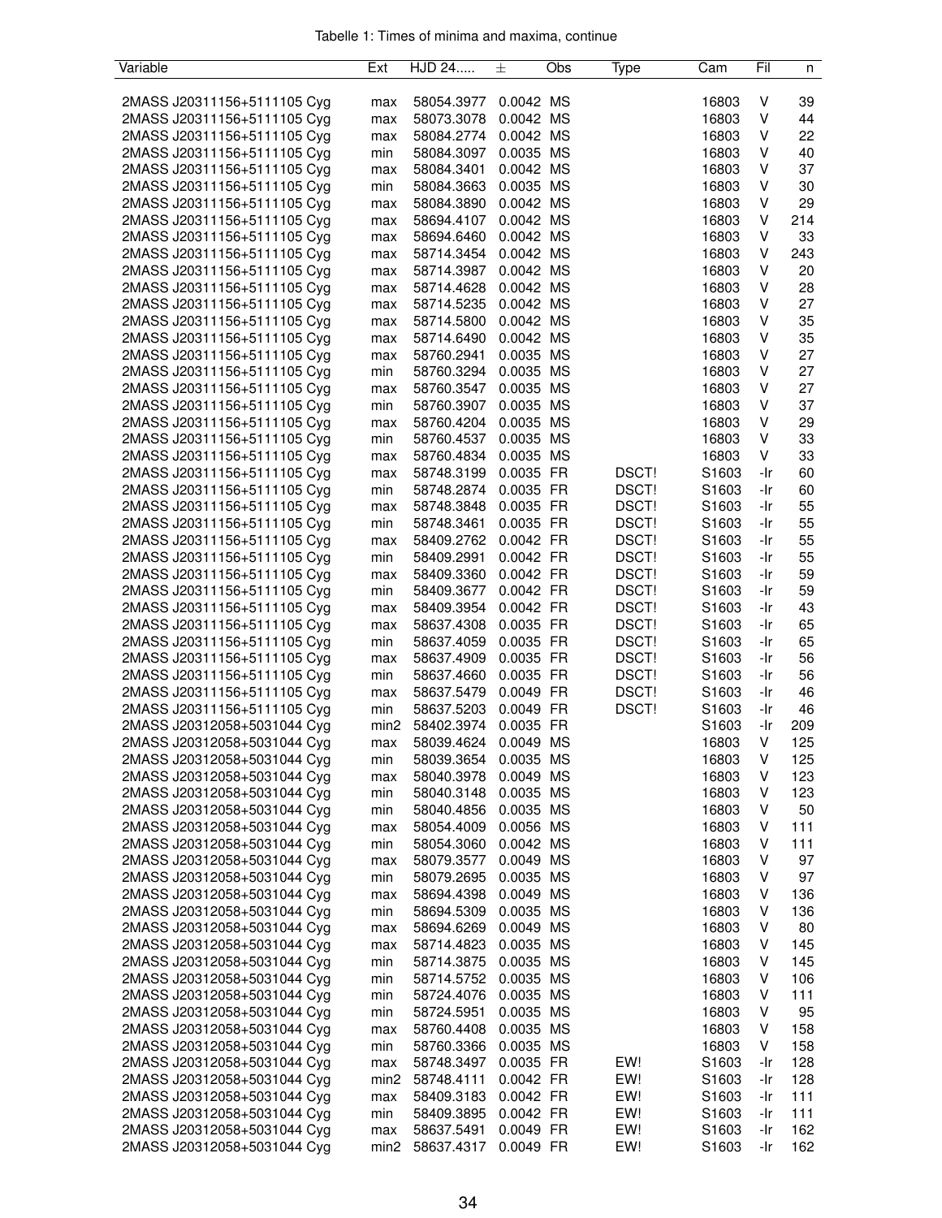Tabelle 1: Times of minima and maxima, continue

| Variable | Ext | HJD 24..... | ± | Obs | Type | Cam | Fil | n |
|---|---|---|---|---|---|---|---|---|
| 2MASS J20311156+5111105 Cyg | max | 58054.3977 | 0.0042 | MS | | 16803 | V | 39 |
| 2MASS J20311156+5111105 Cyg | max | 58073.3078 | 0.0042 | MS | | 16803 | V | 44 |
| 2MASS J20311156+5111105 Cyg | max | 58084.2774 | 0.0042 | MS | | 16803 | V | 22 |
| 2MASS J20311156+5111105 Cyg | min | 58084.3097 | 0.0035 | MS | | 16803 | V | 40 |
| 2MASS J20311156+5111105 Cyg | max | 58084.3401 | 0.0042 | MS | | 16803 | V | 37 |
| 2MASS J20311156+5111105 Cyg | min | 58084.3663 | 0.0035 | MS | | 16803 | V | 30 |
| 2MASS J20311156+5111105 Cyg | max | 58084.3890 | 0.0042 | MS | | 16803 | V | 29 |
| 2MASS J20311156+5111105 Cyg | max | 58694.4107 | 0.0042 | MS | | 16803 | V | 214 |
| 2MASS J20311156+5111105 Cyg | max | 58694.6460 | 0.0042 | MS | | 16803 | V | 33 |
| 2MASS J20311156+5111105 Cyg | max | 58714.3454 | 0.0042 | MS | | 16803 | V | 243 |
| 2MASS J20311156+5111105 Cyg | max | 58714.3987 | 0.0042 | MS | | 16803 | V | 20 |
| 2MASS J20311156+5111105 Cyg | max | 58714.4628 | 0.0042 | MS | | 16803 | V | 28 |
| 2MASS J20311156+5111105 Cyg | max | 58714.5235 | 0.0042 | MS | | 16803 | V | 27 |
| 2MASS J20311156+5111105 Cyg | max | 58714.5800 | 0.0042 | MS | | 16803 | V | 35 |
| 2MASS J20311156+5111105 Cyg | max | 58714.6490 | 0.0042 | MS | | 16803 | V | 35 |
| 2MASS J20311156+5111105 Cyg | max | 58760.2941 | 0.0035 | MS | | 16803 | V | 27 |
| 2MASS J20311156+5111105 Cyg | min | 58760.3294 | 0.0035 | MS | | 16803 | V | 27 |
| 2MASS J20311156+5111105 Cyg | max | 58760.3547 | 0.0035 | MS | | 16803 | V | 27 |
| 2MASS J20311156+5111105 Cyg | min | 58760.3907 | 0.0035 | MS | | 16803 | V | 37 |
| 2MASS J20311156+5111105 Cyg | max | 58760.4204 | 0.0035 | MS | | 16803 | V | 29 |
| 2MASS J20311156+5111105 Cyg | min | 58760.4537 | 0.0035 | MS | | 16803 | V | 33 |
| 2MASS J20311156+5111105 Cyg | max | 58760.4834 | 0.0035 | MS | | 16803 | V | 33 |
| 2MASS J20311156+5111105 Cyg | max | 58748.3199 | 0.0035 | FR | DSCT! | S1603 | -Ir | 60 |
| 2MASS J20311156+5111105 Cyg | min | 58748.2874 | 0.0035 | FR | DSCT! | S1603 | -Ir | 60 |
| 2MASS J20311156+5111105 Cyg | max | 58748.3848 | 0.0035 | FR | DSCT! | S1603 | -Ir | 55 |
| 2MASS J20311156+5111105 Cyg | min | 58748.3461 | 0.0035 | FR | DSCT! | S1603 | -Ir | 55 |
| 2MASS J20311156+5111105 Cyg | max | 58409.2762 | 0.0042 | FR | DSCT! | S1603 | -Ir | 55 |
| 2MASS J20311156+5111105 Cyg | min | 58409.2991 | 0.0042 | FR | DSCT! | S1603 | -Ir | 55 |
| 2MASS J20311156+5111105 Cyg | max | 58409.3360 | 0.0042 | FR | DSCT! | S1603 | -Ir | 59 |
| 2MASS J20311156+5111105 Cyg | min | 58409.3677 | 0.0042 | FR | DSCT! | S1603 | -Ir | 59 |
| 2MASS J20311156+5111105 Cyg | max | 58409.3954 | 0.0042 | FR | DSCT! | S1603 | -Ir | 43 |
| 2MASS J20311156+5111105 Cyg | max | 58637.4308 | 0.0035 | FR | DSCT! | S1603 | -Ir | 65 |
| 2MASS J20311156+5111105 Cyg | min | 58637.4059 | 0.0035 | FR | DSCT! | S1603 | -Ir | 65 |
| 2MASS J20311156+5111105 Cyg | max | 58637.4909 | 0.0035 | FR | DSCT! | S1603 | -Ir | 56 |
| 2MASS J20311156+5111105 Cyg | min | 58637.4660 | 0.0035 | FR | DSCT! | S1603 | -Ir | 56 |
| 2MASS J20311156+5111105 Cyg | max | 58637.5479 | 0.0049 | FR | DSCT! | S1603 | -Ir | 46 |
| 2MASS J20311156+5111105 Cyg | min | 58637.5203 | 0.0049 | FR | DSCT! | S1603 | -Ir | 46 |
| 2MASS J20312058+5031044 Cyg | min2 | 58402.3974 | 0.0035 | FR | | S1603 | -Ir | 209 |
| 2MASS J20312058+5031044 Cyg | max | 58039.4624 | 0.0049 | MS | | 16803 | V | 125 |
| 2MASS J20312058+5031044 Cyg | min | 58039.3654 | 0.0035 | MS | | 16803 | V | 125 |
| 2MASS J20312058+5031044 Cyg | max | 58040.3978 | 0.0049 | MS | | 16803 | V | 123 |
| 2MASS J20312058+5031044 Cyg | min | 58040.3148 | 0.0035 | MS | | 16803 | V | 123 |
| 2MASS J20312058+5031044 Cyg | min | 58040.4856 | 0.0035 | MS | | 16803 | V | 50 |
| 2MASS J20312058+5031044 Cyg | max | 58054.4009 | 0.0056 | MS | | 16803 | V | 111 |
| 2MASS J20312058+5031044 Cyg | min | 58054.3060 | 0.0042 | MS | | 16803 | V | 111 |
| 2MASS J20312058+5031044 Cyg | max | 58079.3577 | 0.0049 | MS | | 16803 | V | 97 |
| 2MASS J20312058+5031044 Cyg | min | 58079.2695 | 0.0035 | MS | | 16803 | V | 97 |
| 2MASS J20312058+5031044 Cyg | max | 58694.4398 | 0.0049 | MS | | 16803 | V | 136 |
| 2MASS J20312058+5031044 Cyg | min | 58694.5309 | 0.0035 | MS | | 16803 | V | 136 |
| 2MASS J20312058+5031044 Cyg | max | 58694.6269 | 0.0049 | MS | | 16803 | V | 80 |
| 2MASS J20312058+5031044 Cyg | max | 58714.4823 | 0.0035 | MS | | 16803 | V | 145 |
| 2MASS J20312058+5031044 Cyg | min | 58714.3875 | 0.0035 | MS | | 16803 | V | 145 |
| 2MASS J20312058+5031044 Cyg | min | 58714.5752 | 0.0035 | MS | | 16803 | V | 106 |
| 2MASS J20312058+5031044 Cyg | min | 58724.4076 | 0.0035 | MS | | 16803 | V | 111 |
| 2MASS J20312058+5031044 Cyg | min | 58724.5951 | 0.0035 | MS | | 16803 | V | 95 |
| 2MASS J20312058+5031044 Cyg | max | 58760.4408 | 0.0035 | MS | | 16803 | V | 158 |
| 2MASS J20312058+5031044 Cyg | min | 58760.3366 | 0.0035 | MS | | 16803 | V | 158 |
| 2MASS J20312058+5031044 Cyg | max | 58748.3497 | 0.0035 | FR | EW! | S1603 | -Ir | 128 |
| 2MASS J20312058+5031044 Cyg | min2 | 58748.4111 | 0.0042 | FR | EW! | S1603 | -Ir | 128 |
| 2MASS J20312058+5031044 Cyg | max | 58409.3183 | 0.0042 | FR | EW! | S1603 | -Ir | 111 |
| 2MASS J20312058+5031044 Cyg | min | 58409.3895 | 0.0042 | FR | EW! | S1603 | -Ir | 111 |
| 2MASS J20312058+5031044 Cyg | max | 58637.5491 | 0.0049 | FR | EW! | S1603 | -Ir | 162 |
| 2MASS J20312058+5031044 Cyg | min2 | 58637.4317 | 0.0049 | FR | EW! | S1603 | -Ir | 162 |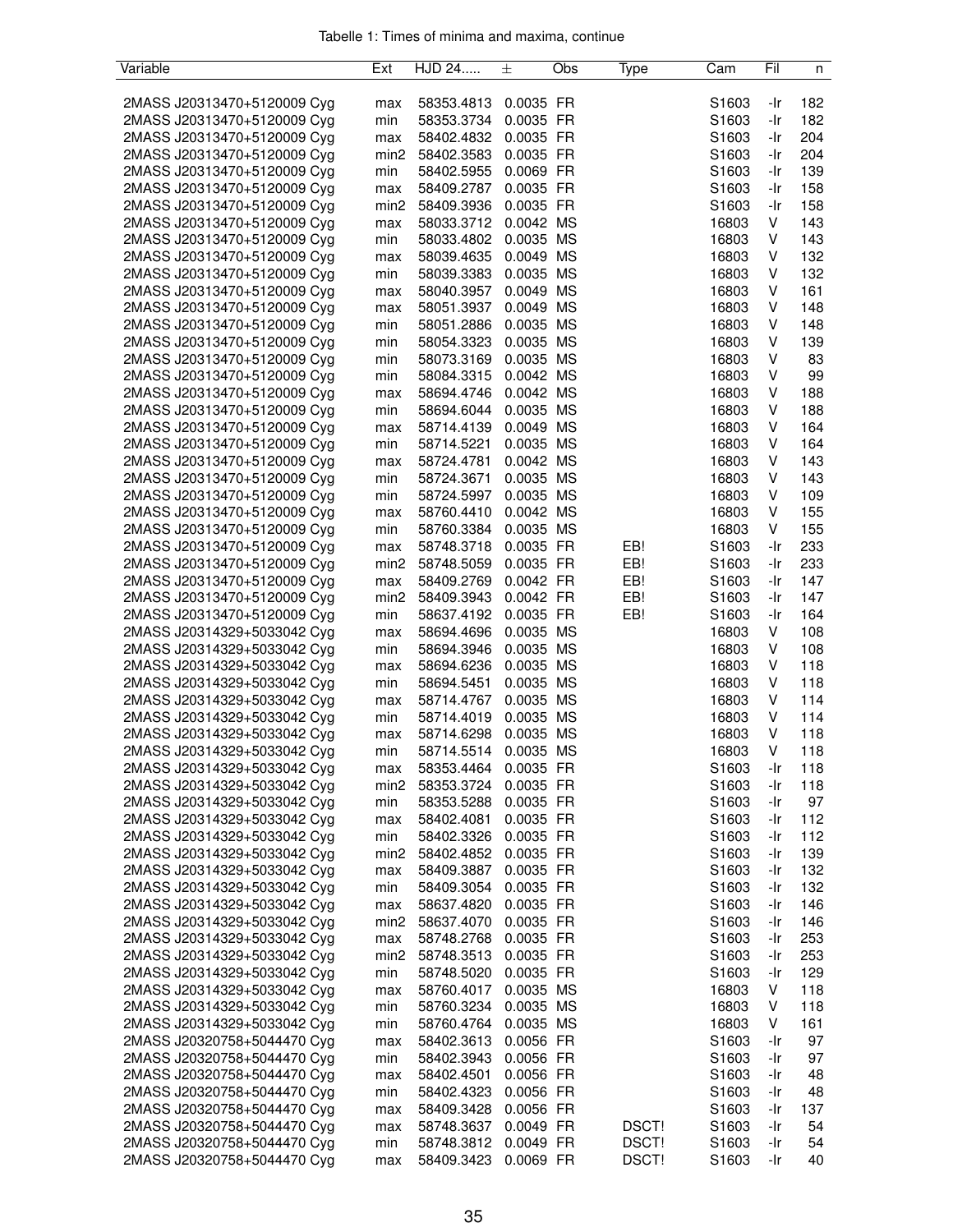Tabelle 1: Times of minima and maxima, continue

| Variable | Ext | HJD 24..... | ± | Obs | Type | Cam | Fil | n |
|---|---|---|---|---|---|---|---|---|
| 2MASS J20313470+5120009 Cyg | max | 58353.4813 | 0.0035 | FR | | S1603 | -Ir | 182 |
| 2MASS J20313470+5120009 Cyg | min | 58353.3734 | 0.0035 | FR | | S1603 | -Ir | 182 |
| 2MASS J20313470+5120009 Cyg | max | 58402.4832 | 0.0035 | FR | | S1603 | -Ir | 204 |
| 2MASS J20313470+5120009 Cyg | min2 | 58402.3583 | 0.0035 | FR | | S1603 | -Ir | 204 |
| 2MASS J20313470+5120009 Cyg | min | 58402.5955 | 0.0069 | FR | | S1603 | -Ir | 139 |
| 2MASS J20313470+5120009 Cyg | max | 58409.2787 | 0.0035 | FR | | S1603 | -Ir | 158 |
| 2MASS J20313470+5120009 Cyg | min2 | 58409.3936 | 0.0035 | FR | | S1603 | -Ir | 158 |
| 2MASS J20313470+5120009 Cyg | max | 58033.3712 | 0.0042 | MS | | 16803 | V | 143 |
| 2MASS J20313470+5120009 Cyg | min | 58033.4802 | 0.0035 | MS | | 16803 | V | 143 |
| 2MASS J20313470+5120009 Cyg | max | 58039.4635 | 0.0049 | MS | | 16803 | V | 132 |
| 2MASS J20313470+5120009 Cyg | min | 58039.3383 | 0.0035 | MS | | 16803 | V | 132 |
| 2MASS J20313470+5120009 Cyg | max | 58040.3957 | 0.0049 | MS | | 16803 | V | 161 |
| 2MASS J20313470+5120009 Cyg | max | 58051.3937 | 0.0049 | MS | | 16803 | V | 148 |
| 2MASS J20313470+5120009 Cyg | min | 58051.2886 | 0.0035 | MS | | 16803 | V | 148 |
| 2MASS J20313470+5120009 Cyg | min | 58054.3323 | 0.0035 | MS | | 16803 | V | 139 |
| 2MASS J20313470+5120009 Cyg | min | 58073.3169 | 0.0035 | MS | | 16803 | V | 83 |
| 2MASS J20313470+5120009 Cyg | min | 58084.3315 | 0.0042 | MS | | 16803 | V | 99 |
| 2MASS J20313470+5120009 Cyg | max | 58694.4746 | 0.0042 | MS | | 16803 | V | 188 |
| 2MASS J20313470+5120009 Cyg | min | 58694.6044 | 0.0035 | MS | | 16803 | V | 188 |
| 2MASS J20313470+5120009 Cyg | max | 58714.4139 | 0.0049 | MS | | 16803 | V | 164 |
| 2MASS J20313470+5120009 Cyg | min | 58714.5221 | 0.0035 | MS | | 16803 | V | 164 |
| 2MASS J20313470+5120009 Cyg | max | 58724.4781 | 0.0042 | MS | | 16803 | V | 143 |
| 2MASS J20313470+5120009 Cyg | min | 58724.3671 | 0.0035 | MS | | 16803 | V | 143 |
| 2MASS J20313470+5120009 Cyg | min | 58724.5997 | 0.0035 | MS | | 16803 | V | 109 |
| 2MASS J20313470+5120009 Cyg | max | 58760.4410 | 0.0042 | MS | | 16803 | V | 155 |
| 2MASS J20313470+5120009 Cyg | min | 58760.3384 | 0.0035 | MS | | 16803 | V | 155 |
| 2MASS J20313470+5120009 Cyg | max | 58748.3718 | 0.0035 | FR | EB! | S1603 | -Ir | 233 |
| 2MASS J20313470+5120009 Cyg | min2 | 58748.5059 | 0.0035 | FR | EB! | S1603 | -Ir | 233 |
| 2MASS J20313470+5120009 Cyg | max | 58409.2769 | 0.0042 | FR | EB! | S1603 | -Ir | 147 |
| 2MASS J20313470+5120009 Cyg | min2 | 58409.3943 | 0.0042 | FR | EB! | S1603 | -Ir | 147 |
| 2MASS J20313470+5120009 Cyg | min | 58637.4192 | 0.0035 | FR | EB! | S1603 | -Ir | 164 |
| 2MASS J20314329+5033042 Cyg | max | 58694.4696 | 0.0035 | MS | | 16803 | V | 108 |
| 2MASS J20314329+5033042 Cyg | min | 58694.3946 | 0.0035 | MS | | 16803 | V | 108 |
| 2MASS J20314329+5033042 Cyg | max | 58694.6236 | 0.0035 | MS | | 16803 | V | 118 |
| 2MASS J20314329+5033042 Cyg | min | 58694.5451 | 0.0035 | MS | | 16803 | V | 118 |
| 2MASS J20314329+5033042 Cyg | max | 58714.4767 | 0.0035 | MS | | 16803 | V | 114 |
| 2MASS J20314329+5033042 Cyg | min | 58714.4019 | 0.0035 | MS | | 16803 | V | 114 |
| 2MASS J20314329+5033042 Cyg | max | 58714.6298 | 0.0035 | MS | | 16803 | V | 118 |
| 2MASS J20314329+5033042 Cyg | min | 58714.5514 | 0.0035 | MS | | 16803 | V | 118 |
| 2MASS J20314329+5033042 Cyg | max | 58353.4464 | 0.0035 | FR | | S1603 | -Ir | 118 |
| 2MASS J20314329+5033042 Cyg | min2 | 58353.3724 | 0.0035 | FR | | S1603 | -Ir | 118 |
| 2MASS J20314329+5033042 Cyg | min | 58353.5288 | 0.0035 | FR | | S1603 | -Ir | 97 |
| 2MASS J20314329+5033042 Cyg | max | 58402.4081 | 0.0035 | FR | | S1603 | -Ir | 112 |
| 2MASS J20314329+5033042 Cyg | min | 58402.3326 | 0.0035 | FR | | S1603 | -Ir | 112 |
| 2MASS J20314329+5033042 Cyg | min2 | 58402.4852 | 0.0035 | FR | | S1603 | -Ir | 139 |
| 2MASS J20314329+5033042 Cyg | max | 58409.3887 | 0.0035 | FR | | S1603 | -Ir | 132 |
| 2MASS J20314329+5033042 Cyg | min | 58409.3054 | 0.0035 | FR | | S1603 | -Ir | 132 |
| 2MASS J20314329+5033042 Cyg | max | 58637.4820 | 0.0035 | FR | | S1603 | -Ir | 146 |
| 2MASS J20314329+5033042 Cyg | min2 | 58637.4070 | 0.0035 | FR | | S1603 | -Ir | 146 |
| 2MASS J20314329+5033042 Cyg | max | 58748.2768 | 0.0035 | FR | | S1603 | -Ir | 253 |
| 2MASS J20314329+5033042 Cyg | min2 | 58748.3513 | 0.0035 | FR | | S1603 | -Ir | 253 |
| 2MASS J20314329+5033042 Cyg | min | 58748.5020 | 0.0035 | FR | | S1603 | -Ir | 129 |
| 2MASS J20314329+5033042 Cyg | max | 58760.4017 | 0.0035 | MS | | 16803 | V | 118 |
| 2MASS J20314329+5033042 Cyg | min | 58760.3234 | 0.0035 | MS | | 16803 | V | 118 |
| 2MASS J20314329+5033042 Cyg | min | 58760.4764 | 0.0035 | MS | | 16803 | V | 161 |
| 2MASS J20320758+5044470 Cyg | max | 58402.3613 | 0.0056 | FR | | S1603 | -Ir | 97 |
| 2MASS J20320758+5044470 Cyg | min | 58402.3943 | 0.0056 | FR | | S1603 | -Ir | 97 |
| 2MASS J20320758+5044470 Cyg | max | 58402.4501 | 0.0056 | FR | | S1603 | -Ir | 48 |
| 2MASS J20320758+5044470 Cyg | min | 58402.4323 | 0.0056 | FR | | S1603 | -Ir | 48 |
| 2MASS J20320758+5044470 Cyg | max | 58409.3428 | 0.0056 | FR | | S1603 | -Ir | 137 |
| 2MASS J20320758+5044470 Cyg | max | 58748.3637 | 0.0049 | FR | DSCT! | S1603 | -Ir | 54 |
| 2MASS J20320758+5044470 Cyg | min | 58748.3812 | 0.0049 | FR | DSCT! | S1603 | -Ir | 54 |
| 2MASS J20320758+5044470 Cyg | max | 58409.3423 | 0.0069 | FR | DSCT! | S1603 | -Ir | 40 |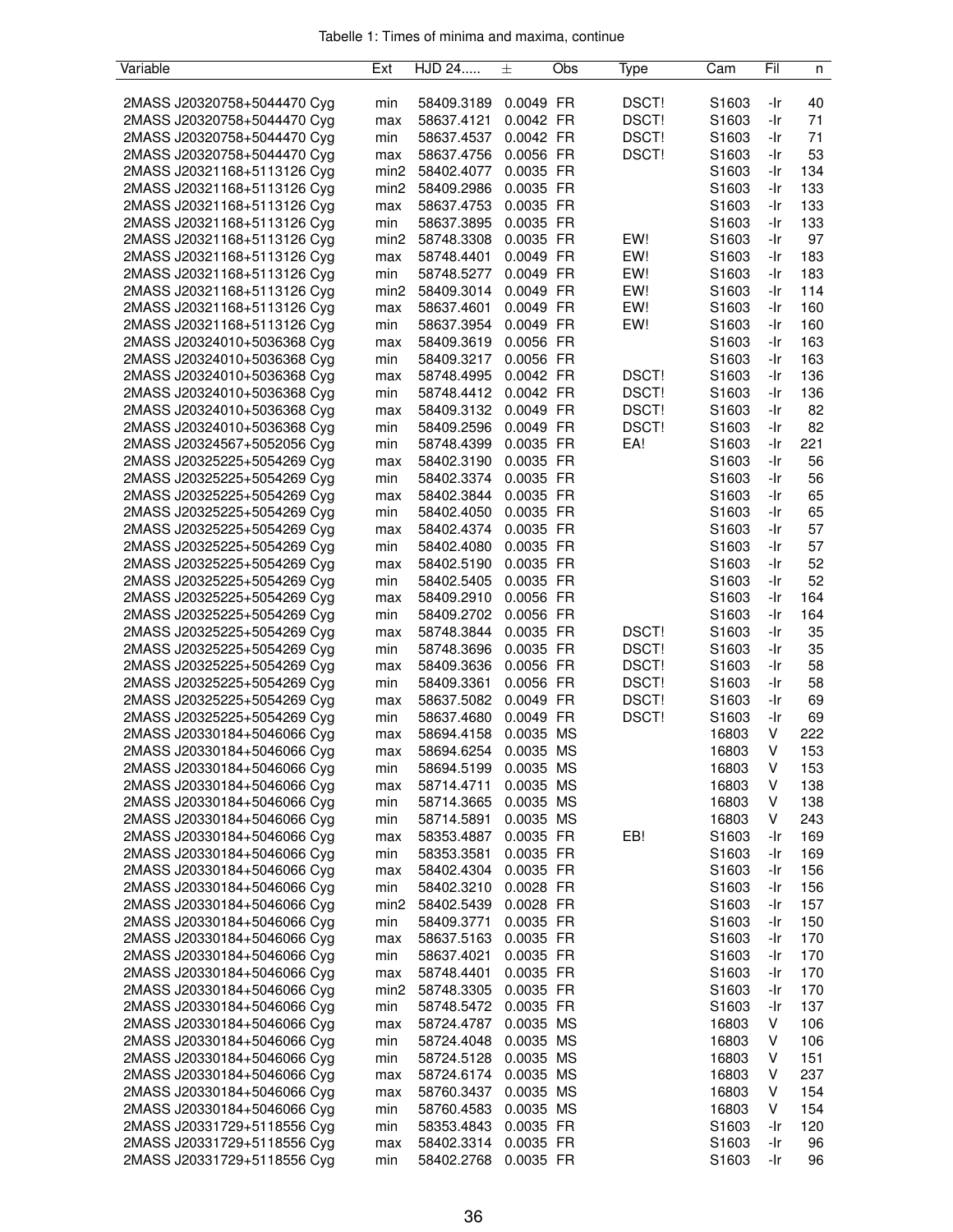Tabelle 1: Times of minima and maxima, continue

| Variable | Ext | HJD 24..... | ± | Obs | Type | Cam | Fil | n |
|---|---|---|---|---|---|---|---|---|
| 2MASS J20320758+5044470 Cyg | min | 58409.3189 | 0.0049 | FR | DSCT! | S1603 | -Ir | 40 |
| 2MASS J20320758+5044470 Cyg | max | 58637.4121 | 0.0042 | FR | DSCT! | S1603 | -Ir | 71 |
| 2MASS J20320758+5044470 Cyg | min | 58637.4537 | 0.0042 | FR | DSCT! | S1603 | -Ir | 71 |
| 2MASS J20320758+5044470 Cyg | max | 58637.4756 | 0.0056 | FR | DSCT! | S1603 | -Ir | 53 |
| 2MASS J20321168+5113126 Cyg | min2 | 58402.4077 | 0.0035 | FR | | S1603 | -Ir | 134 |
| 2MASS J20321168+5113126 Cyg | min2 | 58409.2986 | 0.0035 | FR | | S1603 | -Ir | 133 |
| 2MASS J20321168+5113126 Cyg | max | 58637.4753 | 0.0035 | FR | | S1603 | -Ir | 133 |
| 2MASS J20321168+5113126 Cyg | min | 58637.3895 | 0.0035 | FR | | S1603 | -Ir | 133 |
| 2MASS J20321168+5113126 Cyg | min2 | 58748.3308 | 0.0035 | FR | EW! | S1603 | -Ir | 97 |
| 2MASS J20321168+5113126 Cyg | max | 58748.4401 | 0.0049 | FR | EW! | S1603 | -Ir | 183 |
| 2MASS J20321168+5113126 Cyg | min | 58748.5277 | 0.0049 | FR | EW! | S1603 | -Ir | 183 |
| 2MASS J20321168+5113126 Cyg | min2 | 58409.3014 | 0.0049 | FR | EW! | S1603 | -Ir | 114 |
| 2MASS J20321168+5113126 Cyg | max | 58637.4601 | 0.0049 | FR | EW! | S1603 | -Ir | 160 |
| 2MASS J20321168+5113126 Cyg | min | 58637.3954 | 0.0049 | FR | EW! | S1603 | -Ir | 160 |
| 2MASS J20324010+5036368 Cyg | max | 58409.3619 | 0.0056 | FR | | S1603 | -Ir | 163 |
| 2MASS J20324010+5036368 Cyg | min | 58409.3217 | 0.0056 | FR | | S1603 | -Ir | 163 |
| 2MASS J20324010+5036368 Cyg | max | 58748.4995 | 0.0042 | FR | DSCT! | S1603 | -Ir | 136 |
| 2MASS J20324010+5036368 Cyg | min | 58748.4412 | 0.0042 | FR | DSCT! | S1603 | -Ir | 136 |
| 2MASS J20324010+5036368 Cyg | max | 58409.3132 | 0.0049 | FR | DSCT! | S1603 | -Ir | 82 |
| 2MASS J20324010+5036368 Cyg | min | 58409.2596 | 0.0049 | FR | DSCT! | S1603 | -Ir | 82 |
| 2MASS J20324567+5052056 Cyg | min | 58748.4399 | 0.0035 | FR | EA! | S1603 | -Ir | 221 |
| 2MASS J20325225+5054269 Cyg | max | 58402.3190 | 0.0035 | FR | | S1603 | -Ir | 56 |
| 2MASS J20325225+5054269 Cyg | min | 58402.3374 | 0.0035 | FR | | S1603 | -Ir | 56 |
| 2MASS J20325225+5054269 Cyg | max | 58402.3844 | 0.0035 | FR | | S1603 | -Ir | 65 |
| 2MASS J20325225+5054269 Cyg | min | 58402.4050 | 0.0035 | FR | | S1603 | -Ir | 65 |
| 2MASS J20325225+5054269 Cyg | max | 58402.4374 | 0.0035 | FR | | S1603 | -Ir | 57 |
| 2MASS J20325225+5054269 Cyg | min | 58402.4080 | 0.0035 | FR | | S1603 | -Ir | 57 |
| 2MASS J20325225+5054269 Cyg | max | 58402.5190 | 0.0035 | FR | | S1603 | -Ir | 52 |
| 2MASS J20325225+5054269 Cyg | min | 58402.5405 | 0.0035 | FR | | S1603 | -Ir | 52 |
| 2MASS J20325225+5054269 Cyg | max | 58409.2910 | 0.0056 | FR | | S1603 | -Ir | 164 |
| 2MASS J20325225+5054269 Cyg | min | 58409.2702 | 0.0056 | FR | | S1603 | -Ir | 164 |
| 2MASS J20325225+5054269 Cyg | max | 58748.3844 | 0.0035 | FR | DSCT! | S1603 | -Ir | 35 |
| 2MASS J20325225+5054269 Cyg | min | 58748.3696 | 0.0035 | FR | DSCT! | S1603 | -Ir | 35 |
| 2MASS J20325225+5054269 Cyg | max | 58409.3636 | 0.0056 | FR | DSCT! | S1603 | -Ir | 58 |
| 2MASS J20325225+5054269 Cyg | min | 58409.3361 | 0.0056 | FR | DSCT! | S1603 | -Ir | 58 |
| 2MASS J20325225+5054269 Cyg | max | 58637.5082 | 0.0049 | FR | DSCT! | S1603 | -Ir | 69 |
| 2MASS J20325225+5054269 Cyg | min | 58637.4680 | 0.0049 | FR | DSCT! | S1603 | -Ir | 69 |
| 2MASS J20330184+5046066 Cyg | max | 58694.4158 | 0.0035 | MS | | 16803 | V | 222 |
| 2MASS J20330184+5046066 Cyg | max | 58694.6254 | 0.0035 | MS | | 16803 | V | 153 |
| 2MASS J20330184+5046066 Cyg | min | 58694.5199 | 0.0035 | MS | | 16803 | V | 153 |
| 2MASS J20330184+5046066 Cyg | max | 58714.4711 | 0.0035 | MS | | 16803 | V | 138 |
| 2MASS J20330184+5046066 Cyg | min | 58714.3665 | 0.0035 | MS | | 16803 | V | 138 |
| 2MASS J20330184+5046066 Cyg | min | 58714.5891 | 0.0035 | MS | | 16803 | V | 243 |
| 2MASS J20330184+5046066 Cyg | max | 58353.4887 | 0.0035 | FR | EB! | S1603 | -Ir | 169 |
| 2MASS J20330184+5046066 Cyg | min | 58353.3581 | 0.0035 | FR | | S1603 | -Ir | 169 |
| 2MASS J20330184+5046066 Cyg | max | 58402.4304 | 0.0035 | FR | | S1603 | -Ir | 156 |
| 2MASS J20330184+5046066 Cyg | min | 58402.3210 | 0.0028 | FR | | S1603 | -Ir | 156 |
| 2MASS J20330184+5046066 Cyg | min2 | 58402.5439 | 0.0028 | FR | | S1603 | -Ir | 157 |
| 2MASS J20330184+5046066 Cyg | min | 58409.3771 | 0.0035 | FR | | S1603 | -Ir | 150 |
| 2MASS J20330184+5046066 Cyg | max | 58637.5163 | 0.0035 | FR | | S1603 | -Ir | 170 |
| 2MASS J20330184+5046066 Cyg | min | 58637.4021 | 0.0035 | FR | | S1603 | -Ir | 170 |
| 2MASS J20330184+5046066 Cyg | max | 58748.4401 | 0.0035 | FR | | S1603 | -Ir | 170 |
| 2MASS J20330184+5046066 Cyg | min2 | 58748.3305 | 0.0035 | FR | | S1603 | -Ir | 170 |
| 2MASS J20330184+5046066 Cyg | min | 58748.5472 | 0.0035 | FR | | S1603 | -Ir | 137 |
| 2MASS J20330184+5046066 Cyg | max | 58724.4787 | 0.0035 | MS | | 16803 | V | 106 |
| 2MASS J20330184+5046066 Cyg | min | 58724.4048 | 0.0035 | MS | | 16803 | V | 106 |
| 2MASS J20330184+5046066 Cyg | min | 58724.5128 | 0.0035 | MS | | 16803 | V | 151 |
| 2MASS J20330184+5046066 Cyg | max | 58724.6174 | 0.0035 | MS | | 16803 | V | 237 |
| 2MASS J20330184+5046066 Cyg | max | 58760.3437 | 0.0035 | MS | | 16803 | V | 154 |
| 2MASS J20330184+5046066 Cyg | min | 58760.4583 | 0.0035 | MS | | 16803 | V | 154 |
| 2MASS J20331729+5118556 Cyg | min | 58353.4843 | 0.0035 | FR | | S1603 | -Ir | 120 |
| 2MASS J20331729+5118556 Cyg | max | 58402.3314 | 0.0035 | FR | | S1603 | -Ir | 96 |
| 2MASS J20331729+5118556 Cyg | min | 58402.2768 | 0.0035 | FR | | S1603 | -Ir | 96 |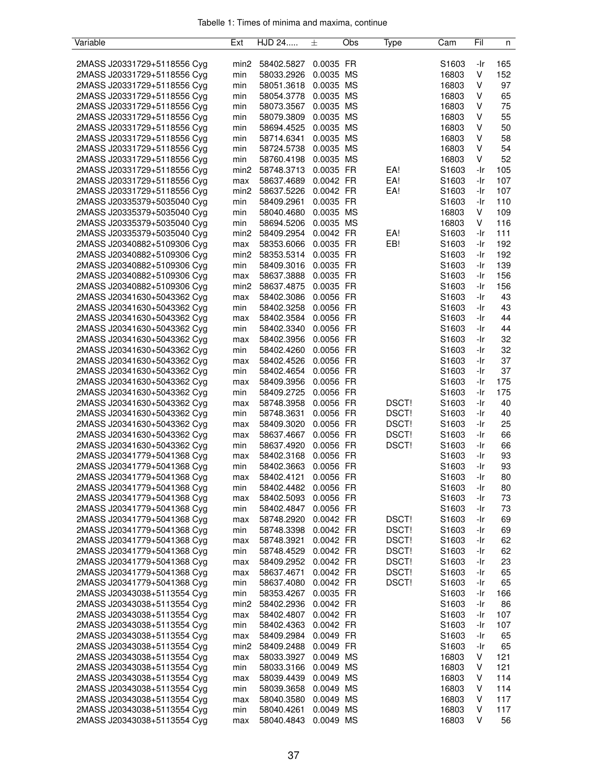Tabelle 1: Times of minima and maxima, continue

| Variable | Ext | HJD 24..... | ± | Obs | Type | Cam | Fil | n |
|---|---|---|---|---|---|---|---|---|
| 2MASS J20331729+5118556 Cyg | min2 | 58402.5827 | 0.0035 | FR | | S1603 | -Ir | 165 |
| 2MASS J20331729+5118556 Cyg | min | 58033.2926 | 0.0035 | MS | | 16803 | V | 152 |
| 2MASS J20331729+5118556 Cyg | min | 58051.3618 | 0.0035 | MS | | 16803 | V | 97 |
| 2MASS J20331729+5118556 Cyg | min | 58054.3778 | 0.0035 | MS | | 16803 | V | 65 |
| 2MASS J20331729+5118556 Cyg | min | 58073.3567 | 0.0035 | MS | | 16803 | V | 75 |
| 2MASS J20331729+5118556 Cyg | min | 58079.3809 | 0.0035 | MS | | 16803 | V | 55 |
| 2MASS J20331729+5118556 Cyg | min | 58694.4525 | 0.0035 | MS | | 16803 | V | 50 |
| 2MASS J20331729+5118556 Cyg | min | 58714.6341 | 0.0035 | MS | | 16803 | V | 58 |
| 2MASS J20331729+5118556 Cyg | min | 58724.5738 | 0.0035 | MS | | 16803 | V | 54 |
| 2MASS J20331729+5118556 Cyg | min | 58760.4198 | 0.0035 | MS | | 16803 | V | 52 |
| 2MASS J20331729+5118556 Cyg | min2 | 58748.3713 | 0.0035 | FR | EA! | S1603 | -Ir | 105 |
| 2MASS J20331729+5118556 Cyg | max | 58637.4689 | 0.0042 | FR | EA! | S1603 | -Ir | 107 |
| 2MASS J20331729+5118556 Cyg | min2 | 58637.5226 | 0.0042 | FR | EA! | S1603 | -Ir | 107 |
| 2MASS J20335379+5035040 Cyg | min | 58409.2961 | 0.0035 | FR | | S1603 | -Ir | 110 |
| 2MASS J20335379+5035040 Cyg | min | 58040.4680 | 0.0035 | MS | | 16803 | V | 109 |
| 2MASS J20335379+5035040 Cyg | min | 58694.5206 | 0.0035 | MS | | 16803 | V | 116 |
| 2MASS J20335379+5035040 Cyg | min2 | 58409.2954 | 0.0042 | FR | EA! | S1603 | -Ir | 111 |
| 2MASS J20340882+5109306 Cyg | max | 58353.6066 | 0.0035 | FR | EB! | S1603 | -Ir | 192 |
| 2MASS J20340882+5109306 Cyg | min2 | 58353.5314 | 0.0035 | FR | | S1603 | -Ir | 192 |
| 2MASS J20340882+5109306 Cyg | min | 58409.3016 | 0.0035 | FR | | S1603 | -Ir | 139 |
| 2MASS J20340882+5109306 Cyg | max | 58637.3888 | 0.0035 | FR | | S1603 | -Ir | 156 |
| 2MASS J20340882+5109306 Cyg | min2 | 58637.4875 | 0.0035 | FR | | S1603 | -Ir | 156 |
| 2MASS J20341630+5043362 Cyg | max | 58402.3086 | 0.0056 | FR | | S1603 | -Ir | 43 |
| 2MASS J20341630+5043362 Cyg | min | 58402.3258 | 0.0056 | FR | | S1603 | -Ir | 43 |
| 2MASS J20341630+5043362 Cyg | max | 58402.3584 | 0.0056 | FR | | S1603 | -Ir | 44 |
| 2MASS J20341630+5043362 Cyg | min | 58402.3340 | 0.0056 | FR | | S1603 | -Ir | 44 |
| 2MASS J20341630+5043362 Cyg | max | 58402.3956 | 0.0056 | FR | | S1603 | -Ir | 32 |
| 2MASS J20341630+5043362 Cyg | min | 58402.4260 | 0.0056 | FR | | S1603 | -Ir | 32 |
| 2MASS J20341630+5043362 Cyg | max | 58402.4526 | 0.0056 | FR | | S1603 | -Ir | 37 |
| 2MASS J20341630+5043362 Cyg | min | 58402.4654 | 0.0056 | FR | | S1603 | -Ir | 37 |
| 2MASS J20341630+5043362 Cyg | max | 58409.3956 | 0.0056 | FR | | S1603 | -Ir | 175 |
| 2MASS J20341630+5043362 Cyg | min | 58409.2725 | 0.0056 | FR | | S1603 | -Ir | 175 |
| 2MASS J20341630+5043362 Cyg | max | 58748.3958 | 0.0056 | FR | DSCT! | S1603 | -Ir | 40 |
| 2MASS J20341630+5043362 Cyg | min | 58748.3631 | 0.0056 | FR | DSCT! | S1603 | -Ir | 40 |
| 2MASS J20341630+5043362 Cyg | max | 58409.3020 | 0.0056 | FR | DSCT! | S1603 | -Ir | 25 |
| 2MASS J20341630+5043362 Cyg | max | 58637.4667 | 0.0056 | FR | DSCT! | S1603 | -Ir | 66 |
| 2MASS J20341630+5043362 Cyg | min | 58637.4920 | 0.0056 | FR | DSCT! | S1603 | -Ir | 66 |
| 2MASS J20341779+5041368 Cyg | max | 58402.3168 | 0.0056 | FR | | S1603 | -Ir | 93 |
| 2MASS J20341779+5041368 Cyg | min | 58402.3663 | 0.0056 | FR | | S1603 | -Ir | 93 |
| 2MASS J20341779+5041368 Cyg | max | 58402.4121 | 0.0056 | FR | | S1603 | -Ir | 80 |
| 2MASS J20341779+5041368 Cyg | min | 58402.4482 | 0.0056 | FR | | S1603 | -Ir | 80 |
| 2MASS J20341779+5041368 Cyg | max | 58402.5093 | 0.0056 | FR | | S1603 | -Ir | 73 |
| 2MASS J20341779+5041368 Cyg | min | 58402.4847 | 0.0056 | FR | | S1603 | -Ir | 73 |
| 2MASS J20341779+5041368 Cyg | max | 58748.2920 | 0.0042 | FR | DSCT! | S1603 | -Ir | 69 |
| 2MASS J20341779+5041368 Cyg | min | 58748.3398 | 0.0042 | FR | DSCT! | S1603 | -Ir | 69 |
| 2MASS J20341779+5041368 Cyg | max | 58748.3921 | 0.0042 | FR | DSCT! | S1603 | -Ir | 62 |
| 2MASS J20341779+5041368 Cyg | min | 58748.4529 | 0.0042 | FR | DSCT! | S1603 | -Ir | 62 |
| 2MASS J20341779+5041368 Cyg | max | 58409.2952 | 0.0042 | FR | DSCT! | S1603 | -Ir | 23 |
| 2MASS J20341779+5041368 Cyg | max | 58637.4671 | 0.0042 | FR | DSCT! | S1603 | -Ir | 65 |
| 2MASS J20341779+5041368 Cyg | min | 58637.4080 | 0.0042 | FR | DSCT! | S1603 | -Ir | 65 |
| 2MASS J20343038+5113554 Cyg | min | 58353.4267 | 0.0035 | FR | | S1603 | -Ir | 166 |
| 2MASS J20343038+5113554 Cyg | min2 | 58402.2936 | 0.0042 | FR | | S1603 | -Ir | 86 |
| 2MASS J20343038+5113554 Cyg | max | 58402.4807 | 0.0042 | FR | | S1603 | -Ir | 107 |
| 2MASS J20343038+5113554 Cyg | min | 58402.4363 | 0.0042 | FR | | S1603 | -Ir | 107 |
| 2MASS J20343038+5113554 Cyg | max | 58409.2984 | 0.0049 | FR | | S1603 | -Ir | 65 |
| 2MASS J20343038+5113554 Cyg | min2 | 58409.2488 | 0.0049 | FR | | S1603 | -Ir | 65 |
| 2MASS J20343038+5113554 Cyg | max | 58033.3927 | 0.0049 | MS | | 16803 | V | 121 |
| 2MASS J20343038+5113554 Cyg | min | 58033.3166 | 0.0049 | MS | | 16803 | V | 121 |
| 2MASS J20343038+5113554 Cyg | max | 58039.4439 | 0.0049 | MS | | 16803 | V | 114 |
| 2MASS J20343038+5113554 Cyg | min | 58039.3658 | 0.0049 | MS | | 16803 | V | 114 |
| 2MASS J20343038+5113554 Cyg | max | 58040.3580 | 0.0049 | MS | | 16803 | V | 117 |
| 2MASS J20343038+5113554 Cyg | min | 58040.4261 | 0.0049 | MS | | 16803 | V | 117 |
| 2MASS J20343038+5113554 Cyg | max | 58040.4843 | 0.0049 | MS | | 16803 | V | 56 |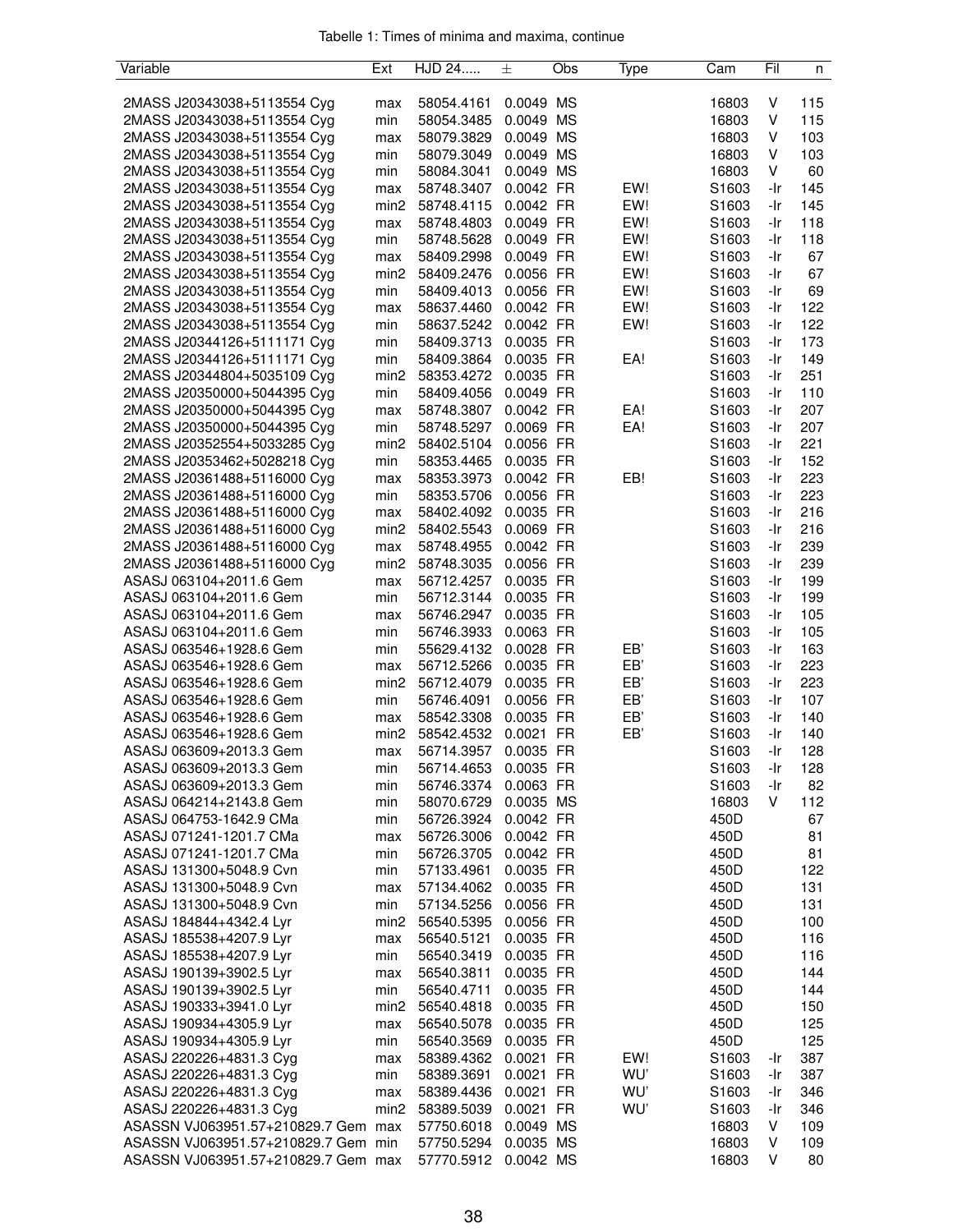Tabelle 1: Times of minima and maxima, continue

| Variable | Ext | HJD 24..... | ± | Obs | Type | Cam | Fil | n |
|---|---|---|---|---|---|---|---|---|
| 2MASS J20343038+5113554 Cyg | max | 58054.4161 | 0.0049 | MS | | 16803 | V | 115 |
| 2MASS J20343038+5113554 Cyg | min | 58054.3485 | 0.0049 | MS | | 16803 | V | 115 |
| 2MASS J20343038+5113554 Cyg | max | 58079.3829 | 0.0049 | MS | | 16803 | V | 103 |
| 2MASS J20343038+5113554 Cyg | min | 58079.3049 | 0.0049 | MS | | 16803 | V | 103 |
| 2MASS J20343038+5113554 Cyg | min | 58084.3041 | 0.0049 | MS | | 16803 | V | 60 |
| 2MASS J20343038+5113554 Cyg | max | 58748.3407 | 0.0042 | FR | EW! | S1603 | -Ir | 145 |
| 2MASS J20343038+5113554 Cyg | min2 | 58748.4115 | 0.0042 | FR | EW! | S1603 | -Ir | 145 |
| 2MASS J20343038+5113554 Cyg | max | 58748.4803 | 0.0049 | FR | EW! | S1603 | -Ir | 118 |
| 2MASS J20343038+5113554 Cyg | min | 58748.5628 | 0.0049 | FR | EW! | S1603 | -Ir | 118 |
| 2MASS J20343038+5113554 Cyg | max | 58409.2998 | 0.0049 | FR | EW! | S1603 | -Ir | 67 |
| 2MASS J20343038+5113554 Cyg | min2 | 58409.2476 | 0.0056 | FR | EW! | S1603 | -Ir | 67 |
| 2MASS J20343038+5113554 Cyg | min | 58409.4013 | 0.0056 | FR | EW! | S1603 | -Ir | 69 |
| 2MASS J20343038+5113554 Cyg | max | 58637.4460 | 0.0042 | FR | EW! | S1603 | -Ir | 122 |
| 2MASS J20343038+5113554 Cyg | min | 58637.5242 | 0.0042 | FR | EW! | S1603 | -Ir | 122 |
| 2MASS J20344126+5111171 Cyg | min | 58409.3713 | 0.0035 | FR | | S1603 | -Ir | 173 |
| 2MASS J20344126+5111171 Cyg | min | 58409.3864 | 0.0035 | FR | EA! | S1603 | -Ir | 149 |
| 2MASS J20344804+5035109 Cyg | min2 | 58353.4272 | 0.0035 | FR | | S1603 | -Ir | 251 |
| 2MASS J20350000+5044395 Cyg | min | 58409.4056 | 0.0049 | FR | | S1603 | -Ir | 110 |
| 2MASS J20350000+5044395 Cyg | max | 58748.3807 | 0.0042 | FR | EA! | S1603 | -Ir | 207 |
| 2MASS J20350000+5044395 Cyg | min | 58748.5297 | 0.0069 | FR | EA! | S1603 | -Ir | 207 |
| 2MASS J20352554+5033285 Cyg | min2 | 58402.5104 | 0.0056 | FR | | S1603 | -Ir | 221 |
| 2MASS J20353462+5028218 Cyg | min | 58353.4465 | 0.0035 | FR | | S1603 | -Ir | 152 |
| 2MASS J20361488+5116000 Cyg | max | 58353.3973 | 0.0042 | FR | EB! | S1603 | -Ir | 223 |
| 2MASS J20361488+5116000 Cyg | min | 58353.5706 | 0.0056 | FR | | S1603 | -Ir | 223 |
| 2MASS J20361488+5116000 Cyg | max | 58402.4092 | 0.0035 | FR | | S1603 | -Ir | 216 |
| 2MASS J20361488+5116000 Cyg | min2 | 58402.5543 | 0.0069 | FR | | S1603 | -Ir | 216 |
| 2MASS J20361488+5116000 Cyg | max | 58748.4955 | 0.0042 | FR | | S1603 | -Ir | 239 |
| 2MASS J20361488+5116000 Cyg | min2 | 58748.3035 | 0.0056 | FR | | S1603 | -Ir | 239 |
| ASASJ 063104+2011.6 Gem | max | 56712.4257 | 0.0035 | FR | | S1603 | -Ir | 199 |
| ASASJ 063104+2011.6 Gem | min | 56712.3144 | 0.0035 | FR | | S1603 | -Ir | 199 |
| ASASJ 063104+2011.6 Gem | max | 56746.2947 | 0.0035 | FR | | S1603 | -Ir | 105 |
| ASASJ 063104+2011.6 Gem | min | 56746.3933 | 0.0063 | FR | | S1603 | -Ir | 105 |
| ASASJ 063546+1928.6 Gem | min | 55629.4132 | 0.0028 | FR | EB' | S1603 | -Ir | 163 |
| ASASJ 063546+1928.6 Gem | max | 56712.5266 | 0.0035 | FR | EB' | S1603 | -Ir | 223 |
| ASASJ 063546+1928.6 Gem | min2 | 56712.4079 | 0.0035 | FR | EB' | S1603 | -Ir | 223 |
| ASASJ 063546+1928.6 Gem | min | 56746.4091 | 0.0056 | FR | EB' | S1603 | -Ir | 107 |
| ASASJ 063546+1928.6 Gem | max | 58542.3308 | 0.0035 | FR | EB' | S1603 | -Ir | 140 |
| ASASJ 063546+1928.6 Gem | min2 | 58542.4532 | 0.0021 | FR | EB' | S1603 | -Ir | 140 |
| ASASJ 063609+2013.3 Gem | max | 56714.3957 | 0.0035 | FR | | S1603 | -Ir | 128 |
| ASASJ 063609+2013.3 Gem | min | 56714.4653 | 0.0035 | FR | | S1603 | -Ir | 128 |
| ASASJ 063609+2013.3 Gem | min | 56746.3374 | 0.0063 | FR | | S1603 | -Ir | 82 |
| ASASJ 064214+2143.8 Gem | min | 58070.6729 | 0.0035 | MS | | 16803 | V | 112 |
| ASASJ 064753-1642.9 CMa | min | 56726.3924 | 0.0042 | FR | | 450D | | 67 |
| ASASJ 071241-1201.7 CMa | max | 56726.3006 | 0.0042 | FR | | 450D | | 81 |
| ASASJ 071241-1201.7 CMa | min | 56726.3705 | 0.0042 | FR | | 450D | | 81 |
| ASASJ 131300+5048.9 Cvn | min | 57133.4961 | 0.0035 | FR | | 450D | | 122 |
| ASASJ 131300+5048.9 Cvn | max | 57134.4062 | 0.0035 | FR | | 450D | | 131 |
| ASASJ 131300+5048.9 Cvn | min | 57134.5256 | 0.0056 | FR | | 450D | | 131 |
| ASASJ 184844+4342.4 Lyr | min2 | 56540.5395 | 0.0056 | FR | | 450D | | 100 |
| ASASJ 185538+4207.9 Lyr | max | 56540.5121 | 0.0035 | FR | | 450D | | 116 |
| ASASJ 185538+4207.9 Lyr | min | 56540.3419 | 0.0035 | FR | | 450D | | 116 |
| ASASJ 190139+3902.5 Lyr | max | 56540.3811 | 0.0035 | FR | | 450D | | 144 |
| ASASJ 190139+3902.5 Lyr | min | 56540.4711 | 0.0035 | FR | | 450D | | 144 |
| ASASJ 190333+3941.0 Lyr | min2 | 56540.4818 | 0.0035 | FR | | 450D | | 150 |
| ASASJ 190934+4305.9 Lyr | max | 56540.5078 | 0.0035 | FR | | 450D | | 125 |
| ASASJ 190934+4305.9 Lyr | min | 56540.3569 | 0.0035 | FR | | 450D | | 125 |
| ASASJ 220226+4831.3 Cyg | max | 58389.4362 | 0.0021 | FR | EW! | S1603 | -Ir | 387 |
| ASASJ 220226+4831.3 Cyg | min | 58389.3691 | 0.0021 | FR | WU' | S1603 | -Ir | 387 |
| ASASJ 220226+4831.3 Cyg | max | 58389.4436 | 0.0021 | FR | WU' | S1603 | -Ir | 346 |
| ASASJ 220226+4831.3 Cyg | min2 | 58389.5039 | 0.0021 | FR | WU' | S1603 | -Ir | 346 |
| ASASSN VJ063951.57+210829.7 Gem | max | 57750.6018 | 0.0049 | MS | | 16803 | V | 109 |
| ASASSN VJ063951.57+210829.7 Gem | min | 57750.5294 | 0.0035 | MS | | 16803 | V | 109 |
| ASASSN VJ063951.57+210829.7 Gem | max | 57770.5912 | 0.0042 | MS | | 16803 | V | 80 |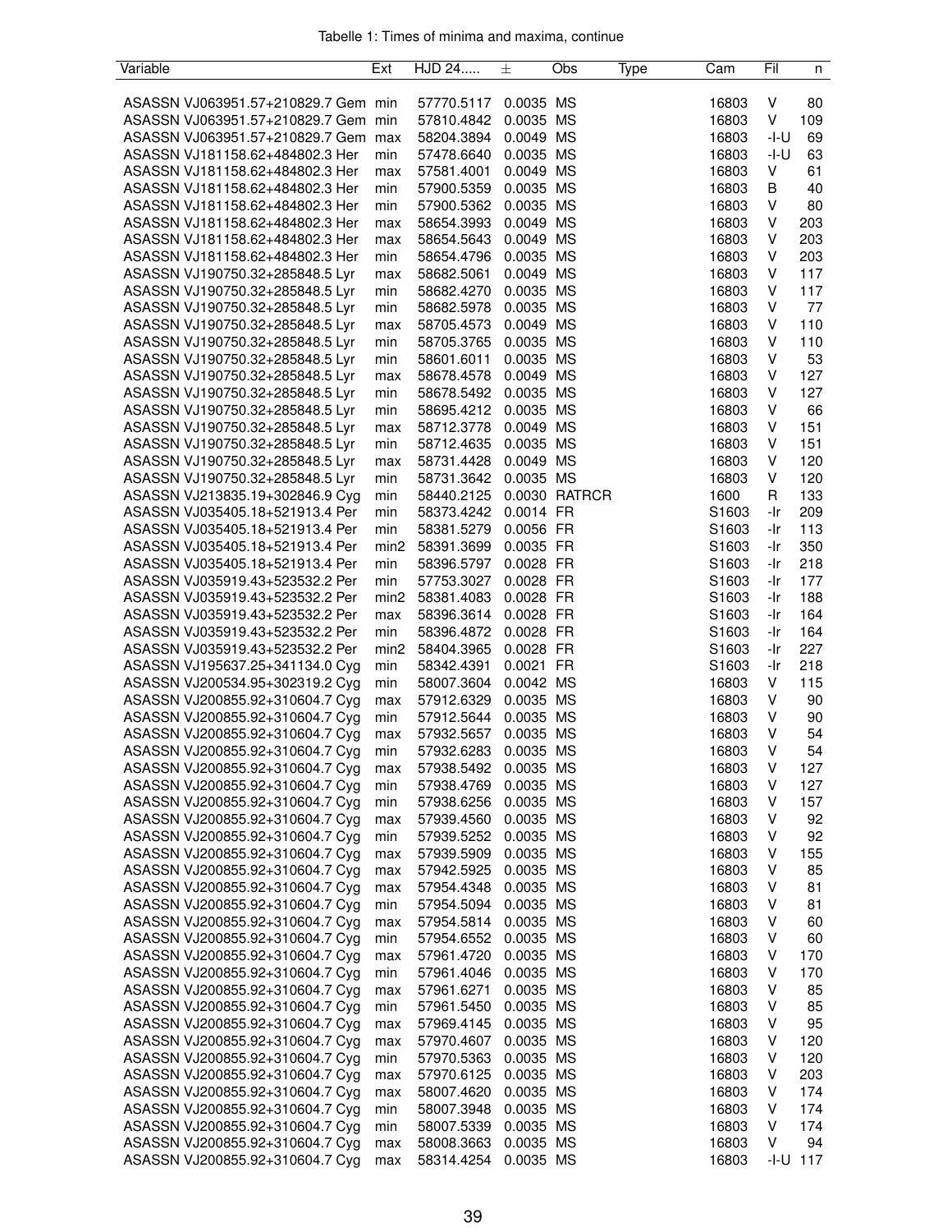Tabelle 1: Times of minima and maxima, continue

| Variable | Ext | HJD 24..... | ± | Obs | Type | Cam | Fil | n |
|---|---|---|---|---|---|---|---|---|
| ASASSN VJ063951.57+210829.7 Gem | min | 57770.5117 | 0.0035 | MS | | 16803 | V | 80 |
| ASASSN VJ063951.57+210829.7 Gem | min | 57810.4842 | 0.0035 | MS | | 16803 | V | 109 |
| ASASSN VJ063951.57+210829.7 Gem | max | 58204.3894 | 0.0049 | MS | | 16803 | -I-U | 69 |
| ASASSN VJ181158.62+484802.3 Her | min | 57478.6640 | 0.0035 | MS | | 16803 | -I-U | 63 |
| ASASSN VJ181158.62+484802.3 Her | max | 57581.4001 | 0.0049 | MS | | 16803 | V | 61 |
| ASASSN VJ181158.62+484802.3 Her | min | 57900.5359 | 0.0035 | MS | | 16803 | B | 40 |
| ASASSN VJ181158.62+484802.3 Her | min | 57900.5362 | 0.0035 | MS | | 16803 | V | 80 |
| ASASSN VJ181158.62+484802.3 Her | max | 58654.3993 | 0.0049 | MS | | 16803 | V | 203 |
| ASASSN VJ181158.62+484802.3 Her | max | 58654.5643 | 0.0049 | MS | | 16803 | V | 203 |
| ASASSN VJ181158.62+484802.3 Her | min | 58654.4796 | 0.0035 | MS | | 16803 | V | 203 |
| ASASSN VJ190750.32+285848.5 Lyr | max | 58682.5061 | 0.0049 | MS | | 16803 | V | 117 |
| ASASSN VJ190750.32+285848.5 Lyr | min | 58682.4270 | 0.0035 | MS | | 16803 | V | 117 |
| ASASSN VJ190750.32+285848.5 Lyr | min | 58682.5978 | 0.0035 | MS | | 16803 | V | 77 |
| ASASSN VJ190750.32+285848.5 Lyr | max | 58705.4573 | 0.0049 | MS | | 16803 | V | 110 |
| ASASSN VJ190750.32+285848.5 Lyr | min | 58705.3765 | 0.0035 | MS | | 16803 | V | 110 |
| ASASSN VJ190750.32+285848.5 Lyr | min | 58601.6011 | 0.0035 | MS | | 16803 | V | 53 |
| ASASSN VJ190750.32+285848.5 Lyr | max | 58678.4578 | 0.0049 | MS | | 16803 | V | 127 |
| ASASSN VJ190750.32+285848.5 Lyr | min | 58678.5492 | 0.0035 | MS | | 16803 | V | 127 |
| ASASSN VJ190750.32+285848.5 Lyr | min | 58695.4212 | 0.0035 | MS | | 16803 | V | 66 |
| ASASSN VJ190750.32+285848.5 Lyr | max | 58712.3778 | 0.0049 | MS | | 16803 | V | 151 |
| ASASSN VJ190750.32+285848.5 Lyr | min | 58712.4635 | 0.0035 | MS | | 16803 | V | 151 |
| ASASSN VJ190750.32+285848.5 Lyr | max | 58731.4428 | 0.0049 | MS | | 16803 | V | 120 |
| ASASSN VJ190750.32+285848.5 Lyr | min | 58731.3642 | 0.0035 | MS | | 16803 | V | 120 |
| ASASSN VJ213835.19+302846.9 Cyg | min | 58440.2125 | 0.0030 | RATRCR | | 1600 | R | 133 |
| ASASSN VJ035405.18+521913.4 Per | min | 58373.4242 | 0.0014 | FR | | S1603 | -Ir | 209 |
| ASASSN VJ035405.18+521913.4 Per | min | 58381.5279 | 0.0056 | FR | | S1603 | -Ir | 113 |
| ASASSN VJ035405.18+521913.4 Per | min2 | 58391.3699 | 0.0035 | FR | | S1603 | -Ir | 350 |
| ASASSN VJ035405.18+521913.4 Per | min | 58396.5797 | 0.0028 | FR | | S1603 | -Ir | 218 |
| ASASSN VJ035919.43+523532.2 Per | min | 57753.3027 | 0.0028 | FR | | S1603 | -Ir | 177 |
| ASASSN VJ035919.43+523532.2 Per | min2 | 58381.4083 | 0.0028 | FR | | S1603 | -Ir | 188 |
| ASASSN VJ035919.43+523532.2 Per | max | 58396.3614 | 0.0028 | FR | | S1603 | -Ir | 164 |
| ASASSN VJ035919.43+523532.2 Per | min | 58396.4872 | 0.0028 | FR | | S1603 | -Ir | 164 |
| ASASSN VJ035919.43+523532.2 Per | min2 | 58404.3965 | 0.0028 | FR | | S1603 | -Ir | 227 |
| ASASSN VJ195637.25+341134.0 Cyg | min | 58342.4391 | 0.0021 | FR | | S1603 | -Ir | 218 |
| ASASSN VJ200534.95+302319.2 Cyg | min | 58007.3604 | 0.0042 | MS | | 16803 | V | 115 |
| ASASSN VJ200855.92+310604.7 Cyg | max | 57912.6329 | 0.0035 | MS | | 16803 | V | 90 |
| ASASSN VJ200855.92+310604.7 Cyg | min | 57912.5644 | 0.0035 | MS | | 16803 | V | 90 |
| ASASSN VJ200855.92+310604.7 Cyg | max | 57932.5657 | 0.0035 | MS | | 16803 | V | 54 |
| ASASSN VJ200855.92+310604.7 Cyg | min | 57932.6283 | 0.0035 | MS | | 16803 | V | 54 |
| ASASSN VJ200855.92+310604.7 Cyg | max | 57938.5492 | 0.0035 | MS | | 16803 | V | 127 |
| ASASSN VJ200855.92+310604.7 Cyg | min | 57938.4769 | 0.0035 | MS | | 16803 | V | 127 |
| ASASSN VJ200855.92+310604.7 Cyg | min | 57938.6256 | 0.0035 | MS | | 16803 | V | 157 |
| ASASSN VJ200855.92+310604.7 Cyg | max | 57939.4560 | 0.0035 | MS | | 16803 | V | 92 |
| ASASSN VJ200855.92+310604.7 Cyg | min | 57939.5252 | 0.0035 | MS | | 16803 | V | 92 |
| ASASSN VJ200855.92+310604.7 Cyg | max | 57939.5909 | 0.0035 | MS | | 16803 | V | 155 |
| ASASSN VJ200855.92+310604.7 Cyg | max | 57942.5925 | 0.0035 | MS | | 16803 | V | 85 |
| ASASSN VJ200855.92+310604.7 Cyg | max | 57954.4348 | 0.0035 | MS | | 16803 | V | 81 |
| ASASSN VJ200855.92+310604.7 Cyg | min | 57954.5094 | 0.0035 | MS | | 16803 | V | 81 |
| ASASSN VJ200855.92+310604.7 Cyg | max | 57954.5814 | 0.0035 | MS | | 16803 | V | 60 |
| ASASSN VJ200855.92+310604.7 Cyg | min | 57954.6552 | 0.0035 | MS | | 16803 | V | 60 |
| ASASSN VJ200855.92+310604.7 Cyg | max | 57961.4720 | 0.0035 | MS | | 16803 | V | 170 |
| ASASSN VJ200855.92+310604.7 Cyg | min | 57961.4046 | 0.0035 | MS | | 16803 | V | 170 |
| ASASSN VJ200855.92+310604.7 Cyg | max | 57961.6271 | 0.0035 | MS | | 16803 | V | 85 |
| ASASSN VJ200855.92+310604.7 Cyg | min | 57961.5450 | 0.0035 | MS | | 16803 | V | 85 |
| ASASSN VJ200855.92+310604.7 Cyg | max | 57969.4145 | 0.0035 | MS | | 16803 | V | 95 |
| ASASSN VJ200855.92+310604.7 Cyg | max | 57970.4607 | 0.0035 | MS | | 16803 | V | 120 |
| ASASSN VJ200855.92+310604.7 Cyg | min | 57970.5363 | 0.0035 | MS | | 16803 | V | 120 |
| ASASSN VJ200855.92+310604.7 Cyg | max | 57970.6125 | 0.0035 | MS | | 16803 | V | 203 |
| ASASSN VJ200855.92+310604.7 Cyg | max | 58007.4620 | 0.0035 | MS | | 16803 | V | 174 |
| ASASSN VJ200855.92+310604.7 Cyg | min | 58007.3948 | 0.0035 | MS | | 16803 | V | 174 |
| ASASSN VJ200855.92+310604.7 Cyg | min | 58007.5339 | 0.0035 | MS | | 16803 | V | 174 |
| ASASSN VJ200855.92+310604.7 Cyg | max | 58008.3663 | 0.0035 | MS | | 16803 | V | 94 |
| ASASSN VJ200855.92+310604.7 Cyg | max | 58314.4254 | 0.0035 | MS | | 16803 | -I-U | 117 |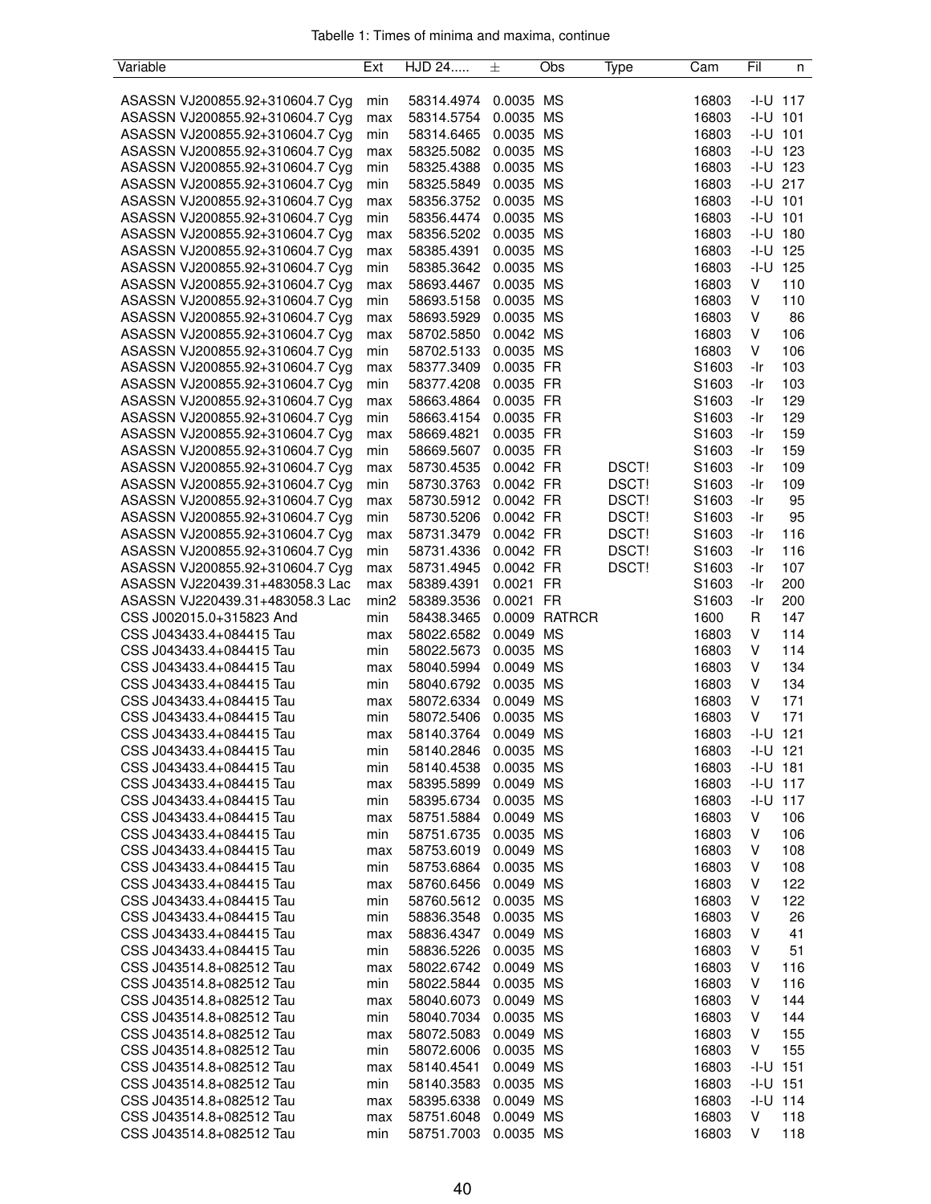Tabelle 1: Times of minima and maxima, continue

| Variable | Ext | HJD 24..... | ± | Obs | Type | Cam | Fil | n |
|---|---|---|---|---|---|---|---|---|
| ASASSN VJ200855.92+310604.7 Cyg | min | 58314.4974 | 0.0035 | MS | | 16803 | -I-U | 117 |
| ASASSN VJ200855.92+310604.7 Cyg | max | 58314.5754 | 0.0035 | MS | | 16803 | -I-U | 101 |
| ASASSN VJ200855.92+310604.7 Cyg | min | 58314.6465 | 0.0035 | MS | | 16803 | -I-U | 101 |
| ASASSN VJ200855.92+310604.7 Cyg | max | 58325.5082 | 0.0035 | MS | | 16803 | -I-U | 123 |
| ASASSN VJ200855.92+310604.7 Cyg | min | 58325.4388 | 0.0035 | MS | | 16803 | -I-U | 123 |
| ASASSN VJ200855.92+310604.7 Cyg | min | 58325.5849 | 0.0035 | MS | | 16803 | -I-U | 217 |
| ASASSN VJ200855.92+310604.7 Cyg | max | 58356.3752 | 0.0035 | MS | | 16803 | -I-U | 101 |
| ASASSN VJ200855.92+310604.7 Cyg | min | 58356.4474 | 0.0035 | MS | | 16803 | -I-U | 101 |
| ASASSN VJ200855.92+310604.7 Cyg | max | 58356.5202 | 0.0035 | MS | | 16803 | -I-U | 180 |
| ASASSN VJ200855.92+310604.7 Cyg | max | 58385.4391 | 0.0035 | MS | | 16803 | -I-U | 125 |
| ASASSN VJ200855.92+310604.7 Cyg | min | 58385.3642 | 0.0035 | MS | | 16803 | -I-U | 125 |
| ASASSN VJ200855.92+310604.7 Cyg | max | 58693.4467 | 0.0035 | MS | | 16803 | V | 110 |
| ASASSN VJ200855.92+310604.7 Cyg | min | 58693.5158 | 0.0035 | MS | | 16803 | V | 110 |
| ASASSN VJ200855.92+310604.7 Cyg | max | 58693.5929 | 0.0035 | MS | | 16803 | V | 86 |
| ASASSN VJ200855.92+310604.7 Cyg | max | 58702.5850 | 0.0042 | MS | | 16803 | V | 106 |
| ASASSN VJ200855.92+310604.7 Cyg | min | 58702.5133 | 0.0035 | MS | | 16803 | V | 106 |
| ASASSN VJ200855.92+310604.7 Cyg | max | 58377.3409 | 0.0035 | FR | | S1603 | -Ir | 103 |
| ASASSN VJ200855.92+310604.7 Cyg | min | 58377.4208 | 0.0035 | FR | | S1603 | -Ir | 103 |
| ASASSN VJ200855.92+310604.7 Cyg | max | 58663.4864 | 0.0035 | FR | | S1603 | -Ir | 129 |
| ASASSN VJ200855.92+310604.7 Cyg | min | 58663.4154 | 0.0035 | FR | | S1603 | -Ir | 129 |
| ASASSN VJ200855.92+310604.7 Cyg | max | 58669.4821 | 0.0035 | FR | | S1603 | -Ir | 159 |
| ASASSN VJ200855.92+310604.7 Cyg | min | 58669.5607 | 0.0035 | FR | | S1603 | -Ir | 159 |
| ASASSN VJ200855.92+310604.7 Cyg | max | 58730.4535 | 0.0042 | FR | DSCT! | S1603 | -Ir | 109 |
| ASASSN VJ200855.92+310604.7 Cyg | min | 58730.3763 | 0.0042 | FR | DSCT! | S1603 | -Ir | 109 |
| ASASSN VJ200855.92+310604.7 Cyg | max | 58730.5912 | 0.0042 | FR | DSCT! | S1603 | -Ir | 95 |
| ASASSN VJ200855.92+310604.7 Cyg | min | 58730.5206 | 0.0042 | FR | DSCT! | S1603 | -Ir | 95 |
| ASASSN VJ200855.92+310604.7 Cyg | max | 58731.3479 | 0.0042 | FR | DSCT! | S1603 | -Ir | 116 |
| ASASSN VJ200855.92+310604.7 Cyg | min | 58731.4336 | 0.0042 | FR | DSCT! | S1603 | -Ir | 116 |
| ASASSN VJ200855.92+310604.7 Cyg | max | 58731.4945 | 0.0042 | FR | DSCT! | S1603 | -Ir | 107 |
| ASASSN VJ220439.31+483058.3 Lac | max | 58389.4391 | 0.0021 | FR | | S1603 | -Ir | 200 |
| ASASSN VJ220439.31+483058.3 Lac | min2 | 58389.3536 | 0.0021 | FR | | S1603 | -Ir | 200 |
| CSS J002015.0+315823 And | min | 58438.3465 | 0.0009 | RATRCR | | 1600 | R | 147 |
| CSS J043433.4+084415 Tau | max | 58022.6582 | 0.0049 | MS | | 16803 | V | 114 |
| CSS J043433.4+084415 Tau | min | 58022.5673 | 0.0035 | MS | | 16803 | V | 114 |
| CSS J043433.4+084415 Tau | max | 58040.5994 | 0.0049 | MS | | 16803 | V | 134 |
| CSS J043433.4+084415 Tau | min | 58040.6792 | 0.0035 | MS | | 16803 | V | 134 |
| CSS J043433.4+084415 Tau | max | 58072.6334 | 0.0049 | MS | | 16803 | V | 171 |
| CSS J043433.4+084415 Tau | min | 58072.5406 | 0.0035 | MS | | 16803 | V | 171 |
| CSS J043433.4+084415 Tau | max | 58140.3764 | 0.0049 | MS | | 16803 | -I-U | 121 |
| CSS J043433.4+084415 Tau | min | 58140.2846 | 0.0035 | MS | | 16803 | -I-U | 121 |
| CSS J043433.4+084415 Tau | min | 58140.4538 | 0.0035 | MS | | 16803 | -I-U | 181 |
| CSS J043433.4+084415 Tau | max | 58395.5899 | 0.0049 | MS | | 16803 | -I-U | 117 |
| CSS J043433.4+084415 Tau | min | 58395.6734 | 0.0035 | MS | | 16803 | -I-U | 117 |
| CSS J043433.4+084415 Tau | max | 58751.5884 | 0.0049 | MS | | 16803 | V | 106 |
| CSS J043433.4+084415 Tau | min | 58751.6735 | 0.0035 | MS | | 16803 | V | 106 |
| CSS J043433.4+084415 Tau | max | 58753.6019 | 0.0049 | MS | | 16803 | V | 108 |
| CSS J043433.4+084415 Tau | min | 58753.6864 | 0.0035 | MS | | 16803 | V | 108 |
| CSS J043433.4+084415 Tau | max | 58760.6456 | 0.0049 | MS | | 16803 | V | 122 |
| CSS J043433.4+084415 Tau | min | 58760.5612 | 0.0035 | MS | | 16803 | V | 122 |
| CSS J043433.4+084415 Tau | min | 58836.3548 | 0.0035 | MS | | 16803 | V | 26 |
| CSS J043433.4+084415 Tau | max | 58836.4347 | 0.0049 | MS | | 16803 | V | 41 |
| CSS J043433.4+084415 Tau | min | 58836.5226 | 0.0035 | MS | | 16803 | V | 51 |
| CSS J043514.8+082512 Tau | max | 58022.6742 | 0.0049 | MS | | 16803 | V | 116 |
| CSS J043514.8+082512 Tau | min | 58022.5844 | 0.0035 | MS | | 16803 | V | 116 |
| CSS J043514.8+082512 Tau | max | 58040.6073 | 0.0049 | MS | | 16803 | V | 144 |
| CSS J043514.8+082512 Tau | min | 58040.7034 | 0.0035 | MS | | 16803 | V | 144 |
| CSS J043514.8+082512 Tau | max | 58072.5083 | 0.0049 | MS | | 16803 | V | 155 |
| CSS J043514.8+082512 Tau | min | 58072.6006 | 0.0035 | MS | | 16803 | V | 155 |
| CSS J043514.8+082512 Tau | max | 58140.4541 | 0.0049 | MS | | 16803 | -I-U | 151 |
| CSS J043514.8+082512 Tau | min | 58140.3583 | 0.0035 | MS | | 16803 | -I-U | 151 |
| CSS J043514.8+082512 Tau | max | 58395.6338 | 0.0049 | MS | | 16803 | -I-U | 114 |
| CSS J043514.8+082512 Tau | max | 58751.6048 | 0.0049 | MS | | 16803 | V | 118 |
| CSS J043514.8+082512 Tau | min | 58751.7003 | 0.0035 | MS | | 16803 | V | 118 |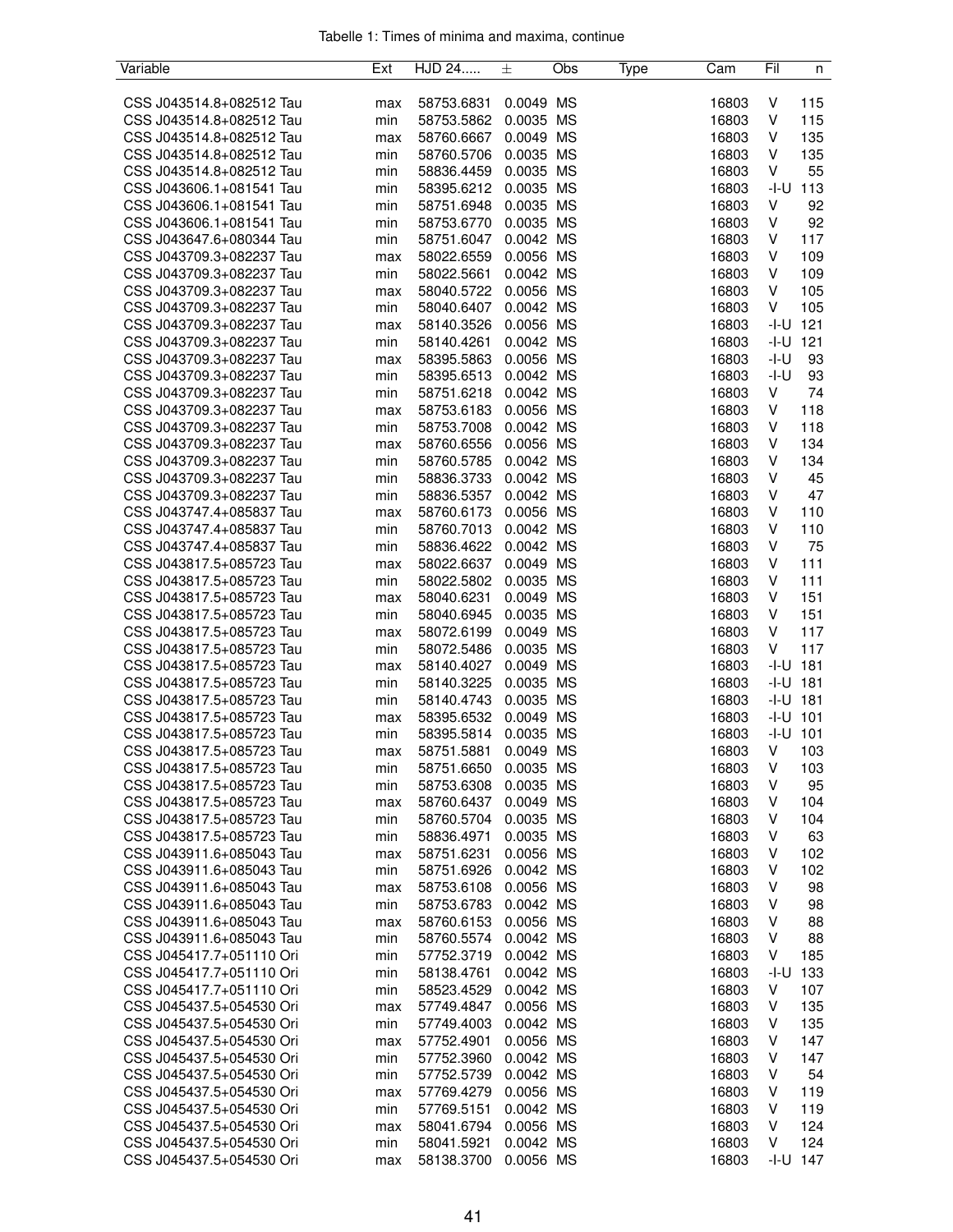Tabelle 1: Times of minima and maxima, continue

| Variable | Ext | HJD 24..... | ± | Obs | Type | Cam | Fil | n |
|---|---|---|---|---|---|---|---|---|
| CSS J043514.8+082512 Tau | max | 58753.6831 | 0.0049 | MS | | 16803 | V | 115 |
| CSS J043514.8+082512 Tau | min | 58753.5862 | 0.0035 | MS | | 16803 | V | 115 |
| CSS J043514.8+082512 Tau | max | 58760.6667 | 0.0049 | MS | | 16803 | V | 135 |
| CSS J043514.8+082512 Tau | min | 58760.5706 | 0.0035 | MS | | 16803 | V | 135 |
| CSS J043514.8+082512 Tau | min | 58836.4459 | 0.0035 | MS | | 16803 | V | 55 |
| CSS J043606.1+081541 Tau | min | 58395.6212 | 0.0035 | MS | | 16803 | -I-U | 113 |
| CSS J043606.1+081541 Tau | min | 58751.6948 | 0.0035 | MS | | 16803 | V | 92 |
| CSS J043606.1+081541 Tau | min | 58753.6770 | 0.0035 | MS | | 16803 | V | 92 |
| CSS J043647.6+080344 Tau | min | 58751.6047 | 0.0042 | MS | | 16803 | V | 117 |
| CSS J043709.3+082237 Tau | max | 58022.6559 | 0.0056 | MS | | 16803 | V | 109 |
| CSS J043709.3+082237 Tau | min | 58022.5661 | 0.0042 | MS | | 16803 | V | 109 |
| CSS J043709.3+082237 Tau | max | 58040.5722 | 0.0056 | MS | | 16803 | V | 105 |
| CSS J043709.3+082237 Tau | min | 58040.6407 | 0.0042 | MS | | 16803 | V | 105 |
| CSS J043709.3+082237 Tau | max | 58140.3526 | 0.0056 | MS | | 16803 | -I-U | 121 |
| CSS J043709.3+082237 Tau | min | 58140.4261 | 0.0042 | MS | | 16803 | -I-U | 121 |
| CSS J043709.3+082237 Tau | max | 58395.5863 | 0.0056 | MS | | 16803 | -I-U | 93 |
| CSS J043709.3+082237 Tau | min | 58395.6513 | 0.0042 | MS | | 16803 | -I-U | 93 |
| CSS J043709.3+082237 Tau | min | 58751.6218 | 0.0042 | MS | | 16803 | V | 74 |
| CSS J043709.3+082237 Tau | max | 58753.6183 | 0.0056 | MS | | 16803 | V | 118 |
| CSS J043709.3+082237 Tau | min | 58753.7008 | 0.0042 | MS | | 16803 | V | 118 |
| CSS J043709.3+082237 Tau | max | 58760.6556 | 0.0056 | MS | | 16803 | V | 134 |
| CSS J043709.3+082237 Tau | min | 58760.5785 | 0.0042 | MS | | 16803 | V | 134 |
| CSS J043709.3+082237 Tau | min | 58836.3733 | 0.0042 | MS | | 16803 | V | 45 |
| CSS J043709.3+082237 Tau | min | 58836.5357 | 0.0042 | MS | | 16803 | V | 47 |
| CSS J043747.4+085837 Tau | max | 58760.6173 | 0.0056 | MS | | 16803 | V | 110 |
| CSS J043747.4+085837 Tau | min | 58760.7013 | 0.0042 | MS | | 16803 | V | 110 |
| CSS J043747.4+085837 Tau | min | 58836.4622 | 0.0042 | MS | | 16803 | V | 75 |
| CSS J043817.5+085723 Tau | max | 58022.6637 | 0.0049 | MS | | 16803 | V | 111 |
| CSS J043817.5+085723 Tau | min | 58022.5802 | 0.0035 | MS | | 16803 | V | 111 |
| CSS J043817.5+085723 Tau | max | 58040.6231 | 0.0049 | MS | | 16803 | V | 151 |
| CSS J043817.5+085723 Tau | min | 58040.6945 | 0.0035 | MS | | 16803 | V | 151 |
| CSS J043817.5+085723 Tau | max | 58072.6199 | 0.0049 | MS | | 16803 | V | 117 |
| CSS J043817.5+085723 Tau | min | 58072.5486 | 0.0035 | MS | | 16803 | V | 117 |
| CSS J043817.5+085723 Tau | max | 58140.4027 | 0.0049 | MS | | 16803 | -I-U | 181 |
| CSS J043817.5+085723 Tau | min | 58140.3225 | 0.0035 | MS | | 16803 | -I-U | 181 |
| CSS J043817.5+085723 Tau | min | 58140.4743 | 0.0035 | MS | | 16803 | -I-U | 181 |
| CSS J043817.5+085723 Tau | max | 58395.6532 | 0.0049 | MS | | 16803 | -I-U | 101 |
| CSS J043817.5+085723 Tau | min | 58395.5814 | 0.0035 | MS | | 16803 | -I-U | 101 |
| CSS J043817.5+085723 Tau | max | 58751.5881 | 0.0049 | MS | | 16803 | V | 103 |
| CSS J043817.5+085723 Tau | min | 58751.6650 | 0.0035 | MS | | 16803 | V | 103 |
| CSS J043817.5+085723 Tau | min | 58753.6308 | 0.0035 | MS | | 16803 | V | 95 |
| CSS J043817.5+085723 Tau | max | 58760.6437 | 0.0049 | MS | | 16803 | V | 104 |
| CSS J043817.5+085723 Tau | min | 58760.5704 | 0.0035 | MS | | 16803 | V | 104 |
| CSS J043817.5+085723 Tau | min | 58836.4971 | 0.0035 | MS | | 16803 | V | 63 |
| CSS J043911.6+085043 Tau | max | 58751.6231 | 0.0056 | MS | | 16803 | V | 102 |
| CSS J043911.6+085043 Tau | min | 58751.6926 | 0.0042 | MS | | 16803 | V | 102 |
| CSS J043911.6+085043 Tau | max | 58753.6108 | 0.0056 | MS | | 16803 | V | 98 |
| CSS J043911.6+085043 Tau | min | 58753.6783 | 0.0042 | MS | | 16803 | V | 98 |
| CSS J043911.6+085043 Tau | max | 58760.6153 | 0.0056 | MS | | 16803 | V | 88 |
| CSS J043911.6+085043 Tau | min | 58760.5574 | 0.0042 | MS | | 16803 | V | 88 |
| CSS J045417.7+051110 Ori | min | 57752.3719 | 0.0042 | MS | | 16803 | V | 185 |
| CSS J045417.7+051110 Ori | min | 58138.4761 | 0.0042 | MS | | 16803 | -I-U | 133 |
| CSS J045417.7+051110 Ori | min | 58523.4529 | 0.0042 | MS | | 16803 | V | 107 |
| CSS J045437.5+054530 Ori | max | 57749.4847 | 0.0056 | MS | | 16803 | V | 135 |
| CSS J045437.5+054530 Ori | min | 57749.4003 | 0.0042 | MS | | 16803 | V | 135 |
| CSS J045437.5+054530 Ori | max | 57752.4901 | 0.0056 | MS | | 16803 | V | 147 |
| CSS J045437.5+054530 Ori | min | 57752.3960 | 0.0042 | MS | | 16803 | V | 147 |
| CSS J045437.5+054530 Ori | min | 57752.5739 | 0.0042 | MS | | 16803 | V | 54 |
| CSS J045437.5+054530 Ori | max | 57769.4279 | 0.0056 | MS | | 16803 | V | 119 |
| CSS J045437.5+054530 Ori | min | 57769.5151 | 0.0042 | MS | | 16803 | V | 119 |
| CSS J045437.5+054530 Ori | max | 58041.6794 | 0.0056 | MS | | 16803 | V | 124 |
| CSS J045437.5+054530 Ori | min | 58041.5921 | 0.0042 | MS | | 16803 | V | 124 |
| CSS J045437.5+054530 Ori | max | 58138.3700 | 0.0056 | MS | | 16803 | -I-U | 147 |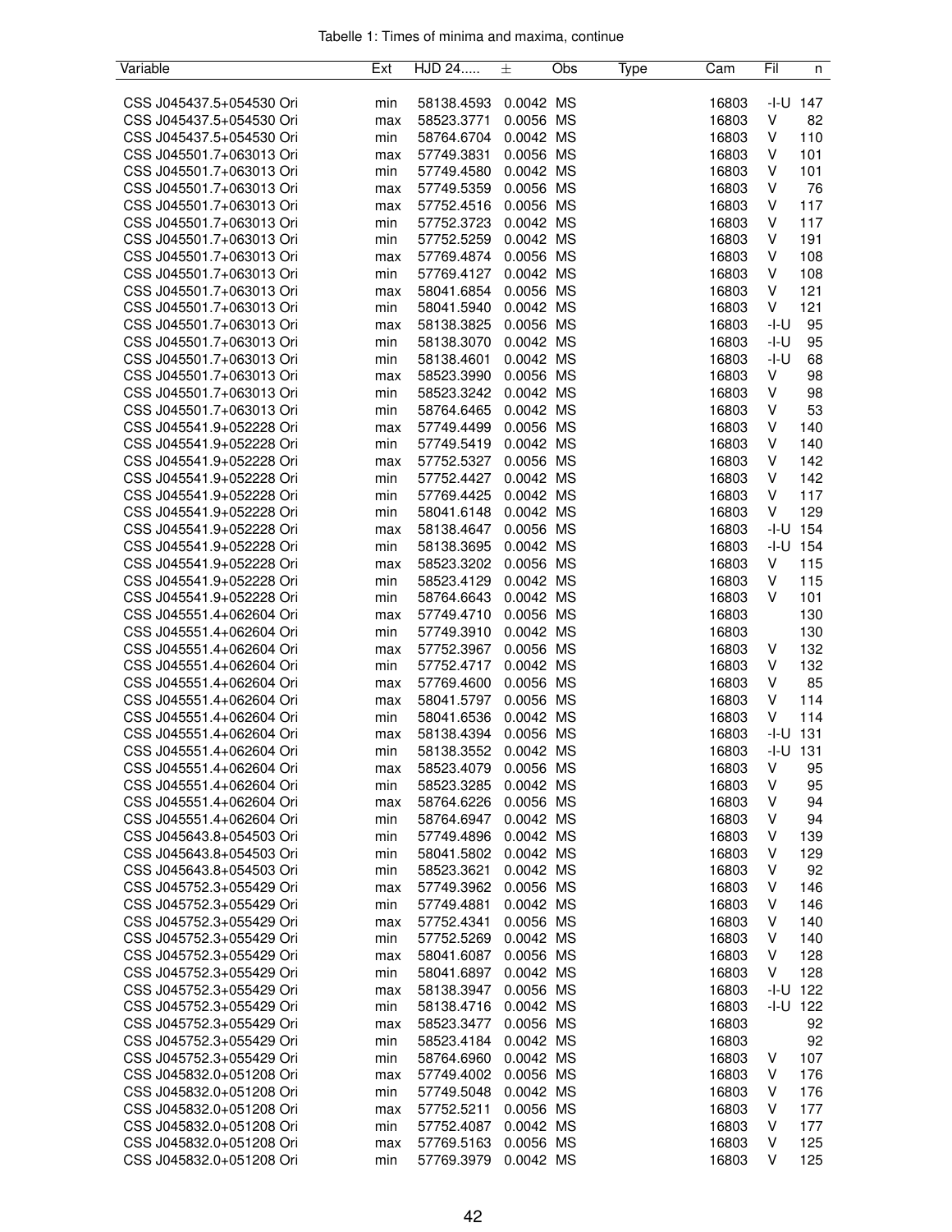Tabelle 1: Times of minima and maxima, continue

| Variable | Ext | HJD 24..... | ± | Obs | Type | Cam | Fil | n |
|---|---|---|---|---|---|---|---|---|
| CSS J045437.5+054530 Ori | min | 58138.4593 | 0.0042 | MS | | 16803 | -I-U | 147 |
| CSS J045437.5+054530 Ori | max | 58523.3771 | 0.0056 | MS | | 16803 | V | 82 |
| CSS J045437.5+054530 Ori | min | 58764.6704 | 0.0042 | MS | | 16803 | V | 110 |
| CSS J045501.7+063013 Ori | max | 57749.3831 | 0.0056 | MS | | 16803 | V | 101 |
| CSS J045501.7+063013 Ori | min | 57749.4580 | 0.0042 | MS | | 16803 | V | 101 |
| CSS J045501.7+063013 Ori | max | 57749.5359 | 0.0056 | MS | | 16803 | V | 76 |
| CSS J045501.7+063013 Ori | max | 57752.4516 | 0.0056 | MS | | 16803 | V | 117 |
| CSS J045501.7+063013 Ori | min | 57752.3723 | 0.0042 | MS | | 16803 | V | 117 |
| CSS J045501.7+063013 Ori | min | 57752.5259 | 0.0042 | MS | | 16803 | V | 191 |
| CSS J045501.7+063013 Ori | max | 57769.4874 | 0.0056 | MS | | 16803 | V | 108 |
| CSS J045501.7+063013 Ori | min | 57769.4127 | 0.0042 | MS | | 16803 | V | 108 |
| CSS J045501.7+063013 Ori | max | 58041.6854 | 0.0056 | MS | | 16803 | V | 121 |
| CSS J045501.7+063013 Ori | min | 58041.5940 | 0.0042 | MS | | 16803 | V | 121 |
| CSS J045501.7+063013 Ori | max | 58138.3825 | 0.0056 | MS | | 16803 | -I-U | 95 |
| CSS J045501.7+063013 Ori | min | 58138.3070 | 0.0042 | MS | | 16803 | -I-U | 95 |
| CSS J045501.7+063013 Ori | min | 58138.4601 | 0.0042 | MS | | 16803 | -I-U | 68 |
| CSS J045501.7+063013 Ori | max | 58523.3990 | 0.0056 | MS | | 16803 | V | 98 |
| CSS J045501.7+063013 Ori | min | 58523.3242 | 0.0042 | MS | | 16803 | V | 98 |
| CSS J045501.7+063013 Ori | min | 58764.6465 | 0.0042 | MS | | 16803 | V | 53 |
| CSS J045541.9+052228 Ori | max | 57749.4499 | 0.0056 | MS | | 16803 | V | 140 |
| CSS J045541.9+052228 Ori | min | 57749.5419 | 0.0042 | MS | | 16803 | V | 140 |
| CSS J045541.9+052228 Ori | max | 57752.5327 | 0.0056 | MS | | 16803 | V | 142 |
| CSS J045541.9+052228 Ori | min | 57752.4427 | 0.0042 | MS | | 16803 | V | 142 |
| CSS J045541.9+052228 Ori | min | 57769.4425 | 0.0042 | MS | | 16803 | V | 117 |
| CSS J045541.9+052228 Ori | min | 58041.6148 | 0.0042 | MS | | 16803 | V | 129 |
| CSS J045541.9+052228 Ori | max | 58138.4647 | 0.0056 | MS | | 16803 | -I-U | 154 |
| CSS J045541.9+052228 Ori | min | 58138.3695 | 0.0042 | MS | | 16803 | -I-U | 154 |
| CSS J045541.9+052228 Ori | max | 58523.3202 | 0.0056 | MS | | 16803 | V | 115 |
| CSS J045541.9+052228 Ori | min | 58523.4129 | 0.0042 | MS | | 16803 | V | 115 |
| CSS J045541.9+052228 Ori | min | 58764.6643 | 0.0042 | MS | | 16803 | V | 101 |
| CSS J045551.4+062604 Ori | max | 57749.4710 | 0.0056 | MS | | 16803 | | 130 |
| CSS J045551.4+062604 Ori | min | 57749.3910 | 0.0042 | MS | | 16803 | | 130 |
| CSS J045551.4+062604 Ori | max | 57752.3967 | 0.0056 | MS | | 16803 | V | 132 |
| CSS J045551.4+062604 Ori | min | 57752.4717 | 0.0042 | MS | | 16803 | V | 132 |
| CSS J045551.4+062604 Ori | max | 57769.4600 | 0.0056 | MS | | 16803 | V | 85 |
| CSS J045551.4+062604 Ori | max | 58041.5797 | 0.0056 | MS | | 16803 | V | 114 |
| CSS J045551.4+062604 Ori | min | 58041.6536 | 0.0042 | MS | | 16803 | V | 114 |
| CSS J045551.4+062604 Ori | max | 58138.4394 | 0.0056 | MS | | 16803 | -I-U | 131 |
| CSS J045551.4+062604 Ori | min | 58138.3552 | 0.0042 | MS | | 16803 | -I-U | 131 |
| CSS J045551.4+062604 Ori | max | 58523.4079 | 0.0056 | MS | | 16803 | V | 95 |
| CSS J045551.4+062604 Ori | min | 58523.3285 | 0.0042 | MS | | 16803 | V | 95 |
| CSS J045551.4+062604 Ori | max | 58764.6226 | 0.0056 | MS | | 16803 | V | 94 |
| CSS J045551.4+062604 Ori | min | 58764.6947 | 0.0042 | MS | | 16803 | V | 94 |
| CSS J045643.8+054503 Ori | min | 57749.4896 | 0.0042 | MS | | 16803 | V | 139 |
| CSS J045643.8+054503 Ori | min | 58041.5802 | 0.0042 | MS | | 16803 | V | 129 |
| CSS J045643.8+054503 Ori | min | 58523.3621 | 0.0042 | MS | | 16803 | V | 92 |
| CSS J045752.3+055429 Ori | max | 57749.3962 | 0.0056 | MS | | 16803 | V | 146 |
| CSS J045752.3+055429 Ori | min | 57749.4881 | 0.0042 | MS | | 16803 | V | 146 |
| CSS J045752.3+055429 Ori | max | 57752.4341 | 0.0056 | MS | | 16803 | V | 140 |
| CSS J045752.3+055429 Ori | min | 57752.5269 | 0.0042 | MS | | 16803 | V | 140 |
| CSS J045752.3+055429 Ori | max | 58041.6087 | 0.0056 | MS | | 16803 | V | 128 |
| CSS J045752.3+055429 Ori | min | 58041.6897 | 0.0042 | MS | | 16803 | V | 128 |
| CSS J045752.3+055429 Ori | max | 58138.3947 | 0.0056 | MS | | 16803 | -I-U | 122 |
| CSS J045752.3+055429 Ori | min | 58138.4716 | 0.0042 | MS | | 16803 | -I-U | 122 |
| CSS J045752.3+055429 Ori | max | 58523.3477 | 0.0056 | MS | | 16803 | | 92 |
| CSS J045752.3+055429 Ori | min | 58523.4184 | 0.0042 | MS | | 16803 | | 92 |
| CSS J045752.3+055429 Ori | min | 58764.6960 | 0.0042 | MS | | 16803 | V | 107 |
| CSS J045832.0+051208 Ori | max | 57749.4002 | 0.0056 | MS | | 16803 | V | 176 |
| CSS J045832.0+051208 Ori | min | 57749.5048 | 0.0042 | MS | | 16803 | V | 176 |
| CSS J045832.0+051208 Ori | max | 57752.5211 | 0.0056 | MS | | 16803 | V | 177 |
| CSS J045832.0+051208 Ori | min | 57752.4087 | 0.0042 | MS | | 16803 | V | 177 |
| CSS J045832.0+051208 Ori | max | 57769.5163 | 0.0056 | MS | | 16803 | V | 125 |
| CSS J045832.0+051208 Ori | min | 57769.3979 | 0.0042 | MS | | 16803 | V | 125 |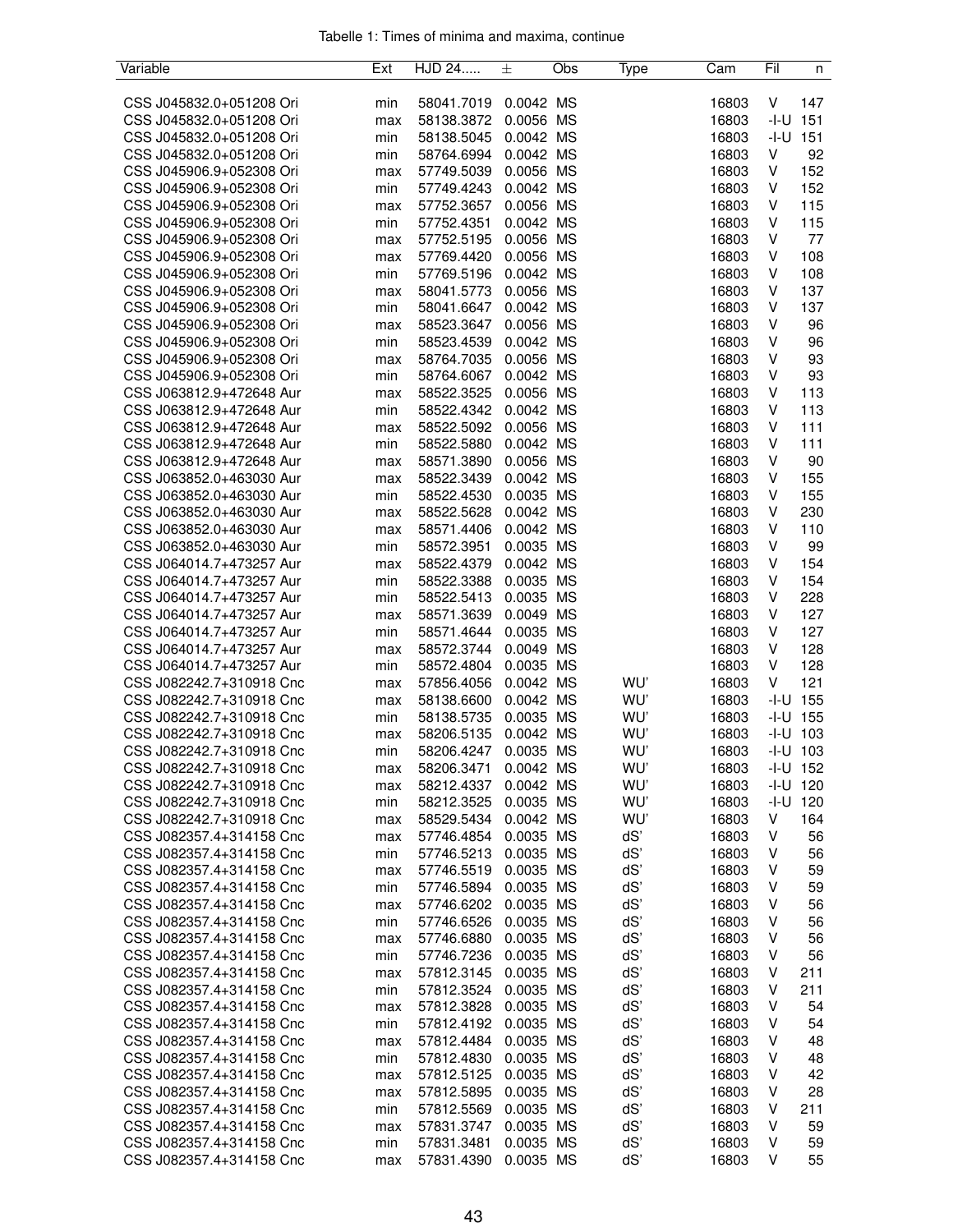Tabelle 1: Times of minima and maxima, continue

| Variable | Ext | HJD 24..... | ± | Obs | Type | Cam | Fil | n |
|---|---|---|---|---|---|---|---|---|
| CSS J045832.0+051208 Ori | min | 58041.7019 | 0.0042 | MS | | 16803 | V | 147 |
| CSS J045832.0+051208 Ori | max | 58138.3872 | 0.0056 | MS | | 16803 | -I-U | 151 |
| CSS J045832.0+051208 Ori | min | 58138.5045 | 0.0042 | MS | | 16803 | -I-U | 151 |
| CSS J045832.0+051208 Ori | min | 58764.6994 | 0.0042 | MS | | 16803 | V | 92 |
| CSS J045906.9+052308 Ori | max | 57749.5039 | 0.0056 | MS | | 16803 | V | 152 |
| CSS J045906.9+052308 Ori | min | 57749.4243 | 0.0042 | MS | | 16803 | V | 152 |
| CSS J045906.9+052308 Ori | max | 57752.3657 | 0.0056 | MS | | 16803 | V | 115 |
| CSS J045906.9+052308 Ori | min | 57752.4351 | 0.0042 | MS | | 16803 | V | 115 |
| CSS J045906.9+052308 Ori | max | 57752.5195 | 0.0056 | MS | | 16803 | V | 77 |
| CSS J045906.9+052308 Ori | max | 57769.4420 | 0.0056 | MS | | 16803 | V | 108 |
| CSS J045906.9+052308 Ori | min | 57769.5196 | 0.0042 | MS | | 16803 | V | 108 |
| CSS J045906.9+052308 Ori | max | 58041.5773 | 0.0056 | MS | | 16803 | V | 137 |
| CSS J045906.9+052308 Ori | min | 58041.6647 | 0.0042 | MS | | 16803 | V | 137 |
| CSS J045906.9+052308 Ori | max | 58523.3647 | 0.0056 | MS | | 16803 | V | 96 |
| CSS J045906.9+052308 Ori | min | 58523.4539 | 0.0042 | MS | | 16803 | V | 96 |
| CSS J045906.9+052308 Ori | max | 58764.7035 | 0.0056 | MS | | 16803 | V | 93 |
| CSS J045906.9+052308 Ori | min | 58764.6067 | 0.0042 | MS | | 16803 | V | 93 |
| CSS J063812.9+472648 Aur | max | 58522.3525 | 0.0056 | MS | | 16803 | V | 113 |
| CSS J063812.9+472648 Aur | min | 58522.4342 | 0.0042 | MS | | 16803 | V | 113 |
| CSS J063812.9+472648 Aur | max | 58522.5092 | 0.0056 | MS | | 16803 | V | 111 |
| CSS J063812.9+472648 Aur | min | 58522.5880 | 0.0042 | MS | | 16803 | V | 111 |
| CSS J063812.9+472648 Aur | max | 58571.3890 | 0.0056 | MS | | 16803 | V | 90 |
| CSS J063852.0+463030 Aur | max | 58522.3439 | 0.0042 | MS | | 16803 | V | 155 |
| CSS J063852.0+463030 Aur | min | 58522.4530 | 0.0035 | MS | | 16803 | V | 155 |
| CSS J063852.0+463030 Aur | max | 58522.5628 | 0.0042 | MS | | 16803 | V | 230 |
| CSS J063852.0+463030 Aur | max | 58571.4406 | 0.0042 | MS | | 16803 | V | 110 |
| CSS J063852.0+463030 Aur | min | 58572.3951 | 0.0035 | MS | | 16803 | V | 99 |
| CSS J064014.7+473257 Aur | max | 58522.4379 | 0.0042 | MS | | 16803 | V | 154 |
| CSS J064014.7+473257 Aur | min | 58522.3388 | 0.0035 | MS | | 16803 | V | 154 |
| CSS J064014.7+473257 Aur | min | 58522.5413 | 0.0035 | MS | | 16803 | V | 228 |
| CSS J064014.7+473257 Aur | max | 58571.3639 | 0.0049 | MS | | 16803 | V | 127 |
| CSS J064014.7+473257 Aur | min | 58571.4644 | 0.0035 | MS | | 16803 | V | 127 |
| CSS J064014.7+473257 Aur | max | 58572.3744 | 0.0049 | MS | | 16803 | V | 128 |
| CSS J064014.7+473257 Aur | min | 58572.4804 | 0.0035 | MS | | 16803 | V | 128 |
| CSS J082242.7+310918 Cnc | max | 57856.4056 | 0.0042 | MS | WU' | 16803 | V | 121 |
| CSS J082242.7+310918 Cnc | max | 58138.6600 | 0.0042 | MS | WU' | 16803 | -I-U | 155 |
| CSS J082242.7+310918 Cnc | min | 58138.5735 | 0.0035 | MS | WU' | 16803 | -I-U | 155 |
| CSS J082242.7+310918 Cnc | max | 58206.5135 | 0.0042 | MS | WU' | 16803 | -I-U | 103 |
| CSS J082242.7+310918 Cnc | min | 58206.4247 | 0.0035 | MS | WU' | 16803 | -I-U | 103 |
| CSS J082242.7+310918 Cnc | max | 58206.3471 | 0.0042 | MS | WU' | 16803 | -I-U | 152 |
| CSS J082242.7+310918 Cnc | max | 58212.4337 | 0.0042 | MS | WU' | 16803 | -I-U | 120 |
| CSS J082242.7+310918 Cnc | min | 58212.3525 | 0.0035 | MS | WU' | 16803 | -I-U | 120 |
| CSS J082242.7+310918 Cnc | max | 58529.5434 | 0.0042 | MS | WU' | 16803 | V | 164 |
| CSS J082357.4+314158 Cnc | max | 57746.4854 | 0.0035 | MS | dS' | 16803 | V | 56 |
| CSS J082357.4+314158 Cnc | min | 57746.5213 | 0.0035 | MS | dS' | 16803 | V | 56 |
| CSS J082357.4+314158 Cnc | max | 57746.5519 | 0.0035 | MS | dS' | 16803 | V | 59 |
| CSS J082357.4+314158 Cnc | min | 57746.5894 | 0.0035 | MS | dS' | 16803 | V | 59 |
| CSS J082357.4+314158 Cnc | max | 57746.6202 | 0.0035 | MS | dS' | 16803 | V | 56 |
| CSS J082357.4+314158 Cnc | min | 57746.6526 | 0.0035 | MS | dS' | 16803 | V | 56 |
| CSS J082357.4+314158 Cnc | max | 57746.6880 | 0.0035 | MS | dS' | 16803 | V | 56 |
| CSS J082357.4+314158 Cnc | min | 57746.7236 | 0.0035 | MS | dS' | 16803 | V | 56 |
| CSS J082357.4+314158 Cnc | max | 57812.3145 | 0.0035 | MS | dS' | 16803 | V | 211 |
| CSS J082357.4+314158 Cnc | min | 57812.3524 | 0.0035 | MS | dS' | 16803 | V | 211 |
| CSS J082357.4+314158 Cnc | max | 57812.3828 | 0.0035 | MS | dS' | 16803 | V | 54 |
| CSS J082357.4+314158 Cnc | min | 57812.4192 | 0.0035 | MS | dS' | 16803 | V | 54 |
| CSS J082357.4+314158 Cnc | max | 57812.4484 | 0.0035 | MS | dS' | 16803 | V | 48 |
| CSS J082357.4+314158 Cnc | min | 57812.4830 | 0.0035 | MS | dS' | 16803 | V | 48 |
| CSS J082357.4+314158 Cnc | max | 57812.5125 | 0.0035 | MS | dS' | 16803 | V | 42 |
| CSS J082357.4+314158 Cnc | max | 57812.5895 | 0.0035 | MS | dS' | 16803 | V | 28 |
| CSS J082357.4+314158 Cnc | min | 57812.5569 | 0.0035 | MS | dS' | 16803 | V | 211 |
| CSS J082357.4+314158 Cnc | max | 57831.3747 | 0.0035 | MS | dS' | 16803 | V | 59 |
| CSS J082357.4+314158 Cnc | min | 57831.3481 | 0.0035 | MS | dS' | 16803 | V | 59 |
| CSS J082357.4+314158 Cnc | max | 57831.4390 | 0.0035 | MS | dS' | 16803 | V | 55 |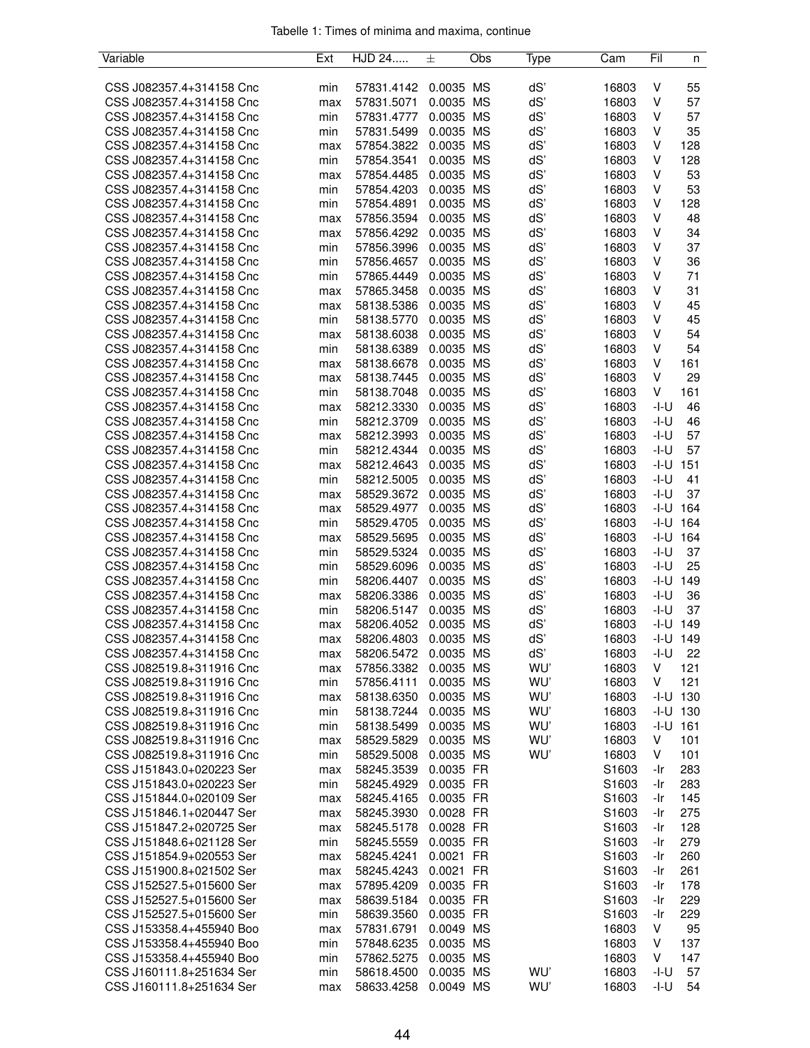Tabelle 1: Times of minima and maxima, continue

| Variable | Ext | HJD 24..... | ± | Obs | Type | Cam | Fil | n |
|---|---|---|---|---|---|---|---|---|
| CSS J082357.4+314158 Cnc | min | 57831.4142 | 0.0035 | MS | dS' | 16803 | V | 55 |
| CSS J082357.4+314158 Cnc | max | 57831.5071 | 0.0035 | MS | dS' | 16803 | V | 57 |
| CSS J082357.4+314158 Cnc | min | 57831.4777 | 0.0035 | MS | dS' | 16803 | V | 57 |
| CSS J082357.4+314158 Cnc | min | 57831.5499 | 0.0035 | MS | dS' | 16803 | V | 35 |
| CSS J082357.4+314158 Cnc | max | 57854.3822 | 0.0035 | MS | dS' | 16803 | V | 128 |
| CSS J082357.4+314158 Cnc | min | 57854.3541 | 0.0035 | MS | dS' | 16803 | V | 128 |
| CSS J082357.4+314158 Cnc | max | 57854.4485 | 0.0035 | MS | dS' | 16803 | V | 53 |
| CSS J082357.4+314158 Cnc | min | 57854.4203 | 0.0035 | MS | dS' | 16803 | V | 53 |
| CSS J082357.4+314158 Cnc | min | 57854.4891 | 0.0035 | MS | dS' | 16803 | V | 128 |
| CSS J082357.4+314158 Cnc | max | 57856.3594 | 0.0035 | MS | dS' | 16803 | V | 48 |
| CSS J082357.4+314158 Cnc | max | 57856.4292 | 0.0035 | MS | dS' | 16803 | V | 34 |
| CSS J082357.4+314158 Cnc | min | 57856.3996 | 0.0035 | MS | dS' | 16803 | V | 37 |
| CSS J082357.4+314158 Cnc | min | 57856.4657 | 0.0035 | MS | dS' | 16803 | V | 36 |
| CSS J082357.4+314158 Cnc | min | 57865.4449 | 0.0035 | MS | dS' | 16803 | V | 71 |
| CSS J082357.4+314158 Cnc | max | 57865.3458 | 0.0035 | MS | dS' | 16803 | V | 31 |
| CSS J082357.4+314158 Cnc | max | 58138.5386 | 0.0035 | MS | dS' | 16803 | V | 45 |
| CSS J082357.4+314158 Cnc | min | 58138.5770 | 0.0035 | MS | dS' | 16803 | V | 45 |
| CSS J082357.4+314158 Cnc | max | 58138.6038 | 0.0035 | MS | dS' | 16803 | V | 54 |
| CSS J082357.4+314158 Cnc | min | 58138.6389 | 0.0035 | MS | dS' | 16803 | V | 54 |
| CSS J082357.4+314158 Cnc | max | 58138.6678 | 0.0035 | MS | dS' | 16803 | V | 161 |
| CSS J082357.4+314158 Cnc | max | 58138.7445 | 0.0035 | MS | dS' | 16803 | V | 29 |
| CSS J082357.4+314158 Cnc | min | 58138.7048 | 0.0035 | MS | dS' | 16803 | V | 161 |
| CSS J082357.4+314158 Cnc | max | 58212.3330 | 0.0035 | MS | dS' | 16803 | -I-U | 46 |
| CSS J082357.4+314158 Cnc | min | 58212.3709 | 0.0035 | MS | dS' | 16803 | -I-U | 46 |
| CSS J082357.4+314158 Cnc | max | 58212.3993 | 0.0035 | MS | dS' | 16803 | -I-U | 57 |
| CSS J082357.4+314158 Cnc | min | 58212.4344 | 0.0035 | MS | dS' | 16803 | -I-U | 57 |
| CSS J082357.4+314158 Cnc | max | 58212.4643 | 0.0035 | MS | dS' | 16803 | -I-U | 151 |
| CSS J082357.4+314158 Cnc | min | 58212.5005 | 0.0035 | MS | dS' | 16803 | -I-U | 41 |
| CSS J082357.4+314158 Cnc | max | 58529.3672 | 0.0035 | MS | dS' | 16803 | -I-U | 37 |
| CSS J082357.4+314158 Cnc | max | 58529.4977 | 0.0035 | MS | dS' | 16803 | -I-U | 164 |
| CSS J082357.4+314158 Cnc | min | 58529.4705 | 0.0035 | MS | dS' | 16803 | -I-U | 164 |
| CSS J082357.4+314158 Cnc | max | 58529.5695 | 0.0035 | MS | dS' | 16803 | -I-U | 164 |
| CSS J082357.4+314158 Cnc | min | 58529.5324 | 0.0035 | MS | dS' | 16803 | -I-U | 37 |
| CSS J082357.4+314158 Cnc | min | 58529.6096 | 0.0035 | MS | dS' | 16803 | -I-U | 25 |
| CSS J082357.4+314158 Cnc | min | 58206.4407 | 0.0035 | MS | dS' | 16803 | -I-U | 149 |
| CSS J082357.4+314158 Cnc | max | 58206.3386 | 0.0035 | MS | dS' | 16803 | -I-U | 36 |
| CSS J082357.4+314158 Cnc | min | 58206.5147 | 0.0035 | MS | dS' | 16803 | -I-U | 37 |
| CSS J082357.4+314158 Cnc | max | 58206.4052 | 0.0035 | MS | dS' | 16803 | -I-U | 149 |
| CSS J082357.4+314158 Cnc | max | 58206.4803 | 0.0035 | MS | dS' | 16803 | -I-U | 149 |
| CSS J082357.4+314158 Cnc | max | 58206.5472 | 0.0035 | MS | dS' | 16803 | -I-U | 22 |
| CSS J082519.8+311916 Cnc | max | 57856.3382 | 0.0035 | MS | WU' | 16803 | V | 121 |
| CSS J082519.8+311916 Cnc | min | 57856.4111 | 0.0035 | MS | WU' | 16803 | V | 121 |
| CSS J082519.8+311916 Cnc | max | 58138.6350 | 0.0035 | MS | WU' | 16803 | -I-U | 130 |
| CSS J082519.8+311916 Cnc | min | 58138.7244 | 0.0035 | MS | WU' | 16803 | -I-U | 130 |
| CSS J082519.8+311916 Cnc | min | 58138.5499 | 0.0035 | MS | WU' | 16803 | -I-U | 161 |
| CSS J082519.8+311916 Cnc | max | 58529.5829 | 0.0035 | MS | WU' | 16803 | V | 101 |
| CSS J082519.8+311916 Cnc | min | 58529.5008 | 0.0035 | MS | WU' | 16803 | V | 101 |
| CSS J151843.0+020223 Ser | max | 58245.3539 | 0.0035 | FR | | S1603 | -Ir | 283 |
| CSS J151843.0+020223 Ser | min | 58245.4929 | 0.0035 | FR | | S1603 | -Ir | 283 |
| CSS J151844.0+020109 Ser | max | 58245.4165 | 0.0035 | FR | | S1603 | -Ir | 145 |
| CSS J151846.1+020447 Ser | max | 58245.3930 | 0.0028 | FR | | S1603 | -Ir | 275 |
| CSS J151847.2+020725 Ser | max | 58245.5178 | 0.0028 | FR | | S1603 | -Ir | 128 |
| CSS J151848.6+021128 Ser | min | 58245.5559 | 0.0035 | FR | | S1603 | -Ir | 279 |
| CSS J151854.9+020553 Ser | max | 58245.4241 | 0.0021 | FR | | S1603 | -Ir | 260 |
| CSS J151900.8+021502 Ser | max | 58245.4243 | 0.0021 | FR | | S1603 | -Ir | 261 |
| CSS J152527.5+015600 Ser | max | 57895.4209 | 0.0035 | FR | | S1603 | -Ir | 178 |
| CSS J152527.5+015600 Ser | max | 58639.5184 | 0.0035 | FR | | S1603 | -Ir | 229 |
| CSS J152527.5+015600 Ser | min | 58639.3560 | 0.0035 | FR | | S1603 | -Ir | 229 |
| CSS J153358.4+455940 Boo | max | 57831.6791 | 0.0049 | MS | | 16803 | V | 95 |
| CSS J153358.4+455940 Boo | min | 57848.6235 | 0.0035 | MS | | 16803 | V | 137 |
| CSS J153358.4+455940 Boo | min | 57862.5275 | 0.0035 | MS | | 16803 | V | 147 |
| CSS J160111.8+251634 Ser | min | 58618.4500 | 0.0035 | MS | WU' | 16803 | -I-U | 57 |
| CSS J160111.8+251634 Ser | max | 58633.4258 | 0.0049 | MS | WU' | 16803 | -I-U | 54 |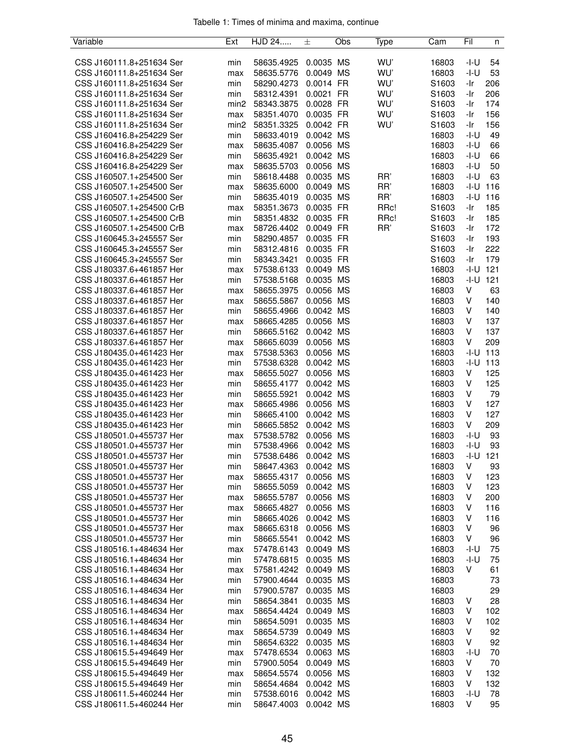Tabelle 1: Times of minima and maxima, continue

| Variable | Ext | HJD 24..... | ± | Obs | Type | Cam | Fil | n |
|---|---|---|---|---|---|---|---|---|
| CSS J160111.8+251634 Ser | min | 58635.4925 | 0.0035 | MS | WU' | 16803 | -I-U | 54 |
| CSS J160111.8+251634 Ser | max | 58635.5776 | 0.0049 | MS | WU' | 16803 | -I-U | 53 |
| CSS J160111.8+251634 Ser | min | 58290.4273 | 0.0014 | FR | WU' | S1603 | -Ir | 206 |
| CSS J160111.8+251634 Ser | min | 58312.4391 | 0.0021 | FR | WU' | S1603 | -Ir | 206 |
| CSS J160111.8+251634 Ser | min2 | 58343.3875 | 0.0028 | FR | WU' | S1603 | -Ir | 174 |
| CSS J160111.8+251634 Ser | max | 58351.4070 | 0.0035 | FR | WU' | S1603 | -Ir | 156 |
| CSS J160111.8+251634 Ser | min2 | 58351.3325 | 0.0042 | FR | WU' | S1603 | -Ir | 156 |
| CSS J160416.8+254229 Ser | min | 58633.4019 | 0.0042 | MS | | 16803 | -I-U | 49 |
| CSS J160416.8+254229 Ser | max | 58635.4087 | 0.0056 | MS | | 16803 | -I-U | 66 |
| CSS J160416.8+254229 Ser | min | 58635.4921 | 0.0042 | MS | | 16803 | -I-U | 66 |
| CSS J160416.8+254229 Ser | max | 58635.5703 | 0.0056 | MS | | 16803 | -I-U | 50 |
| CSS J160507.1+254500 Ser | min | 58618.4488 | 0.0035 | MS | RR' | 16803 | -I-U | 63 |
| CSS J160507.1+254500 Ser | max | 58635.6000 | 0.0049 | MS | RR' | 16803 | -I-U | 116 |
| CSS J160507.1+254500 Ser | min | 58635.4019 | 0.0035 | MS | RR' | 16803 | -I-U | 116 |
| CSS J160507.1+254500 CrB | max | 58351.3673 | 0.0035 | FR | RRc! | S1603 | -Ir | 185 |
| CSS J160507.1+254500 CrB | min | 58351.4832 | 0.0035 | FR | RRc! | S1603 | -Ir | 185 |
| CSS J160507.1+254500 CrB | max | 58726.4402 | 0.0049 | FR | RR' | S1603 | -Ir | 172 |
| CSS J160645.3+245557 Ser | min | 58290.4857 | 0.0035 | FR | | S1603 | -Ir | 193 |
| CSS J160645.3+245557 Ser | min | 58312.4816 | 0.0035 | FR | | S1603 | -Ir | 222 |
| CSS J160645.3+245557 Ser | min | 58343.3421 | 0.0035 | FR | | S1603 | -Ir | 179 |
| CSS J180337.6+461857 Her | max | 57538.6133 | 0.0049 | MS | | 16803 | -I-U | 121 |
| CSS J180337.6+461857 Her | min | 57538.5168 | 0.0035 | MS | | 16803 | -I-U | 121 |
| CSS J180337.6+461857 Her | max | 58655.3975 | 0.0056 | MS | | 16803 | V | 63 |
| CSS J180337.6+461857 Her | max | 58655.5867 | 0.0056 | MS | | 16803 | V | 140 |
| CSS J180337.6+461857 Her | min | 58655.4966 | 0.0042 | MS | | 16803 | V | 140 |
| CSS J180337.6+461857 Her | max | 58665.4285 | 0.0056 | MS | | 16803 | V | 137 |
| CSS J180337.6+461857 Her | min | 58665.5162 | 0.0042 | MS | | 16803 | V | 137 |
| CSS J180337.6+461857 Her | max | 58665.6039 | 0.0056 | MS | | 16803 | V | 209 |
| CSS J180435.0+461423 Her | max | 57538.5363 | 0.0056 | MS | | 16803 | -I-U | 113 |
| CSS J180435.0+461423 Her | min | 57538.6328 | 0.0042 | MS | | 16803 | -I-U | 113 |
| CSS J180435.0+461423 Her | max | 58655.5027 | 0.0056 | MS | | 16803 | V | 125 |
| CSS J180435.0+461423 Her | min | 58655.4177 | 0.0042 | MS | | 16803 | V | 125 |
| CSS J180435.0+461423 Her | min | 58655.5921 | 0.0042 | MS | | 16803 | V | 79 |
| CSS J180435.0+461423 Her | max | 58665.4986 | 0.0056 | MS | | 16803 | V | 127 |
| CSS J180435.0+461423 Her | min | 58665.4100 | 0.0042 | MS | | 16803 | V | 127 |
| CSS J180435.0+461423 Her | min | 58665.5852 | 0.0042 | MS | | 16803 | V | 209 |
| CSS J180501.0+455737 Her | max | 57538.5782 | 0.0056 | MS | | 16803 | -I-U | 93 |
| CSS J180501.0+455737 Her | min | 57538.4966 | 0.0042 | MS | | 16803 | -I-U | 93 |
| CSS J180501.0+455737 Her | min | 57538.6486 | 0.0042 | MS | | 16803 | -I-U | 121 |
| CSS J180501.0+455737 Her | min | 58647.4363 | 0.0042 | MS | | 16803 | V | 93 |
| CSS J180501.0+455737 Her | max | 58655.4317 | 0.0056 | MS | | 16803 | V | 123 |
| CSS J180501.0+455737 Her | min | 58655.5059 | 0.0042 | MS | | 16803 | V | 123 |
| CSS J180501.0+455737 Her | max | 58655.5787 | 0.0056 | MS | | 16803 | V | 200 |
| CSS J180501.0+455737 Her | max | 58665.4827 | 0.0056 | MS | | 16803 | V | 116 |
| CSS J180501.0+455737 Her | min | 58665.4026 | 0.0042 | MS | | 16803 | V | 116 |
| CSS J180501.0+455737 Her | max | 58665.6318 | 0.0056 | MS | | 16803 | V | 96 |
| CSS J180501.0+455737 Her | min | 58665.5541 | 0.0042 | MS | | 16803 | V | 96 |
| CSS J180516.1+484634 Her | max | 57478.6143 | 0.0049 | MS | | 16803 | -I-U | 75 |
| CSS J180516.1+484634 Her | min | 57478.6815 | 0.0035 | MS | | 16803 | -I-U | 75 |
| CSS J180516.1+484634 Her | max | 57581.4242 | 0.0049 | MS | | 16803 | V | 61 |
| CSS J180516.1+484634 Her | min | 57900.4644 | 0.0035 | MS | | 16803 | | 73 |
| CSS J180516.1+484634 Her | min | 57900.5787 | 0.0035 | MS | | 16803 | | 29 |
| CSS J180516.1+484634 Her | min | 58654.3841 | 0.0035 | MS | | 16803 | V | 28 |
| CSS J180516.1+484634 Her | max | 58654.4424 | 0.0049 | MS | | 16803 | V | 102 |
| CSS J180516.1+484634 Her | min | 58654.5091 | 0.0035 | MS | | 16803 | V | 102 |
| CSS J180516.1+484634 Her | max | 58654.5739 | 0.0049 | MS | | 16803 | V | 92 |
| CSS J180516.1+484634 Her | min | 58654.6322 | 0.0035 | MS | | 16803 | V | 92 |
| CSS J180615.5+494649 Her | max | 57478.6534 | 0.0063 | MS | | 16803 | -I-U | 70 |
| CSS J180615.5+494649 Her | min | 57900.5054 | 0.0049 | MS | | 16803 | V | 70 |
| CSS J180615.5+494649 Her | max | 58654.5574 | 0.0056 | MS | | 16803 | V | 132 |
| CSS J180615.5+494649 Her | min | 58654.4684 | 0.0042 | MS | | 16803 | V | 132 |
| CSS J180611.5+460244 Her | min | 57538.6016 | 0.0042 | MS | | 16803 | -I-U | 78 |
| CSS J180611.5+460244 Her | min | 58647.4003 | 0.0042 | MS | | 16803 | V | 95 |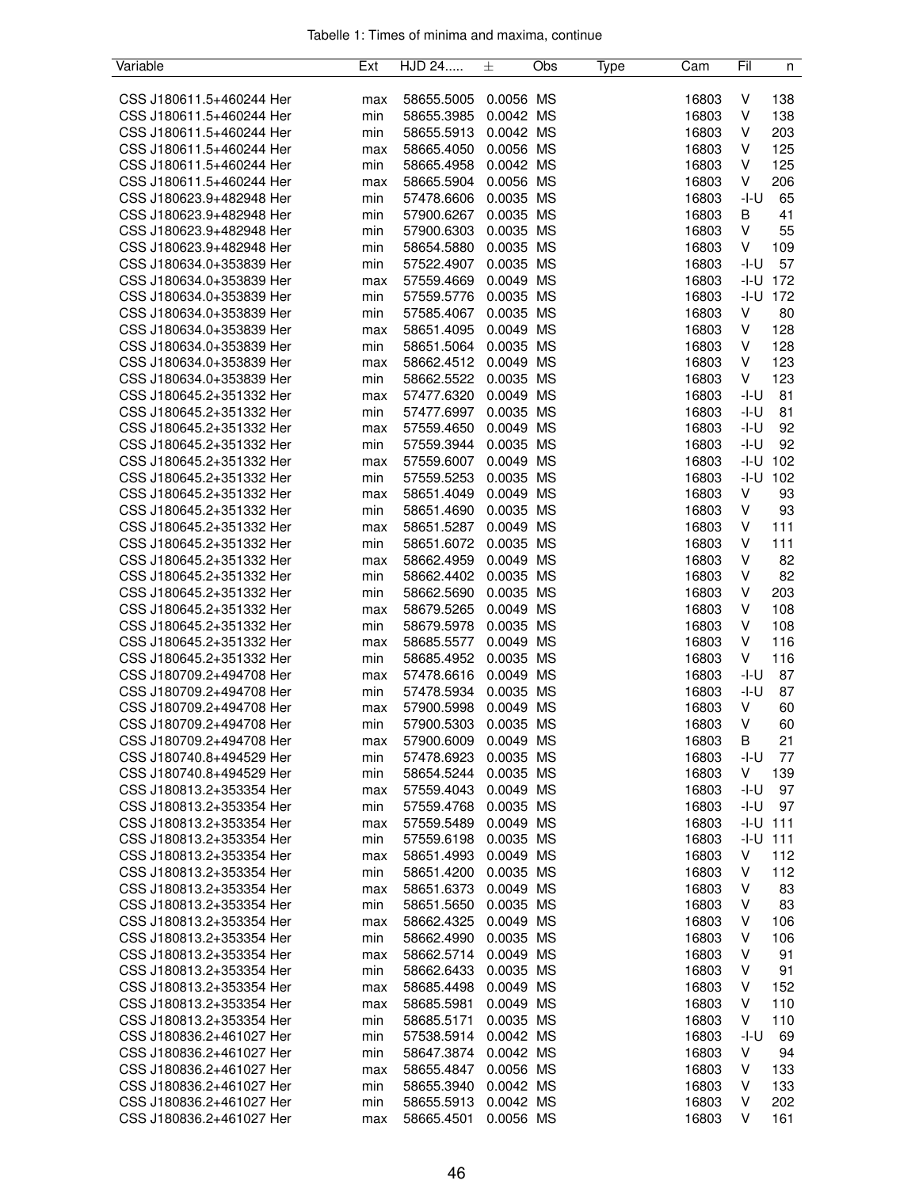Tabelle 1: Times of minima and maxima, continue

| Variable | Ext | HJD 24..... | ± | Obs | Type | Cam | Fil | n |
|---|---|---|---|---|---|---|---|---|
| CSS J180611.5+460244 Her | max | 58655.5005 | 0.0056 | MS | | 16803 | V | 138 |
| CSS J180611.5+460244 Her | min | 58655.3985 | 0.0042 | MS | | 16803 | V | 138 |
| CSS J180611.5+460244 Her | min | 58655.5913 | 0.0042 | MS | | 16803 | V | 203 |
| CSS J180611.5+460244 Her | max | 58665.4050 | 0.0056 | MS | | 16803 | V | 125 |
| CSS J180611.5+460244 Her | min | 58665.4958 | 0.0042 | MS | | 16803 | V | 125 |
| CSS J180611.5+460244 Her | max | 58665.5904 | 0.0056 | MS | | 16803 | V | 206 |
| CSS J180623.9+482948 Her | min | 57478.6606 | 0.0035 | MS | | 16803 | -I-U | 65 |
| CSS J180623.9+482948 Her | min | 57900.6267 | 0.0035 | MS | | 16803 | B | 41 |
| CSS J180623.9+482948 Her | min | 57900.6303 | 0.0035 | MS | | 16803 | V | 55 |
| CSS J180623.9+482948 Her | min | 58654.5880 | 0.0035 | MS | | 16803 | V | 109 |
| CSS J180634.0+353839 Her | min | 57522.4907 | 0.0035 | MS | | 16803 | -I-U | 57 |
| CSS J180634.0+353839 Her | max | 57559.4669 | 0.0049 | MS | | 16803 | -I-U | 172 |
| CSS J180634.0+353839 Her | min | 57559.5776 | 0.0035 | MS | | 16803 | -I-U | 172 |
| CSS J180634.0+353839 Her | min | 57585.4067 | 0.0035 | MS | | 16803 | V | 80 |
| CSS J180634.0+353839 Her | max | 58651.4095 | 0.0049 | MS | | 16803 | V | 128 |
| CSS J180634.0+353839 Her | min | 58651.5064 | 0.0035 | MS | | 16803 | V | 128 |
| CSS J180634.0+353839 Her | max | 58662.4512 | 0.0049 | MS | | 16803 | V | 123 |
| CSS J180634.0+353839 Her | min | 58662.5522 | 0.0035 | MS | | 16803 | V | 123 |
| CSS J180645.2+351332 Her | max | 57477.6320 | 0.0049 | MS | | 16803 | -I-U | 81 |
| CSS J180645.2+351332 Her | min | 57477.6997 | 0.0035 | MS | | 16803 | -I-U | 81 |
| CSS J180645.2+351332 Her | max | 57559.4650 | 0.0049 | MS | | 16803 | -I-U | 92 |
| CSS J180645.2+351332 Her | min | 57559.3944 | 0.0035 | MS | | 16803 | -I-U | 92 |
| CSS J180645.2+351332 Her | max | 57559.6007 | 0.0049 | MS | | 16803 | -I-U | 102 |
| CSS J180645.2+351332 Her | min | 57559.5253 | 0.0035 | MS | | 16803 | -I-U | 102 |
| CSS J180645.2+351332 Her | max | 58651.4049 | 0.0049 | MS | | 16803 | V | 93 |
| CSS J180645.2+351332 Her | min | 58651.4690 | 0.0035 | MS | | 16803 | V | 93 |
| CSS J180645.2+351332 Her | max | 58651.5287 | 0.0049 | MS | | 16803 | V | 111 |
| CSS J180645.2+351332 Her | min | 58651.6072 | 0.0035 | MS | | 16803 | V | 111 |
| CSS J180645.2+351332 Her | max | 58662.4959 | 0.0049 | MS | | 16803 | V | 82 |
| CSS J180645.2+351332 Her | min | 58662.4402 | 0.0035 | MS | | 16803 | V | 82 |
| CSS J180645.2+351332 Her | min | 58662.5690 | 0.0035 | MS | | 16803 | V | 203 |
| CSS J180645.2+351332 Her | max | 58679.5265 | 0.0049 | MS | | 16803 | V | 108 |
| CSS J180645.2+351332 Her | min | 58679.5978 | 0.0035 | MS | | 16803 | V | 108 |
| CSS J180645.2+351332 Her | max | 58685.5577 | 0.0049 | MS | | 16803 | V | 116 |
| CSS J180645.2+351332 Her | min | 58685.4952 | 0.0035 | MS | | 16803 | V | 116 |
| CSS J180709.2+494708 Her | max | 57478.6616 | 0.0049 | MS | | 16803 | -I-U | 87 |
| CSS J180709.2+494708 Her | min | 57478.5934 | 0.0035 | MS | | 16803 | -I-U | 87 |
| CSS J180709.2+494708 Her | max | 57900.5998 | 0.0049 | MS | | 16803 | V | 60 |
| CSS J180709.2+494708 Her | min | 57900.5303 | 0.0035 | MS | | 16803 | V | 60 |
| CSS J180709.2+494708 Her | max | 57900.6009 | 0.0049 | MS | | 16803 | B | 21 |
| CSS J180740.8+494529 Her | min | 57478.6923 | 0.0035 | MS | | 16803 | -I-U | 77 |
| CSS J180740.8+494529 Her | min | 58654.5244 | 0.0035 | MS | | 16803 | V | 139 |
| CSS J180813.2+353354 Her | max | 57559.4043 | 0.0049 | MS | | 16803 | -I-U | 97 |
| CSS J180813.2+353354 Her | min | 57559.4768 | 0.0035 | MS | | 16803 | -I-U | 97 |
| CSS J180813.2+353354 Her | max | 57559.5489 | 0.0049 | MS | | 16803 | -I-U | 111 |
| CSS J180813.2+353354 Her | min | 57559.6198 | 0.0035 | MS | | 16803 | -I-U | 111 |
| CSS J180813.2+353354 Her | max | 58651.4993 | 0.0049 | MS | | 16803 | V | 112 |
| CSS J180813.2+353354 Her | min | 58651.4200 | 0.0035 | MS | | 16803 | V | 112 |
| CSS J180813.2+353354 Her | max | 58651.6373 | 0.0049 | MS | | 16803 | V | 83 |
| CSS J180813.2+353354 Her | min | 58651.5650 | 0.0035 | MS | | 16803 | V | 83 |
| CSS J180813.2+353354 Her | max | 58662.4325 | 0.0049 | MS | | 16803 | V | 106 |
| CSS J180813.2+353354 Her | min | 58662.4990 | 0.0035 | MS | | 16803 | V | 106 |
| CSS J180813.2+353354 Her | max | 58662.5714 | 0.0049 | MS | | 16803 | V | 91 |
| CSS J180813.2+353354 Her | min | 58662.6433 | 0.0035 | MS | | 16803 | V | 91 |
| CSS J180813.2+353354 Her | max | 58685.4498 | 0.0049 | MS | | 16803 | V | 152 |
| CSS J180813.2+353354 Her | max | 58685.5981 | 0.0049 | MS | | 16803 | V | 110 |
| CSS J180813.2+353354 Her | min | 58685.5171 | 0.0035 | MS | | 16803 | V | 110 |
| CSS J180836.2+461027 Her | min | 57538.5914 | 0.0042 | MS | | 16803 | -I-U | 69 |
| CSS J180836.2+461027 Her | min | 58647.3874 | 0.0042 | MS | | 16803 | V | 94 |
| CSS J180836.2+461027 Her | max | 58655.4847 | 0.0056 | MS | | 16803 | V | 133 |
| CSS J180836.2+461027 Her | min | 58655.3940 | 0.0042 | MS | | 16803 | V | 133 |
| CSS J180836.2+461027 Her | min | 58655.5913 | 0.0042 | MS | | 16803 | V | 202 |
| CSS J180836.2+461027 Her | max | 58665.4501 | 0.0056 | MS | | 16803 | V | 161 |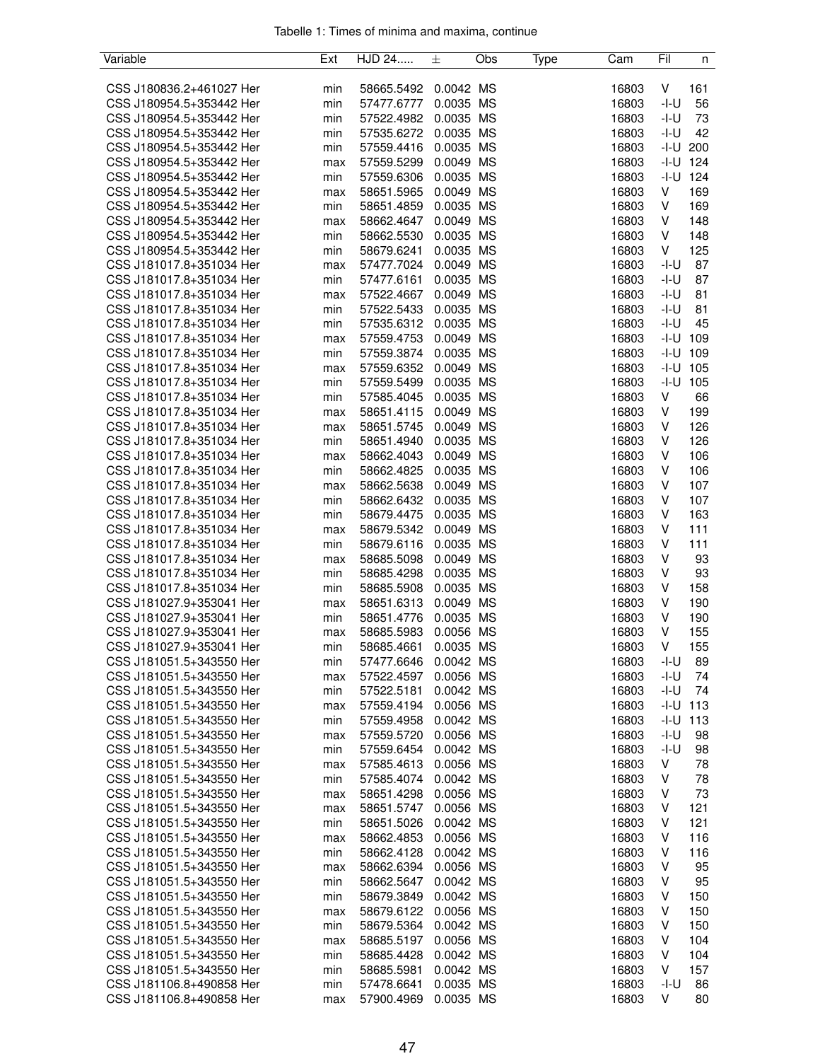Tabelle 1: Times of minima and maxima, continue

| Variable | Ext | HJD 24..... | ± | Obs | Type | Cam | Fil | n |
|---|---|---|---|---|---|---|---|---|
| CSS J180836.2+461027 Her | min | 58665.5492 | 0.0042 | MS | | 16803 | V | 161 |
| CSS J180954.5+353442 Her | min | 57477.6777 | 0.0035 | MS | | 16803 | -I-U | 56 |
| CSS J180954.5+353442 Her | min | 57522.4982 | 0.0035 | MS | | 16803 | -I-U | 73 |
| CSS J180954.5+353442 Her | min | 57535.6272 | 0.0035 | MS | | 16803 | -I-U | 42 |
| CSS J180954.5+353442 Her | min | 57559.4416 | 0.0035 | MS | | 16803 | -I-U | 200 |
| CSS J180954.5+353442 Her | max | 57559.5299 | 0.0049 | MS | | 16803 | -I-U | 124 |
| CSS J180954.5+353442 Her | min | 57559.6306 | 0.0035 | MS | | 16803 | -I-U | 124 |
| CSS J180954.5+353442 Her | max | 58651.5965 | 0.0049 | MS | | 16803 | V | 169 |
| CSS J180954.5+353442 Her | min | 58651.4859 | 0.0035 | MS | | 16803 | V | 169 |
| CSS J180954.5+353442 Her | max | 58662.4647 | 0.0049 | MS | | 16803 | V | 148 |
| CSS J180954.5+353442 Her | min | 58662.5530 | 0.0035 | MS | | 16803 | V | 148 |
| CSS J180954.5+353442 Her | min | 58679.6241 | 0.0035 | MS | | 16803 | V | 125 |
| CSS J181017.8+351034 Her | max | 57477.7024 | 0.0049 | MS | | 16803 | -I-U | 87 |
| CSS J181017.8+351034 Her | min | 57477.6161 | 0.0035 | MS | | 16803 | -I-U | 87 |
| CSS J181017.8+351034 Her | max | 57522.4667 | 0.0049 | MS | | 16803 | -I-U | 81 |
| CSS J181017.8+351034 Her | min | 57522.5433 | 0.0035 | MS | | 16803 | -I-U | 81 |
| CSS J181017.8+351034 Her | min | 57535.6312 | 0.0035 | MS | | 16803 | -I-U | 45 |
| CSS J181017.8+351034 Her | max | 57559.4753 | 0.0049 | MS | | 16803 | -I-U | 109 |
| CSS J181017.8+351034 Her | min | 57559.3874 | 0.0035 | MS | | 16803 | -I-U | 109 |
| CSS J181017.8+351034 Her | max | 57559.6352 | 0.0049 | MS | | 16803 | -I-U | 105 |
| CSS J181017.8+351034 Her | min | 57559.5499 | 0.0035 | MS | | 16803 | -I-U | 105 |
| CSS J181017.8+351034 Her | min | 57585.4045 | 0.0035 | MS | | 16803 | V | 66 |
| CSS J181017.8+351034 Her | max | 58651.4115 | 0.0049 | MS | | 16803 | V | 199 |
| CSS J181017.8+351034 Her | max | 58651.5745 | 0.0049 | MS | | 16803 | V | 126 |
| CSS J181017.8+351034 Her | min | 58651.4940 | 0.0035 | MS | | 16803 | V | 126 |
| CSS J181017.8+351034 Her | max | 58662.4043 | 0.0049 | MS | | 16803 | V | 106 |
| CSS J181017.8+351034 Her | min | 58662.4825 | 0.0035 | MS | | 16803 | V | 106 |
| CSS J181017.8+351034 Her | max | 58662.5638 | 0.0049 | MS | | 16803 | V | 107 |
| CSS J181017.8+351034 Her | min | 58662.6432 | 0.0035 | MS | | 16803 | V | 107 |
| CSS J181017.8+351034 Her | min | 58679.4475 | 0.0035 | MS | | 16803 | V | 163 |
| CSS J181017.8+351034 Her | max | 58679.5342 | 0.0049 | MS | | 16803 | V | 111 |
| CSS J181017.8+351034 Her | min | 58679.6116 | 0.0035 | MS | | 16803 | V | 111 |
| CSS J181017.8+351034 Her | max | 58685.5098 | 0.0049 | MS | | 16803 | V | 93 |
| CSS J181017.8+351034 Her | min | 58685.4298 | 0.0035 | MS | | 16803 | V | 93 |
| CSS J181017.8+351034 Her | min | 58685.5908 | 0.0035 | MS | | 16803 | V | 158 |
| CSS J181027.9+353041 Her | max | 58651.6313 | 0.0049 | MS | | 16803 | V | 190 |
| CSS J181027.9+353041 Her | min | 58651.4776 | 0.0035 | MS | | 16803 | V | 190 |
| CSS J181027.9+353041 Her | max | 58685.5983 | 0.0056 | MS | | 16803 | V | 155 |
| CSS J181027.9+353041 Her | min | 58685.4661 | 0.0035 | MS | | 16803 | V | 155 |
| CSS J181051.5+343550 Her | min | 57477.6646 | 0.0042 | MS | | 16803 | -I-U | 89 |
| CSS J181051.5+343550 Her | max | 57522.4597 | 0.0056 | MS | | 16803 | -I-U | 74 |
| CSS J181051.5+343550 Her | min | 57522.5181 | 0.0042 | MS | | 16803 | -I-U | 74 |
| CSS J181051.5+343550 Her | max | 57559.4194 | 0.0056 | MS | | 16803 | -I-U | 113 |
| CSS J181051.5+343550 Her | min | 57559.4958 | 0.0042 | MS | | 16803 | -I-U | 113 |
| CSS J181051.5+343550 Her | max | 57559.5720 | 0.0056 | MS | | 16803 | -I-U | 98 |
| CSS J181051.5+343550 Her | min | 57559.6454 | 0.0042 | MS | | 16803 | -I-U | 98 |
| CSS J181051.5+343550 Her | max | 57585.4613 | 0.0056 | MS | | 16803 | V | 78 |
| CSS J181051.5+343550 Her | min | 57585.4074 | 0.0042 | MS | | 16803 | V | 78 |
| CSS J181051.5+343550 Her | max | 58651.4298 | 0.0056 | MS | | 16803 | V | 73 |
| CSS J181051.5+343550 Her | max | 58651.5747 | 0.0056 | MS | | 16803 | V | 121 |
| CSS J181051.5+343550 Her | min | 58651.5026 | 0.0042 | MS | | 16803 | V | 121 |
| CSS J181051.5+343550 Her | max | 58662.4853 | 0.0056 | MS | | 16803 | V | 116 |
| CSS J181051.5+343550 Her | min | 58662.4128 | 0.0042 | MS | | 16803 | V | 116 |
| CSS J181051.5+343550 Her | max | 58662.6394 | 0.0056 | MS | | 16803 | V | 95 |
| CSS J181051.5+343550 Her | min | 58662.5647 | 0.0042 | MS | | 16803 | V | 95 |
| CSS J181051.5+343550 Her | min | 58679.3849 | 0.0042 | MS | | 16803 | V | 150 |
| CSS J181051.5+343550 Her | max | 58679.6122 | 0.0056 | MS | | 16803 | V | 150 |
| CSS J181051.5+343550 Her | min | 58679.5364 | 0.0042 | MS | | 16803 | V | 150 |
| CSS J181051.5+343550 Her | max | 58685.5197 | 0.0056 | MS | | 16803 | V | 104 |
| CSS J181051.5+343550 Her | min | 58685.4428 | 0.0042 | MS | | 16803 | V | 104 |
| CSS J181051.5+343550 Her | min | 58685.5981 | 0.0042 | MS | | 16803 | V | 157 |
| CSS J181106.8+490858 Her | min | 57478.6641 | 0.0035 | MS | | 16803 | -I-U | 86 |
| CSS J181106.8+490858 Her | max | 57900.4969 | 0.0035 | MS | | 16803 | V | 80 |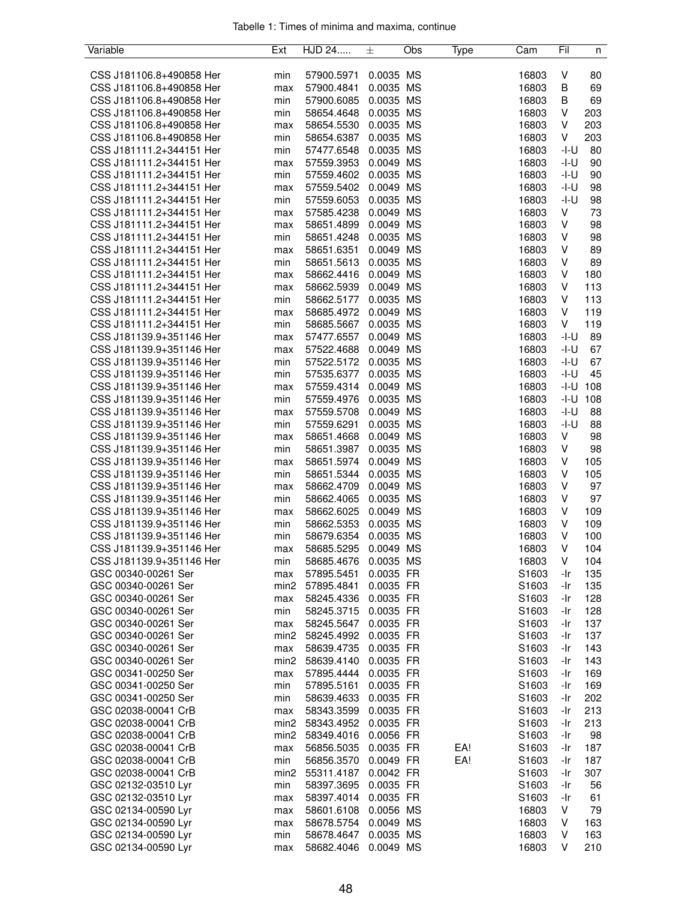Tabelle 1: Times of minima and maxima, continue

| Variable | Ext | HJD 24..... | ± | Obs | Type | Cam | Fil | n |
|---|---|---|---|---|---|---|---|---|
| CSS J181106.8+490858 Her | min | 57900.5971 | 0.0035 | MS | | 16803 | V | 80 |
| CSS J181106.8+490858 Her | max | 57900.4841 | 0.0035 | MS | | 16803 | B | 69 |
| CSS J181106.8+490858 Her | min | 57900.6085 | 0.0035 | MS | | 16803 | B | 69 |
| CSS J181106.8+490858 Her | min | 58654.4648 | 0.0035 | MS | | 16803 | V | 203 |
| CSS J181106.8+490858 Her | max | 58654.5530 | 0.0035 | MS | | 16803 | V | 203 |
| CSS J181106.8+490858 Her | min | 58654.6387 | 0.0035 | MS | | 16803 | V | 203 |
| CSS J181111.2+344151 Her | min | 57477.6548 | 0.0035 | MS | | 16803 | -I-U | 80 |
| CSS J181111.2+344151 Her | max | 57559.3953 | 0.0049 | MS | | 16803 | -I-U | 90 |
| CSS J181111.2+344151 Her | min | 57559.4602 | 0.0035 | MS | | 16803 | -I-U | 90 |
| CSS J181111.2+344151 Her | max | 57559.5402 | 0.0049 | MS | | 16803 | -I-U | 98 |
| CSS J181111.2+344151 Her | min | 57559.6053 | 0.0035 | MS | | 16803 | -I-U | 98 |
| CSS J181111.2+344151 Her | max | 57585.4238 | 0.0049 | MS | | 16803 | V | 73 |
| CSS J181111.2+344151 Her | max | 58651.4899 | 0.0049 | MS | | 16803 | V | 98 |
| CSS J181111.2+344151 Her | min | 58651.4248 | 0.0035 | MS | | 16803 | V | 98 |
| CSS J181111.2+344151 Her | max | 58651.6351 | 0.0049 | MS | | 16803 | V | 89 |
| CSS J181111.2+344151 Her | min | 58651.5613 | 0.0035 | MS | | 16803 | V | 89 |
| CSS J181111.2+344151 Her | max | 58662.4416 | 0.0049 | MS | | 16803 | V | 180 |
| CSS J181111.2+344151 Her | max | 58662.5939 | 0.0049 | MS | | 16803 | V | 113 |
| CSS J181111.2+344151 Her | min | 58662.5177 | 0.0035 | MS | | 16803 | V | 113 |
| CSS J181111.2+344151 Her | max | 58685.4972 | 0.0049 | MS | | 16803 | V | 119 |
| CSS J181111.2+344151 Her | min | 58685.5667 | 0.0035 | MS | | 16803 | V | 119 |
| CSS J181139.9+351146 Her | max | 57477.6557 | 0.0049 | MS | | 16803 | -I-U | 89 |
| CSS J181139.9+351146 Her | max | 57522.4688 | 0.0049 | MS | | 16803 | -I-U | 67 |
| CSS J181139.9+351146 Her | min | 57522.5172 | 0.0035 | MS | | 16803 | -I-U | 67 |
| CSS J181139.9+351146 Her | min | 57535.6377 | 0.0035 | MS | | 16803 | -I-U | 45 |
| CSS J181139.9+351146 Her | max | 57559.4314 | 0.0049 | MS | | 16803 | -I-U | 108 |
| CSS J181139.9+351146 Her | min | 57559.4976 | 0.0035 | MS | | 16803 | -I-U | 108 |
| CSS J181139.9+351146 Her | max | 57559.5708 | 0.0049 | MS | | 16803 | -I-U | 88 |
| CSS J181139.9+351146 Her | min | 57559.6291 | 0.0035 | MS | | 16803 | -I-U | 88 |
| CSS J181139.9+351146 Her | max | 58651.4668 | 0.0049 | MS | | 16803 | V | 98 |
| CSS J181139.9+351146 Her | min | 58651.3987 | 0.0035 | MS | | 16803 | V | 98 |
| CSS J181139.9+351146 Her | max | 58651.5974 | 0.0049 | MS | | 16803 | V | 105 |
| CSS J181139.9+351146 Her | min | 58651.5344 | 0.0035 | MS | | 16803 | V | 105 |
| CSS J181139.9+351146 Her | max | 58662.4709 | 0.0049 | MS | | 16803 | V | 97 |
| CSS J181139.9+351146 Her | min | 58662.4065 | 0.0035 | MS | | 16803 | V | 97 |
| CSS J181139.9+351146 Her | max | 58662.6025 | 0.0049 | MS | | 16803 | V | 109 |
| CSS J181139.9+351146 Her | min | 58662.5353 | 0.0035 | MS | | 16803 | V | 109 |
| CSS J181139.9+351146 Her | min | 58679.6354 | 0.0035 | MS | | 16803 | V | 100 |
| CSS J181139.9+351146 Her | max | 58685.5295 | 0.0049 | MS | | 16803 | V | 104 |
| CSS J181139.9+351146 Her | min | 58685.4676 | 0.0035 | MS | | 16803 | V | 104 |
| GSC 00340-00261 Ser | max | 57895.5451 | 0.0035 | FR | | S1603 | -Ir | 135 |
| GSC 00340-00261 Ser | min2 | 57895.4841 | 0.0035 | FR | | S1603 | -Ir | 135 |
| GSC 00340-00261 Ser | max | 58245.4336 | 0.0035 | FR | | S1603 | -Ir | 128 |
| GSC 00340-00261 Ser | min | 58245.3715 | 0.0035 | FR | | S1603 | -Ir | 128 |
| GSC 00340-00261 Ser | max | 58245.5647 | 0.0035 | FR | | S1603 | -Ir | 137 |
| GSC 00340-00261 Ser | min2 | 58245.4992 | 0.0035 | FR | | S1603 | -Ir | 137 |
| GSC 00340-00261 Ser | max | 58639.4735 | 0.0035 | FR | | S1603 | -Ir | 143 |
| GSC 00340-00261 Ser | min2 | 58639.4140 | 0.0035 | FR | | S1603 | -Ir | 143 |
| GSC 00341-00250 Ser | max | 57895.4444 | 0.0035 | FR | | S1603 | -Ir | 169 |
| GSC 00341-00250 Ser | min | 57895.5161 | 0.0035 | FR | | S1603 | -Ir | 169 |
| GSC 00341-00250 Ser | min | 58639.4633 | 0.0035 | FR | | S1603 | -Ir | 202 |
| GSC 02038-00041 CrB | max | 58343.3599 | 0.0035 | FR | | S1603 | -Ir | 213 |
| GSC 02038-00041 CrB | min2 | 58343.4952 | 0.0035 | FR | | S1603 | -Ir | 213 |
| GSC 02038-00041 CrB | min2 | 58349.4016 | 0.0056 | FR | | S1603 | -Ir | 98 |
| GSC 02038-00041 CrB | max | 56856.5035 | 0.0035 | FR | EA! | S1603 | -Ir | 187 |
| GSC 02038-00041 CrB | min | 56856.3570 | 0.0049 | FR | EA! | S1603 | -Ir | 187 |
| GSC 02038-00041 CrB | min2 | 55311.4187 | 0.0042 | FR | | S1603 | -Ir | 307 |
| GSC 02132-03510 Lyr | min | 58397.3695 | 0.0035 | FR | | S1603 | -Ir | 56 |
| GSC 02132-03510 Lyr | max | 58397.4014 | 0.0035 | FR | | S1603 | -Ir | 61 |
| GSC 02134-00590 Lyr | max | 58601.6108 | 0.0056 | MS | | 16803 | V | 79 |
| GSC 02134-00590 Lyr | max | 58678.5754 | 0.0049 | MS | | 16803 | V | 163 |
| GSC 02134-00590 Lyr | min | 58678.4647 | 0.0035 | MS | | 16803 | V | 163 |
| GSC 02134-00590 Lyr | max | 58682.4046 | 0.0049 | MS | | 16803 | V | 210 |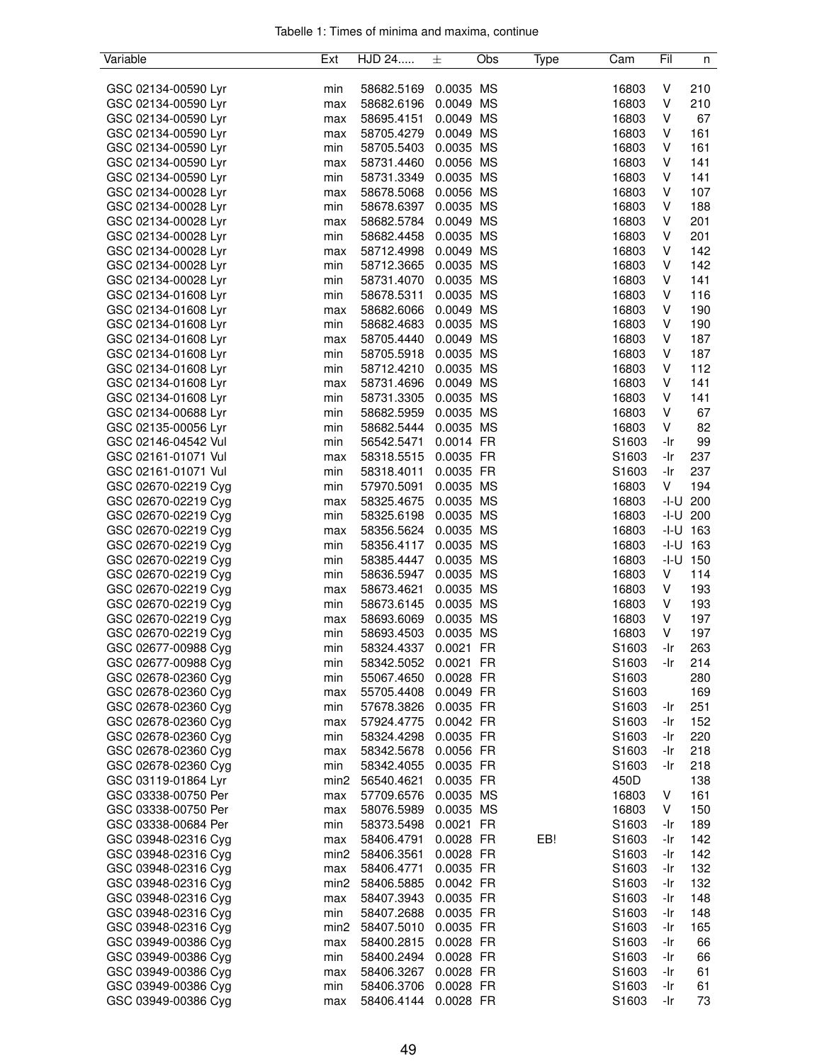Tabelle 1: Times of minima and maxima, continue

| Variable | Ext | HJD 24..... | ± | Obs | Type | Cam | Fil | n |
|---|---|---|---|---|---|---|---|---|
| GSC 02134-00590 Lyr | min | 58682.5169 | 0.0035 | MS | | 16803 | V | 210 |
| GSC 02134-00590 Lyr | max | 58682.6196 | 0.0049 | MS | | 16803 | V | 210 |
| GSC 02134-00590 Lyr | max | 58695.4151 | 0.0049 | MS | | 16803 | V | 67 |
| GSC 02134-00590 Lyr | max | 58705.4279 | 0.0049 | MS | | 16803 | V | 161 |
| GSC 02134-00590 Lyr | min | 58705.5403 | 0.0035 | MS | | 16803 | V | 161 |
| GSC 02134-00590 Lyr | max | 58731.4460 | 0.0056 | MS | | 16803 | V | 141 |
| GSC 02134-00590 Lyr | min | 58731.3349 | 0.0035 | MS | | 16803 | V | 141 |
| GSC 02134-00028 Lyr | max | 58678.5068 | 0.0056 | MS | | 16803 | V | 107 |
| GSC 02134-00028 Lyr | min | 58678.6397 | 0.0035 | MS | | 16803 | V | 188 |
| GSC 02134-00028 Lyr | max | 58682.5784 | 0.0049 | MS | | 16803 | V | 201 |
| GSC 02134-00028 Lyr | min | 58682.4458 | 0.0035 | MS | | 16803 | V | 201 |
| GSC 02134-00028 Lyr | max | 58712.4998 | 0.0049 | MS | | 16803 | V | 142 |
| GSC 02134-00028 Lyr | min | 58712.3665 | 0.0035 | MS | | 16803 | V | 142 |
| GSC 02134-00028 Lyr | min | 58731.4070 | 0.0035 | MS | | 16803 | V | 141 |
| GSC 02134-01608 Lyr | min | 58678.5311 | 0.0035 | MS | | 16803 | V | 116 |
| GSC 02134-01608 Lyr | max | 58682.6066 | 0.0049 | MS | | 16803 | V | 190 |
| GSC 02134-01608 Lyr | min | 58682.4683 | 0.0035 | MS | | 16803 | V | 190 |
| GSC 02134-01608 Lyr | max | 58705.4440 | 0.0049 | MS | | 16803 | V | 187 |
| GSC 02134-01608 Lyr | min | 58705.5918 | 0.0035 | MS | | 16803 | V | 187 |
| GSC 02134-01608 Lyr | min | 58712.4210 | 0.0035 | MS | | 16803 | V | 112 |
| GSC 02134-01608 Lyr | max | 58731.4696 | 0.0049 | MS | | 16803 | V | 141 |
| GSC 02134-01608 Lyr | min | 58731.3305 | 0.0035 | MS | | 16803 | V | 141 |
| GSC 02134-00688 Lyr | min | 58682.5959 | 0.0035 | MS | | 16803 | V | 67 |
| GSC 02135-00056 Lyr | min | 58682.5444 | 0.0035 | MS | | 16803 | V | 82 |
| GSC 02146-04542 Vul | min | 56542.5471 | 0.0014 | FR | | S1603 | -Ir | 99 |
| GSC 02161-01071 Vul | max | 58318.5515 | 0.0035 | FR | | S1603 | -Ir | 237 |
| GSC 02161-01071 Vul | min | 58318.4011 | 0.0035 | FR | | S1603 | -Ir | 237 |
| GSC 02670-02219 Cyg | min | 57970.5091 | 0.0035 | MS | | 16803 | V | 194 |
| GSC 02670-02219 Cyg | max | 58325.4675 | 0.0035 | MS | | 16803 | -I-U | 200 |
| GSC 02670-02219 Cyg | min | 58325.6198 | 0.0035 | MS | | 16803 | -I-U | 200 |
| GSC 02670-02219 Cyg | max | 58356.5624 | 0.0035 | MS | | 16803 | -I-U | 163 |
| GSC 02670-02219 Cyg | min | 58356.4117 | 0.0035 | MS | | 16803 | -I-U | 163 |
| GSC 02670-02219 Cyg | min | 58385.4447 | 0.0035 | MS | | 16803 | -I-U | 150 |
| GSC 02670-02219 Cyg | min | 58636.5947 | 0.0035 | MS | | 16803 | V | 114 |
| GSC 02670-02219 Cyg | max | 58673.4621 | 0.0035 | MS | | 16803 | V | 193 |
| GSC 02670-02219 Cyg | min | 58673.6145 | 0.0035 | MS | | 16803 | V | 193 |
| GSC 02670-02219 Cyg | max | 58693.6069 | 0.0035 | MS | | 16803 | V | 197 |
| GSC 02670-02219 Cyg | min | 58693.4503 | 0.0035 | MS | | 16803 | V | 197 |
| GSC 02677-00988 Cyg | min | 58324.4337 | 0.0021 | FR | | S1603 | -Ir | 263 |
| GSC 02677-00988 Cyg | min | 58342.5052 | 0.0021 | FR | | S1603 | -Ir | 214 |
| GSC 02678-02360 Cyg | min | 55067.4650 | 0.0028 | FR | | S1603 | | 280 |
| GSC 02678-02360 Cyg | max | 55705.4408 | 0.0049 | FR | | S1603 | | 169 |
| GSC 02678-02360 Cyg | min | 57678.3826 | 0.0035 | FR | | S1603 | -Ir | 251 |
| GSC 02678-02360 Cyg | max | 57924.4775 | 0.0042 | FR | | S1603 | -Ir | 152 |
| GSC 02678-02360 Cyg | min | 58324.4298 | 0.0035 | FR | | S1603 | -Ir | 220 |
| GSC 02678-02360 Cyg | max | 58342.5678 | 0.0056 | FR | | S1603 | -Ir | 218 |
| GSC 02678-02360 Cyg | min | 58342.4055 | 0.0035 | FR | | S1603 | -Ir | 218 |
| GSC 03119-01864 Lyr | min2 | 56540.4621 | 0.0035 | FR | | 450D | | 138 |
| GSC 03338-00750 Per | max | 57709.6576 | 0.0035 | MS | | 16803 | V | 161 |
| GSC 03338-00750 Per | max | 58076.5989 | 0.0035 | MS | | 16803 | V | 150 |
| GSC 03338-00684 Per | min | 58373.5498 | 0.0021 | FR | | S1603 | -Ir | 189 |
| GSC 03948-02316 Cyg | max | 58406.4791 | 0.0028 | FR | EB! | S1603 | -Ir | 142 |
| GSC 03948-02316 Cyg | min2 | 58406.3561 | 0.0028 | FR | | S1603 | -Ir | 142 |
| GSC 03948-02316 Cyg | max | 58406.4771 | 0.0035 | FR | | S1603 | -Ir | 132 |
| GSC 03948-02316 Cyg | min2 | 58406.5885 | 0.0042 | FR | | S1603 | -Ir | 132 |
| GSC 03948-02316 Cyg | max | 58407.3943 | 0.0035 | FR | | S1603 | -Ir | 148 |
| GSC 03948-02316 Cyg | min | 58407.2688 | 0.0035 | FR | | S1603 | -Ir | 148 |
| GSC 03948-02316 Cyg | min2 | 58407.5010 | 0.0035 | FR | | S1603 | -Ir | 165 |
| GSC 03949-00386 Cyg | max | 58400.2815 | 0.0028 | FR | | S1603 | -Ir | 66 |
| GSC 03949-00386 Cyg | min | 58400.2494 | 0.0028 | FR | | S1603 | -Ir | 66 |
| GSC 03949-00386 Cyg | max | 58406.3267 | 0.0028 | FR | | S1603 | -Ir | 61 |
| GSC 03949-00386 Cyg | min | 58406.3706 | 0.0028 | FR | | S1603 | -Ir | 61 |
| GSC 03949-00386 Cyg | max | 58406.4144 | 0.0028 | FR | | S1603 | -Ir | 73 |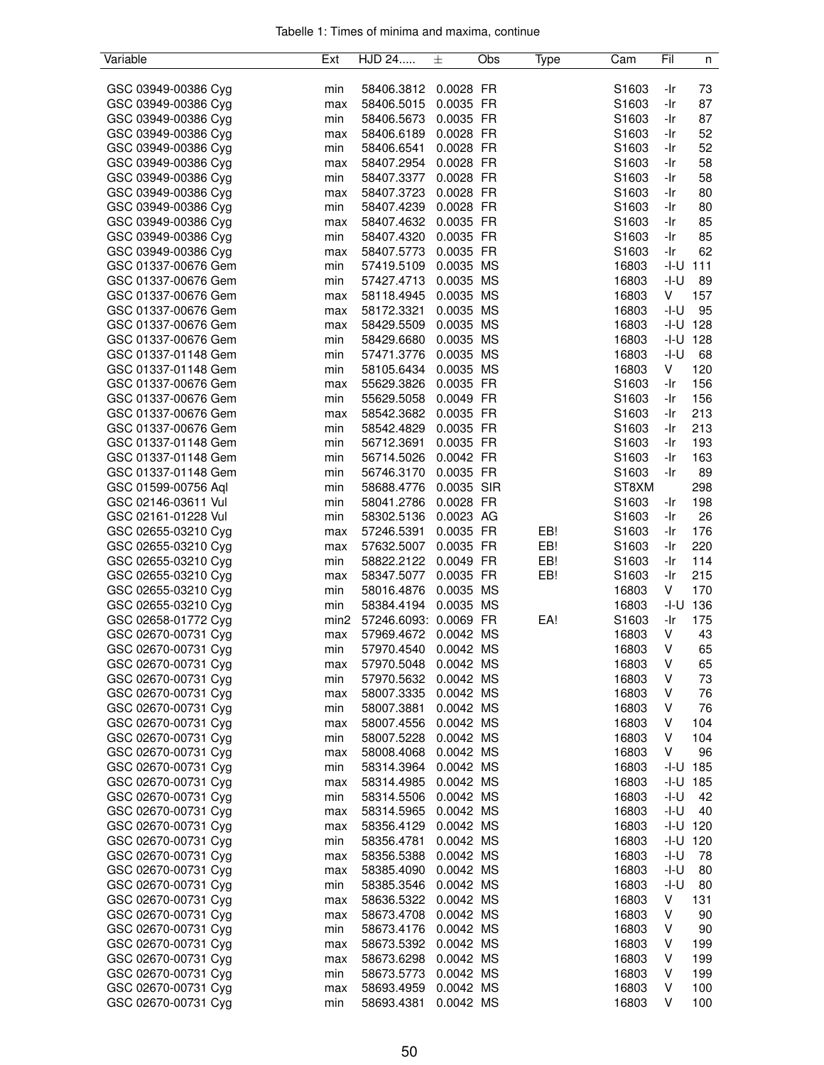Tabelle 1: Times of minima and maxima, continue

| Variable | Ext | HJD 24..... | ± | Obs | Type | Cam | Fil | n |
|---|---|---|---|---|---|---|---|---|
| GSC 03949-00386 Cyg | min | 58406.3812 | 0.0028 | FR | | S1603 | -Ir | 73 |
| GSC 03949-00386 Cyg | max | 58406.5015 | 0.0035 | FR | | S1603 | -Ir | 87 |
| GSC 03949-00386 Cyg | min | 58406.5673 | 0.0035 | FR | | S1603 | -Ir | 87 |
| GSC 03949-00386 Cyg | max | 58406.6189 | 0.0028 | FR | | S1603 | -Ir | 52 |
| GSC 03949-00386 Cyg | min | 58406.6541 | 0.0028 | FR | | S1603 | -Ir | 52 |
| GSC 03949-00386 Cyg | max | 58407.2954 | 0.0028 | FR | | S1603 | -Ir | 58 |
| GSC 03949-00386 Cyg | min | 58407.3377 | 0.0028 | FR | | S1603 | -Ir | 58 |
| GSC 03949-00386 Cyg | max | 58407.3723 | 0.0028 | FR | | S1603 | -Ir | 80 |
| GSC 03949-00386 Cyg | min | 58407.4239 | 0.0028 | FR | | S1603 | -Ir | 80 |
| GSC 03949-00386 Cyg | max | 58407.4632 | 0.0035 | FR | | S1603 | -Ir | 85 |
| GSC 03949-00386 Cyg | min | 58407.4320 | 0.0035 | FR | | S1603 | -Ir | 85 |
| GSC 03949-00386 Cyg | max | 58407.5773 | 0.0035 | FR | | S1603 | -Ir | 62 |
| GSC 01337-00676 Gem | min | 57419.5109 | 0.0035 | MS | | 16803 | -I-U | 111 |
| GSC 01337-00676 Gem | min | 57427.4713 | 0.0035 | MS | | 16803 | -I-U | 89 |
| GSC 01337-00676 Gem | max | 58118.4945 | 0.0035 | MS | | 16803 | V | 157 |
| GSC 01337-00676 Gem | max | 58172.3321 | 0.0035 | MS | | 16803 | -I-U | 95 |
| GSC 01337-00676 Gem | max | 58429.5509 | 0.0035 | MS | | 16803 | -I-U | 128 |
| GSC 01337-00676 Gem | min | 58429.6680 | 0.0035 | MS | | 16803 | -I-U | 128 |
| GSC 01337-01148 Gem | min | 57471.3776 | 0.0035 | MS | | 16803 | -I-U | 68 |
| GSC 01337-01148 Gem | min | 58105.6434 | 0.0035 | MS | | 16803 | V | 120 |
| GSC 01337-00676 Gem | max | 55629.3826 | 0.0035 | FR | | S1603 | -Ir | 156 |
| GSC 01337-00676 Gem | min | 55629.5058 | 0.0049 | FR | | S1603 | -Ir | 156 |
| GSC 01337-00676 Gem | max | 58542.3682 | 0.0035 | FR | | S1603 | -Ir | 213 |
| GSC 01337-00676 Gem | min | 58542.4829 | 0.0035 | FR | | S1603 | -Ir | 213 |
| GSC 01337-01148 Gem | min | 56712.3691 | 0.0035 | FR | | S1603 | -Ir | 193 |
| GSC 01337-01148 Gem | min | 56714.5026 | 0.0042 | FR | | S1603 | -Ir | 163 |
| GSC 01337-01148 Gem | min | 56746.3170 | 0.0035 | FR | | S1603 | -Ir | 89 |
| GSC 01599-00756 Aql | min | 58688.4776 | 0.0035 | SIR | | ST8XM | | 298 |
| GSC 02146-03611 Vul | min | 58041.2786 | 0.0028 | FR | | S1603 | -Ir | 198 |
| GSC 02161-01228 Vul | min | 58302.5136 | 0.0023 | AG | | S1603 | -Ir | 26 |
| GSC 02655-03210 Cyg | max | 57246.5391 | 0.0035 | FR | EB! | S1603 | -Ir | 176 |
| GSC 02655-03210 Cyg | max | 57632.5007 | 0.0035 | FR | EB! | S1603 | -Ir | 220 |
| GSC 02655-03210 Cyg | min | 58822.2122 | 0.0049 | FR | EB! | S1603 | -Ir | 114 |
| GSC 02655-03210 Cyg | max | 58347.5077 | 0.0035 | FR | EB! | S1603 | -Ir | 215 |
| GSC 02655-03210 Cyg | min | 58016.4876 | 0.0035 | MS | | 16803 | V | 170 |
| GSC 02655-03210 Cyg | min | 58384.4194 | 0.0035 | MS | | 16803 | -I-U | 136 |
| GSC 02658-01772 Cyg | min2 | 57246.6093: | 0.0069 | FR | EA! | S1603 | -Ir | 175 |
| GSC 02670-00731 Cyg | max | 57969.4672 | 0.0042 | MS | | 16803 | V | 43 |
| GSC 02670-00731 Cyg | min | 57970.4540 | 0.0042 | MS | | 16803 | V | 65 |
| GSC 02670-00731 Cyg | max | 57970.5048 | 0.0042 | MS | | 16803 | V | 65 |
| GSC 02670-00731 Cyg | min | 57970.5632 | 0.0042 | MS | | 16803 | V | 73 |
| GSC 02670-00731 Cyg | max | 58007.3335 | 0.0042 | MS | | 16803 | V | 76 |
| GSC 02670-00731 Cyg | min | 58007.3881 | 0.0042 | MS | | 16803 | V | 76 |
| GSC 02670-00731 Cyg | max | 58007.4556 | 0.0042 | MS | | 16803 | V | 104 |
| GSC 02670-00731 Cyg | min | 58007.5228 | 0.0042 | MS | | 16803 | V | 104 |
| GSC 02670-00731 Cyg | max | 58008.4068 | 0.0042 | MS | | 16803 | V | 96 |
| GSC 02670-00731 Cyg | min | 58314.3964 | 0.0042 | MS | | 16803 | -I-U | 185 |
| GSC 02670-00731 Cyg | max | 58314.4985 | 0.0042 | MS | | 16803 | -I-U | 185 |
| GSC 02670-00731 Cyg | min | 58314.5506 | 0.0042 | MS | | 16803 | -I-U | 42 |
| GSC 02670-00731 Cyg | max | 58314.5965 | 0.0042 | MS | | 16803 | -I-U | 40 |
| GSC 02670-00731 Cyg | max | 58356.4129 | 0.0042 | MS | | 16803 | -I-U | 120 |
| GSC 02670-00731 Cyg | min | 58356.4781 | 0.0042 | MS | | 16803 | -I-U | 120 |
| GSC 02670-00731 Cyg | max | 58356.5388 | 0.0042 | MS | | 16803 | -I-U | 78 |
| GSC 02670-00731 Cyg | max | 58385.4090 | 0.0042 | MS | | 16803 | -I-U | 80 |
| GSC 02670-00731 Cyg | min | 58385.3546 | 0.0042 | MS | | 16803 | -I-U | 80 |
| GSC 02670-00731 Cyg | max | 58636.5322 | 0.0042 | MS | | 16803 | V | 131 |
| GSC 02670-00731 Cyg | max | 58673.4708 | 0.0042 | MS | | 16803 | V | 90 |
| GSC 02670-00731 Cyg | min | 58673.4176 | 0.0042 | MS | | 16803 | V | 90 |
| GSC 02670-00731 Cyg | max | 58673.5392 | 0.0042 | MS | | 16803 | V | 199 |
| GSC 02670-00731 Cyg | max | 58673.6298 | 0.0042 | MS | | 16803 | V | 199 |
| GSC 02670-00731 Cyg | min | 58673.5773 | 0.0042 | MS | | 16803 | V | 199 |
| GSC 02670-00731 Cyg | max | 58693.4959 | 0.0042 | MS | | 16803 | V | 100 |
| GSC 02670-00731 Cyg | min | 58693.4381 | 0.0042 | MS | | 16803 | V | 100 |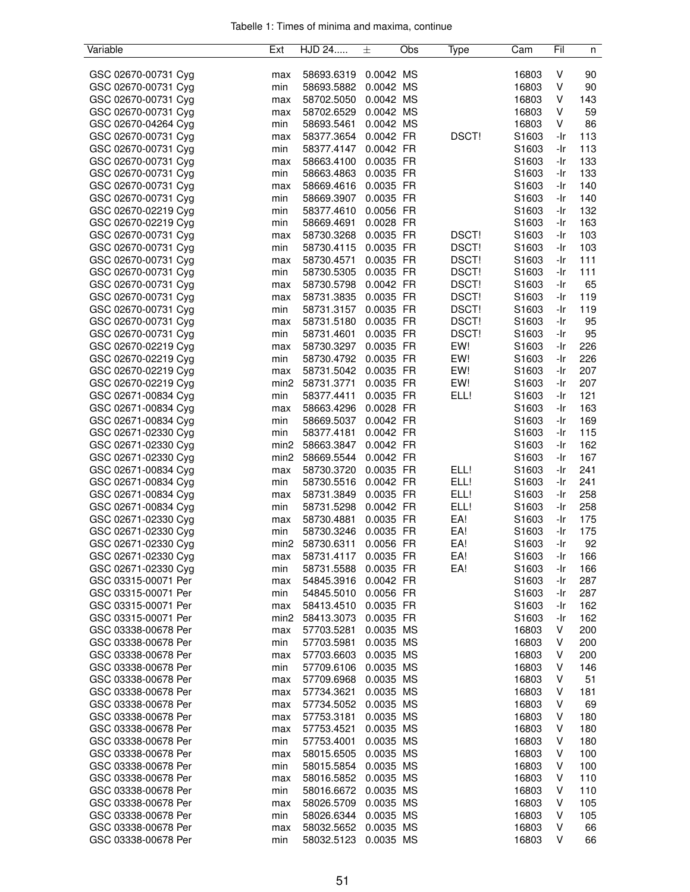Tabelle 1: Times of minima and maxima, continue

| Variable | Ext | HJD 24..... | ± | Obs | Type | Cam | Fil | n |
|---|---|---|---|---|---|---|---|---|
| GSC 02670-00731 Cyg | max | 58693.6319 | 0.0042 | MS | | 16803 | V | 90 |
| GSC 02670-00731 Cyg | min | 58693.5882 | 0.0042 | MS | | 16803 | V | 90 |
| GSC 02670-00731 Cyg | max | 58702.5050 | 0.0042 | MS | | 16803 | V | 143 |
| GSC 02670-00731 Cyg | max | 58702.6529 | 0.0042 | MS | | 16803 | V | 59 |
| GSC 02670-04264 Cyg | min | 58693.5461 | 0.0042 | MS | | 16803 | V | 86 |
| GSC 02670-00731 Cyg | max | 58377.3654 | 0.0042 | FR | DSCT! | S1603 | -Ir | 113 |
| GSC 02670-00731 Cyg | min | 58377.4147 | 0.0042 | FR | | S1603 | -Ir | 113 |
| GSC 02670-00731 Cyg | max | 58663.4100 | 0.0035 | FR | | S1603 | -Ir | 133 |
| GSC 02670-00731 Cyg | min | 58663.4863 | 0.0035 | FR | | S1603 | -Ir | 133 |
| GSC 02670-00731 Cyg | max | 58669.4616 | 0.0035 | FR | | S1603 | -Ir | 140 |
| GSC 02670-00731 Cyg | min | 58669.3907 | 0.0035 | FR | | S1603 | -Ir | 140 |
| GSC 02670-02219 Cyg | min | 58377.4610 | 0.0056 | FR | | S1603 | -Ir | 132 |
| GSC 02670-02219 Cyg | min | 58669.4691 | 0.0028 | FR | | S1603 | -Ir | 163 |
| GSC 02670-00731 Cyg | max | 58730.3268 | 0.0035 | FR | DSCT! | S1603 | -Ir | 103 |
| GSC 02670-00731 Cyg | min | 58730.4115 | 0.0035 | FR | DSCT! | S1603 | -Ir | 103 |
| GSC 02670-00731 Cyg | max | 58730.4571 | 0.0035 | FR | DSCT! | S1603 | -Ir | 111 |
| GSC 02670-00731 Cyg | min | 58730.5305 | 0.0035 | FR | DSCT! | S1603 | -Ir | 111 |
| GSC 02670-00731 Cyg | max | 58730.5798 | 0.0042 | FR | DSCT! | S1603 | -Ir | 65 |
| GSC 02670-00731 Cyg | max | 58731.3835 | 0.0035 | FR | DSCT! | S1603 | -Ir | 119 |
| GSC 02670-00731 Cyg | min | 58731.3157 | 0.0035 | FR | DSCT! | S1603 | -Ir | 119 |
| GSC 02670-00731 Cyg | max | 58731.5180 | 0.0035 | FR | DSCT! | S1603 | -Ir | 95 |
| GSC 02670-00731 Cyg | min | 58731.4601 | 0.0035 | FR | DSCT! | S1603 | -Ir | 95 |
| GSC 02670-02219 Cyg | max | 58730.3297 | 0.0035 | FR | EW! | S1603 | -Ir | 226 |
| GSC 02670-02219 Cyg | min | 58730.4792 | 0.0035 | FR | EW! | S1603 | -Ir | 226 |
| GSC 02670-02219 Cyg | max | 58731.5042 | 0.0035 | FR | EW! | S1603 | -Ir | 207 |
| GSC 02670-02219 Cyg | min2 | 58731.3771 | 0.0035 | FR | EW! | S1603 | -Ir | 207 |
| GSC 02671-00834 Cyg | min | 58377.4411 | 0.0035 | FR | ELL! | S1603 | -Ir | 121 |
| GSC 02671-00834 Cyg | max | 58663.4296 | 0.0028 | FR | | S1603 | -Ir | 163 |
| GSC 02671-00834 Cyg | min | 58669.5037 | 0.0042 | FR | | S1603 | -Ir | 169 |
| GSC 02671-02330 Cyg | min | 58377.4181 | 0.0042 | FR | | S1603 | -Ir | 115 |
| GSC 02671-02330 Cyg | min2 | 58663.3847 | 0.0042 | FR | | S1603 | -Ir | 162 |
| GSC 02671-02330 Cyg | min2 | 58669.5544 | 0.0042 | FR | | S1603 | -Ir | 167 |
| GSC 02671-00834 Cyg | max | 58730.3720 | 0.0035 | FR | ELL! | S1603 | -Ir | 241 |
| GSC 02671-00834 Cyg | min | 58730.5516 | 0.0042 | FR | ELL! | S1603 | -Ir | 241 |
| GSC 02671-00834 Cyg | max | 58731.3849 | 0.0035 | FR | ELL! | S1603 | -Ir | 258 |
| GSC 02671-00834 Cyg | min | 58731.5298 | 0.0042 | FR | ELL! | S1603 | -Ir | 258 |
| GSC 02671-02330 Cyg | max | 58730.4881 | 0.0035 | FR | EA! | S1603 | -Ir | 175 |
| GSC 02671-02330 Cyg | min | 58730.3246 | 0.0035 | FR | EA! | S1603 | -Ir | 175 |
| GSC 02671-02330 Cyg | min2 | 58730.6311 | 0.0056 | FR | EA! | S1603 | -Ir | 92 |
| GSC 02671-02330 Cyg | max | 58731.4117 | 0.0035 | FR | EA! | S1603 | -Ir | 166 |
| GSC 02671-02330 Cyg | min | 58731.5588 | 0.0035 | FR | EA! | S1603 | -Ir | 166 |
| GSC 03315-00071 Per | max | 54845.3916 | 0.0042 | FR | | S1603 | -Ir | 287 |
| GSC 03315-00071 Per | min | 54845.5010 | 0.0056 | FR | | S1603 | -Ir | 287 |
| GSC 03315-00071 Per | max | 58413.4510 | 0.0035 | FR | | S1603 | -Ir | 162 |
| GSC 03315-00071 Per | min2 | 58413.3073 | 0.0035 | FR | | S1603 | -Ir | 162 |
| GSC 03338-00678 Per | max | 57703.5281 | 0.0035 | MS | | 16803 | V | 200 |
| GSC 03338-00678 Per | min | 57703.5981 | 0.0035 | MS | | 16803 | V | 200 |
| GSC 03338-00678 Per | max | 57703.6603 | 0.0035 | MS | | 16803 | V | 200 |
| GSC 03338-00678 Per | min | 57709.6106 | 0.0035 | MS | | 16803 | V | 146 |
| GSC 03338-00678 Per | max | 57709.6968 | 0.0035 | MS | | 16803 | V | 51 |
| GSC 03338-00678 Per | max | 57734.3621 | 0.0035 | MS | | 16803 | V | 181 |
| GSC 03338-00678 Per | max | 57734.5052 | 0.0035 | MS | | 16803 | V | 69 |
| GSC 03338-00678 Per | max | 57753.3181 | 0.0035 | MS | | 16803 | V | 180 |
| GSC 03338-00678 Per | max | 57753.4521 | 0.0035 | MS | | 16803 | V | 180 |
| GSC 03338-00678 Per | min | 57753.4001 | 0.0035 | MS | | 16803 | V | 180 |
| GSC 03338-00678 Per | max | 58015.6505 | 0.0035 | MS | | 16803 | V | 100 |
| GSC 03338-00678 Per | min | 58015.5854 | 0.0035 | MS | | 16803 | V | 100 |
| GSC 03338-00678 Per | max | 58016.5852 | 0.0035 | MS | | 16803 | V | 110 |
| GSC 03338-00678 Per | min | 58016.6672 | 0.0035 | MS | | 16803 | V | 110 |
| GSC 03338-00678 Per | max | 58026.5709 | 0.0035 | MS | | 16803 | V | 105 |
| GSC 03338-00678 Per | min | 58026.6344 | 0.0035 | MS | | 16803 | V | 105 |
| GSC 03338-00678 Per | max | 58032.5652 | 0.0035 | MS | | 16803 | V | 66 |
| GSC 03338-00678 Per | min | 58032.5123 | 0.0035 | MS | | 16803 | V | 66 |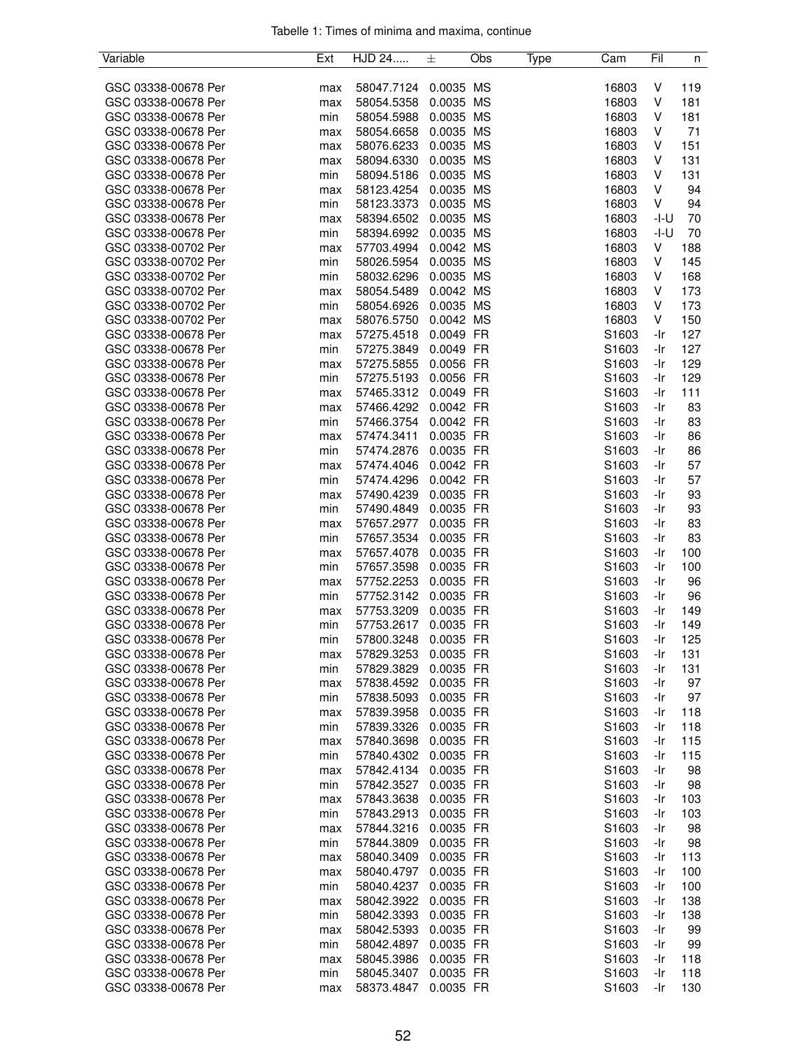Tabelle 1: Times of minima and maxima, continue

| Variable | Ext | HJD 24..... | ± | Obs | Type | Cam | Fil | n |
|---|---|---|---|---|---|---|---|---|
| GSC 03338-00678 Per | max | 58047.7124 | 0.0035 | MS | | 16803 | V | 119 |
| GSC 03338-00678 Per | max | 58054.5358 | 0.0035 | MS | | 16803 | V | 181 |
| GSC 03338-00678 Per | min | 58054.5988 | 0.0035 | MS | | 16803 | V | 181 |
| GSC 03338-00678 Per | max | 58054.6658 | 0.0035 | MS | | 16803 | V | 71 |
| GSC 03338-00678 Per | max | 58076.6233 | 0.0035 | MS | | 16803 | V | 151 |
| GSC 03338-00678 Per | max | 58094.6330 | 0.0035 | MS | | 16803 | V | 131 |
| GSC 03338-00678 Per | min | 58094.5186 | 0.0035 | MS | | 16803 | V | 131 |
| GSC 03338-00678 Per | max | 58123.4254 | 0.0035 | MS | | 16803 | V | 94 |
| GSC 03338-00678 Per | min | 58123.3373 | 0.0035 | MS | | 16803 | V | 94 |
| GSC 03338-00678 Per | max | 58394.6502 | 0.0035 | MS | | 16803 | -I-U | 70 |
| GSC 03338-00678 Per | min | 58394.6992 | 0.0035 | MS | | 16803 | -I-U | 70 |
| GSC 03338-00702 Per | max | 57703.4994 | 0.0042 | MS | | 16803 | V | 188 |
| GSC 03338-00702 Per | min | 58026.5954 | 0.0035 | MS | | 16803 | V | 145 |
| GSC 03338-00702 Per | min | 58032.6296 | 0.0035 | MS | | 16803 | V | 168 |
| GSC 03338-00702 Per | max | 58054.5489 | 0.0042 | MS | | 16803 | V | 173 |
| GSC 03338-00702 Per | min | 58054.6926 | 0.0035 | MS | | 16803 | V | 173 |
| GSC 03338-00702 Per | max | 58076.5750 | 0.0042 | MS | | 16803 | V | 150 |
| GSC 03338-00678 Per | max | 57275.4518 | 0.0049 | FR | | S1603 | -Ir | 127 |
| GSC 03338-00678 Per | min | 57275.3849 | 0.0049 | FR | | S1603 | -Ir | 127 |
| GSC 03338-00678 Per | max | 57275.5855 | 0.0056 | FR | | S1603 | -Ir | 129 |
| GSC 03338-00678 Per | min | 57275.5193 | 0.0056 | FR | | S1603 | -Ir | 129 |
| GSC 03338-00678 Per | max | 57465.3312 | 0.0049 | FR | | S1603 | -Ir | 111 |
| GSC 03338-00678 Per | max | 57466.4292 | 0.0042 | FR | | S1603 | -Ir | 83 |
| GSC 03338-00678 Per | min | 57466.3754 | 0.0042 | FR | | S1603 | -Ir | 83 |
| GSC 03338-00678 Per | max | 57474.3411 | 0.0035 | FR | | S1603 | -Ir | 86 |
| GSC 03338-00678 Per | min | 57474.2876 | 0.0035 | FR | | S1603 | -Ir | 86 |
| GSC 03338-00678 Per | max | 57474.4046 | 0.0042 | FR | | S1603 | -Ir | 57 |
| GSC 03338-00678 Per | min | 57474.4296 | 0.0042 | FR | | S1603 | -Ir | 57 |
| GSC 03338-00678 Per | max | 57490.4239 | 0.0035 | FR | | S1603 | -Ir | 93 |
| GSC 03338-00678 Per | min | 57490.4849 | 0.0035 | FR | | S1603 | -Ir | 93 |
| GSC 03338-00678 Per | max | 57657.2977 | 0.0035 | FR | | S1603 | -Ir | 83 |
| GSC 03338-00678 Per | min | 57657.3534 | 0.0035 | FR | | S1603 | -Ir | 83 |
| GSC 03338-00678 Per | max | 57657.4078 | 0.0035 | FR | | S1603 | -Ir | 100 |
| GSC 03338-00678 Per | min | 57657.3598 | 0.0035 | FR | | S1603 | -Ir | 100 |
| GSC 03338-00678 Per | max | 57752.2253 | 0.0035 | FR | | S1603 | -Ir | 96 |
| GSC 03338-00678 Per | min | 57752.3142 | 0.0035 | FR | | S1603 | -Ir | 96 |
| GSC 03338-00678 Per | max | 57753.3209 | 0.0035 | FR | | S1603 | -Ir | 149 |
| GSC 03338-00678 Per | min | 57753.2617 | 0.0035 | FR | | S1603 | -Ir | 149 |
| GSC 03338-00678 Per | min | 57800.3248 | 0.0035 | FR | | S1603 | -Ir | 125 |
| GSC 03338-00678 Per | max | 57829.3253 | 0.0035 | FR | | S1603 | -Ir | 131 |
| GSC 03338-00678 Per | min | 57829.3829 | 0.0035 | FR | | S1603 | -Ir | 131 |
| GSC 03338-00678 Per | max | 57838.4592 | 0.0035 | FR | | S1603 | -Ir | 97 |
| GSC 03338-00678 Per | min | 57838.5093 | 0.0035 | FR | | S1603 | -Ir | 97 |
| GSC 03338-00678 Per | max | 57839.3958 | 0.0035 | FR | | S1603 | -Ir | 118 |
| GSC 03338-00678 Per | min | 57839.3326 | 0.0035 | FR | | S1603 | -Ir | 118 |
| GSC 03338-00678 Per | max | 57840.3698 | 0.0035 | FR | | S1603 | -Ir | 115 |
| GSC 03338-00678 Per | min | 57840.4302 | 0.0035 | FR | | S1603 | -Ir | 115 |
| GSC 03338-00678 Per | max | 57842.4134 | 0.0035 | FR | | S1603 | -Ir | 98 |
| GSC 03338-00678 Per | min | 57842.3527 | 0.0035 | FR | | S1603 | -Ir | 98 |
| GSC 03338-00678 Per | max | 57843.3638 | 0.0035 | FR | | S1603 | -Ir | 103 |
| GSC 03338-00678 Per | min | 57843.2913 | 0.0035 | FR | | S1603 | -Ir | 103 |
| GSC 03338-00678 Per | max | 57844.3216 | 0.0035 | FR | | S1603 | -Ir | 98 |
| GSC 03338-00678 Per | min | 57844.3809 | 0.0035 | FR | | S1603 | -Ir | 98 |
| GSC 03338-00678 Per | max | 58040.3409 | 0.0035 | FR | | S1603 | -Ir | 113 |
| GSC 03338-00678 Per | max | 58040.4797 | 0.0035 | FR | | S1603 | -Ir | 100 |
| GSC 03338-00678 Per | min | 58040.4237 | 0.0035 | FR | | S1603 | -Ir | 100 |
| GSC 03338-00678 Per | max | 58042.3922 | 0.0035 | FR | | S1603 | -Ir | 138 |
| GSC 03338-00678 Per | min | 58042.3393 | 0.0035 | FR | | S1603 | -Ir | 138 |
| GSC 03338-00678 Per | max | 58042.5393 | 0.0035 | FR | | S1603 | -Ir | 99 |
| GSC 03338-00678 Per | min | 58042.4897 | 0.0035 | FR | | S1603 | -Ir | 99 |
| GSC 03338-00678 Per | max | 58045.3986 | 0.0035 | FR | | S1603 | -Ir | 118 |
| GSC 03338-00678 Per | min | 58045.3407 | 0.0035 | FR | | S1603 | -Ir | 118 |
| GSC 03338-00678 Per | max | 58373.4847 | 0.0035 | FR | | S1603 | -Ir | 130 |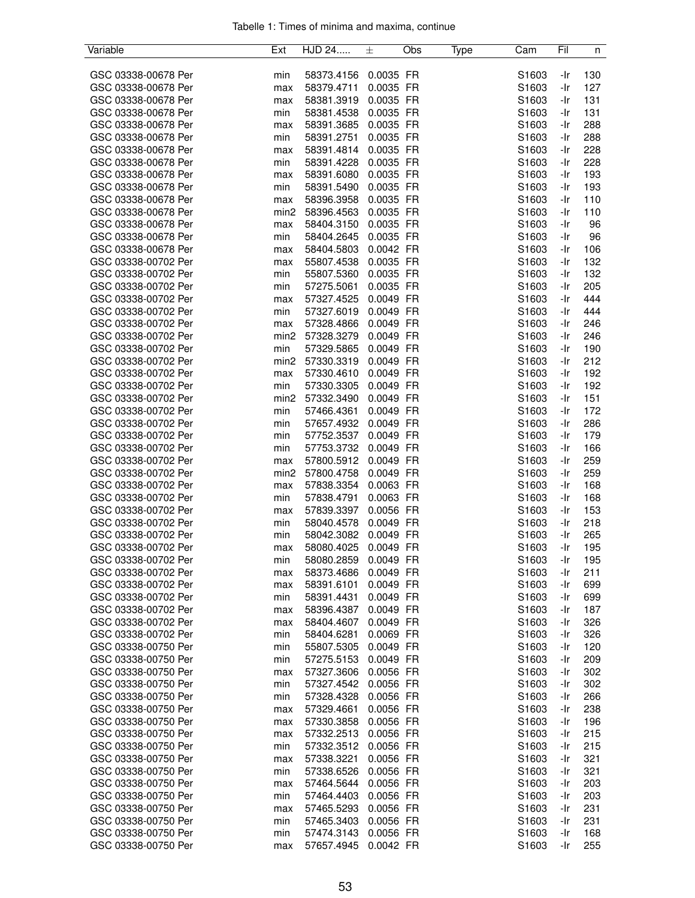Tabelle 1: Times of minima and maxima, continue

| Variable | Ext | HJD 24..... | ± | Obs | Type | Cam | Fil | n |
|---|---|---|---|---|---|---|---|---|
| GSC 03338-00678 Per | min | 58373.4156 | 0.0035 | FR | | S1603 | -Ir | 130 |
| GSC 03338-00678 Per | max | 58379.4711 | 0.0035 | FR | | S1603 | -Ir | 127 |
| GSC 03338-00678 Per | max | 58381.3919 | 0.0035 | FR | | S1603 | -Ir | 131 |
| GSC 03338-00678 Per | min | 58381.4538 | 0.0035 | FR | | S1603 | -Ir | 131 |
| GSC 03338-00678 Per | max | 58391.3685 | 0.0035 | FR | | S1603 | -Ir | 288 |
| GSC 03338-00678 Per | min | 58391.2751 | 0.0035 | FR | | S1603 | -Ir | 288 |
| GSC 03338-00678 Per | max | 58391.4814 | 0.0035 | FR | | S1603 | -Ir | 228 |
| GSC 03338-00678 Per | min | 58391.4228 | 0.0035 | FR | | S1603 | -Ir | 228 |
| GSC 03338-00678 Per | max | 58391.6080 | 0.0035 | FR | | S1603 | -Ir | 193 |
| GSC 03338-00678 Per | min | 58391.5490 | 0.0035 | FR | | S1603 | -Ir | 193 |
| GSC 03338-00678 Per | max | 58396.3958 | 0.0035 | FR | | S1603 | -Ir | 110 |
| GSC 03338-00678 Per | min2 | 58396.4563 | 0.0035 | FR | | S1603 | -Ir | 110 |
| GSC 03338-00678 Per | max | 58404.3150 | 0.0035 | FR | | S1603 | -Ir | 96 |
| GSC 03338-00678 Per | min | 58404.2645 | 0.0035 | FR | | S1603 | -Ir | 96 |
| GSC 03338-00678 Per | max | 58404.5803 | 0.0042 | FR | | S1603 | -Ir | 106 |
| GSC 03338-00702 Per | max | 55807.4538 | 0.0035 | FR | | S1603 | -Ir | 132 |
| GSC 03338-00702 Per | min | 55807.5360 | 0.0035 | FR | | S1603 | -Ir | 132 |
| GSC 03338-00702 Per | min | 57275.5061 | 0.0035 | FR | | S1603 | -Ir | 205 |
| GSC 03338-00702 Per | max | 57327.4525 | 0.0049 | FR | | S1603 | -Ir | 444 |
| GSC 03338-00702 Per | min | 57327.6019 | 0.0049 | FR | | S1603 | -Ir | 444 |
| GSC 03338-00702 Per | max | 57328.4866 | 0.0049 | FR | | S1603 | -Ir | 246 |
| GSC 03338-00702 Per | min2 | 57328.3279 | 0.0049 | FR | | S1603 | -Ir | 246 |
| GSC 03338-00702 Per | min | 57329.5865 | 0.0049 | FR | | S1603 | -Ir | 190 |
| GSC 03338-00702 Per | min2 | 57330.3319 | 0.0049 | FR | | S1603 | -Ir | 212 |
| GSC 03338-00702 Per | max | 57330.4610 | 0.0049 | FR | | S1603 | -Ir | 192 |
| GSC 03338-00702 Per | min | 57330.3305 | 0.0049 | FR | | S1603 | -Ir | 192 |
| GSC 03338-00702 Per | min2 | 57332.3490 | 0.0049 | FR | | S1603 | -Ir | 151 |
| GSC 03338-00702 Per | min | 57466.4361 | 0.0049 | FR | | S1603 | -Ir | 172 |
| GSC 03338-00702 Per | min | 57657.4932 | 0.0049 | FR | | S1603 | -Ir | 286 |
| GSC 03338-00702 Per | min | 57752.3537 | 0.0049 | FR | | S1603 | -Ir | 179 |
| GSC 03338-00702 Per | min | 57753.3732 | 0.0049 | FR | | S1603 | -Ir | 166 |
| GSC 03338-00702 Per | max | 57800.5912 | 0.0049 | FR | | S1603 | -Ir | 259 |
| GSC 03338-00702 Per | min2 | 57800.4758 | 0.0049 | FR | | S1603 | -Ir | 259 |
| GSC 03338-00702 Per | max | 57838.3354 | 0.0063 | FR | | S1603 | -Ir | 168 |
| GSC 03338-00702 Per | min | 57838.4791 | 0.0063 | FR | | S1603 | -Ir | 168 |
| GSC 03338-00702 Per | max | 57839.3397 | 0.0056 | FR | | S1603 | -Ir | 153 |
| GSC 03338-00702 Per | min | 58040.4578 | 0.0049 | FR | | S1603 | -Ir | 218 |
| GSC 03338-00702 Per | min | 58042.3082 | 0.0049 | FR | | S1603 | -Ir | 265 |
| GSC 03338-00702 Per | max | 58080.4025 | 0.0049 | FR | | S1603 | -Ir | 195 |
| GSC 03338-00702 Per | min | 58080.2859 | 0.0049 | FR | | S1603 | -Ir | 195 |
| GSC 03338-00702 Per | max | 58373.4686 | 0.0049 | FR | | S1603 | -Ir | 211 |
| GSC 03338-00702 Per | max | 58391.6101 | 0.0049 | FR | | S1603 | -Ir | 699 |
| GSC 03338-00702 Per | min | 58391.4431 | 0.0049 | FR | | S1603 | -Ir | 699 |
| GSC 03338-00702 Per | max | 58396.4387 | 0.0049 | FR | | S1603 | -Ir | 187 |
| GSC 03338-00702 Per | max | 58404.4607 | 0.0049 | FR | | S1603 | -Ir | 326 |
| GSC 03338-00702 Per | min | 58404.6281 | 0.0069 | FR | | S1603 | -Ir | 326 |
| GSC 03338-00750 Per | min | 55807.5305 | 0.0049 | FR | | S1603 | -Ir | 120 |
| GSC 03338-00750 Per | min | 57275.5153 | 0.0049 | FR | | S1603 | -Ir | 209 |
| GSC 03338-00750 Per | max | 57327.3606 | 0.0056 | FR | | S1603 | -Ir | 302 |
| GSC 03338-00750 Per | min | 57327.4542 | 0.0056 | FR | | S1603 | -Ir | 302 |
| GSC 03338-00750 Per | min | 57328.4328 | 0.0056 | FR | | S1603 | -Ir | 266 |
| GSC 03338-00750 Per | max | 57329.4661 | 0.0056 | FR | | S1603 | -Ir | 238 |
| GSC 03338-00750 Per | max | 57330.3858 | 0.0056 | FR | | S1603 | -Ir | 196 |
| GSC 03338-00750 Per | max | 57332.2513 | 0.0056 | FR | | S1603 | -Ir | 215 |
| GSC 03338-00750 Per | min | 57332.3512 | 0.0056 | FR | | S1603 | -Ir | 215 |
| GSC 03338-00750 Per | max | 57338.3221 | 0.0056 | FR | | S1603 | -Ir | 321 |
| GSC 03338-00750 Per | min | 57338.6526 | 0.0056 | FR | | S1603 | -Ir | 321 |
| GSC 03338-00750 Per | max | 57464.5644 | 0.0056 | FR | | S1603 | -Ir | 203 |
| GSC 03338-00750 Per | min | 57464.4403 | 0.0056 | FR | | S1603 | -Ir | 203 |
| GSC 03338-00750 Per | max | 57465.5293 | 0.0056 | FR | | S1603 | -Ir | 231 |
| GSC 03338-00750 Per | min | 57465.3403 | 0.0056 | FR | | S1603 | -Ir | 231 |
| GSC 03338-00750 Per | min | 57474.3143 | 0.0056 | FR | | S1603 | -Ir | 168 |
| GSC 03338-00750 Per | max | 57657.4945 | 0.0042 | FR | | S1603 | -Ir | 255 |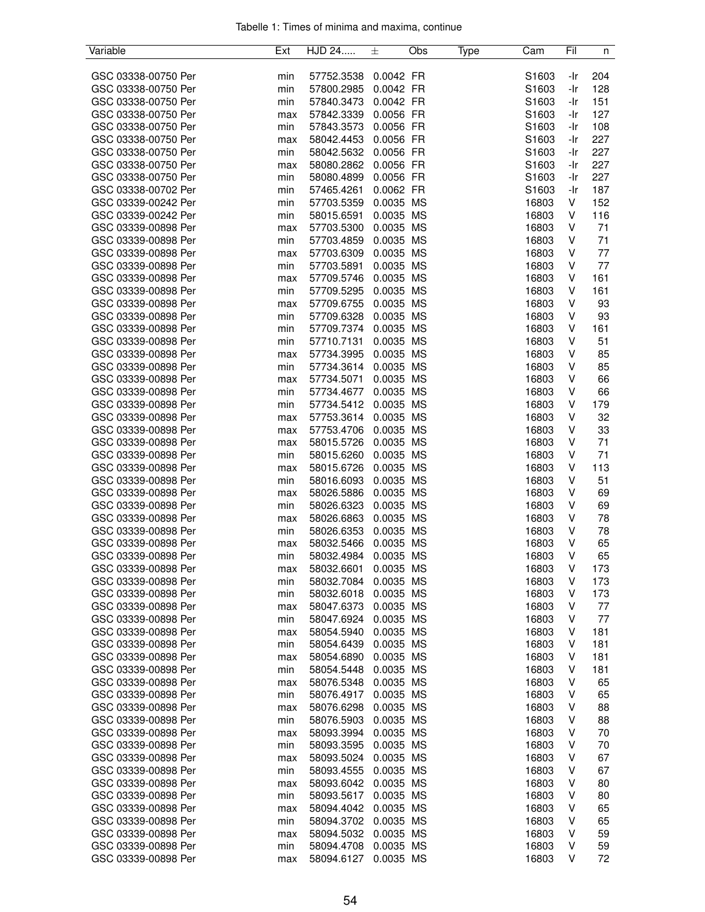Tabelle 1: Times of minima and maxima, continue

| Variable | Ext | HJD 24..... | ± | Obs | Type | Cam | Fil | n |
|---|---|---|---|---|---|---|---|---|
| GSC 03338-00750 Per | min | 57752.3538 | 0.0042 | FR | | S1603 | -Ir | 204 |
| GSC 03338-00750 Per | min | 57800.2985 | 0.0042 | FR | | S1603 | -Ir | 128 |
| GSC 03338-00750 Per | min | 57840.3473 | 0.0042 | FR | | S1603 | -Ir | 151 |
| GSC 03338-00750 Per | max | 57842.3339 | 0.0056 | FR | | S1603 | -Ir | 127 |
| GSC 03338-00750 Per | min | 57843.3573 | 0.0056 | FR | | S1603 | -Ir | 108 |
| GSC 03338-00750 Per | max | 58042.4453 | 0.0056 | FR | | S1603 | -Ir | 227 |
| GSC 03338-00750 Per | min | 58042.5632 | 0.0056 | FR | | S1603 | -Ir | 227 |
| GSC 03338-00750 Per | max | 58080.2862 | 0.0056 | FR | | S1603 | -Ir | 227 |
| GSC 03338-00750 Per | min | 58080.4899 | 0.0056 | FR | | S1603 | -Ir | 227 |
| GSC 03338-00702 Per | min | 57465.4261 | 0.0062 | FR | | S1603 | -Ir | 187 |
| GSC 03339-00242 Per | min | 57703.5359 | 0.0035 | MS | | 16803 | V | 152 |
| GSC 03339-00242 Per | min | 58015.6591 | 0.0035 | MS | | 16803 | V | 116 |
| GSC 03339-00898 Per | max | 57703.5300 | 0.0035 | MS | | 16803 | V | 71 |
| GSC 03339-00898 Per | min | 57703.4859 | 0.0035 | MS | | 16803 | V | 71 |
| GSC 03339-00898 Per | max | 57703.6309 | 0.0035 | MS | | 16803 | V | 77 |
| GSC 03339-00898 Per | min | 57703.5891 | 0.0035 | MS | | 16803 | V | 77 |
| GSC 03339-00898 Per | max | 57709.5746 | 0.0035 | MS | | 16803 | V | 161 |
| GSC 03339-00898 Per | min | 57709.5295 | 0.0035 | MS | | 16803 | V | 161 |
| GSC 03339-00898 Per | max | 57709.6755 | 0.0035 | MS | | 16803 | V | 93 |
| GSC 03339-00898 Per | min | 57709.6328 | 0.0035 | MS | | 16803 | V | 93 |
| GSC 03339-00898 Per | min | 57709.7374 | 0.0035 | MS | | 16803 | V | 161 |
| GSC 03339-00898 Per | min | 57710.7131 | 0.0035 | MS | | 16803 | V | 51 |
| GSC 03339-00898 Per | max | 57734.3995 | 0.0035 | MS | | 16803 | V | 85 |
| GSC 03339-00898 Per | min | 57734.3614 | 0.0035 | MS | | 16803 | V | 85 |
| GSC 03339-00898 Per | max | 57734.5071 | 0.0035 | MS | | 16803 | V | 66 |
| GSC 03339-00898 Per | min | 57734.4677 | 0.0035 | MS | | 16803 | V | 66 |
| GSC 03339-00898 Per | min | 57734.5412 | 0.0035 | MS | | 16803 | V | 179 |
| GSC 03339-00898 Per | max | 57753.3614 | 0.0035 | MS | | 16803 | V | 32 |
| GSC 03339-00898 Per | max | 57753.4706 | 0.0035 | MS | | 16803 | V | 33 |
| GSC 03339-00898 Per | max | 58015.5726 | 0.0035 | MS | | 16803 | V | 71 |
| GSC 03339-00898 Per | min | 58015.6260 | 0.0035 | MS | | 16803 | V | 71 |
| GSC 03339-00898 Per | max | 58015.6726 | 0.0035 | MS | | 16803 | V | 113 |
| GSC 03339-00898 Per | min | 58016.6093 | 0.0035 | MS | | 16803 | V | 51 |
| GSC 03339-00898 Per | max | 58026.5886 | 0.0035 | MS | | 16803 | V | 69 |
| GSC 03339-00898 Per | min | 58026.6323 | 0.0035 | MS | | 16803 | V | 69 |
| GSC 03339-00898 Per | max | 58026.6863 | 0.0035 | MS | | 16803 | V | 78 |
| GSC 03339-00898 Per | min | 58026.6353 | 0.0035 | MS | | 16803 | V | 78 |
| GSC 03339-00898 Per | max | 58032.5466 | 0.0035 | MS | | 16803 | V | 65 |
| GSC 03339-00898 Per | min | 58032.4984 | 0.0035 | MS | | 16803 | V | 65 |
| GSC 03339-00898 Per | max | 58032.6601 | 0.0035 | MS | | 16803 | V | 173 |
| GSC 03339-00898 Per | min | 58032.7084 | 0.0035 | MS | | 16803 | V | 173 |
| GSC 03339-00898 Per | min | 58032.6018 | 0.0035 | MS | | 16803 | V | 173 |
| GSC 03339-00898 Per | max | 58047.6373 | 0.0035 | MS | | 16803 | V | 77 |
| GSC 03339-00898 Per | min | 58047.6924 | 0.0035 | MS | | 16803 | V | 77 |
| GSC 03339-00898 Per | max | 58054.5940 | 0.0035 | MS | | 16803 | V | 181 |
| GSC 03339-00898 Per | min | 58054.6439 | 0.0035 | MS | | 16803 | V | 181 |
| GSC 03339-00898 Per | max | 58054.6890 | 0.0035 | MS | | 16803 | V | 181 |
| GSC 03339-00898 Per | min | 58054.5448 | 0.0035 | MS | | 16803 | V | 181 |
| GSC 03339-00898 Per | max | 58076.5348 | 0.0035 | MS | | 16803 | V | 65 |
| GSC 03339-00898 Per | min | 58076.4917 | 0.0035 | MS | | 16803 | V | 65 |
| GSC 03339-00898 Per | max | 58076.6298 | 0.0035 | MS | | 16803 | V | 88 |
| GSC 03339-00898 Per | min | 58076.5903 | 0.0035 | MS | | 16803 | V | 88 |
| GSC 03339-00898 Per | max | 58093.3994 | 0.0035 | MS | | 16803 | V | 70 |
| GSC 03339-00898 Per | min | 58093.3595 | 0.0035 | MS | | 16803 | V | 70 |
| GSC 03339-00898 Per | max | 58093.5024 | 0.0035 | MS | | 16803 | V | 67 |
| GSC 03339-00898 Per | min | 58093.4555 | 0.0035 | MS | | 16803 | V | 67 |
| GSC 03339-00898 Per | max | 58093.6042 | 0.0035 | MS | | 16803 | V | 80 |
| GSC 03339-00898 Per | min | 58093.5617 | 0.0035 | MS | | 16803 | V | 80 |
| GSC 03339-00898 Per | max | 58094.4042 | 0.0035 | MS | | 16803 | V | 65 |
| GSC 03339-00898 Per | min | 58094.3702 | 0.0035 | MS | | 16803 | V | 65 |
| GSC 03339-00898 Per | max | 58094.5032 | 0.0035 | MS | | 16803 | V | 59 |
| GSC 03339-00898 Per | min | 58094.4708 | 0.0035 | MS | | 16803 | V | 59 |
| GSC 03339-00898 Per | max | 58094.6127 | 0.0035 | MS | | 16803 | V | 72 |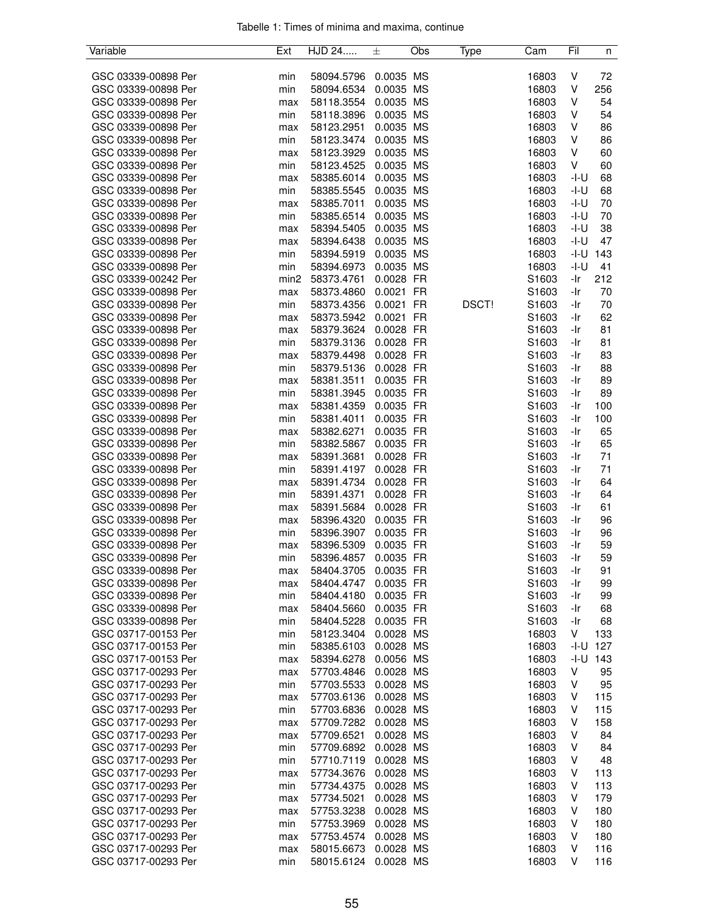Tabelle 1: Times of minima and maxima, continue

| Variable | Ext | HJD 24..... | ± | Obs | Type | Cam | Fil | n |
|---|---|---|---|---|---|---|---|---|
| GSC 03339-00898 Per | min | 58094.5796 | 0.0035 | MS | | 16803 | V | 72 |
| GSC 03339-00898 Per | min | 58094.6534 | 0.0035 | MS | | 16803 | V | 256 |
| GSC 03339-00898 Per | max | 58118.3554 | 0.0035 | MS | | 16803 | V | 54 |
| GSC 03339-00898 Per | min | 58118.3896 | 0.0035 | MS | | 16803 | V | 54 |
| GSC 03339-00898 Per | max | 58123.2951 | 0.0035 | MS | | 16803 | V | 86 |
| GSC 03339-00898 Per | min | 58123.3474 | 0.0035 | MS | | 16803 | V | 86 |
| GSC 03339-00898 Per | max | 58123.3929 | 0.0035 | MS | | 16803 | V | 60 |
| GSC 03339-00898 Per | min | 58123.4525 | 0.0035 | MS | | 16803 | V | 60 |
| GSC 03339-00898 Per | max | 58385.6014 | 0.0035 | MS | | 16803 | -I-U | 68 |
| GSC 03339-00898 Per | min | 58385.5545 | 0.0035 | MS | | 16803 | -I-U | 68 |
| GSC 03339-00898 Per | max | 58385.7011 | 0.0035 | MS | | 16803 | -I-U | 70 |
| GSC 03339-00898 Per | min | 58385.6514 | 0.0035 | MS | | 16803 | -I-U | 70 |
| GSC 03339-00898 Per | max | 58394.5405 | 0.0035 | MS | | 16803 | -I-U | 38 |
| GSC 03339-00898 Per | max | 58394.6438 | 0.0035 | MS | | 16803 | -I-U | 47 |
| GSC 03339-00898 Per | min | 58394.5919 | 0.0035 | MS | | 16803 | -I-U | 143 |
| GSC 03339-00898 Per | min | 58394.6973 | 0.0035 | MS | | 16803 | -I-U | 41 |
| GSC 03339-00242 Per | min2 | 58373.4761 | 0.0028 | FR | | S1603 | -Ir | 212 |
| GSC 03339-00898 Per | max | 58373.4860 | 0.0021 | FR | | S1603 | -Ir | 70 |
| GSC 03339-00898 Per | min | 58373.4356 | 0.0021 | FR | DSCT! | S1603 | -Ir | 70 |
| GSC 03339-00898 Per | max | 58373.5942 | 0.0021 | FR | | S1603 | -Ir | 62 |
| GSC 03339-00898 Per | max | 58379.3624 | 0.0028 | FR | | S1603 | -Ir | 81 |
| GSC 03339-00898 Per | min | 58379.3136 | 0.0028 | FR | | S1603 | -Ir | 81 |
| GSC 03339-00898 Per | max | 58379.4498 | 0.0028 | FR | | S1603 | -Ir | 83 |
| GSC 03339-00898 Per | min | 58379.5136 | 0.0028 | FR | | S1603 | -Ir | 88 |
| GSC 03339-00898 Per | max | 58381.3511 | 0.0035 | FR | | S1603 | -Ir | 89 |
| GSC 03339-00898 Per | min | 58381.3945 | 0.0035 | FR | | S1603 | -Ir | 89 |
| GSC 03339-00898 Per | max | 58381.4359 | 0.0035 | FR | | S1603 | -Ir | 100 |
| GSC 03339-00898 Per | min | 58381.4011 | 0.0035 | FR | | S1603 | -Ir | 100 |
| GSC 03339-00898 Per | max | 58382.6271 | 0.0035 | FR | | S1603 | -Ir | 65 |
| GSC 03339-00898 Per | min | 58382.5867 | 0.0035 | FR | | S1603 | -Ir | 65 |
| GSC 03339-00898 Per | max | 58391.3681 | 0.0028 | FR | | S1603 | -Ir | 71 |
| GSC 03339-00898 Per | min | 58391.4197 | 0.0028 | FR | | S1603 | -Ir | 71 |
| GSC 03339-00898 Per | max | 58391.4734 | 0.0028 | FR | | S1603 | -Ir | 64 |
| GSC 03339-00898 Per | min | 58391.4371 | 0.0028 | FR | | S1603 | -Ir | 64 |
| GSC 03339-00898 Per | max | 58391.5684 | 0.0028 | FR | | S1603 | -Ir | 61 |
| GSC 03339-00898 Per | max | 58396.4320 | 0.0035 | FR | | S1603 | -Ir | 96 |
| GSC 03339-00898 Per | min | 58396.3907 | 0.0035 | FR | | S1603 | -Ir | 96 |
| GSC 03339-00898 Per | max | 58396.5309 | 0.0035 | FR | | S1603 | -Ir | 59 |
| GSC 03339-00898 Per | min | 58396.4857 | 0.0035 | FR | | S1603 | -Ir | 59 |
| GSC 03339-00898 Per | max | 58404.3705 | 0.0035 | FR | | S1603 | -Ir | 91 |
| GSC 03339-00898 Per | max | 58404.4747 | 0.0035 | FR | | S1603 | -Ir | 99 |
| GSC 03339-00898 Per | min | 58404.4180 | 0.0035 | FR | | S1603 | -Ir | 99 |
| GSC 03339-00898 Per | max | 58404.5660 | 0.0035 | FR | | S1603 | -Ir | 68 |
| GSC 03339-00898 Per | min | 58404.5228 | 0.0035 | FR | | S1603 | -Ir | 68 |
| GSC 03717-00153 Per | min | 58123.3404 | 0.0028 | MS | | 16803 | V | 133 |
| GSC 03717-00153 Per | min | 58385.6103 | 0.0028 | MS | | 16803 | -I-U | 127 |
| GSC 03717-00153 Per | max | 58394.6278 | 0.0056 | MS | | 16803 | -I-U | 143 |
| GSC 03717-00293 Per | max | 57703.4846 | 0.0028 | MS | | 16803 | V | 95 |
| GSC 03717-00293 Per | min | 57703.5533 | 0.0028 | MS | | 16803 | V | 95 |
| GSC 03717-00293 Per | max | 57703.6136 | 0.0028 | MS | | 16803 | V | 115 |
| GSC 03717-00293 Per | min | 57703.6836 | 0.0028 | MS | | 16803 | V | 115 |
| GSC 03717-00293 Per | max | 57709.7282 | 0.0028 | MS | | 16803 | V | 158 |
| GSC 03717-00293 Per | max | 57709.6521 | 0.0028 | MS | | 16803 | V | 84 |
| GSC 03717-00293 Per | min | 57709.6892 | 0.0028 | MS | | 16803 | V | 84 |
| GSC 03717-00293 Per | min | 57710.7119 | 0.0028 | MS | | 16803 | V | 48 |
| GSC 03717-00293 Per | max | 57734.3676 | 0.0028 | MS | | 16803 | V | 113 |
| GSC 03717-00293 Per | min | 57734.4375 | 0.0028 | MS | | 16803 | V | 113 |
| GSC 03717-00293 Per | max | 57734.5021 | 0.0028 | MS | | 16803 | V | 179 |
| GSC 03717-00293 Per | max | 57753.3238 | 0.0028 | MS | | 16803 | V | 180 |
| GSC 03717-00293 Per | min | 57753.3969 | 0.0028 | MS | | 16803 | V | 180 |
| GSC 03717-00293 Per | max | 57753.4574 | 0.0028 | MS | | 16803 | V | 180 |
| GSC 03717-00293 Per | max | 58015.6673 | 0.0028 | MS | | 16803 | V | 116 |
| GSC 03717-00293 Per | min | 58015.6124 | 0.0028 | MS | | 16803 | V | 116 |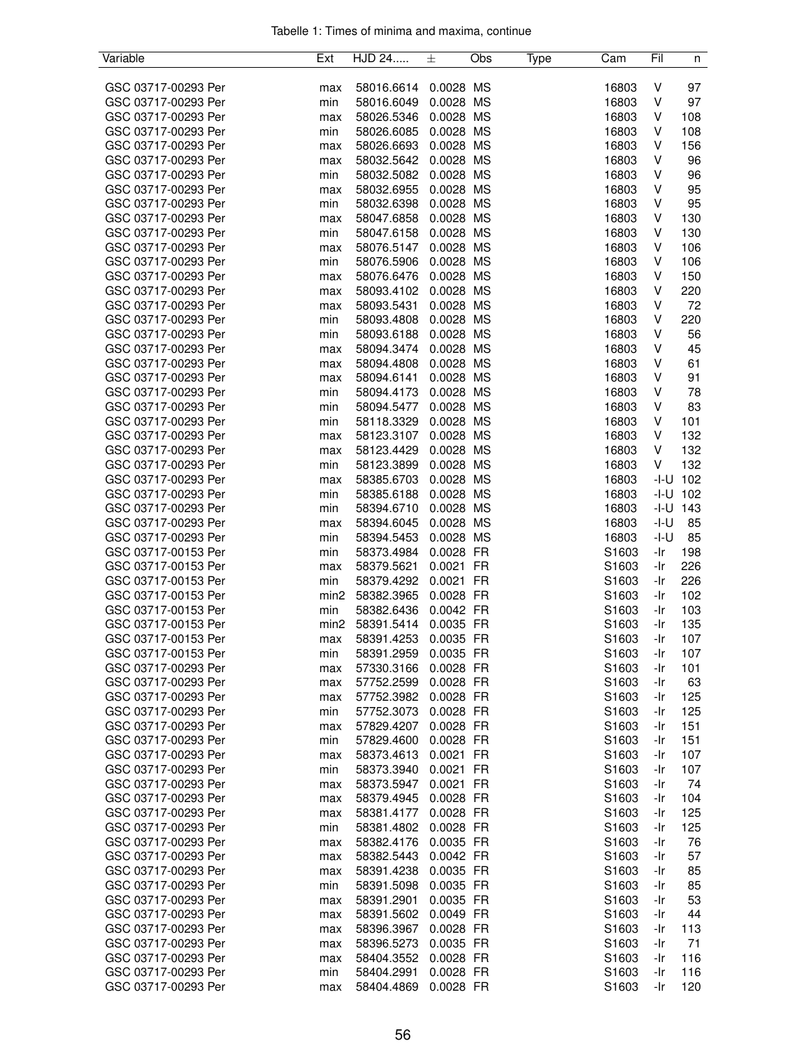Tabelle 1: Times of minima and maxima, continue

| Variable | Ext | HJD 24..... | ± | Obs | Type | Cam | Fil | n |
|---|---|---|---|---|---|---|---|---|
| GSC 03717-00293 Per | max | 58016.6614 | 0.0028 | MS | | 16803 | V | 97 |
| GSC 03717-00293 Per | min | 58016.6049 | 0.0028 | MS | | 16803 | V | 97 |
| GSC 03717-00293 Per | max | 58026.5346 | 0.0028 | MS | | 16803 | V | 108 |
| GSC 03717-00293 Per | min | 58026.6085 | 0.0028 | MS | | 16803 | V | 108 |
| GSC 03717-00293 Per | max | 58026.6693 | 0.0028 | MS | | 16803 | V | 156 |
| GSC 03717-00293 Per | max | 58032.5642 | 0.0028 | MS | | 16803 | V | 96 |
| GSC 03717-00293 Per | min | 58032.5082 | 0.0028 | MS | | 16803 | V | 96 |
| GSC 03717-00293 Per | max | 58032.6955 | 0.0028 | MS | | 16803 | V | 95 |
| GSC 03717-00293 Per | min | 58032.6398 | 0.0028 | MS | | 16803 | V | 95 |
| GSC 03717-00293 Per | max | 58047.6858 | 0.0028 | MS | | 16803 | V | 130 |
| GSC 03717-00293 Per | min | 58047.6158 | 0.0028 | MS | | 16803 | V | 130 |
| GSC 03717-00293 Per | max | 58076.5147 | 0.0028 | MS | | 16803 | V | 106 |
| GSC 03717-00293 Per | min | 58076.5906 | 0.0028 | MS | | 16803 | V | 106 |
| GSC 03717-00293 Per | max | 58076.6476 | 0.0028 | MS | | 16803 | V | 150 |
| GSC 03717-00293 Per | max | 58093.4102 | 0.0028 | MS | | 16803 | V | 220 |
| GSC 03717-00293 Per | max | 58093.5431 | 0.0028 | MS | | 16803 | V | 72 |
| GSC 03717-00293 Per | min | 58093.4808 | 0.0028 | MS | | 16803 | V | 220 |
| GSC 03717-00293 Per | min | 58093.6188 | 0.0028 | MS | | 16803 | V | 56 |
| GSC 03717-00293 Per | max | 58094.3474 | 0.0028 | MS | | 16803 | V | 45 |
| GSC 03717-00293 Per | max | 58094.4808 | 0.0028 | MS | | 16803 | V | 61 |
| GSC 03717-00293 Per | max | 58094.6141 | 0.0028 | MS | | 16803 | V | 91 |
| GSC 03717-00293 Per | min | 58094.4173 | 0.0028 | MS | | 16803 | V | 78 |
| GSC 03717-00293 Per | min | 58094.5477 | 0.0028 | MS | | 16803 | V | 83 |
| GSC 03717-00293 Per | min | 58118.3329 | 0.0028 | MS | | 16803 | V | 101 |
| GSC 03717-00293 Per | max | 58123.3107 | 0.0028 | MS | | 16803 | V | 132 |
| GSC 03717-00293 Per | max | 58123.4429 | 0.0028 | MS | | 16803 | V | 132 |
| GSC 03717-00293 Per | min | 58123.3899 | 0.0028 | MS | | 16803 | V | 132 |
| GSC 03717-00293 Per | max | 58385.6703 | 0.0028 | MS | | 16803 | -I-U | 102 |
| GSC 03717-00293 Per | min | 58385.6188 | 0.0028 | MS | | 16803 | -I-U | 102 |
| GSC 03717-00293 Per | min | 58394.6710 | 0.0028 | MS | | 16803 | -I-U | 143 |
| GSC 03717-00293 Per | max | 58394.6045 | 0.0028 | MS | | 16803 | -I-U | 85 |
| GSC 03717-00293 Per | min | 58394.5453 | 0.0028 | MS | | 16803 | -I-U | 85 |
| GSC 03717-00153 Per | min | 58373.4984 | 0.0028 | FR | | S1603 | -Ir | 198 |
| GSC 03717-00153 Per | max | 58379.5621 | 0.0021 | FR | | S1603 | -Ir | 226 |
| GSC 03717-00153 Per | min | 58379.4292 | 0.0021 | FR | | S1603 | -Ir | 226 |
| GSC 03717-00153 Per | min2 | 58382.3965 | 0.0028 | FR | | S1603 | -Ir | 102 |
| GSC 03717-00153 Per | min | 58382.6436 | 0.0042 | FR | | S1603 | -Ir | 103 |
| GSC 03717-00153 Per | min2 | 58391.5414 | 0.0035 | FR | | S1603 | -Ir | 135 |
| GSC 03717-00153 Per | max | 58391.4253 | 0.0035 | FR | | S1603 | -Ir | 107 |
| GSC 03717-00153 Per | min | 58391.2959 | 0.0035 | FR | | S1603 | -Ir | 107 |
| GSC 03717-00293 Per | max | 57330.3166 | 0.0028 | FR | | S1603 | -Ir | 101 |
| GSC 03717-00293 Per | max | 57752.2599 | 0.0028 | FR | | S1603 | -Ir | 63 |
| GSC 03717-00293 Per | max | 57752.3982 | 0.0028 | FR | | S1603 | -Ir | 125 |
| GSC 03717-00293 Per | min | 57752.3073 | 0.0028 | FR | | S1603 | -Ir | 125 |
| GSC 03717-00293 Per | max | 57829.4207 | 0.0028 | FR | | S1603 | -Ir | 151 |
| GSC 03717-00293 Per | min | 57829.4600 | 0.0028 | FR | | S1603 | -Ir | 151 |
| GSC 03717-00293 Per | max | 58373.4613 | 0.0021 | FR | | S1603 | -Ir | 107 |
| GSC 03717-00293 Per | min | 58373.3940 | 0.0021 | FR | | S1603 | -Ir | 107 |
| GSC 03717-00293 Per | max | 58373.5947 | 0.0021 | FR | | S1603 | -Ir | 74 |
| GSC 03717-00293 Per | max | 58379.4945 | 0.0028 | FR | | S1603 | -Ir | 104 |
| GSC 03717-00293 Per | max | 58381.4177 | 0.0028 | FR | | S1603 | -Ir | 125 |
| GSC 03717-00293 Per | min | 58381.4802 | 0.0028 | FR | | S1603 | -Ir | 125 |
| GSC 03717-00293 Per | max | 58382.4176 | 0.0035 | FR | | S1603 | -Ir | 76 |
| GSC 03717-00293 Per | max | 58382.5443 | 0.0042 | FR | | S1603 | -Ir | 57 |
| GSC 03717-00293 Per | max | 58391.4238 | 0.0035 | FR | | S1603 | -Ir | 85 |
| GSC 03717-00293 Per | min | 58391.5098 | 0.0035 | FR | | S1603 | -Ir | 85 |
| GSC 03717-00293 Per | max | 58391.2901 | 0.0035 | FR | | S1603 | -Ir | 53 |
| GSC 03717-00293 Per | max | 58391.5602 | 0.0049 | FR | | S1603 | -Ir | 44 |
| GSC 03717-00293 Per | max | 58396.3967 | 0.0028 | FR | | S1603 | -Ir | 113 |
| GSC 03717-00293 Per | max | 58396.5273 | 0.0035 | FR | | S1603 | -Ir | 71 |
| GSC 03717-00293 Per | max | 58404.3552 | 0.0028 | FR | | S1603 | -Ir | 116 |
| GSC 03717-00293 Per | min | 58404.2991 | 0.0028 | FR | | S1603 | -Ir | 116 |
| GSC 03717-00293 Per | max | 58404.4869 | 0.0028 | FR | | S1603 | -Ir | 120 |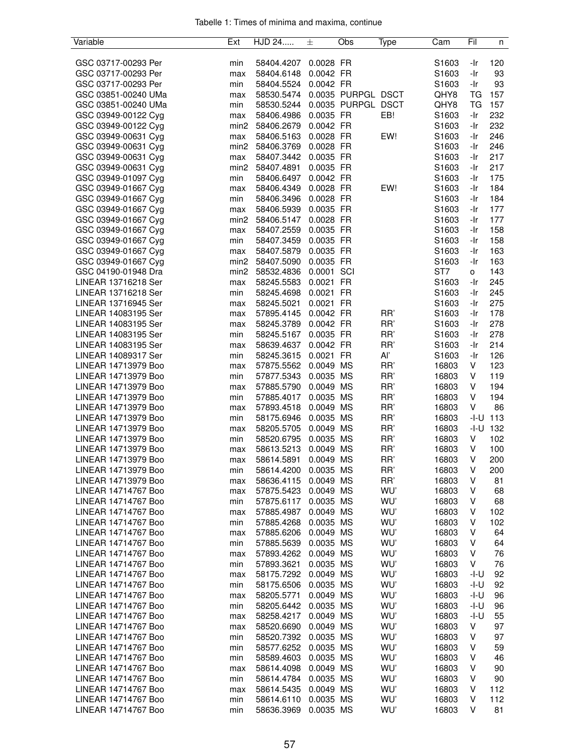Tabelle 1: Times of minima and maxima, continue

| Variable | Ext | HJD 24..... | ± | Obs | Type | Cam | Fil | n |
|---|---|---|---|---|---|---|---|---|
| GSC 03717-00293 Per | min | 58404.4207 | 0.0028 | FR | | S1603 | -Ir | 120 |
| GSC 03717-00293 Per | max | 58404.6148 | 0.0042 | FR | | S1603 | -Ir | 93 |
| GSC 03717-00293 Per | min | 58404.5524 | 0.0042 | FR | | S1603 | -Ir | 93 |
| GSC 03851-00240 UMa | max | 58530.5474 | 0.0035 | PURPGL | DSCT | QHY8 | TG | 157 |
| GSC 03851-00240 UMa | min | 58530.5244 | 0.0035 | PURPGL | DSCT | QHY8 | TG | 157 |
| GSC 03949-00122 Cyg | max | 58406.4986 | 0.0035 | FR | EB! | S1603 | -Ir | 232 |
| GSC 03949-00122 Cyg | min2 | 58406.2679 | 0.0042 | FR | | S1603 | -Ir | 232 |
| GSC 03949-00631 Cyg | max | 58406.5163 | 0.0028 | FR | EW! | S1603 | -Ir | 246 |
| GSC 03949-00631 Cyg | min2 | 58406.3769 | 0.0028 | FR | | S1603 | -Ir | 246 |
| GSC 03949-00631 Cyg | max | 58407.3442 | 0.0035 | FR | | S1603 | -Ir | 217 |
| GSC 03949-00631 Cyg | min2 | 58407.4891 | 0.0035 | FR | | S1603 | -Ir | 217 |
| GSC 03949-01097 Cyg | min | 58406.6497 | 0.0042 | FR | | S1603 | -Ir | 175 |
| GSC 03949-01667 Cyg | max | 58406.4349 | 0.0028 | FR | EW! | S1603 | -Ir | 184 |
| GSC 03949-01667 Cyg | min | 58406.3496 | 0.0028 | FR | | S1603 | -Ir | 184 |
| GSC 03949-01667 Cyg | max | 58406.5939 | 0.0035 | FR | | S1603 | -Ir | 177 |
| GSC 03949-01667 Cyg | min2 | 58406.5147 | 0.0028 | FR | | S1603 | -Ir | 177 |
| GSC 03949-01667 Cyg | max | 58407.2559 | 0.0035 | FR | | S1603 | -Ir | 158 |
| GSC 03949-01667 Cyg | min | 58407.3459 | 0.0035 | FR | | S1603 | -Ir | 158 |
| GSC 03949-01667 Cyg | max | 58407.5879 | 0.0035 | FR | | S1603 | -Ir | 163 |
| GSC 03949-01667 Cyg | min2 | 58407.5090 | 0.0035 | FR | | S1603 | -Ir | 163 |
| GSC 04190-01948 Dra | min2 | 58532.4836 | 0.0001 | SCI | | ST7 | o | 143 |
| LINEAR 13716218 Ser | max | 58245.5583 | 0.0021 | FR | | S1603 | -Ir | 245 |
| LINEAR 13716218 Ser | min | 58245.4698 | 0.0021 | FR | | S1603 | -Ir | 245 |
| LINEAR 13716945 Ser | max | 58245.5021 | 0.0021 | FR | | S1603 | -Ir | 275 |
| LINEAR 14083195 Ser | max | 57895.4145 | 0.0042 | FR | RR' | S1603 | -Ir | 178 |
| LINEAR 14083195 Ser | max | 58245.3789 | 0.0042 | FR | RR' | S1603 | -Ir | 278 |
| LINEAR 14083195 Ser | min | 58245.5167 | 0.0035 | FR | RR' | S1603 | -Ir | 278 |
| LINEAR 14083195 Ser | max | 58639.4637 | 0.0042 | FR | RR' | S1603 | -Ir | 214 |
| LINEAR 14089317 Ser | min | 58245.3615 | 0.0021 | FR | Al' | S1603 | -Ir | 126 |
| LINEAR 14713979 Boo | max | 57875.5562 | 0.0049 | MS | RR' | 16803 | V | 123 |
| LINEAR 14713979 Boo | min | 57877.5343 | 0.0035 | MS | RR' | 16803 | V | 119 |
| LINEAR 14713979 Boo | max | 57885.5790 | 0.0049 | MS | RR' | 16803 | V | 194 |
| LINEAR 14713979 Boo | min | 57885.4017 | 0.0035 | MS | RR' | 16803 | V | 194 |
| LINEAR 14713979 Boo | max | 57893.4518 | 0.0049 | MS | RR' | 16803 | V | 86 |
| LINEAR 14713979 Boo | min | 58175.6946 | 0.0035 | MS | RR' | 16803 | -I-U | 113 |
| LINEAR 14713979 Boo | max | 58205.5705 | 0.0049 | MS | RR' | 16803 | -I-U | 132 |
| LINEAR 14713979 Boo | min | 58520.6795 | 0.0035 | MS | RR' | 16803 | V | 102 |
| LINEAR 14713979 Boo | max | 58613.5213 | 0.0049 | MS | RR' | 16803 | V | 100 |
| LINEAR 14713979 Boo | max | 58614.5891 | 0.0049 | MS | RR' | 16803 | V | 200 |
| LINEAR 14713979 Boo | min | 58614.4200 | 0.0035 | MS | RR' | 16803 | V | 200 |
| LINEAR 14713979 Boo | max | 58636.4115 | 0.0049 | MS | RR' | 16803 | V | 81 |
| LINEAR 14714767 Boo | max | 57875.5423 | 0.0049 | MS | WU' | 16803 | V | 68 |
| LINEAR 14714767 Boo | min | 57875.6117 | 0.0035 | MS | WU' | 16803 | V | 68 |
| LINEAR 14714767 Boo | max | 57885.4987 | 0.0049 | MS | WU' | 16803 | V | 102 |
| LINEAR 14714767 Boo | min | 57885.4268 | 0.0035 | MS | WU' | 16803 | V | 102 |
| LINEAR 14714767 Boo | max | 57885.6206 | 0.0049 | MS | WU' | 16803 | V | 64 |
| LINEAR 14714767 Boo | min | 57885.5639 | 0.0035 | MS | WU' | 16803 | V | 64 |
| LINEAR 14714767 Boo | max | 57893.4262 | 0.0049 | MS | WU' | 16803 | V | 76 |
| LINEAR 14714767 Boo | min | 57893.3621 | 0.0035 | MS | WU' | 16803 | V | 76 |
| LINEAR 14714767 Boo | max | 58175.7292 | 0.0049 | MS | WU' | 16803 | -I-U | 92 |
| LINEAR 14714767 Boo | min | 58175.6506 | 0.0035 | MS | WU' | 16803 | -I-U | 92 |
| LINEAR 14714767 Boo | max | 58205.5771 | 0.0049 | MS | WU' | 16803 | -I-U | 96 |
| LINEAR 14714767 Boo | min | 58205.6442 | 0.0035 | MS | WU' | 16803 | -I-U | 96 |
| LINEAR 14714767 Boo | max | 58258.4217 | 0.0049 | MS | WU' | 16803 | -I-U | 55 |
| LINEAR 14714767 Boo | max | 58520.6690 | 0.0049 | MS | WU' | 16803 | V | 97 |
| LINEAR 14714767 Boo | min | 58520.7392 | 0.0035 | MS | WU' | 16803 | V | 97 |
| LINEAR 14714767 Boo | min | 58577.6252 | 0.0035 | MS | WU' | 16803 | V | 59 |
| LINEAR 14714767 Boo | min | 58589.4603 | 0.0035 | MS | WU' | 16803 | V | 46 |
| LINEAR 14714767 Boo | max | 58614.4098 | 0.0049 | MS | WU' | 16803 | V | 90 |
| LINEAR 14714767 Boo | min | 58614.4784 | 0.0035 | MS | WU' | 16803 | V | 90 |
| LINEAR 14714767 Boo | max | 58614.5435 | 0.0049 | MS | WU' | 16803 | V | 112 |
| LINEAR 14714767 Boo | min | 58614.6110 | 0.0035 | MS | WU' | 16803 | V | 112 |
| LINEAR 14714767 Boo | min | 58636.3969 | 0.0035 | MS | WU' | 16803 | V | 81 |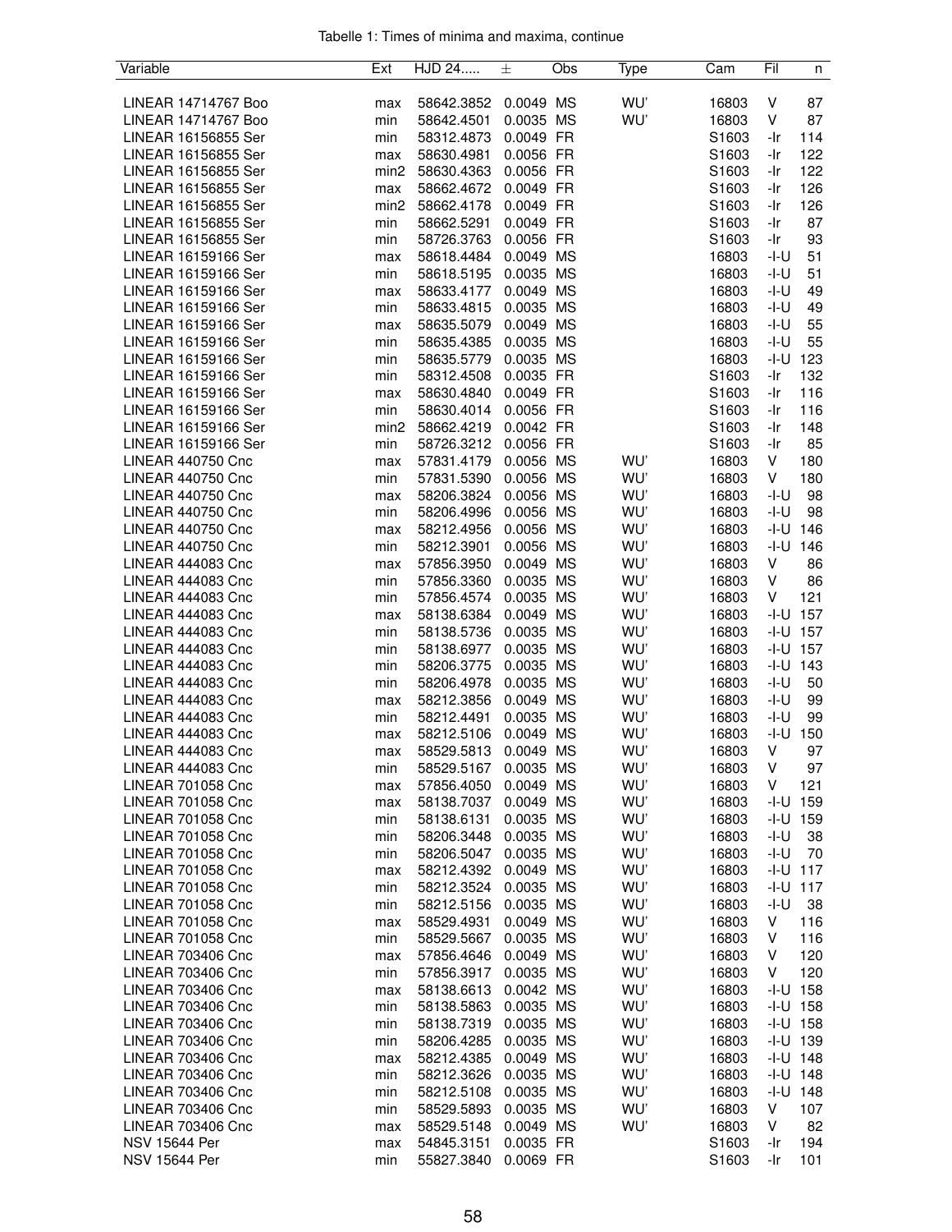Tabelle 1: Times of minima and maxima, continue

| Variable | Ext | HJD 24..... | ± | Obs | Type | Cam | Fil | n |
|---|---|---|---|---|---|---|---|---|
| LINEAR 14714767 Boo | max | 58642.3852 | 0.0049 | MS | WU' | 16803 | V | 87 |
| LINEAR 14714767 Boo | min | 58642.4501 | 0.0035 | MS | WU' | 16803 | V | 87 |
| LINEAR 16156855 Ser | min | 58312.4873 | 0.0049 | FR | | S1603 | -Ir | 114 |
| LINEAR 16156855 Ser | max | 58630.4981 | 0.0056 | FR | | S1603 | -Ir | 122 |
| LINEAR 16156855 Ser | min2 | 58630.4363 | 0.0056 | FR | | S1603 | -Ir | 122 |
| LINEAR 16156855 Ser | max | 58662.4672 | 0.0049 | FR | | S1603 | -Ir | 126 |
| LINEAR 16156855 Ser | min2 | 58662.4178 | 0.0049 | FR | | S1603 | -Ir | 126 |
| LINEAR 16156855 Ser | min | 58662.5291 | 0.0049 | FR | | S1603 | -Ir | 87 |
| LINEAR 16156855 Ser | min | 58726.3763 | 0.0056 | FR | | S1603 | -Ir | 93 |
| LINEAR 16159166 Ser | max | 58618.4484 | 0.0049 | MS | | 16803 | -I-U | 51 |
| LINEAR 16159166 Ser | min | 58618.5195 | 0.0035 | MS | | 16803 | -I-U | 51 |
| LINEAR 16159166 Ser | max | 58633.4177 | 0.0049 | MS | | 16803 | -I-U | 49 |
| LINEAR 16159166 Ser | min | 58633.4815 | 0.0035 | MS | | 16803 | -I-U | 49 |
| LINEAR 16159166 Ser | max | 58635.5079 | 0.0049 | MS | | 16803 | -I-U | 55 |
| LINEAR 16159166 Ser | min | 58635.4385 | 0.0035 | MS | | 16803 | -I-U | 55 |
| LINEAR 16159166 Ser | min | 58635.5779 | 0.0035 | MS | | 16803 | -I-U | 123 |
| LINEAR 16159166 Ser | min | 58312.4508 | 0.0035 | FR | | S1603 | -Ir | 132 |
| LINEAR 16159166 Ser | max | 58630.4840 | 0.0049 | FR | | S1603 | -Ir | 116 |
| LINEAR 16159166 Ser | min | 58630.4014 | 0.0056 | FR | | S1603 | -Ir | 116 |
| LINEAR 16159166 Ser | min2 | 58662.4219 | 0.0042 | FR | | S1603 | -Ir | 148 |
| LINEAR 16159166 Ser | min | 58726.3212 | 0.0056 | FR | | S1603 | -Ir | 85 |
| LINEAR 440750 Cnc | max | 57831.4179 | 0.0056 | MS | WU' | 16803 | V | 180 |
| LINEAR 440750 Cnc | min | 57831.5390 | 0.0056 | MS | WU' | 16803 | V | 180 |
| LINEAR 440750 Cnc | max | 58206.3824 | 0.0056 | MS | WU' | 16803 | -I-U | 98 |
| LINEAR 440750 Cnc | min | 58206.4996 | 0.0056 | MS | WU' | 16803 | -I-U | 98 |
| LINEAR 440750 Cnc | max | 58212.4956 | 0.0056 | MS | WU' | 16803 | -I-U | 146 |
| LINEAR 440750 Cnc | min | 58212.3901 | 0.0056 | MS | WU' | 16803 | -I-U | 146 |
| LINEAR 444083 Cnc | max | 57856.3950 | 0.0049 | MS | WU' | 16803 | V | 86 |
| LINEAR 444083 Cnc | min | 57856.3360 | 0.0035 | MS | WU' | 16803 | V | 86 |
| LINEAR 444083 Cnc | min | 57856.4574 | 0.0035 | MS | WU' | 16803 | V | 121 |
| LINEAR 444083 Cnc | max | 58138.6384 | 0.0049 | MS | WU' | 16803 | -I-U | 157 |
| LINEAR 444083 Cnc | min | 58138.5736 | 0.0035 | MS | WU' | 16803 | -I-U | 157 |
| LINEAR 444083 Cnc | min | 58138.6977 | 0.0035 | MS | WU' | 16803 | -I-U | 157 |
| LINEAR 444083 Cnc | min | 58206.3775 | 0.0035 | MS | WU' | 16803 | -I-U | 143 |
| LINEAR 444083 Cnc | min | 58206.4978 | 0.0035 | MS | WU' | 16803 | -I-U | 50 |
| LINEAR 444083 Cnc | max | 58212.3856 | 0.0049 | MS | WU' | 16803 | -I-U | 99 |
| LINEAR 444083 Cnc | min | 58212.4491 | 0.0035 | MS | WU' | 16803 | -I-U | 99 |
| LINEAR 444083 Cnc | max | 58212.5106 | 0.0049 | MS | WU' | 16803 | -I-U | 150 |
| LINEAR 444083 Cnc | max | 58529.5813 | 0.0049 | MS | WU' | 16803 | V | 97 |
| LINEAR 444083 Cnc | min | 58529.5167 | 0.0035 | MS | WU' | 16803 | V | 97 |
| LINEAR 701058 Cnc | max | 57856.4050 | 0.0049 | MS | WU' | 16803 | V | 121 |
| LINEAR 701058 Cnc | max | 58138.7037 | 0.0049 | MS | WU' | 16803 | -I-U | 159 |
| LINEAR 701058 Cnc | min | 58138.6131 | 0.0035 | MS | WU' | 16803 | -I-U | 159 |
| LINEAR 701058 Cnc | min | 58206.3448 | 0.0035 | MS | WU' | 16803 | -I-U | 38 |
| LINEAR 701058 Cnc | min | 58206.5047 | 0.0035 | MS | WU' | 16803 | -I-U | 70 |
| LINEAR 701058 Cnc | max | 58212.4392 | 0.0049 | MS | WU' | 16803 | -I-U | 117 |
| LINEAR 701058 Cnc | min | 58212.3524 | 0.0035 | MS | WU' | 16803 | -I-U | 117 |
| LINEAR 701058 Cnc | min | 58212.5156 | 0.0035 | MS | WU' | 16803 | -I-U | 38 |
| LINEAR 701058 Cnc | max | 58529.4931 | 0.0049 | MS | WU' | 16803 | V | 116 |
| LINEAR 701058 Cnc | min | 58529.5667 | 0.0035 | MS | WU' | 16803 | V | 116 |
| LINEAR 703406 Cnc | max | 57856.4646 | 0.0049 | MS | WU' | 16803 | V | 120 |
| LINEAR 703406 Cnc | min | 57856.3917 | 0.0035 | MS | WU' | 16803 | V | 120 |
| LINEAR 703406 Cnc | max | 58138.6613 | 0.0042 | MS | WU' | 16803 | -I-U | 158 |
| LINEAR 703406 Cnc | min | 58138.5863 | 0.0035 | MS | WU' | 16803 | -I-U | 158 |
| LINEAR 703406 Cnc | min | 58138.7319 | 0.0035 | MS | WU' | 16803 | -I-U | 158 |
| LINEAR 703406 Cnc | min | 58206.4285 | 0.0035 | MS | WU' | 16803 | -I-U | 139 |
| LINEAR 703406 Cnc | max | 58212.4385 | 0.0049 | MS | WU' | 16803 | -I-U | 148 |
| LINEAR 703406 Cnc | min | 58212.3626 | 0.0035 | MS | WU' | 16803 | -I-U | 148 |
| LINEAR 703406 Cnc | min | 58212.5108 | 0.0035 | MS | WU' | 16803 | -I-U | 148 |
| LINEAR 703406 Cnc | min | 58529.5893 | 0.0035 | MS | WU' | 16803 | V | 107 |
| LINEAR 703406 Cnc | max | 58529.5148 | 0.0049 | MS | WU' | 16803 | V | 82 |
| NSV 15644 Per | max | 54845.3151 | 0.0035 | FR | | S1603 | -Ir | 194 |
| NSV 15644 Per | min | 55827.3840 | 0.0069 | FR | | S1603 | -Ir | 101 |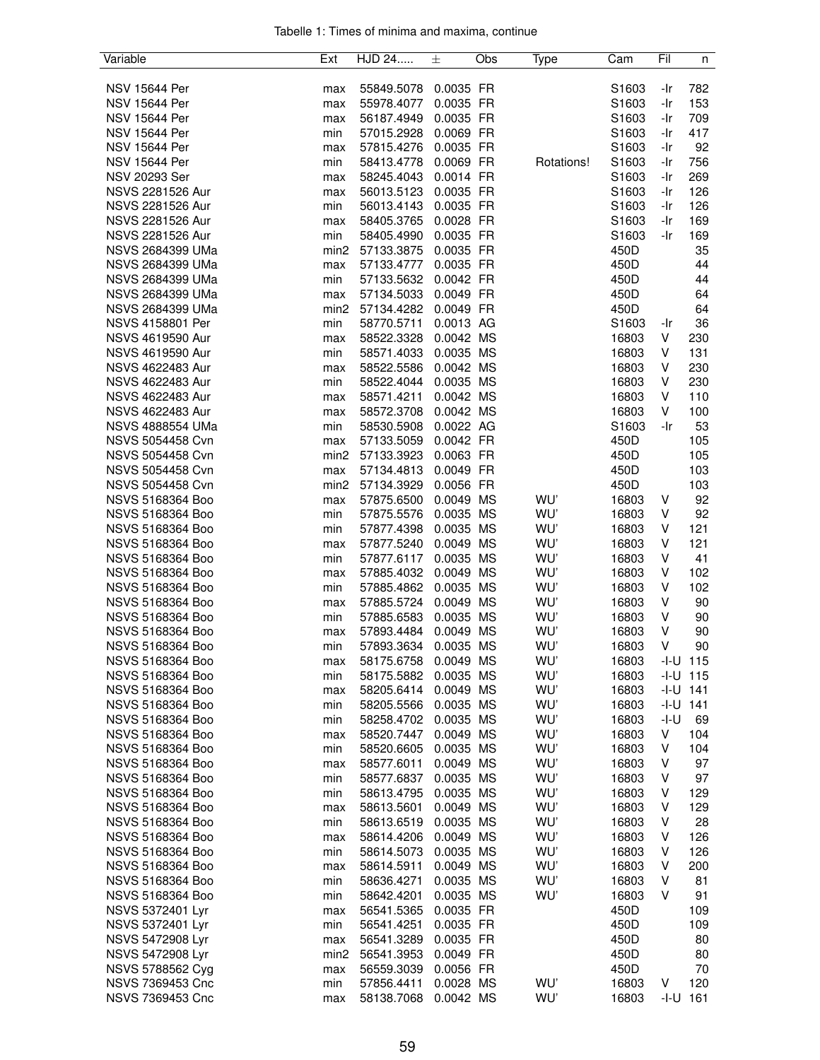Tabelle 1: Times of minima and maxima, continue

| Variable | Ext | HJD 24..... | ± | Obs | Type | Cam | Fil | n |
|---|---|---|---|---|---|---|---|---|
| NSV 15644 Per | max | 55849.5078 | 0.0035 | FR | | S1603 | -Ir | 782 |
| NSV 15644 Per | max | 55978.4077 | 0.0035 | FR | | S1603 | -Ir | 153 |
| NSV 15644 Per | max | 56187.4949 | 0.0035 | FR | | S1603 | -Ir | 709 |
| NSV 15644 Per | min | 57015.2928 | 0.0069 | FR | | S1603 | -Ir | 417 |
| NSV 15644 Per | max | 57815.4276 | 0.0035 | FR | | S1603 | -Ir | 92 |
| NSV 15644 Per | min | 58413.4778 | 0.0069 | FR | Rotations! | S1603 | -Ir | 756 |
| NSV 20293 Ser | max | 58245.4043 | 0.0014 | FR | | S1603 | -Ir | 269 |
| NSVS 2281526 Aur | max | 56013.5123 | 0.0035 | FR | | S1603 | -Ir | 126 |
| NSVS 2281526 Aur | min | 56013.4143 | 0.0035 | FR | | S1603 | -Ir | 126 |
| NSVS 2281526 Aur | max | 58405.3765 | 0.0028 | FR | | S1603 | -Ir | 169 |
| NSVS 2281526 Aur | min | 58405.4990 | 0.0035 | FR | | S1603 | -Ir | 169 |
| NSVS 2684399 UMa | min2 | 57133.3875 | 0.0035 | FR | | 450D | | 35 |
| NSVS 2684399 UMa | max | 57133.4777 | 0.0035 | FR | | 450D | | 44 |
| NSVS 2684399 UMa | min | 57133.5632 | 0.0042 | FR | | 450D | | 44 |
| NSVS 2684399 UMa | max | 57134.5033 | 0.0049 | FR | | 450D | | 64 |
| NSVS 2684399 UMa | min2 | 57134.4282 | 0.0049 | FR | | 450D | | 64 |
| NSVS 4158801 Per | min | 58770.5711 | 0.0013 | AG | | S1603 | -Ir | 36 |
| NSVS 4619590 Aur | max | 58522.3328 | 0.0042 | MS | | 16803 | V | 230 |
| NSVS 4619590 Aur | min | 58571.4033 | 0.0035 | MS | | 16803 | V | 131 |
| NSVS 4622483 Aur | max | 58522.5586 | 0.0042 | MS | | 16803 | V | 230 |
| NSVS 4622483 Aur | min | 58522.4044 | 0.0035 | MS | | 16803 | V | 230 |
| NSVS 4622483 Aur | max | 58571.4211 | 0.0042 | MS | | 16803 | V | 110 |
| NSVS 4622483 Aur | max | 58572.3708 | 0.0042 | MS | | 16803 | V | 100 |
| NSVS 4888554 UMa | min | 58530.5908 | 0.0022 | AG | | S1603 | -Ir | 53 |
| NSVS 5054458 Cvn | max | 57133.5059 | 0.0042 | FR | | 450D | | 105 |
| NSVS 5054458 Cvn | min2 | 57133.3923 | 0.0063 | FR | | 450D | | 105 |
| NSVS 5054458 Cvn | max | 57134.4813 | 0.0049 | FR | | 450D | | 103 |
| NSVS 5054458 Cvn | min2 | 57134.3929 | 0.0056 | FR | | 450D | | 103 |
| NSVS 5168364 Boo | max | 57875.6500 | 0.0049 | MS | WU' | 16803 | V | 92 |
| NSVS 5168364 Boo | min | 57875.5576 | 0.0035 | MS | WU' | 16803 | V | 92 |
| NSVS 5168364 Boo | min | 57877.4398 | 0.0035 | MS | WU' | 16803 | V | 121 |
| NSVS 5168364 Boo | max | 57877.5240 | 0.0049 | MS | WU' | 16803 | V | 121 |
| NSVS 5168364 Boo | min | 57877.6117 | 0.0035 | MS | WU' | 16803 | V | 41 |
| NSVS 5168364 Boo | max | 57885.4032 | 0.0049 | MS | WU' | 16803 | V | 102 |
| NSVS 5168364 Boo | min | 57885.4862 | 0.0035 | MS | WU' | 16803 | V | 102 |
| NSVS 5168364 Boo | max | 57885.5724 | 0.0049 | MS | WU' | 16803 | V | 90 |
| NSVS 5168364 Boo | min | 57885.6583 | 0.0035 | MS | WU' | 16803 | V | 90 |
| NSVS 5168364 Boo | max | 57893.4484 | 0.0049 | MS | WU' | 16803 | V | 90 |
| NSVS 5168364 Boo | min | 57893.3634 | 0.0035 | MS | WU' | 16803 | V | 90 |
| NSVS 5168364 Boo | max | 58175.6758 | 0.0049 | MS | WU' | 16803 | -I-U | 115 |
| NSVS 5168364 Boo | min | 58175.5882 | 0.0035 | MS | WU' | 16803 | -I-U | 115 |
| NSVS 5168364 Boo | max | 58205.6414 | 0.0049 | MS | WU' | 16803 | -I-U | 141 |
| NSVS 5168364 Boo | min | 58205.5566 | 0.0035 | MS | WU' | 16803 | -I-U | 141 |
| NSVS 5168364 Boo | min | 58258.4702 | 0.0035 | MS | WU' | 16803 | -I-U | 69 |
| NSVS 5168364 Boo | max | 58520.7447 | 0.0049 | MS | WU' | 16803 | V | 104 |
| NSVS 5168364 Boo | min | 58520.6605 | 0.0035 | MS | WU' | 16803 | V | 104 |
| NSVS 5168364 Boo | max | 58577.6011 | 0.0049 | MS | WU' | 16803 | V | 97 |
| NSVS 5168364 Boo | min | 58577.6837 | 0.0035 | MS | WU' | 16803 | V | 97 |
| NSVS 5168364 Boo | min | 58613.4795 | 0.0035 | MS | WU' | 16803 | V | 129 |
| NSVS 5168364 Boo | max | 58613.5601 | 0.0049 | MS | WU' | 16803 | V | 129 |
| NSVS 5168364 Boo | min | 58613.6519 | 0.0035 | MS | WU' | 16803 | V | 28 |
| NSVS 5168364 Boo | max | 58614.4206 | 0.0049 | MS | WU' | 16803 | V | 126 |
| NSVS 5168364 Boo | min | 58614.5073 | 0.0035 | MS | WU' | 16803 | V | 126 |
| NSVS 5168364 Boo | max | 58614.5911 | 0.0049 | MS | WU' | 16803 | V | 200 |
| NSVS 5168364 Boo | min | 58636.4271 | 0.0035 | MS | WU' | 16803 | V | 81 |
| NSVS 5168364 Boo | min | 58642.4201 | 0.0035 | MS | WU' | 16803 | V | 91 |
| NSVS 5372401 Lyr | max | 56541.5365 | 0.0035 | FR | | 450D | | 109 |
| NSVS 5372401 Lyr | min | 56541.4251 | 0.0035 | FR | | 450D | | 109 |
| NSVS 5472908 Lyr | max | 56541.3289 | 0.0035 | FR | | 450D | | 80 |
| NSVS 5472908 Lyr | min2 | 56541.3953 | 0.0049 | FR | | 450D | | 80 |
| NSVS 5788562 Cyg | max | 56559.3039 | 0.0056 | FR | | 450D | | 70 |
| NSVS 7369453 Cnc | min | 57856.4411 | 0.0028 | MS | WU' | 16803 | V | 120 |
| NSVS 7369453 Cnc | max | 58138.7068 | 0.0042 | MS | WU' | 16803 | -I-U | 161 |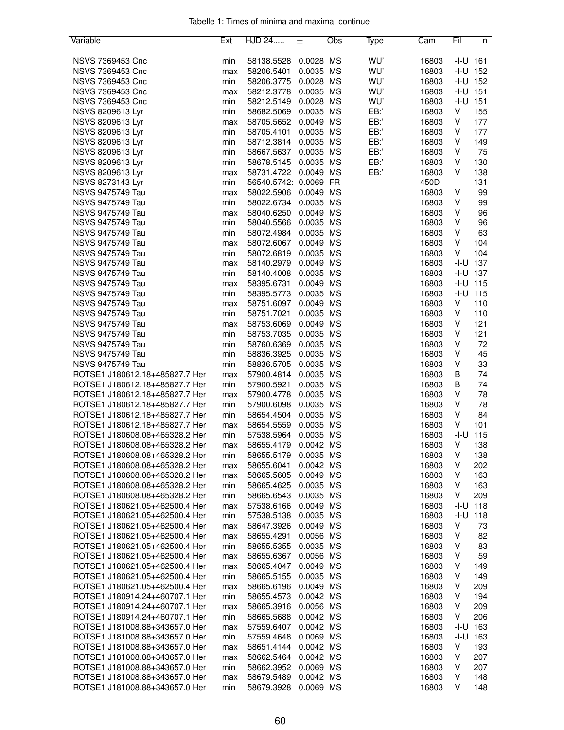Tabelle 1: Times of minima and maxima, continue

| Variable | Ext | HJD 24..... | ± | Obs | Type | Cam | Fil | n |
|---|---|---|---|---|---|---|---|---|
| NSVS 7369453 Cnc | min | 58138.5528 | 0.0028 | MS | WU' | 16803 | -I-U | 161 |
| NSVS 7369453 Cnc | max | 58206.5401 | 0.0035 | MS | WU' | 16803 | -I-U | 152 |
| NSVS 7369453 Cnc | min | 58206.3775 | 0.0028 | MS | WU' | 16803 | -I-U | 152 |
| NSVS 7369453 Cnc | max | 58212.3778 | 0.0035 | MS | WU' | 16803 | -I-U | 151 |
| NSVS 7369453 Cnc | min | 58212.5149 | 0.0028 | MS | WU' | 16803 | -I-U | 151 |
| NSVS 8209613 Lyr | min | 58682.5069 | 0.0035 | MS | EB:' | 16803 | V | 155 |
| NSVS 8209613 Lyr | max | 58705.5652 | 0.0049 | MS | EB:' | 16803 | V | 177 |
| NSVS 8209613 Lyr | min | 58705.4101 | 0.0035 | MS | EB:' | 16803 | V | 177 |
| NSVS 8209613 Lyr | min | 58712.3814 | 0.0035 | MS | EB:' | 16803 | V | 149 |
| NSVS 8209613 Lyr | min | 58667.5637 | 0.0035 | MS | EB:' | 16803 | V | 75 |
| NSVS 8209613 Lyr | min | 58678.5145 | 0.0035 | MS | EB:' | 16803 | V | 130 |
| NSVS 8209613 Lyr | max | 58731.4722 | 0.0049 | MS | EB:' | 16803 | V | 138 |
| NSVS 8273143 Lyr | min | 56540.5742: | 0.0069 | FR | | 450D | | 131 |
| NSVS 9475749 Tau | max | 58022.5906 | 0.0049 | MS | | 16803 | V | 99 |
| NSVS 9475749 Tau | min | 58022.6734 | 0.0035 | MS | | 16803 | V | 99 |
| NSVS 9475749 Tau | max | 58040.6250 | 0.0049 | MS | | 16803 | V | 96 |
| NSVS 9475749 Tau | min | 58040.5566 | 0.0035 | MS | | 16803 | V | 96 |
| NSVS 9475749 Tau | min | 58072.4984 | 0.0035 | MS | | 16803 | V | 63 |
| NSVS 9475749 Tau | max | 58072.6067 | 0.0049 | MS | | 16803 | V | 104 |
| NSVS 9475749 Tau | min | 58072.6819 | 0.0035 | MS | | 16803 | V | 104 |
| NSVS 9475749 Tau | max | 58140.2979 | 0.0049 | MS | | 16803 | -I-U | 137 |
| NSVS 9475749 Tau | min | 58140.4008 | 0.0035 | MS | | 16803 | -I-U | 137 |
| NSVS 9475749 Tau | max | 58395.6731 | 0.0049 | MS | | 16803 | -I-U | 115 |
| NSVS 9475749 Tau | min | 58395.5773 | 0.0035 | MS | | 16803 | -I-U | 115 |
| NSVS 9475749 Tau | max | 58751.6097 | 0.0049 | MS | | 16803 | V | 110 |
| NSVS 9475749 Tau | min | 58751.7021 | 0.0035 | MS | | 16803 | V | 110 |
| NSVS 9475749 Tau | max | 58753.6069 | 0.0049 | MS | | 16803 | V | 121 |
| NSVS 9475749 Tau | min | 58753.7035 | 0.0035 | MS | | 16803 | V | 121 |
| NSVS 9475749 Tau | min | 58760.6369 | 0.0035 | MS | | 16803 | V | 72 |
| NSVS 9475749 Tau | min | 58836.3925 | 0.0035 | MS | | 16803 | V | 45 |
| NSVS 9475749 Tau | min | 58836.5705 | 0.0035 | MS | | 16803 | V | 33 |
| ROTSE1 J180612.18+485827.7 Her | max | 57900.4814 | 0.0035 | MS | | 16803 | B | 74 |
| ROTSE1 J180612.18+485827.7 Her | min | 57900.5921 | 0.0035 | MS | | 16803 | B | 74 |
| ROTSE1 J180612.18+485827.7 Her | max | 57900.4778 | 0.0035 | MS | | 16803 | V | 78 |
| ROTSE1 J180612.18+485827.7 Her | min | 57900.6098 | 0.0035 | MS | | 16803 | V | 78 |
| ROTSE1 J180612.18+485827.7 Her | min | 58654.4504 | 0.0035 | MS | | 16803 | V | 84 |
| ROTSE1 J180612.18+485827.7 Her | max | 58654.5559 | 0.0035 | MS | | 16803 | V | 101 |
| ROTSE1 J180608.08+465328.2 Her | min | 57538.5964 | 0.0035 | MS | | 16803 | -I-U | 115 |
| ROTSE1 J180608.08+465328.2 Her | max | 58655.4179 | 0.0042 | MS | | 16803 | V | 138 |
| ROTSE1 J180608.08+465328.2 Her | min | 58655.5179 | 0.0035 | MS | | 16803 | V | 138 |
| ROTSE1 J180608.08+465328.2 Her | max | 58655.6041 | 0.0042 | MS | | 16803 | V | 202 |
| ROTSE1 J180608.08+465328.2 Her | max | 58665.5605 | 0.0049 | MS | | 16803 | V | 163 |
| ROTSE1 J180608.08+465328.2 Her | min | 58665.4625 | 0.0035 | MS | | 16803 | V | 163 |
| ROTSE1 J180608.08+465328.2 Her | min | 58665.6543 | 0.0035 | MS | | 16803 | V | 209 |
| ROTSE1 J180621.05+462500.4 Her | max | 57538.6166 | 0.0049 | MS | | 16803 | -I-U | 118 |
| ROTSE1 J180621.05+462500.4 Her | min | 57538.5138 | 0.0035 | MS | | 16803 | -I-U | 118 |
| ROTSE1 J180621.05+462500.4 Her | max | 58647.3926 | 0.0049 | MS | | 16803 | V | 73 |
| ROTSE1 J180621.05+462500.4 Her | max | 58655.4291 | 0.0056 | MS | | 16803 | V | 82 |
| ROTSE1 J180621.05+462500.4 Her | min | 58655.5355 | 0.0035 | MS | | 16803 | V | 83 |
| ROTSE1 J180621.05+462500.4 Her | max | 58655.6367 | 0.0056 | MS | | 16803 | V | 59 |
| ROTSE1 J180621.05+462500.4 Her | max | 58665.4047 | 0.0049 | MS | | 16803 | V | 149 |
| ROTSE1 J180621.05+462500.4 Her | min | 58665.5155 | 0.0035 | MS | | 16803 | V | 149 |
| ROTSE1 J180621.05+462500.4 Her | max | 58665.6196 | 0.0049 | MS | | 16803 | V | 209 |
| ROTSE1 J180914.24+460707.1 Her | min | 58655.4573 | 0.0042 | MS | | 16803 | V | 194 |
| ROTSE1 J180914.24+460707.1 Her | max | 58665.3916 | 0.0056 | MS | | 16803 | V | 209 |
| ROTSE1 J180914.24+460707.1 Her | min | 58665.5688 | 0.0042 | MS | | 16803 | V | 206 |
| ROTSE1 J181008.88+343657.0 Her | max | 57559.6407 | 0.0042 | MS | | 16803 | -I-U | 163 |
| ROTSE1 J181008.88+343657.0 Her | min | 57559.4648 | 0.0069 | MS | | 16803 | -I-U | 163 |
| ROTSE1 J181008.88+343657.0 Her | max | 58651.4144 | 0.0042 | MS | | 16803 | V | 193 |
| ROTSE1 J181008.88+343657.0 Her | max | 58662.5464 | 0.0042 | MS | | 16803 | V | 207 |
| ROTSE1 J181008.88+343657.0 Her | min | 58662.3952 | 0.0069 | MS | | 16803 | V | 207 |
| ROTSE1 J181008.88+343657.0 Her | max | 58679.5489 | 0.0042 | MS | | 16803 | V | 148 |
| ROTSE1 J181008.88+343657.0 Her | min | 58679.3928 | 0.0069 | MS | | 16803 | V | 148 |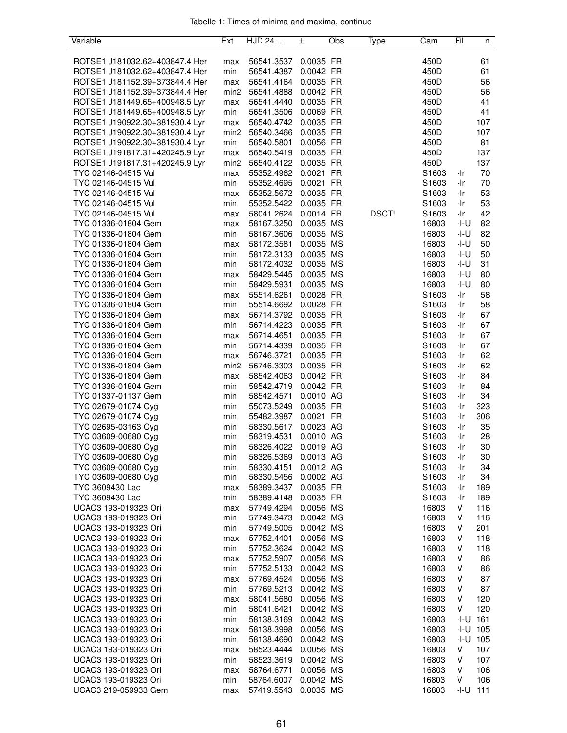Tabelle 1: Times of minima and maxima, continue

| Variable | Ext | HJD 24..... | ± | Obs | Type | Cam | Fil | n |
|---|---|---|---|---|---|---|---|---|
| ROTSE1 J181032.62+403847.4 Her | max | 56541.3537 | 0.0035 | FR | | 450D | | 61 |
| ROTSE1 J181032.62+403847.4 Her | min | 56541.4387 | 0.0042 | FR | | 450D | | 61 |
| ROTSE1 J181152.39+373844.4 Her | max | 56541.4164 | 0.0035 | FR | | 450D | | 56 |
| ROTSE1 J181152.39+373844.4 Her | min2 | 56541.4888 | 0.0042 | FR | | 450D | | 56 |
| ROTSE1 J181449.65+400948.5 Lyr | max | 56541.4440 | 0.0035 | FR | | 450D | | 41 |
| ROTSE1 J181449.65+400948.5 Lyr | min | 56541.3506 | 0.0069 | FR | | 450D | | 41 |
| ROTSE1 J190922.30+381930.4 Lyr | max | 56540.4742 | 0.0035 | FR | | 450D | | 107 |
| ROTSE1 J190922.30+381930.4 Lyr | min2 | 56540.3466 | 0.0035 | FR | | 450D | | 107 |
| ROTSE1 J190922.30+381930.4 Lyr | min | 56540.5801 | 0.0056 | FR | | 450D | | 81 |
| ROTSE1 J191817.31+420245.9 Lyr | max | 56540.5419 | 0.0035 | FR | | 450D | | 137 |
| ROTSE1 J191817.31+420245.9 Lyr | min2 | 56540.4122 | 0.0035 | FR | | 450D | | 137 |
| TYC 02146-04515 Vul | max | 55352.4962 | 0.0021 | FR | | S1603 | -Ir | 70 |
| TYC 02146-04515 Vul | min | 55352.4695 | 0.0021 | FR | | S1603 | -Ir | 70 |
| TYC 02146-04515 Vul | max | 55352.5672 | 0.0035 | FR | | S1603 | -Ir | 53 |
| TYC 02146-04515 Vul | min | 55352.5422 | 0.0035 | FR | | S1603 | -Ir | 53 |
| TYC 02146-04515 Vul | max | 58041.2624 | 0.0014 | FR | DSCT! | S1603 | -Ir | 42 |
| TYC 01336-01804 Gem | max | 58167.3250 | 0.0035 | MS | | 16803 | -I-U | 82 |
| TYC 01336-01804 Gem | min | 58167.3606 | 0.0035 | MS | | 16803 | -I-U | 82 |
| TYC 01336-01804 Gem | max | 58172.3581 | 0.0035 | MS | | 16803 | -I-U | 50 |
| TYC 01336-01804 Gem | min | 58172.3133 | 0.0035 | MS | | 16803 | -I-U | 50 |
| TYC 01336-01804 Gem | min | 58172.4032 | 0.0035 | MS | | 16803 | -I-U | 31 |
| TYC 01336-01804 Gem | max | 58429.5445 | 0.0035 | MS | | 16803 | -I-U | 80 |
| TYC 01336-01804 Gem | min | 58429.5931 | 0.0035 | MS | | 16803 | -I-U | 80 |
| TYC 01336-01804 Gem | max | 55514.6261 | 0.0028 | FR | | S1603 | -Ir | 58 |
| TYC 01336-01804 Gem | min | 55514.6692 | 0.0028 | FR | | S1603 | -Ir | 58 |
| TYC 01336-01804 Gem | max | 56714.3792 | 0.0035 | FR | | S1603 | -Ir | 67 |
| TYC 01336-01804 Gem | min | 56714.4223 | 0.0035 | FR | | S1603 | -Ir | 67 |
| TYC 01336-01804 Gem | max | 56714.4651 | 0.0035 | FR | | S1603 | -Ir | 67 |
| TYC 01336-01804 Gem | min | 56714.4339 | 0.0035 | FR | | S1603 | -Ir | 67 |
| TYC 01336-01804 Gem | max | 56746.3721 | 0.0035 | FR | | S1603 | -Ir | 62 |
| TYC 01336-01804 Gem | min2 | 56746.3303 | 0.0035 | FR | | S1603 | -Ir | 62 |
| TYC 01336-01804 Gem | max | 58542.4063 | 0.0042 | FR | | S1603 | -Ir | 84 |
| TYC 01336-01804 Gem | min | 58542.4719 | 0.0042 | FR | | S1603 | -Ir | 84 |
| TYC 01337-01137 Gem | min | 58542.4571 | 0.0010 | AG | | S1603 | -Ir | 34 |
| TYC 02679-01074 Cyg | min | 55073.5249 | 0.0035 | FR | | S1603 | -Ir | 323 |
| TYC 02679-01074 Cyg | min | 55482.3987 | 0.0021 | FR | | S1603 | -Ir | 306 |
| TYC 02695-03163 Cyg | min | 58330.5617 | 0.0023 | AG | | S1603 | -Ir | 35 |
| TYC 03609-00680 Cyg | min | 58319.4531 | 0.0010 | AG | | S1603 | -Ir | 28 |
| TYC 03609-00680 Cyg | min | 58326.4022 | 0.0019 | AG | | S1603 | -Ir | 30 |
| TYC 03609-00680 Cyg | min | 58326.5369 | 0.0013 | AG | | S1603 | -Ir | 30 |
| TYC 03609-00680 Cyg | min | 58330.4151 | 0.0012 | AG | | S1603 | -Ir | 34 |
| TYC 03609-00680 Cyg | min | 58330.5456 | 0.0002 | AG | | S1603 | -Ir | 34 |
| TYC 3609430 Lac | max | 58389.3437 | 0.0035 | FR | | S1603 | -Ir | 189 |
| TYC 3609430 Lac | min | 58389.4148 | 0.0035 | FR | | S1603 | -Ir | 189 |
| UCAC3 193-019323 Ori | max | 57749.4294 | 0.0056 | MS | | 16803 | V | 116 |
| UCAC3 193-019323 Ori | min | 57749.3473 | 0.0042 | MS | | 16803 | V | 116 |
| UCAC3 193-019323 Ori | min | 57749.5005 | 0.0042 | MS | | 16803 | V | 201 |
| UCAC3 193-019323 Ori | max | 57752.4401 | 0.0056 | MS | | 16803 | V | 118 |
| UCAC3 193-019323 Ori | min | 57752.3624 | 0.0042 | MS | | 16803 | V | 118 |
| UCAC3 193-019323 Ori | max | 57752.5907 | 0.0056 | MS | | 16803 | V | 86 |
| UCAC3 193-019323 Ori | min | 57752.5133 | 0.0042 | MS | | 16803 | V | 86 |
| UCAC3 193-019323 Ori | max | 57769.4524 | 0.0056 | MS | | 16803 | V | 87 |
| UCAC3 193-019323 Ori | min | 57769.5213 | 0.0042 | MS | | 16803 | V | 87 |
| UCAC3 193-019323 Ori | max | 58041.5680 | 0.0056 | MS | | 16803 | V | 120 |
| UCAC3 193-019323 Ori | min | 58041.6421 | 0.0042 | MS | | 16803 | V | 120 |
| UCAC3 193-019323 Ori | min | 58138.3169 | 0.0042 | MS | | 16803 | -I-U | 161 |
| UCAC3 193-019323 Ori | max | 58138.3998 | 0.0056 | MS | | 16803 | -I-U | 105 |
| UCAC3 193-019323 Ori | min | 58138.4690 | 0.0042 | MS | | 16803 | -I-U | 105 |
| UCAC3 193-019323 Ori | max | 58523.4444 | 0.0056 | MS | | 16803 | V | 107 |
| UCAC3 193-019323 Ori | min | 58523.3619 | 0.0042 | MS | | 16803 | V | 107 |
| UCAC3 193-019323 Ori | max | 58764.6771 | 0.0056 | MS | | 16803 | V | 106 |
| UCAC3 193-019323 Ori | min | 58764.6007 | 0.0042 | MS | | 16803 | V | 106 |
| UCAC3 219-059933 Gem | max | 57419.5543 | 0.0035 | MS | | 16803 | -I-U | 111 |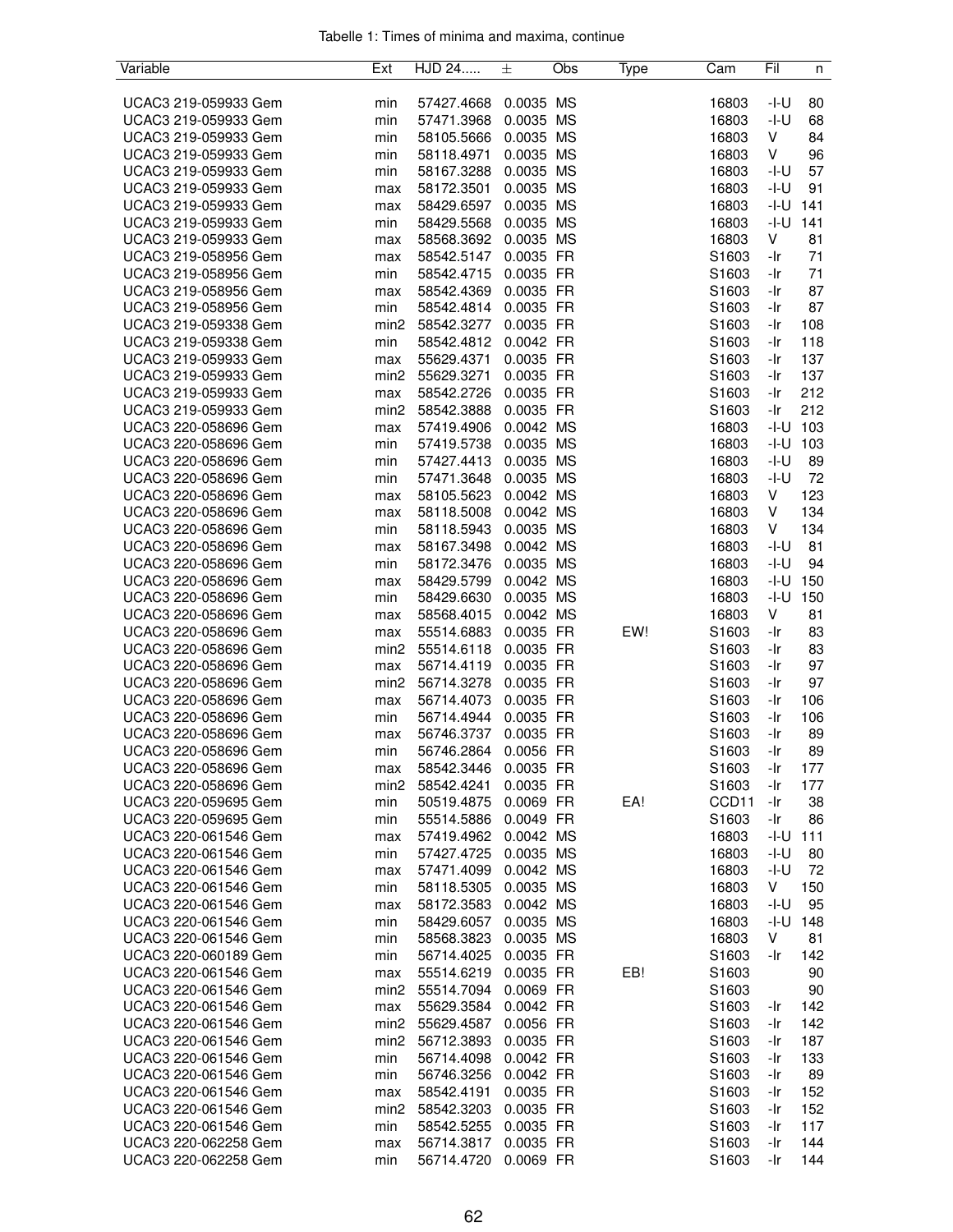Tabelle 1: Times of minima and maxima, continue

| Variable | Ext | HJD 24..... | ± | Obs | Type | Cam | Fil | n |
|---|---|---|---|---|---|---|---|---|
| UCAC3 219-059933 Gem | min | 57427.4668 | 0.0035 | MS | | 16803 | -I-U | 80 |
| UCAC3 219-059933 Gem | min | 57471.3968 | 0.0035 | MS | | 16803 | -I-U | 68 |
| UCAC3 219-059933 Gem | min | 58105.5666 | 0.0035 | MS | | 16803 | V | 84 |
| UCAC3 219-059933 Gem | min | 58118.4971 | 0.0035 | MS | | 16803 | V | 96 |
| UCAC3 219-059933 Gem | min | 58167.3288 | 0.0035 | MS | | 16803 | -I-U | 57 |
| UCAC3 219-059933 Gem | max | 58172.3501 | 0.0035 | MS | | 16803 | -I-U | 91 |
| UCAC3 219-059933 Gem | max | 58429.6597 | 0.0035 | MS | | 16803 | -I-U | 141 |
| UCAC3 219-059933 Gem | min | 58429.5568 | 0.0035 | MS | | 16803 | -I-U | 141 |
| UCAC3 219-059933 Gem | max | 58568.3692 | 0.0035 | MS | | 16803 | V | 81 |
| UCAC3 219-058956 Gem | max | 58542.5147 | 0.0035 | FR | | S1603 | -Ir | 71 |
| UCAC3 219-058956 Gem | min | 58542.4715 | 0.0035 | FR | | S1603 | -Ir | 71 |
| UCAC3 219-058956 Gem | max | 58542.4369 | 0.0035 | FR | | S1603 | -Ir | 87 |
| UCAC3 219-058956 Gem | min | 58542.4814 | 0.0035 | FR | | S1603 | -Ir | 87 |
| UCAC3 219-059338 Gem | min2 | 58542.3277 | 0.0035 | FR | | S1603 | -Ir | 108 |
| UCAC3 219-059338 Gem | min | 58542.4812 | 0.0042 | FR | | S1603 | -Ir | 118 |
| UCAC3 219-059933 Gem | max | 55629.4371 | 0.0035 | FR | | S1603 | -Ir | 137 |
| UCAC3 219-059933 Gem | min2 | 55629.3271 | 0.0035 | FR | | S1603 | -Ir | 137 |
| UCAC3 219-059933 Gem | max | 58542.2726 | 0.0035 | FR | | S1603 | -Ir | 212 |
| UCAC3 219-059933 Gem | min2 | 58542.3888 | 0.0035 | FR | | S1603 | -Ir | 212 |
| UCAC3 220-058696 Gem | max | 57419.4906 | 0.0042 | MS | | 16803 | -I-U | 103 |
| UCAC3 220-058696 Gem | min | 57419.5738 | 0.0035 | MS | | 16803 | -I-U | 103 |
| UCAC3 220-058696 Gem | min | 57427.4413 | 0.0035 | MS | | 16803 | -I-U | 89 |
| UCAC3 220-058696 Gem | min | 57471.3648 | 0.0035 | MS | | 16803 | -I-U | 72 |
| UCAC3 220-058696 Gem | max | 58105.5623 | 0.0042 | MS | | 16803 | V | 123 |
| UCAC3 220-058696 Gem | max | 58118.5008 | 0.0042 | MS | | 16803 | V | 134 |
| UCAC3 220-058696 Gem | min | 58118.5943 | 0.0035 | MS | | 16803 | V | 134 |
| UCAC3 220-058696 Gem | max | 58167.3498 | 0.0042 | MS | | 16803 | -I-U | 81 |
| UCAC3 220-058696 Gem | min | 58172.3476 | 0.0035 | MS | | 16803 | -I-U | 94 |
| UCAC3 220-058696 Gem | max | 58429.5799 | 0.0042 | MS | | 16803 | -I-U | 150 |
| UCAC3 220-058696 Gem | min | 58429.6630 | 0.0035 | MS | | 16803 | -I-U | 150 |
| UCAC3 220-058696 Gem | max | 58568.4015 | 0.0042 | MS | | 16803 | V | 81 |
| UCAC3 220-058696 Gem | max | 55514.6883 | 0.0035 | FR | EW! | S1603 | -Ir | 83 |
| UCAC3 220-058696 Gem | min2 | 55514.6118 | 0.0035 | FR | | S1603 | -Ir | 83 |
| UCAC3 220-058696 Gem | max | 56714.4119 | 0.0035 | FR | | S1603 | -Ir | 97 |
| UCAC3 220-058696 Gem | min2 | 56714.3278 | 0.0035 | FR | | S1603 | -Ir | 97 |
| UCAC3 220-058696 Gem | max | 56714.4073 | 0.0035 | FR | | S1603 | -Ir | 106 |
| UCAC3 220-058696 Gem | min | 56714.4944 | 0.0035 | FR | | S1603 | -Ir | 106 |
| UCAC3 220-058696 Gem | max | 56746.3737 | 0.0035 | FR | | S1603 | -Ir | 89 |
| UCAC3 220-058696 Gem | min | 56746.2864 | 0.0056 | FR | | S1603 | -Ir | 89 |
| UCAC3 220-058696 Gem | max | 58542.3446 | 0.0035 | FR | | S1603 | -Ir | 177 |
| UCAC3 220-058696 Gem | min2 | 58542.4241 | 0.0035 | FR | | S1603 | -Ir | 177 |
| UCAC3 220-059695 Gem | min | 50519.4875 | 0.0069 | FR | EA! | CCD11 | -Ir | 38 |
| UCAC3 220-059695 Gem | min | 55514.5886 | 0.0049 | FR | | S1603 | -Ir | 86 |
| UCAC3 220-061546 Gem | max | 57419.4962 | 0.0042 | MS | | 16803 | -I-U | 111 |
| UCAC3 220-061546 Gem | min | 57427.4725 | 0.0035 | MS | | 16803 | -I-U | 80 |
| UCAC3 220-061546 Gem | max | 57471.4099 | 0.0042 | MS | | 16803 | -I-U | 72 |
| UCAC3 220-061546 Gem | min | 58118.5305 | 0.0035 | MS | | 16803 | V | 150 |
| UCAC3 220-061546 Gem | max | 58172.3583 | 0.0042 | MS | | 16803 | -I-U | 95 |
| UCAC3 220-061546 Gem | min | 58429.6057 | 0.0035 | MS | | 16803 | -I-U | 148 |
| UCAC3 220-061546 Gem | min | 58568.3823 | 0.0035 | MS | | 16803 | V | 81 |
| UCAC3 220-060189 Gem | min | 56714.4025 | 0.0035 | FR | | S1603 | -Ir | 142 |
| UCAC3 220-061546 Gem | max | 55514.6219 | 0.0035 | FR | EB! | S1603 | | 90 |
| UCAC3 220-061546 Gem | min2 | 55514.7094 | 0.0069 | FR | | S1603 | | 90 |
| UCAC3 220-061546 Gem | max | 55629.3584 | 0.0042 | FR | | S1603 | -Ir | 142 |
| UCAC3 220-061546 Gem | min2 | 55629.4587 | 0.0056 | FR | | S1603 | -Ir | 142 |
| UCAC3 220-061546 Gem | min2 | 56712.3893 | 0.0035 | FR | | S1603 | -Ir | 187 |
| UCAC3 220-061546 Gem | min | 56714.4098 | 0.0042 | FR | | S1603 | -Ir | 133 |
| UCAC3 220-061546 Gem | min | 56746.3256 | 0.0042 | FR | | S1603 | -Ir | 89 |
| UCAC3 220-061546 Gem | max | 58542.4191 | 0.0035 | FR | | S1603 | -Ir | 152 |
| UCAC3 220-061546 Gem | min2 | 58542.3203 | 0.0035 | FR | | S1603 | -Ir | 152 |
| UCAC3 220-061546 Gem | min | 58542.5255 | 0.0035 | FR | | S1603 | -Ir | 117 |
| UCAC3 220-062258 Gem | max | 56714.3817 | 0.0035 | FR | | S1603 | -Ir | 144 |
| UCAC3 220-062258 Gem | min | 56714.4720 | 0.0069 | FR | | S1603 | -Ir | 144 |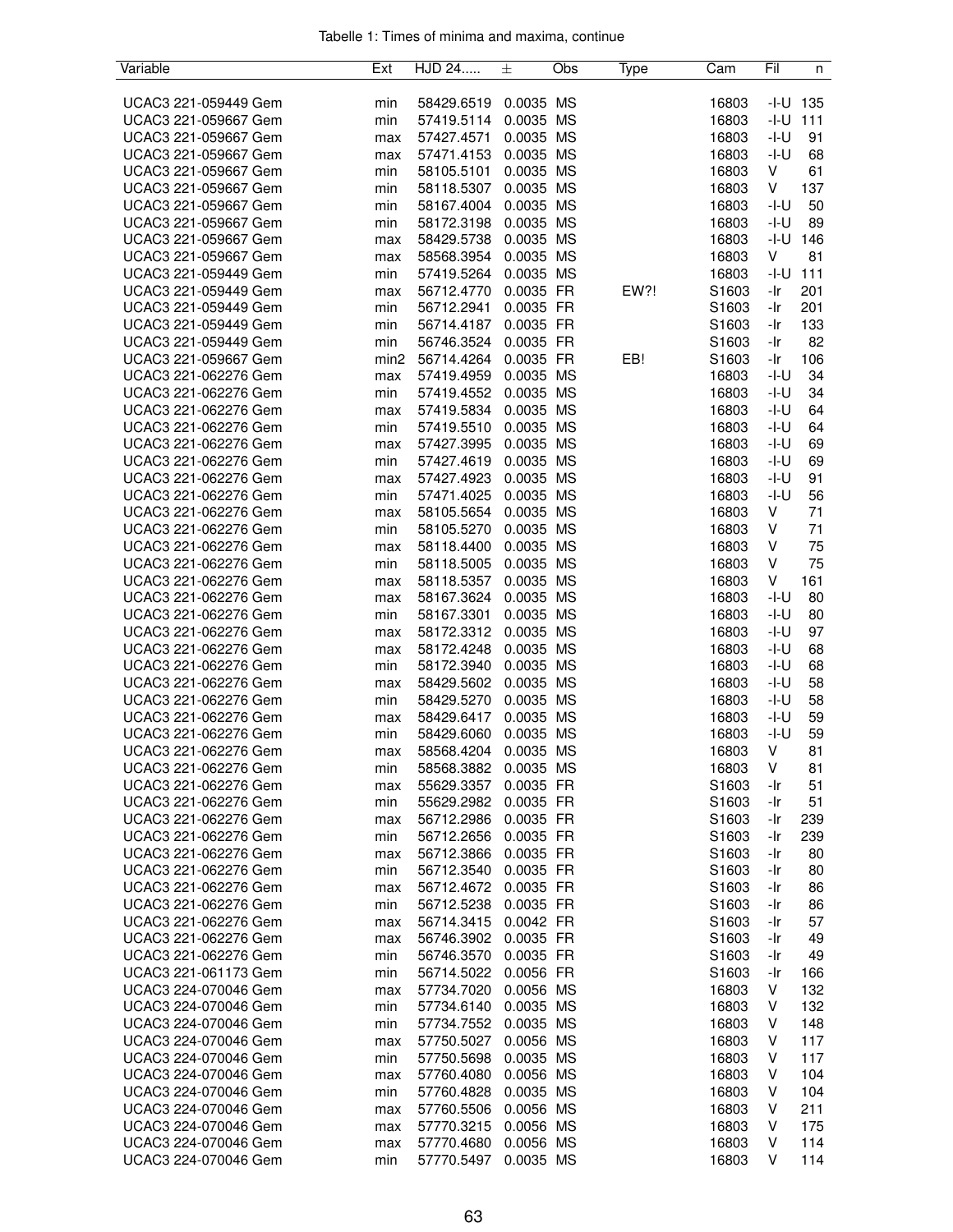Tabelle 1: Times of minima and maxima, continue

| Variable | Ext | HJD 24..... | ± | Obs | Type | Cam | Fil | n |
|---|---|---|---|---|---|---|---|---|
| UCAC3 221-059449 Gem | min | 58429.6519 | 0.0035 | MS | | 16803 | -I-U | 135 |
| UCAC3 221-059667 Gem | min | 57419.5114 | 0.0035 | MS | | 16803 | -I-U | 111 |
| UCAC3 221-059667 Gem | max | 57427.4571 | 0.0035 | MS | | 16803 | -I-U | 91 |
| UCAC3 221-059667 Gem | max | 57471.4153 | 0.0035 | MS | | 16803 | -I-U | 68 |
| UCAC3 221-059667 Gem | min | 58105.5101 | 0.0035 | MS | | 16803 | V | 61 |
| UCAC3 221-059667 Gem | min | 58118.5307 | 0.0035 | MS | | 16803 | V | 137 |
| UCAC3 221-059667 Gem | min | 58167.4004 | 0.0035 | MS | | 16803 | -I-U | 50 |
| UCAC3 221-059667 Gem | min | 58172.3198 | 0.0035 | MS | | 16803 | -I-U | 89 |
| UCAC3 221-059667 Gem | max | 58429.5738 | 0.0035 | MS | | 16803 | -I-U | 146 |
| UCAC3 221-059667 Gem | max | 58568.3954 | 0.0035 | MS | | 16803 | V | 81 |
| UCAC3 221-059449 Gem | min | 57419.5264 | 0.0035 | MS | | 16803 | -I-U | 111 |
| UCAC3 221-059449 Gem | max | 56712.4770 | 0.0035 | FR | EW?! | S1603 | -Ir | 201 |
| UCAC3 221-059449 Gem | min | 56712.2941 | 0.0035 | FR | | S1603 | -Ir | 201 |
| UCAC3 221-059449 Gem | min | 56714.4187 | 0.0035 | FR | | S1603 | -Ir | 133 |
| UCAC3 221-059449 Gem | min | 56746.3524 | 0.0035 | FR | | S1603 | -Ir | 82 |
| UCAC3 221-059667 Gem | min2 | 56714.4264 | 0.0035 | FR | EB! | S1603 | -Ir | 106 |
| UCAC3 221-062276 Gem | max | 57419.4959 | 0.0035 | MS | | 16803 | -I-U | 34 |
| UCAC3 221-062276 Gem | min | 57419.4552 | 0.0035 | MS | | 16803 | -I-U | 34 |
| UCAC3 221-062276 Gem | max | 57419.5834 | 0.0035 | MS | | 16803 | -I-U | 64 |
| UCAC3 221-062276 Gem | min | 57419.5510 | 0.0035 | MS | | 16803 | -I-U | 64 |
| UCAC3 221-062276 Gem | max | 57427.3995 | 0.0035 | MS | | 16803 | -I-U | 69 |
| UCAC3 221-062276 Gem | min | 57427.4619 | 0.0035 | MS | | 16803 | -I-U | 69 |
| UCAC3 221-062276 Gem | max | 57427.4923 | 0.0035 | MS | | 16803 | -I-U | 91 |
| UCAC3 221-062276 Gem | min | 57471.4025 | 0.0035 | MS | | 16803 | -I-U | 56 |
| UCAC3 221-062276 Gem | max | 58105.5654 | 0.0035 | MS | | 16803 | V | 71 |
| UCAC3 221-062276 Gem | min | 58105.5270 | 0.0035 | MS | | 16803 | V | 71 |
| UCAC3 221-062276 Gem | max | 58118.4400 | 0.0035 | MS | | 16803 | V | 75 |
| UCAC3 221-062276 Gem | min | 58118.5005 | 0.0035 | MS | | 16803 | V | 75 |
| UCAC3 221-062276 Gem | max | 58118.5357 | 0.0035 | MS | | 16803 | V | 161 |
| UCAC3 221-062276 Gem | max | 58167.3624 | 0.0035 | MS | | 16803 | -I-U | 80 |
| UCAC3 221-062276 Gem | min | 58167.3301 | 0.0035 | MS | | 16803 | -I-U | 80 |
| UCAC3 221-062276 Gem | max | 58172.3312 | 0.0035 | MS | | 16803 | -I-U | 97 |
| UCAC3 221-062276 Gem | max | 58172.4248 | 0.0035 | MS | | 16803 | -I-U | 68 |
| UCAC3 221-062276 Gem | min | 58172.3940 | 0.0035 | MS | | 16803 | -I-U | 68 |
| UCAC3 221-062276 Gem | max | 58429.5602 | 0.0035 | MS | | 16803 | -I-U | 58 |
| UCAC3 221-062276 Gem | min | 58429.5270 | 0.0035 | MS | | 16803 | -I-U | 58 |
| UCAC3 221-062276 Gem | max | 58429.6417 | 0.0035 | MS | | 16803 | -I-U | 59 |
| UCAC3 221-062276 Gem | min | 58429.6060 | 0.0035 | MS | | 16803 | -I-U | 59 |
| UCAC3 221-062276 Gem | max | 58568.4204 | 0.0035 | MS | | 16803 | V | 81 |
| UCAC3 221-062276 Gem | min | 58568.3882 | 0.0035 | MS | | 16803 | V | 81 |
| UCAC3 221-062276 Gem | max | 55629.3357 | 0.0035 | FR | | S1603 | -Ir | 51 |
| UCAC3 221-062276 Gem | min | 55629.2982 | 0.0035 | FR | | S1603 | -Ir | 51 |
| UCAC3 221-062276 Gem | max | 56712.2986 | 0.0035 | FR | | S1603 | -Ir | 239 |
| UCAC3 221-062276 Gem | min | 56712.2656 | 0.0035 | FR | | S1603 | -Ir | 239 |
| UCAC3 221-062276 Gem | max | 56712.3866 | 0.0035 | FR | | S1603 | -Ir | 80 |
| UCAC3 221-062276 Gem | min | 56712.3540 | 0.0035 | FR | | S1603 | -Ir | 80 |
| UCAC3 221-062276 Gem | max | 56712.4672 | 0.0035 | FR | | S1603 | -Ir | 86 |
| UCAC3 221-062276 Gem | min | 56712.5238 | 0.0035 | FR | | S1603 | -Ir | 86 |
| UCAC3 221-062276 Gem | max | 56714.3415 | 0.0042 | FR | | S1603 | -Ir | 57 |
| UCAC3 221-062276 Gem | max | 56746.3902 | 0.0035 | FR | | S1603 | -Ir | 49 |
| UCAC3 221-062276 Gem | min | 56746.3570 | 0.0035 | FR | | S1603 | -Ir | 49 |
| UCAC3 221-061173 Gem | min | 56714.5022 | 0.0056 | FR | | S1603 | -Ir | 166 |
| UCAC3 224-070046 Gem | max | 57734.7020 | 0.0056 | MS | | 16803 | V | 132 |
| UCAC3 224-070046 Gem | min | 57734.6140 | 0.0035 | MS | | 16803 | V | 132 |
| UCAC3 224-070046 Gem | min | 57734.7552 | 0.0035 | MS | | 16803 | V | 148 |
| UCAC3 224-070046 Gem | max | 57750.5027 | 0.0056 | MS | | 16803 | V | 117 |
| UCAC3 224-070046 Gem | min | 57750.5698 | 0.0035 | MS | | 16803 | V | 117 |
| UCAC3 224-070046 Gem | max | 57760.4080 | 0.0056 | MS | | 16803 | V | 104 |
| UCAC3 224-070046 Gem | min | 57760.4828 | 0.0035 | MS | | 16803 | V | 104 |
| UCAC3 224-070046 Gem | max | 57760.5506 | 0.0056 | MS | | 16803 | V | 211 |
| UCAC3 224-070046 Gem | max | 57770.3215 | 0.0056 | MS | | 16803 | V | 175 |
| UCAC3 224-070046 Gem | max | 57770.4680 | 0.0056 | MS | | 16803 | V | 114 |
| UCAC3 224-070046 Gem | min | 57770.5497 | 0.0035 | MS | | 16803 | V | 114 |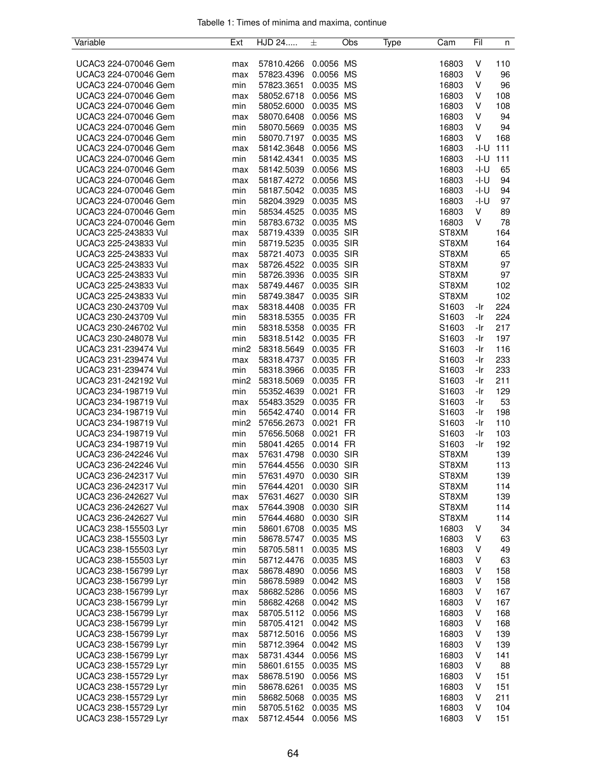Tabelle 1: Times of minima and maxima, continue

| Variable | Ext | HJD 24..... | ± | Obs | Type | Cam | Fil | n |
|---|---|---|---|---|---|---|---|---|
| UCAC3 224-070046 Gem | max | 57810.4266 | 0.0056 | MS | | 16803 | V | 110 |
| UCAC3 224-070046 Gem | max | 57823.4396 | 0.0056 | MS | | 16803 | V | 96 |
| UCAC3 224-070046 Gem | min | 57823.3651 | 0.0035 | MS | | 16803 | V | 96 |
| UCAC3 224-070046 Gem | max | 58052.6718 | 0.0056 | MS | | 16803 | V | 108 |
| UCAC3 224-070046 Gem | min | 58052.6000 | 0.0035 | MS | | 16803 | V | 108 |
| UCAC3 224-070046 Gem | max | 58070.6408 | 0.0056 | MS | | 16803 | V | 94 |
| UCAC3 224-070046 Gem | min | 58070.5669 | 0.0035 | MS | | 16803 | V | 94 |
| UCAC3 224-070046 Gem | min | 58070.7197 | 0.0035 | MS | | 16803 | V | 168 |
| UCAC3 224-070046 Gem | max | 58142.3648 | 0.0056 | MS | | 16803 | -I-U | 111 |
| UCAC3 224-070046 Gem | min | 58142.4341 | 0.0035 | MS | | 16803 | -I-U | 111 |
| UCAC3 224-070046 Gem | max | 58142.5039 | 0.0056 | MS | | 16803 | -I-U | 65 |
| UCAC3 224-070046 Gem | max | 58187.4272 | 0.0056 | MS | | 16803 | -I-U | 94 |
| UCAC3 224-070046 Gem | min | 58187.5042 | 0.0035 | MS | | 16803 | -I-U | 94 |
| UCAC3 224-070046 Gem | min | 58204.3929 | 0.0035 | MS | | 16803 | -I-U | 97 |
| UCAC3 224-070046 Gem | min | 58534.4525 | 0.0035 | MS | | 16803 | V | 89 |
| UCAC3 224-070046 Gem | min | 58783.6732 | 0.0035 | MS | | 16803 | V | 78 |
| UCAC3 225-243833 Vul | max | 58719.4339 | 0.0035 | SIR | | ST8XM | | 164 |
| UCAC3 225-243833 Vul | min | 58719.5235 | 0.0035 | SIR | | ST8XM | | 164 |
| UCAC3 225-243833 Vul | max | 58721.4073 | 0.0035 | SIR | | ST8XM | | 65 |
| UCAC3 225-243833 Vul | max | 58726.4522 | 0.0035 | SIR | | ST8XM | | 97 |
| UCAC3 225-243833 Vul | min | 58726.3936 | 0.0035 | SIR | | ST8XM | | 97 |
| UCAC3 225-243833 Vul | max | 58749.4467 | 0.0035 | SIR | | ST8XM | | 102 |
| UCAC3 225-243833 Vul | min | 58749.3847 | 0.0035 | SIR | | ST8XM | | 102 |
| UCAC3 230-243709 Vul | max | 58318.4408 | 0.0035 | FR | | S1603 | -Ir | 224 |
| UCAC3 230-243709 Vul | min | 58318.5355 | 0.0035 | FR | | S1603 | -Ir | 224 |
| UCAC3 230-246702 Vul | min | 58318.5358 | 0.0035 | FR | | S1603 | -Ir | 217 |
| UCAC3 230-248078 Vul | min | 58318.5142 | 0.0035 | FR | | S1603 | -Ir | 197 |
| UCAC3 231-239474 Vul | min2 | 58318.5649 | 0.0035 | FR | | S1603 | -Ir | 116 |
| UCAC3 231-239474 Vul | max | 58318.4737 | 0.0035 | FR | | S1603 | -Ir | 233 |
| UCAC3 231-239474 Vul | min | 58318.3966 | 0.0035 | FR | | S1603 | -Ir | 233 |
| UCAC3 231-242192 Vul | min2 | 58318.5069 | 0.0035 | FR | | S1603 | -Ir | 211 |
| UCAC3 234-198719 Vul | min | 55352.4639 | 0.0021 | FR | | S1603 | -Ir | 129 |
| UCAC3 234-198719 Vul | max | 55483.3529 | 0.0035 | FR | | S1603 | -Ir | 53 |
| UCAC3 234-198719 Vul | min | 56542.4740 | 0.0014 | FR | | S1603 | -Ir | 198 |
| UCAC3 234-198719 Vul | min2 | 57656.2673 | 0.0021 | FR | | S1603 | -Ir | 110 |
| UCAC3 234-198719 Vul | min | 57656.5068 | 0.0021 | FR | | S1603 | -Ir | 103 |
| UCAC3 234-198719 Vul | min | 58041.4265 | 0.0014 | FR | | S1603 | -Ir | 192 |
| UCAC3 236-242246 Vul | max | 57631.4798 | 0.0030 | SIR | | ST8XM | | 139 |
| UCAC3 236-242246 Vul | min | 57644.4556 | 0.0030 | SIR | | ST8XM | | 113 |
| UCAC3 236-242317 Vul | min | 57631.4970 | 0.0030 | SIR | | ST8XM | | 139 |
| UCAC3 236-242317 Vul | min | 57644.4201 | 0.0030 | SIR | | ST8XM | | 114 |
| UCAC3 236-242627 Vul | max | 57631.4627 | 0.0030 | SIR | | ST8XM | | 139 |
| UCAC3 236-242627 Vul | max | 57644.3908 | 0.0030 | SIR | | ST8XM | | 114 |
| UCAC3 236-242627 Vul | min | 57644.4680 | 0.0030 | SIR | | ST8XM | | 114 |
| UCAC3 238-155503 Lyr | min | 58601.6708 | 0.0035 | MS | | 16803 | V | 34 |
| UCAC3 238-155503 Lyr | min | 58678.5747 | 0.0035 | MS | | 16803 | V | 63 |
| UCAC3 238-155503 Lyr | min | 58705.5811 | 0.0035 | MS | | 16803 | V | 49 |
| UCAC3 238-155503 Lyr | min | 58712.4476 | 0.0035 | MS | | 16803 | V | 63 |
| UCAC3 238-156799 Lyr | max | 58678.4890 | 0.0056 | MS | | 16803 | V | 158 |
| UCAC3 238-156799 Lyr | min | 58678.5989 | 0.0042 | MS | | 16803 | V | 158 |
| UCAC3 238-156799 Lyr | max | 58682.5286 | 0.0056 | MS | | 16803 | V | 167 |
| UCAC3 238-156799 Lyr | min | 58682.4268 | 0.0042 | MS | | 16803 | V | 167 |
| UCAC3 238-156799 Lyr | max | 58705.5112 | 0.0056 | MS | | 16803 | V | 168 |
| UCAC3 238-156799 Lyr | min | 58705.4121 | 0.0042 | MS | | 16803 | V | 168 |
| UCAC3 238-156799 Lyr | max | 58712.5016 | 0.0056 | MS | | 16803 | V | 139 |
| UCAC3 238-156799 Lyr | min | 58712.3964 | 0.0042 | MS | | 16803 | V | 139 |
| UCAC3 238-156799 Lyr | max | 58731.4344 | 0.0056 | MS | | 16803 | V | 141 |
| UCAC3 238-155729 Lyr | min | 58601.6155 | 0.0035 | MS | | 16803 | V | 88 |
| UCAC3 238-155729 Lyr | max | 58678.5190 | 0.0056 | MS | | 16803 | V | 151 |
| UCAC3 238-155729 Lyr | min | 58678.6261 | 0.0035 | MS | | 16803 | V | 151 |
| UCAC3 238-155729 Lyr | min | 58682.5068 | 0.0035 | MS | | 16803 | V | 211 |
| UCAC3 238-155729 Lyr | min | 58705.5162 | 0.0035 | MS | | 16803 | V | 104 |
| UCAC3 238-155729 Lyr | max | 58712.4544 | 0.0056 | MS | | 16803 | V | 151 |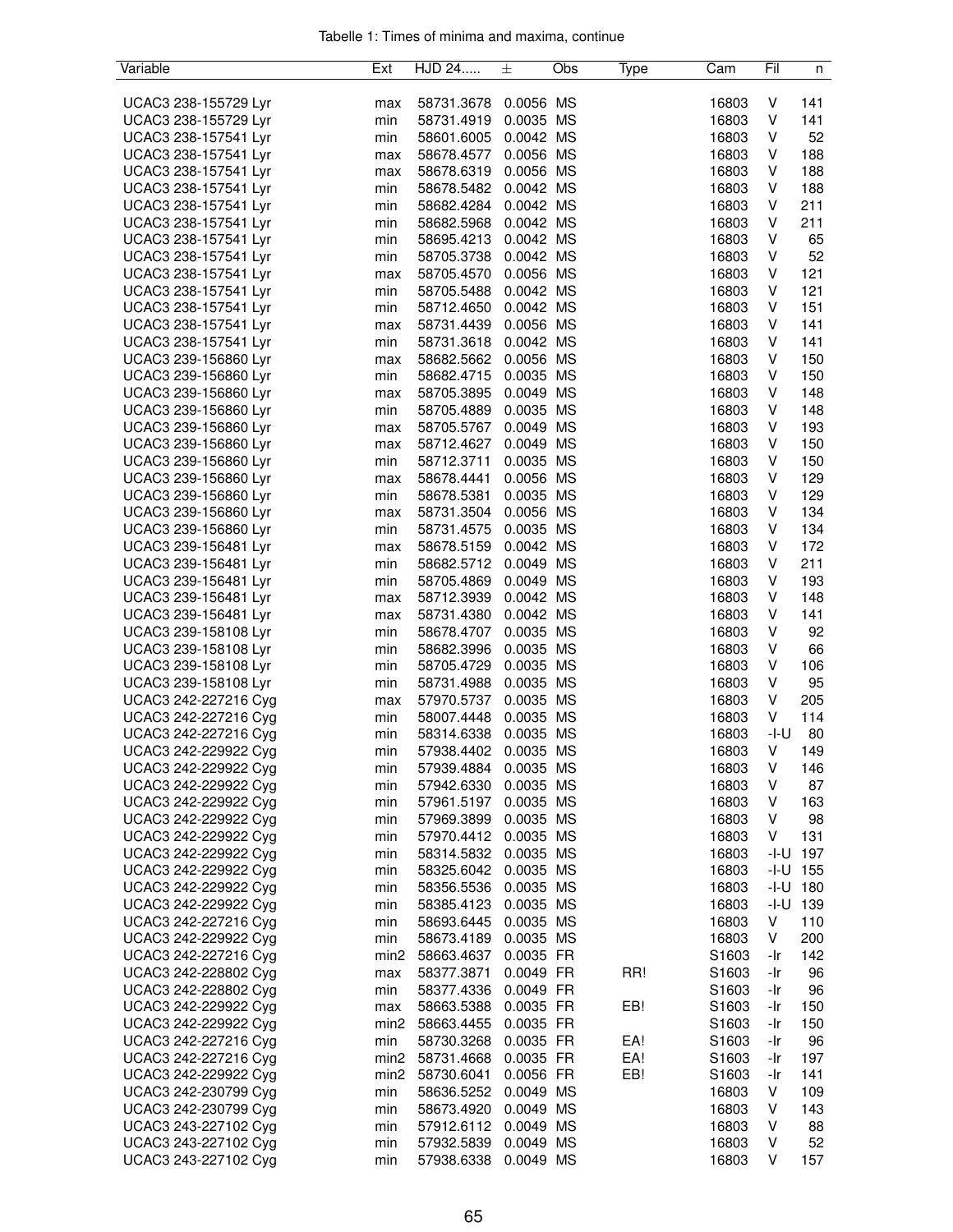Tabelle 1: Times of minima and maxima, continue

| Variable | Ext | HJD 24..... | ± | Obs | Type | Cam | Fil | n |
|---|---|---|---|---|---|---|---|---|
| UCAC3 238-155729 Lyr | max | 58731.3678 | 0.0056 | MS | | 16803 | V | 141 |
| UCAC3 238-155729 Lyr | min | 58731.4919 | 0.0035 | MS | | 16803 | V | 141 |
| UCAC3 238-157541 Lyr | min | 58601.6005 | 0.0042 | MS | | 16803 | V | 52 |
| UCAC3 238-157541 Lyr | max | 58678.4577 | 0.0056 | MS | | 16803 | V | 188 |
| UCAC3 238-157541 Lyr | max | 58678.6319 | 0.0056 | MS | | 16803 | V | 188 |
| UCAC3 238-157541 Lyr | min | 58678.5482 | 0.0042 | MS | | 16803 | V | 188 |
| UCAC3 238-157541 Lyr | min | 58682.4284 | 0.0042 | MS | | 16803 | V | 211 |
| UCAC3 238-157541 Lyr | min | 58682.5968 | 0.0042 | MS | | 16803 | V | 211 |
| UCAC3 238-157541 Lyr | min | 58695.4213 | 0.0042 | MS | | 16803 | V | 65 |
| UCAC3 238-157541 Lyr | min | 58705.3738 | 0.0042 | MS | | 16803 | V | 52 |
| UCAC3 238-157541 Lyr | max | 58705.4570 | 0.0056 | MS | | 16803 | V | 121 |
| UCAC3 238-157541 Lyr | min | 58705.5488 | 0.0042 | MS | | 16803 | V | 121 |
| UCAC3 238-157541 Lyr | min | 58712.4650 | 0.0042 | MS | | 16803 | V | 151 |
| UCAC3 238-157541 Lyr | max | 58731.4439 | 0.0056 | MS | | 16803 | V | 141 |
| UCAC3 238-157541 Lyr | min | 58731.3618 | 0.0042 | MS | | 16803 | V | 141 |
| UCAC3 239-156860 Lyr | max | 58682.5662 | 0.0056 | MS | | 16803 | V | 150 |
| UCAC3 239-156860 Lyr | min | 58682.4715 | 0.0035 | MS | | 16803 | V | 150 |
| UCAC3 239-156860 Lyr | max | 58705.3895 | 0.0049 | MS | | 16803 | V | 148 |
| UCAC3 239-156860 Lyr | min | 58705.4889 | 0.0035 | MS | | 16803 | V | 148 |
| UCAC3 239-156860 Lyr | max | 58705.5767 | 0.0049 | MS | | 16803 | V | 193 |
| UCAC3 239-156860 Lyr | max | 58712.4627 | 0.0049 | MS | | 16803 | V | 150 |
| UCAC3 239-156860 Lyr | min | 58712.3711 | 0.0035 | MS | | 16803 | V | 150 |
| UCAC3 239-156860 Lyr | max | 58678.4441 | 0.0056 | MS | | 16803 | V | 129 |
| UCAC3 239-156860 Lyr | min | 58678.5381 | 0.0035 | MS | | 16803 | V | 129 |
| UCAC3 239-156860 Lyr | max | 58731.3504 | 0.0056 | MS | | 16803 | V | 134 |
| UCAC3 239-156860 Lyr | min | 58731.4575 | 0.0035 | MS | | 16803 | V | 134 |
| UCAC3 239-156481 Lyr | max | 58678.5159 | 0.0042 | MS | | 16803 | V | 172 |
| UCAC3 239-156481 Lyr | min | 58682.5712 | 0.0049 | MS | | 16803 | V | 211 |
| UCAC3 239-156481 Lyr | min | 58705.4869 | 0.0049 | MS | | 16803 | V | 193 |
| UCAC3 239-156481 Lyr | max | 58712.3939 | 0.0042 | MS | | 16803 | V | 148 |
| UCAC3 239-156481 Lyr | max | 58731.4380 | 0.0042 | MS | | 16803 | V | 141 |
| UCAC3 239-158108 Lyr | min | 58678.4707 | 0.0035 | MS | | 16803 | V | 92 |
| UCAC3 239-158108 Lyr | min | 58682.3996 | 0.0035 | MS | | 16803 | V | 66 |
| UCAC3 239-158108 Lyr | min | 58705.4729 | 0.0035 | MS | | 16803 | V | 106 |
| UCAC3 239-158108 Lyr | min | 58731.4988 | 0.0035 | MS | | 16803 | V | 95 |
| UCAC3 242-227216 Cyg | max | 57970.5737 | 0.0035 | MS | | 16803 | V | 205 |
| UCAC3 242-227216 Cyg | min | 58007.4448 | 0.0035 | MS | | 16803 | V | 114 |
| UCAC3 242-227216 Cyg | min | 58314.6338 | 0.0035 | MS | | 16803 | -I-U | 80 |
| UCAC3 242-229922 Cyg | min | 57938.4402 | 0.0035 | MS | | 16803 | V | 149 |
| UCAC3 242-229922 Cyg | min | 57939.4884 | 0.0035 | MS | | 16803 | V | 146 |
| UCAC3 242-229922 Cyg | min | 57942.6330 | 0.0035 | MS | | 16803 | V | 87 |
| UCAC3 242-229922 Cyg | min | 57961.5197 | 0.0035 | MS | | 16803 | V | 163 |
| UCAC3 242-229922 Cyg | min | 57969.3899 | 0.0035 | MS | | 16803 | V | 98 |
| UCAC3 242-229922 Cyg | min | 57970.4412 | 0.0035 | MS | | 16803 | V | 131 |
| UCAC3 242-229922 Cyg | min | 58314.5832 | 0.0035 | MS | | 16803 | -I-U | 197 |
| UCAC3 242-229922 Cyg | min | 58325.6042 | 0.0035 | MS | | 16803 | -I-U | 155 |
| UCAC3 242-229922 Cyg | min | 58356.5536 | 0.0035 | MS | | 16803 | -I-U | 180 |
| UCAC3 242-229922 Cyg | min | 58385.4123 | 0.0035 | MS | | 16803 | -I-U | 139 |
| UCAC3 242-227216 Cyg | min | 58693.6445 | 0.0035 | MS | | 16803 | V | 110 |
| UCAC3 242-229922 Cyg | min | 58673.4189 | 0.0035 | MS | | 16803 | V | 200 |
| UCAC3 242-227216 Cyg | min2 | 58663.4637 | 0.0035 | FR | | S1603 | -Ir | 142 |
| UCAC3 242-228802 Cyg | max | 58377.3871 | 0.0049 | FR | RR! | S1603 | -Ir | 96 |
| UCAC3 242-228802 Cyg | min | 58377.4336 | 0.0049 | FR | | S1603 | -Ir | 96 |
| UCAC3 242-229922 Cyg | max | 58663.5388 | 0.0035 | FR | EB! | S1603 | -Ir | 150 |
| UCAC3 242-229922 Cyg | min2 | 58663.4455 | 0.0035 | FR | | S1603 | -Ir | 150 |
| UCAC3 242-227216 Cyg | min | 58730.3268 | 0.0035 | FR | EA! | S1603 | -Ir | 96 |
| UCAC3 242-227216 Cyg | min2 | 58731.4668 | 0.0035 | FR | EA! | S1603 | -Ir | 197 |
| UCAC3 242-229922 Cyg | min2 | 58730.6041 | 0.0056 | FR | EB! | S1603 | -Ir | 141 |
| UCAC3 242-230799 Cyg | min | 58636.5252 | 0.0049 | MS | | 16803 | V | 109 |
| UCAC3 242-230799 Cyg | min | 58673.4920 | 0.0049 | MS | | 16803 | V | 143 |
| UCAC3 243-227102 Cyg | min | 57912.6112 | 0.0049 | MS | | 16803 | V | 88 |
| UCAC3 243-227102 Cyg | min | 57932.5839 | 0.0049 | MS | | 16803 | V | 52 |
| UCAC3 243-227102 Cyg | min | 57938.6338 | 0.0049 | MS | | 16803 | V | 157 |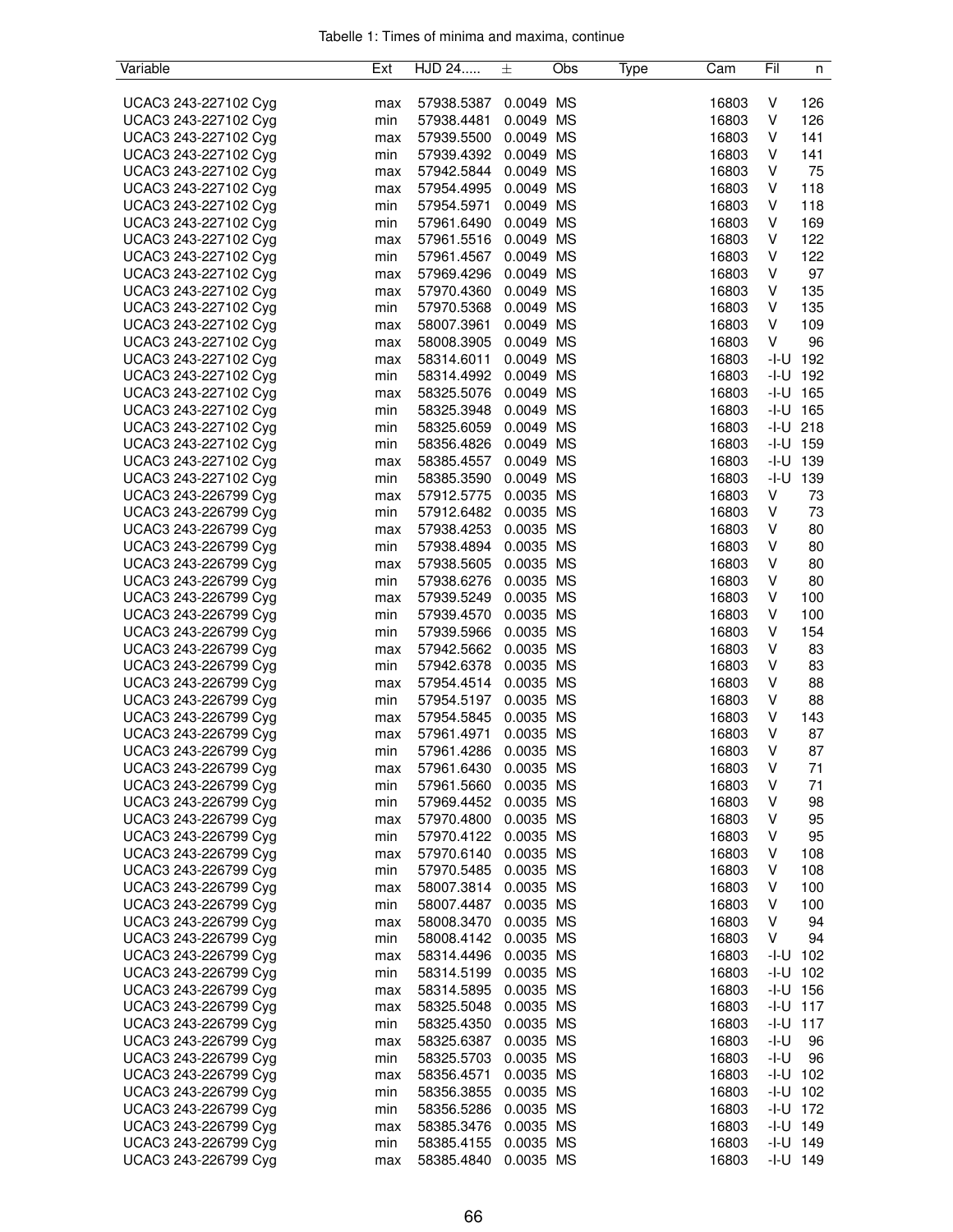Tabelle 1: Times of minima and maxima, continue

| Variable | Ext | HJD 24..... | ± | Obs | Type | Cam | Fil | n |
|---|---|---|---|---|---|---|---|---|
| UCAC3 243-227102 Cyg | max | 57938.5387 | 0.0049 | MS | | 16803 | V | 126 |
| UCAC3 243-227102 Cyg | min | 57938.4481 | 0.0049 | MS | | 16803 | V | 126 |
| UCAC3 243-227102 Cyg | max | 57939.5500 | 0.0049 | MS | | 16803 | V | 141 |
| UCAC3 243-227102 Cyg | min | 57939.4392 | 0.0049 | MS | | 16803 | V | 141 |
| UCAC3 243-227102 Cyg | max | 57942.5844 | 0.0049 | MS | | 16803 | V | 75 |
| UCAC3 243-227102 Cyg | max | 57954.4995 | 0.0049 | MS | | 16803 | V | 118 |
| UCAC3 243-227102 Cyg | min | 57954.5971 | 0.0049 | MS | | 16803 | V | 118 |
| UCAC3 243-227102 Cyg | min | 57961.6490 | 0.0049 | MS | | 16803 | V | 169 |
| UCAC3 243-227102 Cyg | max | 57961.5516 | 0.0049 | MS | | 16803 | V | 122 |
| UCAC3 243-227102 Cyg | min | 57961.4567 | 0.0049 | MS | | 16803 | V | 122 |
| UCAC3 243-227102 Cyg | max | 57969.4296 | 0.0049 | MS | | 16803 | V | 97 |
| UCAC3 243-227102 Cyg | max | 57970.4360 | 0.0049 | MS | | 16803 | V | 135 |
| UCAC3 243-227102 Cyg | min | 57970.5368 | 0.0049 | MS | | 16803 | V | 135 |
| UCAC3 243-227102 Cyg | max | 58007.3961 | 0.0049 | MS | | 16803 | V | 109 |
| UCAC3 243-227102 Cyg | max | 58008.3905 | 0.0049 | MS | | 16803 | V | 96 |
| UCAC3 243-227102 Cyg | max | 58314.6011 | 0.0049 | MS | | 16803 | -I-U | 192 |
| UCAC3 243-227102 Cyg | min | 58314.4992 | 0.0049 | MS | | 16803 | -I-U | 192 |
| UCAC3 243-227102 Cyg | max | 58325.5076 | 0.0049 | MS | | 16803 | -I-U | 165 |
| UCAC3 243-227102 Cyg | min | 58325.3948 | 0.0049 | MS | | 16803 | -I-U | 165 |
| UCAC3 243-227102 Cyg | min | 58325.6059 | 0.0049 | MS | | 16803 | -I-U | 218 |
| UCAC3 243-227102 Cyg | min | 58356.4826 | 0.0049 | MS | | 16803 | -I-U | 159 |
| UCAC3 243-227102 Cyg | max | 58385.4557 | 0.0049 | MS | | 16803 | -I-U | 139 |
| UCAC3 243-227102 Cyg | min | 58385.3590 | 0.0049 | MS | | 16803 | -I-U | 139 |
| UCAC3 243-226799 Cyg | max | 57912.5775 | 0.0035 | MS | | 16803 | V | 73 |
| UCAC3 243-226799 Cyg | min | 57912.6482 | 0.0035 | MS | | 16803 | V | 73 |
| UCAC3 243-226799 Cyg | max | 57938.4253 | 0.0035 | MS | | 16803 | V | 80 |
| UCAC3 243-226799 Cyg | min | 57938.4894 | 0.0035 | MS | | 16803 | V | 80 |
| UCAC3 243-226799 Cyg | max | 57938.5605 | 0.0035 | MS | | 16803 | V | 80 |
| UCAC3 243-226799 Cyg | min | 57938.6276 | 0.0035 | MS | | 16803 | V | 80 |
| UCAC3 243-226799 Cyg | max | 57939.5249 | 0.0035 | MS | | 16803 | V | 100 |
| UCAC3 243-226799 Cyg | min | 57939.4570 | 0.0035 | MS | | 16803 | V | 100 |
| UCAC3 243-226799 Cyg | min | 57939.5966 | 0.0035 | MS | | 16803 | V | 154 |
| UCAC3 243-226799 Cyg | max | 57942.5662 | 0.0035 | MS | | 16803 | V | 83 |
| UCAC3 243-226799 Cyg | min | 57942.6378 | 0.0035 | MS | | 16803 | V | 83 |
| UCAC3 243-226799 Cyg | max | 57954.4514 | 0.0035 | MS | | 16803 | V | 88 |
| UCAC3 243-226799 Cyg | min | 57954.5197 | 0.0035 | MS | | 16803 | V | 88 |
| UCAC3 243-226799 Cyg | max | 57954.5845 | 0.0035 | MS | | 16803 | V | 143 |
| UCAC3 243-226799 Cyg | max | 57961.4971 | 0.0035 | MS | | 16803 | V | 87 |
| UCAC3 243-226799 Cyg | min | 57961.4286 | 0.0035 | MS | | 16803 | V | 87 |
| UCAC3 243-226799 Cyg | max | 57961.6430 | 0.0035 | MS | | 16803 | V | 71 |
| UCAC3 243-226799 Cyg | min | 57961.5660 | 0.0035 | MS | | 16803 | V | 71 |
| UCAC3 243-226799 Cyg | min | 57969.4452 | 0.0035 | MS | | 16803 | V | 98 |
| UCAC3 243-226799 Cyg | max | 57970.4800 | 0.0035 | MS | | 16803 | V | 95 |
| UCAC3 243-226799 Cyg | min | 57970.4122 | 0.0035 | MS | | 16803 | V | 95 |
| UCAC3 243-226799 Cyg | max | 57970.6140 | 0.0035 | MS | | 16803 | V | 108 |
| UCAC3 243-226799 Cyg | min | 57970.5485 | 0.0035 | MS | | 16803 | V | 108 |
| UCAC3 243-226799 Cyg | max | 58007.3814 | 0.0035 | MS | | 16803 | V | 100 |
| UCAC3 243-226799 Cyg | min | 58007.4487 | 0.0035 | MS | | 16803 | V | 100 |
| UCAC3 243-226799 Cyg | max | 58008.3470 | 0.0035 | MS | | 16803 | V | 94 |
| UCAC3 243-226799 Cyg | min | 58008.4142 | 0.0035 | MS | | 16803 | V | 94 |
| UCAC3 243-226799 Cyg | max | 58314.4496 | 0.0035 | MS | | 16803 | -I-U | 102 |
| UCAC3 243-226799 Cyg | min | 58314.5199 | 0.0035 | MS | | 16803 | -I-U | 102 |
| UCAC3 243-226799 Cyg | max | 58314.5895 | 0.0035 | MS | | 16803 | -I-U | 156 |
| UCAC3 243-226799 Cyg | max | 58325.5048 | 0.0035 | MS | | 16803 | -I-U | 117 |
| UCAC3 243-226799 Cyg | min | 58325.4350 | 0.0035 | MS | | 16803 | -I-U | 117 |
| UCAC3 243-226799 Cyg | max | 58325.6387 | 0.0035 | MS | | 16803 | -I-U | 96 |
| UCAC3 243-226799 Cyg | min | 58325.5703 | 0.0035 | MS | | 16803 | -I-U | 96 |
| UCAC3 243-226799 Cyg | max | 58356.4571 | 0.0035 | MS | | 16803 | -I-U | 102 |
| UCAC3 243-226799 Cyg | min | 58356.3855 | 0.0035 | MS | | 16803 | -I-U | 102 |
| UCAC3 243-226799 Cyg | min | 58356.5286 | 0.0035 | MS | | 16803 | -I-U | 172 |
| UCAC3 243-226799 Cyg | max | 58385.3476 | 0.0035 | MS | | 16803 | -I-U | 149 |
| UCAC3 243-226799 Cyg | min | 58385.4155 | 0.0035 | MS | | 16803 | -I-U | 149 |
| UCAC3 243-226799 Cyg | max | 58385.4840 | 0.0035 | MS | | 16803 | -I-U | 149 |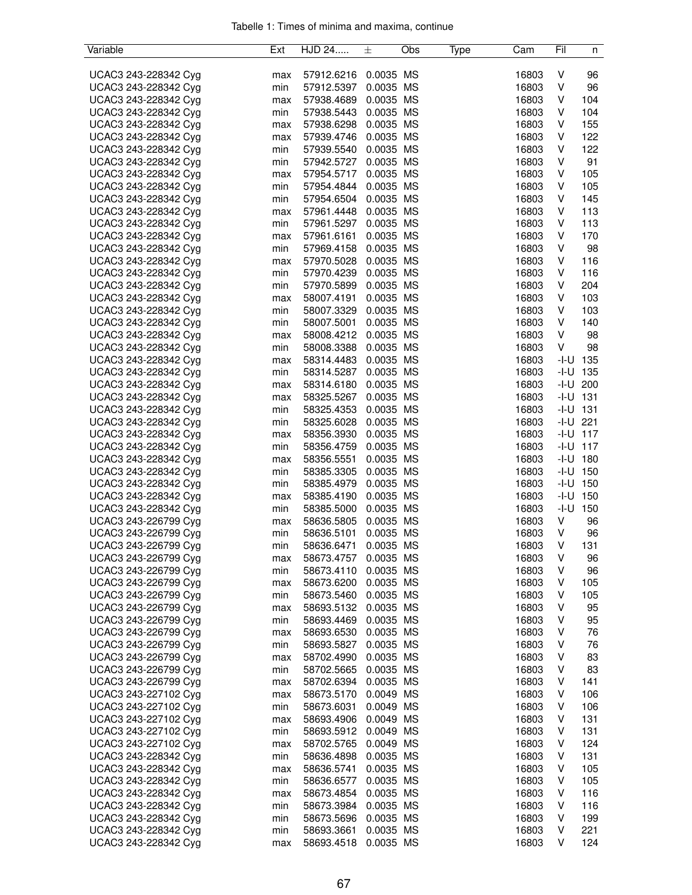Tabelle 1: Times of minima and maxima, continue

| Variable | Ext | HJD 24..... | ± | Obs | Type | Cam | Fil | n |
|---|---|---|---|---|---|---|---|---|
| UCAC3 243-228342 Cyg | max | 57912.6216 | 0.0035 | MS | | 16803 | V | 96 |
| UCAC3 243-228342 Cyg | min | 57912.5397 | 0.0035 | MS | | 16803 | V | 96 |
| UCAC3 243-228342 Cyg | max | 57938.4689 | 0.0035 | MS | | 16803 | V | 104 |
| UCAC3 243-228342 Cyg | min | 57938.5443 | 0.0035 | MS | | 16803 | V | 104 |
| UCAC3 243-228342 Cyg | max | 57938.6298 | 0.0035 | MS | | 16803 | V | 155 |
| UCAC3 243-228342 Cyg | max | 57939.4746 | 0.0035 | MS | | 16803 | V | 122 |
| UCAC3 243-228342 Cyg | min | 57939.5540 | 0.0035 | MS | | 16803 | V | 122 |
| UCAC3 243-228342 Cyg | min | 57942.5727 | 0.0035 | MS | | 16803 | V | 91 |
| UCAC3 243-228342 Cyg | max | 57954.5717 | 0.0035 | MS | | 16803 | V | 105 |
| UCAC3 243-228342 Cyg | min | 57954.4844 | 0.0035 | MS | | 16803 | V | 105 |
| UCAC3 243-228342 Cyg | min | 57954.6504 | 0.0035 | MS | | 16803 | V | 145 |
| UCAC3 243-228342 Cyg | max | 57961.4448 | 0.0035 | MS | | 16803 | V | 113 |
| UCAC3 243-228342 Cyg | min | 57961.5297 | 0.0035 | MS | | 16803 | V | 113 |
| UCAC3 243-228342 Cyg | max | 57961.6161 | 0.0035 | MS | | 16803 | V | 170 |
| UCAC3 243-228342 Cyg | min | 57969.4158 | 0.0035 | MS | | 16803 | V | 98 |
| UCAC3 243-228342 Cyg | max | 57970.5028 | 0.0035 | MS | | 16803 | V | 116 |
| UCAC3 243-228342 Cyg | min | 57970.4239 | 0.0035 | MS | | 16803 | V | 116 |
| UCAC3 243-228342 Cyg | min | 57970.5899 | 0.0035 | MS | | 16803 | V | 204 |
| UCAC3 243-228342 Cyg | max | 58007.4191 | 0.0035 | MS | | 16803 | V | 103 |
| UCAC3 243-228342 Cyg | min | 58007.3329 | 0.0035 | MS | | 16803 | V | 103 |
| UCAC3 243-228342 Cyg | min | 58007.5001 | 0.0035 | MS | | 16803 | V | 140 |
| UCAC3 243-228342 Cyg | max | 58008.4212 | 0.0035 | MS | | 16803 | V | 98 |
| UCAC3 243-228342 Cyg | min | 58008.3388 | 0.0035 | MS | | 16803 | V | 98 |
| UCAC3 243-228342 Cyg | max | 58314.4483 | 0.0035 | MS | | 16803 | -I-U | 135 |
| UCAC3 243-228342 Cyg | min | 58314.5287 | 0.0035 | MS | | 16803 | -I-U | 135 |
| UCAC3 243-228342 Cyg | max | 58314.6180 | 0.0035 | MS | | 16803 | -I-U | 200 |
| UCAC3 243-228342 Cyg | max | 58325.5267 | 0.0035 | MS | | 16803 | -I-U | 131 |
| UCAC3 243-228342 Cyg | min | 58325.4353 | 0.0035 | MS | | 16803 | -I-U | 131 |
| UCAC3 243-228342 Cyg | min | 58325.6028 | 0.0035 | MS | | 16803 | -I-U | 221 |
| UCAC3 243-228342 Cyg | max | 58356.3930 | 0.0035 | MS | | 16803 | -I-U | 117 |
| UCAC3 243-228342 Cyg | min | 58356.4759 | 0.0035 | MS | | 16803 | -I-U | 117 |
| UCAC3 243-228342 Cyg | max | 58356.5551 | 0.0035 | MS | | 16803 | -I-U | 180 |
| UCAC3 243-228342 Cyg | min | 58385.3305 | 0.0035 | MS | | 16803 | -I-U | 150 |
| UCAC3 243-228342 Cyg | min | 58385.4979 | 0.0035 | MS | | 16803 | -I-U | 150 |
| UCAC3 243-228342 Cyg | max | 58385.4190 | 0.0035 | MS | | 16803 | -I-U | 150 |
| UCAC3 243-228342 Cyg | min | 58385.5000 | 0.0035 | MS | | 16803 | -I-U | 150 |
| UCAC3 243-226799 Cyg | max | 58636.5805 | 0.0035 | MS | | 16803 | V | 96 |
| UCAC3 243-226799 Cyg | min | 58636.5101 | 0.0035 | MS | | 16803 | V | 96 |
| UCAC3 243-226799 Cyg | min | 58636.6471 | 0.0035 | MS | | 16803 | V | 131 |
| UCAC3 243-226799 Cyg | max | 58673.4757 | 0.0035 | MS | | 16803 | V | 96 |
| UCAC3 243-226799 Cyg | min | 58673.4110 | 0.0035 | MS | | 16803 | V | 96 |
| UCAC3 243-226799 Cyg | max | 58673.6200 | 0.0035 | MS | | 16803 | V | 105 |
| UCAC3 243-226799 Cyg | min | 58673.5460 | 0.0035 | MS | | 16803 | V | 105 |
| UCAC3 243-226799 Cyg | max | 58693.5132 | 0.0035 | MS | | 16803 | V | 95 |
| UCAC3 243-226799 Cyg | min | 58693.4469 | 0.0035 | MS | | 16803 | V | 95 |
| UCAC3 243-226799 Cyg | max | 58693.6530 | 0.0035 | MS | | 16803 | V | 76 |
| UCAC3 243-226799 Cyg | min | 58693.5827 | 0.0035 | MS | | 16803 | V | 76 |
| UCAC3 243-226799 Cyg | max | 58702.4990 | 0.0035 | MS | | 16803 | V | 83 |
| UCAC3 243-226799 Cyg | min | 58702.5665 | 0.0035 | MS | | 16803 | V | 83 |
| UCAC3 243-226799 Cyg | max | 58702.6394 | 0.0035 | MS | | 16803 | V | 141 |
| UCAC3 243-227102 Cyg | max | 58673.5170 | 0.0049 | MS | | 16803 | V | 106 |
| UCAC3 243-227102 Cyg | min | 58673.6031 | 0.0049 | MS | | 16803 | V | 106 |
| UCAC3 243-227102 Cyg | max | 58693.4906 | 0.0049 | MS | | 16803 | V | 131 |
| UCAC3 243-227102 Cyg | min | 58693.5912 | 0.0049 | MS | | 16803 | V | 131 |
| UCAC3 243-227102 Cyg | max | 58702.5765 | 0.0049 | MS | | 16803 | V | 124 |
| UCAC3 243-228342 Cyg | min | 58636.4898 | 0.0035 | MS | | 16803 | V | 131 |
| UCAC3 243-228342 Cyg | max | 58636.5741 | 0.0035 | MS | | 16803 | V | 105 |
| UCAC3 243-228342 Cyg | min | 58636.6577 | 0.0035 | MS | | 16803 | V | 105 |
| UCAC3 243-228342 Cyg | max | 58673.4854 | 0.0035 | MS | | 16803 | V | 116 |
| UCAC3 243-228342 Cyg | min | 58673.3984 | 0.0035 | MS | | 16803 | V | 116 |
| UCAC3 243-228342 Cyg | min | 58673.5696 | 0.0035 | MS | | 16803 | V | 199 |
| UCAC3 243-228342 Cyg | min | 58693.3661 | 0.0035 | MS | | 16803 | V | 221 |
| UCAC3 243-228342 Cyg | max | 58693.4518 | 0.0035 | MS | | 16803 | V | 124 |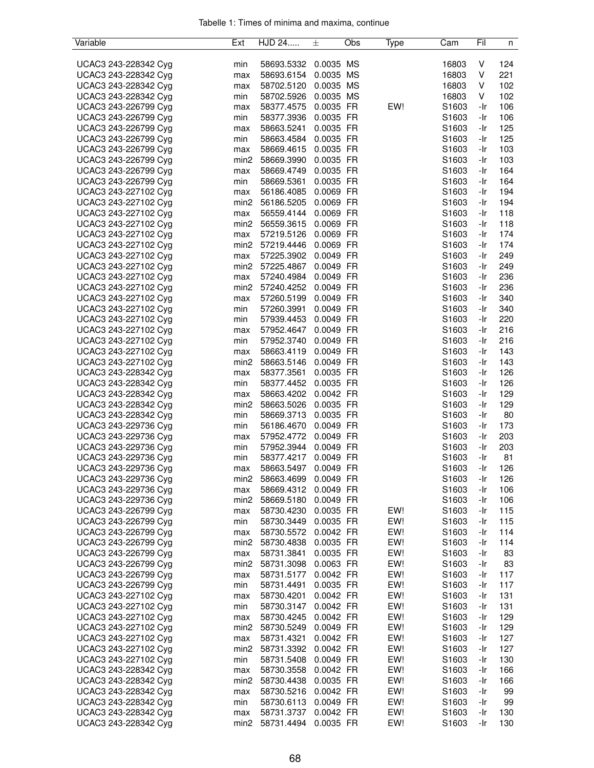Tabelle 1: Times of minima and maxima, continue

| Variable | Ext | HJD 24..... | ± | Obs | Type | Cam | Fil | n |
|---|---|---|---|---|---|---|---|---|
| UCAC3 243-228342 Cyg | min | 58693.5332 | 0.0035 | MS | | 16803 | V | 124 |
| UCAC3 243-228342 Cyg | max | 58693.6154 | 0.0035 | MS | | 16803 | V | 221 |
| UCAC3 243-228342 Cyg | max | 58702.5120 | 0.0035 | MS | | 16803 | V | 102 |
| UCAC3 243-228342 Cyg | min | 58702.5926 | 0.0035 | MS | | 16803 | V | 102 |
| UCAC3 243-226799 Cyg | max | 58377.4575 | 0.0035 | FR | EW! | S1603 | -Ir | 106 |
| UCAC3 243-226799 Cyg | min | 58377.3936 | 0.0035 | FR | | S1603 | -Ir | 106 |
| UCAC3 243-226799 Cyg | max | 58663.5241 | 0.0035 | FR | | S1603 | -Ir | 125 |
| UCAC3 243-226799 Cyg | min | 58663.4584 | 0.0035 | FR | | S1603 | -Ir | 125 |
| UCAC3 243-226799 Cyg | max | 58669.4615 | 0.0035 | FR | | S1603 | -Ir | 103 |
| UCAC3 243-226799 Cyg | min2 | 58669.3990 | 0.0035 | FR | | S1603 | -Ir | 103 |
| UCAC3 243-226799 Cyg | max | 58669.4749 | 0.0035 | FR | | S1603 | -Ir | 164 |
| UCAC3 243-226799 Cyg | min | 58669.5361 | 0.0035 | FR | | S1603 | -Ir | 164 |
| UCAC3 243-227102 Cyg | max | 56186.4085 | 0.0069 | FR | | S1603 | -Ir | 194 |
| UCAC3 243-227102 Cyg | min2 | 56186.5205 | 0.0069 | FR | | S1603 | -Ir | 194 |
| UCAC3 243-227102 Cyg | max | 56559.4144 | 0.0069 | FR | | S1603 | -Ir | 118 |
| UCAC3 243-227102 Cyg | min2 | 56559.3615 | 0.0069 | FR | | S1603 | -Ir | 118 |
| UCAC3 243-227102 Cyg | max | 57219.5126 | 0.0069 | FR | | S1603 | -Ir | 174 |
| UCAC3 243-227102 Cyg | min2 | 57219.4446 | 0.0069 | FR | | S1603 | -Ir | 174 |
| UCAC3 243-227102 Cyg | max | 57225.3902 | 0.0049 | FR | | S1603 | -Ir | 249 |
| UCAC3 243-227102 Cyg | min2 | 57225.4867 | 0.0049 | FR | | S1603 | -Ir | 249 |
| UCAC3 243-227102 Cyg | max | 57240.4984 | 0.0049 | FR | | S1603 | -Ir | 236 |
| UCAC3 243-227102 Cyg | min2 | 57240.4252 | 0.0049 | FR | | S1603 | -Ir | 236 |
| UCAC3 243-227102 Cyg | max | 57260.5199 | 0.0049 | FR | | S1603 | -Ir | 340 |
| UCAC3 243-227102 Cyg | min | 57260.3991 | 0.0049 | FR | | S1603 | -Ir | 340 |
| UCAC3 243-227102 Cyg | min | 57939.4453 | 0.0049 | FR | | S1603 | -Ir | 220 |
| UCAC3 243-227102 Cyg | max | 57952.4647 | 0.0049 | FR | | S1603 | -Ir | 216 |
| UCAC3 243-227102 Cyg | min | 57952.3740 | 0.0049 | FR | | S1603 | -Ir | 216 |
| UCAC3 243-227102 Cyg | max | 58663.4119 | 0.0049 | FR | | S1603 | -Ir | 143 |
| UCAC3 243-227102 Cyg | min2 | 58663.5146 | 0.0049 | FR | | S1603 | -Ir | 143 |
| UCAC3 243-228342 Cyg | max | 58377.3561 | 0.0035 | FR | | S1603 | -Ir | 126 |
| UCAC3 243-228342 Cyg | min | 58377.4452 | 0.0035 | FR | | S1603 | -Ir | 126 |
| UCAC3 243-228342 Cyg | max | 58663.4202 | 0.0042 | FR | | S1603 | -Ir | 129 |
| UCAC3 243-228342 Cyg | min2 | 58663.5026 | 0.0035 | FR | | S1603 | -Ir | 129 |
| UCAC3 243-228342 Cyg | min | 58669.3713 | 0.0035 | FR | | S1603 | -Ir | 80 |
| UCAC3 243-229736 Cyg | min | 56186.4670 | 0.0049 | FR | | S1603 | -Ir | 173 |
| UCAC3 243-229736 Cyg | max | 57952.4772 | 0.0049 | FR | | S1603 | -Ir | 203 |
| UCAC3 243-229736 Cyg | min | 57952.3944 | 0.0049 | FR | | S1603 | -Ir | 203 |
| UCAC3 243-229736 Cyg | min | 58377.4217 | 0.0049 | FR | | S1603 | -Ir | 81 |
| UCAC3 243-229736 Cyg | max | 58663.5497 | 0.0049 | FR | | S1603 | -Ir | 126 |
| UCAC3 243-229736 Cyg | min2 | 58663.4699 | 0.0049 | FR | | S1603 | -Ir | 126 |
| UCAC3 243-229736 Cyg | max | 58669.4312 | 0.0049 | FR | | S1603 | -Ir | 106 |
| UCAC3 243-229736 Cyg | min2 | 58669.5180 | 0.0049 | FR | | S1603 | -Ir | 106 |
| UCAC3 243-226799 Cyg | max | 58730.4230 | 0.0035 | FR | EW! | S1603 | -Ir | 115 |
| UCAC3 243-226799 Cyg | min | 58730.3449 | 0.0035 | FR | EW! | S1603 | -Ir | 115 |
| UCAC3 243-226799 Cyg | max | 58730.5572 | 0.0042 | FR | EW! | S1603 | -Ir | 114 |
| UCAC3 243-226799 Cyg | min2 | 58730.4838 | 0.0035 | FR | EW! | S1603 | -Ir | 114 |
| UCAC3 243-226799 Cyg | max | 58731.3841 | 0.0035 | FR | EW! | S1603 | -Ir | 83 |
| UCAC3 243-226799 Cyg | min2 | 58731.3098 | 0.0063 | FR | EW! | S1603 | -Ir | 83 |
| UCAC3 243-226799 Cyg | max | 58731.5177 | 0.0042 | FR | EW! | S1603 | -Ir | 117 |
| UCAC3 243-226799 Cyg | min | 58731.4491 | 0.0035 | FR | EW! | S1603 | -Ir | 117 |
| UCAC3 243-227102 Cyg | max | 58730.4201 | 0.0042 | FR | EW! | S1603 | -Ir | 131 |
| UCAC3 243-227102 Cyg | min | 58730.3147 | 0.0042 | FR | EW! | S1603 | -Ir | 131 |
| UCAC3 243-227102 Cyg | max | 58730.4245 | 0.0042 | FR | EW! | S1603 | -Ir | 129 |
| UCAC3 243-227102 Cyg | min2 | 58730.5249 | 0.0049 | FR | EW! | S1603 | -Ir | 129 |
| UCAC3 243-227102 Cyg | max | 58731.4321 | 0.0042 | FR | EW! | S1603 | -Ir | 127 |
| UCAC3 243-227102 Cyg | min2 | 58731.3392 | 0.0042 | FR | EW! | S1603 | -Ir | 127 |
| UCAC3 243-227102 Cyg | min | 58731.5408 | 0.0049 | FR | EW! | S1603 | -Ir | 130 |
| UCAC3 243-228342 Cyg | max | 58730.3558 | 0.0042 | FR | EW! | S1603 | -Ir | 166 |
| UCAC3 243-228342 Cyg | min2 | 58730.4438 | 0.0035 | FR | EW! | S1603 | -Ir | 166 |
| UCAC3 243-228342 Cyg | max | 58730.5216 | 0.0042 | FR | EW! | S1603 | -Ir | 99 |
| UCAC3 243-228342 Cyg | min | 58730.6113 | 0.0049 | FR | EW! | S1603 | -Ir | 99 |
| UCAC3 243-228342 Cyg | max | 58731.3737 | 0.0042 | FR | EW! | S1603 | -Ir | 130 |
| UCAC3 243-228342 Cyg | min2 | 58731.4494 | 0.0035 | FR | EW! | S1603 | -Ir | 130 |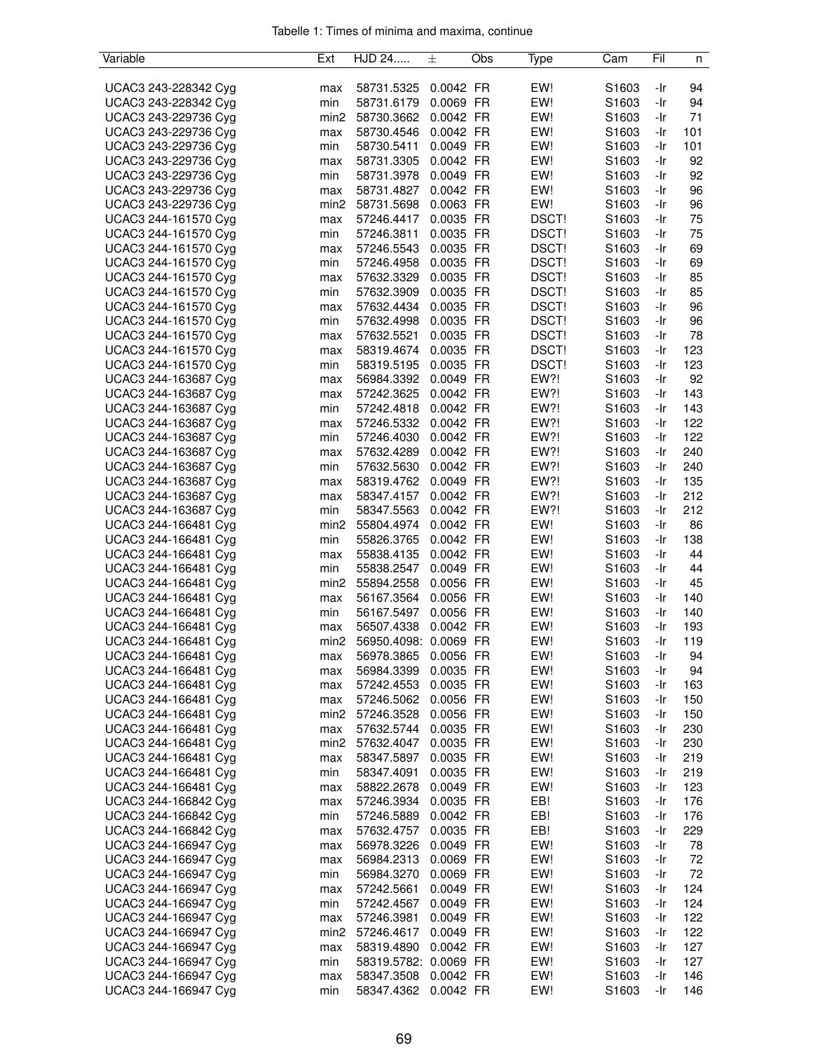Tabelle 1: Times of minima and maxima, continue

| Variable | Ext | HJD 24..... | ± | Obs | Type | Cam | Fil | n |
|---|---|---|---|---|---|---|---|---|
| UCAC3 243-228342 Cyg | max | 58731.5325 | 0.0042 | FR | EW! | S1603 | -Ir | 94 |
| UCAC3 243-228342 Cyg | min | 58731.6179 | 0.0069 | FR | EW! | S1603 | -Ir | 94 |
| UCAC3 243-229736 Cyg | min2 | 58730.3662 | 0.0042 | FR | EW! | S1603 | -Ir | 71 |
| UCAC3 243-229736 Cyg | max | 58730.4546 | 0.0042 | FR | EW! | S1603 | -Ir | 101 |
| UCAC3 243-229736 Cyg | min | 58730.5411 | 0.0049 | FR | EW! | S1603 | -Ir | 101 |
| UCAC3 243-229736 Cyg | max | 58731.3305 | 0.0042 | FR | EW! | S1603 | -Ir | 92 |
| UCAC3 243-229736 Cyg | min | 58731.3978 | 0.0049 | FR | EW! | S1603 | -Ir | 92 |
| UCAC3 243-229736 Cyg | max | 58731.4827 | 0.0042 | FR | EW! | S1603 | -Ir | 96 |
| UCAC3 243-229736 Cyg | min2 | 58731.5698 | 0.0063 | FR | EW! | S1603 | -Ir | 96 |
| UCAC3 244-161570 Cyg | max | 57246.4417 | 0.0035 | FR | DSCT! | S1603 | -Ir | 75 |
| UCAC3 244-161570 Cyg | min | 57246.3811 | 0.0035 | FR | DSCT! | S1603 | -Ir | 75 |
| UCAC3 244-161570 Cyg | max | 57246.5543 | 0.0035 | FR | DSCT! | S1603 | -Ir | 69 |
| UCAC3 244-161570 Cyg | min | 57246.4958 | 0.0035 | FR | DSCT! | S1603 | -Ir | 69 |
| UCAC3 244-161570 Cyg | max | 57632.3329 | 0.0035 | FR | DSCT! | S1603 | -Ir | 85 |
| UCAC3 244-161570 Cyg | min | 57632.3909 | 0.0035 | FR | DSCT! | S1603 | -Ir | 85 |
| UCAC3 244-161570 Cyg | max | 57632.4434 | 0.0035 | FR | DSCT! | S1603 | -Ir | 96 |
| UCAC3 244-161570 Cyg | min | 57632.4998 | 0.0035 | FR | DSCT! | S1603 | -Ir | 96 |
| UCAC3 244-161570 Cyg | max | 57632.5521 | 0.0035 | FR | DSCT! | S1603 | -Ir | 78 |
| UCAC3 244-161570 Cyg | max | 58319.4674 | 0.0035 | FR | DSCT! | S1603 | -Ir | 123 |
| UCAC3 244-161570 Cyg | min | 58319.5195 | 0.0035 | FR | DSCT! | S1603 | -Ir | 123 |
| UCAC3 244-163687 Cyg | max | 56984.3392 | 0.0049 | FR | EW?! | S1603 | -Ir | 92 |
| UCAC3 244-163687 Cyg | max | 57242.3625 | 0.0042 | FR | EW?! | S1603 | -Ir | 143 |
| UCAC3 244-163687 Cyg | min | 57242.4818 | 0.0042 | FR | EW?! | S1603 | -Ir | 143 |
| UCAC3 244-163687 Cyg | max | 57246.5332 | 0.0042 | FR | EW?! | S1603 | -Ir | 122 |
| UCAC3 244-163687 Cyg | min | 57246.4030 | 0.0042 | FR | EW?! | S1603 | -Ir | 122 |
| UCAC3 244-163687 Cyg | max | 57632.4289 | 0.0042 | FR | EW?! | S1603 | -Ir | 240 |
| UCAC3 244-163687 Cyg | min | 57632.5630 | 0.0042 | FR | EW?! | S1603 | -Ir | 240 |
| UCAC3 244-163687 Cyg | max | 58319.4762 | 0.0049 | FR | EW?! | S1603 | -Ir | 135 |
| UCAC3 244-163687 Cyg | max | 58347.4157 | 0.0042 | FR | EW?! | S1603 | -Ir | 212 |
| UCAC3 244-163687 Cyg | min | 58347.5563 | 0.0042 | FR | EW?! | S1603 | -Ir | 212 |
| UCAC3 244-166481 Cyg | min2 | 55804.4974 | 0.0042 | FR | EW! | S1603 | -Ir | 86 |
| UCAC3 244-166481 Cyg | min | 55826.3765 | 0.0042 | FR | EW! | S1603 | -Ir | 138 |
| UCAC3 244-166481 Cyg | max | 55838.4135 | 0.0042 | FR | EW! | S1603 | -Ir | 44 |
| UCAC3 244-166481 Cyg | min | 55838.2547 | 0.0049 | FR | EW! | S1603 | -Ir | 44 |
| UCAC3 244-166481 Cyg | min2 | 55894.2558 | 0.0056 | FR | EW! | S1603 | -Ir | 45 |
| UCAC3 244-166481 Cyg | max | 56167.3564 | 0.0056 | FR | EW! | S1603 | -Ir | 140 |
| UCAC3 244-166481 Cyg | min | 56167.5497 | 0.0056 | FR | EW! | S1603 | -Ir | 140 |
| UCAC3 244-166481 Cyg | max | 56507.4338 | 0.0042 | FR | EW! | S1603 | -Ir | 193 |
| UCAC3 244-166481 Cyg | min2 | 56950.4098: | 0.0069 | FR | EW! | S1603 | -Ir | 119 |
| UCAC3 244-166481 Cyg | max | 56978.3865 | 0.0056 | FR | EW! | S1603 | -Ir | 94 |
| UCAC3 244-166481 Cyg | max | 56984.3399 | 0.0035 | FR | EW! | S1603 | -Ir | 94 |
| UCAC3 244-166481 Cyg | max | 57242.4553 | 0.0035 | FR | EW! | S1603 | -Ir | 163 |
| UCAC3 244-166481 Cyg | max | 57246.5062 | 0.0056 | FR | EW! | S1603 | -Ir | 150 |
| UCAC3 244-166481 Cyg | min2 | 57246.3528 | 0.0056 | FR | EW! | S1603 | -Ir | 150 |
| UCAC3 244-166481 Cyg | max | 57632.5744 | 0.0035 | FR | EW! | S1603 | -Ir | 230 |
| UCAC3 244-166481 Cyg | min2 | 57632.4047 | 0.0035 | FR | EW! | S1603 | -Ir | 230 |
| UCAC3 244-166481 Cyg | max | 58347.5897 | 0.0035 | FR | EW! | S1603 | -Ir | 219 |
| UCAC3 244-166481 Cyg | min | 58347.4091 | 0.0035 | FR | EW! | S1603 | -Ir | 219 |
| UCAC3 244-166481 Cyg | max | 58822.2678 | 0.0049 | FR | EW! | S1603 | -Ir | 123 |
| UCAC3 244-166842 Cyg | max | 57246.3934 | 0.0035 | FR | EB! | S1603 | -Ir | 176 |
| UCAC3 244-166842 Cyg | min | 57246.5889 | 0.0042 | FR | EB! | S1603 | -Ir | 176 |
| UCAC3 244-166842 Cyg | max | 57632.4757 | 0.0035 | FR | EB! | S1603 | -Ir | 229 |
| UCAC3 244-166947 Cyg | max | 56978.3226 | 0.0049 | FR | EW! | S1603 | -Ir | 78 |
| UCAC3 244-166947 Cyg | max | 56984.2313 | 0.0069 | FR | EW! | S1603 | -Ir | 72 |
| UCAC3 244-166947 Cyg | min | 56984.3270 | 0.0069 | FR | EW! | S1603 | -Ir | 72 |
| UCAC3 244-166947 Cyg | max | 57242.5661 | 0.0049 | FR | EW! | S1603 | -Ir | 124 |
| UCAC3 244-166947 Cyg | min | 57242.4567 | 0.0049 | FR | EW! | S1603 | -Ir | 124 |
| UCAC3 244-166947 Cyg | max | 57246.3981 | 0.0049 | FR | EW! | S1603 | -Ir | 122 |
| UCAC3 244-166947 Cyg | min2 | 57246.4617 | 0.0049 | FR | EW! | S1603 | -Ir | 122 |
| UCAC3 244-166947 Cyg | max | 58319.4890 | 0.0042 | FR | EW! | S1603 | -Ir | 127 |
| UCAC3 244-166947 Cyg | min | 58319.5782: | 0.0069 | FR | EW! | S1603 | -Ir | 127 |
| UCAC3 244-166947 Cyg | max | 58347.3508 | 0.0042 | FR | EW! | S1603 | -Ir | 146 |
| UCAC3 244-166947 Cyg | min | 58347.4362 | 0.0042 | FR | EW! | S1603 | -Ir | 146 |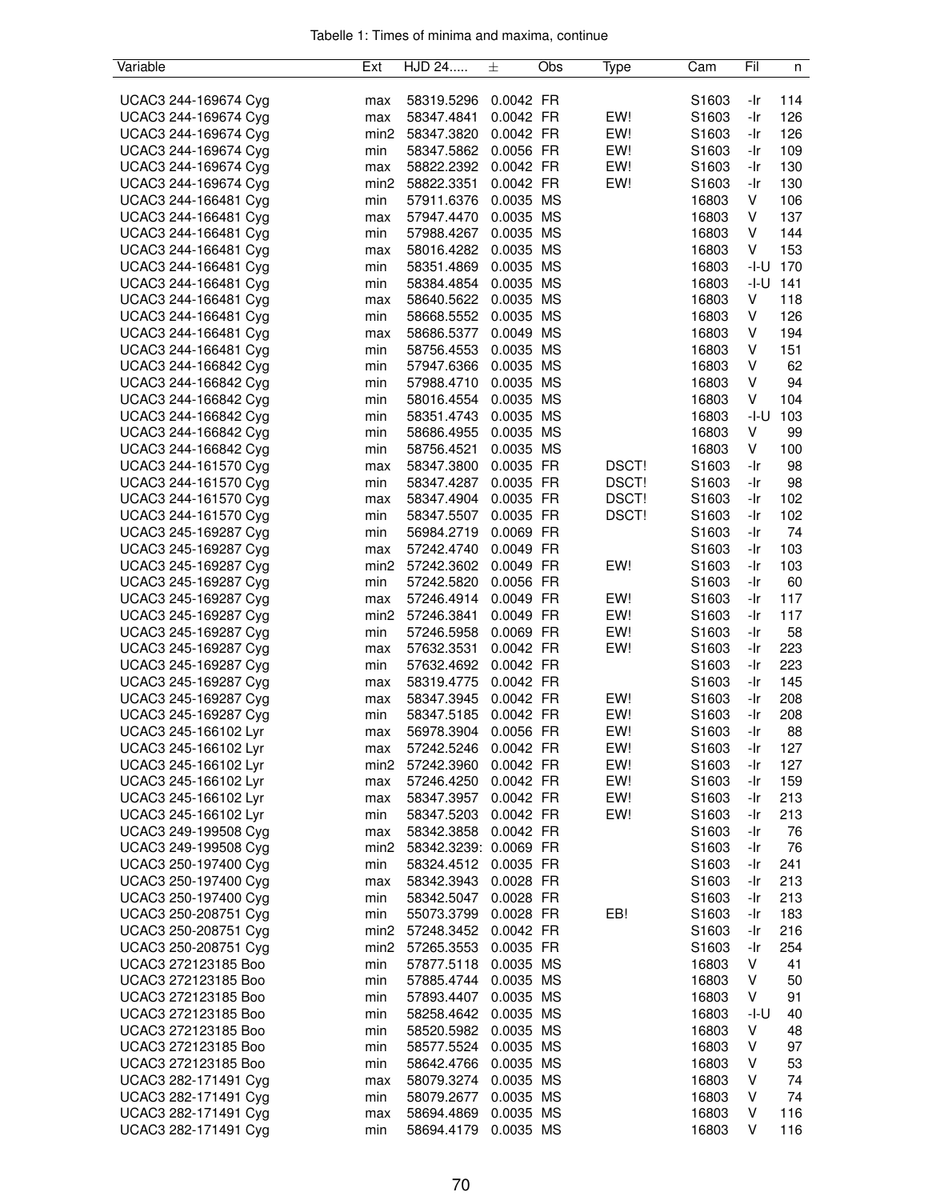Tabelle 1: Times of minima and maxima, continue

| Variable | Ext | HJD 24..... | ± | Obs | Type | Cam | Fil | n |
|---|---|---|---|---|---|---|---|---|
| UCAC3 244-169674 Cyg | max | 58319.5296 | 0.0042 | FR | | S1603 | -Ir | 114 |
| UCAC3 244-169674 Cyg | max | 58347.4841 | 0.0042 | FR | EW! | S1603 | -Ir | 126 |
| UCAC3 244-169674 Cyg | min2 | 58347.3820 | 0.0042 | FR | EW! | S1603 | -Ir | 126 |
| UCAC3 244-169674 Cyg | min | 58347.5862 | 0.0056 | FR | EW! | S1603 | -Ir | 109 |
| UCAC3 244-169674 Cyg | max | 58822.2392 | 0.0042 | FR | EW! | S1603 | -Ir | 130 |
| UCAC3 244-169674 Cyg | min2 | 58822.3351 | 0.0042 | FR | EW! | S1603 | -Ir | 130 |
| UCAC3 244-166481 Cyg | min | 57911.6376 | 0.0035 | MS | | 16803 | V | 106 |
| UCAC3 244-166481 Cyg | max | 57947.4470 | 0.0035 | MS | | 16803 | V | 137 |
| UCAC3 244-166481 Cyg | min | 57988.4267 | 0.0035 | MS | | 16803 | V | 144 |
| UCAC3 244-166481 Cyg | max | 58016.4282 | 0.0035 | MS | | 16803 | V | 153 |
| UCAC3 244-166481 Cyg | min | 58351.4869 | 0.0035 | MS | | 16803 | -I-U | 170 |
| UCAC3 244-166481 Cyg | min | 58384.4854 | 0.0035 | MS | | 16803 | -I-U | 141 |
| UCAC3 244-166481 Cyg | max | 58640.5622 | 0.0035 | MS | | 16803 | V | 118 |
| UCAC3 244-166481 Cyg | min | 58668.5552 | 0.0035 | MS | | 16803 | V | 126 |
| UCAC3 244-166481 Cyg | max | 58686.5377 | 0.0049 | MS | | 16803 | V | 194 |
| UCAC3 244-166481 Cyg | min | 58756.4553 | 0.0035 | MS | | 16803 | V | 151 |
| UCAC3 244-166842 Cyg | min | 57947.6366 | 0.0035 | MS | | 16803 | V | 62 |
| UCAC3 244-166842 Cyg | min | 57988.4710 | 0.0035 | MS | | 16803 | V | 94 |
| UCAC3 244-166842 Cyg | min | 58016.4554 | 0.0035 | MS | | 16803 | V | 104 |
| UCAC3 244-166842 Cyg | min | 58351.4743 | 0.0035 | MS | | 16803 | -I-U | 103 |
| UCAC3 244-166842 Cyg | min | 58686.4955 | 0.0035 | MS | | 16803 | V | 99 |
| UCAC3 244-166842 Cyg | min | 58756.4521 | 0.0035 | MS | | 16803 | V | 100 |
| UCAC3 244-161570 Cyg | max | 58347.3800 | 0.0035 | FR | DSCT! | S1603 | -Ir | 98 |
| UCAC3 244-161570 Cyg | min | 58347.4287 | 0.0035 | FR | DSCT! | S1603 | -Ir | 98 |
| UCAC3 244-161570 Cyg | max | 58347.4904 | 0.0035 | FR | DSCT! | S1603 | -Ir | 102 |
| UCAC3 244-161570 Cyg | min | 58347.5507 | 0.0035 | FR | DSCT! | S1603 | -Ir | 102 |
| UCAC3 245-169287 Cyg | min | 56984.2719 | 0.0069 | FR | | S1603 | -Ir | 74 |
| UCAC3 245-169287 Cyg | max | 57242.4740 | 0.0049 | FR | | S1603 | -Ir | 103 |
| UCAC3 245-169287 Cyg | min2 | 57242.3602 | 0.0049 | FR | EW! | S1603 | -Ir | 103 |
| UCAC3 245-169287 Cyg | min | 57242.5820 | 0.0056 | FR | | S1603 | -Ir | 60 |
| UCAC3 245-169287 Cyg | max | 57246.4914 | 0.0049 | FR | EW! | S1603 | -Ir | 117 |
| UCAC3 245-169287 Cyg | min2 | 57246.3841 | 0.0049 | FR | EW! | S1603 | -Ir | 117 |
| UCAC3 245-169287 Cyg | min | 57246.5958 | 0.0069 | FR | EW! | S1603 | -Ir | 58 |
| UCAC3 245-169287 Cyg | max | 57632.3531 | 0.0042 | FR | EW! | S1603 | -Ir | 223 |
| UCAC3 245-169287 Cyg | min | 57632.4692 | 0.0042 | FR | | S1603 | -Ir | 223 |
| UCAC3 245-169287 Cyg | max | 58319.4775 | 0.0042 | FR | | S1603 | -Ir | 145 |
| UCAC3 245-169287 Cyg | max | 58347.3945 | 0.0042 | FR | EW! | S1603 | -Ir | 208 |
| UCAC3 245-169287 Cyg | min | 58347.5185 | 0.0042 | FR | EW! | S1603 | -Ir | 208 |
| UCAC3 245-166102 Lyr | max | 56978.3904 | 0.0056 | FR | EW! | S1603 | -Ir | 88 |
| UCAC3 245-166102 Lyr | max | 57242.5246 | 0.0042 | FR | EW! | S1603 | -Ir | 127 |
| UCAC3 245-166102 Lyr | min2 | 57242.3960 | 0.0042 | FR | EW! | S1603 | -Ir | 127 |
| UCAC3 245-166102 Lyr | max | 57246.4250 | 0.0042 | FR | EW! | S1603 | -Ir | 159 |
| UCAC3 245-166102 Lyr | max | 58347.3957 | 0.0042 | FR | EW! | S1603 | -Ir | 213 |
| UCAC3 245-166102 Lyr | min | 58347.5203 | 0.0042 | FR | EW! | S1603 | -Ir | 213 |
| UCAC3 249-199508 Cyg | max | 58342.3858 | 0.0042 | FR | | S1603 | -Ir | 76 |
| UCAC3 249-199508 Cyg | min2 | 58342.3239: | 0.0069 | FR | | S1603 | -Ir | 76 |
| UCAC3 250-197400 Cyg | min | 58324.4512 | 0.0035 | FR | | S1603 | -Ir | 241 |
| UCAC3 250-197400 Cyg | max | 58342.3943 | 0.0028 | FR | | S1603 | -Ir | 213 |
| UCAC3 250-197400 Cyg | min | 58342.5047 | 0.0028 | FR | | S1603 | -Ir | 213 |
| UCAC3 250-208751 Cyg | min | 55073.3799 | 0.0028 | FR | EB! | S1603 | -Ir | 183 |
| UCAC3 250-208751 Cyg | min2 | 57248.3452 | 0.0042 | FR | | S1603 | -Ir | 216 |
| UCAC3 250-208751 Cyg | min2 | 57265.3553 | 0.0035 | FR | | S1603 | -Ir | 254 |
| UCAC3 272123185 Boo | min | 57877.5118 | 0.0035 | MS | | 16803 | V | 41 |
| UCAC3 272123185 Boo | min | 57885.4744 | 0.0035 | MS | | 16803 | V | 50 |
| UCAC3 272123185 Boo | min | 57893.4407 | 0.0035 | MS | | 16803 | V | 91 |
| UCAC3 272123185 Boo | min | 58258.4642 | 0.0035 | MS | | 16803 | -I-U | 40 |
| UCAC3 272123185 Boo | min | 58520.5982 | 0.0035 | MS | | 16803 | V | 48 |
| UCAC3 272123185 Boo | min | 58577.5524 | 0.0035 | MS | | 16803 | V | 97 |
| UCAC3 272123185 Boo | min | 58642.4766 | 0.0035 | MS | | 16803 | V | 53 |
| UCAC3 282-171491 Cyg | max | 58079.3274 | 0.0035 | MS | | 16803 | V | 74 |
| UCAC3 282-171491 Cyg | min | 58079.2677 | 0.0035 | MS | | 16803 | V | 74 |
| UCAC3 282-171491 Cyg | max | 58694.4869 | 0.0035 | MS | | 16803 | V | 116 |
| UCAC3 282-171491 Cyg | min | 58694.4179 | 0.0035 | MS | | 16803 | V | 116 |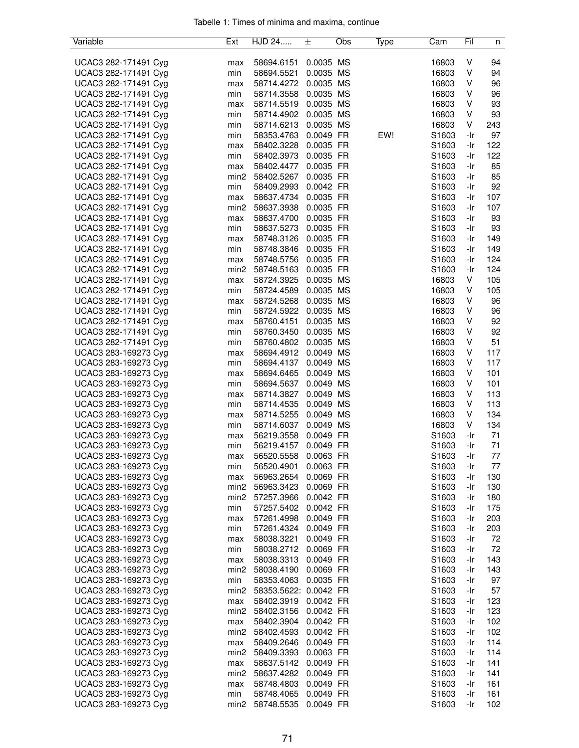Tabelle 1: Times of minima and maxima, continue

| Variable | Ext | HJD 24..... | ± | Obs | Type | Cam | Fil | n |
|---|---|---|---|---|---|---|---|---|
| UCAC3 282-171491 Cyg | max | 58694.6151 | 0.0035 | MS | | 16803 | V | 94 |
| UCAC3 282-171491 Cyg | min | 58694.5521 | 0.0035 | MS | | 16803 | V | 94 |
| UCAC3 282-171491 Cyg | max | 58714.4272 | 0.0035 | MS | | 16803 | V | 96 |
| UCAC3 282-171491 Cyg | min | 58714.3558 | 0.0035 | MS | | 16803 | V | 96 |
| UCAC3 282-171491 Cyg | max | 58714.5519 | 0.0035 | MS | | 16803 | V | 93 |
| UCAC3 282-171491 Cyg | min | 58714.4902 | 0.0035 | MS | | 16803 | V | 93 |
| UCAC3 282-171491 Cyg | min | 58714.6213 | 0.0035 | MS | | 16803 | V | 243 |
| UCAC3 282-171491 Cyg | min | 58353.4763 | 0.0049 | FR | EW! | S1603 | -Ir | 97 |
| UCAC3 282-171491 Cyg | max | 58402.3228 | 0.0035 | FR | | S1603 | -Ir | 122 |
| UCAC3 282-171491 Cyg | min | 58402.3973 | 0.0035 | FR | | S1603 | -Ir | 122 |
| UCAC3 282-171491 Cyg | max | 58402.4477 | 0.0035 | FR | | S1603 | -Ir | 85 |
| UCAC3 282-171491 Cyg | min2 | 58402.5267 | 0.0035 | FR | | S1603 | -Ir | 85 |
| UCAC3 282-171491 Cyg | min | 58409.2993 | 0.0042 | FR | | S1603 | -Ir | 92 |
| UCAC3 282-171491 Cyg | max | 58637.4734 | 0.0035 | FR | | S1603 | -Ir | 107 |
| UCAC3 282-171491 Cyg | min2 | 58637.3938 | 0.0035 | FR | | S1603 | -Ir | 107 |
| UCAC3 282-171491 Cyg | max | 58637.4700 | 0.0035 | FR | | S1603 | -Ir | 93 |
| UCAC3 282-171491 Cyg | min | 58637.5273 | 0.0035 | FR | | S1603 | -Ir | 93 |
| UCAC3 282-171491 Cyg | max | 58748.3126 | 0.0035 | FR | | S1603 | -Ir | 149 |
| UCAC3 282-171491 Cyg | min | 58748.3846 | 0.0035 | FR | | S1603 | -Ir | 149 |
| UCAC3 282-171491 Cyg | max | 58748.5756 | 0.0035 | FR | | S1603 | -Ir | 124 |
| UCAC3 282-171491 Cyg | min2 | 58748.5163 | 0.0035 | FR | | S1603 | -Ir | 124 |
| UCAC3 282-171491 Cyg | max | 58724.3925 | 0.0035 | MS | | 16803 | V | 105 |
| UCAC3 282-171491 Cyg | min | 58724.4589 | 0.0035 | MS | | 16803 | V | 105 |
| UCAC3 282-171491 Cyg | max | 58724.5268 | 0.0035 | MS | | 16803 | V | 96 |
| UCAC3 282-171491 Cyg | min | 58724.5922 | 0.0035 | MS | | 16803 | V | 96 |
| UCAC3 282-171491 Cyg | max | 58760.4151 | 0.0035 | MS | | 16803 | V | 92 |
| UCAC3 282-171491 Cyg | min | 58760.3450 | 0.0035 | MS | | 16803 | V | 92 |
| UCAC3 282-171491 Cyg | min | 58760.4802 | 0.0035 | MS | | 16803 | V | 51 |
| UCAC3 283-169273 Cyg | max | 58694.4912 | 0.0049 | MS | | 16803 | V | 117 |
| UCAC3 283-169273 Cyg | min | 58694.4137 | 0.0049 | MS | | 16803 | V | 117 |
| UCAC3 283-169273 Cyg | max | 58694.6465 | 0.0049 | MS | | 16803 | V | 101 |
| UCAC3 283-169273 Cyg | min | 58694.5637 | 0.0049 | MS | | 16803 | V | 101 |
| UCAC3 283-169273 Cyg | max | 58714.3827 | 0.0049 | MS | | 16803 | V | 113 |
| UCAC3 283-169273 Cyg | min | 58714.4535 | 0.0049 | MS | | 16803 | V | 113 |
| UCAC3 283-169273 Cyg | max | 58714.5255 | 0.0049 | MS | | 16803 | V | 134 |
| UCAC3 283-169273 Cyg | min | 58714.6037 | 0.0049 | MS | | 16803 | V | 134 |
| UCAC3 283-169273 Cyg | max | 56219.3558 | 0.0049 | FR | | S1603 | -Ir | 71 |
| UCAC3 283-169273 Cyg | min | 56219.4157 | 0.0049 | FR | | S1603 | -Ir | 71 |
| UCAC3 283-169273 Cyg | max | 56520.5558 | 0.0063 | FR | | S1603 | -Ir | 77 |
| UCAC3 283-169273 Cyg | min | 56520.4901 | 0.0063 | FR | | S1603 | -Ir | 77 |
| UCAC3 283-169273 Cyg | max | 56963.2654 | 0.0069 | FR | | S1603 | -Ir | 130 |
| UCAC3 283-169273 Cyg | min2 | 56963.3423 | 0.0069 | FR | | S1603 | -Ir | 130 |
| UCAC3 283-169273 Cyg | min2 | 57257.3966 | 0.0042 | FR | | S1603 | -Ir | 180 |
| UCAC3 283-169273 Cyg | min | 57257.5402 | 0.0042 | FR | | S1603 | -Ir | 175 |
| UCAC3 283-169273 Cyg | max | 57261.4998 | 0.0049 | FR | | S1603 | -Ir | 203 |
| UCAC3 283-169273 Cyg | min | 57261.4324 | 0.0049 | FR | | S1603 | -Ir | 203 |
| UCAC3 283-169273 Cyg | max | 58038.3221 | 0.0049 | FR | | S1603 | -Ir | 72 |
| UCAC3 283-169273 Cyg | min | 58038.2712 | 0.0069 | FR | | S1603 | -Ir | 72 |
| UCAC3 283-169273 Cyg | max | 58038.3313 | 0.0049 | FR | | S1603 | -Ir | 143 |
| UCAC3 283-169273 Cyg | min2 | 58038.4190 | 0.0069 | FR | | S1603 | -Ir | 143 |
| UCAC3 283-169273 Cyg | min | 58353.4063 | 0.0035 | FR | | S1603 | -Ir | 97 |
| UCAC3 283-169273 Cyg | min2 | 58353.5622: | 0.0042 | FR | | S1603 | -Ir | 57 |
| UCAC3 283-169273 Cyg | max | 58402.3919 | 0.0042 | FR | | S1603 | -Ir | 123 |
| UCAC3 283-169273 Cyg | min2 | 58402.3156 | 0.0042 | FR | | S1603 | -Ir | 123 |
| UCAC3 283-169273 Cyg | max | 58402.3904 | 0.0042 | FR | | S1603 | -Ir | 102 |
| UCAC3 283-169273 Cyg | min2 | 58402.4593 | 0.0042 | FR | | S1603 | -Ir | 102 |
| UCAC3 283-169273 Cyg | max | 58409.2646 | 0.0049 | FR | | S1603 | -Ir | 114 |
| UCAC3 283-169273 Cyg | min2 | 58409.3393 | 0.0063 | FR | | S1603 | -Ir | 114 |
| UCAC3 283-169273 Cyg | max | 58637.5142 | 0.0049 | FR | | S1603 | -Ir | 141 |
| UCAC3 283-169273 Cyg | min2 | 58637.4282 | 0.0049 | FR | | S1603 | -Ir | 141 |
| UCAC3 283-169273 Cyg | max | 58748.4803 | 0.0049 | FR | | S1603 | -Ir | 161 |
| UCAC3 283-169273 Cyg | min | 58748.4065 | 0.0049 | FR | | S1603 | -Ir | 161 |
| UCAC3 283-169273 Cyg | min2 | 58748.5535 | 0.0049 | FR | | S1603 | -Ir | 102 |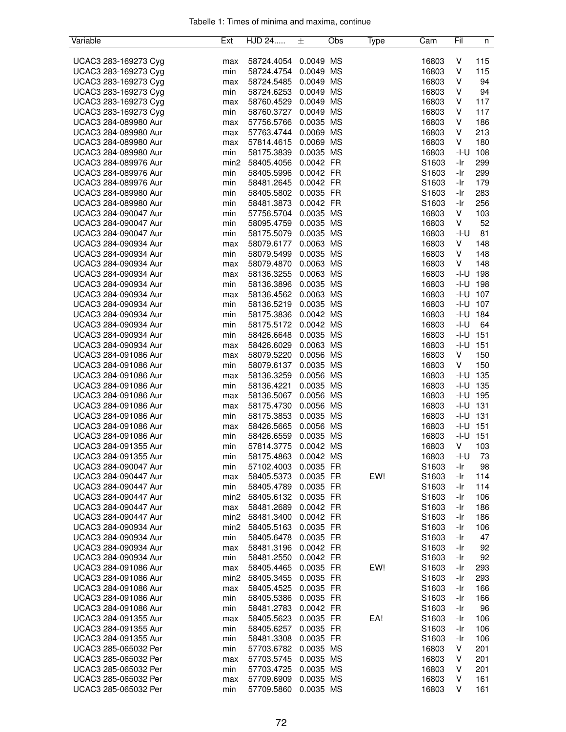Tabelle 1: Times of minima and maxima, continue

| Variable | Ext | HJD 24..... | ± | Obs | Type | Cam | Fil | n |
|---|---|---|---|---|---|---|---|---|
| UCAC3 283-169273 Cyg | max | 58724.4054 | 0.0049 | MS | | 16803 | V | 115 |
| UCAC3 283-169273 Cyg | min | 58724.4754 | 0.0049 | MS | | 16803 | V | 115 |
| UCAC3 283-169273 Cyg | max | 58724.5485 | 0.0049 | MS | | 16803 | V | 94 |
| UCAC3 283-169273 Cyg | min | 58724.6253 | 0.0049 | MS | | 16803 | V | 94 |
| UCAC3 283-169273 Cyg | max | 58760.4529 | 0.0049 | MS | | 16803 | V | 117 |
| UCAC3 283-169273 Cyg | min | 58760.3727 | 0.0049 | MS | | 16803 | V | 117 |
| UCAC3 284-089980 Aur | max | 57756.5766 | 0.0035 | MS | | 16803 | V | 186 |
| UCAC3 284-089980 Aur | max | 57763.4744 | 0.0069 | MS | | 16803 | V | 213 |
| UCAC3 284-089980 Aur | max | 57814.4615 | 0.0069 | MS | | 16803 | V | 180 |
| UCAC3 284-089980 Aur | min | 58175.3839 | 0.0035 | MS | | 16803 | -I-U | 108 |
| UCAC3 284-089976 Aur | min2 | 58405.4056 | 0.0042 | FR | | S1603 | -Ir | 299 |
| UCAC3 284-089976 Aur | min | 58405.5996 | 0.0042 | FR | | S1603 | -Ir | 299 |
| UCAC3 284-089976 Aur | min | 58481.2645 | 0.0042 | FR | | S1603 | -Ir | 179 |
| UCAC3 284-089980 Aur | min | 58405.5802 | 0.0035 | FR | | S1603 | -Ir | 283 |
| UCAC3 284-089980 Aur | min | 58481.3873 | 0.0042 | FR | | S1603 | -Ir | 256 |
| UCAC3 284-090047 Aur | min | 57756.5704 | 0.0035 | MS | | 16803 | V | 103 |
| UCAC3 284-090047 Aur | min | 58095.4759 | 0.0035 | MS | | 16803 | V | 52 |
| UCAC3 284-090047 Aur | min | 58175.5079 | 0.0035 | MS | | 16803 | -I-U | 81 |
| UCAC3 284-090934 Aur | max | 58079.6177 | 0.0063 | MS | | 16803 | V | 148 |
| UCAC3 284-090934 Aur | min | 58079.5499 | 0.0035 | MS | | 16803 | V | 148 |
| UCAC3 284-090934 Aur | max | 58079.4870 | 0.0063 | MS | | 16803 | V | 148 |
| UCAC3 284-090934 Aur | max | 58136.3255 | 0.0063 | MS | | 16803 | -I-U | 198 |
| UCAC3 284-090934 Aur | min | 58136.3896 | 0.0035 | MS | | 16803 | -I-U | 198 |
| UCAC3 284-090934 Aur | max | 58136.4562 | 0.0063 | MS | | 16803 | -I-U | 107 |
| UCAC3 284-090934 Aur | min | 58136.5219 | 0.0035 | MS | | 16803 | -I-U | 107 |
| UCAC3 284-090934 Aur | min | 58175.3836 | 0.0042 | MS | | 16803 | -I-U | 184 |
| UCAC3 284-090934 Aur | min | 58175.5172 | 0.0042 | MS | | 16803 | -I-U | 64 |
| UCAC3 284-090934 Aur | min | 58426.6648 | 0.0035 | MS | | 16803 | -I-U | 151 |
| UCAC3 284-090934 Aur | max | 58426.6029 | 0.0063 | MS | | 16803 | -I-U | 151 |
| UCAC3 284-091086 Aur | max | 58079.5220 | 0.0056 | MS | | 16803 | V | 150 |
| UCAC3 284-091086 Aur | min | 58079.6137 | 0.0035 | MS | | 16803 | V | 150 |
| UCAC3 284-091086 Aur | max | 58136.3259 | 0.0056 | MS | | 16803 | -I-U | 135 |
| UCAC3 284-091086 Aur | min | 58136.4221 | 0.0035 | MS | | 16803 | -I-U | 135 |
| UCAC3 284-091086 Aur | max | 58136.5067 | 0.0056 | MS | | 16803 | -I-U | 195 |
| UCAC3 284-091086 Aur | max | 58175.4730 | 0.0056 | MS | | 16803 | -I-U | 131 |
| UCAC3 284-091086 Aur | min | 58175.3853 | 0.0035 | MS | | 16803 | -I-U | 131 |
| UCAC3 284-091086 Aur | max | 58426.5665 | 0.0056 | MS | | 16803 | -I-U | 151 |
| UCAC3 284-091086 Aur | min | 58426.6559 | 0.0035 | MS | | 16803 | -I-U | 151 |
| UCAC3 284-091355 Aur | min | 57814.3775 | 0.0042 | MS | | 16803 | V | 103 |
| UCAC3 284-091355 Aur | min | 58175.4863 | 0.0042 | MS | | 16803 | -I-U | 73 |
| UCAC3 284-090047 Aur | min | 57102.4003 | 0.0035 | FR | | S1603 | -Ir | 98 |
| UCAC3 284-090447 Aur | max | 58405.5373 | 0.0035 | FR | EW! | S1603 | -Ir | 114 |
| UCAC3 284-090447 Aur | min | 58405.4789 | 0.0035 | FR | | S1603 | -Ir | 114 |
| UCAC3 284-090447 Aur | min2 | 58405.6132 | 0.0035 | FR | | S1603 | -Ir | 106 |
| UCAC3 284-090447 Aur | max | 58481.2689 | 0.0042 | FR | | S1603 | -Ir | 186 |
| UCAC3 284-090447 Aur | min2 | 58481.3400 | 0.0042 | FR | | S1603 | -Ir | 186 |
| UCAC3 284-090934 Aur | min2 | 58405.5163 | 0.0035 | FR | | S1603 | -Ir | 106 |
| UCAC3 284-090934 Aur | min | 58405.6478 | 0.0035 | FR | | S1603 | -Ir | 47 |
| UCAC3 284-090934 Aur | max | 58481.3196 | 0.0042 | FR | | S1603 | -Ir | 92 |
| UCAC3 284-090934 Aur | min | 58481.2550 | 0.0042 | FR | | S1603 | -Ir | 92 |
| UCAC3 284-091086 Aur | max | 58405.4465 | 0.0035 | FR | EW! | S1603 | -Ir | 293 |
| UCAC3 284-091086 Aur | min2 | 58405.3455 | 0.0035 | FR | | S1603 | -Ir | 293 |
| UCAC3 284-091086 Aur | max | 58405.4525 | 0.0035 | FR | | S1603 | -Ir | 166 |
| UCAC3 284-091086 Aur | min | 58405.5386 | 0.0035 | FR | | S1603 | -Ir | 166 |
| UCAC3 284-091086 Aur | min | 58481.2783 | 0.0042 | FR | | S1603 | -Ir | 96 |
| UCAC3 284-091355 Aur | max | 58405.5623 | 0.0035 | FR | EA! | S1603 | -Ir | 106 |
| UCAC3 284-091355 Aur | min | 58405.6257 | 0.0035 | FR | | S1603 | -Ir | 106 |
| UCAC3 284-091355 Aur | min | 58481.3308 | 0.0035 | FR | | S1603 | -Ir | 106 |
| UCAC3 285-065032 Per | min | 57703.6782 | 0.0035 | MS | | 16803 | V | 201 |
| UCAC3 285-065032 Per | max | 57703.5745 | 0.0035 | MS | | 16803 | V | 201 |
| UCAC3 285-065032 Per | min | 57703.4725 | 0.0035 | MS | | 16803 | V | 201 |
| UCAC3 285-065032 Per | max | 57709.6909 | 0.0035 | MS | | 16803 | V | 161 |
| UCAC3 285-065032 Per | min | 57709.5860 | 0.0035 | MS | | 16803 | V | 161 |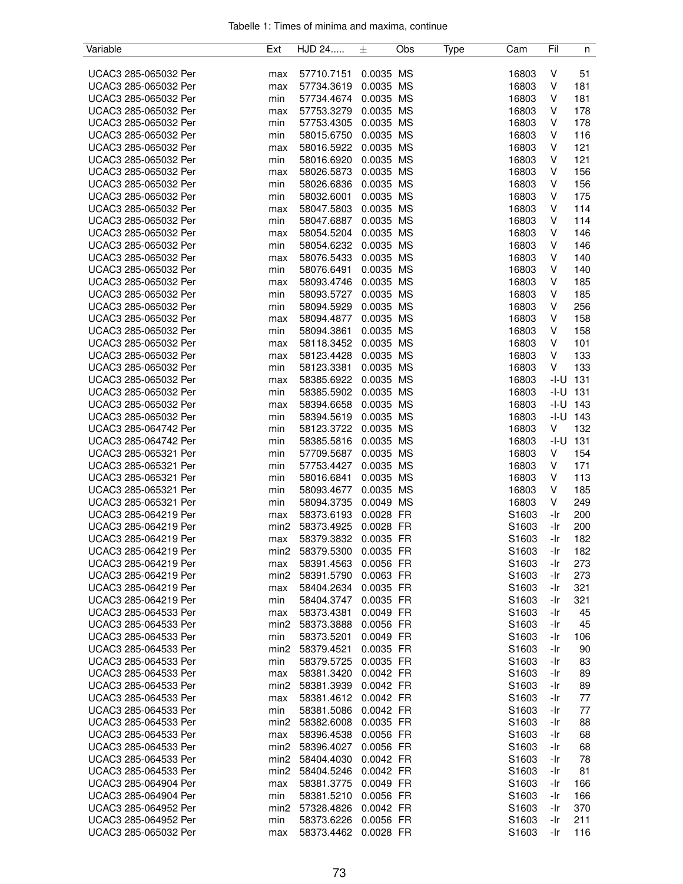Tabelle 1: Times of minima and maxima, continue

| Variable | Ext | HJD 24..... | ± | Obs | Type | Cam | Fil | n |
|---|---|---|---|---|---|---|---|---|
| UCAC3 285-065032 Per | max | 57710.7151 | 0.0035 | MS | | 16803 | V | 51 |
| UCAC3 285-065032 Per | max | 57734.3619 | 0.0035 | MS | | 16803 | V | 181 |
| UCAC3 285-065032 Per | min | 57734.4674 | 0.0035 | MS | | 16803 | V | 181 |
| UCAC3 285-065032 Per | max | 57753.3279 | 0.0035 | MS | | 16803 | V | 178 |
| UCAC3 285-065032 Per | min | 57753.4305 | 0.0035 | MS | | 16803 | V | 178 |
| UCAC3 285-065032 Per | min | 58015.6750 | 0.0035 | MS | | 16803 | V | 116 |
| UCAC3 285-065032 Per | max | 58016.5922 | 0.0035 | MS | | 16803 | V | 121 |
| UCAC3 285-065032 Per | min | 58016.6920 | 0.0035 | MS | | 16803 | V | 121 |
| UCAC3 285-065032 Per | max | 58026.5873 | 0.0035 | MS | | 16803 | V | 156 |
| UCAC3 285-065032 Per | min | 58026.6836 | 0.0035 | MS | | 16803 | V | 156 |
| UCAC3 285-065032 Per | min | 58032.6001 | 0.0035 | MS | | 16803 | V | 175 |
| UCAC3 285-065032 Per | max | 58047.5803 | 0.0035 | MS | | 16803 | V | 114 |
| UCAC3 285-065032 Per | min | 58047.6887 | 0.0035 | MS | | 16803 | V | 114 |
| UCAC3 285-065032 Per | max | 58054.5204 | 0.0035 | MS | | 16803 | V | 146 |
| UCAC3 285-065032 Per | min | 58054.6232 | 0.0035 | MS | | 16803 | V | 146 |
| UCAC3 285-065032 Per | max | 58076.5433 | 0.0035 | MS | | 16803 | V | 140 |
| UCAC3 285-065032 Per | min | 58076.6491 | 0.0035 | MS | | 16803 | V | 140 |
| UCAC3 285-065032 Per | max | 58093.4746 | 0.0035 | MS | | 16803 | V | 185 |
| UCAC3 285-065032 Per | min | 58093.5727 | 0.0035 | MS | | 16803 | V | 185 |
| UCAC3 285-065032 Per | min | 58094.5929 | 0.0035 | MS | | 16803 | V | 256 |
| UCAC3 285-065032 Per | max | 58094.4877 | 0.0035 | MS | | 16803 | V | 158 |
| UCAC3 285-065032 Per | min | 58094.3861 | 0.0035 | MS | | 16803 | V | 158 |
| UCAC3 285-065032 Per | max | 58118.3452 | 0.0035 | MS | | 16803 | V | 101 |
| UCAC3 285-065032 Per | max | 58123.4428 | 0.0035 | MS | | 16803 | V | 133 |
| UCAC3 285-065032 Per | min | 58123.3381 | 0.0035 | MS | | 16803 | V | 133 |
| UCAC3 285-065032 Per | max | 58385.6922 | 0.0035 | MS | | 16803 | -I-U | 131 |
| UCAC3 285-065032 Per | min | 58385.5902 | 0.0035 | MS | | 16803 | -I-U | 131 |
| UCAC3 285-065032 Per | max | 58394.6658 | 0.0035 | MS | | 16803 | -I-U | 143 |
| UCAC3 285-065032 Per | min | 58394.5619 | 0.0035 | MS | | 16803 | -I-U | 143 |
| UCAC3 285-064742 Per | min | 58123.3722 | 0.0035 | MS | | 16803 | V | 132 |
| UCAC3 285-064742 Per | min | 58385.5816 | 0.0035 | MS | | 16803 | -I-U | 131 |
| UCAC3 285-065321 Per | min | 57709.5687 | 0.0035 | MS | | 16803 | V | 154 |
| UCAC3 285-065321 Per | min | 57753.4427 | 0.0035 | MS | | 16803 | V | 171 |
| UCAC3 285-065321 Per | min | 58016.6841 | 0.0035 | MS | | 16803 | V | 113 |
| UCAC3 285-065321 Per | min | 58093.4677 | 0.0035 | MS | | 16803 | V | 185 |
| UCAC3 285-065321 Per | min | 58094.3735 | 0.0049 | MS | | 16803 | V | 249 |
| UCAC3 285-064219 Per | max | 58373.6193 | 0.0028 | FR | | S1603 | -Ir | 200 |
| UCAC3 285-064219 Per | min2 | 58373.4925 | 0.0028 | FR | | S1603 | -Ir | 200 |
| UCAC3 285-064219 Per | max | 58379.3832 | 0.0035 | FR | | S1603 | -Ir | 182 |
| UCAC3 285-064219 Per | min2 | 58379.5300 | 0.0035 | FR | | S1603 | -Ir | 182 |
| UCAC3 285-064219 Per | max | 58391.4563 | 0.0056 | FR | | S1603 | -Ir | 273 |
| UCAC3 285-064219 Per | min2 | 58391.5790 | 0.0063 | FR | | S1603 | -Ir | 273 |
| UCAC3 285-064219 Per | max | 58404.2634 | 0.0035 | FR | | S1603 | -Ir | 321 |
| UCAC3 285-064219 Per | min | 58404.3747 | 0.0035 | FR | | S1603 | -Ir | 321 |
| UCAC3 285-064533 Per | max | 58373.4381 | 0.0049 | FR | | S1603 | -Ir | 45 |
| UCAC3 285-064533 Per | min2 | 58373.3888 | 0.0056 | FR | | S1603 | -Ir | 45 |
| UCAC3 285-064533 Per | min | 58373.5201 | 0.0049 | FR | | S1603 | -Ir | 106 |
| UCAC3 285-064533 Per | min2 | 58379.4521 | 0.0035 | FR | | S1603 | -Ir | 90 |
| UCAC3 285-064533 Per | min | 58379.5725 | 0.0035 | FR | | S1603 | -Ir | 83 |
| UCAC3 285-064533 Per | max | 58381.3420 | 0.0042 | FR | | S1603 | -Ir | 89 |
| UCAC3 285-064533 Per | min2 | 58381.3939 | 0.0042 | FR | | S1603 | -Ir | 89 |
| UCAC3 285-064533 Per | max | 58381.4612 | 0.0042 | FR | | S1603 | -Ir | 77 |
| UCAC3 285-064533 Per | min | 58381.5086 | 0.0042 | FR | | S1603 | -Ir | 77 |
| UCAC3 285-064533 Per | min2 | 58382.6008 | 0.0035 | FR | | S1603 | -Ir | 88 |
| UCAC3 285-064533 Per | max | 58396.4538 | 0.0056 | FR | | S1603 | -Ir | 68 |
| UCAC3 285-064533 Per | min2 | 58396.4027 | 0.0056 | FR | | S1603 | -Ir | 68 |
| UCAC3 285-064533 Per | min2 | 58404.4030 | 0.0042 | FR | | S1603 | -Ir | 78 |
| UCAC3 285-064533 Per | min2 | 58404.5246 | 0.0042 | FR | | S1603 | -Ir | 81 |
| UCAC3 285-064904 Per | max | 58381.3775 | 0.0049 | FR | | S1603 | -Ir | 166 |
| UCAC3 285-064904 Per | min | 58381.5210 | 0.0056 | FR | | S1603 | -Ir | 166 |
| UCAC3 285-064952 Per | min2 | 57328.4826 | 0.0042 | FR | | S1603 | -Ir | 370 |
| UCAC3 285-064952 Per | min | 58373.6226 | 0.0056 | FR | | S1603 | -Ir | 211 |
| UCAC3 285-065032 Per | max | 58373.4462 | 0.0028 | FR | | S1603 | -Ir | 116 |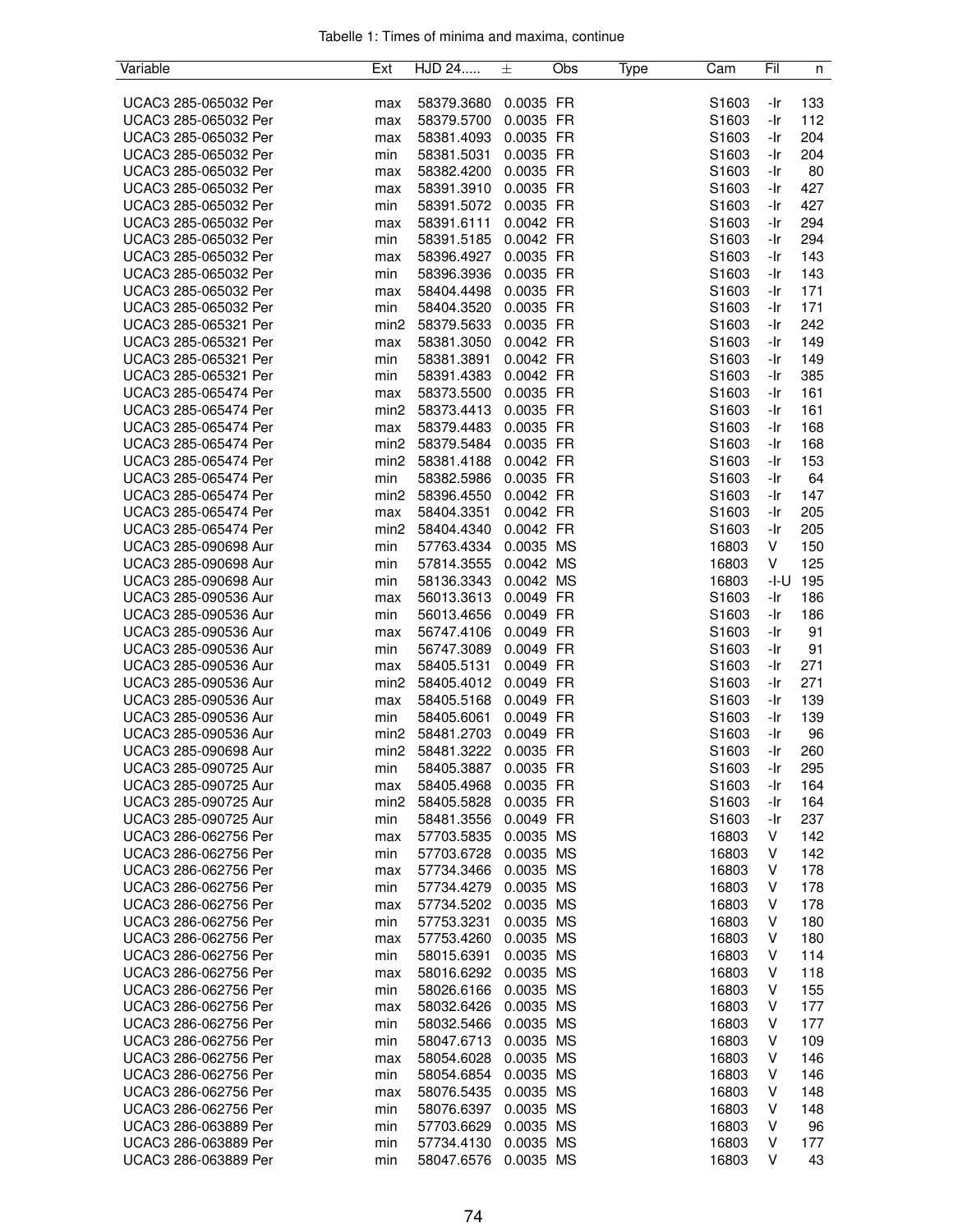Tabelle 1: Times of minima and maxima, continue

| Variable | Ext | HJD 24..... | ± | Obs | Type | Cam | Fil | n |
|---|---|---|---|---|---|---|---|---|
| UCAC3 285-065032 Per | max | 58379.3680 | 0.0035 | FR | | S1603 | -Ir | 133 |
| UCAC3 285-065032 Per | max | 58379.5700 | 0.0035 | FR | | S1603 | -Ir | 112 |
| UCAC3 285-065032 Per | max | 58381.4093 | 0.0035 | FR | | S1603 | -Ir | 204 |
| UCAC3 285-065032 Per | min | 58381.5031 | 0.0035 | FR | | S1603 | -Ir | 204 |
| UCAC3 285-065032 Per | max | 58382.4200 | 0.0035 | FR | | S1603 | -Ir | 80 |
| UCAC3 285-065032 Per | max | 58391.3910 | 0.0035 | FR | | S1603 | -Ir | 427 |
| UCAC3 285-065032 Per | min | 58391.5072 | 0.0035 | FR | | S1603 | -Ir | 427 |
| UCAC3 285-065032 Per | max | 58391.6111 | 0.0042 | FR | | S1603 | -Ir | 294 |
| UCAC3 285-065032 Per | min | 58391.5185 | 0.0042 | FR | | S1603 | -Ir | 294 |
| UCAC3 285-065032 Per | max | 58396.4927 | 0.0035 | FR | | S1603 | -Ir | 143 |
| UCAC3 285-065032 Per | min | 58396.3936 | 0.0035 | FR | | S1603 | -Ir | 143 |
| UCAC3 285-065032 Per | max | 58404.4498 | 0.0035 | FR | | S1603 | -Ir | 171 |
| UCAC3 285-065032 Per | min | 58404.3520 | 0.0035 | FR | | S1603 | -Ir | 171 |
| UCAC3 285-065321 Per | min2 | 58379.5633 | 0.0035 | FR | | S1603 | -Ir | 242 |
| UCAC3 285-065321 Per | max | 58381.3050 | 0.0042 | FR | | S1603 | -Ir | 149 |
| UCAC3 285-065321 Per | min | 58381.3891 | 0.0042 | FR | | S1603 | -Ir | 149 |
| UCAC3 285-065321 Per | min | 58391.4383 | 0.0042 | FR | | S1603 | -Ir | 385 |
| UCAC3 285-065474 Per | max | 58373.5500 | 0.0035 | FR | | S1603 | -Ir | 161 |
| UCAC3 285-065474 Per | min2 | 58373.4413 | 0.0035 | FR | | S1603 | -Ir | 161 |
| UCAC3 285-065474 Per | max | 58379.4483 | 0.0035 | FR | | S1603 | -Ir | 168 |
| UCAC3 285-065474 Per | min2 | 58379.5484 | 0.0035 | FR | | S1603 | -Ir | 168 |
| UCAC3 285-065474 Per | min2 | 58381.4188 | 0.0042 | FR | | S1603 | -Ir | 153 |
| UCAC3 285-065474 Per | min | 58382.5986 | 0.0035 | FR | | S1603 | -Ir | 64 |
| UCAC3 285-065474 Per | min2 | 58396.4550 | 0.0042 | FR | | S1603 | -Ir | 147 |
| UCAC3 285-065474 Per | max | 58404.3351 | 0.0042 | FR | | S1603 | -Ir | 205 |
| UCAC3 285-065474 Per | min2 | 58404.4340 | 0.0042 | FR | | S1603 | -Ir | 205 |
| UCAC3 285-090698 Aur | min | 57763.4334 | 0.0035 | MS | | 16803 | V | 150 |
| UCAC3 285-090698 Aur | min | 57814.3555 | 0.0042 | MS | | 16803 | V | 125 |
| UCAC3 285-090698 Aur | min | 58136.3343 | 0.0042 | MS | | 16803 | -I-U | 195 |
| UCAC3 285-090536 Aur | max | 56013.3613 | 0.0049 | FR | | S1603 | -Ir | 186 |
| UCAC3 285-090536 Aur | min | 56013.4656 | 0.0049 | FR | | S1603 | -Ir | 186 |
| UCAC3 285-090536 Aur | max | 56747.4106 | 0.0049 | FR | | S1603 | -Ir | 91 |
| UCAC3 285-090536 Aur | min | 56747.3089 | 0.0049 | FR | | S1603 | -Ir | 91 |
| UCAC3 285-090536 Aur | max | 58405.5131 | 0.0049 | FR | | S1603 | -Ir | 271 |
| UCAC3 285-090536 Aur | min2 | 58405.4012 | 0.0049 | FR | | S1603 | -Ir | 271 |
| UCAC3 285-090536 Aur | max | 58405.5168 | 0.0049 | FR | | S1603 | -Ir | 139 |
| UCAC3 285-090536 Aur | min | 58405.6061 | 0.0049 | FR | | S1603 | -Ir | 139 |
| UCAC3 285-090536 Aur | min2 | 58481.2703 | 0.0049 | FR | | S1603 | -Ir | 96 |
| UCAC3 285-090698 Aur | min2 | 58481.3222 | 0.0035 | FR | | S1603 | -Ir | 260 |
| UCAC3 285-090725 Aur | min | 58405.3887 | 0.0035 | FR | | S1603 | -Ir | 295 |
| UCAC3 285-090725 Aur | max | 58405.4968 | 0.0035 | FR | | S1603 | -Ir | 164 |
| UCAC3 285-090725 Aur | min2 | 58405.5828 | 0.0035 | FR | | S1603 | -Ir | 164 |
| UCAC3 285-090725 Aur | min | 58481.3556 | 0.0049 | FR | | S1603 | -Ir | 237 |
| UCAC3 286-062756 Per | max | 57703.5835 | 0.0035 | MS | | 16803 | V | 142 |
| UCAC3 286-062756 Per | min | 57703.6728 | 0.0035 | MS | | 16803 | V | 142 |
| UCAC3 286-062756 Per | max | 57734.3466 | 0.0035 | MS | | 16803 | V | 178 |
| UCAC3 286-062756 Per | min | 57734.4279 | 0.0035 | MS | | 16803 | V | 178 |
| UCAC3 286-062756 Per | max | 57734.5202 | 0.0035 | MS | | 16803 | V | 178 |
| UCAC3 286-062756 Per | min | 57753.3231 | 0.0035 | MS | | 16803 | V | 180 |
| UCAC3 286-062756 Per | max | 57753.4260 | 0.0035 | MS | | 16803 | V | 180 |
| UCAC3 286-062756 Per | min | 58015.6391 | 0.0035 | MS | | 16803 | V | 114 |
| UCAC3 286-062756 Per | max | 58016.6292 | 0.0035 | MS | | 16803 | V | 118 |
| UCAC3 286-062756 Per | min | 58026.6166 | 0.0035 | MS | | 16803 | V | 155 |
| UCAC3 286-062756 Per | max | 58032.6426 | 0.0035 | MS | | 16803 | V | 177 |
| UCAC3 286-062756 Per | min | 58032.5466 | 0.0035 | MS | | 16803 | V | 177 |
| UCAC3 286-062756 Per | min | 58047.6713 | 0.0035 | MS | | 16803 | V | 109 |
| UCAC3 286-062756 Per | max | 58054.6028 | 0.0035 | MS | | 16803 | V | 146 |
| UCAC3 286-062756 Per | min | 58054.6854 | 0.0035 | MS | | 16803 | V | 146 |
| UCAC3 286-062756 Per | max | 58076.5435 | 0.0035 | MS | | 16803 | V | 148 |
| UCAC3 286-062756 Per | min | 58076.6397 | 0.0035 | MS | | 16803 | V | 148 |
| UCAC3 286-063889 Per | min | 57703.6629 | 0.0035 | MS | | 16803 | V | 96 |
| UCAC3 286-063889 Per | min | 57734.4130 | 0.0035 | MS | | 16803 | V | 177 |
| UCAC3 286-063889 Per | min | 58047.6576 | 0.0035 | MS | | 16803 | V | 43 |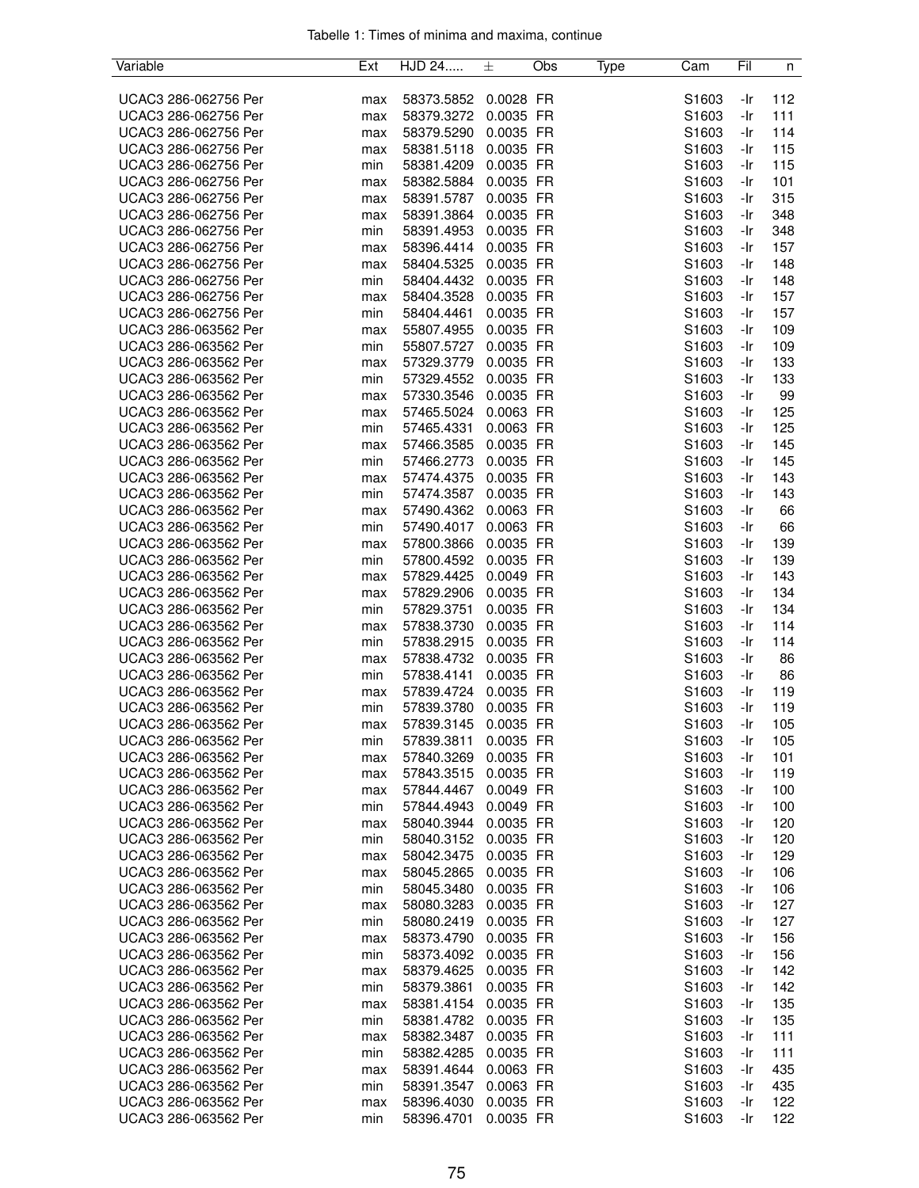Tabelle 1: Times of minima and maxima, continue

| Variable | Ext | HJD 24..... | ± | Obs | Type | Cam | Fil | n |
|---|---|---|---|---|---|---|---|---|
| UCAC3 286-062756 Per | max | 58373.5852 | 0.0028 | FR | | S1603 | -Ir | 112 |
| UCAC3 286-062756 Per | max | 58379.3272 | 0.0035 | FR | | S1603 | -Ir | 111 |
| UCAC3 286-062756 Per | max | 58379.5290 | 0.0035 | FR | | S1603 | -Ir | 114 |
| UCAC3 286-062756 Per | max | 58381.5118 | 0.0035 | FR | | S1603 | -Ir | 115 |
| UCAC3 286-062756 Per | min | 58381.4209 | 0.0035 | FR | | S1603 | -Ir | 115 |
| UCAC3 286-062756 Per | max | 58382.5884 | 0.0035 | FR | | S1603 | -Ir | 101 |
| UCAC3 286-062756 Per | max | 58391.5787 | 0.0035 | FR | | S1603 | -Ir | 315 |
| UCAC3 286-062756 Per | max | 58391.3864 | 0.0035 | FR | | S1603 | -Ir | 348 |
| UCAC3 286-062756 Per | min | 58391.4953 | 0.0035 | FR | | S1603 | -Ir | 348 |
| UCAC3 286-062756 Per | max | 58396.4414 | 0.0035 | FR | | S1603 | -Ir | 157 |
| UCAC3 286-062756 Per | max | 58404.5325 | 0.0035 | FR | | S1603 | -Ir | 148 |
| UCAC3 286-062756 Per | min | 58404.4432 | 0.0035 | FR | | S1603 | -Ir | 148 |
| UCAC3 286-062756 Per | max | 58404.3528 | 0.0035 | FR | | S1603 | -Ir | 157 |
| UCAC3 286-062756 Per | min | 58404.4461 | 0.0035 | FR | | S1603 | -Ir | 157 |
| UCAC3 286-063562 Per | max | 55807.4955 | 0.0035 | FR | | S1603 | -Ir | 109 |
| UCAC3 286-063562 Per | min | 55807.5727 | 0.0035 | FR | | S1603 | -Ir | 109 |
| UCAC3 286-063562 Per | max | 57329.3779 | 0.0035 | FR | | S1603 | -Ir | 133 |
| UCAC3 286-063562 Per | min | 57329.4552 | 0.0035 | FR | | S1603 | -Ir | 133 |
| UCAC3 286-063562 Per | max | 57330.3546 | 0.0035 | FR | | S1603 | -Ir | 99 |
| UCAC3 286-063562 Per | max | 57465.5024 | 0.0063 | FR | | S1603 | -Ir | 125 |
| UCAC3 286-063562 Per | min | 57465.4331 | 0.0063 | FR | | S1603 | -Ir | 125 |
| UCAC3 286-063562 Per | max | 57466.3585 | 0.0035 | FR | | S1603 | -Ir | 145 |
| UCAC3 286-063562 Per | min | 57466.2773 | 0.0035 | FR | | S1603 | -Ir | 145 |
| UCAC3 286-063562 Per | max | 57474.4375 | 0.0035 | FR | | S1603 | -Ir | 143 |
| UCAC3 286-063562 Per | min | 57474.3587 | 0.0035 | FR | | S1603 | -Ir | 143 |
| UCAC3 286-063562 Per | max | 57490.4362 | 0.0063 | FR | | S1603 | -Ir | 66 |
| UCAC3 286-063562 Per | min | 57490.4017 | 0.0063 | FR | | S1603 | -Ir | 66 |
| UCAC3 286-063562 Per | max | 57800.3866 | 0.0035 | FR | | S1603 | -Ir | 139 |
| UCAC3 286-063562 Per | min | 57800.4592 | 0.0035 | FR | | S1603 | -Ir | 139 |
| UCAC3 286-063562 Per | max | 57829.4425 | 0.0049 | FR | | S1603 | -Ir | 143 |
| UCAC3 286-063562 Per | max | 57829.2906 | 0.0035 | FR | | S1603 | -Ir | 134 |
| UCAC3 286-063562 Per | min | 57829.3751 | 0.0035 | FR | | S1603 | -Ir | 134 |
| UCAC3 286-063562 Per | max | 57838.3730 | 0.0035 | FR | | S1603 | -Ir | 114 |
| UCAC3 286-063562 Per | min | 57838.2915 | 0.0035 | FR | | S1603 | -Ir | 114 |
| UCAC3 286-063562 Per | max | 57838.4732 | 0.0035 | FR | | S1603 | -Ir | 86 |
| UCAC3 286-063562 Per | min | 57838.4141 | 0.0035 | FR | | S1603 | -Ir | 86 |
| UCAC3 286-063562 Per | max | 57839.4724 | 0.0035 | FR | | S1603 | -Ir | 119 |
| UCAC3 286-063562 Per | min | 57839.3780 | 0.0035 | FR | | S1603 | -Ir | 119 |
| UCAC3 286-063562 Per | max | 57839.3145 | 0.0035 | FR | | S1603 | -Ir | 105 |
| UCAC3 286-063562 Per | min | 57839.3811 | 0.0035 | FR | | S1603 | -Ir | 105 |
| UCAC3 286-063562 Per | max | 57840.3269 | 0.0035 | FR | | S1603 | -Ir | 101 |
| UCAC3 286-063562 Per | max | 57843.3515 | 0.0035 | FR | | S1603 | -Ir | 119 |
| UCAC3 286-063562 Per | max | 57844.4467 | 0.0049 | FR | | S1603 | -Ir | 100 |
| UCAC3 286-063562 Per | min | 57844.4943 | 0.0049 | FR | | S1603 | -Ir | 100 |
| UCAC3 286-063562 Per | max | 58040.3944 | 0.0035 | FR | | S1603 | -Ir | 120 |
| UCAC3 286-063562 Per | min | 58040.3152 | 0.0035 | FR | | S1603 | -Ir | 120 |
| UCAC3 286-063562 Per | max | 58042.3475 | 0.0035 | FR | | S1603 | -Ir | 129 |
| UCAC3 286-063562 Per | max | 58045.2865 | 0.0035 | FR | | S1603 | -Ir | 106 |
| UCAC3 286-063562 Per | min | 58045.3480 | 0.0035 | FR | | S1603 | -Ir | 106 |
| UCAC3 286-063562 Per | max | 58080.3283 | 0.0035 | FR | | S1603 | -Ir | 127 |
| UCAC3 286-063562 Per | min | 58080.2419 | 0.0035 | FR | | S1603 | -Ir | 127 |
| UCAC3 286-063562 Per | max | 58373.4790 | 0.0035 | FR | | S1603 | -Ir | 156 |
| UCAC3 286-063562 Per | min | 58373.4092 | 0.0035 | FR | | S1603 | -Ir | 156 |
| UCAC3 286-063562 Per | max | 58379.4625 | 0.0035 | FR | | S1603 | -Ir | 142 |
| UCAC3 286-063562 Per | min | 58379.3861 | 0.0035 | FR | | S1603 | -Ir | 142 |
| UCAC3 286-063562 Per | max | 58381.4154 | 0.0035 | FR | | S1603 | -Ir | 135 |
| UCAC3 286-063562 Per | min | 58381.4782 | 0.0035 | FR | | S1603 | -Ir | 135 |
| UCAC3 286-063562 Per | max | 58382.3487 | 0.0035 | FR | | S1603 | -Ir | 111 |
| UCAC3 286-063562 Per | min | 58382.4285 | 0.0035 | FR | | S1603 | -Ir | 111 |
| UCAC3 286-063562 Per | max | 58391.4644 | 0.0063 | FR | | S1603 | -Ir | 435 |
| UCAC3 286-063562 Per | min | 58391.3547 | 0.0063 | FR | | S1603 | -Ir | 435 |
| UCAC3 286-063562 Per | max | 58396.4030 | 0.0035 | FR | | S1603 | -Ir | 122 |
| UCAC3 286-063562 Per | min | 58396.4701 | 0.0035 | FR | | S1603 | -Ir | 122 |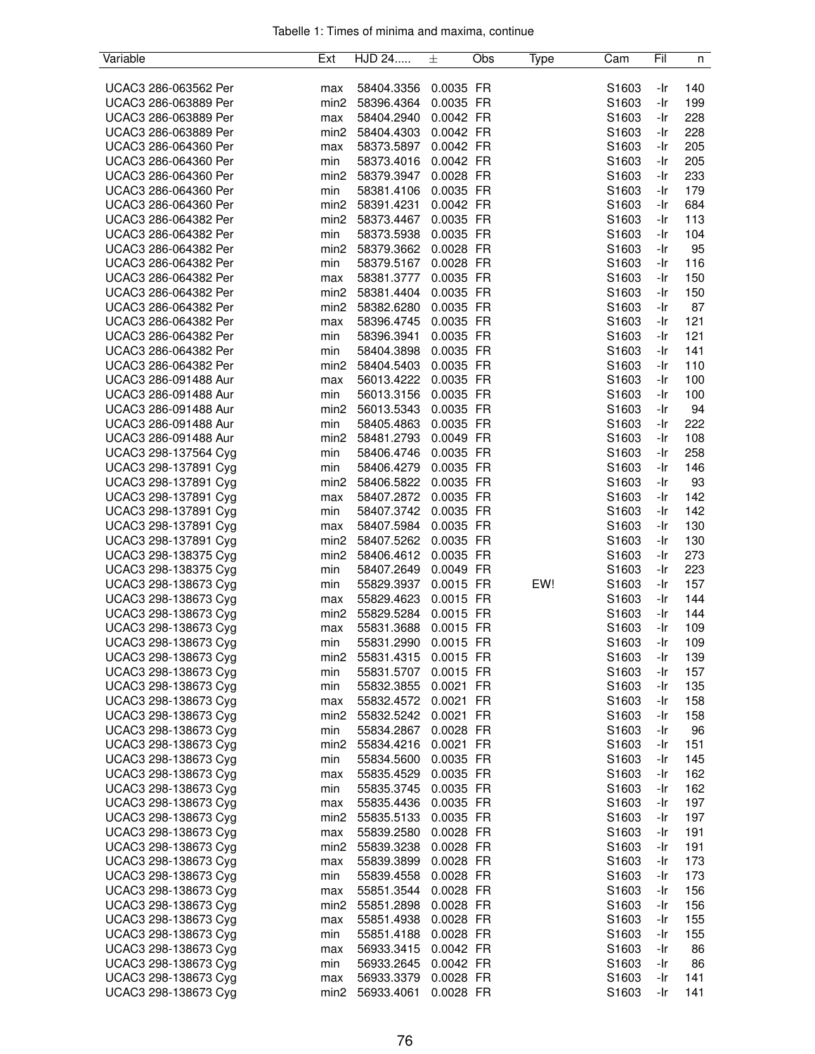Tabelle 1: Times of minima and maxima, continue

| Variable | Ext | HJD 24..... | ± | Obs | Type | Cam | Fil | n |
|---|---|---|---|---|---|---|---|---|
| UCAC3 286-063562 Per | max | 58404.3356 | 0.0035 | FR | | S1603 | -Ir | 140 |
| UCAC3 286-063889 Per | min2 | 58396.4364 | 0.0035 | FR | | S1603 | -Ir | 199 |
| UCAC3 286-063889 Per | max | 58404.2940 | 0.0042 | FR | | S1603 | -Ir | 228 |
| UCAC3 286-063889 Per | min2 | 58404.4303 | 0.0042 | FR | | S1603 | -Ir | 228 |
| UCAC3 286-064360 Per | max | 58373.5897 | 0.0042 | FR | | S1603 | -Ir | 205 |
| UCAC3 286-064360 Per | min | 58373.4016 | 0.0042 | FR | | S1603 | -Ir | 205 |
| UCAC3 286-064360 Per | min2 | 58379.3947 | 0.0028 | FR | | S1603 | -Ir | 233 |
| UCAC3 286-064360 Per | min | 58381.4106 | 0.0035 | FR | | S1603 | -Ir | 179 |
| UCAC3 286-064360 Per | min2 | 58391.4231 | 0.0042 | FR | | S1603 | -Ir | 684 |
| UCAC3 286-064382 Per | min2 | 58373.4467 | 0.0035 | FR | | S1603 | -Ir | 113 |
| UCAC3 286-064382 Per | min | 58373.5938 | 0.0035 | FR | | S1603 | -Ir | 104 |
| UCAC3 286-064382 Per | min2 | 58379.3662 | 0.0028 | FR | | S1603 | -Ir | 95 |
| UCAC3 286-064382 Per | min | 58379.5167 | 0.0028 | FR | | S1603 | -Ir | 116 |
| UCAC3 286-064382 Per | max | 58381.3777 | 0.0035 | FR | | S1603 | -Ir | 150 |
| UCAC3 286-064382 Per | min2 | 58381.4404 | 0.0035 | FR | | S1603 | -Ir | 150 |
| UCAC3 286-064382 Per | min2 | 58382.6280 | 0.0035 | FR | | S1603 | -Ir | 87 |
| UCAC3 286-064382 Per | max | 58396.4745 | 0.0035 | FR | | S1603 | -Ir | 121 |
| UCAC3 286-064382 Per | min | 58396.3941 | 0.0035 | FR | | S1603 | -Ir | 121 |
| UCAC3 286-064382 Per | min | 58404.3898 | 0.0035 | FR | | S1603 | -Ir | 141 |
| UCAC3 286-064382 Per | min2 | 58404.5403 | 0.0035 | FR | | S1603 | -Ir | 110 |
| UCAC3 286-091488 Aur | max | 56013.4222 | 0.0035 | FR | | S1603 | -Ir | 100 |
| UCAC3 286-091488 Aur | min | 56013.3156 | 0.0035 | FR | | S1603 | -Ir | 100 |
| UCAC3 286-091488 Aur | min2 | 56013.5343 | 0.0035 | FR | | S1603 | -Ir | 94 |
| UCAC3 286-091488 Aur | min | 58405.4863 | 0.0035 | FR | | S1603 | -Ir | 222 |
| UCAC3 286-091488 Aur | min2 | 58481.2793 | 0.0049 | FR | | S1603 | -Ir | 108 |
| UCAC3 298-137564 Cyg | min | 58406.4746 | 0.0035 | FR | | S1603 | -Ir | 258 |
| UCAC3 298-137891 Cyg | min | 58406.4279 | 0.0035 | FR | | S1603 | -Ir | 146 |
| UCAC3 298-137891 Cyg | min2 | 58406.5822 | 0.0035 | FR | | S1603 | -Ir | 93 |
| UCAC3 298-137891 Cyg | max | 58407.2872 | 0.0035 | FR | | S1603 | -Ir | 142 |
| UCAC3 298-137891 Cyg | min | 58407.3742 | 0.0035 | FR | | S1603 | -Ir | 142 |
| UCAC3 298-137891 Cyg | max | 58407.5984 | 0.0035 | FR | | S1603 | -Ir | 130 |
| UCAC3 298-137891 Cyg | min2 | 58407.5262 | 0.0035 | FR | | S1603 | -Ir | 130 |
| UCAC3 298-138375 Cyg | min2 | 58406.4612 | 0.0035 | FR | | S1603 | -Ir | 273 |
| UCAC3 298-138375 Cyg | min | 58407.2649 | 0.0049 | FR | | S1603 | -Ir | 223 |
| UCAC3 298-138673 Cyg | min | 55829.3937 | 0.0015 | FR | EW! | S1603 | -Ir | 157 |
| UCAC3 298-138673 Cyg | max | 55829.4623 | 0.0015 | FR | | S1603 | -Ir | 144 |
| UCAC3 298-138673 Cyg | min2 | 55829.5284 | 0.0015 | FR | | S1603 | -Ir | 144 |
| UCAC3 298-138673 Cyg | max | 55831.3688 | 0.0015 | FR | | S1603 | -Ir | 109 |
| UCAC3 298-138673 Cyg | min | 55831.2990 | 0.0015 | FR | | S1603 | -Ir | 109 |
| UCAC3 298-138673 Cyg | min2 | 55831.4315 | 0.0015 | FR | | S1603 | -Ir | 139 |
| UCAC3 298-138673 Cyg | min | 55831.5707 | 0.0015 | FR | | S1603 | -Ir | 157 |
| UCAC3 298-138673 Cyg | min | 55832.3855 | 0.0021 | FR | | S1603 | -Ir | 135 |
| UCAC3 298-138673 Cyg | max | 55832.4572 | 0.0021 | FR | | S1603 | -Ir | 158 |
| UCAC3 298-138673 Cyg | min2 | 55832.5242 | 0.0021 | FR | | S1603 | -Ir | 158 |
| UCAC3 298-138673 Cyg | min | 55834.2867 | 0.0028 | FR | | S1603 | -Ir | 96 |
| UCAC3 298-138673 Cyg | min2 | 55834.4216 | 0.0021 | FR | | S1603 | -Ir | 151 |
| UCAC3 298-138673 Cyg | min | 55834.5600 | 0.0035 | FR | | S1603 | -Ir | 145 |
| UCAC3 298-138673 Cyg | max | 55835.4529 | 0.0035 | FR | | S1603 | -Ir | 162 |
| UCAC3 298-138673 Cyg | min | 55835.3745 | 0.0035 | FR | | S1603 | -Ir | 162 |
| UCAC3 298-138673 Cyg | max | 55835.4436 | 0.0035 | FR | | S1603 | -Ir | 197 |
| UCAC3 298-138673 Cyg | min2 | 55835.5133 | 0.0035 | FR | | S1603 | -Ir | 197 |
| UCAC3 298-138673 Cyg | max | 55839.2580 | 0.0028 | FR | | S1603 | -Ir | 191 |
| UCAC3 298-138673 Cyg | min2 | 55839.3238 | 0.0028 | FR | | S1603 | -Ir | 191 |
| UCAC3 298-138673 Cyg | max | 55839.3899 | 0.0028 | FR | | S1603 | -Ir | 173 |
| UCAC3 298-138673 Cyg | min | 55839.4558 | 0.0028 | FR | | S1603 | -Ir | 173 |
| UCAC3 298-138673 Cyg | max | 55851.3544 | 0.0028 | FR | | S1603 | -Ir | 156 |
| UCAC3 298-138673 Cyg | min2 | 55851.2898 | 0.0028 | FR | | S1603 | -Ir | 156 |
| UCAC3 298-138673 Cyg | max | 55851.4938 | 0.0028 | FR | | S1603 | -Ir | 155 |
| UCAC3 298-138673 Cyg | min | 55851.4188 | 0.0028 | FR | | S1603 | -Ir | 155 |
| UCAC3 298-138673 Cyg | max | 56933.3415 | 0.0042 | FR | | S1603 | -Ir | 86 |
| UCAC3 298-138673 Cyg | min | 56933.2645 | 0.0042 | FR | | S1603 | -Ir | 86 |
| UCAC3 298-138673 Cyg | max | 56933.3379 | 0.0028 | FR | | S1603 | -Ir | 141 |
| UCAC3 298-138673 Cyg | min2 | 56933.4061 | 0.0028 | FR | | S1603 | -Ir | 141 |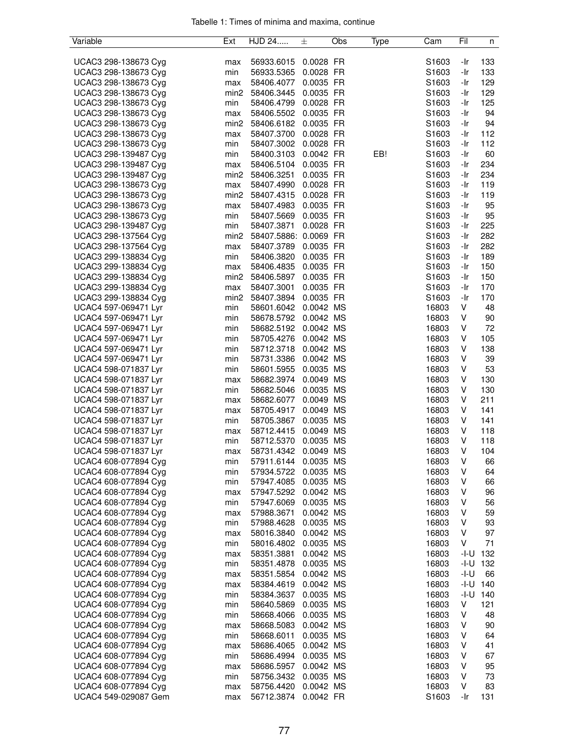Tabelle 1: Times of minima and maxima, continue

| Variable | Ext | HJD 24..... | ± | Obs | Type | Cam | Fil | n |
|---|---|---|---|---|---|---|---|---|
| UCAC3 298-138673 Cyg | max | 56933.6015 | 0.0028 | FR | | S1603 | -Ir | 133 |
| UCAC3 298-138673 Cyg | min | 56933.5365 | 0.0028 | FR | | S1603 | -Ir | 133 |
| UCAC3 298-138673 Cyg | max | 58406.4077 | 0.0035 | FR | | S1603 | -Ir | 129 |
| UCAC3 298-138673 Cyg | min2 | 58406.3445 | 0.0035 | FR | | S1603 | -Ir | 129 |
| UCAC3 298-138673 Cyg | min | 58406.4799 | 0.0028 | FR | | S1603 | -Ir | 125 |
| UCAC3 298-138673 Cyg | max | 58406.5502 | 0.0035 | FR | | S1603 | -Ir | 94 |
| UCAC3 298-138673 Cyg | min2 | 58406.6182 | 0.0035 | FR | | S1603 | -Ir | 94 |
| UCAC3 298-138673 Cyg | max | 58407.3700 | 0.0028 | FR | | S1603 | -Ir | 112 |
| UCAC3 298-138673 Cyg | min | 58407.3002 | 0.0028 | FR | | S1603 | -Ir | 112 |
| UCAC3 298-139487 Cyg | min | 58400.3103 | 0.0042 | FR | EB! | S1603 | -Ir | 60 |
| UCAC3 298-139487 Cyg | max | 58406.5104 | 0.0035 | FR | | S1603 | -Ir | 234 |
| UCAC3 298-139487 Cyg | min2 | 58406.3251 | 0.0035 | FR | | S1603 | -Ir | 234 |
| UCAC3 298-138673 Cyg | max | 58407.4990 | 0.0028 | FR | | S1603 | -Ir | 119 |
| UCAC3 298-138673 Cyg | min2 | 58407.4315 | 0.0028 | FR | | S1603 | -Ir | 119 |
| UCAC3 298-138673 Cyg | max | 58407.4983 | 0.0035 | FR | | S1603 | -Ir | 95 |
| UCAC3 298-138673 Cyg | min | 58407.5669 | 0.0035 | FR | | S1603 | -Ir | 95 |
| UCAC3 298-139487 Cyg | min | 58407.3871 | 0.0028 | FR | | S1603 | -Ir | 225 |
| UCAC3 298-137564 Cyg | min2 | 58407.5886: | 0.0069 | FR | | S1603 | -Ir | 282 |
| UCAC3 298-137564 Cyg | max | 58407.3789 | 0.0035 | FR | | S1603 | -Ir | 282 |
| UCAC3 299-138834 Cyg | min | 58406.3820 | 0.0035 | FR | | S1603 | -Ir | 189 |
| UCAC3 299-138834 Cyg | max | 58406.4835 | 0.0035 | FR | | S1603 | -Ir | 150 |
| UCAC3 299-138834 Cyg | min2 | 58406.5897 | 0.0035 | FR | | S1603 | -Ir | 150 |
| UCAC3 299-138834 Cyg | max | 58407.3001 | 0.0035 | FR | | S1603 | -Ir | 170 |
| UCAC3 299-138834 Cyg | min2 | 58407.3894 | 0.0035 | FR | | S1603 | -Ir | 170 |
| UCAC4 597-069471 Lyr | min | 58601.6042 | 0.0042 | MS | | 16803 | V | 48 |
| UCAC4 597-069471 Lyr | min | 58678.5792 | 0.0042 | MS | | 16803 | V | 90 |
| UCAC4 597-069471 Lyr | min | 58682.5192 | 0.0042 | MS | | 16803 | V | 72 |
| UCAC4 597-069471 Lyr | min | 58705.4276 | 0.0042 | MS | | 16803 | V | 105 |
| UCAC4 597-069471 Lyr | min | 58712.3718 | 0.0042 | MS | | 16803 | V | 138 |
| UCAC4 597-069471 Lyr | min | 58731.3386 | 0.0042 | MS | | 16803 | V | 39 |
| UCAC4 598-071837 Lyr | min | 58601.5955 | 0.0035 | MS | | 16803 | V | 53 |
| UCAC4 598-071837 Lyr | max | 58682.3974 | 0.0049 | MS | | 16803 | V | 130 |
| UCAC4 598-071837 Lyr | min | 58682.5046 | 0.0035 | MS | | 16803 | V | 130 |
| UCAC4 598-071837 Lyr | max | 58682.6077 | 0.0049 | MS | | 16803 | V | 211 |
| UCAC4 598-071837 Lyr | max | 58705.4917 | 0.0049 | MS | | 16803 | V | 141 |
| UCAC4 598-071837 Lyr | min | 58705.3867 | 0.0035 | MS | | 16803 | V | 141 |
| UCAC4 598-071837 Lyr | max | 58712.4415 | 0.0049 | MS | | 16803 | V | 118 |
| UCAC4 598-071837 Lyr | min | 58712.5370 | 0.0035 | MS | | 16803 | V | 118 |
| UCAC4 598-071837 Lyr | max | 58731.4342 | 0.0049 | MS | | 16803 | V | 104 |
| UCAC4 608-077894 Cyg | min | 57911.6144 | 0.0035 | MS | | 16803 | V | 66 |
| UCAC4 608-077894 Cyg | min | 57934.5722 | 0.0035 | MS | | 16803 | V | 64 |
| UCAC4 608-077894 Cyg | min | 57947.4085 | 0.0035 | MS | | 16803 | V | 66 |
| UCAC4 608-077894 Cyg | max | 57947.5292 | 0.0042 | MS | | 16803 | V | 96 |
| UCAC4 608-077894 Cyg | min | 57947.6069 | 0.0035 | MS | | 16803 | V | 56 |
| UCAC4 608-077894 Cyg | max | 57988.3671 | 0.0042 | MS | | 16803 | V | 59 |
| UCAC4 608-077894 Cyg | min | 57988.4628 | 0.0035 | MS | | 16803 | V | 93 |
| UCAC4 608-077894 Cyg | max | 58016.3840 | 0.0042 | MS | | 16803 | V | 97 |
| UCAC4 608-077894 Cyg | min | 58016.4802 | 0.0035 | MS | | 16803 | V | 71 |
| UCAC4 608-077894 Cyg | max | 58351.3881 | 0.0042 | MS | | 16803 | -I-U | 132 |
| UCAC4 608-077894 Cyg | min | 58351.4878 | 0.0035 | MS | | 16803 | -I-U | 132 |
| UCAC4 608-077894 Cyg | max | 58351.5854 | 0.0042 | MS | | 16803 | -I-U | 66 |
| UCAC4 608-077894 Cyg | max | 58384.4619 | 0.0042 | MS | | 16803 | -I-U | 140 |
| UCAC4 608-077894 Cyg | min | 58384.3637 | 0.0035 | MS | | 16803 | -I-U | 140 |
| UCAC4 608-077894 Cyg | min | 58640.5869 | 0.0035 | MS | | 16803 | V | 121 |
| UCAC4 608-077894 Cyg | min | 58668.4066 | 0.0035 | MS | | 16803 | V | 48 |
| UCAC4 608-077894 Cyg | max | 58668.5083 | 0.0042 | MS | | 16803 | V | 90 |
| UCAC4 608-077894 Cyg | min | 58668.6011 | 0.0035 | MS | | 16803 | V | 64 |
| UCAC4 608-077894 Cyg | max | 58686.4065 | 0.0042 | MS | | 16803 | V | 41 |
| UCAC4 608-077894 Cyg | min | 58686.4994 | 0.0035 | MS | | 16803 | V | 67 |
| UCAC4 608-077894 Cyg | max | 58686.5957 | 0.0042 | MS | | 16803 | V | 95 |
| UCAC4 608-077894 Cyg | min | 58756.3432 | 0.0035 | MS | | 16803 | V | 73 |
| UCAC4 608-077894 Cyg | max | 58756.4420 | 0.0042 | MS | | 16803 | V | 83 |
| UCAC4 549-029087 Gem | max | 56712.3874 | 0.0042 | FR | | S1603 | -Ir | 131 |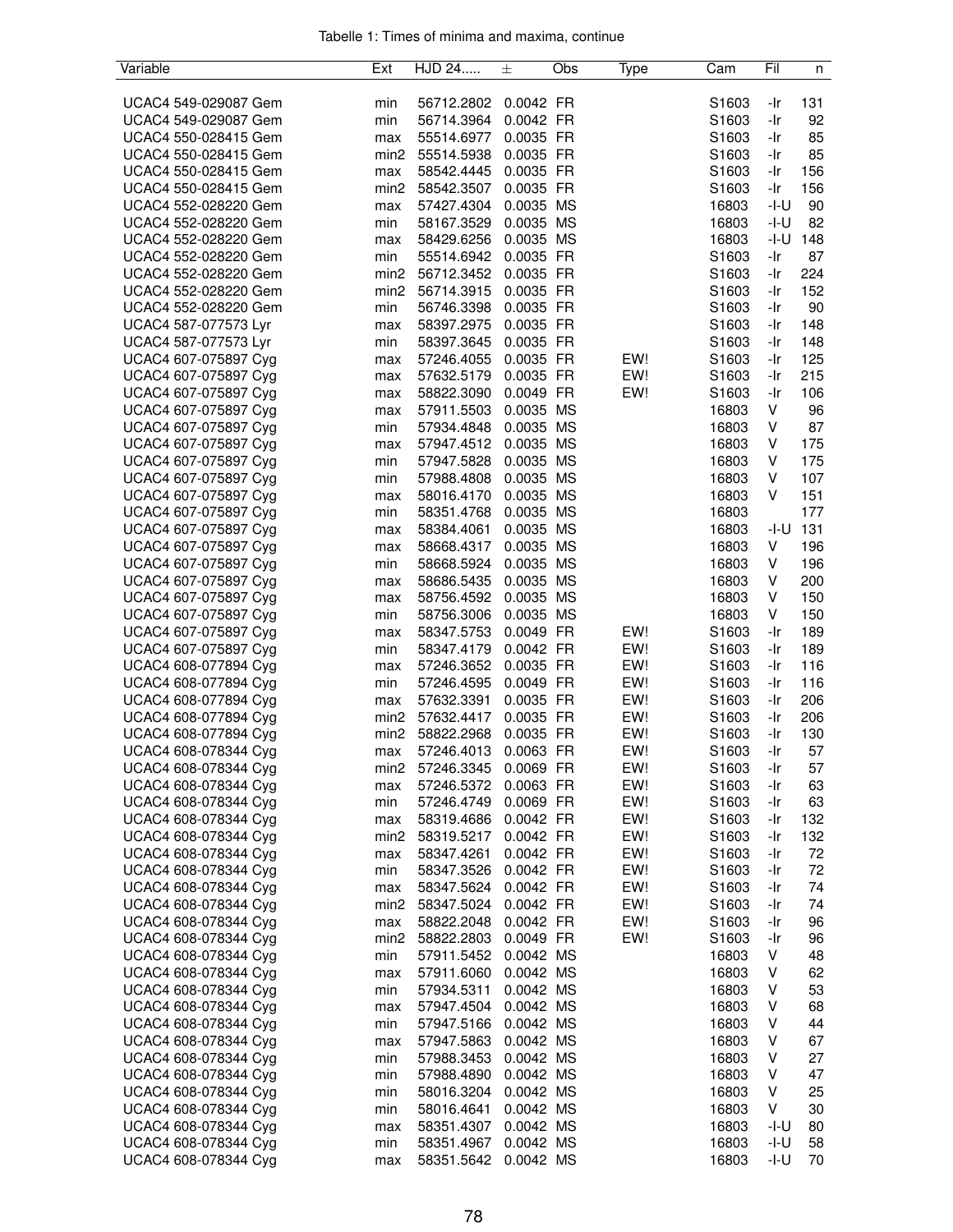Tabelle 1: Times of minima and maxima, continue

| Variable | Ext | HJD 24..... | ± | Obs | Type | Cam | Fil | n |
|---|---|---|---|---|---|---|---|---|
| UCAC4 549-029087 Gem | min | 56712.2802 | 0.0042 | FR | | S1603 | -Ir | 131 |
| UCAC4 549-029087 Gem | min | 56714.3964 | 0.0042 | FR | | S1603 | -Ir | 92 |
| UCAC4 550-028415 Gem | max | 55514.6977 | 0.0035 | FR | | S1603 | -Ir | 85 |
| UCAC4 550-028415 Gem | min2 | 55514.5938 | 0.0035 | FR | | S1603 | -Ir | 85 |
| UCAC4 550-028415 Gem | max | 58542.4445 | 0.0035 | FR | | S1603 | -Ir | 156 |
| UCAC4 550-028415 Gem | min2 | 58542.3507 | 0.0035 | FR | | S1603 | -Ir | 156 |
| UCAC4 552-028220 Gem | max | 57427.4304 | 0.0035 | MS | | 16803 | -I-U | 90 |
| UCAC4 552-028220 Gem | min | 58167.3529 | 0.0035 | MS | | 16803 | -I-U | 82 |
| UCAC4 552-028220 Gem | max | 58429.6256 | 0.0035 | MS | | 16803 | -I-U | 148 |
| UCAC4 552-028220 Gem | min | 55514.6942 | 0.0035 | FR | | S1603 | -Ir | 87 |
| UCAC4 552-028220 Gem | min2 | 56712.3452 | 0.0035 | FR | | S1603 | -Ir | 224 |
| UCAC4 552-028220 Gem | min2 | 56714.3915 | 0.0035 | FR | | S1603 | -Ir | 152 |
| UCAC4 552-028220 Gem | min | 56746.3398 | 0.0035 | FR | | S1603 | -Ir | 90 |
| UCAC4 587-077573 Lyr | max | 58397.2975 | 0.0035 | FR | | S1603 | -Ir | 148 |
| UCAC4 587-077573 Lyr | min | 58397.3645 | 0.0035 | FR | | S1603 | -Ir | 148 |
| UCAC4 607-075897 Cyg | max | 57246.4055 | 0.0035 | FR | EW! | S1603 | -Ir | 125 |
| UCAC4 607-075897 Cyg | max | 57632.5179 | 0.0035 | FR | EW! | S1603 | -Ir | 215 |
| UCAC4 607-075897 Cyg | max | 58822.3090 | 0.0049 | FR | EW! | S1603 | -Ir | 106 |
| UCAC4 607-075897 Cyg | max | 57911.5503 | 0.0035 | MS | | 16803 | V | 96 |
| UCAC4 607-075897 Cyg | min | 57934.4848 | 0.0035 | MS | | 16803 | V | 87 |
| UCAC4 607-075897 Cyg | max | 57947.4512 | 0.0035 | MS | | 16803 | V | 175 |
| UCAC4 607-075897 Cyg | min | 57947.5828 | 0.0035 | MS | | 16803 | V | 175 |
| UCAC4 607-075897 Cyg | min | 57988.4808 | 0.0035 | MS | | 16803 | V | 107 |
| UCAC4 607-075897 Cyg | max | 58016.4170 | 0.0035 | MS | | 16803 | V | 151 |
| UCAC4 607-075897 Cyg | min | 58351.4768 | 0.0035 | MS | | 16803 | | 177 |
| UCAC4 607-075897 Cyg | max | 58384.4061 | 0.0035 | MS | | 16803 | -I-U | 131 |
| UCAC4 607-075897 Cyg | max | 58668.4317 | 0.0035 | MS | | 16803 | V | 196 |
| UCAC4 607-075897 Cyg | min | 58668.5924 | 0.0035 | MS | | 16803 | V | 196 |
| UCAC4 607-075897 Cyg | max | 58686.5435 | 0.0035 | MS | | 16803 | V | 200 |
| UCAC4 607-075897 Cyg | max | 58756.4592 | 0.0035 | MS | | 16803 | V | 150 |
| UCAC4 607-075897 Cyg | min | 58756.3006 | 0.0035 | MS | | 16803 | V | 150 |
| UCAC4 607-075897 Cyg | max | 58347.5753 | 0.0049 | FR | EW! | S1603 | -Ir | 189 |
| UCAC4 607-075897 Cyg | min | 58347.4179 | 0.0042 | FR | EW! | S1603 | -Ir | 189 |
| UCAC4 608-077894 Cyg | max | 57246.3652 | 0.0035 | FR | EW! | S1603 | -Ir | 116 |
| UCAC4 608-077894 Cyg | min | 57246.4595 | 0.0049 | FR | EW! | S1603 | -Ir | 116 |
| UCAC4 608-077894 Cyg | max | 57632.3391 | 0.0035 | FR | EW! | S1603 | -Ir | 206 |
| UCAC4 608-077894 Cyg | min2 | 57632.4417 | 0.0035 | FR | EW! | S1603 | -Ir | 206 |
| UCAC4 608-077894 Cyg | min2 | 58822.2968 | 0.0035 | FR | EW! | S1603 | -Ir | 130 |
| UCAC4 608-078344 Cyg | max | 57246.4013 | 0.0063 | FR | EW! | S1603 | -Ir | 57 |
| UCAC4 608-078344 Cyg | min2 | 57246.3345 | 0.0069 | FR | EW! | S1603 | -Ir | 57 |
| UCAC4 608-078344 Cyg | max | 57246.5372 | 0.0063 | FR | EW! | S1603 | -Ir | 63 |
| UCAC4 608-078344 Cyg | min | 57246.4749 | 0.0069 | FR | EW! | S1603 | -Ir | 63 |
| UCAC4 608-078344 Cyg | max | 58319.4686 | 0.0042 | FR | EW! | S1603 | -Ir | 132 |
| UCAC4 608-078344 Cyg | min2 | 58319.5217 | 0.0042 | FR | EW! | S1603 | -Ir | 132 |
| UCAC4 608-078344 Cyg | max | 58347.4261 | 0.0042 | FR | EW! | S1603 | -Ir | 72 |
| UCAC4 608-078344 Cyg | min | 58347.3526 | 0.0042 | FR | EW! | S1603 | -Ir | 72 |
| UCAC4 608-078344 Cyg | max | 58347.5624 | 0.0042 | FR | EW! | S1603 | -Ir | 74 |
| UCAC4 608-078344 Cyg | min2 | 58347.5024 | 0.0042 | FR | EW! | S1603 | -Ir | 74 |
| UCAC4 608-078344 Cyg | max | 58822.2048 | 0.0042 | FR | EW! | S1603 | -Ir | 96 |
| UCAC4 608-078344 Cyg | min2 | 58822.2803 | 0.0049 | FR | EW! | S1603 | -Ir | 96 |
| UCAC4 608-078344 Cyg | min | 57911.5452 | 0.0042 | MS | | 16803 | V | 48 |
| UCAC4 608-078344 Cyg | max | 57911.6060 | 0.0042 | MS | | 16803 | V | 62 |
| UCAC4 608-078344 Cyg | min | 57934.5311 | 0.0042 | MS | | 16803 | V | 53 |
| UCAC4 608-078344 Cyg | max | 57947.4504 | 0.0042 | MS | | 16803 | V | 68 |
| UCAC4 608-078344 Cyg | min | 57947.5166 | 0.0042 | MS | | 16803 | V | 44 |
| UCAC4 608-078344 Cyg | max | 57947.5863 | 0.0042 | MS | | 16803 | V | 67 |
| UCAC4 608-078344 Cyg | min | 57988.3453 | 0.0042 | MS | | 16803 | V | 27 |
| UCAC4 608-078344 Cyg | min | 57988.4890 | 0.0042 | MS | | 16803 | V | 47 |
| UCAC4 608-078344 Cyg | min | 58016.3204 | 0.0042 | MS | | 16803 | V | 25 |
| UCAC4 608-078344 Cyg | min | 58016.4641 | 0.0042 | MS | | 16803 | V | 30 |
| UCAC4 608-078344 Cyg | max | 58351.4307 | 0.0042 | MS | | 16803 | -I-U | 80 |
| UCAC4 608-078344 Cyg | min | 58351.4967 | 0.0042 | MS | | 16803 | -I-U | 58 |
| UCAC4 608-078344 Cyg | max | 58351.5642 | 0.0042 | MS | | 16803 | -I-U | 70 |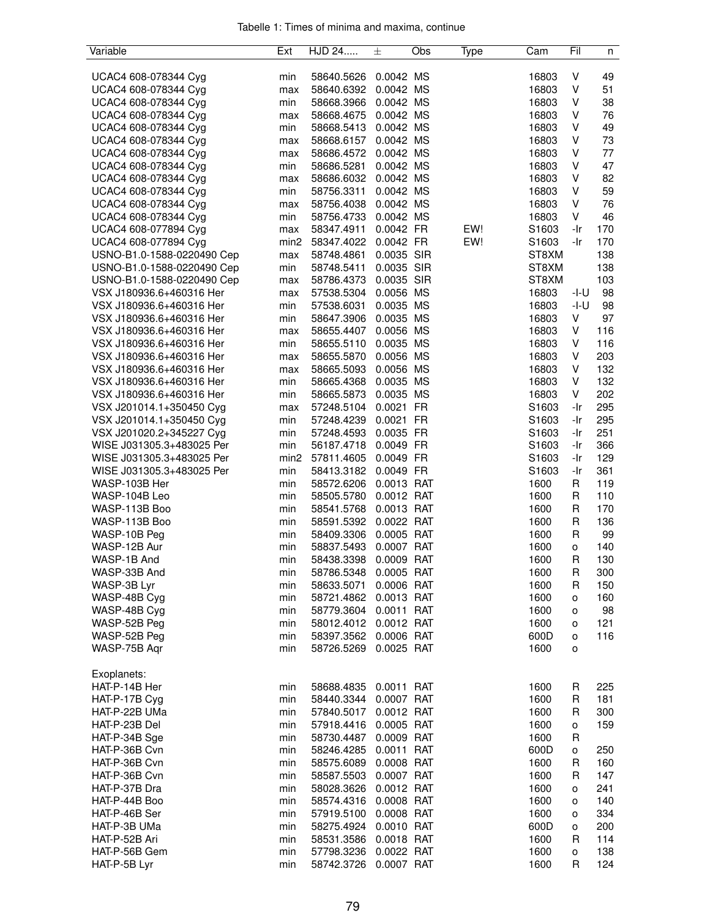Tabelle 1: Times of minima and maxima, continue

| Variable | Ext | HJD 24..... | ± | Obs | Type | Cam | Fil | n |
|---|---|---|---|---|---|---|---|---|
| UCAC4 608-078344 Cyg | min | 58640.5626 | 0.0042 | MS | | 16803 | V | 49 |
| UCAC4 608-078344 Cyg | max | 58640.6392 | 0.0042 | MS | | 16803 | V | 51 |
| UCAC4 608-078344 Cyg | min | 58668.3966 | 0.0042 | MS | | 16803 | V | 38 |
| UCAC4 608-078344 Cyg | max | 58668.4675 | 0.0042 | MS | | 16803 | V | 76 |
| UCAC4 608-078344 Cyg | min | 58668.5413 | 0.0042 | MS | | 16803 | V | 49 |
| UCAC4 608-078344 Cyg | max | 58668.6157 | 0.0042 | MS | | 16803 | V | 73 |
| UCAC4 608-078344 Cyg | max | 58686.4572 | 0.0042 | MS | | 16803 | V | 77 |
| UCAC4 608-078344 Cyg | min | 58686.5281 | 0.0042 | MS | | 16803 | V | 47 |
| UCAC4 608-078344 Cyg | max | 58686.6032 | 0.0042 | MS | | 16803 | V | 82 |
| UCAC4 608-078344 Cyg | min | 58756.3311 | 0.0042 | MS | | 16803 | V | 59 |
| UCAC4 608-078344 Cyg | max | 58756.4038 | 0.0042 | MS | | 16803 | V | 76 |
| UCAC4 608-078344 Cyg | min | 58756.4733 | 0.0042 | MS | | 16803 | V | 46 |
| UCAC4 608-077894 Cyg | max | 58347.4911 | 0.0042 | FR | EW! | S1603 | -Ir | 170 |
| UCAC4 608-077894 Cyg | min2 | 58347.4022 | 0.0042 | FR | EW! | S1603 | -Ir | 170 |
| USNO-B1.0-1588-0220490 Cep | max | 58748.4861 | 0.0035 | SIR | | ST8XM | | 138 |
| USNO-B1.0-1588-0220490 Cep | min | 58748.5411 | 0.0035 | SIR | | ST8XM | | 138 |
| USNO-B1.0-1588-0220490 Cep | max | 58786.4373 | 0.0035 | SIR | | ST8XM | | 103 |
| VSX J180936.6+460316 Her | max | 57538.5304 | 0.0056 | MS | | 16803 | -I-U | 98 |
| VSX J180936.6+460316 Her | min | 57538.6031 | 0.0035 | MS | | 16803 | -I-U | 98 |
| VSX J180936.6+460316 Her | min | 58647.3906 | 0.0035 | MS | | 16803 | V | 97 |
| VSX J180936.6+460316 Her | max | 58655.4407 | 0.0056 | MS | | 16803 | V | 116 |
| VSX J180936.6+460316 Her | min | 58655.5110 | 0.0035 | MS | | 16803 | V | 116 |
| VSX J180936.6+460316 Her | max | 58655.5870 | 0.0056 | MS | | 16803 | V | 203 |
| VSX J180936.6+460316 Her | max | 58665.5093 | 0.0056 | MS | | 16803 | V | 132 |
| VSX J180936.6+460316 Her | min | 58665.4368 | 0.0035 | MS | | 16803 | V | 132 |
| VSX J180936.6+460316 Her | min | 58665.5873 | 0.0035 | MS | | 16803 | V | 202 |
| VSX J201014.1+350450 Cyg | max | 57248.5104 | 0.0021 | FR | | S1603 | -Ir | 295 |
| VSX J201014.1+350450 Cyg | min | 57248.4239 | 0.0021 | FR | | S1603 | -Ir | 295 |
| VSX J201020.2+345227 Cyg | min | 57248.4593 | 0.0035 | FR | | S1603 | -Ir | 251 |
| WISE J031305.3+483025 Per | min | 56187.4718 | 0.0049 | FR | | S1603 | -Ir | 366 |
| WISE J031305.3+483025 Per | min2 | 57811.4605 | 0.0049 | FR | | S1603 | -Ir | 129 |
| WISE J031305.3+483025 Per | min | 58413.3182 | 0.0049 | FR | | S1603 | -Ir | 361 |
| WASP-103B Her | min | 58572.6206 | 0.0013 | RAT | | 1600 | R | 119 |
| WASP-104B Leo | min | 58505.5780 | 0.0012 | RAT | | 1600 | R | 110 |
| WASP-113B Boo | min | 58541.5768 | 0.0013 | RAT | | 1600 | R | 170 |
| WASP-113B Boo | min | 58591.5392 | 0.0022 | RAT | | 1600 | R | 136 |
| WASP-10B Peg | min | 58409.3306 | 0.0005 | RAT | | 1600 | R | 99 |
| WASP-12B Aur | min | 58837.5493 | 0.0007 | RAT | | 1600 | o | 140 |
| WASP-1B And | min | 58438.3398 | 0.0009 | RAT | | 1600 | R | 130 |
| WASP-33B And | min | 58786.5348 | 0.0005 | RAT | | 1600 | R | 300 |
| WASP-3B Lyr | min | 58633.5071 | 0.0006 | RAT | | 1600 | R | 150 |
| WASP-48B Cyg | min | 58721.4862 | 0.0013 | RAT | | 1600 | o | 160 |
| WASP-48B Cyg | min | 58779.3604 | 0.0011 | RAT | | 1600 | o | 98 |
| WASP-52B Peg | min | 58012.4012 | 0.0012 | RAT | | 1600 | o | 121 |
| WASP-52B Peg | min | 58397.3562 | 0.0006 | RAT | | 600D | o | 116 |
| WASP-75B Aqr | min | 58726.5269 | 0.0025 | RAT | | 1600 | o | |
| | | | | | | | | |
| Exoplanets: | | | | | | | | |
| HAT-P-14B Her | min | 58688.4835 | 0.0011 | RAT | | 1600 | R | 225 |
| HAT-P-17B Cyg | min | 58440.3344 | 0.0007 | RAT | | 1600 | R | 181 |
| HAT-P-22B UMa | min | 57840.5017 | 0.0012 | RAT | | 1600 | R | 300 |
| HAT-P-23B Del | min | 57918.4416 | 0.0005 | RAT | | 1600 | o | 159 |
| HAT-P-34B Sge | min | 58730.4487 | 0.0009 | RAT | | 1600 | R | |
| HAT-P-36B Cvn | min | 58246.4285 | 0.0011 | RAT | | 600D | o | 250 |
| HAT-P-36B Cvn | min | 58575.6089 | 0.0008 | RAT | | 1600 | R | 160 |
| HAT-P-36B Cvn | min | 58587.5503 | 0.0007 | RAT | | 1600 | R | 147 |
| HAT-P-37B Dra | min | 58028.3626 | 0.0012 | RAT | | 1600 | o | 241 |
| HAT-P-44B Boo | min | 58574.4316 | 0.0008 | RAT | | 1600 | o | 140 |
| HAT-P-46B Ser | min | 57919.5100 | 0.0008 | RAT | | 1600 | o | 334 |
| HAT-P-3B UMa | min | 58275.4924 | 0.0010 | RAT | | 600D | o | 200 |
| HAT-P-52B Ari | min | 58531.3586 | 0.0018 | RAT | | 1600 | R | 114 |
| HAT-P-56B Gem | min | 57798.3236 | 0.0022 | RAT | | 1600 | o | 138 |
| HAT-P-5B Lyr | min | 58742.3726 | 0.0007 | RAT | | 1600 | R | 124 |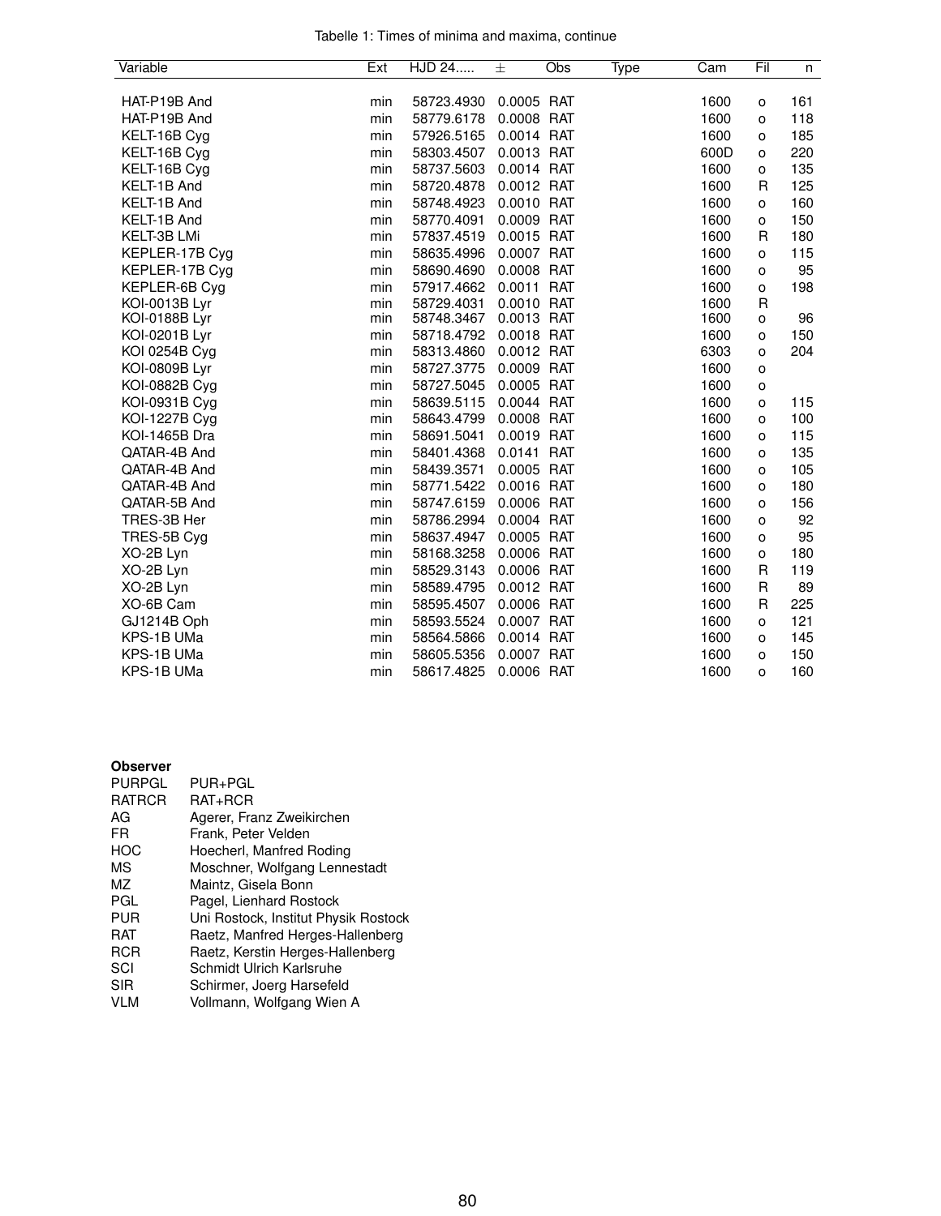Tabelle 1: Times of minima and maxima, continue

| Variable | Ext | HJD 24..... | ± | Obs | Type | Cam | Fil | n |
|---|---|---|---|---|---|---|---|---|
| HAT-P19B And | min | 58723.4930 | 0.0005 | RAT | | 1600 | o | 161 |
| HAT-P19B And | min | 58779.6178 | 0.0008 | RAT | | 1600 | o | 118 |
| KELT-16B Cyg | min | 57926.5165 | 0.0014 | RAT | | 1600 | o | 185 |
| KELT-16B Cyg | min | 58303.4507 | 0.0013 | RAT | | 600D | o | 220 |
| KELT-16B Cyg | min | 58737.5603 | 0.0014 | RAT | | 1600 | o | 135 |
| KELT-1B And | min | 58720.4878 | 0.0012 | RAT | | 1600 | R | 125 |
| KELT-1B And | min | 58748.4923 | 0.0010 | RAT | | 1600 | o | 160 |
| KELT-1B And | min | 58770.4091 | 0.0009 | RAT | | 1600 | o | 150 |
| KELT-3B LMi | min | 57837.4519 | 0.0015 | RAT | | 1600 | R | 180 |
| KEPLER-17B Cyg | min | 58635.4996 | 0.0007 | RAT | | 1600 | o | 115 |
| KEPLER-17B Cyg | min | 58690.4690 | 0.0008 | RAT | | 1600 | o | 95 |
| KEPLER-6B Cyg | min | 57917.4662 | 0.0011 | RAT | | 1600 | o | 198 |
| KOI-0013B Lyr | min | 58729.4031 | 0.0010 | RAT | | 1600 | R | |
| KOI-0188B Lyr | min | 58748.3467 | 0.0013 | RAT | | 1600 | o | 96 |
| KOI-0201B Lyr | min | 58718.4792 | 0.0018 | RAT | | 1600 | o | 150 |
| KOI 0254B Cyg | min | 58313.4860 | 0.0012 | RAT | | 6303 | o | 204 |
| KOI-0809B Lyr | min | 58727.3775 | 0.0009 | RAT | | 1600 | o | |
| KOI-0882B Cyg | min | 58727.5045 | 0.0005 | RAT | | 1600 | o | |
| KOI-0931B Cyg | min | 58639.5115 | 0.0044 | RAT | | 1600 | o | 115 |
| KOI-1227B Cyg | min | 58643.4799 | 0.0008 | RAT | | 1600 | o | 100 |
| KOI-1465B Dra | min | 58691.5041 | 0.0019 | RAT | | 1600 | o | 115 |
| QATAR-4B And | min | 58401.4368 | 0.0141 | RAT | | 1600 | o | 135 |
| QATAR-4B And | min | 58439.3571 | 0.0005 | RAT | | 1600 | o | 105 |
| QATAR-4B And | min | 58771.5422 | 0.0016 | RAT | | 1600 | o | 180 |
| QATAR-5B And | min | 58747.6159 | 0.0006 | RAT | | 1600 | o | 156 |
| TRES-3B Her | min | 58786.2994 | 0.0004 | RAT | | 1600 | o | 92 |
| TRES-5B Cyg | min | 58637.4947 | 0.0005 | RAT | | 1600 | o | 95 |
| XO-2B Lyn | min | 58168.3258 | 0.0006 | RAT | | 1600 | o | 180 |
| XO-2B Lyn | min | 58529.3143 | 0.0006 | RAT | | 1600 | R | 119 |
| XO-2B Lyn | min | 58589.4795 | 0.0012 | RAT | | 1600 | R | 89 |
| XO-6B Cam | min | 58595.4507 | 0.0006 | RAT | | 1600 | R | 225 |
| GJ1214B Oph | min | 58593.5524 | 0.0007 | RAT | | 1600 | o | 121 |
| KPS-1B UMa | min | 58564.5866 | 0.0014 | RAT | | 1600 | o | 145 |
| KPS-1B UMa | min | 58605.5356 | 0.0007 | RAT | | 1600 | o | 150 |
| KPS-1B UMa | min | 58617.4825 | 0.0006 | RAT | | 1600 | o | 160 |

**Observer**

| | |
|---|---|
| PURPGL | PUR+PGL |
| RATRCR | RAT+RCR |
| AG | Agerer, Franz Zweikirchen |
| FR | Frank, Peter Velden |
| HOC | Hoecherl, Manfred Roding |
| MS | Moschner, Wolfgang Lennestadt |
| MZ | Maintz, Gisela Bonn |
| PGL | Pagel, Lienhard Rostock |
| PUR | Uni Rostock, Institut Physik Rostock |
| RAT | Raetz, Manfred Herges-Hallenberg |
| RCR | Raetz, Kerstin Herges-Hallenberg |
| SCI | Schmidt Ulrich Karlsruhe |
| SIR | Schirmer, Joerg Harsefeld |
| VLM | Vollmann, Wolfgang Wien A |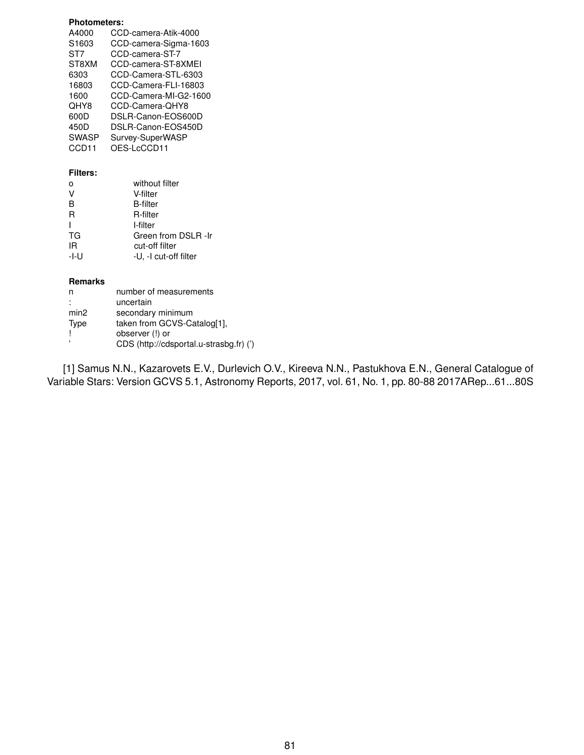**Photometers:**

| | |
|---|---|
| A4000 | CCD-camera-Atik-4000 |
| S1603 | CCD-camera-Sigma-1603 |
| ST7 | CCD-camera-ST-7 |
| ST8XM | CCD-camera-ST-8XMEI |
| 6303 | CCD-Camera-STL-6303 |
| 16803 | CCD-Camera-FLI-16803 |
| 1600 | CCD-Camera-MI-G2-1600 |
| QHY8 | CCD-Camera-QHY8 |
| 600D | DSLR-Canon-EOS600D |
| 450D | DSLR-Canon-EOS450D |
| SWASP | Survey-SuperWASP |
| CCD11 | OES-LcCCD11 |

**Filters:**

| | |
|---|---|
| o | without filter |
| V | V-filter |
| B | B-filter |
| R | R-filter |
| I | I-filter |
| TG | Green from DSLR -Ir |
| IR | cut-off filter |
| -I-U | -U, -I cut-off filter |

**Remarks**

| | |
|---|---|
| n | number of measurements |
| : | uncertain |
| min2 | secondary minimum |
| Type | taken from GCVS-Catalog[1], |
| ! | observer (!) or |
| ' | CDS (http://cdsportal.u-strasbg.fr) (') |

[1] Samus N.N., Kazarovets E.V., Durlevich O.V., Kireeva N.N., Pastukhova E.N., General Catalogue of Variable Stars: Version GCVS 5.1, Astronomy Reports, 2017, vol. 61, No. 1, pp. 80-88 2017ARep...61...80S